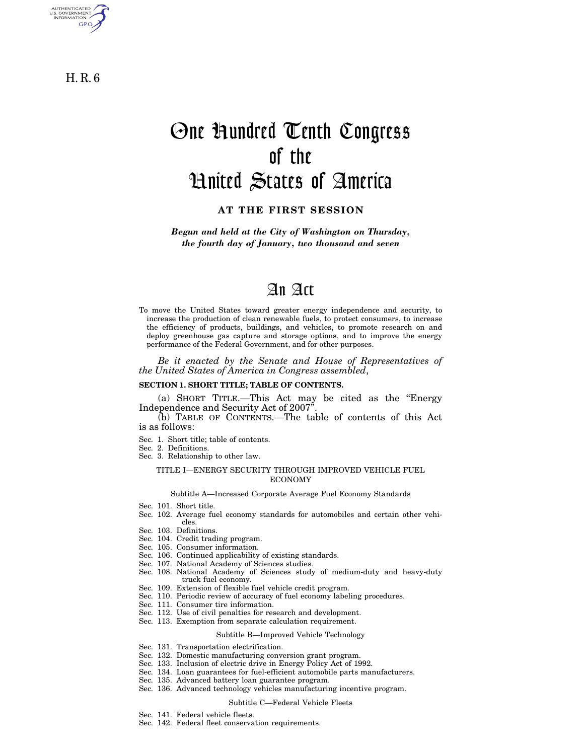H. R. 6

# One Hundred Tenth Congress of the United States of America

## AT THE FIRST SESSION

***Begun and held at the City of Washington on Thursday, the fourth day of January, two thousand and seven***

# An Act

To move the United States toward greater energy independence and security, to increase the production of clean renewable fuels, to protect consumers, to increase the efficiency of products, buildings, and vehicles, to promote research on and deploy greenhouse gas capture and storage options, and to improve the energy performance of the Federal Government, and for other purposes.

*Be it enacted by the Senate and House of Representatives of the United States of America in Congress assembled*,

**SECTION 1. SHORT TITLE; TABLE OF CONTENTS.**

(a) SHORT TITLE.—This Act may be cited as the "Energy Independence and Security Act of 2007".

(b) TABLE OF CONTENTS.—The table of contents of this Act is as follows:

Sec. 1. Short title; table of contents.
Sec. 2. Definitions.
Sec. 3. Relationship to other law.

TITLE I—ENERGY SECURITY THROUGH IMPROVED VEHICLE FUEL ECONOMY

Subtitle A—Increased Corporate Average Fuel Economy Standards

Sec. 101. Short title.
Sec. 102. Average fuel economy standards for automobiles and certain other vehicles.
Sec. 103. Definitions.
Sec. 104. Credit trading program.
Sec. 105. Consumer information.
Sec. 106. Continued applicability of existing standards.
Sec. 107. National Academy of Sciences studies.
Sec. 108. National Academy of Sciences study of medium-duty and heavy-duty truck fuel economy.
Sec. 109. Extension of flexible fuel vehicle credit program.
Sec. 110. Periodic review of accuracy of fuel economy labeling procedures.
Sec. 111. Consumer tire information.
Sec. 112. Use of civil penalties for research and development.
Sec. 113. Exemption from separate calculation requirement.

Subtitle B—Improved Vehicle Technology

Sec. 131. Transportation electrification.
Sec. 132. Domestic manufacturing conversion grant program.
Sec. 133. Inclusion of electric drive in Energy Policy Act of 1992.
Sec. 134. Loan guarantees for fuel-efficient automobile parts manufacturers.
Sec. 135. Advanced battery loan guarantee program.
Sec. 136. Advanced technology vehicles manufacturing incentive program.

Subtitle C—Federal Vehicle Fleets

Sec. 141. Federal vehicle fleets.
Sec. 142. Federal fleet conservation requirements.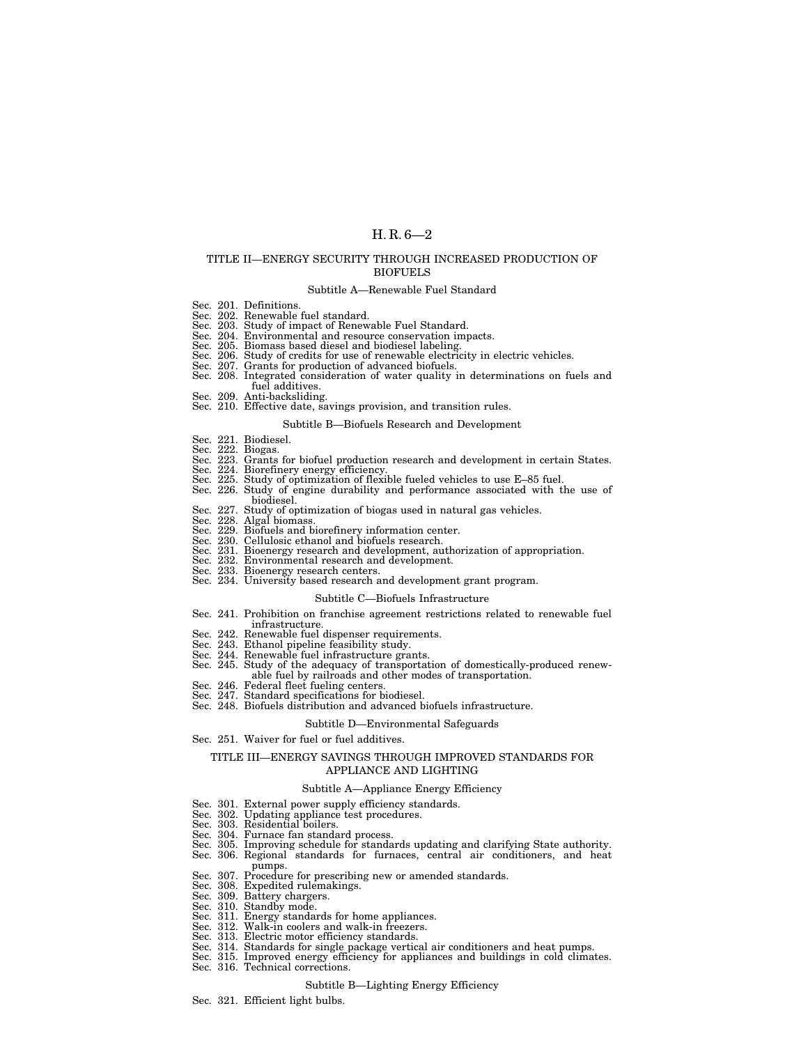## TITLE II—ENERGY SECURITY THROUGH INCREASED PRODUCTION OF BIOFUELS

### Subtitle A—Renewable Fuel Standard

Sec. 201. Definitions.
Sec. 202. Renewable fuel standard.
Sec. 203. Study of impact of Renewable Fuel Standard.
Sec. 204. Environmental and resource conservation impacts.
Sec. 205. Biomass based diesel and biodiesel labeling.
Sec. 206. Study of credits for use of renewable electricity in electric vehicles.
Sec. 207. Grants for production of advanced biofuels.
Sec. 208. Integrated consideration of water quality in determinations on fuels and fuel additives.
Sec. 209. Anti-backsliding.
Sec. 210. Effective date, savings provision, and transition rules.

### Subtitle B—Biofuels Research and Development

Sec. 221. Biodiesel.
Sec. 222. Biogas.
Sec. 223. Grants for biofuel production research and development in certain States.
Sec. 224. Biorefinery energy efficiency.
Sec. 225. Study of optimization of flexible fueled vehicles to use E–85 fuel.
Sec. 226. Study of engine durability and performance associated with the use of biodiesel.
Sec. 227. Study of optimization of biogas used in natural gas vehicles.
Sec. 228. Algal biomass.
Sec. 229. Biofuels and biorefinery information center.
Sec. 230. Cellulosic ethanol and biofuels research.
Sec. 231. Bioenergy research and development, authorization of appropriation.
Sec. 232. Environmental research and development.
Sec. 233. Bioenergy research centers.
Sec. 234. University based research and development grant program.

### Subtitle C—Biofuels Infrastructure

Sec. 241. Prohibition on franchise agreement restrictions related to renewable fuel infrastructure.
Sec. 242. Renewable fuel dispenser requirements.
Sec. 243. Ethanol pipeline feasibility study.
Sec. 244. Renewable fuel infrastructure grants.
Sec. 245. Study of the adequacy of transportation of domestically-produced renewable fuel by railroads and other modes of transportation.
Sec. 246. Federal fleet fueling centers.
Sec. 247. Standard specifications for biodiesel.
Sec. 248. Biofuels distribution and advanced biofuels infrastructure.

### Subtitle D—Environmental Safeguards

Sec. 251. Waiver for fuel or fuel additives.

## TITLE III—ENERGY SAVINGS THROUGH IMPROVED STANDARDS FOR APPLIANCE AND LIGHTING

### Subtitle A—Appliance Energy Efficiency

Sec. 301. External power supply efficiency standards.
Sec. 302. Updating appliance test procedures.
Sec. 303. Residential boilers.
Sec. 304. Furnace fan standard process.
Sec. 305. Improving schedule for standards updating and clarifying State authority.
Sec. 306. Regional standards for furnaces, central air conditioners, and heat pumps.
Sec. 307. Procedure for prescribing new or amended standards.
Sec. 308. Expedited rulemakings.
Sec. 309. Battery chargers.
Sec. 310. Standby mode.
Sec. 311. Energy standards for home appliances.
Sec. 312. Walk-in coolers and walk-in freezers.
Sec. 313. Electric motor efficiency standards.
Sec. 314. Standards for single package vertical air conditioners and heat pumps.
Sec. 315. Improved energy efficiency for appliances and buildings in cold climates.
Sec. 316. Technical corrections.

### Subtitle B—Lighting Energy Efficiency

Sec. 321. Efficient light bulbs.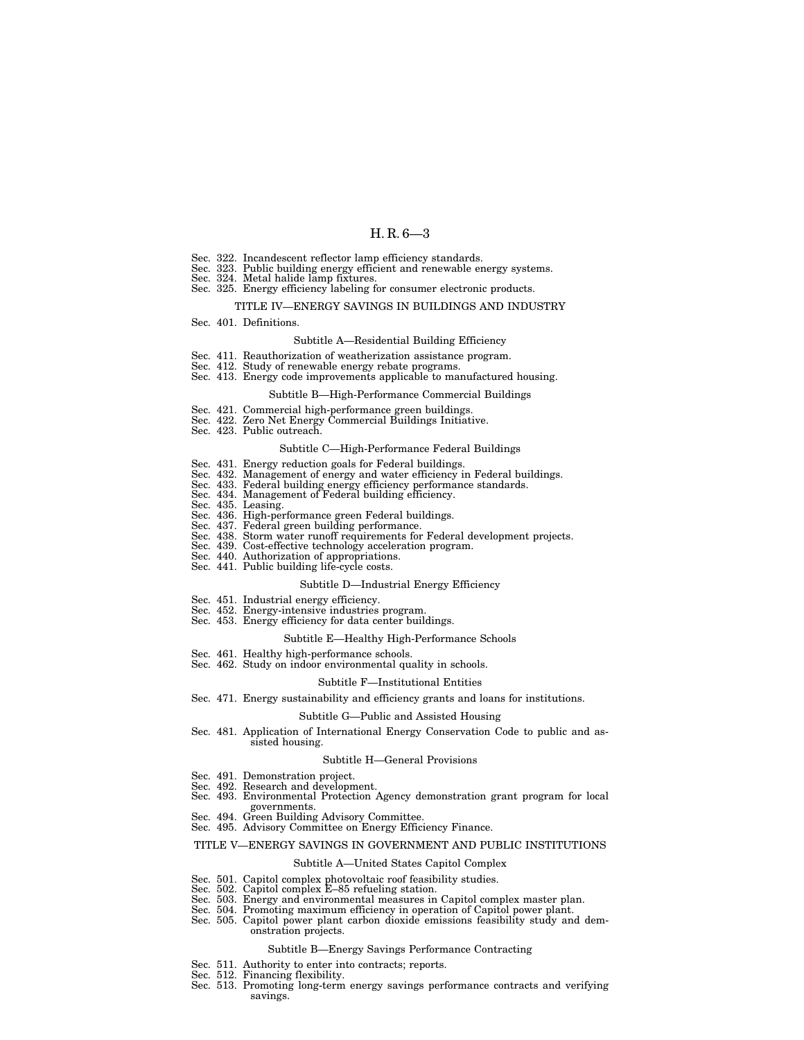Sec. 322. Incandescent reflector lamp efficiency standards.
Sec. 323. Public building energy efficient and renewable energy systems.
Sec. 324. Metal halide lamp fixtures.
Sec. 325. Energy efficiency labeling for consumer electronic products.

## TITLE IV—ENERGY SAVINGS IN BUILDINGS AND INDUSTRY

Sec. 401. Definitions.

### Subtitle A—Residential Building Efficiency

Sec. 411. Reauthorization of weatherization assistance program.
Sec. 412. Study of renewable energy rebate programs.
Sec. 413. Energy code improvements applicable to manufactured housing.

### Subtitle B—High-Performance Commercial Buildings

Sec. 421. Commercial high-performance green buildings.
Sec. 422. Zero Net Energy Commercial Buildings Initiative.
Sec. 423. Public outreach.

### Subtitle C—High-Performance Federal Buildings

Sec. 431. Energy reduction goals for Federal buildings.
Sec. 432. Management of energy and water efficiency in Federal buildings.
Sec. 433. Federal building energy efficiency performance standards.
Sec. 434. Management of Federal building efficiency.
Sec. 435. Leasing.
Sec. 436. High-performance green Federal buildings.
Sec. 437. Federal green building performance.
Sec. 438. Storm water runoff requirements for Federal development projects.
Sec. 439. Cost-effective technology acceleration program.
Sec. 440. Authorization of appropriations.
Sec. 441. Public building life-cycle costs.

### Subtitle D—Industrial Energy Efficiency

Sec. 451. Industrial energy efficiency.
Sec. 452. Energy-intensive industries program.
Sec. 453. Energy efficiency for data center buildings.

### Subtitle E—Healthy High-Performance Schools

Sec. 461. Healthy high-performance schools.
Sec. 462. Study on indoor environmental quality in schools.

### Subtitle F—Institutional Entities

Sec. 471. Energy sustainability and efficiency grants and loans for institutions.

### Subtitle G—Public and Assisted Housing

Sec. 481. Application of International Energy Conservation Code to public and assisted housing.

### Subtitle H—General Provisions

Sec. 491. Demonstration project.
Sec. 492. Research and development.
Sec. 493. Environmental Protection Agency demonstration grant program for local governments.
Sec. 494. Green Building Advisory Committee.
Sec. 495. Advisory Committee on Energy Efficiency Finance.

## TITLE V—ENERGY SAVINGS IN GOVERNMENT AND PUBLIC INSTITUTIONS

### Subtitle A—United States Capitol Complex

Sec. 501. Capitol complex photovoltaic roof feasibility studies.
Sec. 502. Capitol complex E–85 refueling station.
Sec. 503. Energy and environmental measures in Capitol complex master plan.
Sec. 504. Promoting maximum efficiency in operation of Capitol power plant.
Sec. 505. Capitol power plant carbon dioxide emissions feasibility study and demonstration projects.

### Subtitle B—Energy Savings Performance Contracting

Sec. 511. Authority to enter into contracts; reports.
Sec. 512. Financing flexibility.
Sec. 513. Promoting long-term energy savings performance contracts and verifying savings.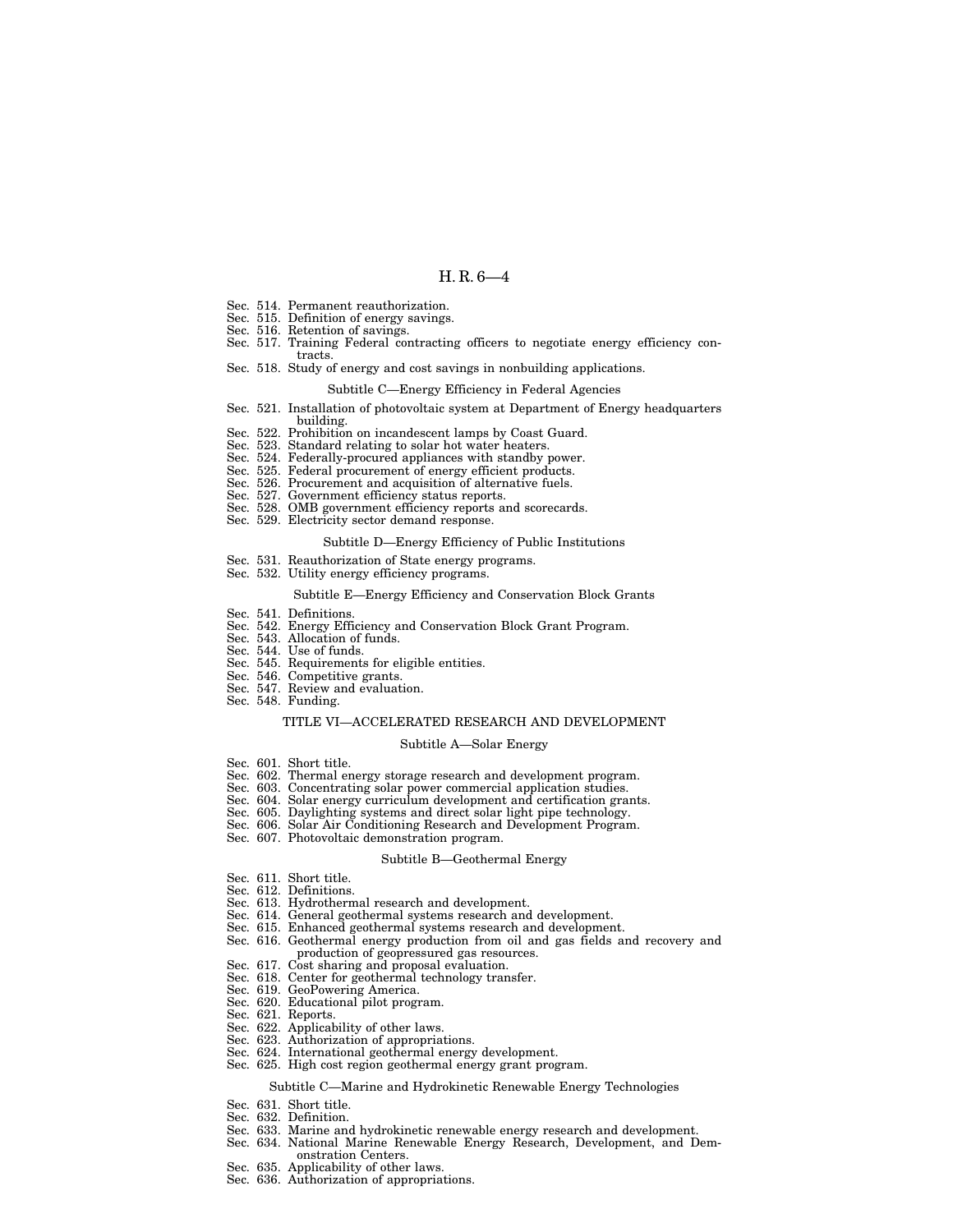Sec. 514. Permanent reauthorization.
Sec. 515. Definition of energy savings.
Sec. 516. Retention of savings.
Sec. 517. Training Federal contracting officers to negotiate energy efficiency contracts.
Sec. 518. Study of energy and cost savings in nonbuilding applications.

Subtitle C—Energy Efficiency in Federal Agencies

Sec. 521. Installation of photovoltaic system at Department of Energy headquarters building.
Sec. 522. Prohibition on incandescent lamps by Coast Guard.
Sec. 523. Standard relating to solar hot water heaters.
Sec. 524. Federally-procured appliances with standby power.
Sec. 525. Federal procurement of energy efficient products.
Sec. 526. Procurement and acquisition of alternative fuels.
Sec. 527. Government efficiency status reports.
Sec. 528. OMB government efficiency reports and scorecards.
Sec. 529. Electricity sector demand response.

Subtitle D—Energy Efficiency of Public Institutions

Sec. 531. Reauthorization of State energy programs.
Sec. 532. Utility energy efficiency programs.

Subtitle E—Energy Efficiency and Conservation Block Grants

Sec. 541. Definitions.
Sec. 542. Energy Efficiency and Conservation Block Grant Program.
Sec. 543. Allocation of funds.
Sec. 544. Use of funds.
Sec. 545. Requirements for eligible entities.
Sec. 546. Competitive grants.
Sec. 547. Review and evaluation.
Sec. 548. Funding.

TITLE VI—ACCELERATED RESEARCH AND DEVELOPMENT

Subtitle A—Solar Energy

Sec. 601. Short title.
Sec. 602. Thermal energy storage research and development program.
Sec. 603. Concentrating solar power commercial application studies.
Sec. 604. Solar energy curriculum development and certification grants.
Sec. 605. Daylighting systems and direct solar light pipe technology.
Sec. 606. Solar Air Conditioning Research and Development Program.
Sec. 607. Photovoltaic demonstration program.

Subtitle B—Geothermal Energy

Sec. 611. Short title.
Sec. 612. Definitions.
Sec. 613. Hydrothermal research and development.
Sec. 614. General geothermal systems research and development.
Sec. 615. Enhanced geothermal systems research and development.
Sec. 616. Geothermal energy production from oil and gas fields and recovery and production of geopressured gas resources.
Sec. 617. Cost sharing and proposal evaluation.
Sec. 618. Center for geothermal technology transfer.
Sec. 619. GeoPowering America.
Sec. 620. Educational pilot program.
Sec. 621. Reports.
Sec. 622. Applicability of other laws.
Sec. 623. Authorization of appropriations.
Sec. 624. International geothermal energy development.
Sec. 625. High cost region geothermal energy grant program.

Subtitle C—Marine and Hydrokinetic Renewable Energy Technologies

Sec. 631. Short title.
Sec. 632. Definition.
Sec. 633. Marine and hydrokinetic renewable energy research and development.
Sec. 634. National Marine Renewable Energy Research, Development, and Demonstration Centers.
Sec. 635. Applicability of other laws.
Sec. 636. Authorization of appropriations.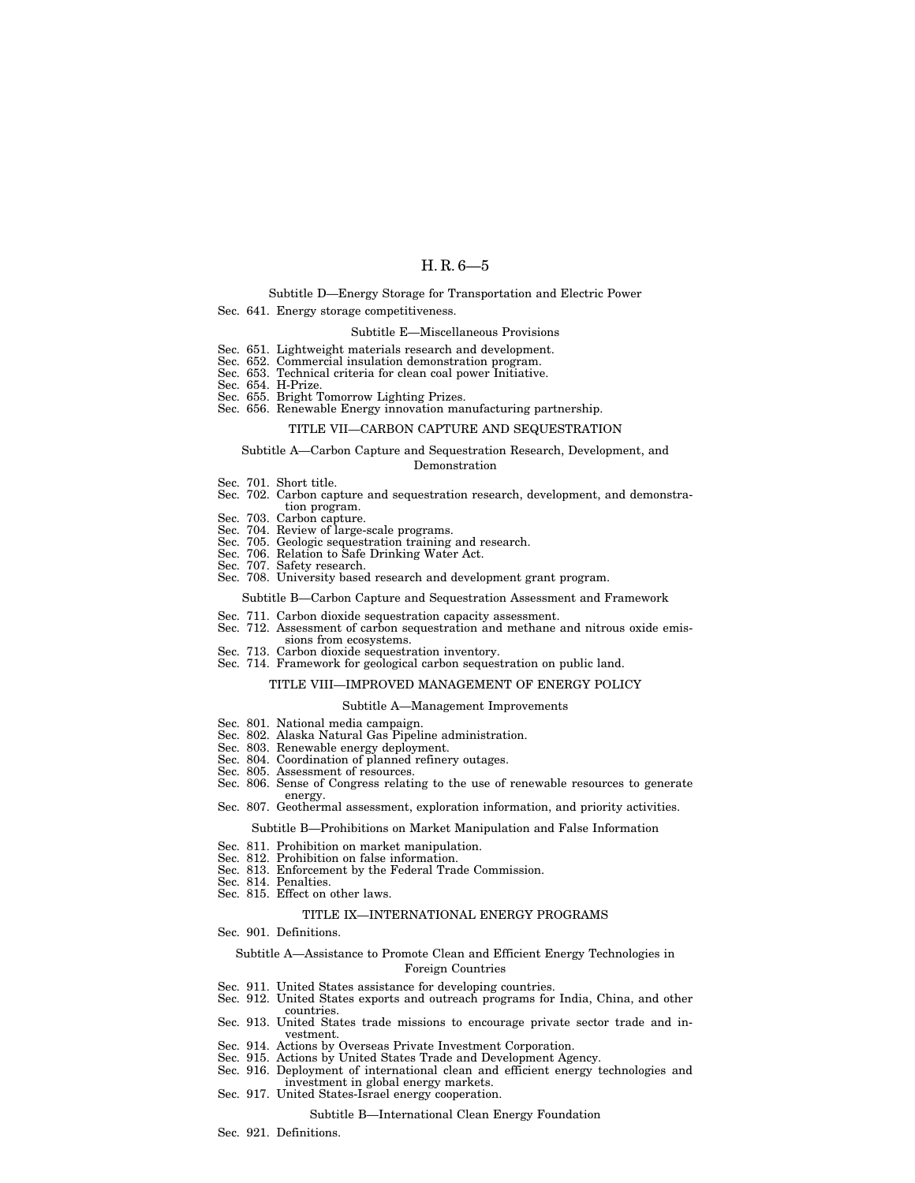Subtitle D—Energy Storage for Transportation and Electric Power

Sec. 641. Energy storage competitiveness.

Subtitle E—Miscellaneous Provisions

Sec. 651. Lightweight materials research and development.
Sec. 652. Commercial insulation demonstration program.
Sec. 653. Technical criteria for clean coal power Initiative.
Sec. 654. H-Prize.
Sec. 655. Bright Tomorrow Lighting Prizes.
Sec. 656. Renewable Energy innovation manufacturing partnership.

TITLE VII—CARBON CAPTURE AND SEQUESTRATION

Subtitle A—Carbon Capture and Sequestration Research, Development, and Demonstration

Sec. 701. Short title.
Sec. 702. Carbon capture and sequestration research, development, and demonstration program.
Sec. 703. Carbon capture.
Sec. 704. Review of large-scale programs.
Sec. 705. Geologic sequestration training and research.
Sec. 706. Relation to Safe Drinking Water Act.
Sec. 707. Safety research.
Sec. 708. University based research and development grant program.

Subtitle B—Carbon Capture and Sequestration Assessment and Framework

Sec. 711. Carbon dioxide sequestration capacity assessment.
Sec. 712. Assessment of carbon sequestration and methane and nitrous oxide emissions from ecosystems.
Sec. 713. Carbon dioxide sequestration inventory.
Sec. 714. Framework for geological carbon sequestration on public land.

TITLE VIII—IMPROVED MANAGEMENT OF ENERGY POLICY

Subtitle A—Management Improvements

Sec. 801. National media campaign.
Sec. 802. Alaska Natural Gas Pipeline administration.
Sec. 803. Renewable energy deployment.
Sec. 804. Coordination of planned refinery outages.
Sec. 805. Assessment of resources.
Sec. 806. Sense of Congress relating to the use of renewable resources to generate energy.
Sec. 807. Geothermal assessment, exploration information, and priority activities.

Subtitle B—Prohibitions on Market Manipulation and False Information

Sec. 811. Prohibition on market manipulation.
Sec. 812. Prohibition on false information.
Sec. 813. Enforcement by the Federal Trade Commission.
Sec. 814. Penalties.
Sec. 815. Effect on other laws.

TITLE IX—INTERNATIONAL ENERGY PROGRAMS

Sec. 901. Definitions.

Subtitle A—Assistance to Promote Clean and Efficient Energy Technologies in Foreign Countries

Sec. 911. United States assistance for developing countries.
Sec. 912. United States exports and outreach programs for India, China, and other countries.
Sec. 913. United States trade missions to encourage private sector trade and investment.
Sec. 914. Actions by Overseas Private Investment Corporation.
Sec. 915. Actions by United States Trade and Development Agency.
Sec. 916. Deployment of international clean and efficient energy technologies and investment in global energy markets.
Sec. 917. United States-Israel energy cooperation.

Subtitle B—International Clean Energy Foundation

Sec. 921. Definitions.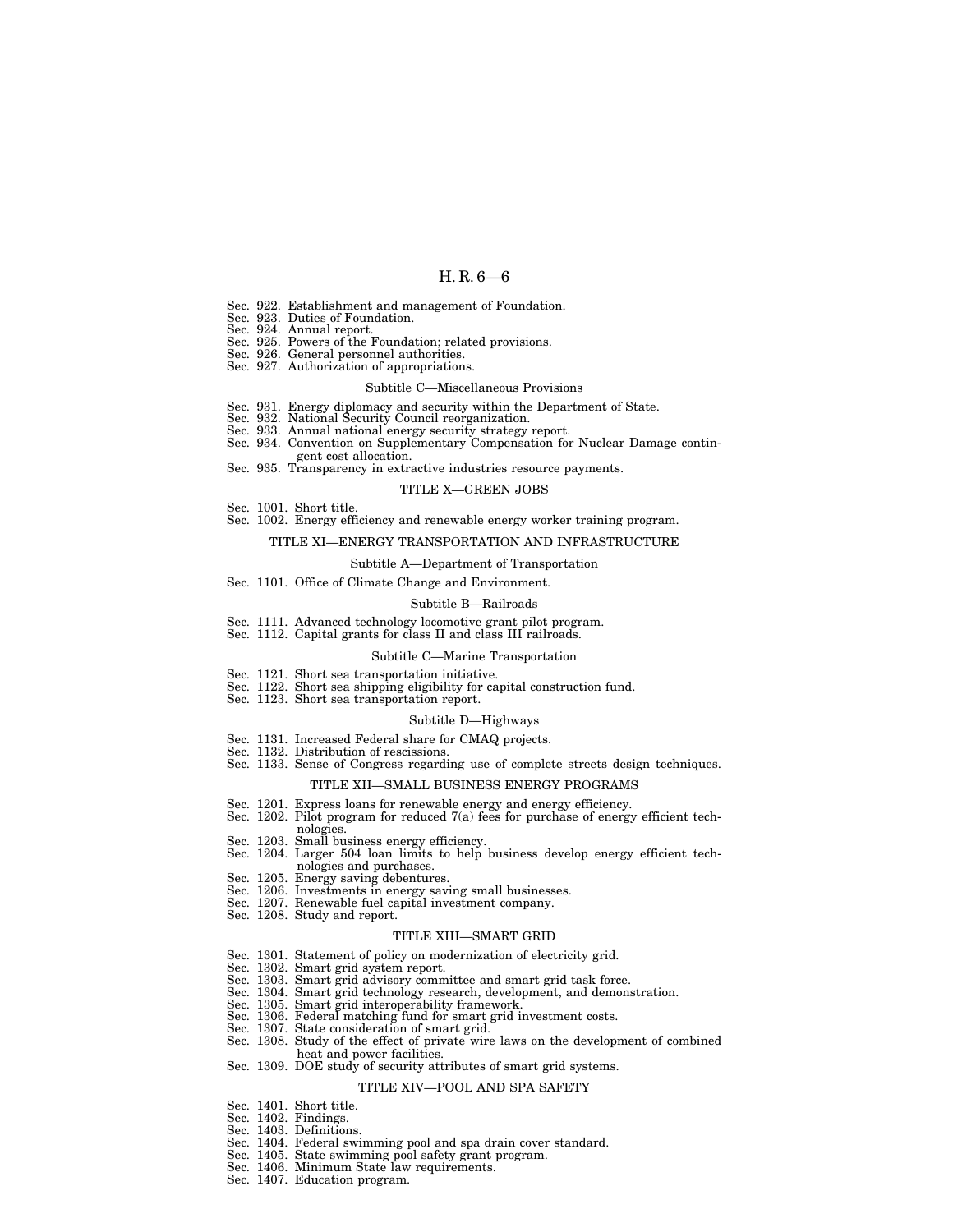Sec. 922. Establishment and management of Foundation.
Sec. 923. Duties of Foundation.
Sec. 924. Annual report.
Sec. 925. Powers of the Foundation; related provisions.
Sec. 926. General personnel authorities.
Sec. 927. Authorization of appropriations.

Subtitle C—Miscellaneous Provisions

Sec. 931. Energy diplomacy and security within the Department of State.
Sec. 932. National Security Council reorganization.
Sec. 933. Annual national energy security strategy report.
Sec. 934. Convention on Supplementary Compensation for Nuclear Damage contingent cost allocation.
Sec. 935. Transparency in extractive industries resource payments.

TITLE X—GREEN JOBS

Sec. 1001. Short title.
Sec. 1002. Energy efficiency and renewable energy worker training program.

TITLE XI—ENERGY TRANSPORTATION AND INFRASTRUCTURE

Subtitle A—Department of Transportation

Sec. 1101. Office of Climate Change and Environment.

Subtitle B—Railroads

Sec. 1111. Advanced technology locomotive grant pilot program.
Sec. 1112. Capital grants for class II and class III railroads.

Subtitle C—Marine Transportation

Sec. 1121. Short sea transportation initiative.
Sec. 1122. Short sea shipping eligibility for capital construction fund.
Sec. 1123. Short sea transportation report.

Subtitle D—Highways

Sec. 1131. Increased Federal share for CMAQ projects.
Sec. 1132. Distribution of rescissions.
Sec. 1133. Sense of Congress regarding use of complete streets design techniques.

TITLE XII—SMALL BUSINESS ENERGY PROGRAMS

Sec. 1201. Express loans for renewable energy and energy efficiency.
Sec. 1202. Pilot program for reduced 7(a) fees for purchase of energy efficient technologies.
Sec. 1203. Small business energy efficiency.
Sec. 1204. Larger 504 loan limits to help business develop energy efficient technologies and purchases.
Sec. 1205. Energy saving debentures.
Sec. 1206. Investments in energy saving small businesses.
Sec. 1207. Renewable fuel capital investment company.
Sec. 1208. Study and report.

TITLE XIII—SMART GRID

Sec. 1301. Statement of policy on modernization of electricity grid.
Sec. 1302. Smart grid system report.
Sec. 1303. Smart grid advisory committee and smart grid task force.
Sec. 1304. Smart grid technology research, development, and demonstration.
Sec. 1305. Smart grid interoperability framework.
Sec. 1306. Federal matching fund for smart grid investment costs.
Sec. 1307. State consideration of smart grid.
Sec. 1308. Study of the effect of private wire laws on the development of combined heat and power facilities.
Sec. 1309. DOE study of security attributes of smart grid systems.

TITLE XIV—POOL AND SPA SAFETY

Sec. 1401. Short title.
Sec. 1402. Findings.
Sec. 1403. Definitions.
Sec. 1404. Federal swimming pool and spa drain cover standard.
Sec. 1405. State swimming pool safety grant program.
Sec. 1406. Minimum State law requirements.
Sec. 1407. Education program.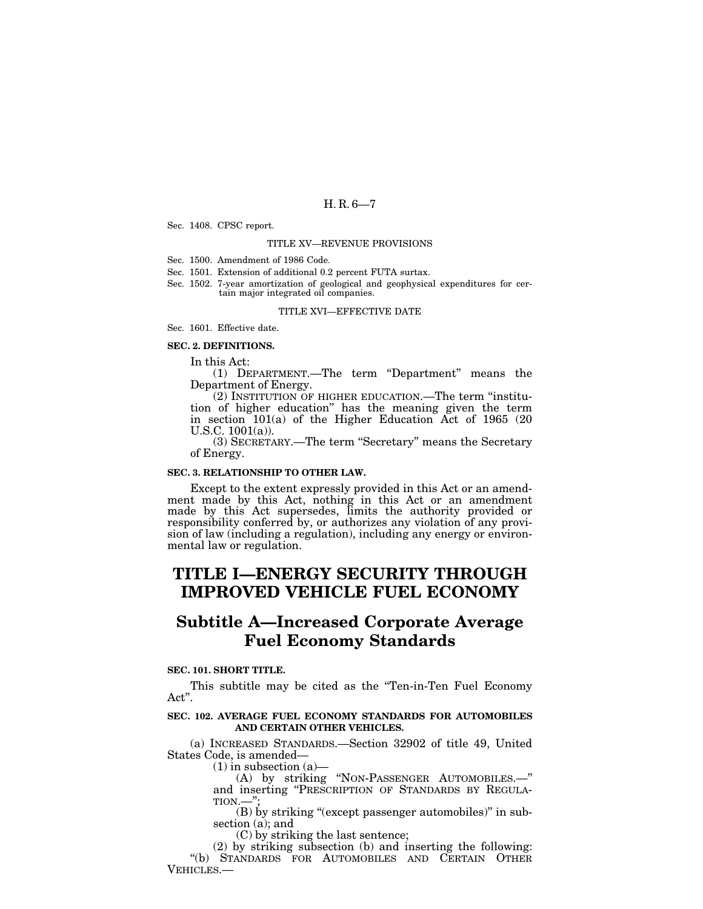Sec. 1408. CPSC report.

TITLE XV—REVENUE PROVISIONS

Sec. 1500. Amendment of 1986 Code.
Sec. 1501. Extension of additional 0.2 percent FUTA surtax.
Sec. 1502. 7-year amortization of geological and geophysical expenditures for certain major integrated oil companies.

TITLE XVI—EFFECTIVE DATE

Sec. 1601. Effective date.

**SEC. 2. DEFINITIONS.**

In this Act:

(1) DEPARTMENT.—The term "Department" means the Department of Energy.

(2) INSTITUTION OF HIGHER EDUCATION.—The term "institution of higher education" has the meaning given the term in section 101(a) of the Higher Education Act of 1965 (20 U.S.C. 1001(a)).

(3) SECRETARY.—The term "Secretary" means the Secretary of Energy.

**SEC. 3. RELATIONSHIP TO OTHER LAW.**

Except to the extent expressly provided in this Act or an amendment made by this Act, nothing in this Act or an amendment made by this Act supersedes, limits the authority provided or responsibility conferred by, or authorizes any violation of any provision of law (including a regulation), including any energy or environmental law or regulation.

# TITLE I—ENERGY SECURITY THROUGH IMPROVED VEHICLE FUEL ECONOMY

## Subtitle A—Increased Corporate Average Fuel Economy Standards

**SEC. 101. SHORT TITLE.**

This subtitle may be cited as the "Ten-in-Ten Fuel Economy Act".

**SEC. 102. AVERAGE FUEL ECONOMY STANDARDS FOR AUTOMOBILES AND CERTAIN OTHER VEHICLES.**

(a) INCREASED STANDARDS.—Section 32902 of title 49, United States Code, is amended—

(1) in subsection (a)—

(A) by striking "NON-PASSENGER AUTOMOBILES.—" and inserting "PRESCRIPTION OF STANDARDS BY REGULATION.—";

(B) by striking "(except passenger automobiles)" in subsection (a); and

(C) by striking the last sentence;

(2) by striking subsection (b) and inserting the following:

"(b) STANDARDS FOR AUTOMOBILES AND CERTAIN OTHER VEHICLES.—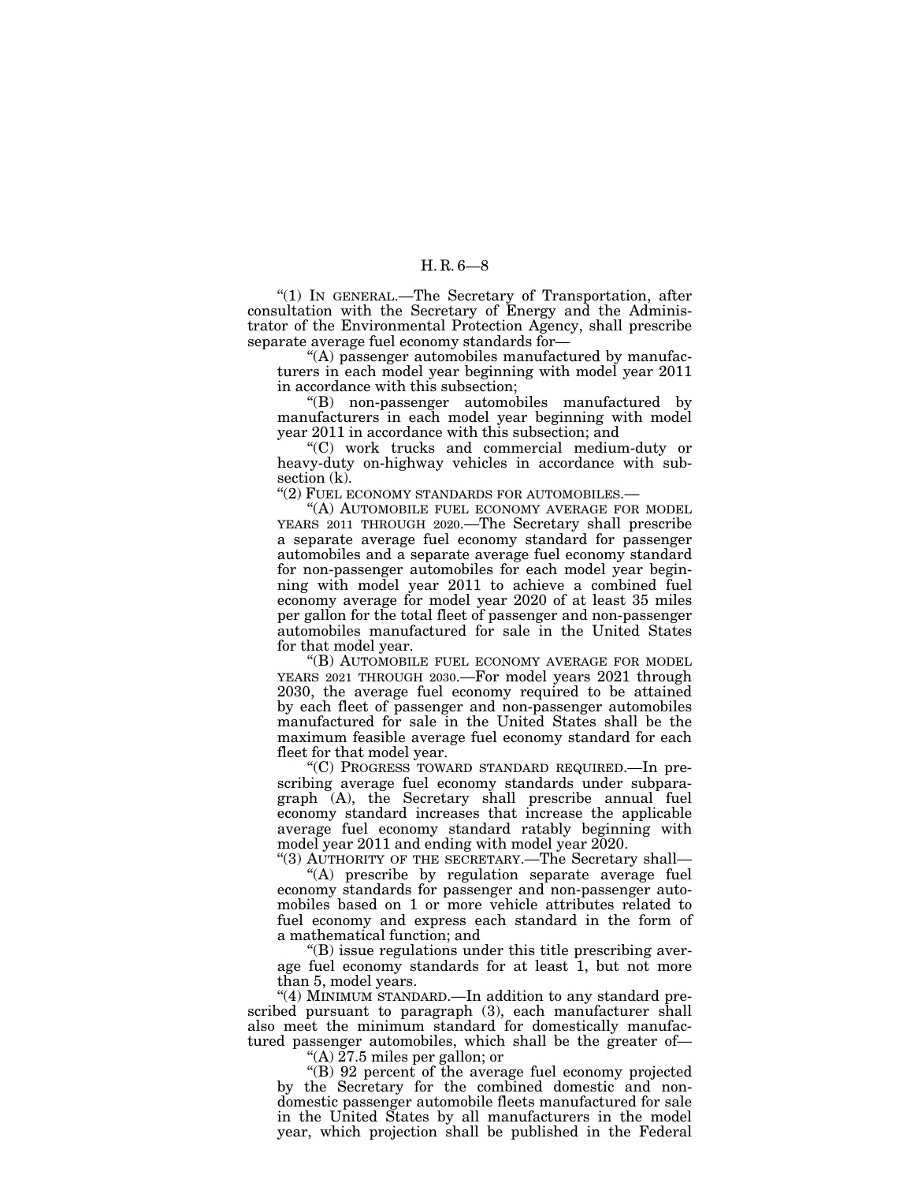"(1) IN GENERAL.—The Secretary of Transportation, after consultation with the Secretary of Energy and the Administrator of the Environmental Protection Agency, shall prescribe separate average fuel economy standards for—

"(A) passenger automobiles manufactured by manufacturers in each model year beginning with model year 2011 in accordance with this subsection;

"(B) non-passenger automobiles manufactured by manufacturers in each model year beginning with model year 2011 in accordance with this subsection; and

"(C) work trucks and commercial medium-duty or heavy-duty on-highway vehicles in accordance with subsection (k).

"(2) FUEL ECONOMY STANDARDS FOR AUTOMOBILES.—

"(A) AUTOMOBILE FUEL ECONOMY AVERAGE FOR MODEL YEARS 2011 THROUGH 2020.—The Secretary shall prescribe a separate average fuel economy standard for passenger automobiles and a separate average fuel economy standard for non-passenger automobiles for each model year beginning with model year 2011 to achieve a combined fuel economy average for model year 2020 of at least 35 miles per gallon for the total fleet of passenger and non-passenger automobiles manufactured for sale in the United States for that model year.

"(B) AUTOMOBILE FUEL ECONOMY AVERAGE FOR MODEL YEARS 2021 THROUGH 2030.—For model years 2021 through 2030, the average fuel economy required to be attained by each fleet of passenger and non-passenger automobiles manufactured for sale in the United States shall be the maximum feasible average fuel economy standard for each fleet for that model year.

"(C) PROGRESS TOWARD STANDARD REQUIRED.—In prescribing average fuel economy standards under subparagraph (A), the Secretary shall prescribe annual fuel economy standard increases that increase the applicable average fuel economy standard ratably beginning with model year 2011 and ending with model year 2020.

"(3) AUTHORITY OF THE SECRETARY.—The Secretary shall—

"(A) prescribe by regulation separate average fuel economy standards for passenger and non-passenger automobiles based on 1 or more vehicle attributes related to fuel economy and express each standard in the form of a mathematical function; and

"(B) issue regulations under this title prescribing average fuel economy standards for at least 1, but not more than 5, model years.

"(4) MINIMUM STANDARD.—In addition to any standard prescribed pursuant to paragraph (3), each manufacturer shall also meet the minimum standard for domestically manufactured passenger automobiles, which shall be the greater of—

"(A) 27.5 miles per gallon; or

"(B) 92 percent of the average fuel economy projected by the Secretary for the combined domestic and non-domestic passenger automobile fleets manufactured for sale in the United States by all manufacturers in the model year, which projection shall be published in the Federal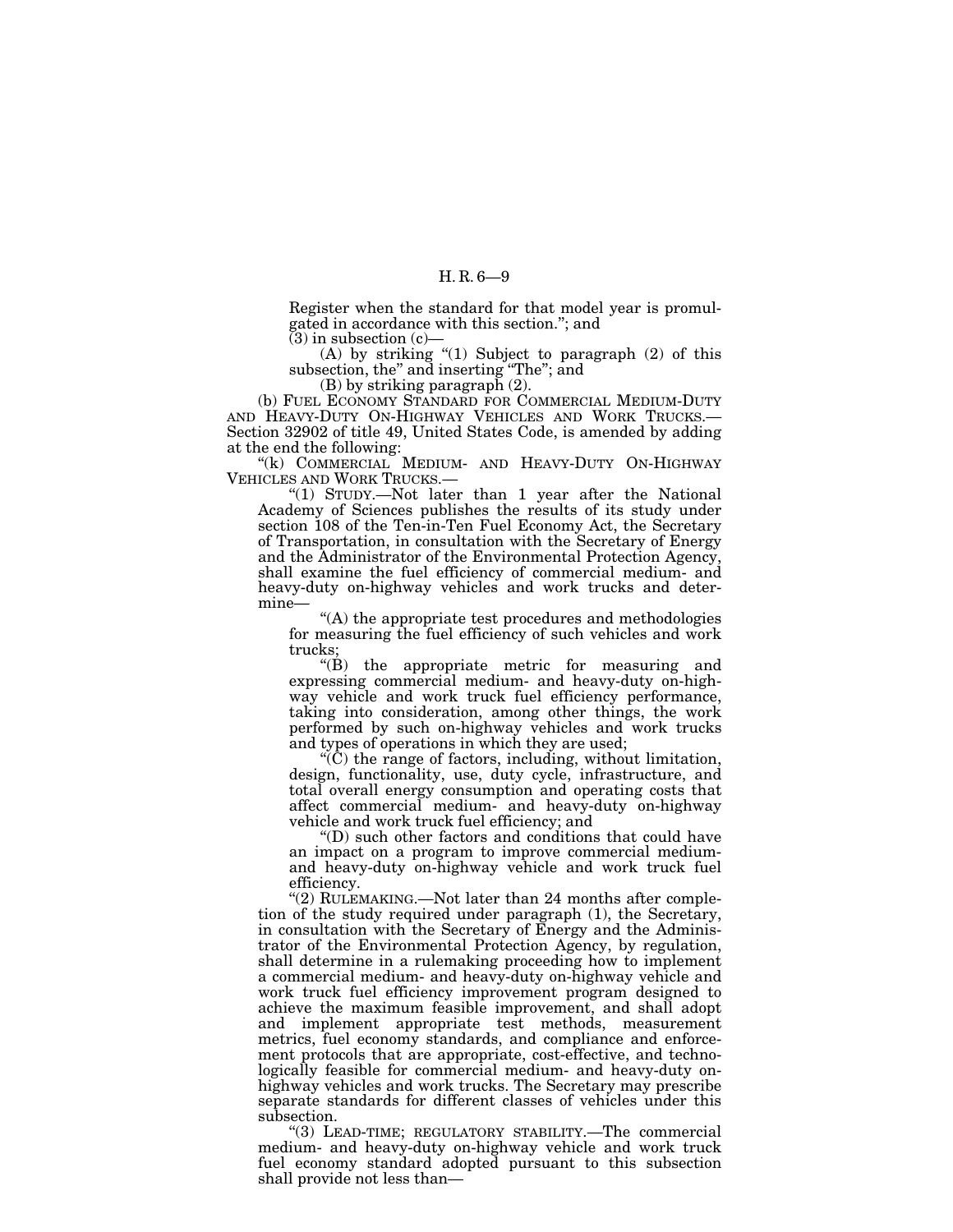Register when the standard for that model year is promulgated in accordance with this section.''; and

(3) in subsection (c)—

(A) by striking ''(1) Subject to paragraph (2) of this subsection, the'' and inserting ''The''; and

(B) by striking paragraph (2).

(b) FUEL ECONOMY STANDARD FOR COMMERCIAL MEDIUM-DUTY AND HEAVY-DUTY ON-HIGHWAY VEHICLES AND WORK TRUCKS.—Section 32902 of title 49, United States Code, is amended by adding at the end the following:

''(k) COMMERCIAL MEDIUM- AND HEAVY-DUTY ON-HIGHWAY VEHICLES AND WORK TRUCKS.—

''(1) STUDY.—Not later than 1 year after the National Academy of Sciences publishes the results of its study under section 108 of the Ten-in-Ten Fuel Economy Act, the Secretary of Transportation, in consultation with the Secretary of Energy and the Administrator of the Environmental Protection Agency, shall examine the fuel efficiency of commercial medium- and heavy-duty on-highway vehicles and work trucks and determine—

''(A) the appropriate test procedures and methodologies for measuring the fuel efficiency of such vehicles and work trucks;

''(B) the appropriate metric for measuring and expressing commercial medium- and heavy-duty on-highway vehicle and work truck fuel efficiency performance, taking into consideration, among other things, the work performed by such on-highway vehicles and work trucks and types of operations in which they are used;

''(C) the range of factors, including, without limitation, design, functionality, use, duty cycle, infrastructure, and total overall energy consumption and operating costs that affect commercial medium- and heavy-duty on-highway vehicle and work truck fuel efficiency; and

''(D) such other factors and conditions that could have an impact on a program to improve commercial medium- and heavy-duty on-highway vehicle and work truck fuel efficiency.

''(2) RULEMAKING.—Not later than 24 months after completion of the study required under paragraph (1), the Secretary, in consultation with the Secretary of Energy and the Administrator of the Environmental Protection Agency, by regulation, shall determine in a rulemaking proceeding how to implement a commercial medium- and heavy-duty on-highway vehicle and work truck fuel efficiency improvement program designed to achieve the maximum feasible improvement, and shall adopt and implement appropriate test methods, measurement metrics, fuel economy standards, and compliance and enforcement protocols that are appropriate, cost-effective, and technologically feasible for commercial medium- and heavy-duty on-highway vehicles and work trucks. The Secretary may prescribe separate standards for different classes of vehicles under this subsection.

''(3) LEAD-TIME; REGULATORY STABILITY.—The commercial medium- and heavy-duty on-highway vehicle and work truck fuel economy standard adopted pursuant to this subsection shall provide not less than—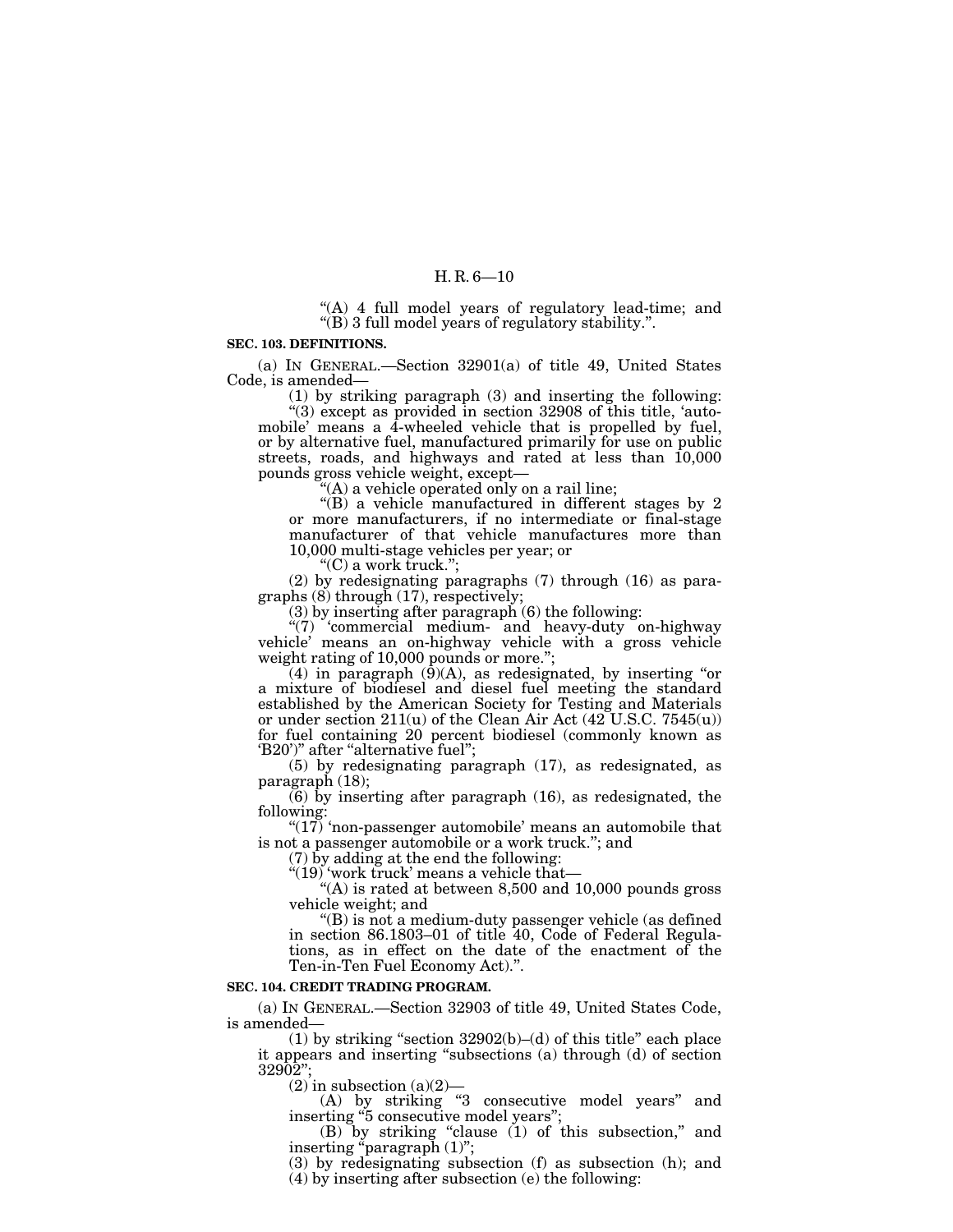"(A) 4 full model years of regulatory lead-time; and

"(B) 3 full model years of regulatory stability.".

**SEC. 103. DEFINITIONS.**

(a) IN GENERAL.—Section 32901(a) of title 49, United States Code, is amended—

(1) by striking paragraph (3) and inserting the following:

"(3) except as provided in section 32908 of this title, 'automobile' means a 4-wheeled vehicle that is propelled by fuel, or by alternative fuel, manufactured primarily for use on public streets, roads, and highways and rated at less than 10,000 pounds gross vehicle weight, except—

"(A) a vehicle operated only on a rail line;

"(B) a vehicle manufactured in different stages by 2 or more manufacturers, if no intermediate or final-stage manufacturer of that vehicle manufactures more than 10,000 multi-stage vehicles per year; or

"(C) a work truck.";

(2) by redesignating paragraphs (7) through (16) as paragraphs (8) through (17), respectively;

(3) by inserting after paragraph (6) the following:

"(7) 'commercial medium- and heavy-duty on-highway vehicle' means an on-highway vehicle with a gross vehicle weight rating of 10,000 pounds or more.";

(4) in paragraph (9)(A), as redesignated, by inserting "or a mixture of biodiesel and diesel fuel meeting the standard established by the American Society for Testing and Materials or under section 211(u) of the Clean Air Act (42 U.S.C. 7545(u)) for fuel containing 20 percent biodiesel (commonly known as 'B20')" after "alternative fuel";

(5) by redesignating paragraph (17), as redesignated, as paragraph (18);

(6) by inserting after paragraph (16), as redesignated, the following:

"(17) 'non-passenger automobile' means an automobile that is not a passenger automobile or a work truck."; and

(7) by adding at the end the following:

"(19) 'work truck' means a vehicle that—

"(A) is rated at between 8,500 and 10,000 pounds gross vehicle weight; and

"(B) is not a medium-duty passenger vehicle (as defined in section 86.1803–01 of title 40, Code of Federal Regulations, as in effect on the date of the enactment of the Ten-in-Ten Fuel Economy Act).".

**SEC. 104. CREDIT TRADING PROGRAM.**

(a) IN GENERAL.—Section 32903 of title 49, United States Code, is amended—

(1) by striking "section 32902(b)–(d) of this title" each place it appears and inserting "subsections (a) through (d) of section 32902";

(2) in subsection (a)(2)—

(A) by striking "3 consecutive model years" and inserting "5 consecutive model years";

(B) by striking "clause (1) of this subsection," and inserting "paragraph (1)";

(3) by redesignating subsection (f) as subsection (h); and

(4) by inserting after subsection (e) the following: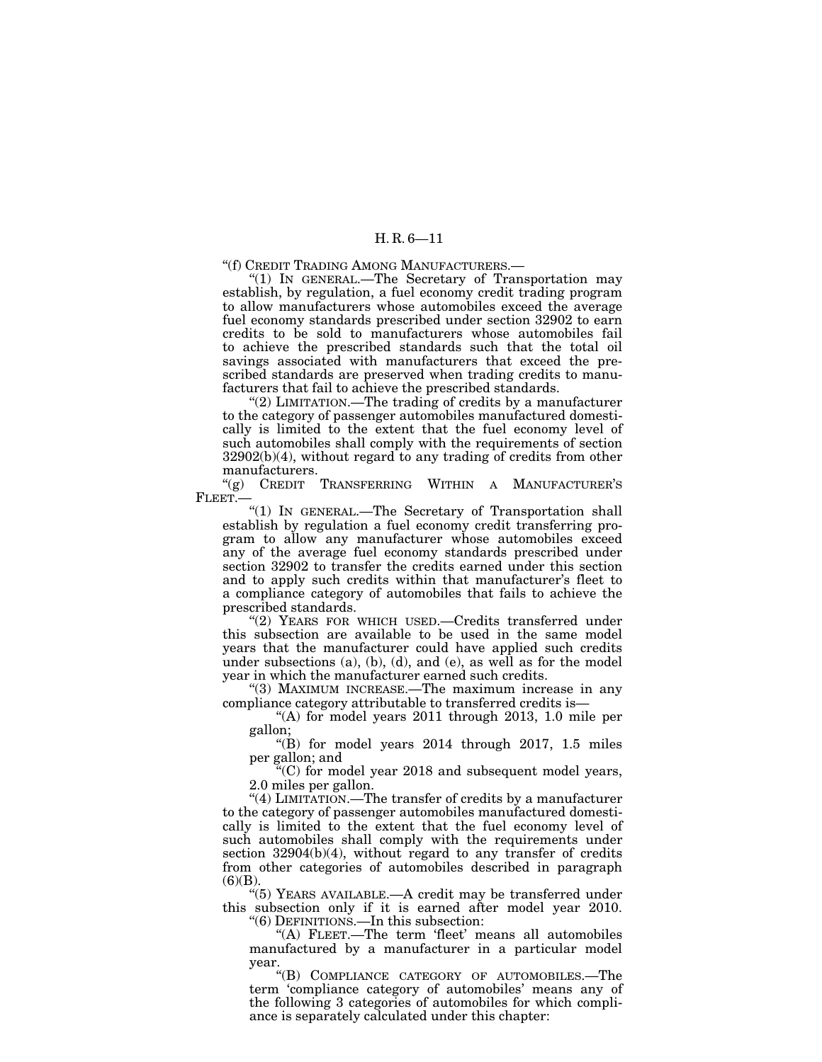"(f) CREDIT TRADING AMONG MANUFACTURERS.—

"(1) IN GENERAL.—The Secretary of Transportation may establish, by regulation, a fuel economy credit trading program to allow manufacturers whose automobiles exceed the average fuel economy standards prescribed under section 32902 to earn credits to be sold to manufacturers whose automobiles fail to achieve the prescribed standards such that the total oil savings associated with manufacturers that exceed the prescribed standards are preserved when trading credits to manufacturers that fail to achieve the prescribed standards.

"(2) LIMITATION.—The trading of credits by a manufacturer to the category of passenger automobiles manufactured domestically is limited to the extent that the fuel economy level of such automobiles shall comply with the requirements of section 32902(b)(4), without regard to any trading of credits from other manufacturers.

"(g) CREDIT TRANSFERRING WITHIN A MANUFACTURER'S FLEET.—

"(1) IN GENERAL.—The Secretary of Transportation shall establish by regulation a fuel economy credit transferring program to allow any manufacturer whose automobiles exceed any of the average fuel economy standards prescribed under section 32902 to transfer the credits earned under this section and to apply such credits within that manufacturer's fleet to a compliance category of automobiles that fails to achieve the prescribed standards.

"(2) YEARS FOR WHICH USED.—Credits transferred under this subsection are available to be used in the same model years that the manufacturer could have applied such credits under subsections (a), (b), (d), and (e), as well as for the model year in which the manufacturer earned such credits.

"(3) MAXIMUM INCREASE.—The maximum increase in any compliance category attributable to transferred credits is—

"(A) for model years 2011 through 2013, 1.0 mile per gallon;

"(B) for model years 2014 through 2017, 1.5 miles per gallon; and

"(C) for model year 2018 and subsequent model years, 2.0 miles per gallon.

"(4) LIMITATION.—The transfer of credits by a manufacturer to the category of passenger automobiles manufactured domestically is limited to the extent that the fuel economy level of such automobiles shall comply with the requirements under section 32904(b)(4), without regard to any transfer of credits from other categories of automobiles described in paragraph (6)(B).

"(5) YEARS AVAILABLE.—A credit may be transferred under this subsection only if it is earned after model year 2010.

"(6) DEFINITIONS.—In this subsection:

"(A) FLEET.—The term 'fleet' means all automobiles manufactured by a manufacturer in a particular model year.

"(B) COMPLIANCE CATEGORY OF AUTOMOBILES.—The term 'compliance category of automobiles' means any of the following 3 categories of automobiles for which compliance is separately calculated under this chapter: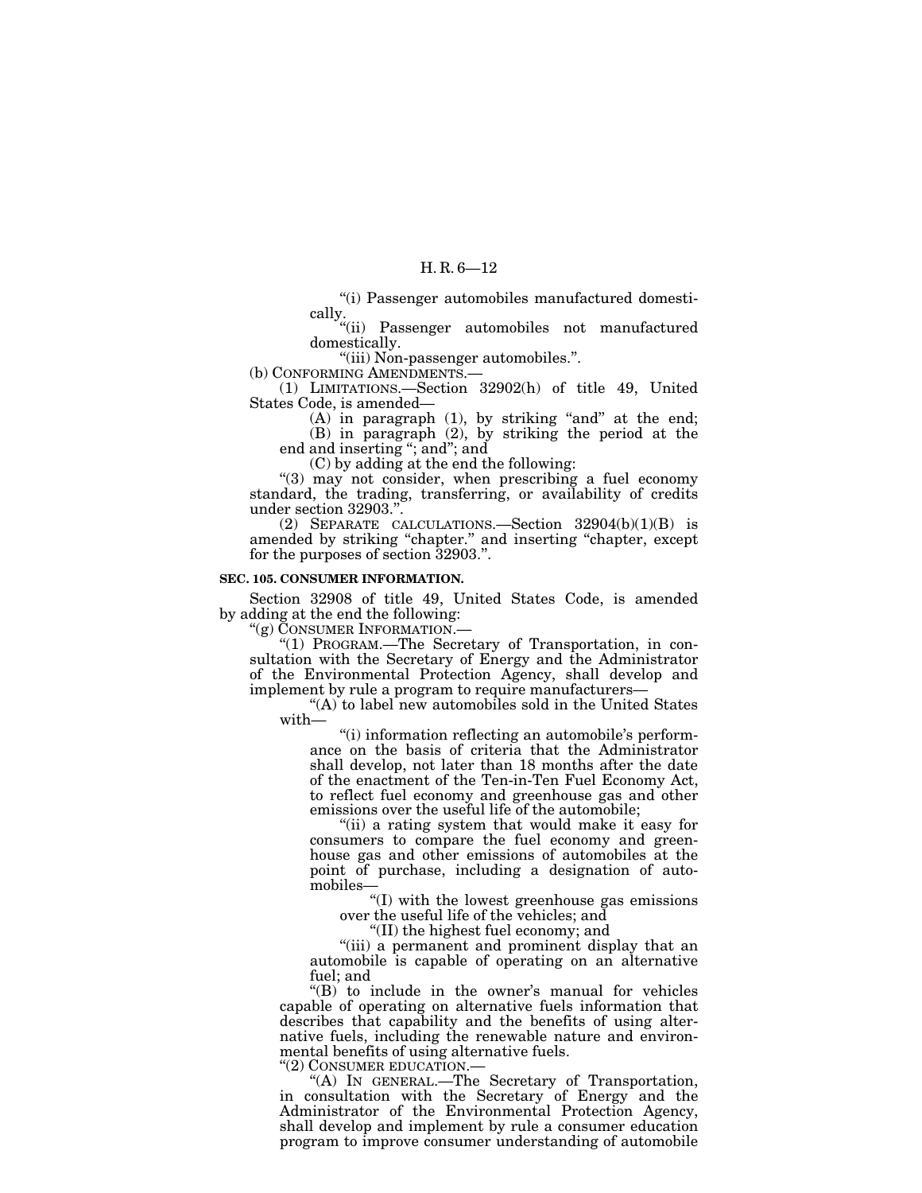"(i) Passenger automobiles manufactured domestically.

"(ii) Passenger automobiles not manufactured domestically.

"(iii) Non-passenger automobiles.".

(b) CONFORMING AMENDMENTS.—

(1) LIMITATIONS.—Section 32902(h) of title 49, United States Code, is amended—

(A) in paragraph (1), by striking "and" at the end;

(B) in paragraph (2), by striking the period at the end and inserting "; and"; and

(C) by adding at the end the following:

"(3) may not consider, when prescribing a fuel economy standard, the trading, transferring, or availability of credits under section 32903.".

(2) SEPARATE CALCULATIONS.—Section 32904(b)(1)(B) is amended by striking "chapter." and inserting "chapter, except for the purposes of section 32903.".

**SEC. 105. CONSUMER INFORMATION.**

Section 32908 of title 49, United States Code, is amended by adding at the end the following:

"(g) CONSUMER INFORMATION.—

"(1) PROGRAM.—The Secretary of Transportation, in consultation with the Secretary of Energy and the Administrator of the Environmental Protection Agency, shall develop and implement by rule a program to require manufacturers—

"(A) to label new automobiles sold in the United States with—

"(i) information reflecting an automobile's performance on the basis of criteria that the Administrator shall develop, not later than 18 months after the date of the enactment of the Ten-in-Ten Fuel Economy Act, to reflect fuel economy and greenhouse gas and other emissions over the useful life of the automobile;

"(ii) a rating system that would make it easy for consumers to compare the fuel economy and greenhouse gas and other emissions of automobiles at the point of purchase, including a designation of automobiles—

"(I) with the lowest greenhouse gas emissions over the useful life of the vehicles; and

"(II) the highest fuel economy; and

"(iii) a permanent and prominent display that an automobile is capable of operating on an alternative fuel; and

"(B) to include in the owner's manual for vehicles capable of operating on alternative fuels information that describes that capability and the benefits of using alternative fuels, including the renewable nature and environmental benefits of using alternative fuels.

"(2) CONSUMER EDUCATION.—

"(A) IN GENERAL.—The Secretary of Transportation, in consultation with the Secretary of Energy and the Administrator of the Environmental Protection Agency, shall develop and implement by rule a consumer education program to improve consumer understanding of automobile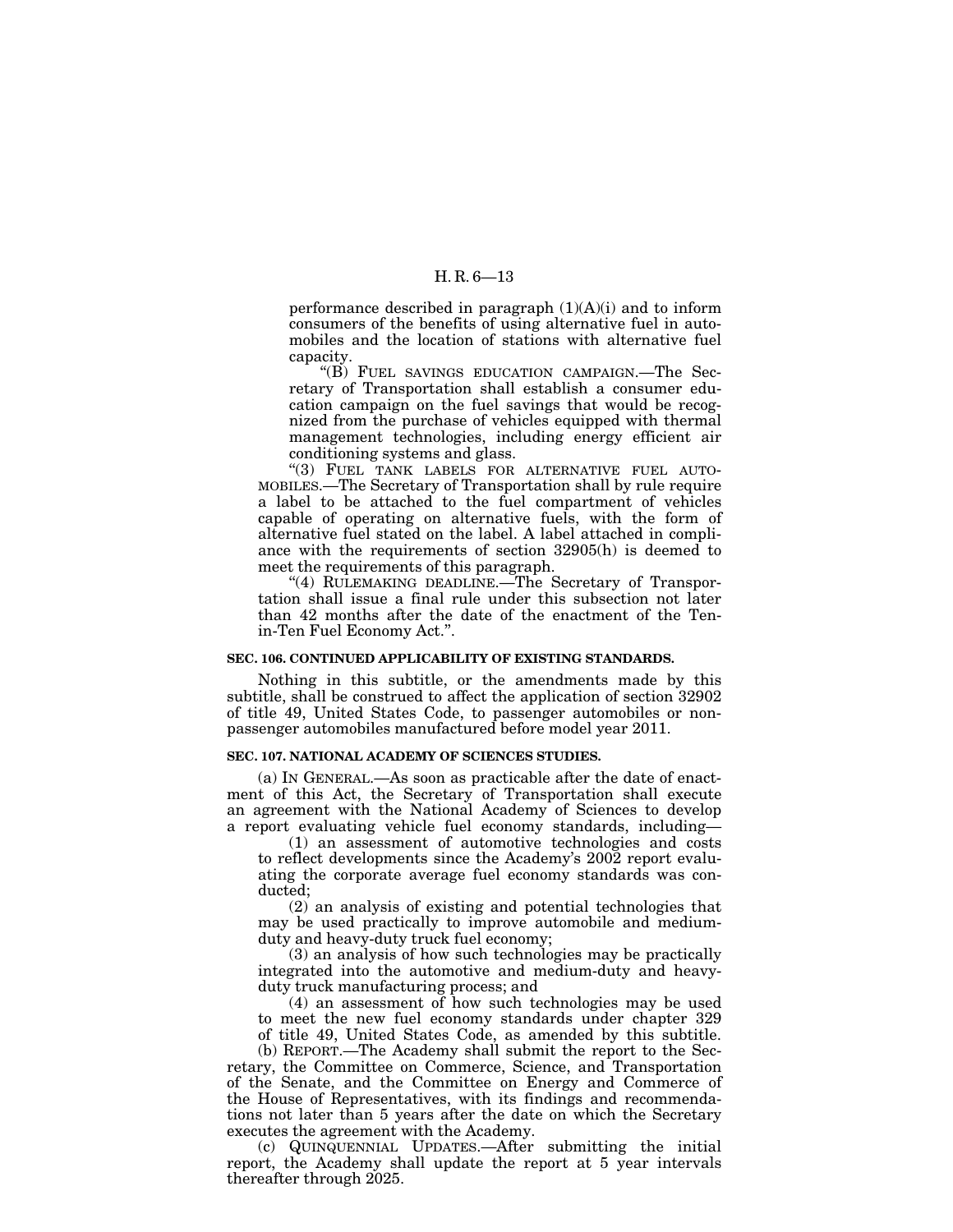performance described in paragraph (1)(A)(i) and to inform consumers of the benefits of using alternative fuel in automobiles and the location of stations with alternative fuel capacity.

"(B) FUEL SAVINGS EDUCATION CAMPAIGN.—The Secretary of Transportation shall establish a consumer education campaign on the fuel savings that would be recognized from the purchase of vehicles equipped with thermal management technologies, including energy efficient air conditioning systems and glass.

"(3) FUEL TANK LABELS FOR ALTERNATIVE FUEL AUTOMOBILES.—The Secretary of Transportation shall by rule require a label to be attached to the fuel compartment of vehicles capable of operating on alternative fuels, with the form of alternative fuel stated on the label. A label attached in compliance with the requirements of section 32905(h) is deemed to meet the requirements of this paragraph.

"(4) RULEMAKING DEADLINE.—The Secretary of Transportation shall issue a final rule under this subsection not later than 42 months after the date of the enactment of the Ten-in-Ten Fuel Economy Act.".

**SEC. 106. CONTINUED APPLICABILITY OF EXISTING STANDARDS.**

Nothing in this subtitle, or the amendments made by this subtitle, shall be construed to affect the application of section 32902 of title 49, United States Code, to passenger automobiles or non-passenger automobiles manufactured before model year 2011.

**SEC. 107. NATIONAL ACADEMY OF SCIENCES STUDIES.**

(a) IN GENERAL.—As soon as practicable after the date of enactment of this Act, the Secretary of Transportation shall execute an agreement with the National Academy of Sciences to develop a report evaluating vehicle fuel economy standards, including—

(1) an assessment of automotive technologies and costs to reflect developments since the Academy's 2002 report evaluating the corporate average fuel economy standards was conducted;

(2) an analysis of existing and potential technologies that may be used practically to improve automobile and medium-duty and heavy-duty truck fuel economy;

(3) an analysis of how such technologies may be practically integrated into the automotive and medium-duty and heavy-duty truck manufacturing process; and

(4) an assessment of how such technologies may be used to meet the new fuel economy standards under chapter 329 of title 49, United States Code, as amended by this subtitle.

(b) REPORT.—The Academy shall submit the report to the Secretary, the Committee on Commerce, Science, and Transportation of the Senate, and the Committee on Energy and Commerce of the House of Representatives, with its findings and recommendations not later than 5 years after the date on which the Secretary executes the agreement with the Academy.

(c) QUINQUENNIAL UPDATES.—After submitting the initial report, the Academy shall update the report at 5 year intervals thereafter through 2025.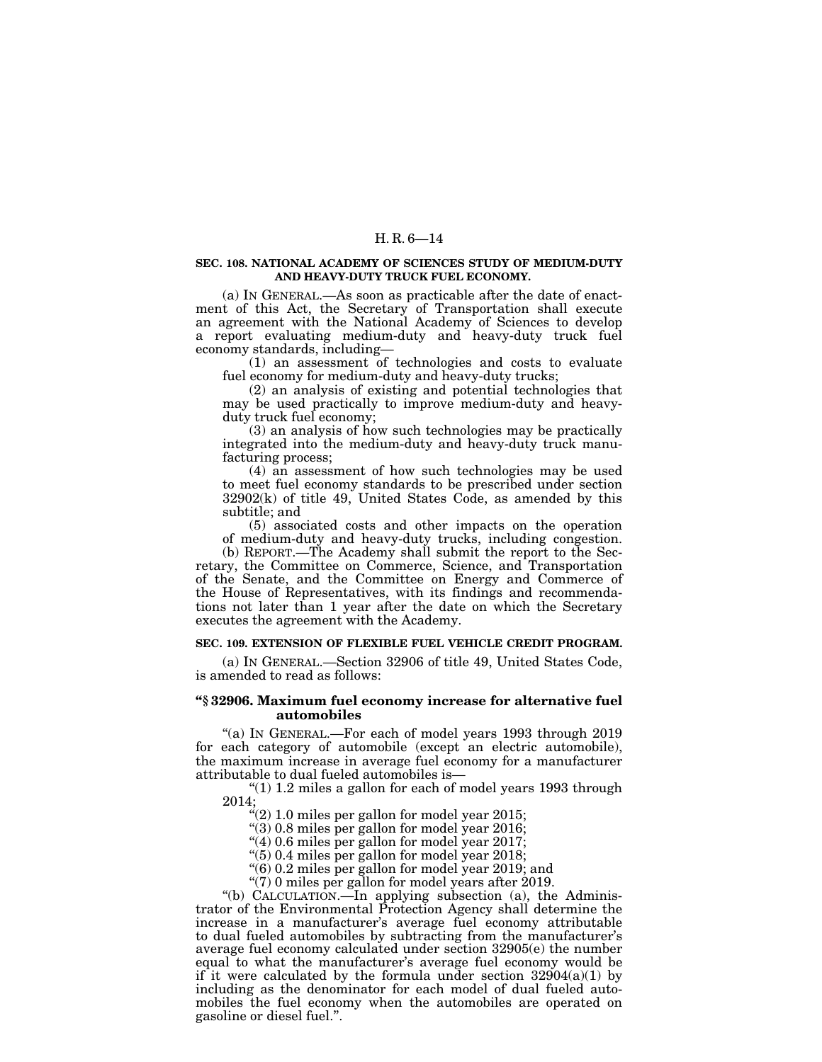**SEC. 108. NATIONAL ACADEMY OF SCIENCES STUDY OF MEDIUM-DUTY AND HEAVY-DUTY TRUCK FUEL ECONOMY.**

(a) IN GENERAL.—As soon as practicable after the date of enactment of this Act, the Secretary of Transportation shall execute an agreement with the National Academy of Sciences to develop a report evaluating medium-duty and heavy-duty truck fuel economy standards, including—

(1) an assessment of technologies and costs to evaluate fuel economy for medium-duty and heavy-duty trucks;

(2) an analysis of existing and potential technologies that may be used practically to improve medium-duty and heavy-duty truck fuel economy;

(3) an analysis of how such technologies may be practically integrated into the medium-duty and heavy-duty truck manufacturing process;

(4) an assessment of how such technologies may be used to meet fuel economy standards to be prescribed under section 32902(k) of title 49, United States Code, as amended by this subtitle; and

(5) associated costs and other impacts on the operation of medium-duty and heavy-duty trucks, including congestion.

(b) REPORT.—The Academy shall submit the report to the Secretary, the Committee on Commerce, Science, and Transportation of the Senate, and the Committee on Energy and Commerce of the House of Representatives, with its findings and recommendations not later than 1 year after the date on which the Secretary executes the agreement with the Academy.

**SEC. 109. EXTENSION OF FLEXIBLE FUEL VEHICLE CREDIT PROGRAM.**

(a) IN GENERAL.—Section 32906 of title 49, United States Code, is amended to read as follows:

**"§ 32906. Maximum fuel economy increase for alternative fuel automobiles**

"(a) IN GENERAL.—For each of model years 1993 through 2019 for each category of automobile (except an electric automobile), the maximum increase in average fuel economy for a manufacturer attributable to dual fueled automobiles is—

"(1) 1.2 miles a gallon for each of model years 1993 through 2014;

"(2) 1.0 miles per gallon for model year 2015;

"(3) 0.8 miles per gallon for model year 2016;

"(4) 0.6 miles per gallon for model year 2017;

"(5) 0.4 miles per gallon for model year 2018;

"(6) 0.2 miles per gallon for model year 2019; and

"(7) 0 miles per gallon for model years after 2019.

"(b) CALCULATION.—In applying subsection (a), the Administrator of the Environmental Protection Agency shall determine the increase in a manufacturer's average fuel economy attributable to dual fueled automobiles by subtracting from the manufacturer's average fuel economy calculated under section 32905(e) the number equal to what the manufacturer's average fuel economy would be if it were calculated by the formula under section 32904(a)(1) by including as the denominator for each model of dual fueled automobiles the fuel economy when the automobiles are operated on gasoline or diesel fuel.".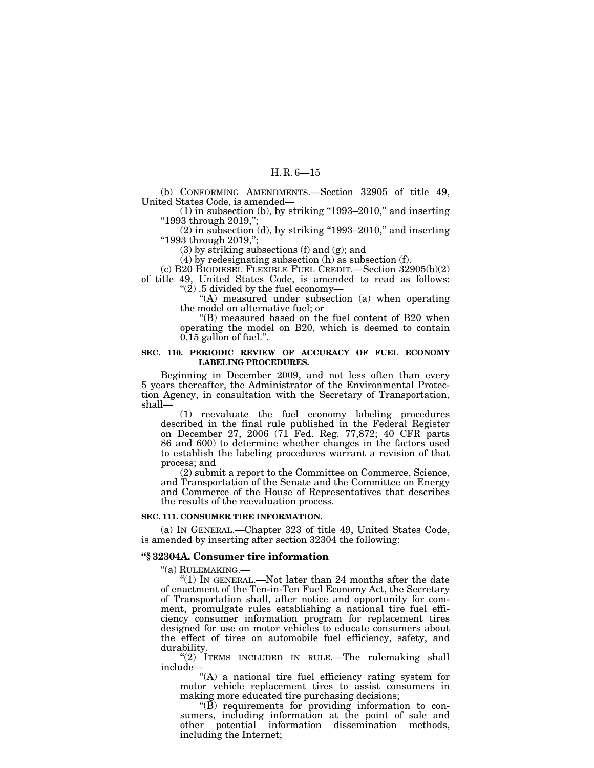(b) CONFORMING AMENDMENTS.—Section 32905 of title 49, United States Code, is amended—

(1) in subsection (b), by striking "1993–2010," and inserting "1993 through 2019,";

(2) in subsection (d), by striking "1993–2010," and inserting "1993 through 2019,";

(3) by striking subsections (f) and (g); and

(4) by redesignating subsection (h) as subsection (f).

(c) B20 BIODIESEL FLEXIBLE FUEL CREDIT.—Section 32905(b)(2) of title 49, United States Code, is amended to read as follows:

"(2) .5 divided by the fuel economy—

"(A) measured under subsection (a) when operating the model on alternative fuel; or

"(B) measured based on the fuel content of B20 when operating the model on B20, which is deemed to contain 0.15 gallon of fuel.".

**SEC. 110. PERIODIC REVIEW OF ACCURACY OF FUEL ECONOMY LABELING PROCEDURES.**

Beginning in December 2009, and not less often than every 5 years thereafter, the Administrator of the Environmental Protection Agency, in consultation with the Secretary of Transportation, shall—

(1) reevaluate the fuel economy labeling procedures described in the final rule published in the Federal Register on December 27, 2006 (71 Fed. Reg. 77,872; 40 CFR parts 86 and 600) to determine whether changes in the factors used to establish the labeling procedures warrant a revision of that process; and

(2) submit a report to the Committee on Commerce, Science, and Transportation of the Senate and the Committee on Energy and Commerce of the House of Representatives that describes the results of the reevaluation process.

**SEC. 111. CONSUMER TIRE INFORMATION.**

(a) IN GENERAL.—Chapter 323 of title 49, United States Code, is amended by inserting after section 32304 the following:

**"§ 32304A. Consumer tire information**

"(a) RULEMAKING.—

"(1) IN GENERAL.—Not later than 24 months after the date of enactment of the Ten-in-Ten Fuel Economy Act, the Secretary of Transportation shall, after notice and opportunity for comment, promulgate rules establishing a national tire fuel efficiency consumer information program for replacement tires designed for use on motor vehicles to educate consumers about the effect of tires on automobile fuel efficiency, safety, and durability.

"(2) ITEMS INCLUDED IN RULE.—The rulemaking shall include—

"(A) a national tire fuel efficiency rating system for motor vehicle replacement tires to assist consumers in making more educated tire purchasing decisions;

"(B) requirements for providing information to consumers, including information at the point of sale and other potential information dissemination methods, including the Internet;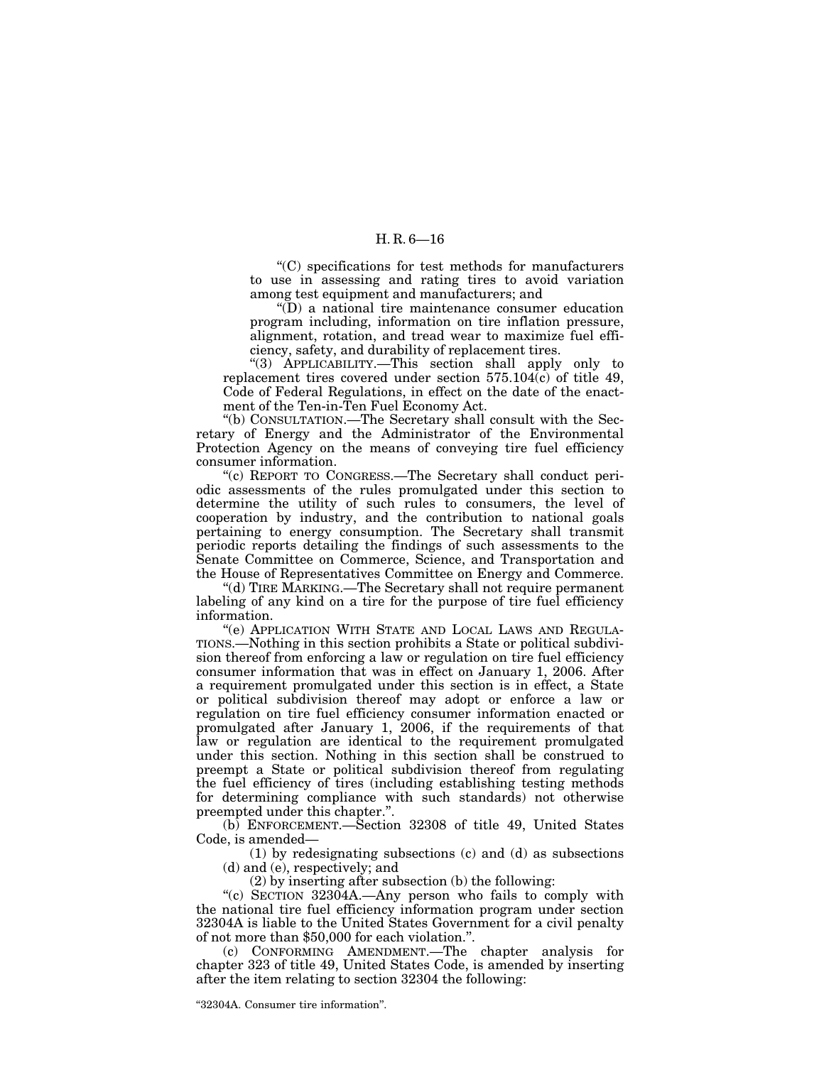"(C) specifications for test methods for manufacturers to use in assessing and rating tires to avoid variation among test equipment and manufacturers; and

"(D) a national tire maintenance consumer education program including, information on tire inflation pressure, alignment, rotation, and tread wear to maximize fuel efficiency, safety, and durability of replacement tires.

"(3) APPLICABILITY.—This section shall apply only to replacement tires covered under section 575.104(c) of title 49, Code of Federal Regulations, in effect on the date of the enactment of the Ten-in-Ten Fuel Economy Act.

"(b) CONSULTATION.—The Secretary shall consult with the Secretary of Energy and the Administrator of the Environmental Protection Agency on the means of conveying tire fuel efficiency consumer information.

"(c) REPORT TO CONGRESS.—The Secretary shall conduct periodic assessments of the rules promulgated under this section to determine the utility of such rules to consumers, the level of cooperation by industry, and the contribution to national goals pertaining to energy consumption. The Secretary shall transmit periodic reports detailing the findings of such assessments to the Senate Committee on Commerce, Science, and Transportation and the House of Representatives Committee on Energy and Commerce.

"(d) TIRE MARKING.—The Secretary shall not require permanent labeling of any kind on a tire for the purpose of tire fuel efficiency information.

"(e) APPLICATION WITH STATE AND LOCAL LAWS AND REGULATIONS.—Nothing in this section prohibits a State or political subdivision thereof from enforcing a law or regulation on tire fuel efficiency consumer information that was in effect on January 1, 2006. After a requirement promulgated under this section is in effect, a State or political subdivision thereof may adopt or enforce a law or regulation on tire fuel efficiency consumer information enacted or promulgated after January 1, 2006, if the requirements of that law or regulation are identical to the requirement promulgated under this section. Nothing in this section shall be construed to preempt a State or political subdivision thereof from regulating the fuel efficiency of tires (including establishing testing methods for determining compliance with such standards) not otherwise preempted under this chapter.".

(b) ENFORCEMENT.—Section 32308 of title 49, United States Code, is amended—

(1) by redesignating subsections (c) and (d) as subsections (d) and (e), respectively; and

(2) by inserting after subsection (b) the following:

"(c) SECTION 32304A.—Any person who fails to comply with the national tire fuel efficiency information program under section 32304A is liable to the United States Government for a civil penalty of not more than $50,000 for each violation.".

(c) CONFORMING AMENDMENT.—The chapter analysis for chapter 323 of title 49, United States Code, is amended by inserting after the item relating to section 32304 the following:

"32304A. Consumer tire information".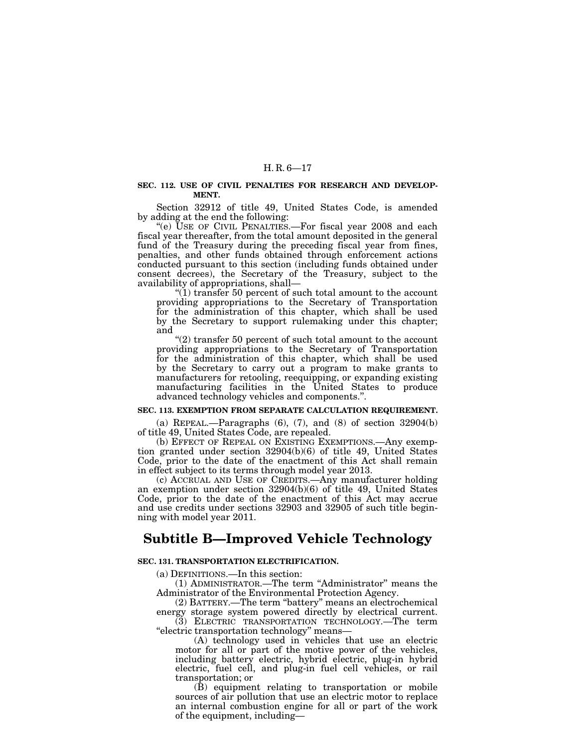**SEC. 112. USE OF CIVIL PENALTIES FOR RESEARCH AND DEVELOPMENT.**

Section 32912 of title 49, United States Code, is amended by adding at the end the following:

"(e) USE OF CIVIL PENALTIES.—For fiscal year 2008 and each fiscal year thereafter, from the total amount deposited in the general fund of the Treasury during the preceding fiscal year from fines, penalties, and other funds obtained through enforcement actions conducted pursuant to this section (including funds obtained under consent decrees), the Secretary of the Treasury, subject to the availability of appropriations, shall—

"(1) transfer 50 percent of such total amount to the account providing appropriations to the Secretary of Transportation for the administration of this chapter, which shall be used by the Secretary to support rulemaking under this chapter; and

"(2) transfer 50 percent of such total amount to the account providing appropriations to the Secretary of Transportation for the administration of this chapter, which shall be used by the Secretary to carry out a program to make grants to manufacturers for retooling, reequipping, or expanding existing manufacturing facilities in the United States to produce advanced technology vehicles and components.".

**SEC. 113. EXEMPTION FROM SEPARATE CALCULATION REQUIREMENT.**

(a) REPEAL.—Paragraphs (6), (7), and (8) of section 32904(b) of title 49, United States Code, are repealed.

(b) EFFECT OF REPEAL ON EXISTING EXEMPTIONS.—Any exemption granted under section 32904(b)(6) of title 49, United States Code, prior to the date of the enactment of this Act shall remain in effect subject to its terms through model year 2013.

(c) ACCRUAL AND USE OF CREDITS.—Any manufacturer holding an exemption under section 32904(b)(6) of title 49, United States Code, prior to the date of the enactment of this Act may accrue and use credits under sections 32903 and 32905 of such title beginning with model year 2011.

## Subtitle B—Improved Vehicle Technology

**SEC. 131. TRANSPORTATION ELECTRIFICATION.**

(a) DEFINITIONS.—In this section:

(1) ADMINISTRATOR.—The term "Administrator" means the Administrator of the Environmental Protection Agency.

(2) BATTERY.—The term "battery" means an electrochemical energy storage system powered directly by electrical current.

(3) ELECTRIC TRANSPORTATION TECHNOLOGY.—The term "electric transportation technology" means—

(A) technology used in vehicles that use an electric motor for all or part of the motive power of the vehicles, including battery electric, hybrid electric, plug-in hybrid electric, fuel cell, and plug-in fuel cell vehicles, or rail transportation; or

(B) equipment relating to transportation or mobile sources of air pollution that use an electric motor to replace an internal combustion engine for all or part of the work of the equipment, including—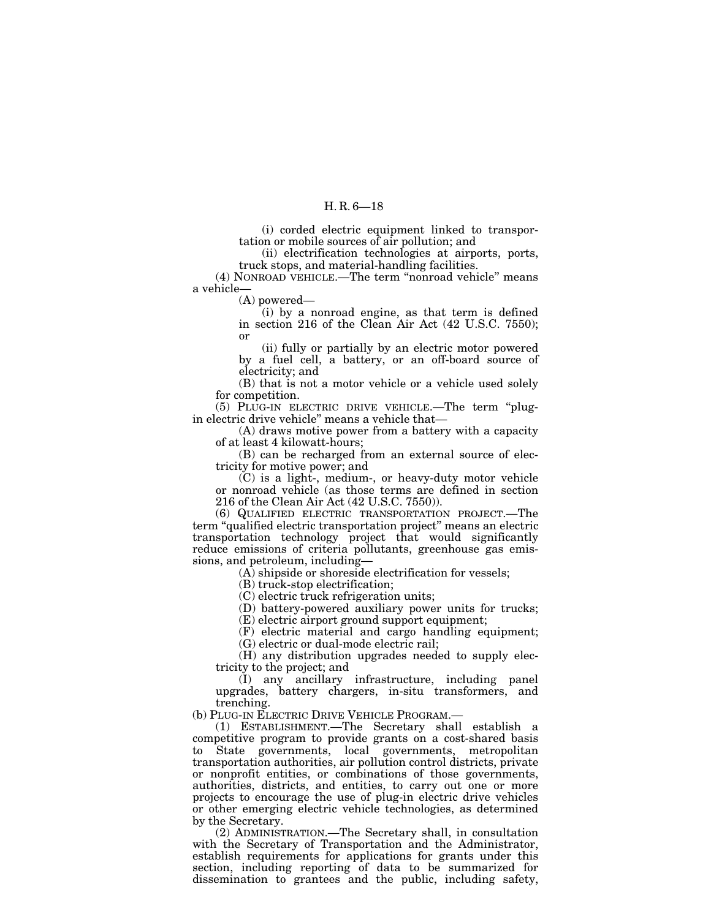(i) corded electric equipment linked to transportation or mobile sources of air pollution; and

(ii) electrification technologies at airports, ports, truck stops, and material-handling facilities.

(4) NONROAD VEHICLE.—The term "nonroad vehicle" means a vehicle—

(A) powered—

(i) by a nonroad engine, as that term is defined in section 216 of the Clean Air Act (42 U.S.C. 7550); or

(ii) fully or partially by an electric motor powered by a fuel cell, a battery, or an off-board source of electricity; and

(B) that is not a motor vehicle or a vehicle used solely for competition.

(5) PLUG-IN ELECTRIC DRIVE VEHICLE.—The term "plug-in electric drive vehicle" means a vehicle that—

(A) draws motive power from a battery with a capacity of at least 4 kilowatt-hours;

(B) can be recharged from an external source of electricity for motive power; and

(C) is a light-, medium-, or heavy-duty motor vehicle or nonroad vehicle (as those terms are defined in section 216 of the Clean Air Act (42 U.S.C. 7550)).

(6) QUALIFIED ELECTRIC TRANSPORTATION PROJECT.—The term "qualified electric transportation project" means an electric transportation technology project that would significantly reduce emissions of criteria pollutants, greenhouse gas emissions, and petroleum, including—

(A) shipside or shoreside electrification for vessels;

(B) truck-stop electrification;

(C) electric truck refrigeration units;

(D) battery-powered auxiliary power units for trucks;

(E) electric airport ground support equipment;

(F) electric material and cargo handling equipment;

(G) electric or dual-mode electric rail;

(H) any distribution upgrades needed to supply electricity to the project; and

(I) any ancillary infrastructure, including panel upgrades, battery chargers, in-situ transformers, and trenching.

(b) PLUG-IN ELECTRIC DRIVE VEHICLE PROGRAM.—

(1) ESTABLISHMENT.—The Secretary shall establish a competitive program to provide grants on a cost-shared basis to State governments, local governments, metropolitan transportation authorities, air pollution control districts, private or nonprofit entities, or combinations of those governments, authorities, districts, and entities, to carry out one or more projects to encourage the use of plug-in electric drive vehicles or other emerging electric vehicle technologies, as determined by the Secretary.

(2) ADMINISTRATION.—The Secretary shall, in consultation with the Secretary of Transportation and the Administrator, establish requirements for applications for grants under this section, including reporting of data to be summarized for dissemination to grantees and the public, including safety,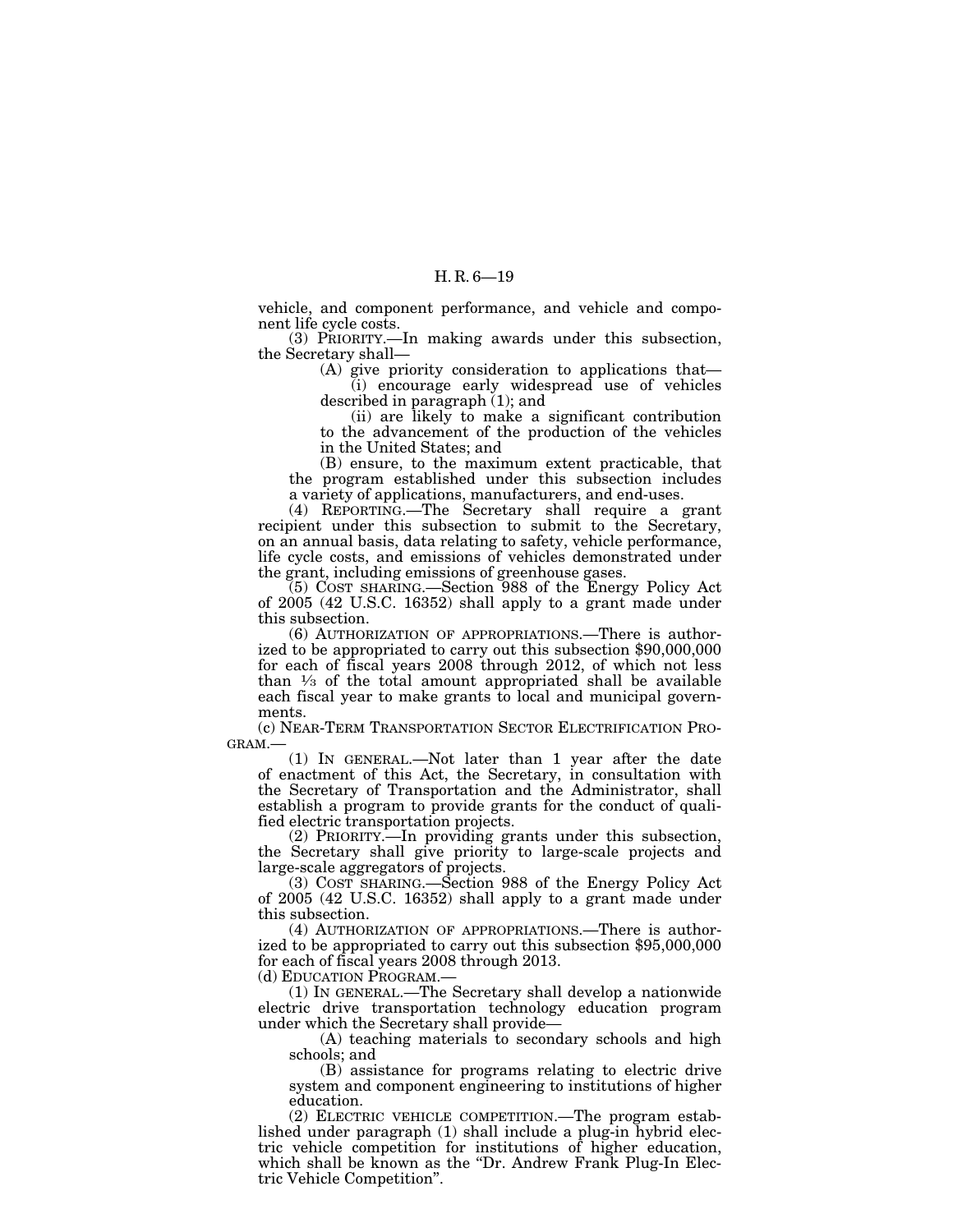vehicle, and component performance, and vehicle and component life cycle costs.

(3) PRIORITY.—In making awards under this subsection, the Secretary shall—

(A) give priority consideration to applications that—

(i) encourage early widespread use of vehicles described in paragraph (1); and

(ii) are likely to make a significant contribution to the advancement of the production of the vehicles in the United States; and

(B) ensure, to the maximum extent practicable, that the program established under this subsection includes a variety of applications, manufacturers, and end-uses.

(4) REPORTING.—The Secretary shall require a grant recipient under this subsection to submit to the Secretary, on an annual basis, data relating to safety, vehicle performance, life cycle costs, and emissions of vehicles demonstrated under the grant, including emissions of greenhouse gases.

(5) COST SHARING.—Section 988 of the Energy Policy Act of 2005 (42 U.S.C. 16352) shall apply to a grant made under this subsection.

(6) AUTHORIZATION OF APPROPRIATIONS.—There is authorized to be appropriated to carry out this subsection $90,000,000 for each of fiscal years 2008 through 2012, of which not less than ⅓ of the total amount appropriated shall be available each fiscal year to make grants to local and municipal governments.

(c) NEAR-TERM TRANSPORTATION SECTOR ELECTRIFICATION PROGRAM.—

(1) IN GENERAL.—Not later than 1 year after the date of enactment of this Act, the Secretary, in consultation with the Secretary of Transportation and the Administrator, shall establish a program to provide grants for the conduct of qualified electric transportation projects.

(2) PRIORITY.—In providing grants under this subsection, the Secretary shall give priority to large-scale projects and large-scale aggregators of projects.

(3) COST SHARING.—Section 988 of the Energy Policy Act of 2005 (42 U.S.C. 16352) shall apply to a grant made under this subsection.

(4) AUTHORIZATION OF APPROPRIATIONS.—There is authorized to be appropriated to carry out this subsection $95,000,000 for each of fiscal years 2008 through 2013.

(d) EDUCATION PROGRAM.—

(1) IN GENERAL.—The Secretary shall develop a nationwide electric drive transportation technology education program under which the Secretary shall provide—

(A) teaching materials to secondary schools and high schools; and

(B) assistance for programs relating to electric drive system and component engineering to institutions of higher education.

(2) ELECTRIC VEHICLE COMPETITION.—The program established under paragraph (1) shall include a plug-in hybrid electric vehicle competition for institutions of higher education, which shall be known as the "Dr. Andrew Frank Plug-In Electric Vehicle Competition".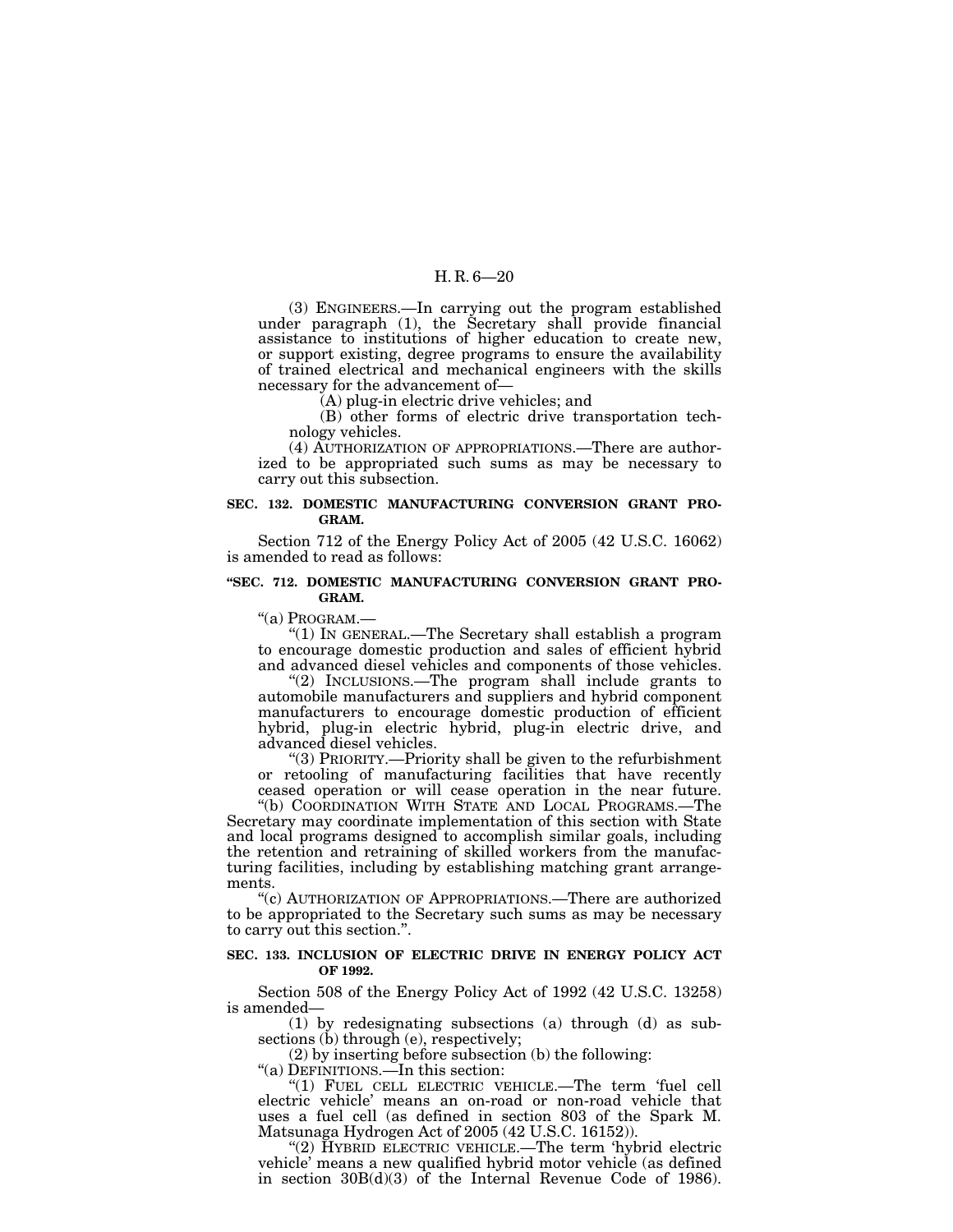(3) ENGINEERS.—In carrying out the program established under paragraph (1), the Secretary shall provide financial assistance to institutions of higher education to create new, or support existing, degree programs to ensure the availability of trained electrical and mechanical engineers with the skills necessary for the advancement of—

(A) plug-in electric drive vehicles; and

(B) other forms of electric drive transportation technology vehicles.

(4) AUTHORIZATION OF APPROPRIATIONS.—There are authorized to be appropriated such sums as may be necessary to carry out this subsection.

**SEC. 132. DOMESTIC MANUFACTURING CONVERSION GRANT PROGRAM.**

Section 712 of the Energy Policy Act of 2005 (42 U.S.C. 16062) is amended to read as follows:

**"SEC. 712. DOMESTIC MANUFACTURING CONVERSION GRANT PROGRAM.**

"(a) PROGRAM.—

"(1) IN GENERAL.—The Secretary shall establish a program to encourage domestic production and sales of efficient hybrid and advanced diesel vehicles and components of those vehicles.

"(2) INCLUSIONS.—The program shall include grants to automobile manufacturers and suppliers and hybrid component manufacturers to encourage domestic production of efficient hybrid, plug-in electric hybrid, plug-in electric drive, and advanced diesel vehicles.

"(3) PRIORITY.—Priority shall be given to the refurbishment or retooling of manufacturing facilities that have recently ceased operation or will cease operation in the near future.

"(b) COORDINATION WITH STATE AND LOCAL PROGRAMS.—The Secretary may coordinate implementation of this section with State and local programs designed to accomplish similar goals, including the retention and retraining of skilled workers from the manufacturing facilities, including by establishing matching grant arrangements.

"(c) AUTHORIZATION OF APPROPRIATIONS.—There are authorized to be appropriated to the Secretary such sums as may be necessary to carry out this section.".

**SEC. 133. INCLUSION OF ELECTRIC DRIVE IN ENERGY POLICY ACT OF 1992.**

Section 508 of the Energy Policy Act of 1992 (42 U.S.C. 13258) is amended—

(1) by redesignating subsections (a) through (d) as subsections (b) through (e), respectively;

(2) by inserting before subsection (b) the following:

"(a) DEFINITIONS.—In this section:

"(1) FUEL CELL ELECTRIC VEHICLE.—The term 'fuel cell electric vehicle' means an on-road or non-road vehicle that uses a fuel cell (as defined in section 803 of the Spark M. Matsunaga Hydrogen Act of 2005 (42 U.S.C. 16152)).

"(2) HYBRID ELECTRIC VEHICLE.—The term 'hybrid electric vehicle' means a new qualified hybrid motor vehicle (as defined in section 30B(d)(3) of the Internal Revenue Code of 1986).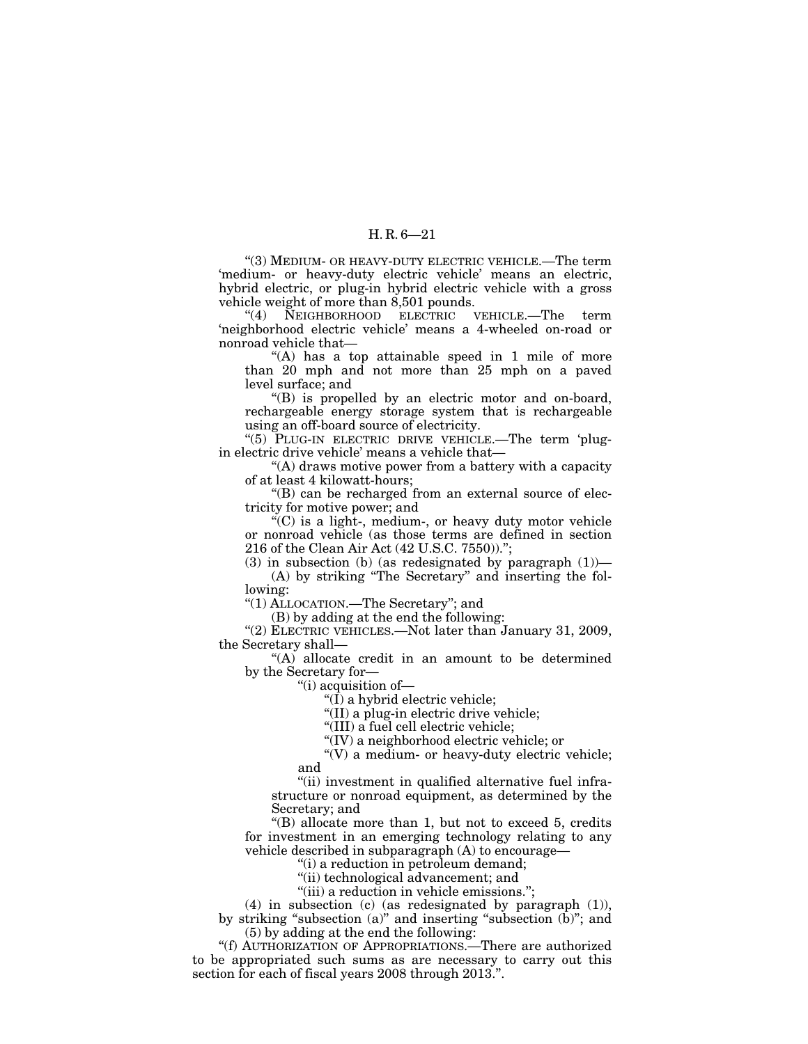"(3) MEDIUM- OR HEAVY-DUTY ELECTRIC VEHICLE.—The term 'medium- or heavy-duty electric vehicle' means an electric, hybrid electric, or plug-in hybrid electric vehicle with a gross vehicle weight of more than 8,501 pounds.

"(4) NEIGHBORHOOD ELECTRIC VEHICLE.—The term 'neighborhood electric vehicle' means a 4-wheeled on-road or nonroad vehicle that—

"(A) has a top attainable speed in 1 mile of more than 20 mph and not more than 25 mph on a paved level surface; and

"(B) is propelled by an electric motor and on-board, rechargeable energy storage system that is rechargeable using an off-board source of electricity.

"(5) PLUG-IN ELECTRIC DRIVE VEHICLE.—The term 'plug-in electric drive vehicle' means a vehicle that—

"(A) draws motive power from a battery with a capacity of at least 4 kilowatt-hours;

"(B) can be recharged from an external source of electricity for motive power; and

"(C) is a light-, medium-, or heavy duty motor vehicle or nonroad vehicle (as those terms are defined in section 216 of the Clean Air Act (42 U.S.C. 7550)).";

(3) in subsection (b) (as redesignated by paragraph (1))—

(A) by striking "The Secretary" and inserting the following:

"(1) ALLOCATION.—The Secretary"; and

(B) by adding at the end the following:

"(2) ELECTRIC VEHICLES.—Not later than January 31, 2009, the Secretary shall—

"(A) allocate credit in an amount to be determined by the Secretary for—

"(i) acquisition of—

"(I) a hybrid electric vehicle;

"(II) a plug-in electric drive vehicle;

"(III) a fuel cell electric vehicle;

"(IV) a neighborhood electric vehicle; or

"(V) a medium- or heavy-duty electric vehicle; and

"(ii) investment in qualified alternative fuel infrastructure or nonroad equipment, as determined by the Secretary; and

"(B) allocate more than 1, but not to exceed 5, credits for investment in an emerging technology relating to any vehicle described in subparagraph (A) to encourage—

"(i) a reduction in petroleum demand;

"(ii) technological advancement; and

"(iii) a reduction in vehicle emissions.";

(4) in subsection (c) (as redesignated by paragraph (1)), by striking "subsection (a)" and inserting "subsection (b)"; and

(5) by adding at the end the following:

"(f) AUTHORIZATION OF APPROPRIATIONS.—There are authorized to be appropriated such sums as are necessary to carry out this section for each of fiscal years 2008 through 2013.".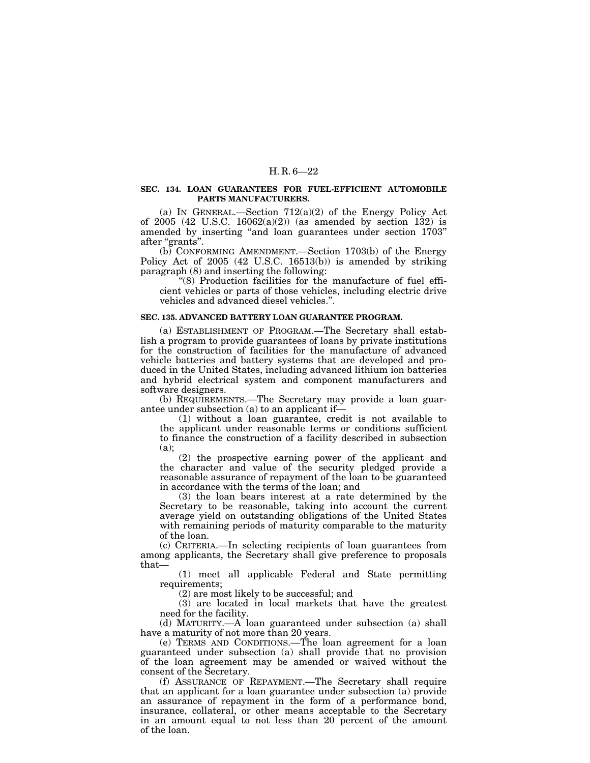**SEC. 134. LOAN GUARANTEES FOR FUEL-EFFICIENT AUTOMOBILE PARTS MANUFACTURERS.**

(a) IN GENERAL.—Section 712(a)(2) of the Energy Policy Act of 2005 (42 U.S.C. 16062(a)(2)) (as amended by section 132) is amended by inserting "and loan guarantees under section 1703" after "grants".

(b) CONFORMING AMENDMENT.—Section 1703(b) of the Energy Policy Act of 2005 (42 U.S.C. 16513(b)) is amended by striking paragraph (8) and inserting the following:

"(8) Production facilities for the manufacture of fuel efficient vehicles or parts of those vehicles, including electric drive vehicles and advanced diesel vehicles.".

**SEC. 135. ADVANCED BATTERY LOAN GUARANTEE PROGRAM.**

(a) ESTABLISHMENT OF PROGRAM.—The Secretary shall establish a program to provide guarantees of loans by private institutions for the construction of facilities for the manufacture of advanced vehicle batteries and battery systems that are developed and produced in the United States, including advanced lithium ion batteries and hybrid electrical system and component manufacturers and software designers.

(b) REQUIREMENTS.—The Secretary may provide a loan guarantee under subsection (a) to an applicant if—

(1) without a loan guarantee, credit is not available to the applicant under reasonable terms or conditions sufficient to finance the construction of a facility described in subsection (a);

(2) the prospective earning power of the applicant and the character and value of the security pledged provide a reasonable assurance of repayment of the loan to be guaranteed in accordance with the terms of the loan; and

(3) the loan bears interest at a rate determined by the Secretary to be reasonable, taking into account the current average yield on outstanding obligations of the United States with remaining periods of maturity comparable to the maturity of the loan.

(c) CRITERIA.—In selecting recipients of loan guarantees from among applicants, the Secretary shall give preference to proposals that—

(1) meet all applicable Federal and State permitting requirements;

(2) are most likely to be successful; and

(3) are located in local markets that have the greatest need for the facility.

(d) MATURITY.—A loan guaranteed under subsection (a) shall have a maturity of not more than 20 years.

(e) TERMS AND CONDITIONS.—The loan agreement for a loan guaranteed under subsection (a) shall provide that no provision of the loan agreement may be amended or waived without the consent of the Secretary.

(f) ASSURANCE OF REPAYMENT.—The Secretary shall require that an applicant for a loan guarantee under subsection (a) provide an assurance of repayment in the form of a performance bond, insurance, collateral, or other means acceptable to the Secretary in an amount equal to not less than 20 percent of the amount of the loan.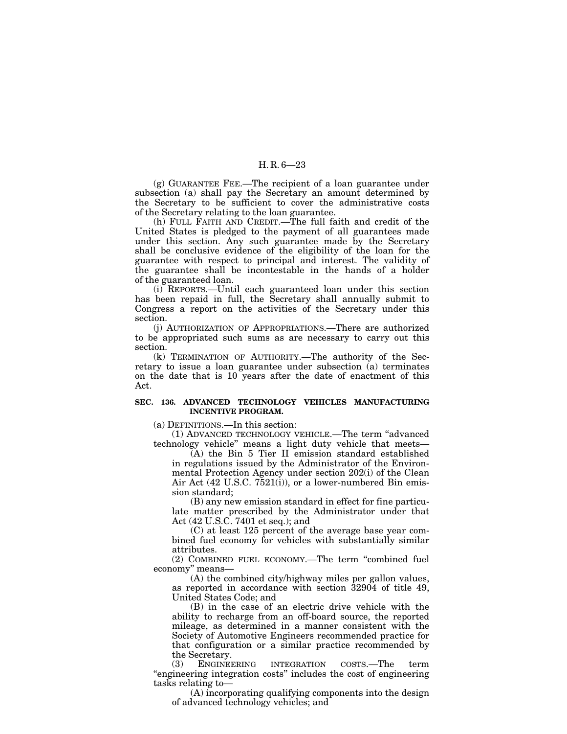(g) GUARANTEE FEE.—The recipient of a loan guarantee under subsection (a) shall pay the Secretary an amount determined by the Secretary to be sufficient to cover the administrative costs of the Secretary relating to the loan guarantee.

(h) FULL FAITH AND CREDIT.—The full faith and credit of the United States is pledged to the payment of all guarantees made under this section. Any such guarantee made by the Secretary shall be conclusive evidence of the eligibility of the loan for the guarantee with respect to principal and interest. The validity of the guarantee shall be incontestable in the hands of a holder of the guaranteed loan.

(i) REPORTS.—Until each guaranteed loan under this section has been repaid in full, the Secretary shall annually submit to Congress a report on the activities of the Secretary under this section.

(j) AUTHORIZATION OF APPROPRIATIONS.—There are authorized to be appropriated such sums as are necessary to carry out this section.

(k) TERMINATION OF AUTHORITY.—The authority of the Secretary to issue a loan guarantee under subsection (a) terminates on the date that is 10 years after the date of enactment of this Act.

**SEC. 136. ADVANCED TECHNOLOGY VEHICLES MANUFACTURING INCENTIVE PROGRAM.**

(a) DEFINITIONS.—In this section:

(1) ADVANCED TECHNOLOGY VEHICLE.—The term "advanced technology vehicle" means a light duty vehicle that meets—

(A) the Bin 5 Tier II emission standard established in regulations issued by the Administrator of the Environmental Protection Agency under section 202(i) of the Clean Air Act (42 U.S.C. 7521(i)), or a lower-numbered Bin emission standard;

(B) any new emission standard in effect for fine particulate matter prescribed by the Administrator under that Act (42 U.S.C. 7401 et seq.); and

(C) at least 125 percent of the average base year combined fuel economy for vehicles with substantially similar attributes.

(2) COMBINED FUEL ECONOMY.—The term "combined fuel economy" means—

(A) the combined city/highway miles per gallon values, as reported in accordance with section 32904 of title 49, United States Code; and

(B) in the case of an electric drive vehicle with the ability to recharge from an off-board source, the reported mileage, as determined in a manner consistent with the Society of Automotive Engineers recommended practice for that configuration or a similar practice recommended by the Secretary.

(3) ENGINEERING INTEGRATION COSTS.—The term "engineering integration costs" includes the cost of engineering tasks relating to—

(A) incorporating qualifying components into the design of advanced technology vehicles; and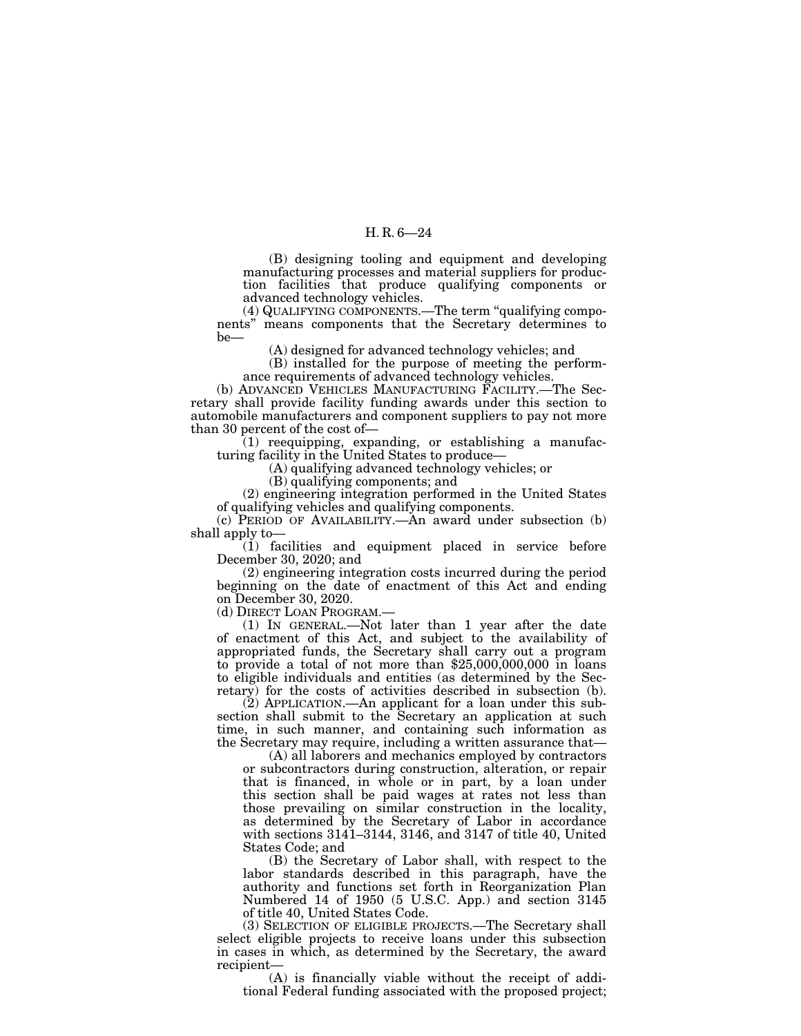(B) designing tooling and equipment and developing manufacturing processes and material suppliers for production facilities that produce qualifying components or advanced technology vehicles.

(4) QUALIFYING COMPONENTS.—The term "qualifying components" means components that the Secretary determines to be—

(A) designed for advanced technology vehicles; and

(B) installed for the purpose of meeting the performance requirements of advanced technology vehicles.

(b) ADVANCED VEHICLES MANUFACTURING FACILITY.—The Secretary shall provide facility funding awards under this section to automobile manufacturers and component suppliers to pay not more than 30 percent of the cost of—

(1) reequipping, expanding, or establishing a manufacturing facility in the United States to produce—

(A) qualifying advanced technology vehicles; or

(B) qualifying components; and

(2) engineering integration performed in the United States of qualifying vehicles and qualifying components.

(c) PERIOD OF AVAILABILITY.—An award under subsection (b) shall apply to—

(1) facilities and equipment placed in service before December 30, 2020; and

(2) engineering integration costs incurred during the period beginning on the date of enactment of this Act and ending on December 30, 2020.

(d) DIRECT LOAN PROGRAM.—

(1) IN GENERAL.—Not later than 1 year after the date of enactment of this Act, and subject to the availability of appropriated funds, the Secretary shall carry out a program to provide a total of not more than $25,000,000,000 in loans to eligible individuals and entities (as determined by the Secretary) for the costs of activities described in subsection (b).

(2) APPLICATION.—An applicant for a loan under this subsection shall submit to the Secretary an application at such time, in such manner, and containing such information as the Secretary may require, including a written assurance that—

(A) all laborers and mechanics employed by contractors or subcontractors during construction, alteration, or repair that is financed, in whole or in part, by a loan under this section shall be paid wages at rates not less than those prevailing on similar construction in the locality, as determined by the Secretary of Labor in accordance with sections 3141–3144, 3146, and 3147 of title 40, United States Code; and

(B) the Secretary of Labor shall, with respect to the labor standards described in this paragraph, have the authority and functions set forth in Reorganization Plan Numbered 14 of 1950 (5 U.S.C. App.) and section 3145 of title 40, United States Code.

(3) SELECTION OF ELIGIBLE PROJECTS.—The Secretary shall select eligible projects to receive loans under this subsection in cases in which, as determined by the Secretary, the award recipient—

(A) is financially viable without the receipt of additional Federal funding associated with the proposed project;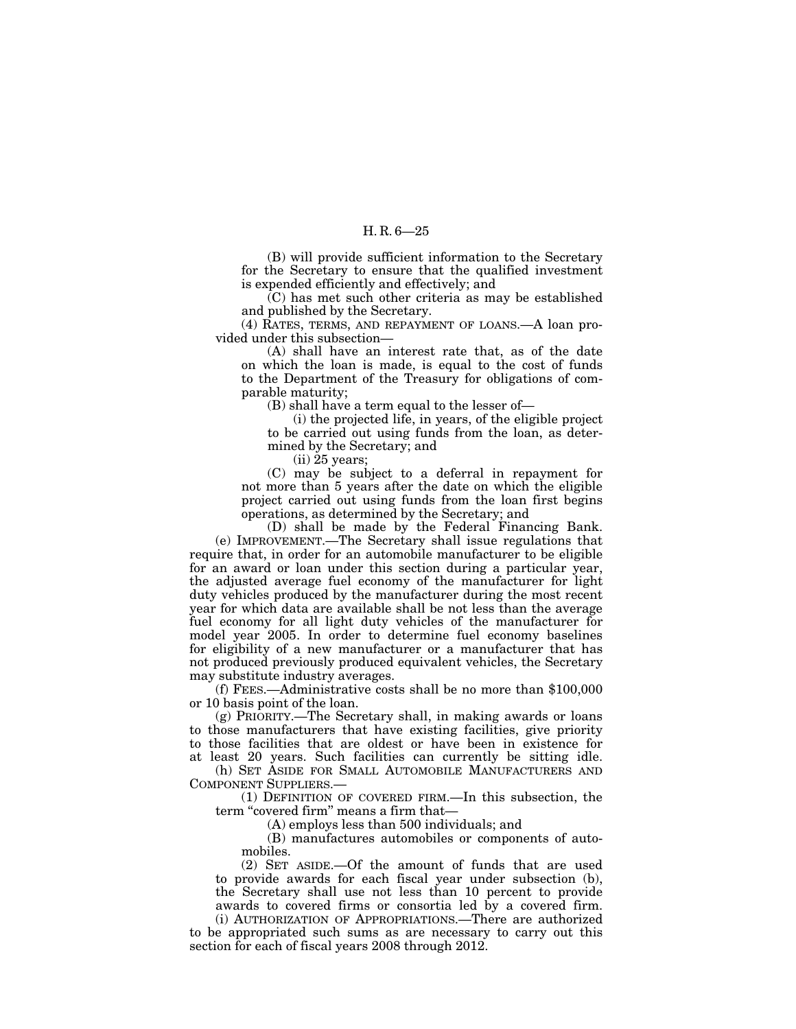(B) will provide sufficient information to the Secretary for the Secretary to ensure that the qualified investment is expended efficiently and effectively; and

(C) has met such other criteria as may be established and published by the Secretary.

(4) RATES, TERMS, AND REPAYMENT OF LOANS.—A loan provided under this subsection—

(A) shall have an interest rate that, as of the date on which the loan is made, is equal to the cost of funds to the Department of the Treasury for obligations of comparable maturity;

(B) shall have a term equal to the lesser of—

(i) the projected life, in years, of the eligible project to be carried out using funds from the loan, as determined by the Secretary; and

(ii) 25 years;

(C) may be subject to a deferral in repayment for not more than 5 years after the date on which the eligible project carried out using funds from the loan first begins operations, as determined by the Secretary; and

(D) shall be made by the Federal Financing Bank.

(e) IMPROVEMENT.—The Secretary shall issue regulations that require that, in order for an automobile manufacturer to be eligible for an award or loan under this section during a particular year, the adjusted average fuel economy of the manufacturer for light duty vehicles produced by the manufacturer during the most recent year for which data are available shall be not less than the average fuel economy for all light duty vehicles of the manufacturer for model year 2005. In order to determine fuel economy baselines for eligibility of a new manufacturer or a manufacturer that has not produced previously produced equivalent vehicles, the Secretary may substitute industry averages.

(f) FEES.—Administrative costs shall be no more than $100,000 or 10 basis point of the loan.

(g) PRIORITY.—The Secretary shall, in making awards or loans to those manufacturers that have existing facilities, give priority to those facilities that are oldest or have been in existence for at least 20 years. Such facilities can currently be sitting idle.

(h) SET ASIDE FOR SMALL AUTOMOBILE MANUFACTURERS AND COMPONENT SUPPLIERS.—

(1) DEFINITION OF COVERED FIRM.—In this subsection, the term "covered firm" means a firm that—

(A) employs less than 500 individuals; and

(B) manufactures automobiles or components of automobiles.

(2) SET ASIDE.—Of the amount of funds that are used to provide awards for each fiscal year under subsection (b), the Secretary shall use not less than 10 percent to provide awards to covered firms or consortia led by a covered firm.

(i) AUTHORIZATION OF APPROPRIATIONS.—There are authorized to be appropriated such sums as are necessary to carry out this section for each of fiscal years 2008 through 2012.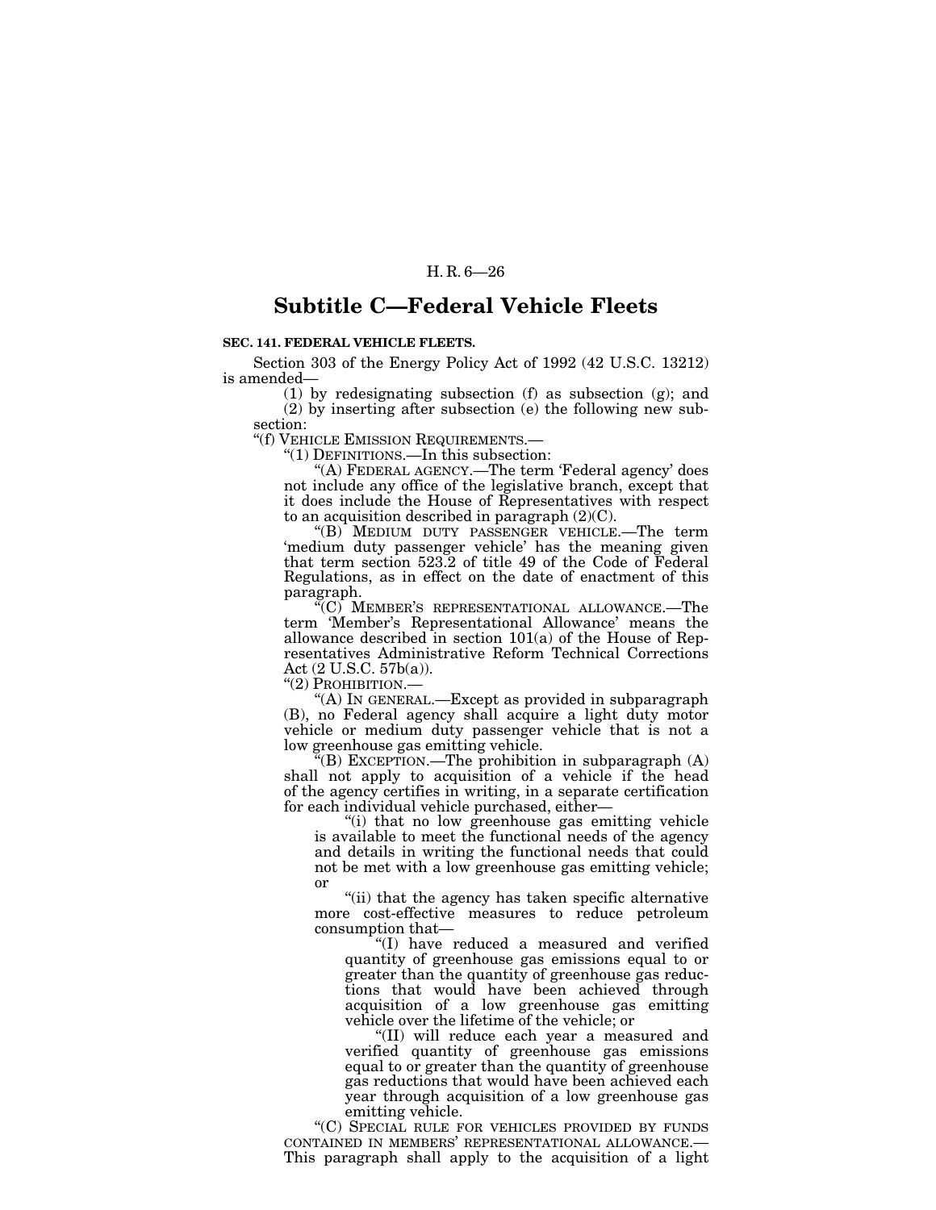## Subtitle C—Federal Vehicle Fleets

**SEC. 141. FEDERAL VEHICLE FLEETS.**

Section 303 of the Energy Policy Act of 1992 (42 U.S.C. 13212) is amended—

(1) by redesignating subsection (f) as subsection (g); and

(2) by inserting after subsection (e) the following new subsection:

"(f) VEHICLE EMISSION REQUIREMENTS.—

"(1) DEFINITIONS.—In this subsection:

"(A) FEDERAL AGENCY.—The term 'Federal agency' does not include any office of the legislative branch, except that it does include the House of Representatives with respect to an acquisition described in paragraph (2)(C).

"(B) MEDIUM DUTY PASSENGER VEHICLE.—The term 'medium duty passenger vehicle' has the meaning given that term section 523.2 of title 49 of the Code of Federal Regulations, as in effect on the date of enactment of this paragraph.

"(C) MEMBER'S REPRESENTATIONAL ALLOWANCE.—The term 'Member's Representational Allowance' means the allowance described in section 101(a) of the House of Representatives Administrative Reform Technical Corrections Act (2 U.S.C. 57b(a)).

"(2) PROHIBITION.—

"(A) IN GENERAL.—Except as provided in subparagraph (B), no Federal agency shall acquire a light duty motor vehicle or medium duty passenger vehicle that is not a low greenhouse gas emitting vehicle.

"(B) EXCEPTION.—The prohibition in subparagraph (A) shall not apply to acquisition of a vehicle if the head of the agency certifies in writing, in a separate certification for each individual vehicle purchased, either—

"(i) that no low greenhouse gas emitting vehicle is available to meet the functional needs of the agency and details in writing the functional needs that could not be met with a low greenhouse gas emitting vehicle; or

"(ii) that the agency has taken specific alternative more cost-effective measures to reduce petroleum consumption that—

"(I) have reduced a measured and verified quantity of greenhouse gas emissions equal to or greater than the quantity of greenhouse gas reductions that would have been achieved through acquisition of a low greenhouse gas emitting vehicle over the lifetime of the vehicle; or

"(II) will reduce each year a measured and verified quantity of greenhouse gas emissions equal to or greater than the quantity of greenhouse gas reductions that would have been achieved each year through acquisition of a low greenhouse gas emitting vehicle.

"(C) SPECIAL RULE FOR VEHICLES PROVIDED BY FUNDS CONTAINED IN MEMBERS' REPRESENTATIONAL ALLOWANCE.— This paragraph shall apply to the acquisition of a light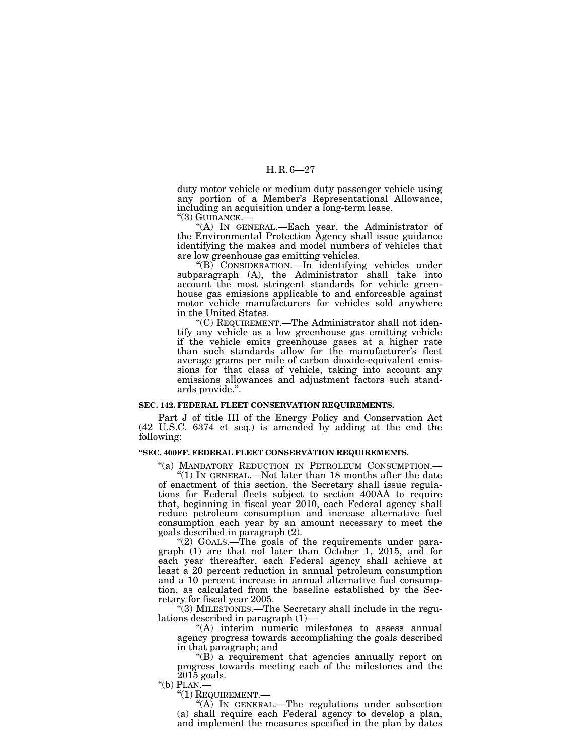duty motor vehicle or medium duty passenger vehicle using any portion of a Member's Representational Allowance, including an acquisition under a long-term lease.

"(3) GUIDANCE.—

"(A) IN GENERAL.—Each year, the Administrator of the Environmental Protection Agency shall issue guidance identifying the makes and model numbers of vehicles that are low greenhouse gas emitting vehicles.

"(B) CONSIDERATION.—In identifying vehicles under subparagraph (A), the Administrator shall take into account the most stringent standards for vehicle greenhouse gas emissions applicable to and enforceable against motor vehicle manufacturers for vehicles sold anywhere in the United States.

"(C) REQUIREMENT.—The Administrator shall not identify any vehicle as a low greenhouse gas emitting vehicle if the vehicle emits greenhouse gases at a higher rate than such standards allow for the manufacturer's fleet average grams per mile of carbon dioxide-equivalent emissions for that class of vehicle, taking into account any emissions allowances and adjustment factors such standards provide.".

**SEC. 142. FEDERAL FLEET CONSERVATION REQUIREMENTS.**

Part J of title III of the Energy Policy and Conservation Act (42 U.S.C. 6374 et seq.) is amended by adding at the end the following:

**"SEC. 400FF. FEDERAL FLEET CONSERVATION REQUIREMENTS.**

"(a) MANDATORY REDUCTION IN PETROLEUM CONSUMPTION.—

"(1) IN GENERAL.—Not later than 18 months after the date of enactment of this section, the Secretary shall issue regulations for Federal fleets subject to section 400AA to require that, beginning in fiscal year 2010, each Federal agency shall reduce petroleum consumption and increase alternative fuel consumption each year by an amount necessary to meet the goals described in paragraph (2).

"(2) GOALS.—The goals of the requirements under paragraph (1) are that not later than October 1, 2015, and for each year thereafter, each Federal agency shall achieve at least a 20 percent reduction in annual petroleum consumption and a 10 percent increase in annual alternative fuel consumption, as calculated from the baseline established by the Secretary for fiscal year 2005.

"(3) MILESTONES.—The Secretary shall include in the regulations described in paragraph (1)—

"(A) interim numeric milestones to assess annual agency progress towards accomplishing the goals described in that paragraph; and

"(B) a requirement that agencies annually report on progress towards meeting each of the milestones and the 2015 goals.

"(b) PLAN.—

"(1) REQUIREMENT.—

"(A) IN GENERAL.—The regulations under subsection (a) shall require each Federal agency to develop a plan, and implement the measures specified in the plan by dates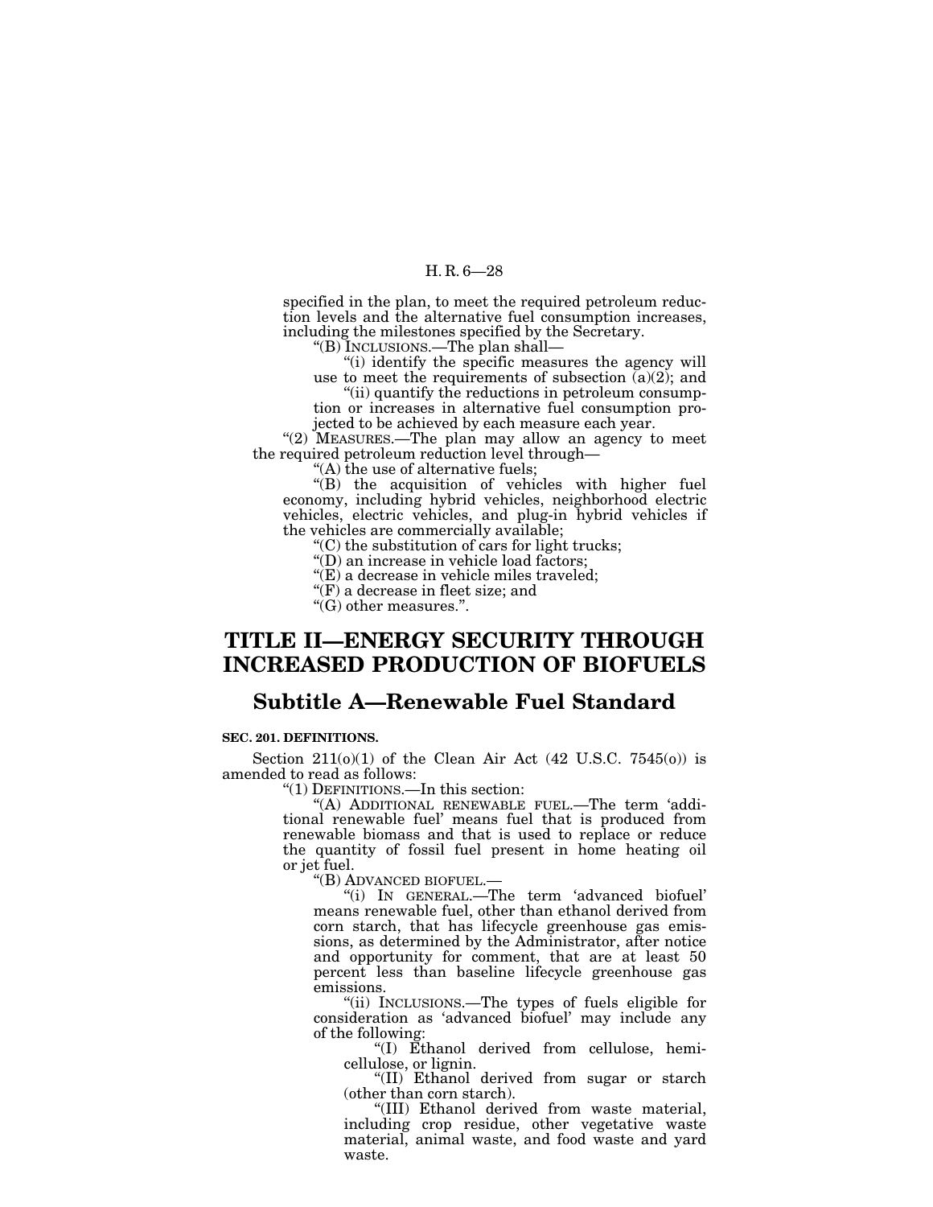specified in the plan, to meet the required petroleum reduction levels and the alternative fuel consumption increases, including the milestones specified by the Secretary.

"(B) INCLUSIONS.—The plan shall—

"(i) identify the specific measures the agency will use to meet the requirements of subsection (a)(2); and

"(ii) quantify the reductions in petroleum consumption or increases in alternative fuel consumption projected to be achieved by each measure each year.

"(2) MEASURES.—The plan may allow an agency to meet the required petroleum reduction level through—

"(A) the use of alternative fuels;

"(B) the acquisition of vehicles with higher fuel economy, including hybrid vehicles, neighborhood electric vehicles, electric vehicles, and plug-in hybrid vehicles if the vehicles are commercially available;

"(C) the substitution of cars for light trucks;

"(D) an increase in vehicle load factors;

"(E) a decrease in vehicle miles traveled;

"(F) a decrease in fleet size; and

"(G) other measures.".

# TITLE II—ENERGY SECURITY THROUGH INCREASED PRODUCTION OF BIOFUELS

## Subtitle A—Renewable Fuel Standard

**SEC. 201. DEFINITIONS.**

Section 211(o)(1) of the Clean Air Act (42 U.S.C. 7545(o)) is amended to read as follows:

"(1) DEFINITIONS.—In this section:

"(A) ADDITIONAL RENEWABLE FUEL.—The term 'additional renewable fuel' means fuel that is produced from renewable biomass and that is used to replace or reduce the quantity of fossil fuel present in home heating oil or jet fuel.

"(B) ADVANCED BIOFUEL.—

"(i) IN GENERAL.—The term 'advanced biofuel' means renewable fuel, other than ethanol derived from corn starch, that has lifecycle greenhouse gas emissions, as determined by the Administrator, after notice and opportunity for comment, that are at least 50 percent less than baseline lifecycle greenhouse gas emissions.

"(ii) INCLUSIONS.—The types of fuels eligible for consideration as 'advanced biofuel' may include any of the following:

"(I) Ethanol derived from cellulose, hemicellulose, or lignin.

"(II) Ethanol derived from sugar or starch (other than corn starch).

"(III) Ethanol derived from waste material, including crop residue, other vegetative waste material, animal waste, and food waste and yard waste.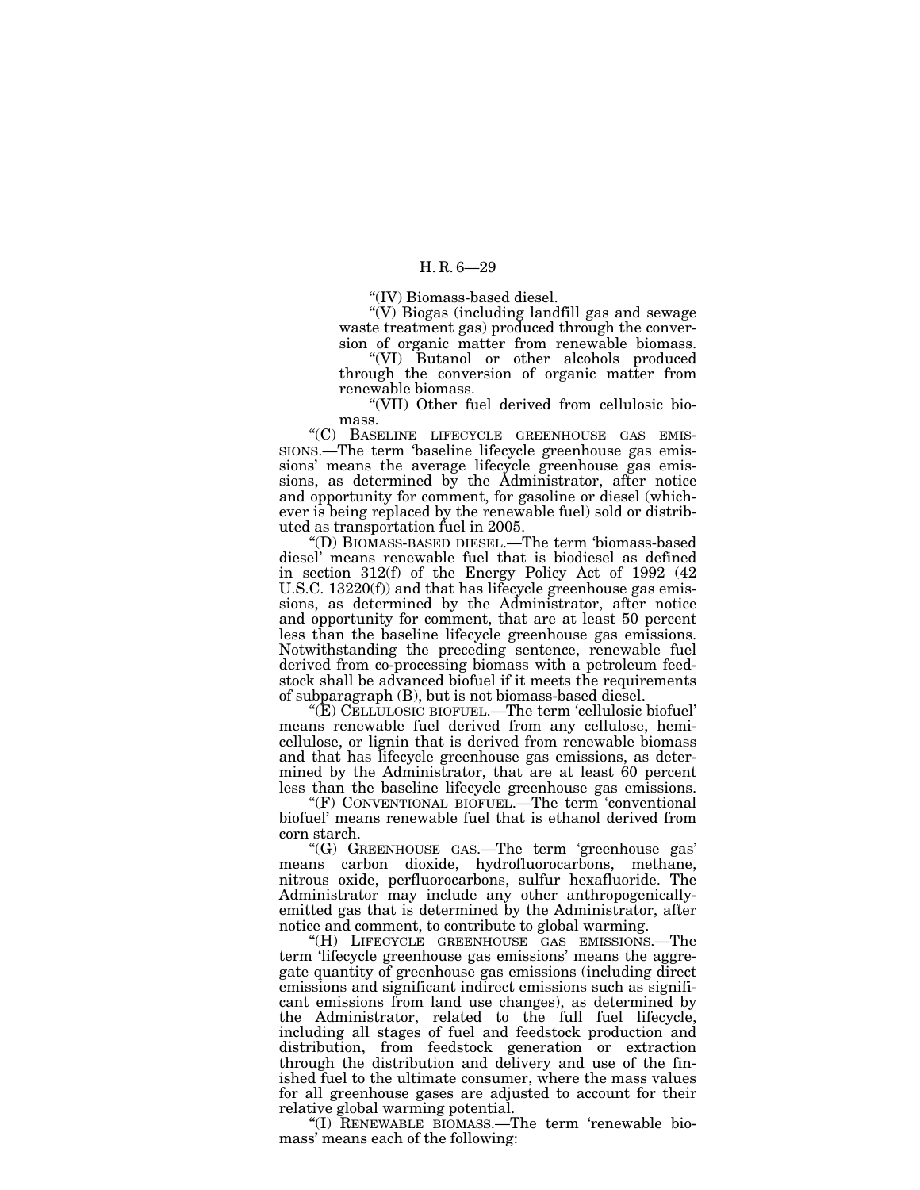"(IV) Biomass-based diesel.

"(V) Biogas (including landfill gas and sewage waste treatment gas) produced through the conversion of organic matter from renewable biomass.

"(VI) Butanol or other alcohols produced through the conversion of organic matter from renewable biomass.

"(VII) Other fuel derived from cellulosic biomass.

"(C) BASELINE LIFECYCLE GREENHOUSE GAS EMISSIONS.—The term 'baseline lifecycle greenhouse gas emissions' means the average lifecycle greenhouse gas emissions, as determined by the Administrator, after notice and opportunity for comment, for gasoline or diesel (whichever is being replaced by the renewable fuel) sold or distributed as transportation fuel in 2005.

"(D) BIOMASS-BASED DIESEL.—The term 'biomass-based diesel' means renewable fuel that is biodiesel as defined in section 312(f) of the Energy Policy Act of 1992 (42 U.S.C. 13220(f)) and that has lifecycle greenhouse gas emissions, as determined by the Administrator, after notice and opportunity for comment, that are at least 50 percent less than the baseline lifecycle greenhouse gas emissions. Notwithstanding the preceding sentence, renewable fuel derived from co-processing biomass with a petroleum feedstock shall be advanced biofuel if it meets the requirements of subparagraph (B), but is not biomass-based diesel.

"(E) CELLULOSIC BIOFUEL.—The term 'cellulosic biofuel' means renewable fuel derived from any cellulose, hemicellulose, or lignin that is derived from renewable biomass and that has lifecycle greenhouse gas emissions, as determined by the Administrator, that are at least 60 percent less than the baseline lifecycle greenhouse gas emissions.

"(F) CONVENTIONAL BIOFUEL.—The term 'conventional biofuel' means renewable fuel that is ethanol derived from corn starch.

"(G) GREENHOUSE GAS.—The term 'greenhouse gas' means carbon dioxide, hydrofluorocarbons, methane, nitrous oxide, perfluorocarbons, sulfur hexafluoride. The Administrator may include any other anthropogenically-emitted gas that is determined by the Administrator, after notice and comment, to contribute to global warming.

"(H) LIFECYCLE GREENHOUSE GAS EMISSIONS.—The term 'lifecycle greenhouse gas emissions' means the aggregate quantity of greenhouse gas emissions (including direct emissions and significant indirect emissions such as significant emissions from land use changes), as determined by the Administrator, related to the full fuel lifecycle, including all stages of fuel and feedstock production and distribution, from feedstock generation or extraction through the distribution and delivery and use of the finished fuel to the ultimate consumer, where the mass values for all greenhouse gases are adjusted to account for their relative global warming potential.

"(I) RENEWABLE BIOMASS.—The term 'renewable biomass' means each of the following: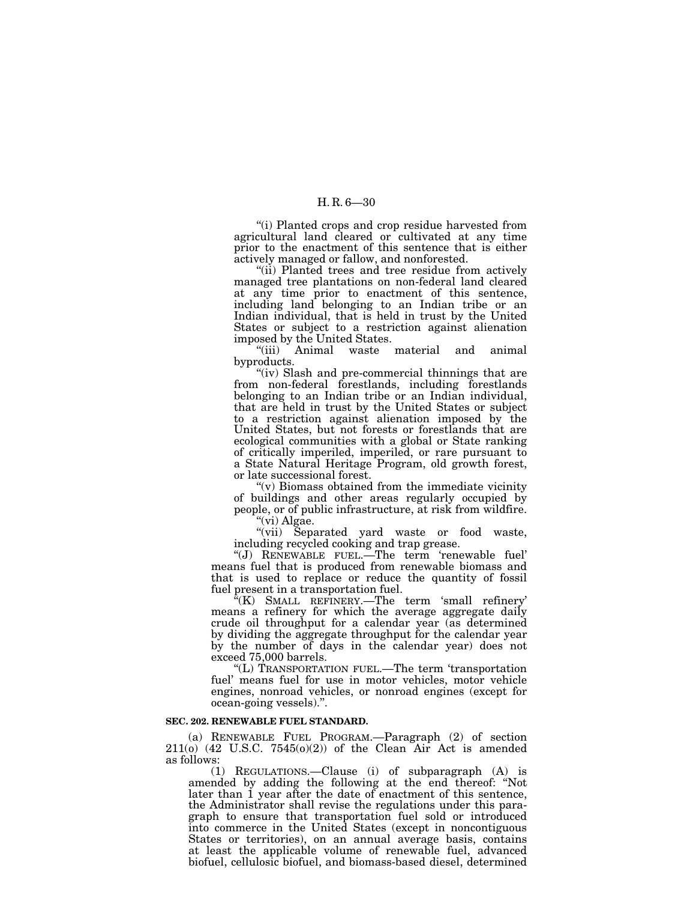"(i) Planted crops and crop residue harvested from agricultural land cleared or cultivated at any time prior to the enactment of this sentence that is either actively managed or fallow, and nonforested.

"(ii) Planted trees and tree residue from actively managed tree plantations on non-federal land cleared at any time prior to enactment of this sentence, including land belonging to an Indian tribe or an Indian individual, that is held in trust by the United States or subject to a restriction against alienation imposed by the United States.

"(iii) Animal waste material and animal byproducts.

"(iv) Slash and pre-commercial thinnings that are from non-federal forestlands, including forestlands belonging to an Indian tribe or an Indian individual, that are held in trust by the United States or subject to a restriction against alienation imposed by the United States, but not forests or forestlands that are ecological communities with a global or State ranking of critically imperiled, imperiled, or rare pursuant to a State Natural Heritage Program, old growth forest, or late successional forest.

"(v) Biomass obtained from the immediate vicinity of buildings and other areas regularly occupied by people, or of public infrastructure, at risk from wildfire.

"(vi) Algae.

"(vii) Separated yard waste or food waste, including recycled cooking and trap grease.

"(J) RENEWABLE FUEL.—The term 'renewable fuel' means fuel that is produced from renewable biomass and that is used to replace or reduce the quantity of fossil fuel present in a transportation fuel.

"(K) SMALL REFINERY.—The term 'small refinery' means a refinery for which the average aggregate daily crude oil throughput for a calendar year (as determined by dividing the aggregate throughput for the calendar year by the number of days in the calendar year) does not exceed 75,000 barrels.

"(L) TRANSPORTATION FUEL.—The term 'transportation fuel' means fuel for use in motor vehicles, motor vehicle engines, nonroad vehicles, or nonroad engines (except for ocean-going vessels).".

**SEC. 202. RENEWABLE FUEL STANDARD.**

(a) RENEWABLE FUEL PROGRAM.—Paragraph (2) of section 211(o) (42 U.S.C. 7545(o)(2)) of the Clean Air Act is amended as follows:

(1) REGULATIONS.—Clause (i) of subparagraph (A) is amended by adding the following at the end thereof: "Not later than 1 year after the date of enactment of this sentence, the Administrator shall revise the regulations under this paragraph to ensure that transportation fuel sold or introduced into commerce in the United States (except in noncontiguous States or territories), on an annual average basis, contains at least the applicable volume of renewable fuel, advanced biofuel, cellulosic biofuel, and biomass-based diesel, determined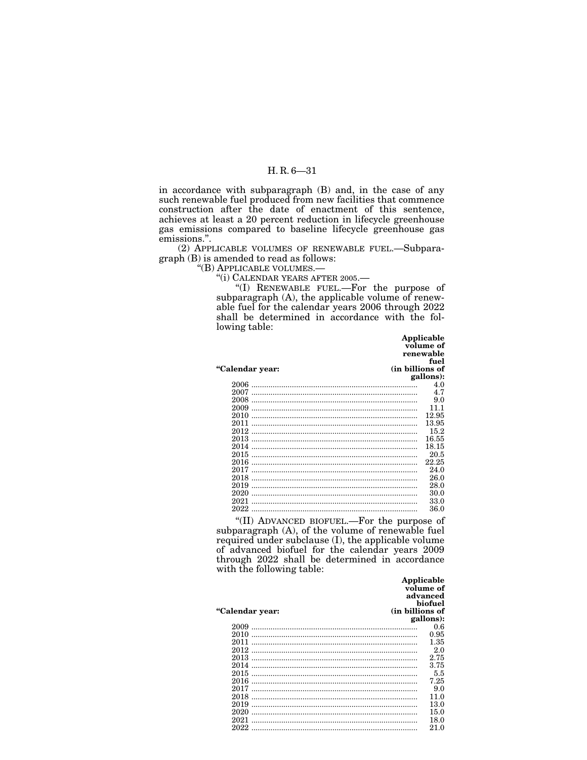in accordance with subparagraph (B) and, in the case of any such renewable fuel produced from new facilities that commence construction after the date of enactment of this sentence, achieves at least a 20 percent reduction in lifecycle greenhouse gas emissions compared to baseline lifecycle greenhouse gas emissions.''.

(2) APPLICABLE VOLUMES OF RENEWABLE FUEL.—Subparagraph (B) is amended to read as follows:

''(B) APPLICABLE VOLUMES.—

''(i) CALENDAR YEARS AFTER 2005.—

''(I) RENEWABLE FUEL.—For the purpose of subparagraph (A), the applicable volume of renewable fuel for the calendar years 2006 through 2022 shall be determined in accordance with the following table:

| ''Calendar year: | Applicable volume of renewable fuel (in billions of gallons): |
|---|---|
| 2006 | 4.0 |
| 2007 | 4.7 |
| 2008 | 9.0 |
| 2009 | 11.1 |
| 2010 | 12.95 |
| 2011 | 13.95 |
| 2012 | 15.2 |
| 2013 | 16.55 |
| 2014 | 18.15 |
| 2015 | 20.5 |
| 2016 | 22.25 |
| 2017 | 24.0 |
| 2018 | 26.0 |
| 2019 | 28.0 |
| 2020 | 30.0 |
| 2021 | 33.0 |
| 2022 | 36.0 |

''(II) ADVANCED BIOFUEL.—For the purpose of subparagraph (A), of the volume of renewable fuel required under subclause (I), the applicable volume of advanced biofuel for the calendar years 2009 through 2022 shall be determined in accordance with the following table:

| ''Calendar year: | Applicable volume of advanced biofuel (in billions of gallons): |
|---|---|
| 2009 | 0.6 |
| 2010 | 0.95 |
| 2011 | 1.35 |
| 2012 | 2.0 |
| 2013 | 2.75 |
| 2014 | 3.75 |
| 2015 | 5.5 |
| 2016 | 7.25 |
| 2017 | 9.0 |
| 2018 | 11.0 |
| 2019 | 13.0 |
| 2020 | 15.0 |
| 2021 | 18.0 |
| 2022 | 21.0 |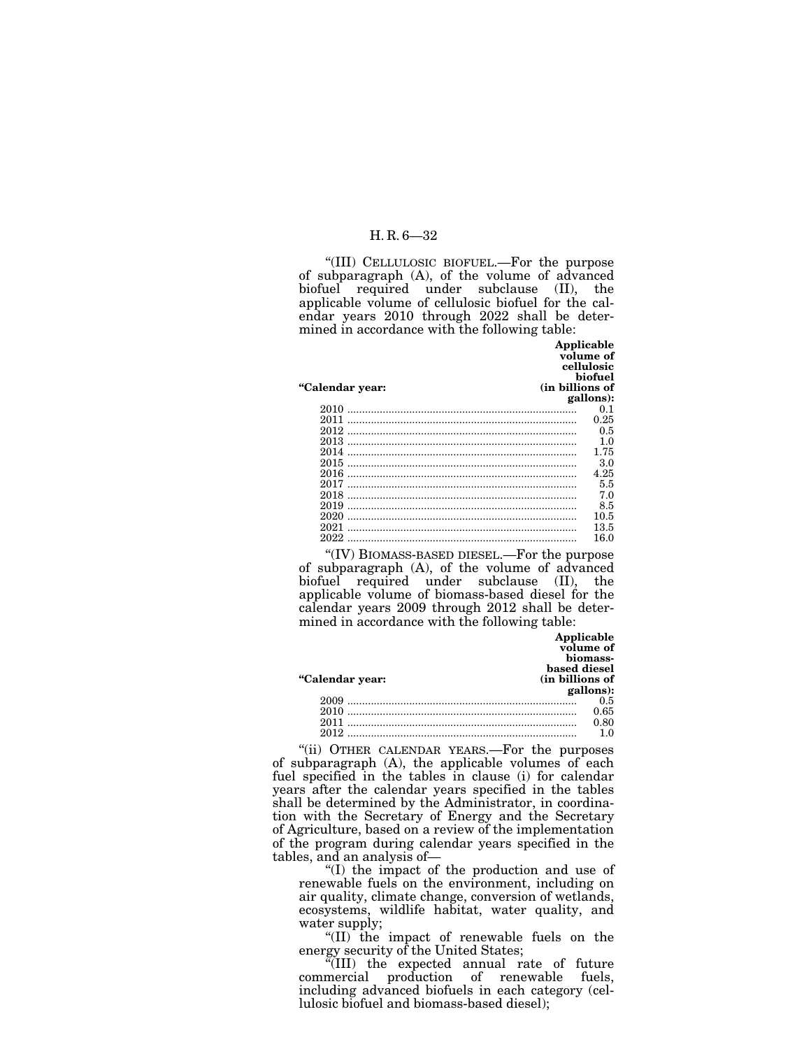"(III) CELLULOSIC BIOFUEL.—For the purpose of subparagraph (A), of the volume of advanced biofuel required under subclause (II), the applicable volume of cellulosic biofuel for the calendar years 2010 through 2022 shall be determined in accordance with the following table:

| "Calendar year: | Applicable volume of cellulosic biofuel (in billions of gallons): |
|---|---|
| 2010 | 0.1 |
| 2011 | 0.25 |
| 2012 | 0.5 |
| 2013 | 1.0 |
| 2014 | 1.75 |
| 2015 | 3.0 |
| 2016 | 4.25 |
| 2017 | 5.5 |
| 2018 | 7.0 |
| 2019 | 8.5 |
| 2020 | 10.5 |
| 2021 | 13.5 |
| 2022 | 16.0 |

"(IV) BIOMASS-BASED DIESEL.—For the purpose of subparagraph (A), of the volume of advanced biofuel required under subclause (II), the applicable volume of biomass-based diesel for the calendar years 2009 through 2012 shall be determined in accordance with the following table:

| "Calendar year: | Applicable volume of biomass-based diesel (in billions of gallons): |
|---|---|
| 2009 | 0.5 |
| 2010 | 0.65 |
| 2011 | 0.80 |
| 2012 | 1.0 |

"(ii) OTHER CALENDAR YEARS.—For the purposes of subparagraph (A), the applicable volumes of each fuel specified in the tables in clause (i) for calendar years after the calendar years specified in the tables shall be determined by the Administrator, in coordination with the Secretary of Energy and the Secretary of Agriculture, based on a review of the implementation of the program during calendar years specified in the tables, and an analysis of—

"(I) the impact of the production and use of renewable fuels on the environment, including on air quality, climate change, conversion of wetlands, ecosystems, wildlife habitat, water quality, and water supply;

"(II) the impact of renewable fuels on the energy security of the United States;

"(III) the expected annual rate of future commercial production of renewable fuels, including advanced biofuels in each category (cellulosic biofuel and biomass-based diesel);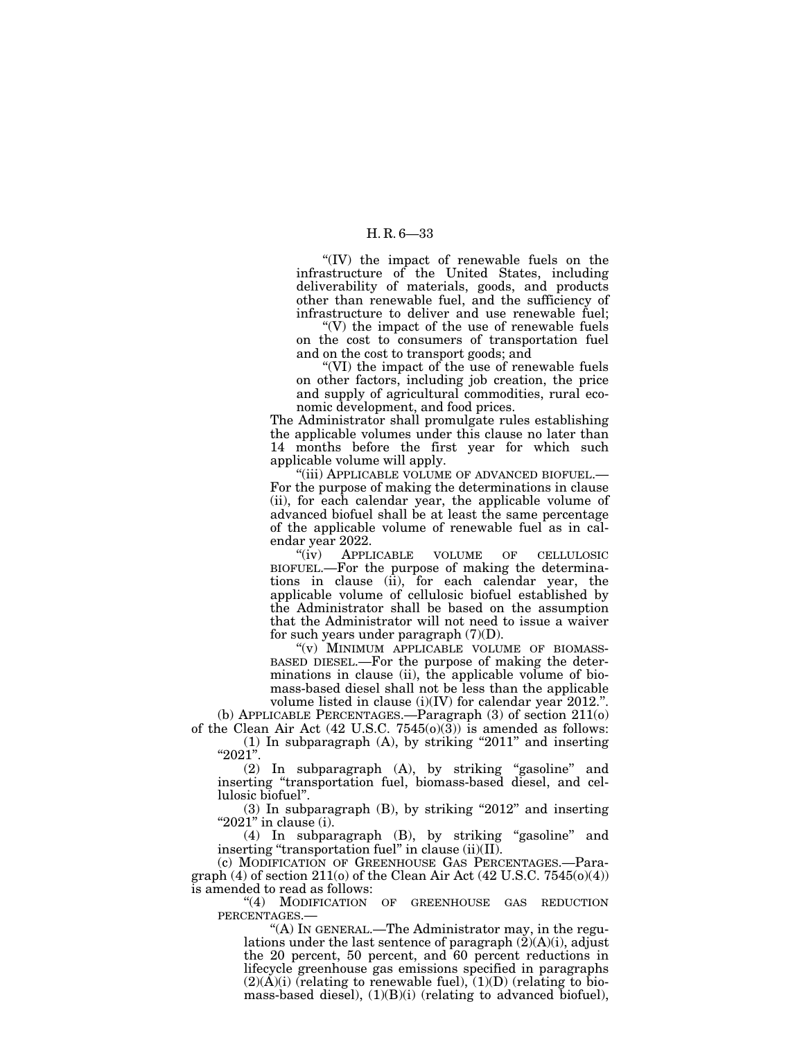"(IV) the impact of renewable fuels on the infrastructure of the United States, including deliverability of materials, goods, and products other than renewable fuel, and the sufficiency of infrastructure to deliver and use renewable fuel;

"(V) the impact of the use of renewable fuels on the cost to consumers of transportation fuel and on the cost to transport goods; and

"(VI) the impact of the use of renewable fuels on other factors, including job creation, the price and supply of agricultural commodities, rural economic development, and food prices.

The Administrator shall promulgate rules establishing the applicable volumes under this clause no later than 14 months before the first year for which such applicable volume will apply.

"(iii) APPLICABLE VOLUME OF ADVANCED BIOFUEL.—For the purpose of making the determinations in clause (ii), for each calendar year, the applicable volume of advanced biofuel shall be at least the same percentage of the applicable volume of renewable fuel as in calendar year 2022.

"(iv) APPLICABLE VOLUME OF CELLULOSIC BIOFUEL.—For the purpose of making the determinations in clause (ii), for each calendar year, the applicable volume of cellulosic biofuel established by the Administrator shall be based on the assumption that the Administrator will not need to issue a waiver for such years under paragraph (7)(D).

"(v) MINIMUM APPLICABLE VOLUME OF BIOMASS-BASED DIESEL.—For the purpose of making the determinations in clause (ii), the applicable volume of biomass-based diesel shall not be less than the applicable volume listed in clause (i)(IV) for calendar year 2012.".

(b) APPLICABLE PERCENTAGES.—Paragraph (3) of section 211(o) of the Clean Air Act (42 U.S.C. 7545(o)(3)) is amended as follows:

(1) In subparagraph (A), by striking "2011" and inserting "2021".

(2) In subparagraph (A), by striking "gasoline" and inserting "transportation fuel, biomass-based diesel, and cellulosic biofuel".

(3) In subparagraph (B), by striking "2012" and inserting "2021" in clause (i).

(4) In subparagraph (B), by striking "gasoline" and inserting "transportation fuel" in clause (ii)(II).

(c) MODIFICATION OF GREENHOUSE GAS PERCENTAGES.—Paragraph (4) of section 211(o) of the Clean Air Act (42 U.S.C. 7545(o)(4)) is amended to read as follows:

"(4) MODIFICATION OF GREENHOUSE GAS REDUCTION PERCENTAGES.—

"(A) IN GENERAL.—The Administrator may, in the regulations under the last sentence of paragraph (2)(A)(i), adjust the 20 percent, 50 percent, and 60 percent reductions in lifecycle greenhouse gas emissions specified in paragraphs (2)(A)(i) (relating to renewable fuel), (1)(D) (relating to biomass-based diesel), (1)(B)(i) (relating to advanced biofuel),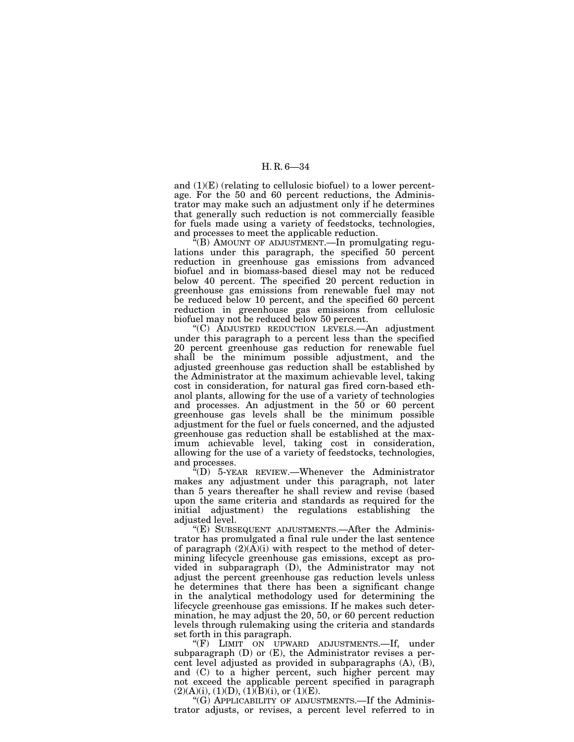and (1)(E) (relating to cellulosic biofuel) to a lower percentage. For the 50 and 60 percent reductions, the Administrator may make such an adjustment only if he determines that generally such reduction is not commercially feasible for fuels made using a variety of feedstocks, technologies, and processes to meet the applicable reduction.

"(B) AMOUNT OF ADJUSTMENT.—In promulgating regulations under this paragraph, the specified 50 percent reduction in greenhouse gas emissions from advanced biofuel and in biomass-based diesel may not be reduced below 40 percent. The specified 20 percent reduction in greenhouse gas emissions from renewable fuel may not be reduced below 10 percent, and the specified 60 percent reduction in greenhouse gas emissions from cellulosic biofuel may not be reduced below 50 percent.

"(C) ADJUSTED REDUCTION LEVELS.—An adjustment under this paragraph to a percent less than the specified 20 percent greenhouse gas reduction for renewable fuel shall be the minimum possible adjustment, and the adjusted greenhouse gas reduction shall be established by the Administrator at the maximum achievable level, taking cost in consideration, for natural gas fired corn-based ethanol plants, allowing for the use of a variety of technologies and processes. An adjustment in the 50 or 60 percent greenhouse gas levels shall be the minimum possible adjustment for the fuel or fuels concerned, and the adjusted greenhouse gas reduction shall be established at the maximum achievable level, taking cost in consideration, allowing for the use of a variety of feedstocks, technologies, and processes.

"(D) 5-YEAR REVIEW.—Whenever the Administrator makes any adjustment under this paragraph, not later than 5 years thereafter he shall review and revise (based upon the same criteria and standards as required for the initial adjustment) the regulations establishing the adjusted level.

"(E) SUBSEQUENT ADJUSTMENTS.—After the Administrator has promulgated a final rule under the last sentence of paragraph (2)(A)(i) with respect to the method of determining lifecycle greenhouse gas emissions, except as provided in subparagraph (D), the Administrator may not adjust the percent greenhouse gas reduction levels unless he determines that there has been a significant change in the analytical methodology used for determining the lifecycle greenhouse gas emissions. If he makes such determination, he may adjust the 20, 50, or 60 percent reduction levels through rulemaking using the criteria and standards set forth in this paragraph.

"(F) LIMIT ON UPWARD ADJUSTMENTS.—If, under subparagraph (D) or (E), the Administrator revises a percent level adjusted as provided in subparagraphs (A), (B), and (C) to a higher percent, such higher percent may not exceed the applicable percent specified in paragraph (2)(A)(i), (1)(D), (1)(B)(i), or (1)(E).

"(G) APPLICABILITY OF ADJUSTMENTS.—If the Administrator adjusts, or revises, a percent level referred to in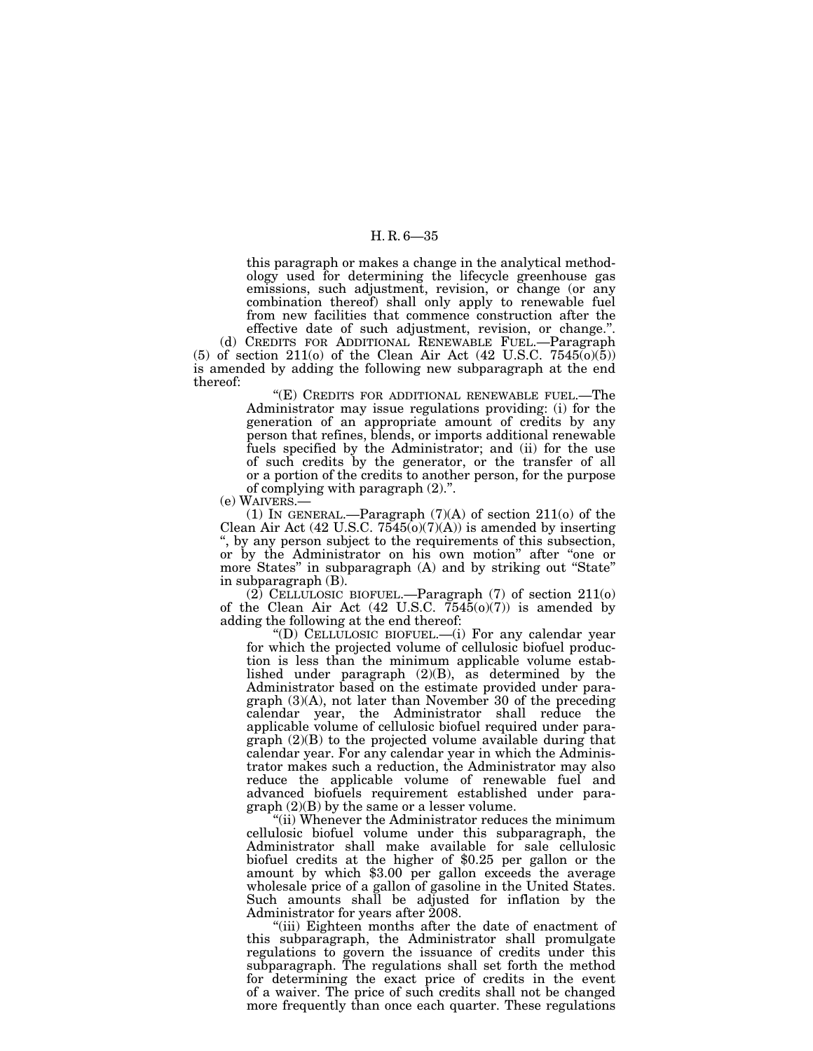this paragraph or makes a change in the analytical methodology used for determining the lifecycle greenhouse gas emissions, such adjustment, revision, or change (or any combination thereof) shall only apply to renewable fuel from new facilities that commence construction after the effective date of such adjustment, revision, or change.".

(d) CREDITS FOR ADDITIONAL RENEWABLE FUEL.—Paragraph (5) of section 211(o) of the Clean Air Act (42 U.S.C. 7545(o)(5)) is amended by adding the following new subparagraph at the end thereof:

"(E) CREDITS FOR ADDITIONAL RENEWABLE FUEL.—The Administrator may issue regulations providing: (i) for the generation of an appropriate amount of credits by any person that refines, blends, or imports additional renewable fuels specified by the Administrator; and (ii) for the use of such credits by the generator, or the transfer of all or a portion of the credits to another person, for the purpose of complying with paragraph (2).".

(e) WAIVERS.—

(1) IN GENERAL.—Paragraph (7)(A) of section 211(o) of the Clean Air Act (42 U.S.C. 7545(o)(7)(A)) is amended by inserting ", by any person subject to the requirements of this subsection, or by the Administrator on his own motion" after "one or more States" in subparagraph (A) and by striking out "State" in subparagraph (B).

(2) CELLULOSIC BIOFUEL.—Paragraph (7) of section 211(o) of the Clean Air Act (42 U.S.C. 7545(o)(7)) is amended by adding the following at the end thereof:

"(D) CELLULOSIC BIOFUEL.—(i) For any calendar year for which the projected volume of cellulosic biofuel production is less than the minimum applicable volume established under paragraph (2)(B), as determined by the Administrator based on the estimate provided under paragraph (3)(A), not later than November 30 of the preceding calendar year, the Administrator shall reduce the applicable volume of cellulosic biofuel required under paragraph (2)(B) to the projected volume available during that calendar year. For any calendar year in which the Administrator makes such a reduction, the Administrator may also reduce the applicable volume of renewable fuel and advanced biofuels requirement established under paragraph (2)(B) by the same or a lesser volume.

"(ii) Whenever the Administrator reduces the minimum cellulosic biofuel volume under this subparagraph, the Administrator shall make available for sale cellulosic biofuel credits at the higher of $0.25 per gallon or the amount by which $3.00 per gallon exceeds the average wholesale price of a gallon of gasoline in the United States. Such amounts shall be adjusted for inflation by the Administrator for years after 2008.

"(iii) Eighteen months after the date of enactment of this subparagraph, the Administrator shall promulgate regulations to govern the issuance of credits under this subparagraph. The regulations shall set forth the method for determining the exact price of credits in the event of a waiver. The price of such credits shall not be changed more frequently than once each quarter. These regulations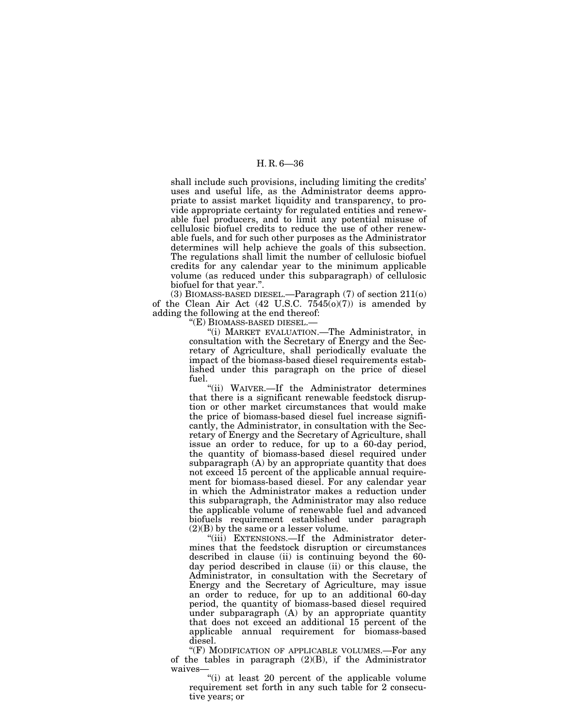shall include such provisions, including limiting the credits' uses and useful life, as the Administrator deems appropriate to assist market liquidity and transparency, to provide appropriate certainty for regulated entities and renewable fuel producers, and to limit any potential misuse of cellulosic biofuel credits to reduce the use of other renewable fuels, and for such other purposes as the Administrator determines will help achieve the goals of this subsection. The regulations shall limit the number of cellulosic biofuel credits for any calendar year to the minimum applicable volume (as reduced under this subparagraph) of cellulosic biofuel for that year.".

(3) BIOMASS-BASED DIESEL.—Paragraph (7) of section 211(o) of the Clean Air Act (42 U.S.C. 7545(o)(7)) is amended by adding the following at the end thereof:

"(E) BIOMASS-BASED DIESEL.—

"(i) MARKET EVALUATION.—The Administrator, in consultation with the Secretary of Energy and the Secretary of Agriculture, shall periodically evaluate the impact of the biomass-based diesel requirements established under this paragraph on the price of diesel fuel.

"(ii) WAIVER.—If the Administrator determines that there is a significant renewable feedstock disruption or other market circumstances that would make the price of biomass-based diesel fuel increase significantly, the Administrator, in consultation with the Secretary of Energy and the Secretary of Agriculture, shall issue an order to reduce, for up to a 60-day period, the quantity of biomass-based diesel required under subparagraph (A) by an appropriate quantity that does not exceed 15 percent of the applicable annual requirement for biomass-based diesel. For any calendar year in which the Administrator makes a reduction under this subparagraph, the Administrator may also reduce the applicable volume of renewable fuel and advanced biofuels requirement established under paragraph (2)(B) by the same or a lesser volume.

"(iii) EXTENSIONS.—If the Administrator determines that the feedstock disruption or circumstances described in clause (ii) is continuing beyond the 60-day period described in clause (ii) or this clause, the Administrator, in consultation with the Secretary of Energy and the Secretary of Agriculture, may issue an order to reduce, for up to an additional 60-day period, the quantity of biomass-based diesel required under subparagraph (A) by an appropriate quantity that does not exceed an additional 15 percent of the applicable annual requirement for biomass-based diesel.

"(F) MODIFICATION OF APPLICABLE VOLUMES.—For any of the tables in paragraph (2)(B), if the Administrator waives—

"(i) at least 20 percent of the applicable volume requirement set forth in any such table for 2 consecutive years; or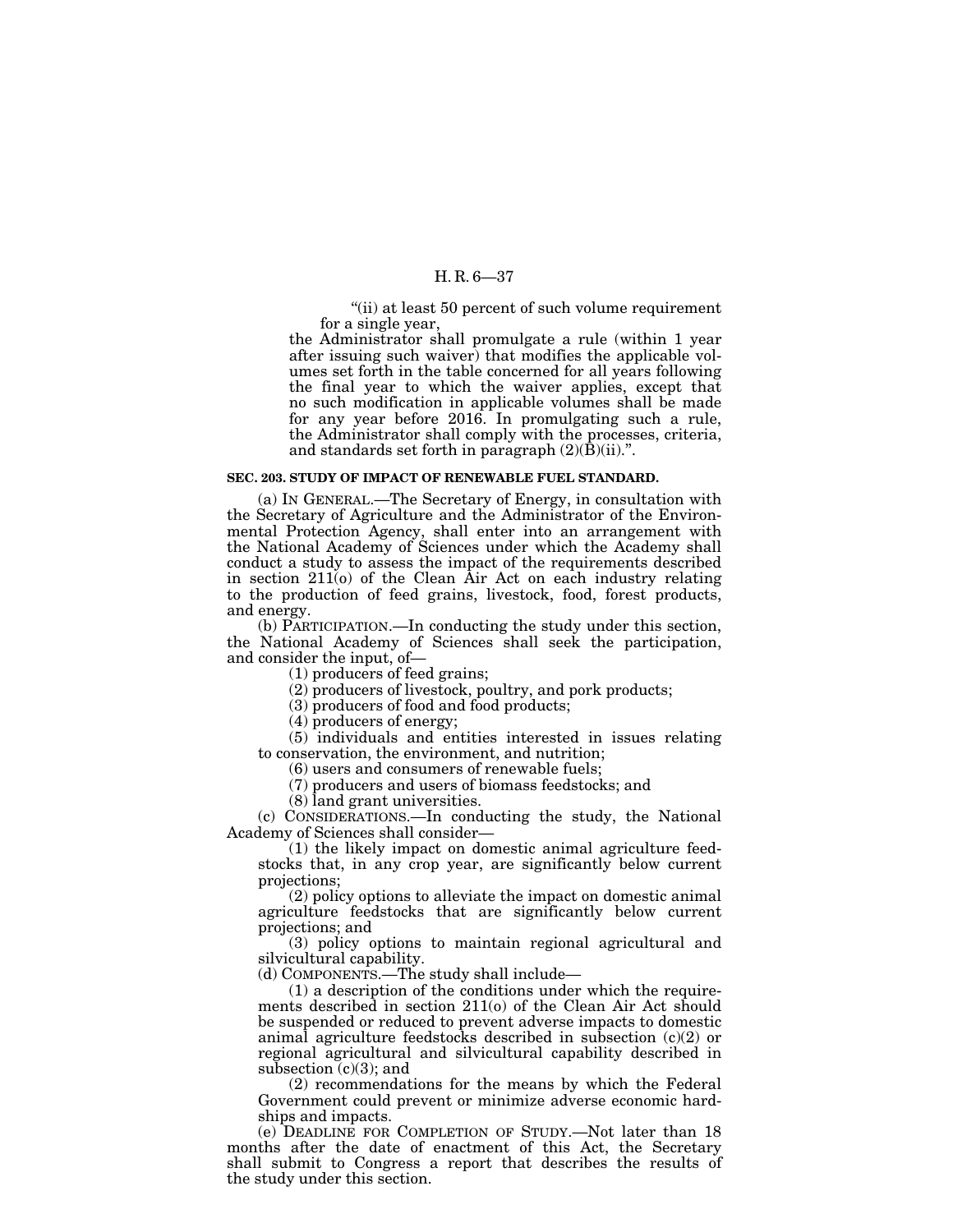"(ii) at least 50 percent of such volume requirement for a single year,

the Administrator shall promulgate a rule (within 1 year after issuing such waiver) that modifies the applicable volumes set forth in the table concerned for all years following the final year to which the waiver applies, except that no such modification in applicable volumes shall be made for any year before 2016. In promulgating such a rule, the Administrator shall comply with the processes, criteria, and standards set forth in paragraph (2)(B)(ii).".

**SEC. 203. STUDY OF IMPACT OF RENEWABLE FUEL STANDARD.**

(a) IN GENERAL.—The Secretary of Energy, in consultation with the Secretary of Agriculture and the Administrator of the Environmental Protection Agency, shall enter into an arrangement with the National Academy of Sciences under which the Academy shall conduct a study to assess the impact of the requirements described in section 211(o) of the Clean Air Act on each industry relating to the production of feed grains, livestock, food, forest products, and energy.

(b) PARTICIPATION.—In conducting the study under this section, the National Academy of Sciences shall seek the participation, and consider the input, of—

(1) producers of feed grains;

(2) producers of livestock, poultry, and pork products;

(3) producers of food and food products;

(4) producers of energy;

(5) individuals and entities interested in issues relating to conservation, the environment, and nutrition;

(6) users and consumers of renewable fuels;

(7) producers and users of biomass feedstocks; and

(8) land grant universities.

(c) CONSIDERATIONS.—In conducting the study, the National Academy of Sciences shall consider—

(1) the likely impact on domestic animal agriculture feedstocks that, in any crop year, are significantly below current projections;

(2) policy options to alleviate the impact on domestic animal agriculture feedstocks that are significantly below current projections; and

(3) policy options to maintain regional agricultural and silvicultural capability.

(d) COMPONENTS.—The study shall include—

(1) a description of the conditions under which the requirements described in section 211(o) of the Clean Air Act should be suspended or reduced to prevent adverse impacts to domestic animal agriculture feedstocks described in subsection (c)(2) or regional agricultural and silvicultural capability described in subsection (c)(3); and

(2) recommendations for the means by which the Federal Government could prevent or minimize adverse economic hardships and impacts.

(e) DEADLINE FOR COMPLETION OF STUDY.—Not later than 18 months after the date of enactment of this Act, the Secretary shall submit to Congress a report that describes the results of the study under this section.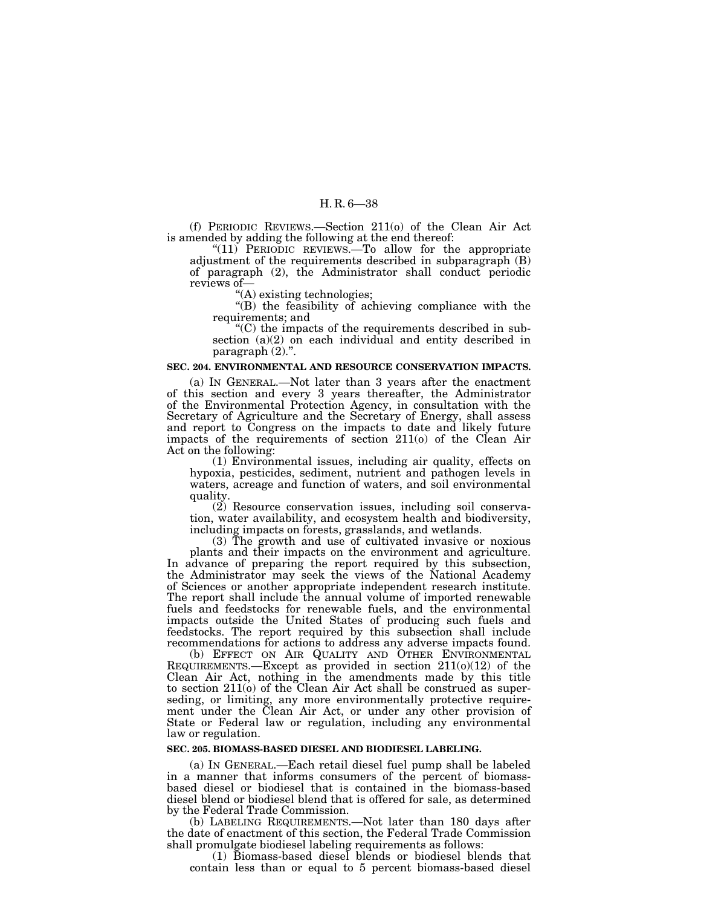(f) PERIODIC REVIEWS.—Section 211(o) of the Clean Air Act is amended by adding the following at the end thereof:

"(11) PERIODIC REVIEWS.—To allow for the appropriate adjustment of the requirements described in subparagraph (B) of paragraph (2), the Administrator shall conduct periodic reviews of—

"(A) existing technologies;

"(B) the feasibility of achieving compliance with the requirements; and

"(C) the impacts of the requirements described in subsection (a)(2) on each individual and entity described in paragraph (2).".

**SEC. 204. ENVIRONMENTAL AND RESOURCE CONSERVATION IMPACTS.**

(a) IN GENERAL.—Not later than 3 years after the enactment of this section and every 3 years thereafter, the Administrator of the Environmental Protection Agency, in consultation with the Secretary of Agriculture and the Secretary of Energy, shall assess and report to Congress on the impacts to date and likely future impacts of the requirements of section 211(o) of the Clean Air Act on the following:

(1) Environmental issues, including air quality, effects on hypoxia, pesticides, sediment, nutrient and pathogen levels in waters, acreage and function of waters, and soil environmental quality.

(2) Resource conservation issues, including soil conservation, water availability, and ecosystem health and biodiversity, including impacts on forests, grasslands, and wetlands.

(3) The growth and use of cultivated invasive or noxious plants and their impacts on the environment and agriculture.

In advance of preparing the report required by this subsection, the Administrator may seek the views of the National Academy of Sciences or another appropriate independent research institute. The report shall include the annual volume of imported renewable fuels and feedstocks for renewable fuels, and the environmental impacts outside the United States of producing such fuels and feedstocks. The report required by this subsection shall include recommendations for actions to address any adverse impacts found.

(b) EFFECT ON AIR QUALITY AND OTHER ENVIRONMENTAL REQUIREMENTS.—Except as provided in section 211(o)(12) of the Clean Air Act, nothing in the amendments made by this title to section 211(o) of the Clean Air Act shall be construed as superseding, or limiting, any more environmentally protective requirement under the Clean Air Act, or under any other provision of State or Federal law or regulation, including any environmental law or regulation.

**SEC. 205. BIOMASS-BASED DIESEL AND BIODIESEL LABELING.**

(a) IN GENERAL.—Each retail diesel fuel pump shall be labeled in a manner that informs consumers of the percent of biomass-based diesel or biodiesel that is contained in the biomass-based diesel blend or biodiesel blend that is offered for sale, as determined by the Federal Trade Commission.

(b) LABELING REQUIREMENTS.—Not later than 180 days after the date of enactment of this section, the Federal Trade Commission shall promulgate biodiesel labeling requirements as follows:

(1) Biomass-based diesel blends or biodiesel blends that contain less than or equal to 5 percent biomass-based diesel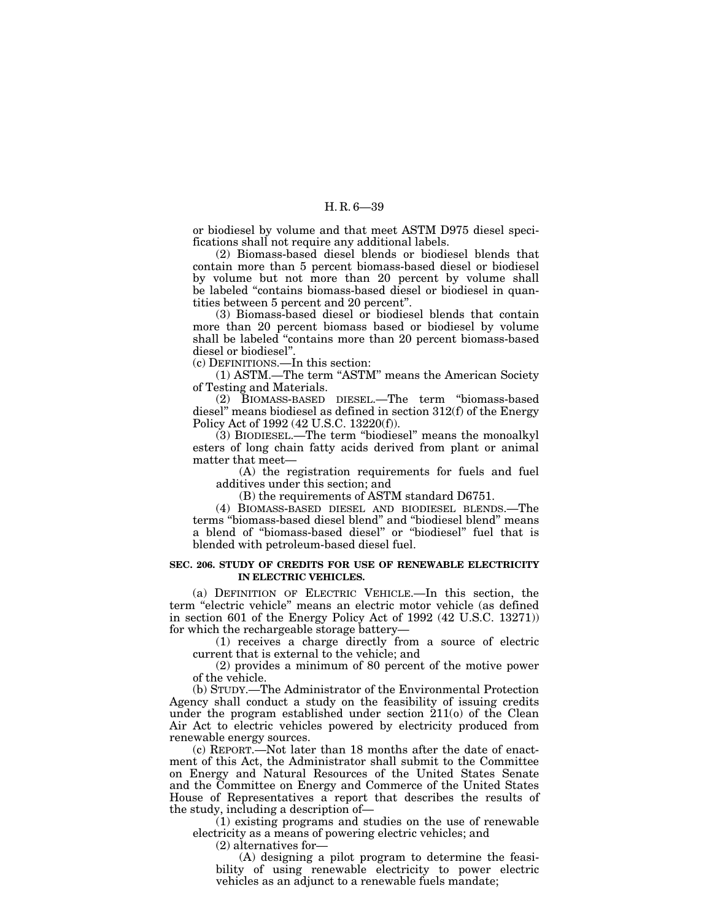or biodiesel by volume and that meet ASTM D975 diesel specifications shall not require any additional labels.

(2) Biomass-based diesel blends or biodiesel blends that contain more than 5 percent biomass-based diesel or biodiesel by volume but not more than 20 percent by volume shall be labeled "contains biomass-based diesel or biodiesel in quantities between 5 percent and 20 percent".

(3) Biomass-based diesel or biodiesel blends that contain more than 20 percent biomass based or biodiesel by volume shall be labeled "contains more than 20 percent biomass-based diesel or biodiesel".

(c) DEFINITIONS.—In this section:

(1) ASTM.—The term "ASTM" means the American Society of Testing and Materials.

(2) BIOMASS-BASED DIESEL.—The term "biomass-based diesel" means biodiesel as defined in section 312(f) of the Energy Policy Act of 1992 (42 U.S.C. 13220(f)).

(3) BIODIESEL.—The term "biodiesel" means the monoalkyl esters of long chain fatty acids derived from plant or animal matter that meet—

(A) the registration requirements for fuels and fuel additives under this section; and

(B) the requirements of ASTM standard D6751.

(4) BIOMASS-BASED DIESEL AND BIODIESEL BLENDS.—The terms "biomass-based diesel blend" and "biodiesel blend" means a blend of "biomass-based diesel" or "biodiesel" fuel that is blended with petroleum-based diesel fuel.

**SEC. 206. STUDY OF CREDITS FOR USE OF RENEWABLE ELECTRICITY IN ELECTRIC VEHICLES.**

(a) DEFINITION OF ELECTRIC VEHICLE.—In this section, the term "electric vehicle" means an electric motor vehicle (as defined in section 601 of the Energy Policy Act of 1992 (42 U.S.C. 13271)) for which the rechargeable storage battery—

(1) receives a charge directly from a source of electric current that is external to the vehicle; and

(2) provides a minimum of 80 percent of the motive power of the vehicle.

(b) STUDY.—The Administrator of the Environmental Protection Agency shall conduct a study on the feasibility of issuing credits under the program established under section 211(o) of the Clean Air Act to electric vehicles powered by electricity produced from renewable energy sources.

(c) REPORT.—Not later than 18 months after the date of enactment of this Act, the Administrator shall submit to the Committee on Energy and Natural Resources of the United States Senate and the Committee on Energy and Commerce of the United States House of Representatives a report that describes the results of the study, including a description of—

(1) existing programs and studies on the use of renewable electricity as a means of powering electric vehicles; and

(2) alternatives for—

(A) designing a pilot program to determine the feasibility of using renewable electricity to power electric vehicles as an adjunct to a renewable fuels mandate;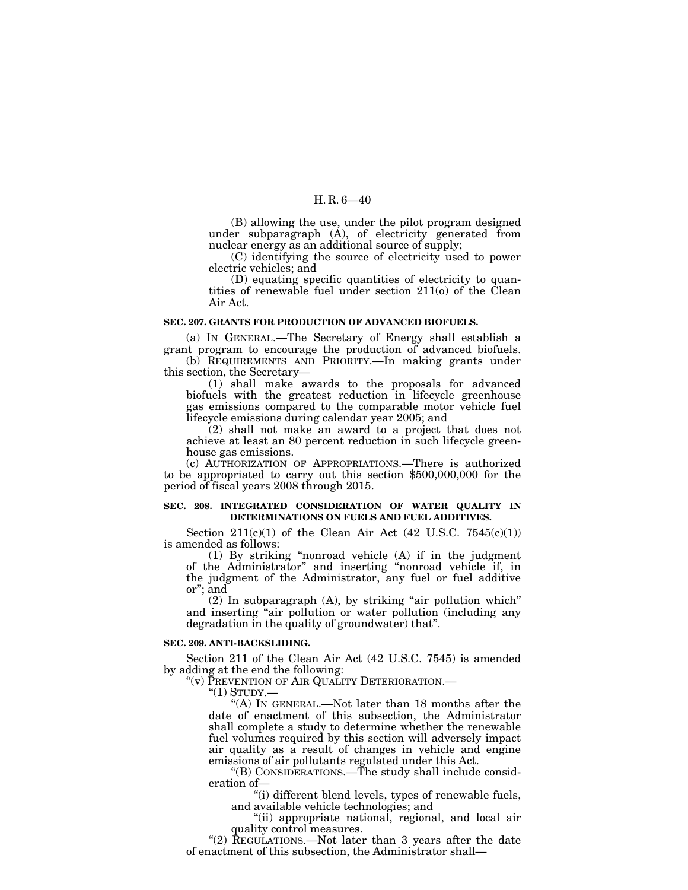(B) allowing the use, under the pilot program designed under subparagraph (A), of electricity generated from nuclear energy as an additional source of supply;

(C) identifying the source of electricity used to power electric vehicles; and

(D) equating specific quantities of electricity to quantities of renewable fuel under section 211(o) of the Clean Air Act.

**SEC. 207. GRANTS FOR PRODUCTION OF ADVANCED BIOFUELS.**

(a) IN GENERAL.—The Secretary of Energy shall establish a grant program to encourage the production of advanced biofuels.

(b) REQUIREMENTS AND PRIORITY.—In making grants under this section, the Secretary—

(1) shall make awards to the proposals for advanced biofuels with the greatest reduction in lifecycle greenhouse gas emissions compared to the comparable motor vehicle fuel lifecycle emissions during calendar year 2005; and

(2) shall not make an award to a project that does not achieve at least an 80 percent reduction in such lifecycle greenhouse gas emissions.

(c) AUTHORIZATION OF APPROPRIATIONS.—There is authorized to be appropriated to carry out this section $500,000,000 for the period of fiscal years 2008 through 2015.

**SEC. 208. INTEGRATED CONSIDERATION OF WATER QUALITY IN DETERMINATIONS ON FUELS AND FUEL ADDITIVES.**

Section 211(c)(1) of the Clean Air Act (42 U.S.C. 7545(c)(1)) is amended as follows:

(1) By striking "nonroad vehicle (A) if in the judgment of the Administrator" and inserting "nonroad vehicle if, in the judgment of the Administrator, any fuel or fuel additive or"; and

(2) In subparagraph (A), by striking "air pollution which" and inserting "air pollution or water pollution (including any degradation in the quality of groundwater) that".

**SEC. 209. ANTI-BACKSLIDING.**

Section 211 of the Clean Air Act (42 U.S.C. 7545) is amended by adding at the end the following:

"(v) PREVENTION OF AIR QUALITY DETERIORATION.—

"(1) STUDY.—

"(A) IN GENERAL.—Not later than 18 months after the date of enactment of this subsection, the Administrator shall complete a study to determine whether the renewable fuel volumes required by this section will adversely impact air quality as a result of changes in vehicle and engine emissions of air pollutants regulated under this Act.

"(B) CONSIDERATIONS.—The study shall include consideration of—

"(i) different blend levels, types of renewable fuels, and available vehicle technologies; and

"(ii) appropriate national, regional, and local air quality control measures.

"(2) REGULATIONS.—Not later than 3 years after the date of enactment of this subsection, the Administrator shall—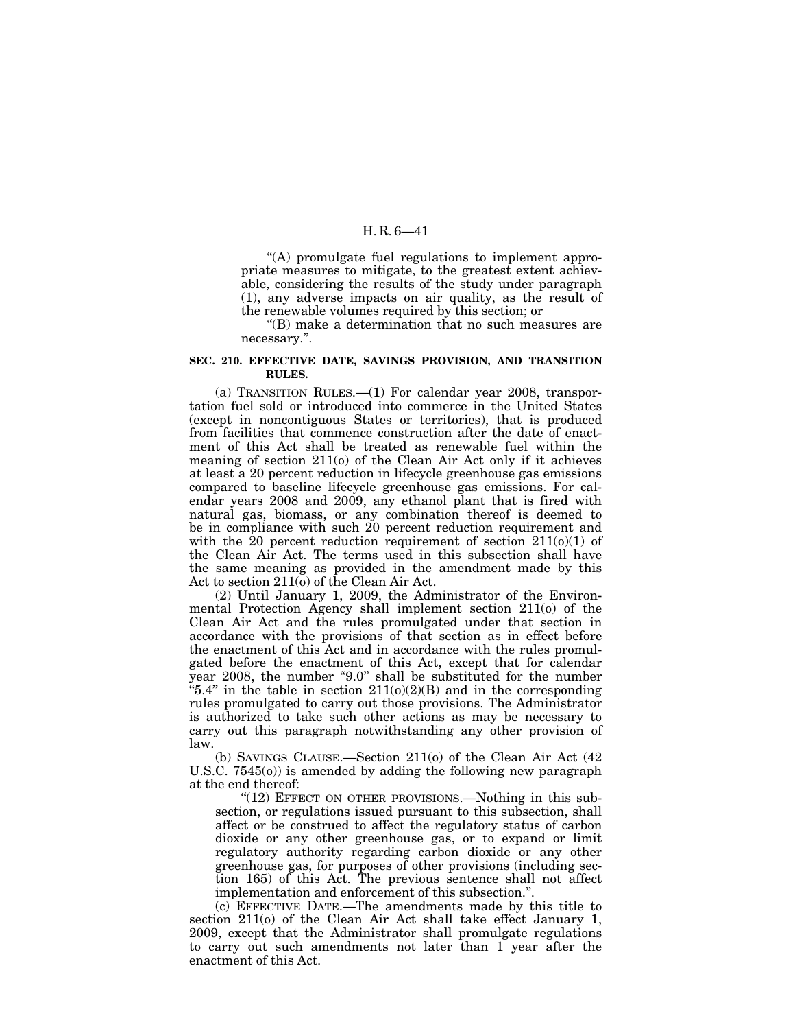"(A) promulgate fuel regulations to implement appropriate measures to mitigate, to the greatest extent achievable, considering the results of the study under paragraph (1), any adverse impacts on air quality, as the result of the renewable volumes required by this section; or

"(B) make a determination that no such measures are necessary.".

**SEC. 210. EFFECTIVE DATE, SAVINGS PROVISION, AND TRANSITION RULES.**

(a) TRANSITION RULES.—(1) For calendar year 2008, transportation fuel sold or introduced into commerce in the United States (except in noncontiguous States or territories), that is produced from facilities that commence construction after the date of enactment of this Act shall be treated as renewable fuel within the meaning of section 211(o) of the Clean Air Act only if it achieves at least a 20 percent reduction in lifecycle greenhouse gas emissions compared to baseline lifecycle greenhouse gas emissions. For calendar years 2008 and 2009, any ethanol plant that is fired with natural gas, biomass, or any combination thereof is deemed to be in compliance with such 20 percent reduction requirement and with the 20 percent reduction requirement of section 211(o)(1) of the Clean Air Act. The terms used in this subsection shall have the same meaning as provided in the amendment made by this Act to section 211(o) of the Clean Air Act.

(2) Until January 1, 2009, the Administrator of the Environmental Protection Agency shall implement section 211(o) of the Clean Air Act and the rules promulgated under that section in accordance with the provisions of that section as in effect before the enactment of this Act and in accordance with the rules promulgated before the enactment of this Act, except that for calendar year 2008, the number "9.0" shall be substituted for the number "5.4" in the table in section 211(o)(2)(B) and in the corresponding rules promulgated to carry out those provisions. The Administrator is authorized to take such other actions as may be necessary to carry out this paragraph notwithstanding any other provision of law.

(b) SAVINGS CLAUSE.—Section 211(o) of the Clean Air Act (42 U.S.C. 7545(o)) is amended by adding the following new paragraph at the end thereof:

"(12) EFFECT ON OTHER PROVISIONS.—Nothing in this subsection, or regulations issued pursuant to this subsection, shall affect or be construed to affect the regulatory status of carbon dioxide or any other greenhouse gas, or to expand or limit regulatory authority regarding carbon dioxide or any other greenhouse gas, for purposes of other provisions (including section 165) of this Act. The previous sentence shall not affect implementation and enforcement of this subsection.".

(c) EFFECTIVE DATE.—The amendments made by this title to section 211(o) of the Clean Air Act shall take effect January 1, 2009, except that the Administrator shall promulgate regulations to carry out such amendments not later than 1 year after the enactment of this Act.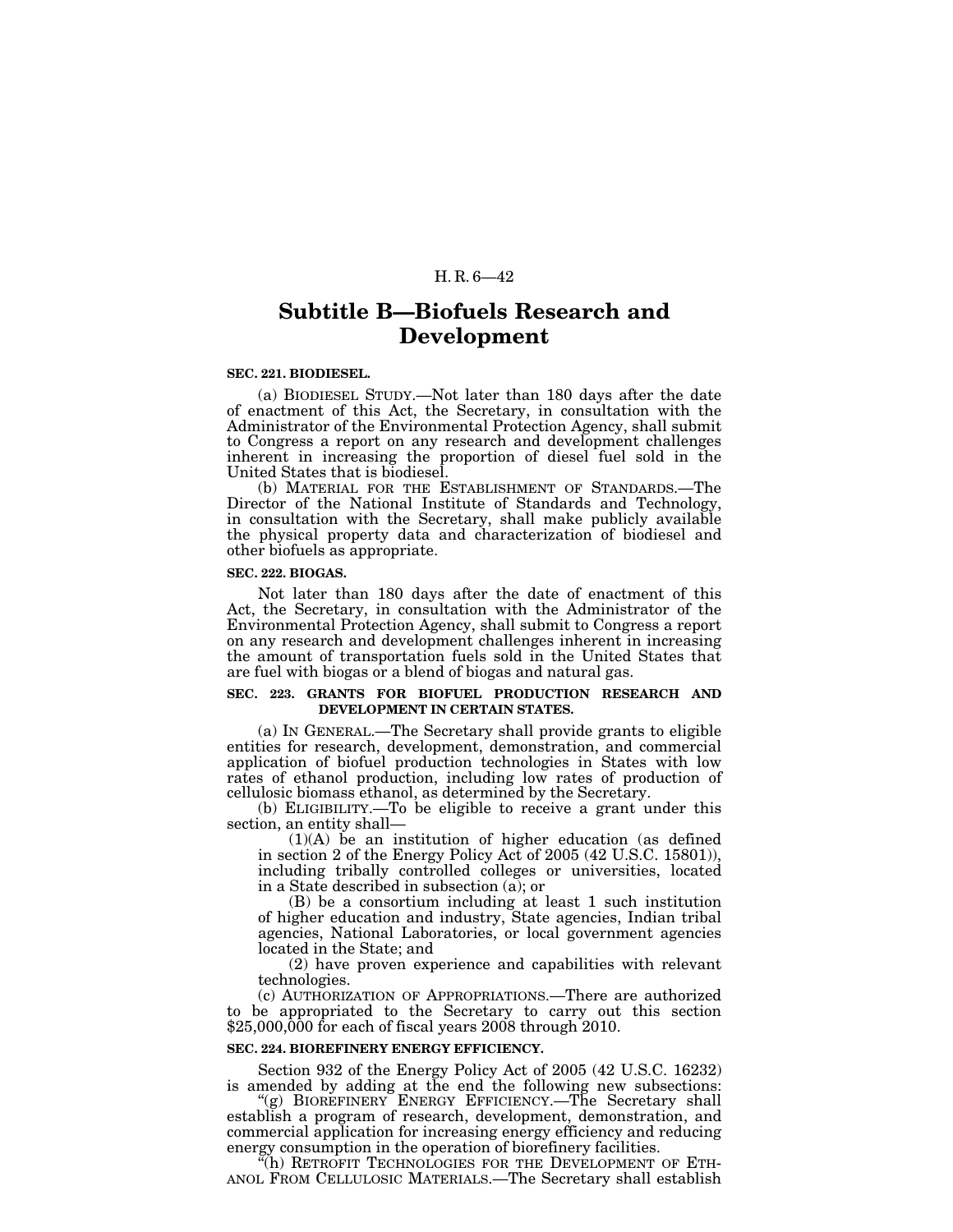## Subtitle B—Biofuels Research and Development

**SEC. 221. BIODIESEL.**

(a) BIODIESEL STUDY.—Not later than 180 days after the date of enactment of this Act, the Secretary, in consultation with the Administrator of the Environmental Protection Agency, shall submit to Congress a report on any research and development challenges inherent in increasing the proportion of diesel fuel sold in the United States that is biodiesel.

(b) MATERIAL FOR THE ESTABLISHMENT OF STANDARDS.—The Director of the National Institute of Standards and Technology, in consultation with the Secretary, shall make publicly available the physical property data and characterization of biodiesel and other biofuels as appropriate.

**SEC. 222. BIOGAS.**

Not later than 180 days after the date of enactment of this Act, the Secretary, in consultation with the Administrator of the Environmental Protection Agency, shall submit to Congress a report on any research and development challenges inherent in increasing the amount of transportation fuels sold in the United States that are fuel with biogas or a blend of biogas and natural gas.

**SEC. 223. GRANTS FOR BIOFUEL PRODUCTION RESEARCH AND DEVELOPMENT IN CERTAIN STATES.**

(a) IN GENERAL.—The Secretary shall provide grants to eligible entities for research, development, demonstration, and commercial application of biofuel production technologies in States with low rates of ethanol production, including low rates of production of cellulosic biomass ethanol, as determined by the Secretary.

(b) ELIGIBILITY.—To be eligible to receive a grant under this section, an entity shall—

(1)(A) be an institution of higher education (as defined in section 2 of the Energy Policy Act of 2005 (42 U.S.C. 15801)), including tribally controlled colleges or universities, located in a State described in subsection (a); or

(B) be a consortium including at least 1 such institution of higher education and industry, State agencies, Indian tribal agencies, National Laboratories, or local government agencies located in the State; and

(2) have proven experience and capabilities with relevant technologies.

(c) AUTHORIZATION OF APPROPRIATIONS.—There are authorized to be appropriated to the Secretary to carry out this section $25,000,000 for each of fiscal years 2008 through 2010.

**SEC. 224. BIOREFINERY ENERGY EFFICIENCY.**

Section 932 of the Energy Policy Act of 2005 (42 U.S.C. 16232) is amended by adding at the end the following new subsections:

"(g) BIOREFINERY ENERGY EFFICIENCY.—The Secretary shall establish a program of research, development, demonstration, and commercial application for increasing energy efficiency and reducing energy consumption in the operation of biorefinery facilities.

"(h) RETROFIT TECHNOLOGIES FOR THE DEVELOPMENT OF ETHANOL FROM CELLULOSIC MATERIALS.—The Secretary shall establish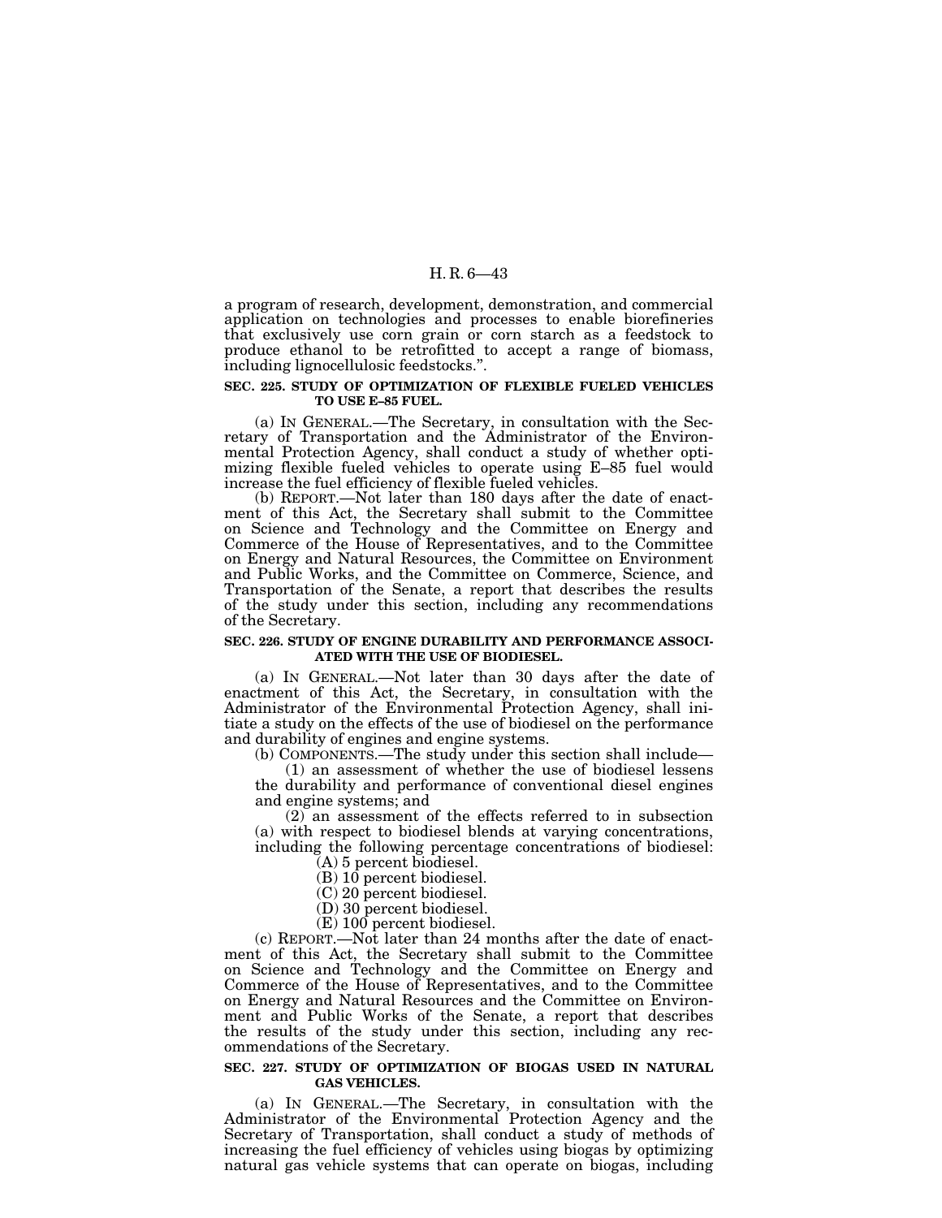a program of research, development, demonstration, and commercial application on technologies and processes to enable biorefineries that exclusively use corn grain or corn starch as a feedstock to produce ethanol to be retrofitted to accept a range of biomass, including lignocellulosic feedstocks.".

**SEC. 225. STUDY OF OPTIMIZATION OF FLEXIBLE FUELED VEHICLES TO USE E–85 FUEL.**

(a) IN GENERAL.—The Secretary, in consultation with the Secretary of Transportation and the Administrator of the Environmental Protection Agency, shall conduct a study of whether optimizing flexible fueled vehicles to operate using E–85 fuel would increase the fuel efficiency of flexible fueled vehicles.

(b) REPORT.—Not later than 180 days after the date of enactment of this Act, the Secretary shall submit to the Committee on Science and Technology and the Committee on Energy and Commerce of the House of Representatives, and to the Committee on Energy and Natural Resources, the Committee on Environment and Public Works, and the Committee on Commerce, Science, and Transportation of the Senate, a report that describes the results of the study under this section, including any recommendations of the Secretary.

**SEC. 226. STUDY OF ENGINE DURABILITY AND PERFORMANCE ASSOCIATED WITH THE USE OF BIODIESEL.**

(a) IN GENERAL.—Not later than 30 days after the date of enactment of this Act, the Secretary, in consultation with the Administrator of the Environmental Protection Agency, shall initiate a study on the effects of the use of biodiesel on the performance and durability of engines and engine systems.

(b) COMPONENTS.—The study under this section shall include—

(1) an assessment of whether the use of biodiesel lessens the durability and performance of conventional diesel engines and engine systems; and

(2) an assessment of the effects referred to in subsection (a) with respect to biodiesel blends at varying concentrations, including the following percentage concentrations of biodiesel:

(A) 5 percent biodiesel.

(B) 10 percent biodiesel.

(C) 20 percent biodiesel.

(D) 30 percent biodiesel.

(E) 100 percent biodiesel.

(c) REPORT.—Not later than 24 months after the date of enactment of this Act, the Secretary shall submit to the Committee on Science and Technology and the Committee on Energy and Commerce of the House of Representatives, and to the Committee on Energy and Natural Resources and the Committee on Environment and Public Works of the Senate, a report that describes the results of the study under this section, including any recommendations of the Secretary.

**SEC. 227. STUDY OF OPTIMIZATION OF BIOGAS USED IN NATURAL GAS VEHICLES.**

(a) IN GENERAL.—The Secretary, in consultation with the Administrator of the Environmental Protection Agency and the Secretary of Transportation, shall conduct a study of methods of increasing the fuel efficiency of vehicles using biogas by optimizing natural gas vehicle systems that can operate on biogas, including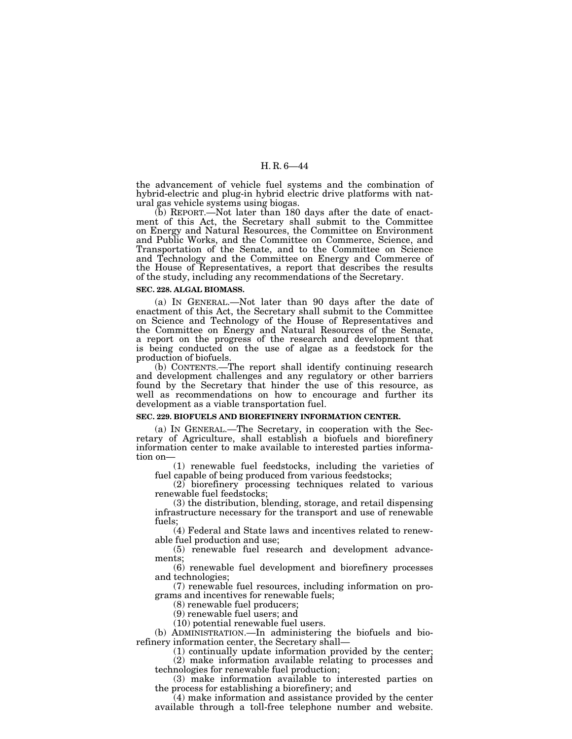the advancement of vehicle fuel systems and the combination of hybrid-electric and plug-in hybrid electric drive platforms with natural gas vehicle systems using biogas.

(b) REPORT.—Not later than 180 days after the date of enactment of this Act, the Secretary shall submit to the Committee on Energy and Natural Resources, the Committee on Environment and Public Works, and the Committee on Commerce, Science, and Transportation of the Senate, and to the Committee on Science and Technology and the Committee on Energy and Commerce of the House of Representatives, a report that describes the results of the study, including any recommendations of the Secretary.

**SEC. 228. ALGAL BIOMASS.**

(a) IN GENERAL.—Not later than 90 days after the date of enactment of this Act, the Secretary shall submit to the Committee on Science and Technology of the House of Representatives and the Committee on Energy and Natural Resources of the Senate, a report on the progress of the research and development that is being conducted on the use of algae as a feedstock for the production of biofuels.

(b) CONTENTS.—The report shall identify continuing research and development challenges and any regulatory or other barriers found by the Secretary that hinder the use of this resource, as well as recommendations on how to encourage and further its development as a viable transportation fuel.

**SEC. 229. BIOFUELS AND BIOREFINERY INFORMATION CENTER.**

(a) IN GENERAL.—The Secretary, in cooperation with the Secretary of Agriculture, shall establish a biofuels and biorefinery information center to make available to interested parties information on—

(1) renewable fuel feedstocks, including the varieties of fuel capable of being produced from various feedstocks;

(2) biorefinery processing techniques related to various renewable fuel feedstocks;

(3) the distribution, blending, storage, and retail dispensing infrastructure necessary for the transport and use of renewable fuels;

(4) Federal and State laws and incentives related to renewable fuel production and use;

(5) renewable fuel research and development advancements;

(6) renewable fuel development and biorefinery processes and technologies;

(7) renewable fuel resources, including information on programs and incentives for renewable fuels;

(8) renewable fuel producers;

(9) renewable fuel users; and

(10) potential renewable fuel users.

(b) ADMINISTRATION.—In administering the biofuels and biorefinery information center, the Secretary shall—

(1) continually update information provided by the center;

(2) make information available relating to processes and technologies for renewable fuel production;

(3) make information available to interested parties on the process for establishing a biorefinery; and

(4) make information and assistance provided by the center available through a toll-free telephone number and website.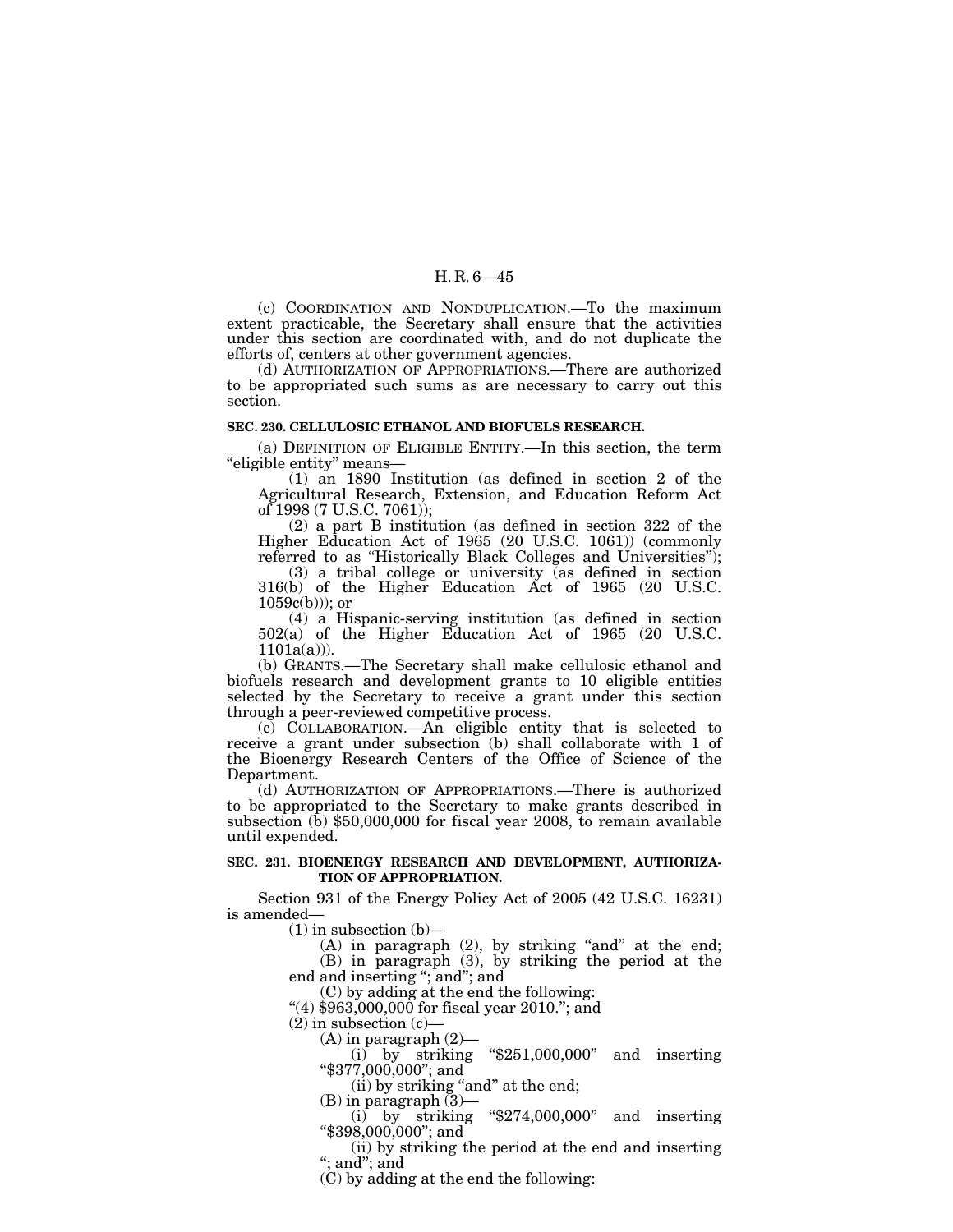(c) COORDINATION AND NONDUPLICATION.—To the maximum extent practicable, the Secretary shall ensure that the activities under this section are coordinated with, and do not duplicate the efforts of, centers at other government agencies.

(d) AUTHORIZATION OF APPROPRIATIONS.—There are authorized to be appropriated such sums as are necessary to carry out this section.

**SEC. 230. CELLULOSIC ETHANOL AND BIOFUELS RESEARCH.**

(a) DEFINITION OF ELIGIBLE ENTITY.—In this section, the term "eligible entity" means—

(1) an 1890 Institution (as defined in section 2 of the Agricultural Research, Extension, and Education Reform Act of 1998 (7 U.S.C. 7061));

(2) a part B institution (as defined in section 322 of the Higher Education Act of 1965 (20 U.S.C. 1061)) (commonly referred to as "Historically Black Colleges and Universities");

(3) a tribal college or university (as defined in section 316(b) of the Higher Education Act of 1965 (20 U.S.C. 1059c(b))); or

(4) a Hispanic-serving institution (as defined in section 502(a) of the Higher Education Act of 1965 (20 U.S.C. 1101a(a))).

(b) GRANTS.—The Secretary shall make cellulosic ethanol and biofuels research and development grants to 10 eligible entities selected by the Secretary to receive a grant under this section through a peer-reviewed competitive process.

(c) COLLABORATION.—An eligible entity that is selected to receive a grant under subsection (b) shall collaborate with 1 of the Bioenergy Research Centers of the Office of Science of the Department.

(d) AUTHORIZATION OF APPROPRIATIONS.—There is authorized to be appropriated to the Secretary to make grants described in subsection (b) $50,000,000 for fiscal year 2008, to remain available until expended.

**SEC. 231. BIOENERGY RESEARCH AND DEVELOPMENT, AUTHORIZATION OF APPROPRIATION.**

Section 931 of the Energy Policy Act of 2005 (42 U.S.C. 16231) is amended—

(1) in subsection (b)—

(A) in paragraph (2), by striking "and" at the end;

(B) in paragraph (3), by striking the period at the end and inserting "; and"; and

(C) by adding at the end the following:

"(4) $963,000,000 for fiscal year 2010."; and

(2) in subsection (c)—

(A) in paragraph (2)—

(i) by striking "$251,000,000" and inserting "$377,000,000"; and

(ii) by striking "and" at the end;

(B) in paragraph (3)—

(i) by striking "$274,000,000" and inserting "$398,000,000"; and

(ii) by striking the period at the end and inserting "; and"; and

(C) by adding at the end the following: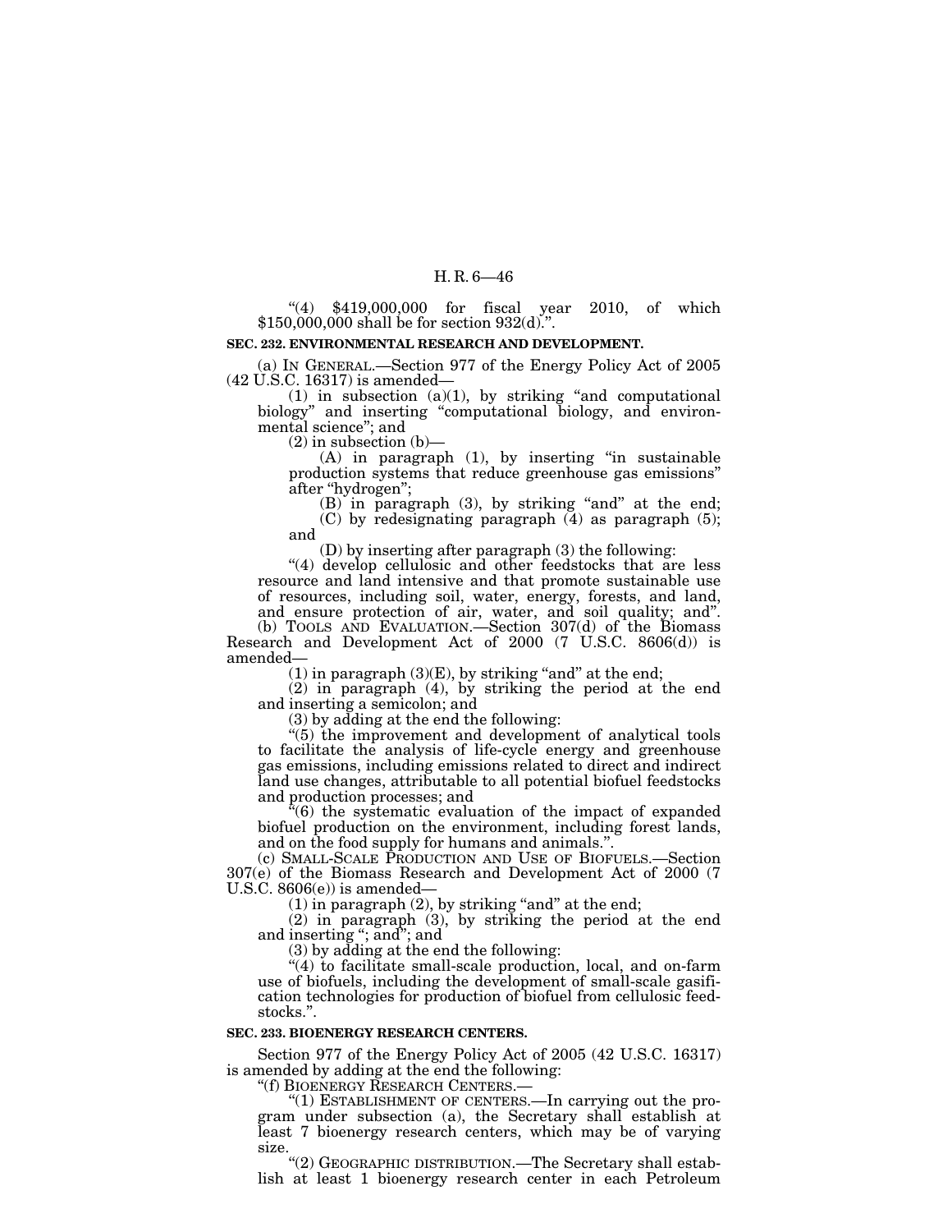"(4) $419,000,000 for fiscal year 2010, of which $150,000,000 shall be for section 932(d).".

**SEC. 232. ENVIRONMENTAL RESEARCH AND DEVELOPMENT.**

(a) IN GENERAL.—Section 977 of the Energy Policy Act of 2005 (42 U.S.C. 16317) is amended—

(1) in subsection (a)(1), by striking "and computational biology" and inserting "computational biology, and environmental science"; and

(2) in subsection (b)—

(A) in paragraph (1), by inserting "in sustainable production systems that reduce greenhouse gas emissions" after "hydrogen";

(B) in paragraph (3), by striking "and" at the end;

(C) by redesignating paragraph (4) as paragraph (5); and

(D) by inserting after paragraph (3) the following:

"(4) develop cellulosic and other feedstocks that are less resource and land intensive and that promote sustainable use of resources, including soil, water, energy, forests, and land, and ensure protection of air, water, and soil quality; and".

(b) TOOLS AND EVALUATION.—Section 307(d) of the Biomass Research and Development Act of 2000 (7 U.S.C. 8606(d)) is amended—

(1) in paragraph (3)(E), by striking "and" at the end;

(2) in paragraph (4), by striking the period at the end and inserting a semicolon; and

(3) by adding at the end the following:

"(5) the improvement and development of analytical tools to facilitate the analysis of life-cycle energy and greenhouse gas emissions, including emissions related to direct and indirect land use changes, attributable to all potential biofuel feedstocks and production processes; and

"(6) the systematic evaluation of the impact of expanded biofuel production on the environment, including forest lands, and on the food supply for humans and animals.".

(c) SMALL-SCALE PRODUCTION AND USE OF BIOFUELS.—Section 307(e) of the Biomass Research and Development Act of 2000 (7 U.S.C. 8606(e)) is amended—

(1) in paragraph (2), by striking "and" at the end;

(2) in paragraph (3), by striking the period at the end and inserting "; and"; and

(3) by adding at the end the following:

"(4) to facilitate small-scale production, local, and on-farm use of biofuels, including the development of small-scale gasification technologies for production of biofuel from cellulosic feedstocks.".

**SEC. 233. BIOENERGY RESEARCH CENTERS.**

Section 977 of the Energy Policy Act of 2005 (42 U.S.C. 16317) is amended by adding at the end the following:

"(f) BIOENERGY RESEARCH CENTERS.—

"(1) ESTABLISHMENT OF CENTERS.—In carrying out the program under subsection (a), the Secretary shall establish at least 7 bioenergy research centers, which may be of varying size.

"(2) GEOGRAPHIC DISTRIBUTION.—The Secretary shall establish at least 1 bioenergy research center in each Petroleum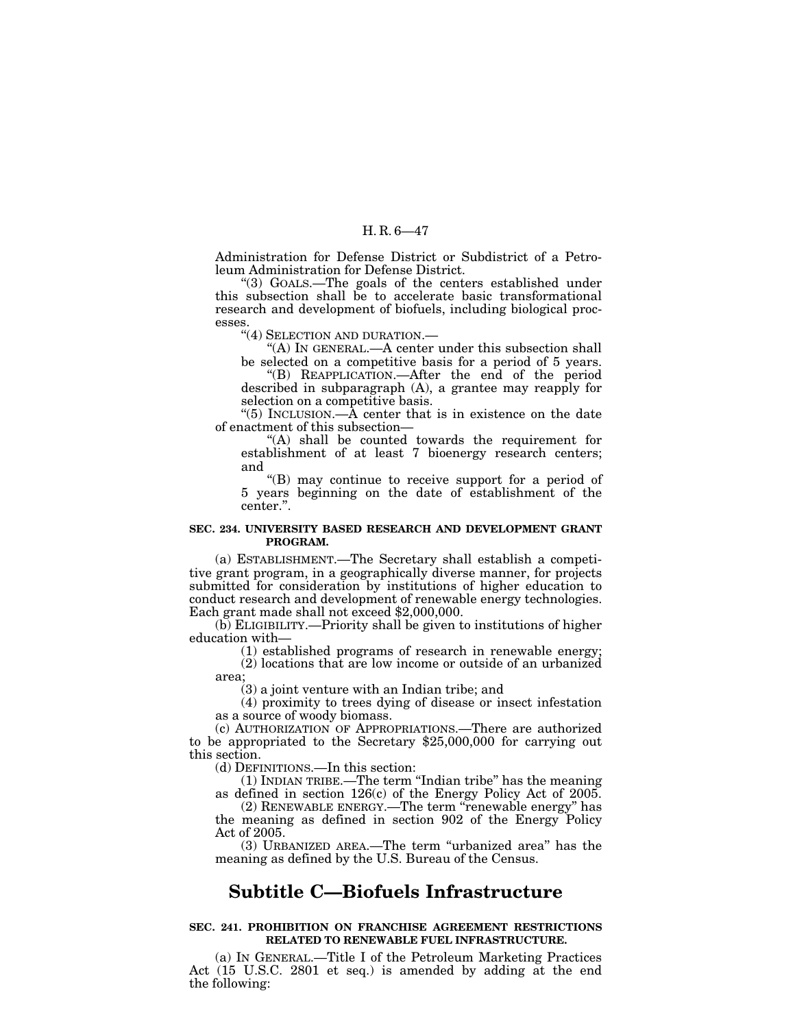Administration for Defense District or Subdistrict of a Petroleum Administration for Defense District.

"(3) GOALS.—The goals of the centers established under this subsection shall be to accelerate basic transformational research and development of biofuels, including biological processes.

"(4) SELECTION AND DURATION.—

"(A) IN GENERAL.—A center under this subsection shall be selected on a competitive basis for a period of 5 years.

"(B) REAPPLICATION.—After the end of the period described in subparagraph (A), a grantee may reapply for selection on a competitive basis.

"(5) INCLUSION.—A center that is in existence on the date of enactment of this subsection—

"(A) shall be counted towards the requirement for establishment of at least 7 bioenergy research centers; and

"(B) may continue to receive support for a period of 5 years beginning on the date of establishment of the center.".

**SEC. 234. UNIVERSITY BASED RESEARCH AND DEVELOPMENT GRANT PROGRAM.**

(a) ESTABLISHMENT.—The Secretary shall establish a competitive grant program, in a geographically diverse manner, for projects submitted for consideration by institutions of higher education to conduct research and development of renewable energy technologies. Each grant made shall not exceed $2,000,000.

(b) ELIGIBILITY.—Priority shall be given to institutions of higher education with—

(1) established programs of research in renewable energy;

(2) locations that are low income or outside of an urbanized area;

(3) a joint venture with an Indian tribe; and

(4) proximity to trees dying of disease or insect infestation as a source of woody biomass.

(c) AUTHORIZATION OF APPROPRIATIONS.—There are authorized to be appropriated to the Secretary $25,000,000 for carrying out this section.

(d) DEFINITIONS.—In this section:

(1) INDIAN TRIBE.—The term "Indian tribe" has the meaning as defined in section 126(c) of the Energy Policy Act of 2005.

(2) RENEWABLE ENERGY.—The term "renewable energy" has the meaning as defined in section 902 of the Energy Policy Act of 2005.

(3) URBANIZED AREA.—The term "urbanized area" has the meaning as defined by the U.S. Bureau of the Census.

## Subtitle C—Biofuels Infrastructure

**SEC. 241. PROHIBITION ON FRANCHISE AGREEMENT RESTRICTIONS RELATED TO RENEWABLE FUEL INFRASTRUCTURE.**

(a) IN GENERAL.—Title I of the Petroleum Marketing Practices Act (15 U.S.C. 2801 et seq.) is amended by adding at the end the following: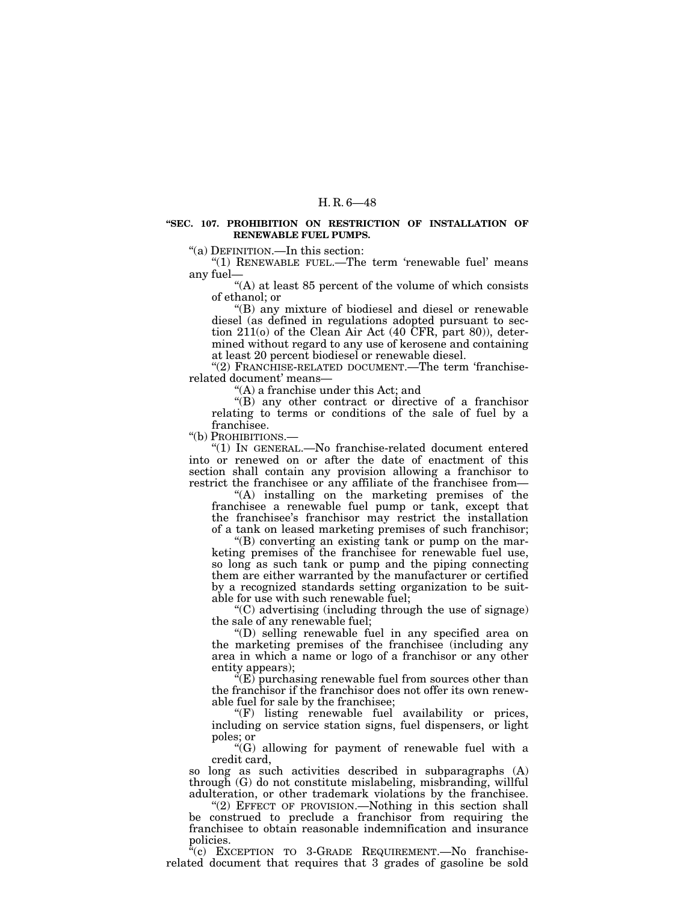**"SEC. 107. PROHIBITION ON RESTRICTION OF INSTALLATION OF RENEWABLE FUEL PUMPS.**

"(a) DEFINITION.—In this section:

"(1) RENEWABLE FUEL.—The term 'renewable fuel' means any fuel—

"(A) at least 85 percent of the volume of which consists of ethanol; or

"(B) any mixture of biodiesel and diesel or renewable diesel (as defined in regulations adopted pursuant to section 211(o) of the Clean Air Act (40 CFR, part 80)), determined without regard to any use of kerosene and containing at least 20 percent biodiesel or renewable diesel.

"(2) FRANCHISE-RELATED DOCUMENT.—The term 'franchise-related document' means—

"(A) a franchise under this Act; and

"(B) any other contract or directive of a franchisor relating to terms or conditions of the sale of fuel by a franchisee.

"(b) PROHIBITIONS.—

"(1) IN GENERAL.—No franchise-related document entered into or renewed on or after the date of enactment of this section shall contain any provision allowing a franchisor to restrict the franchisee or any affiliate of the franchisee from—

"(A) installing on the marketing premises of the franchisee a renewable fuel pump or tank, except that the franchisee's franchisor may restrict the installation of a tank on leased marketing premises of such franchisor;

"(B) converting an existing tank or pump on the marketing premises of the franchisee for renewable fuel use, so long as such tank or pump and the piping connecting them are either warranted by the manufacturer or certified by a recognized standards setting organization to be suitable for use with such renewable fuel;

"(C) advertising (including through the use of signage) the sale of any renewable fuel;

"(D) selling renewable fuel in any specified area on the marketing premises of the franchisee (including any area in which a name or logo of a franchisor or any other entity appears);

"(E) purchasing renewable fuel from sources other than the franchisor if the franchisor does not offer its own renewable fuel for sale by the franchisee;

"(F) listing renewable fuel availability or prices, including on service station signs, fuel dispensers, or light poles; or

"(G) allowing for payment of renewable fuel with a credit card,

so long as such activities described in subparagraphs (A) through (G) do not constitute mislabeling, misbranding, willful adulteration, or other trademark violations by the franchisee.

"(2) EFFECT OF PROVISION.—Nothing in this section shall be construed to preclude a franchisor from requiring the franchisee to obtain reasonable indemnification and insurance policies.

"(c) EXCEPTION TO 3-GRADE REQUIREMENT.—No franchise-related document that requires that 3 grades of gasoline be sold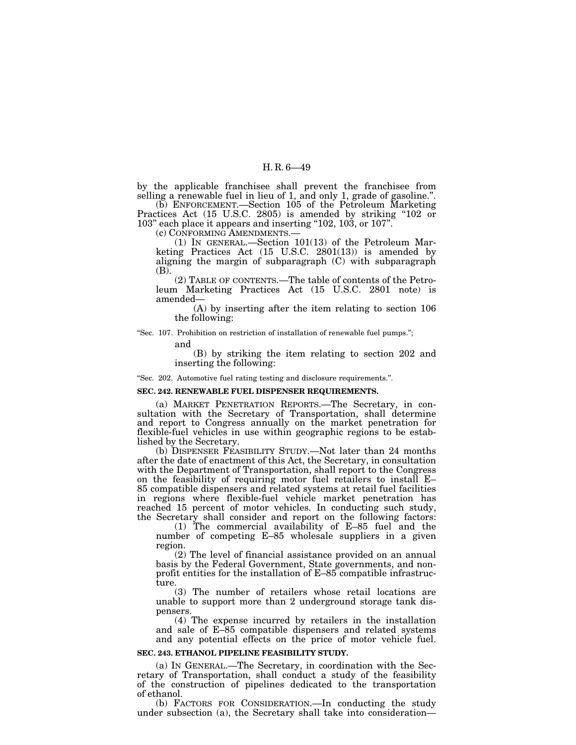by the applicable franchisee shall prevent the franchisee from selling a renewable fuel in lieu of 1, and only 1, grade of gasoline.".

(b) ENFORCEMENT.—Section 105 of the Petroleum Marketing Practices Act (15 U.S.C. 2805) is amended by striking "102 or 103" each place it appears and inserting "102, 103, or 107".

(c) CONFORMING AMENDMENTS.—

(1) IN GENERAL.—Section 101(13) of the Petroleum Marketing Practices Act (15 U.S.C. 2801(13)) is amended by aligning the margin of subparagraph (C) with subparagraph (B).

(2) TABLE OF CONTENTS.—The table of contents of the Petroleum Marketing Practices Act (15 U.S.C. 2801 note) is amended—

(A) by inserting after the item relating to section 106 the following:

"Sec. 107. Prohibition on restriction of installation of renewable fuel pumps.";

and

(B) by striking the item relating to section 202 and inserting the following:

"Sec. 202. Automotive fuel rating testing and disclosure requirements.".

**SEC. 242. RENEWABLE FUEL DISPENSER REQUIREMENTS.**

(a) MARKET PENETRATION REPORTS.—The Secretary, in consultation with the Secretary of Transportation, shall determine and report to Congress annually on the market penetration for flexible-fuel vehicles in use within geographic regions to be established by the Secretary.

(b) DISPENSER FEASIBILITY STUDY.—Not later than 24 months after the date of enactment of this Act, the Secretary, in consultation with the Department of Transportation, shall report to the Congress on the feasibility of requiring motor fuel retailers to install E–85 compatible dispensers and related systems at retail fuel facilities in regions where flexible-fuel vehicle market penetration has reached 15 percent of motor vehicles. In conducting such study, the Secretary shall consider and report on the following factors:

(1) The commercial availability of E–85 fuel and the number of competing E–85 wholesale suppliers in a given region.

(2) The level of financial assistance provided on an annual basis by the Federal Government, State governments, and nonprofit entities for the installation of E–85 compatible infrastructure.

(3) The number of retailers whose retail locations are unable to support more than 2 underground storage tank dispensers.

(4) The expense incurred by retailers in the installation and sale of E–85 compatible dispensers and related systems and any potential effects on the price of motor vehicle fuel.

**SEC. 243. ETHANOL PIPELINE FEASIBILITY STUDY.**

(a) IN GENERAL.—The Secretary, in coordination with the Secretary of Transportation, shall conduct a study of the feasibility of the construction of pipelines dedicated to the transportation of ethanol.

(b) FACTORS FOR CONSIDERATION.—In conducting the study under subsection (a), the Secretary shall take into consideration—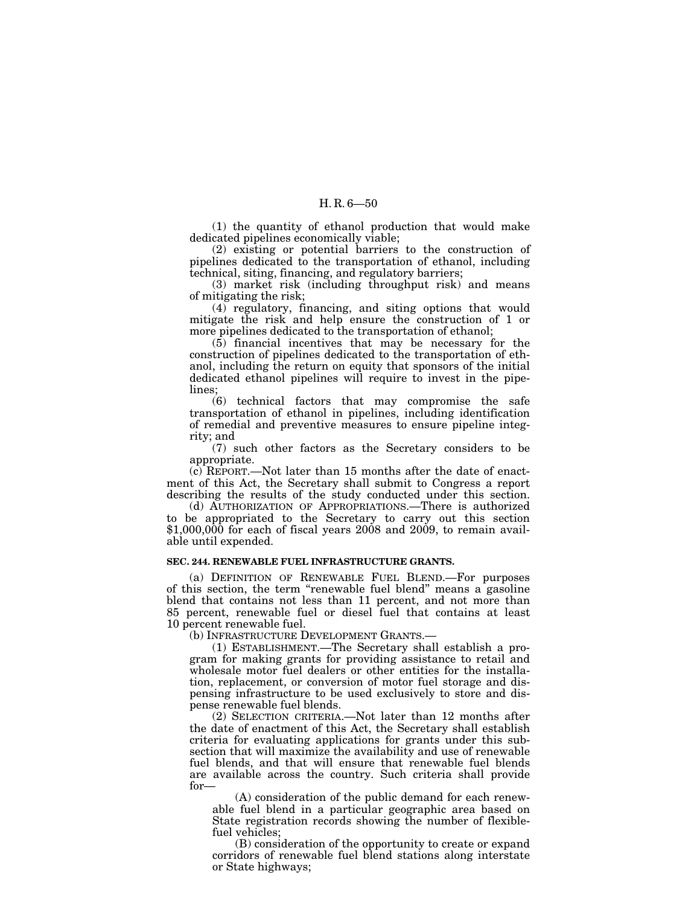(1) the quantity of ethanol production that would make dedicated pipelines economically viable;

(2) existing or potential barriers to the construction of pipelines dedicated to the transportation of ethanol, including technical, siting, financing, and regulatory barriers;

(3) market risk (including throughput risk) and means of mitigating the risk;

(4) regulatory, financing, and siting options that would mitigate the risk and help ensure the construction of 1 or more pipelines dedicated to the transportation of ethanol;

(5) financial incentives that may be necessary for the construction of pipelines dedicated to the transportation of ethanol, including the return on equity that sponsors of the initial dedicated ethanol pipelines will require to invest in the pipelines;

(6) technical factors that may compromise the safe transportation of ethanol in pipelines, including identification of remedial and preventive measures to ensure pipeline integrity; and

(7) such other factors as the Secretary considers to be appropriate.

(c) REPORT.—Not later than 15 months after the date of enactment of this Act, the Secretary shall submit to Congress a report describing the results of the study conducted under this section.

(d) AUTHORIZATION OF APPROPRIATIONS.—There is authorized to be appropriated to the Secretary to carry out this section $1,000,000 for each of fiscal years 2008 and 2009, to remain available until expended.

**SEC. 244. RENEWABLE FUEL INFRASTRUCTURE GRANTS.**

(a) DEFINITION OF RENEWABLE FUEL BLEND.—For purposes of this section, the term "renewable fuel blend" means a gasoline blend that contains not less than 11 percent, and not more than 85 percent, renewable fuel or diesel fuel that contains at least 10 percent renewable fuel.

(b) INFRASTRUCTURE DEVELOPMENT GRANTS.—

(1) ESTABLISHMENT.—The Secretary shall establish a program for making grants for providing assistance to retail and wholesale motor fuel dealers or other entities for the installation, replacement, or conversion of motor fuel storage and dispensing infrastructure to be used exclusively to store and dispense renewable fuel blends.

(2) SELECTION CRITERIA.—Not later than 12 months after the date of enactment of this Act, the Secretary shall establish criteria for evaluating applications for grants under this subsection that will maximize the availability and use of renewable fuel blends, and that will ensure that renewable fuel blends are available across the country. Such criteria shall provide for—

(A) consideration of the public demand for each renewable fuel blend in a particular geographic area based on State registration records showing the number of flexible-fuel vehicles;

(B) consideration of the opportunity to create or expand corridors of renewable fuel blend stations along interstate or State highways;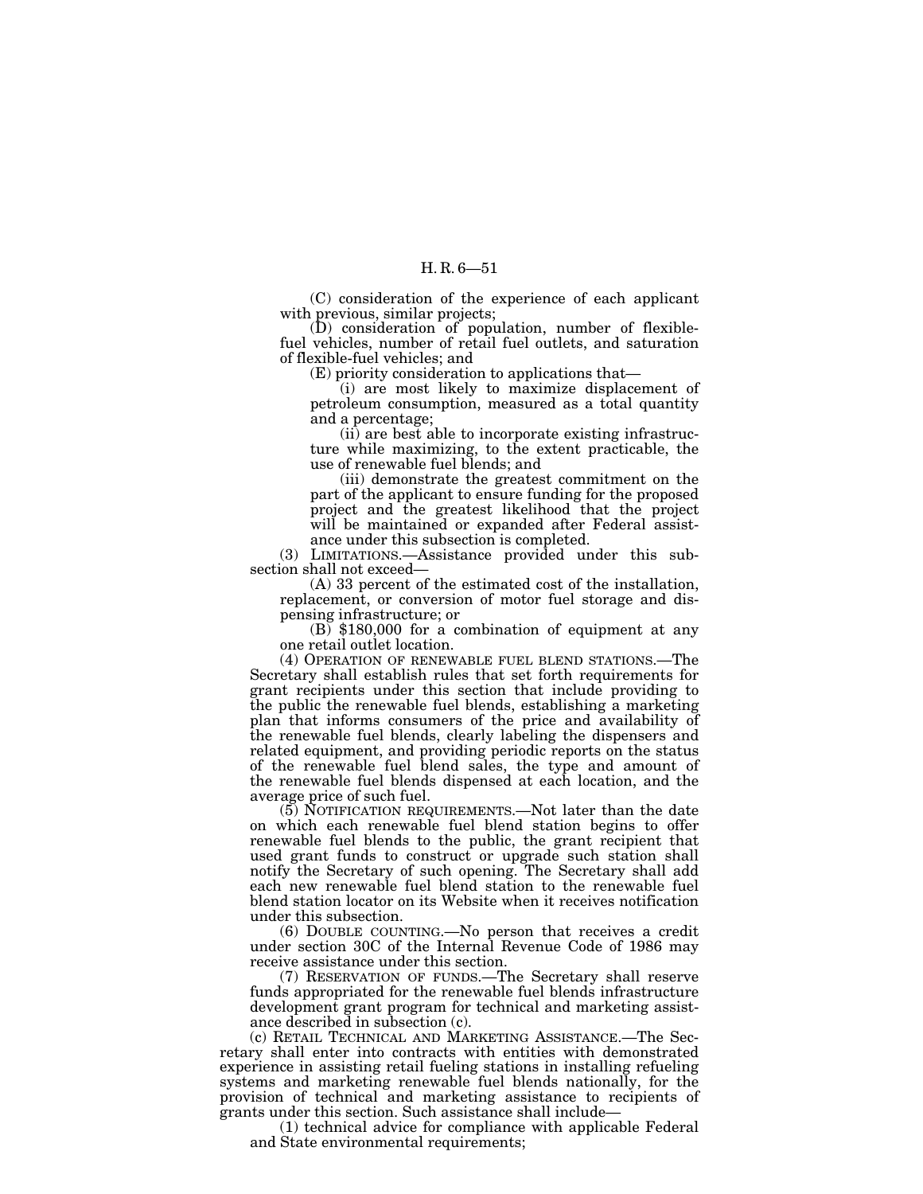(C) consideration of the experience of each applicant with previous, similar projects;

(D) consideration of population, number of flexible-fuel vehicles, number of retail fuel outlets, and saturation of flexible-fuel vehicles; and

(E) priority consideration to applications that—

(i) are most likely to maximize displacement of petroleum consumption, measured as a total quantity and a percentage;

(ii) are best able to incorporate existing infrastructure while maximizing, to the extent practicable, the use of renewable fuel blends; and

(iii) demonstrate the greatest commitment on the part of the applicant to ensure funding for the proposed project and the greatest likelihood that the project will be maintained or expanded after Federal assistance under this subsection is completed.

(3) LIMITATIONS.—Assistance provided under this subsection shall not exceed—

(A) 33 percent of the estimated cost of the installation, replacement, or conversion of motor fuel storage and dispensing infrastructure; or

(B) $180,000 for a combination of equipment at any one retail outlet location.

(4) OPERATION OF RENEWABLE FUEL BLEND STATIONS.—The Secretary shall establish rules that set forth requirements for grant recipients under this section that include providing to the public the renewable fuel blends, establishing a marketing plan that informs consumers of the price and availability of the renewable fuel blends, clearly labeling the dispensers and related equipment, and providing periodic reports on the status of the renewable fuel blend sales, the type and amount of the renewable fuel blends dispensed at each location, and the average price of such fuel.

(5) NOTIFICATION REQUIREMENTS.—Not later than the date on which each renewable fuel blend station begins to offer renewable fuel blends to the public, the grant recipient that used grant funds to construct or upgrade such station shall notify the Secretary of such opening. The Secretary shall add each new renewable fuel blend station to the renewable fuel blend station locator on its Website when it receives notification under this subsection.

(6) DOUBLE COUNTING.—No person that receives a credit under section 30C of the Internal Revenue Code of 1986 may receive assistance under this section.

(7) RESERVATION OF FUNDS.—The Secretary shall reserve funds appropriated for the renewable fuel blends infrastructure development grant program for technical and marketing assistance described in subsection (c).

(c) RETAIL TECHNICAL AND MARKETING ASSISTANCE.—The Secretary shall enter into contracts with entities with demonstrated experience in assisting retail fueling stations in installing refueling systems and marketing renewable fuel blends nationally, for the provision of technical and marketing assistance to recipients of grants under this section. Such assistance shall include—

(1) technical advice for compliance with applicable Federal and State environmental requirements;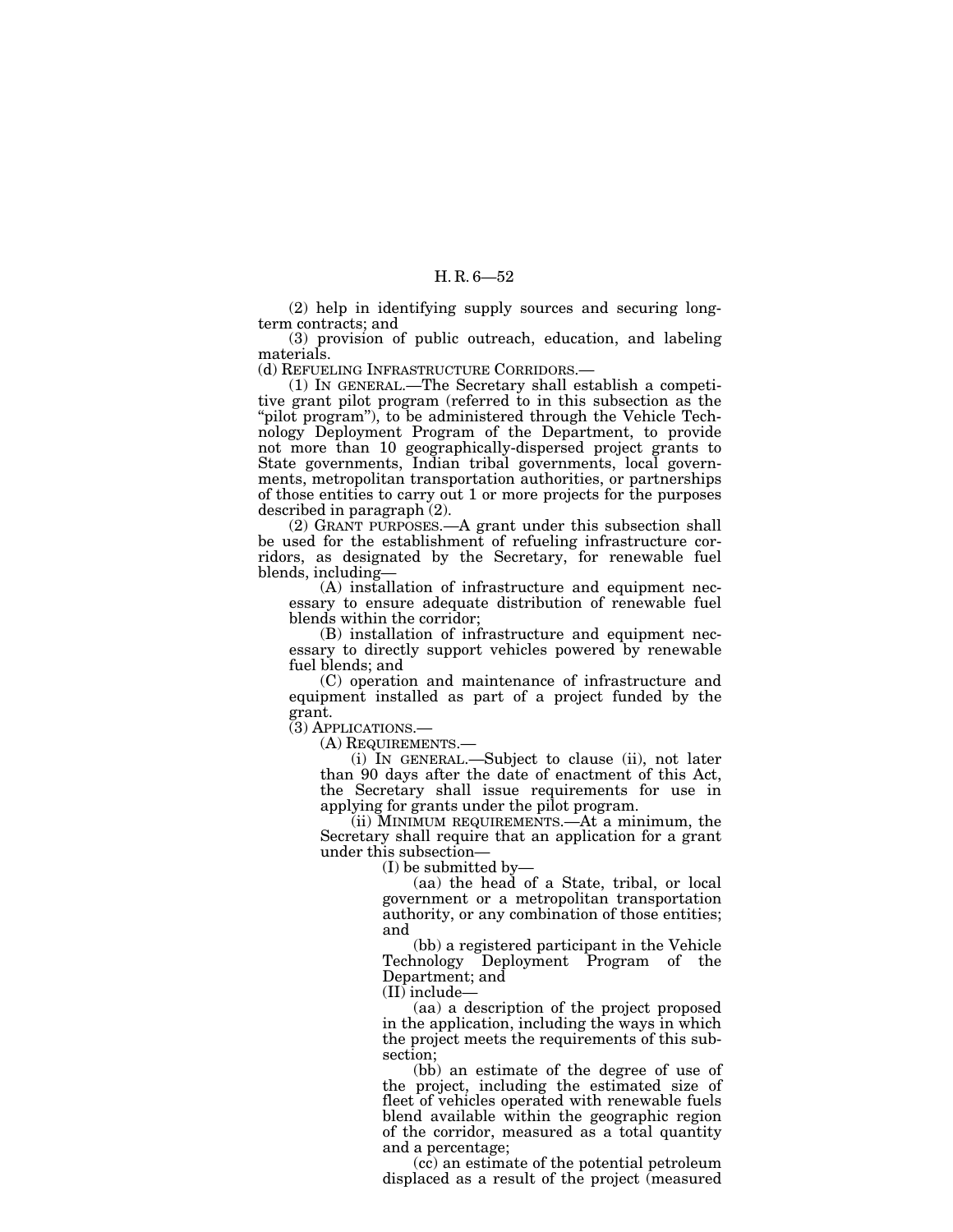(2) help in identifying supply sources and securing long-term contracts; and

(3) provision of public outreach, education, and labeling materials.

(d) REFUELING INFRASTRUCTURE CORRIDORS.—

(1) IN GENERAL.—The Secretary shall establish a competitive grant pilot program (referred to in this subsection as the "pilot program"), to be administered through the Vehicle Technology Deployment Program of the Department, to provide not more than 10 geographically-dispersed project grants to State governments, Indian tribal governments, local governments, metropolitan transportation authorities, or partnerships of those entities to carry out 1 or more projects for the purposes described in paragraph (2).

(2) GRANT PURPOSES.—A grant under this subsection shall be used for the establishment of refueling infrastructure corridors, as designated by the Secretary, for renewable fuel blends, including—

(A) installation of infrastructure and equipment necessary to ensure adequate distribution of renewable fuel blends within the corridor;

(B) installation of infrastructure and equipment necessary to directly support vehicles powered by renewable fuel blends; and

(C) operation and maintenance of infrastructure and equipment installed as part of a project funded by the grant.

(3) APPLICATIONS.—

(A) REQUIREMENTS.—

(i) IN GENERAL.—Subject to clause (ii), not later than 90 days after the date of enactment of this Act, the Secretary shall issue requirements for use in applying for grants under the pilot program.

(ii) MINIMUM REQUIREMENTS.—At a minimum, the Secretary shall require that an application for a grant under this subsection—

(I) be submitted by—

(aa) the head of a State, tribal, or local government or a metropolitan transportation authority, or any combination of those entities; and

(bb) a registered participant in the Vehicle Technology Deployment Program of the Department; and

(II) include—

(aa) a description of the project proposed in the application, including the ways in which the project meets the requirements of this subsection;

(bb) an estimate of the degree of use of the project, including the estimated size of fleet of vehicles operated with renewable fuels blend available within the geographic region of the corridor, measured as a total quantity and a percentage;

(cc) an estimate of the potential petroleum displaced as a result of the project (measured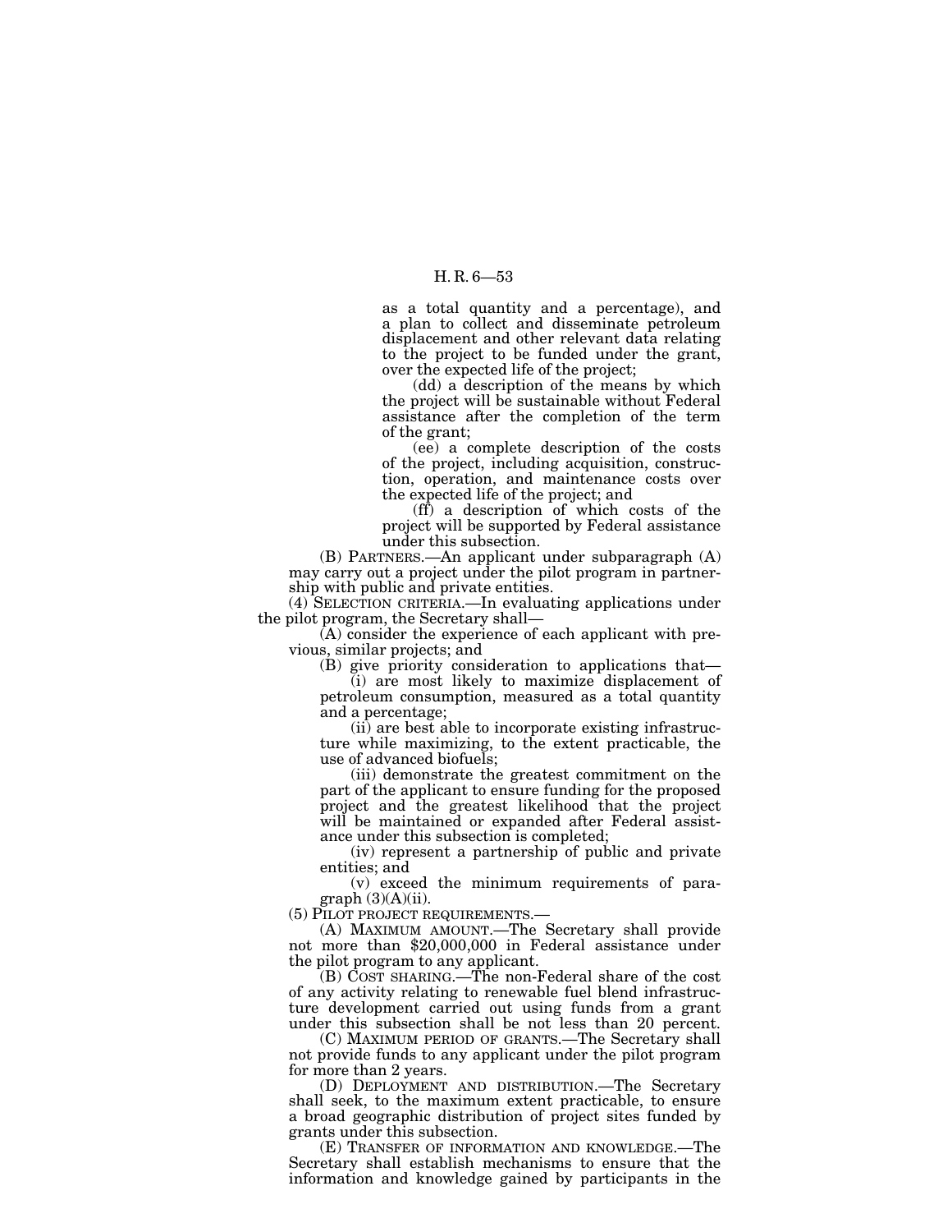as a total quantity and a percentage), and a plan to collect and disseminate petroleum displacement and other relevant data relating to the project to be funded under the grant, over the expected life of the project;

(dd) a description of the means by which the project will be sustainable without Federal assistance after the completion of the term of the grant;

(ee) a complete description of the costs of the project, including acquisition, construction, operation, and maintenance costs over the expected life of the project; and

(ff) a description of which costs of the project will be supported by Federal assistance under this subsection.

(B) PARTNERS.—An applicant under subparagraph (A) may carry out a project under the pilot program in partnership with public and private entities.

(4) SELECTION CRITERIA.—In evaluating applications under the pilot program, the Secretary shall—

(A) consider the experience of each applicant with previous, similar projects; and

(B) give priority consideration to applications that—

(i) are most likely to maximize displacement of petroleum consumption, measured as a total quantity and a percentage;

(ii) are best able to incorporate existing infrastructure while maximizing, to the extent practicable, the use of advanced biofuels;

(iii) demonstrate the greatest commitment on the part of the applicant to ensure funding for the proposed project and the greatest likelihood that the project will be maintained or expanded after Federal assistance under this subsection is completed;

(iv) represent a partnership of public and private entities; and

(v) exceed the minimum requirements of paragraph (3)(A)(ii).

(5) PILOT PROJECT REQUIREMENTS.—

(A) MAXIMUM AMOUNT.—The Secretary shall provide not more than $20,000,000 in Federal assistance under the pilot program to any applicant.

(B) COST SHARING.—The non-Federal share of the cost of any activity relating to renewable fuel blend infrastructure development carried out using funds from a grant under this subsection shall be not less than 20 percent.

(C) MAXIMUM PERIOD OF GRANTS.—The Secretary shall not provide funds to any applicant under the pilot program for more than 2 years.

(D) DEPLOYMENT AND DISTRIBUTION.—The Secretary shall seek, to the maximum extent practicable, to ensure a broad geographic distribution of project sites funded by grants under this subsection.

(E) TRANSFER OF INFORMATION AND KNOWLEDGE.—The Secretary shall establish mechanisms to ensure that the information and knowledge gained by participants in the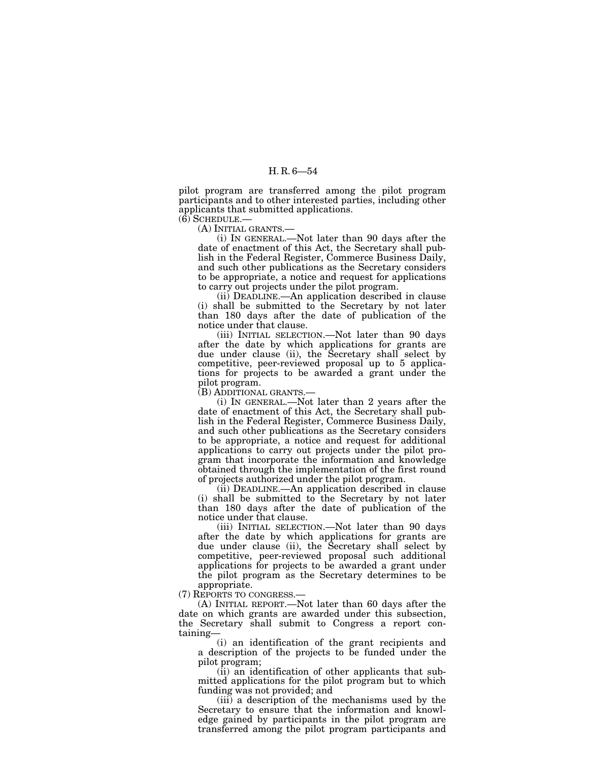pilot program are transferred among the pilot program participants and to other interested parties, including other applicants that submitted applications.

(6) SCHEDULE.—

(A) INITIAL GRANTS.—

(i) IN GENERAL.—Not later than 90 days after the date of enactment of this Act, the Secretary shall publish in the Federal Register, Commerce Business Daily, and such other publications as the Secretary considers to be appropriate, a notice and request for applications to carry out projects under the pilot program.

(ii) DEADLINE.—An application described in clause (i) shall be submitted to the Secretary by not later than 180 days after the date of publication of the notice under that clause.

(iii) INITIAL SELECTION.—Not later than 90 days after the date by which applications for grants are due under clause (ii), the Secretary shall select by competitive, peer-reviewed proposal up to 5 applications for projects to be awarded a grant under the pilot program.

(B) ADDITIONAL GRANTS.—

(i) IN GENERAL.—Not later than 2 years after the date of enactment of this Act, the Secretary shall publish in the Federal Register, Commerce Business Daily, and such other publications as the Secretary considers to be appropriate, a notice and request for additional applications to carry out projects under the pilot program that incorporate the information and knowledge obtained through the implementation of the first round of projects authorized under the pilot program.

(ii) DEADLINE.—An application described in clause (i) shall be submitted to the Secretary by not later than 180 days after the date of publication of the notice under that clause.

(iii) INITIAL SELECTION.—Not later than 90 days after the date by which applications for grants are due under clause (ii), the Secretary shall select by competitive, peer-reviewed proposal such additional applications for projects to be awarded a grant under the pilot program as the Secretary determines to be appropriate.

(7) REPORTS TO CONGRESS.—

(A) INITIAL REPORT.—Not later than 60 days after the date on which grants are awarded under this subsection, the Secretary shall submit to Congress a report containing—

(i) an identification of the grant recipients and a description of the projects to be funded under the pilot program;

(ii) an identification of other applicants that submitted applications for the pilot program but to which funding was not provided; and

(iii) a description of the mechanisms used by the Secretary to ensure that the information and knowledge gained by participants in the pilot program are transferred among the pilot program participants and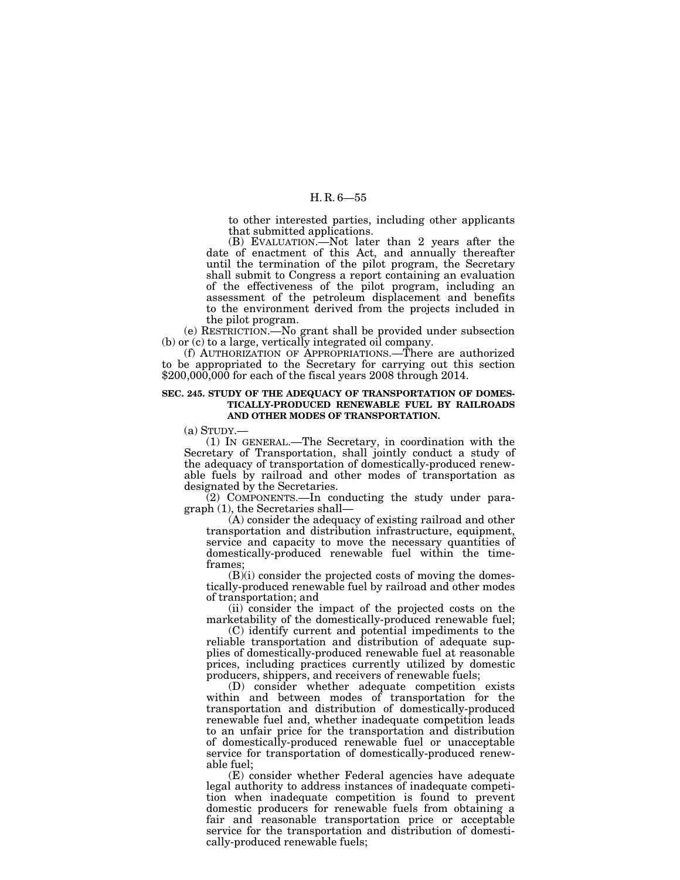to other interested parties, including other applicants that submitted applications.

(B) EVALUATION.—Not later than 2 years after the date of enactment of this Act, and annually thereafter until the termination of the pilot program, the Secretary shall submit to Congress a report containing an evaluation of the effectiveness of the pilot program, including an assessment of the petroleum displacement and benefits to the environment derived from the projects included in the pilot program.

(e) RESTRICTION.—No grant shall be provided under subsection (b) or (c) to a large, vertically integrated oil company.

(f) AUTHORIZATION OF APPROPRIATIONS.—There are authorized to be appropriated to the Secretary for carrying out this section $200,000,000 for each of the fiscal years 2008 through 2014.

### SEC. 245. STUDY OF THE ADEQUACY OF TRANSPORTATION OF DOMESTICALLY-PRODUCED RENEWABLE FUEL BY RAILROADS AND OTHER MODES OF TRANSPORTATION.

(a) STUDY.—

(1) IN GENERAL.—The Secretary, in coordination with the Secretary of Transportation, shall jointly conduct a study of the adequacy of transportation of domestically-produced renewable fuels by railroad and other modes of transportation as designated by the Secretaries.

(2) COMPONENTS.—In conducting the study under paragraph (1), the Secretaries shall—

(A) consider the adequacy of existing railroad and other transportation and distribution infrastructure, equipment, service and capacity to move the necessary quantities of domestically-produced renewable fuel within the timeframes;

(B)(i) consider the projected costs of moving the domestically-produced renewable fuel by railroad and other modes of transportation; and

(ii) consider the impact of the projected costs on the marketability of the domestically-produced renewable fuel;

(C) identify current and potential impediments to the reliable transportation and distribution of adequate supplies of domestically-produced renewable fuel at reasonable prices, including practices currently utilized by domestic producers, shippers, and receivers of renewable fuels;

(D) consider whether adequate competition exists within and between modes of transportation for the transportation and distribution of domestically-produced renewable fuel and, whether inadequate competition leads to an unfair price for the transportation and distribution of domestically-produced renewable fuel or unacceptable service for transportation of domestically-produced renewable fuel;

(E) consider whether Federal agencies have adequate legal authority to address instances of inadequate competition when inadequate competition is found to prevent domestic producers for renewable fuels from obtaining a fair and reasonable transportation price or acceptable service for the transportation and distribution of domestically-produced renewable fuels;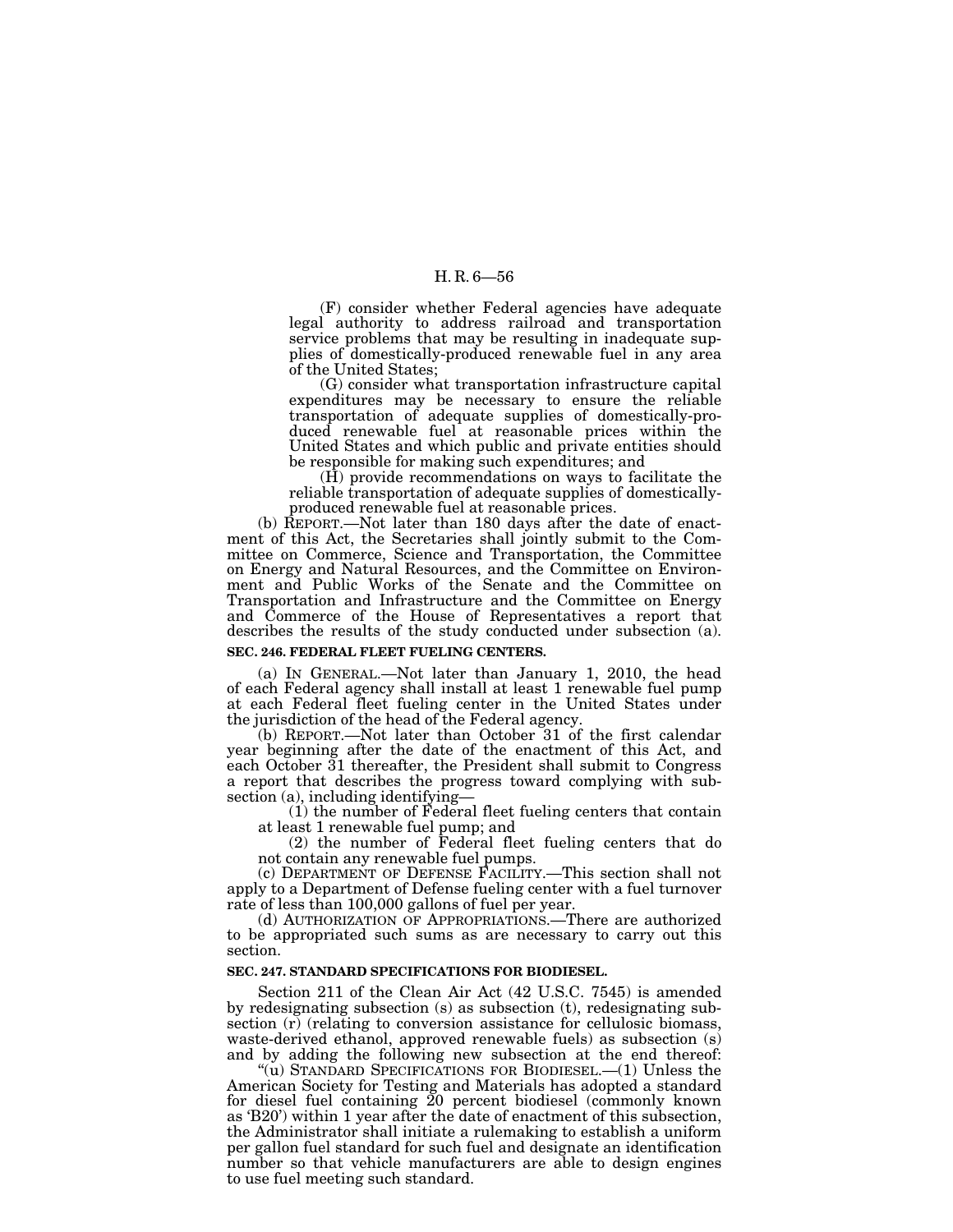(F) consider whether Federal agencies have adequate legal authority to address railroad and transportation service problems that may be resulting in inadequate supplies of domestically-produced renewable fuel in any area of the United States;

(G) consider what transportation infrastructure capital expenditures may be necessary to ensure the reliable transportation of adequate supplies of domestically-produced renewable fuel at reasonable prices within the United States and which public and private entities should be responsible for making such expenditures; and

(H) provide recommendations on ways to facilitate the reliable transportation of adequate supplies of domestically-produced renewable fuel at reasonable prices.

(b) REPORT.—Not later than 180 days after the date of enactment of this Act, the Secretaries shall jointly submit to the Committee on Commerce, Science and Transportation, the Committee on Energy and Natural Resources, and the Committee on Environment and Public Works of the Senate and the Committee on Transportation and Infrastructure and the Committee on Energy and Commerce of the House of Representatives a report that describes the results of the study conducted under subsection (a).

**SEC. 246. FEDERAL FLEET FUELING CENTERS.**

(a) IN GENERAL.—Not later than January 1, 2010, the head of each Federal agency shall install at least 1 renewable fuel pump at each Federal fleet fueling center in the United States under the jurisdiction of the head of the Federal agency.

(b) REPORT.—Not later than October 31 of the first calendar year beginning after the date of the enactment of this Act, and each October 31 thereafter, the President shall submit to Congress a report that describes the progress toward complying with subsection (a), including identifying—

(1) the number of Federal fleet fueling centers that contain at least 1 renewable fuel pump; and

(2) the number of Federal fleet fueling centers that do not contain any renewable fuel pumps.

(c) DEPARTMENT OF DEFENSE FACILITY.—This section shall not apply to a Department of Defense fueling center with a fuel turnover rate of less than 100,000 gallons of fuel per year.

(d) AUTHORIZATION OF APPROPRIATIONS.—There are authorized to be appropriated such sums as are necessary to carry out this section.

**SEC. 247. STANDARD SPECIFICATIONS FOR BIODIESEL.**

Section 211 of the Clean Air Act (42 U.S.C. 7545) is amended by redesignating subsection (s) as subsection (t), redesignating subsection (r) (relating to conversion assistance for cellulosic biomass, waste-derived ethanol, approved renewable fuels) as subsection (s) and by adding the following new subsection at the end thereof:

"(u) STANDARD SPECIFICATIONS FOR BIODIESEL.—(1) Unless the American Society for Testing and Materials has adopted a standard for diesel fuel containing 20 percent biodiesel (commonly known as 'B20') within 1 year after the date of enactment of this subsection, the Administrator shall initiate a rulemaking to establish a uniform per gallon fuel standard for such fuel and designate an identification number so that vehicle manufacturers are able to design engines to use fuel meeting such standard.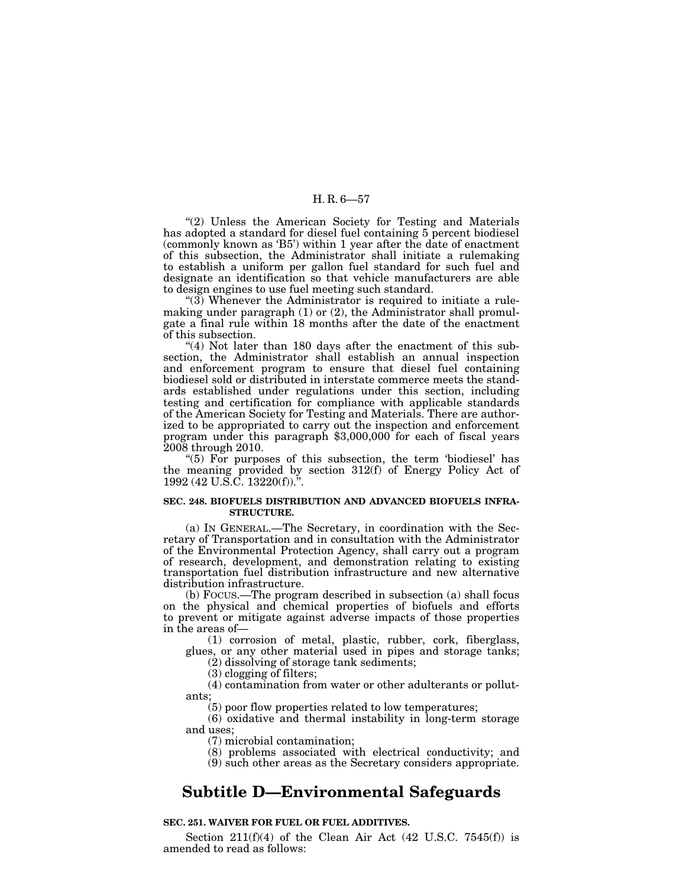"(2) Unless the American Society for Testing and Materials has adopted a standard for diesel fuel containing 5 percent biodiesel (commonly known as 'B5') within 1 year after the date of enactment of this subsection, the Administrator shall initiate a rulemaking to establish a uniform per gallon fuel standard for such fuel and designate an identification so that vehicle manufacturers are able to design engines to use fuel meeting such standard.

"(3) Whenever the Administrator is required to initiate a rulemaking under paragraph (1) or (2), the Administrator shall promulgate a final rule within 18 months after the date of the enactment of this subsection.

"(4) Not later than 180 days after the enactment of this subsection, the Administrator shall establish an annual inspection and enforcement program to ensure that diesel fuel containing biodiesel sold or distributed in interstate commerce meets the standards established under regulations under this section, including testing and certification for compliance with applicable standards of the American Society for Testing and Materials. There are authorized to be appropriated to carry out the inspection and enforcement program under this paragraph $3,000,000 for each of fiscal years 2008 through 2010.

"(5) For purposes of this subsection, the term 'biodiesel' has the meaning provided by section 312(f) of Energy Policy Act of 1992 (42 U.S.C. 13220(f)).".

**SEC. 248. BIOFUELS DISTRIBUTION AND ADVANCED BIOFUELS INFRASTRUCTURE.**

(a) IN GENERAL.—The Secretary, in coordination with the Secretary of Transportation and in consultation with the Administrator of the Environmental Protection Agency, shall carry out a program of research, development, and demonstration relating to existing transportation fuel distribution infrastructure and new alternative distribution infrastructure.

(b) FOCUS.—The program described in subsection (a) shall focus on the physical and chemical properties of biofuels and efforts to prevent or mitigate against adverse impacts of those properties in the areas of—

(1) corrosion of metal, plastic, rubber, cork, fiberglass, glues, or any other material used in pipes and storage tanks;

(2) dissolving of storage tank sediments;

(3) clogging of filters;

(4) contamination from water or other adulterants or pollutants;

(5) poor flow properties related to low temperatures;

(6) oxidative and thermal instability in long-term storage and uses;

(7) microbial contamination;

(8) problems associated with electrical conductivity; and

(9) such other areas as the Secretary considers appropriate.

## Subtitle D—Environmental Safeguards

**SEC. 251. WAIVER FOR FUEL OR FUEL ADDITIVES.**

Section 211(f)(4) of the Clean Air Act (42 U.S.C. 7545(f)) is amended to read as follows: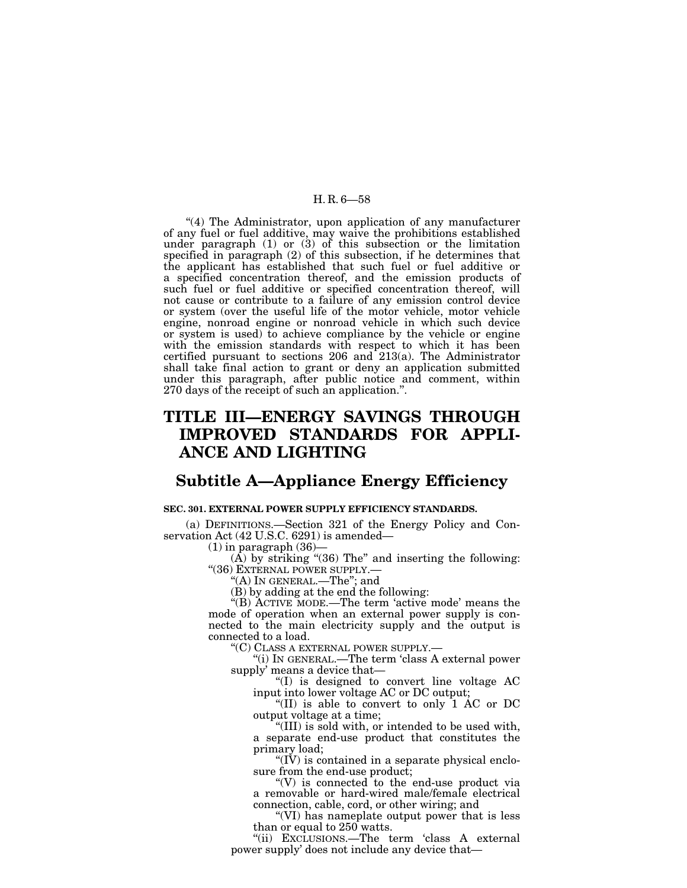"(4) The Administrator, upon application of any manufacturer of any fuel or fuel additive, may waive the prohibitions established under paragraph (1) or (3) of this subsection or the limitation specified in paragraph (2) of this subsection, if he determines that the applicant has established that such fuel or fuel additive or a specified concentration thereof, and the emission products of such fuel or fuel additive or specified concentration thereof, will not cause or contribute to a failure of any emission control device or system (over the useful life of the motor vehicle, motor vehicle engine, nonroad engine or nonroad vehicle in which such device or system is used) to achieve compliance by the vehicle or engine with the emission standards with respect to which it has been certified pursuant to sections 206 and 213(a). The Administrator shall take final action to grant or deny an application submitted under this paragraph, after public notice and comment, within 270 days of the receipt of such an application.".

# TITLE III—ENERGY SAVINGS THROUGH IMPROVED STANDARDS FOR APPLIANCE AND LIGHTING

## Subtitle A—Appliance Energy Efficiency

**SEC. 301. EXTERNAL POWER SUPPLY EFFICIENCY STANDARDS.**

(a) DEFINITIONS.—Section 321 of the Energy Policy and Conservation Act (42 U.S.C. 6291) is amended—

(1) in paragraph (36)—

(A) by striking "(36) The" and inserting the following: "(36) EXTERNAL POWER SUPPLY.—

"(A) IN GENERAL.—The"; and

(B) by adding at the end the following:

"(B) ACTIVE MODE.—The term 'active mode' means the mode of operation when an external power supply is connected to the main electricity supply and the output is connected to a load.

"(C) CLASS A EXTERNAL POWER SUPPLY.—

"(i) IN GENERAL.—The term 'class A external power supply' means a device that—

"(I) is designed to convert line voltage AC input into lower voltage AC or DC output;

"(II) is able to convert to only 1 AC or DC output voltage at a time;

"(III) is sold with, or intended to be used with, a separate end-use product that constitutes the primary load;

"(IV) is contained in a separate physical enclosure from the end-use product;

"(V) is connected to the end-use product via a removable or hard-wired male/female electrical connection, cable, cord, or other wiring; and

"(VI) has nameplate output power that is less than or equal to 250 watts.

"(ii) EXCLUSIONS.—The term 'class A external power supply' does not include any device that—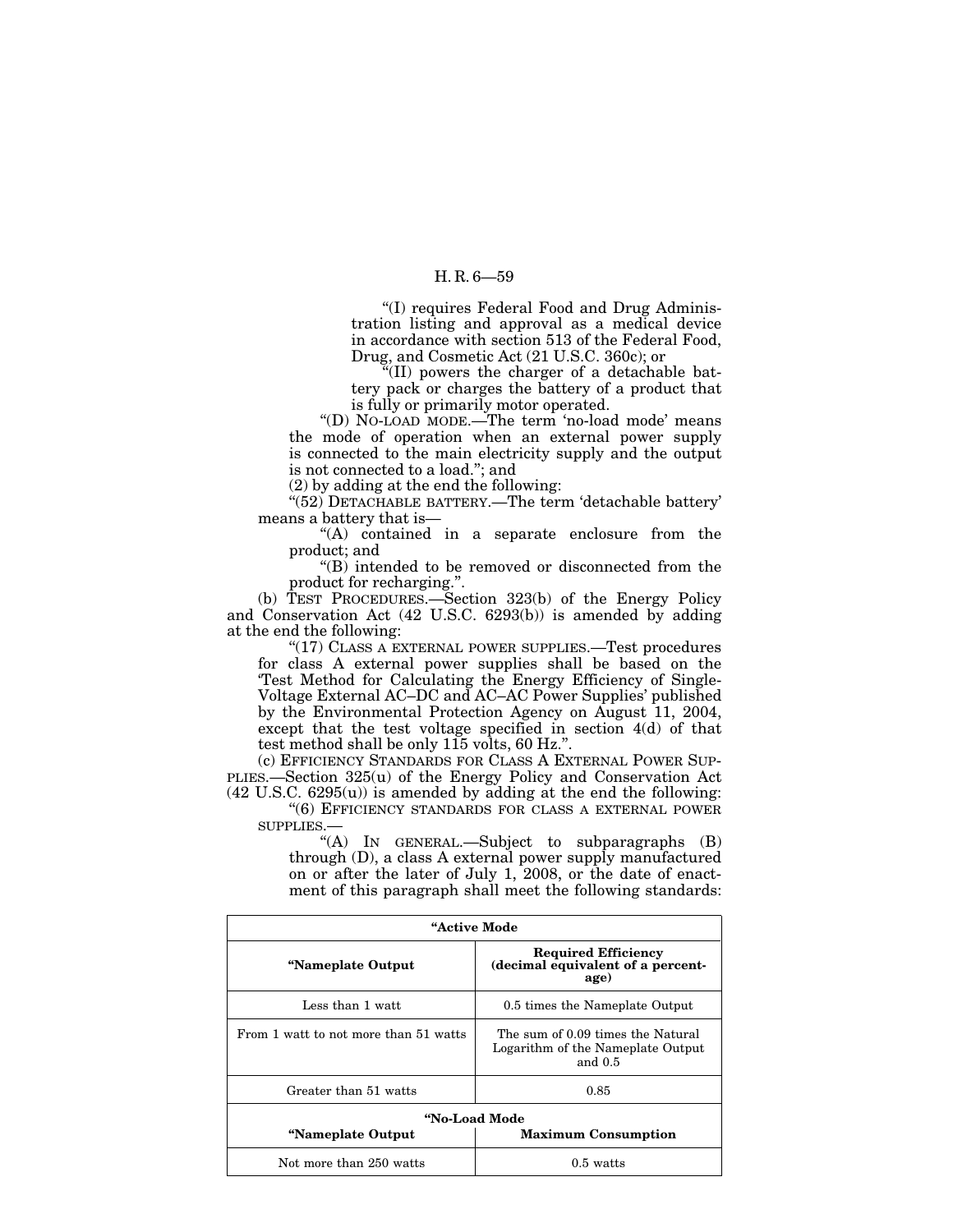"(I) requires Federal Food and Drug Administration listing and approval as a medical device in accordance with section 513 of the Federal Food, Drug, and Cosmetic Act (21 U.S.C. 360c); or

"(II) powers the charger of a detachable battery pack or charges the battery of a product that is fully or primarily motor operated.

"(D) NO-LOAD MODE.—The term 'no-load mode' means the mode of operation when an external power supply is connected to the main electricity supply and the output is not connected to a load."; and

(2) by adding at the end the following:

"(52) DETACHABLE BATTERY.—The term 'detachable battery' means a battery that is—

"(A) contained in a separate enclosure from the product; and

"(B) intended to be removed or disconnected from the product for recharging.".

(b) TEST PROCEDURES.—Section 323(b) of the Energy Policy and Conservation Act (42 U.S.C. 6293(b)) is amended by adding at the end the following:

"(17) CLASS A EXTERNAL POWER SUPPLIES.—Test procedures for class A external power supplies shall be based on the 'Test Method for Calculating the Energy Efficiency of Single-Voltage External AC–DC and AC–AC Power Supplies' published by the Environmental Protection Agency on August 11, 2004, except that the test voltage specified in section 4(d) of that test method shall be only 115 volts, 60 Hz.".

(c) EFFICIENCY STANDARDS FOR CLASS A EXTERNAL POWER SUPPLIES.—Section 325(u) of the Energy Policy and Conservation Act (42 U.S.C. 6295(u)) is amended by adding at the end the following:

"(6) EFFICIENCY STANDARDS FOR CLASS A EXTERNAL POWER SUPPLIES.—

"(A) IN GENERAL.—Subject to subparagraphs (B) through (D), a class A external power supply manufactured on or after the later of July 1, 2008, or the date of enactment of this paragraph shall meet the following standards:

| "Active Mode | |
|---|---|
| **"Nameplate Output** | **Required Efficiency (decimal equivalent of a percentage)** |
| Less than 1 watt | 0.5 times the Nameplate Output |
| From 1 watt to not more than 51 watts | The sum of 0.09 times the Natural Logarithm of the Nameplate Output and 0.5 |
| Greater than 51 watts | 0.85 |
| **"No-Load Mode** | |
| **"Nameplate Output** | **Maximum Consumption** |
| Not more than 250 watts | 0.5 watts |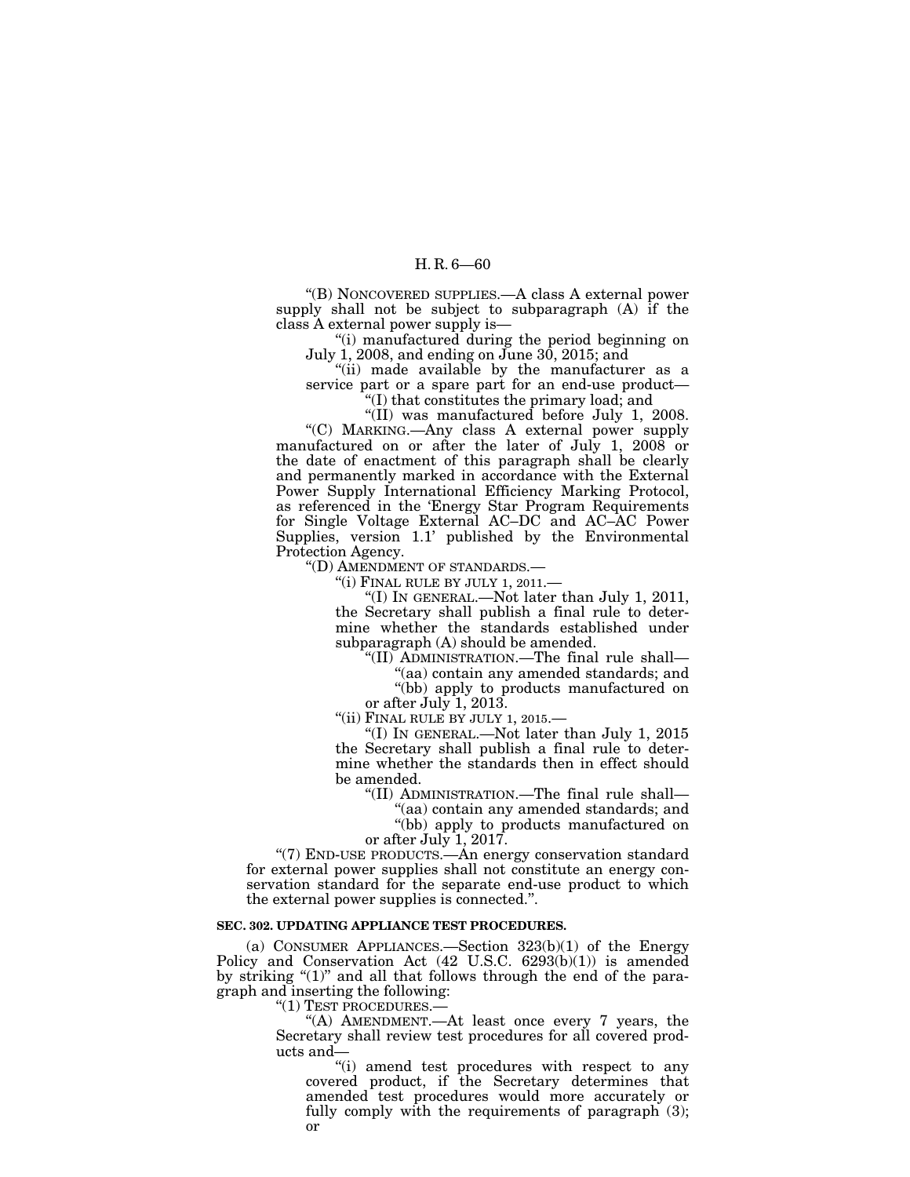"(B) NONCOVERED SUPPLIES.—A class A external power supply shall not be subject to subparagraph (A) if the class A external power supply is—

"(i) manufactured during the period beginning on July 1, 2008, and ending on June 30, 2015; and

"(ii) made available by the manufacturer as a service part or a spare part for an end-use product—

"(I) that constitutes the primary load; and

"(II) was manufactured before July 1, 2008.

"(C) MARKING.—Any class A external power supply manufactured on or after the later of July 1, 2008 or the date of enactment of this paragraph shall be clearly and permanently marked in accordance with the External Power Supply International Efficiency Marking Protocol, as referenced in the 'Energy Star Program Requirements for Single Voltage External AC–DC and AC–AC Power Supplies, version 1.1' published by the Environmental Protection Agency.

"(D) AMENDMENT OF STANDARDS.—

"(i) FINAL RULE BY JULY 1, 2011.—

"(I) IN GENERAL.—Not later than July 1, 2011, the Secretary shall publish a final rule to determine whether the standards established under subparagraph (A) should be amended.

"(II) ADMINISTRATION.—The final rule shall—

"(aa) contain any amended standards; and

"(bb) apply to products manufactured on or after July 1, 2013.

"(ii) FINAL RULE BY JULY 1, 2015.—

"(I) IN GENERAL.—Not later than July 1, 2015 the Secretary shall publish a final rule to determine whether the standards then in effect should be amended.

"(II) ADMINISTRATION.—The final rule shall—

"(aa) contain any amended standards; and

"(bb) apply to products manufactured on or after July 1, 2017.

"(7) END-USE PRODUCTS.—An energy conservation standard for external power supplies shall not constitute an energy conservation standard for the separate end-use product to which the external power supplies is connected.".

**SEC. 302. UPDATING APPLIANCE TEST PROCEDURES.**

(a) CONSUMER APPLIANCES.—Section 323(b)(1) of the Energy Policy and Conservation Act (42 U.S.C. 6293(b)(1)) is amended by striking "(1)" and all that follows through the end of the paragraph and inserting the following:

"(1) TEST PROCEDURES.—

"(A) AMENDMENT.—At least once every 7 years, the Secretary shall review test procedures for all covered products and—

"(i) amend test procedures with respect to any covered product, if the Secretary determines that amended test procedures would more accurately or fully comply with the requirements of paragraph (3); or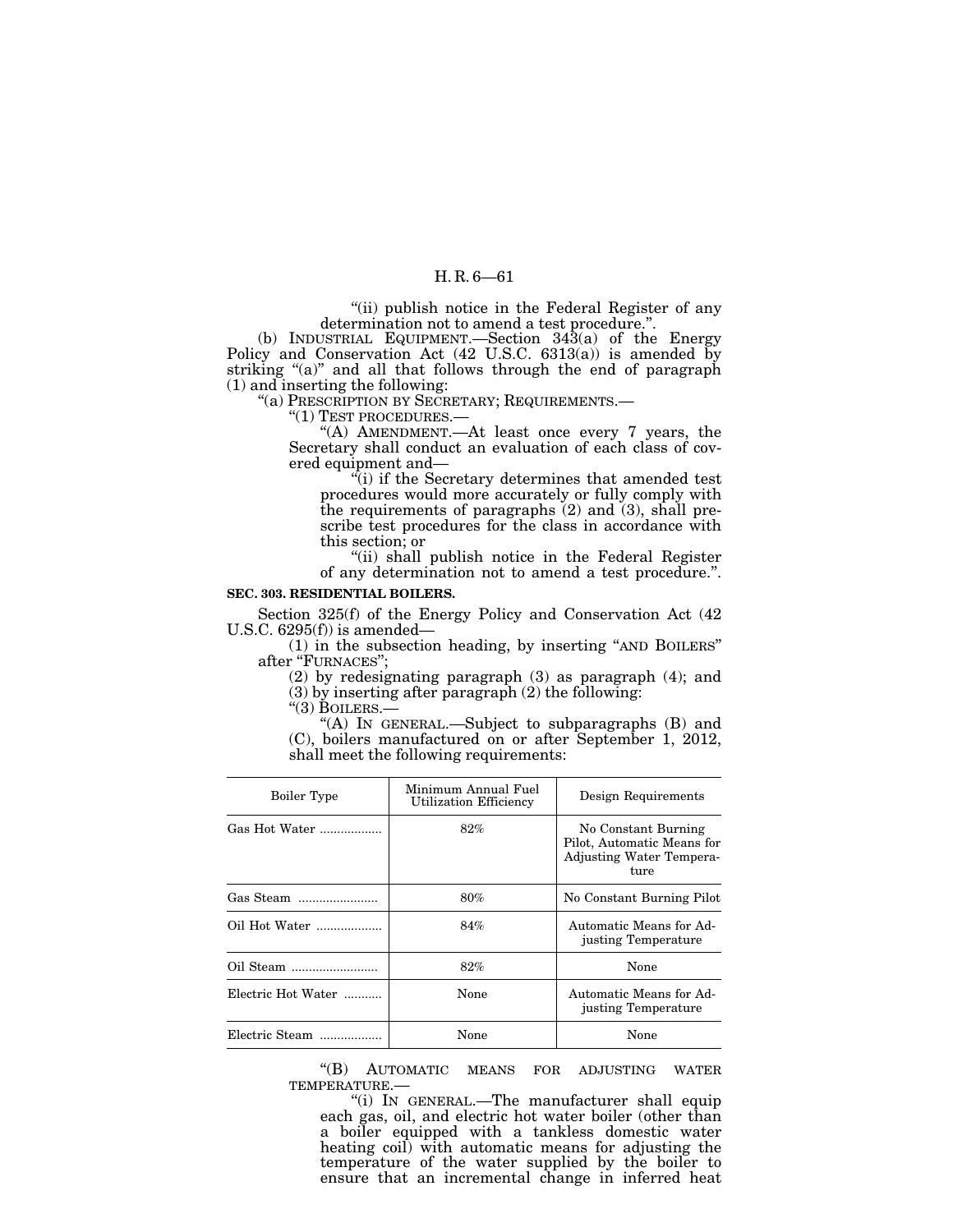"(ii) publish notice in the Federal Register of any determination not to amend a test procedure.".

(b) INDUSTRIAL EQUIPMENT.—Section 343(a) of the Energy Policy and Conservation Act (42 U.S.C. 6313(a)) is amended by striking "(a)" and all that follows through the end of paragraph (1) and inserting the following:

"(a) PRESCRIPTION BY SECRETARY; REQUIREMENTS.—

"(1) TEST PROCEDURES.—

"(A) AMENDMENT.—At least once every 7 years, the Secretary shall conduct an evaluation of each class of covered equipment and—

"(i) if the Secretary determines that amended test procedures would more accurately or fully comply with the requirements of paragraphs (2) and (3), shall prescribe test procedures for the class in accordance with this section; or

"(ii) shall publish notice in the Federal Register of any determination not to amend a test procedure.".

**SEC. 303. RESIDENTIAL BOILERS.**

Section 325(f) of the Energy Policy and Conservation Act (42 U.S.C. 6295(f)) is amended—

(1) in the subsection heading, by inserting "AND BOILERS" after "FURNACES";

(2) by redesignating paragraph (3) as paragraph (4); and

(3) by inserting after paragraph (2) the following:

"(3) BOILERS.—

"(A) IN GENERAL.—Subject to subparagraphs (B) and (C), boilers manufactured on or after September 1, 2012, shall meet the following requirements:

| Boiler Type | Minimum Annual Fuel Utilization Efficiency | Design Requirements |
|---|---|---|
| Gas Hot Water | 82% | No Constant Burning Pilot, Automatic Means for Adjusting Water Temperature |
| Gas Steam | 80% | No Constant Burning Pilot |
| Oil Hot Water | 84% | Automatic Means for Adjusting Temperature |
| Oil Steam | 82% | None |
| Electric Hot Water | None | Automatic Means for Adjusting Temperature |
| Electric Steam | None | None |

"(B) AUTOMATIC MEANS FOR ADJUSTING WATER TEMPERATURE.—

"(i) IN GENERAL.—The manufacturer shall equip each gas, oil, and electric hot water boiler (other than a boiler equipped with a tankless domestic water heating coil) with automatic means for adjusting the temperature of the water supplied by the boiler to ensure that an incremental change in inferred heat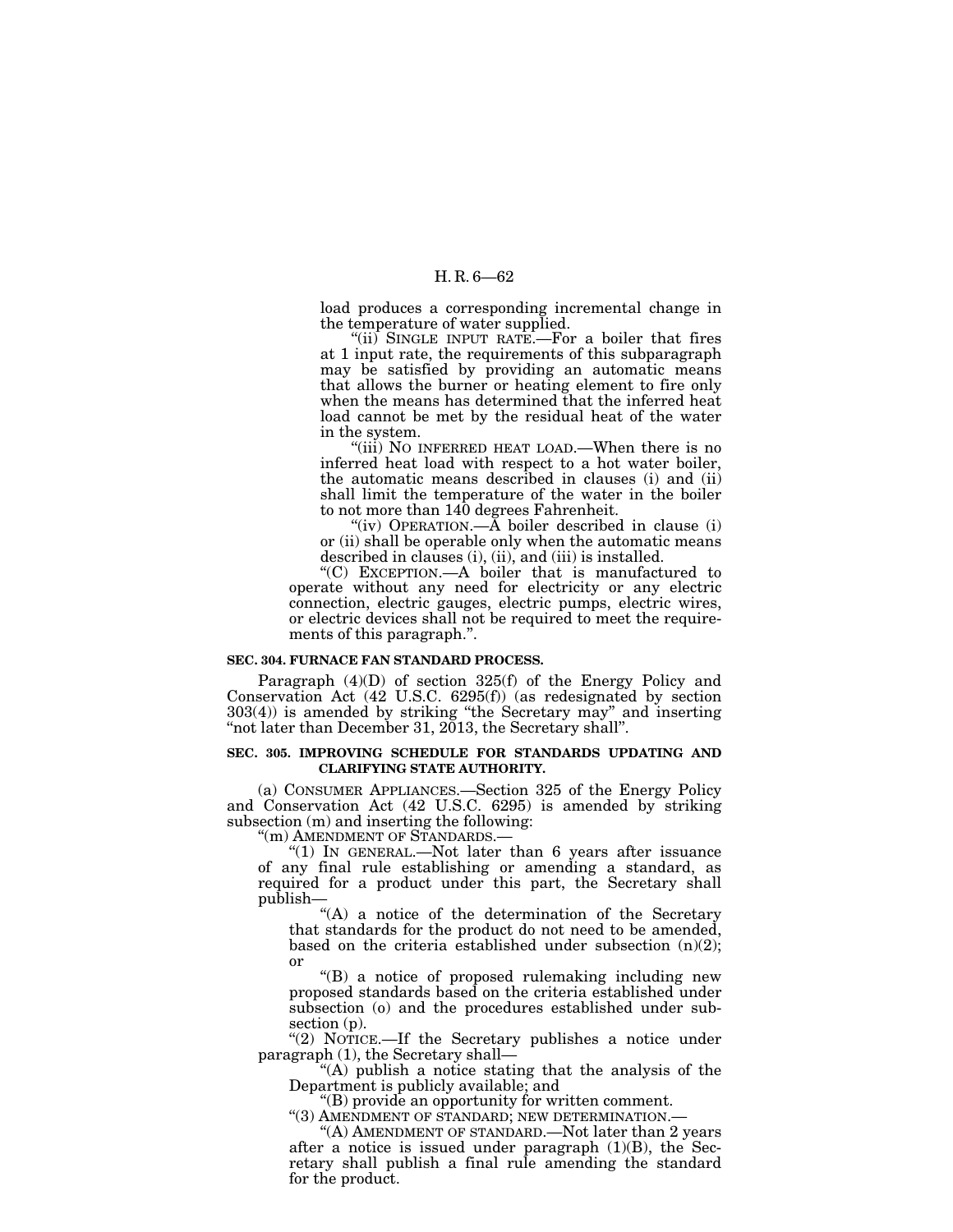load produces a corresponding incremental change in the temperature of water supplied.

"(ii) SINGLE INPUT RATE.—For a boiler that fires at 1 input rate, the requirements of this subparagraph may be satisfied by providing an automatic means that allows the burner or heating element to fire only when the means has determined that the inferred heat load cannot be met by the residual heat of the water in the system.

"(iii) NO INFERRED HEAT LOAD.—When there is no inferred heat load with respect to a hot water boiler, the automatic means described in clauses (i) and (ii) shall limit the temperature of the water in the boiler to not more than 140 degrees Fahrenheit.

"(iv) OPERATION.—A boiler described in clause (i) or (ii) shall be operable only when the automatic means described in clauses (i), (ii), and (iii) is installed.

"(C) EXCEPTION.—A boiler that is manufactured to operate without any need for electricity or any electric connection, electric gauges, electric pumps, electric wires, or electric devices shall not be required to meet the requirements of this paragraph.".

**SEC. 304. FURNACE FAN STANDARD PROCESS.**

Paragraph (4)(D) of section 325(f) of the Energy Policy and Conservation Act (42 U.S.C. 6295(f)) (as redesignated by section 303(4)) is amended by striking "the Secretary may" and inserting "not later than December 31, 2013, the Secretary shall".

**SEC. 305. IMPROVING SCHEDULE FOR STANDARDS UPDATING AND CLARIFYING STATE AUTHORITY.**

(a) CONSUMER APPLIANCES.—Section 325 of the Energy Policy and Conservation Act (42 U.S.C. 6295) is amended by striking subsection (m) and inserting the following:

"(m) AMENDMENT OF STANDARDS.—

"(1) IN GENERAL.—Not later than 6 years after issuance of any final rule establishing or amending a standard, as required for a product under this part, the Secretary shall publish—

"(A) a notice of the determination of the Secretary that standards for the product do not need to be amended, based on the criteria established under subsection (n)(2); or

"(B) a notice of proposed rulemaking including new proposed standards based on the criteria established under subsection (o) and the procedures established under subsection (p).

"(2) NOTICE.—If the Secretary publishes a notice under paragraph (1), the Secretary shall—

"(A) publish a notice stating that the analysis of the Department is publicly available; and

"(B) provide an opportunity for written comment.

"(3) AMENDMENT OF STANDARD; NEW DETERMINATION.—

"(A) AMENDMENT OF STANDARD.—Not later than 2 years after a notice is issued under paragraph (1)(B), the Secretary shall publish a final rule amending the standard for the product.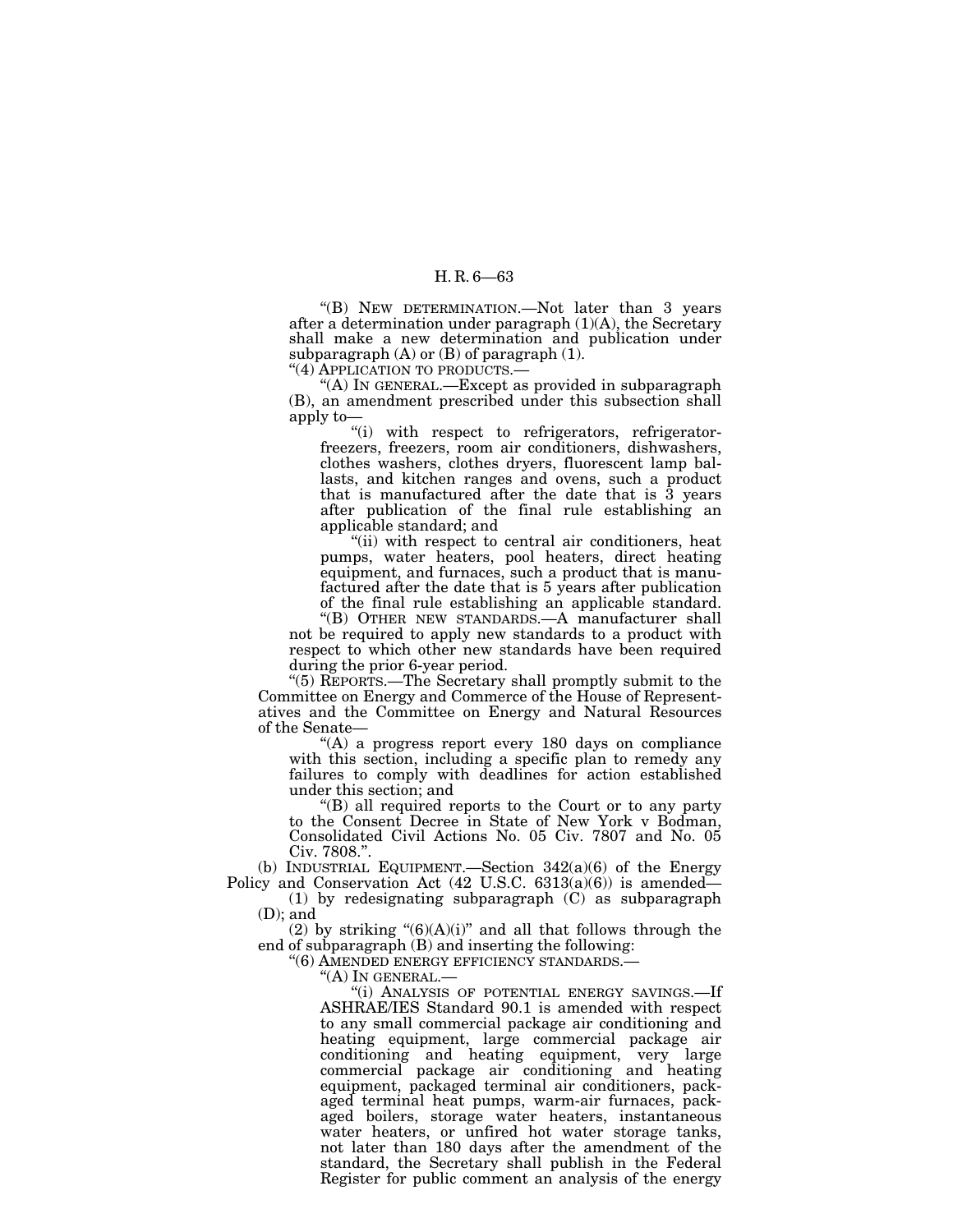"(B) NEW DETERMINATION.—Not later than 3 years after a determination under paragraph (1)(A), the Secretary shall make a new determination and publication under subparagraph (A) or (B) of paragraph (1).

"(4) APPLICATION TO PRODUCTS.—

"(A) IN GENERAL.—Except as provided in subparagraph (B), an amendment prescribed under this subsection shall apply to—

"(i) with respect to refrigerators, refrigerator-freezers, freezers, room air conditioners, dishwashers, clothes washers, clothes dryers, fluorescent lamp ballasts, and kitchen ranges and ovens, such a product that is manufactured after the date that is 3 years after publication of the final rule establishing an applicable standard; and

"(ii) with respect to central air conditioners, heat pumps, water heaters, pool heaters, direct heating equipment, and furnaces, such a product that is manufactured after the date that is 5 years after publication of the final rule establishing an applicable standard.

"(B) OTHER NEW STANDARDS.—A manufacturer shall not be required to apply new standards to a product with respect to which other new standards have been required during the prior 6-year period.

"(5) REPORTS.—The Secretary shall promptly submit to the Committee on Energy and Commerce of the House of Representatives and the Committee on Energy and Natural Resources of the Senate—

"(A) a progress report every 180 days on compliance with this section, including a specific plan to remedy any failures to comply with deadlines for action established under this section; and

"(B) all required reports to the Court or to any party to the Consent Decree in State of New York v Bodman, Consolidated Civil Actions No. 05 Civ. 7807 and No. 05 Civ. 7808.".

(b) INDUSTRIAL EQUIPMENT.—Section 342(a)(6) of the Energy Policy and Conservation Act (42 U.S.C. 6313(a)(6)) is amended—

(1) by redesignating subparagraph (C) as subparagraph (D); and

(2) by striking "(6)(A)(i)" and all that follows through the end of subparagraph (B) and inserting the following:

"(6) AMENDED ENERGY EFFICIENCY STANDARDS.—

"(A) IN GENERAL.—

"(i) ANALYSIS OF POTENTIAL ENERGY SAVINGS.—If ASHRAE/IES Standard 90.1 is amended with respect to any small commercial package air conditioning and heating equipment, large commercial package air conditioning and heating equipment, very large commercial package air conditioning and heating equipment, packaged terminal air conditioners, packaged terminal heat pumps, warm-air furnaces, packaged boilers, storage water heaters, instantaneous water heaters, or unfired hot water storage tanks, not later than 180 days after the amendment of the standard, the Secretary shall publish in the Federal Register for public comment an analysis of the energy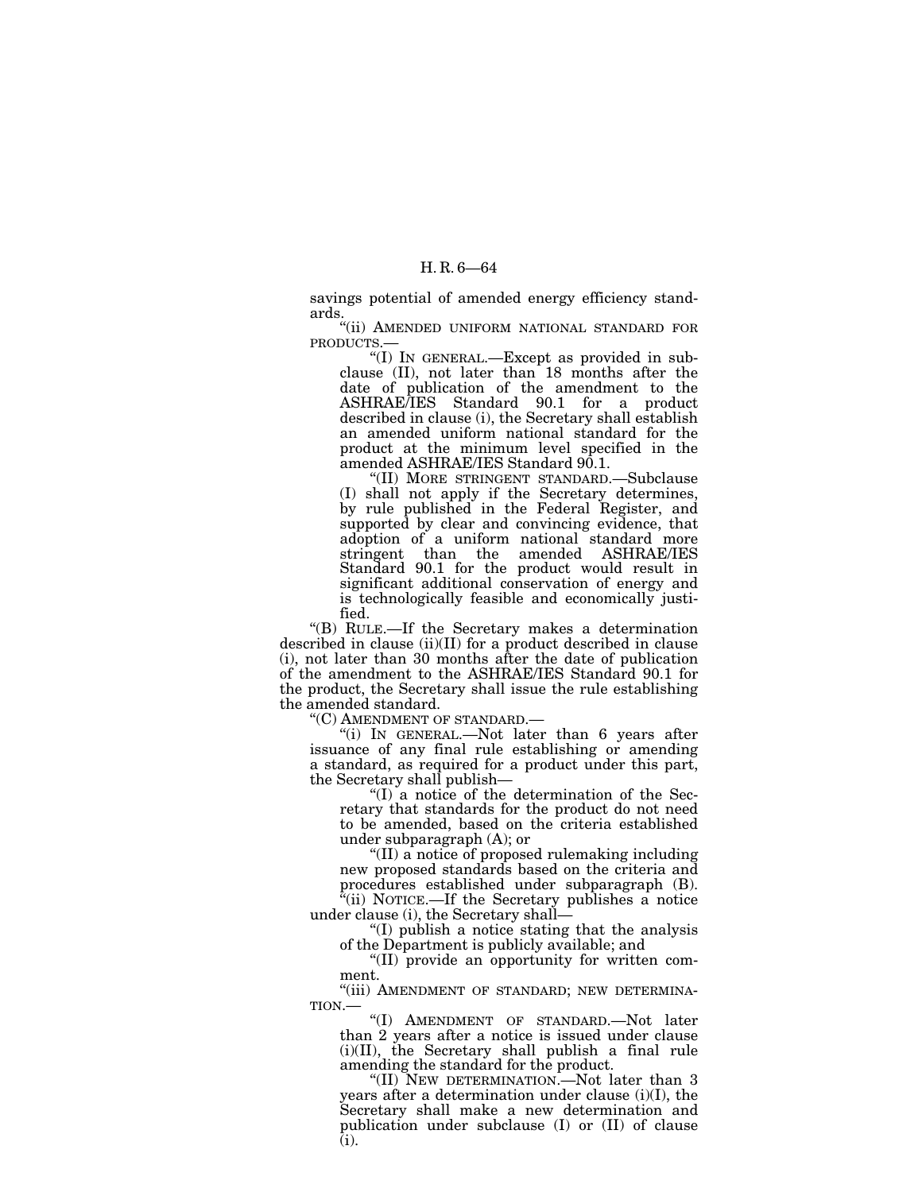savings potential of amended energy efficiency standards.

"(ii) AMENDED UNIFORM NATIONAL STANDARD FOR PRODUCTS.—

"(I) IN GENERAL.—Except as provided in subclause (II), not later than 18 months after the date of publication of the amendment to the ASHRAE/IES Standard 90.1 for a product described in clause (i), the Secretary shall establish an amended uniform national standard for the product at the minimum level specified in the amended ASHRAE/IES Standard 90.1.

"(II) MORE STRINGENT STANDARD.—Subclause (I) shall not apply if the Secretary determines, by rule published in the Federal Register, and supported by clear and convincing evidence, that adoption of a uniform national standard more stringent than the amended ASHRAE/IES Standard 90.1 for the product would result in significant additional conservation of energy and is technologically feasible and economically justified.

"(B) RULE.—If the Secretary makes a determination described in clause (ii)(II) for a product described in clause (i), not later than 30 months after the date of publication of the amendment to the ASHRAE/IES Standard 90.1 for the product, the Secretary shall issue the rule establishing the amended standard.

"(C) AMENDMENT OF STANDARD.—

"(i) IN GENERAL.—Not later than 6 years after issuance of any final rule establishing or amending a standard, as required for a product under this part, the Secretary shall publish—

"(I) a notice of the determination of the Secretary that standards for the product do not need to be amended, based on the criteria established under subparagraph (A); or

"(II) a notice of proposed rulemaking including new proposed standards based on the criteria and procedures established under subparagraph (B).

"(ii) NOTICE.—If the Secretary publishes a notice under clause (i), the Secretary shall—

"(I) publish a notice stating that the analysis of the Department is publicly available; and

"(II) provide an opportunity for written comment.

"(iii) AMENDMENT OF STANDARD; NEW DETERMINATION.—

"(I) AMENDMENT OF STANDARD.—Not later than 2 years after a notice is issued under clause (i)(II), the Secretary shall publish a final rule amending the standard for the product.

"(II) NEW DETERMINATION.—Not later than 3 years after a determination under clause (i)(I), the Secretary shall make a new determination and publication under subclause (I) or (II) of clause (i).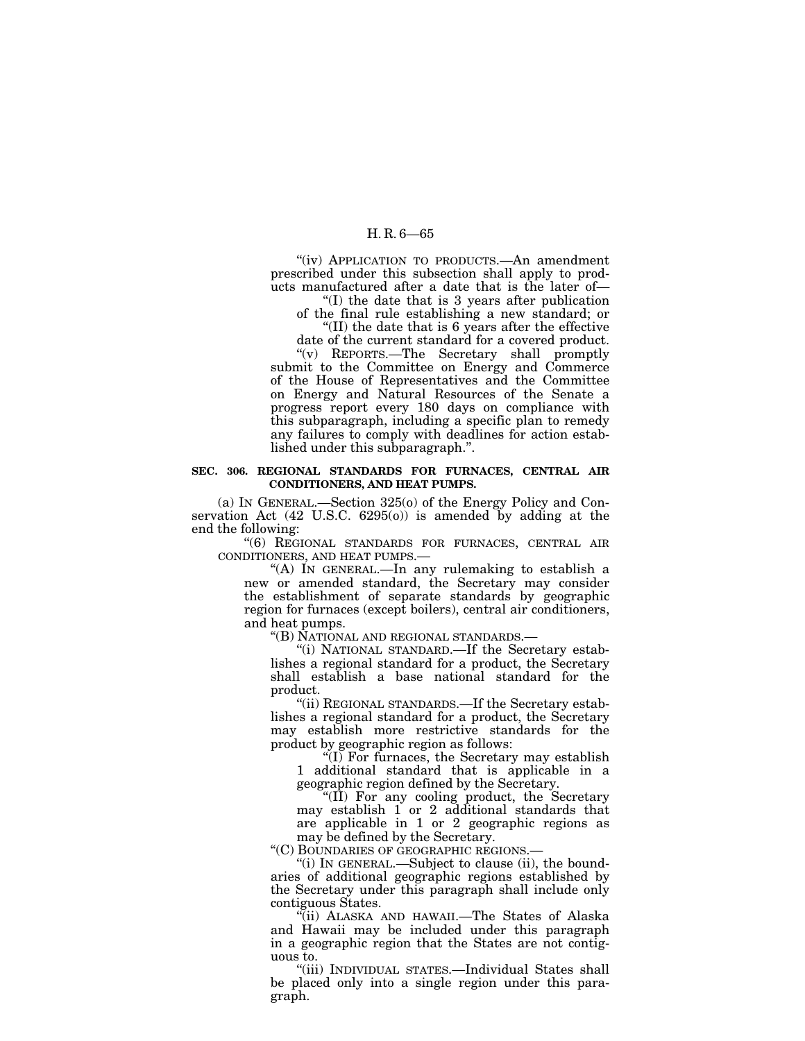"(iv) APPLICATION TO PRODUCTS.—An amendment prescribed under this subsection shall apply to products manufactured after a date that is the later of—

"(I) the date that is 3 years after publication of the final rule establishing a new standard; or

"(II) the date that is 6 years after the effective date of the current standard for a covered product.

"(v) REPORTS.—The Secretary shall promptly submit to the Committee on Energy and Commerce of the House of Representatives and the Committee on Energy and Natural Resources of the Senate a progress report every 180 days on compliance with this subparagraph, including a specific plan to remedy any failures to comply with deadlines for action established under this subparagraph.".

**SEC. 306. REGIONAL STANDARDS FOR FURNACES, CENTRAL AIR CONDITIONERS, AND HEAT PUMPS.**

(a) IN GENERAL.—Section 325(o) of the Energy Policy and Conservation Act (42 U.S.C. 6295(o)) is amended by adding at the end the following:

"(6) REGIONAL STANDARDS FOR FURNACES, CENTRAL AIR CONDITIONERS, AND HEAT PUMPS.—

"(A) IN GENERAL.—In any rulemaking to establish a new or amended standard, the Secretary may consider the establishment of separate standards by geographic region for furnaces (except boilers), central air conditioners, and heat pumps.

"(B) NATIONAL AND REGIONAL STANDARDS.—

"(i) NATIONAL STANDARD.—If the Secretary establishes a regional standard for a product, the Secretary shall establish a base national standard for the product.

"(ii) REGIONAL STANDARDS.—If the Secretary establishes a regional standard for a product, the Secretary may establish more restrictive standards for the product by geographic region as follows:

"(I) For furnaces, the Secretary may establish 1 additional standard that is applicable in a geographic region defined by the Secretary.

"(II) For any cooling product, the Secretary may establish 1 or 2 additional standards that are applicable in 1 or 2 geographic regions as may be defined by the Secretary.

"(C) BOUNDARIES OF GEOGRAPHIC REGIONS.—

"(i) IN GENERAL.—Subject to clause (ii), the boundaries of additional geographic regions established by the Secretary under this paragraph shall include only contiguous States.

"(ii) ALASKA AND HAWAII.—The States of Alaska and Hawaii may be included under this paragraph in a geographic region that the States are not contiguous to.

"(iii) INDIVIDUAL STATES.—Individual States shall be placed only into a single region under this paragraph.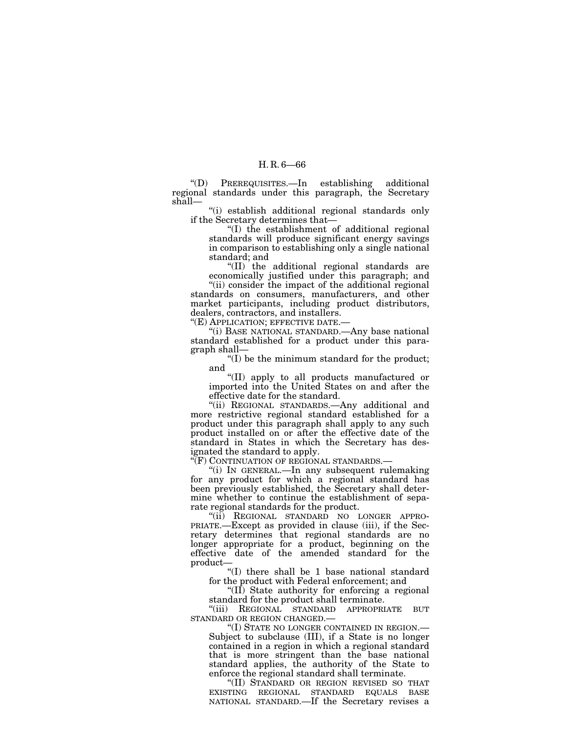"(D) PREREQUISITES.—In establishing additional regional standards under this paragraph, the Secretary shall—

"(i) establish additional regional standards only if the Secretary determines that—

"(I) the establishment of additional regional standards will produce significant energy savings in comparison to establishing only a single national standard; and

"(II) the additional regional standards are economically justified under this paragraph; and

"(ii) consider the impact of the additional regional standards on consumers, manufacturers, and other market participants, including product distributors, dealers, contractors, and installers.

"(E) APPLICATION; EFFECTIVE DATE.—

"(i) BASE NATIONAL STANDARD.—Any base national standard established for a product under this paragraph shall—

"(I) be the minimum standard for the product; and

"(II) apply to all products manufactured or imported into the United States on and after the effective date for the standard.

"(ii) REGIONAL STANDARDS.—Any additional and more restrictive regional standard established for a product under this paragraph shall apply to any such product installed on or after the effective date of the standard in States in which the Secretary has designated the standard to apply.

"(F) CONTINUATION OF REGIONAL STANDARDS.—

"(i) IN GENERAL.—In any subsequent rulemaking for any product for which a regional standard has been previously established, the Secretary shall determine whether to continue the establishment of separate regional standards for the product.

"(ii) REGIONAL STANDARD NO LONGER APPROPRIATE.—Except as provided in clause (iii), if the Secretary determines that regional standards are no longer appropriate for a product, beginning on the effective date of the amended standard for the product—

"(I) there shall be 1 base national standard for the product with Federal enforcement; and

"(II) State authority for enforcing a regional standard for the product shall terminate.

"(iii) REGIONAL STANDARD APPROPRIATE BUT STANDARD OR REGION CHANGED.—

"(I) STATE NO LONGER CONTAINED IN REGION.—Subject to subclause (III), if a State is no longer contained in a region in which a regional standard that is more stringent than the base national standard applies, the authority of the State to enforce the regional standard shall terminate.

"(II) STANDARD OR REGION REVISED SO THAT EXISTING REGIONAL STANDARD EQUALS BASE NATIONAL STANDARD.—If the Secretary revises a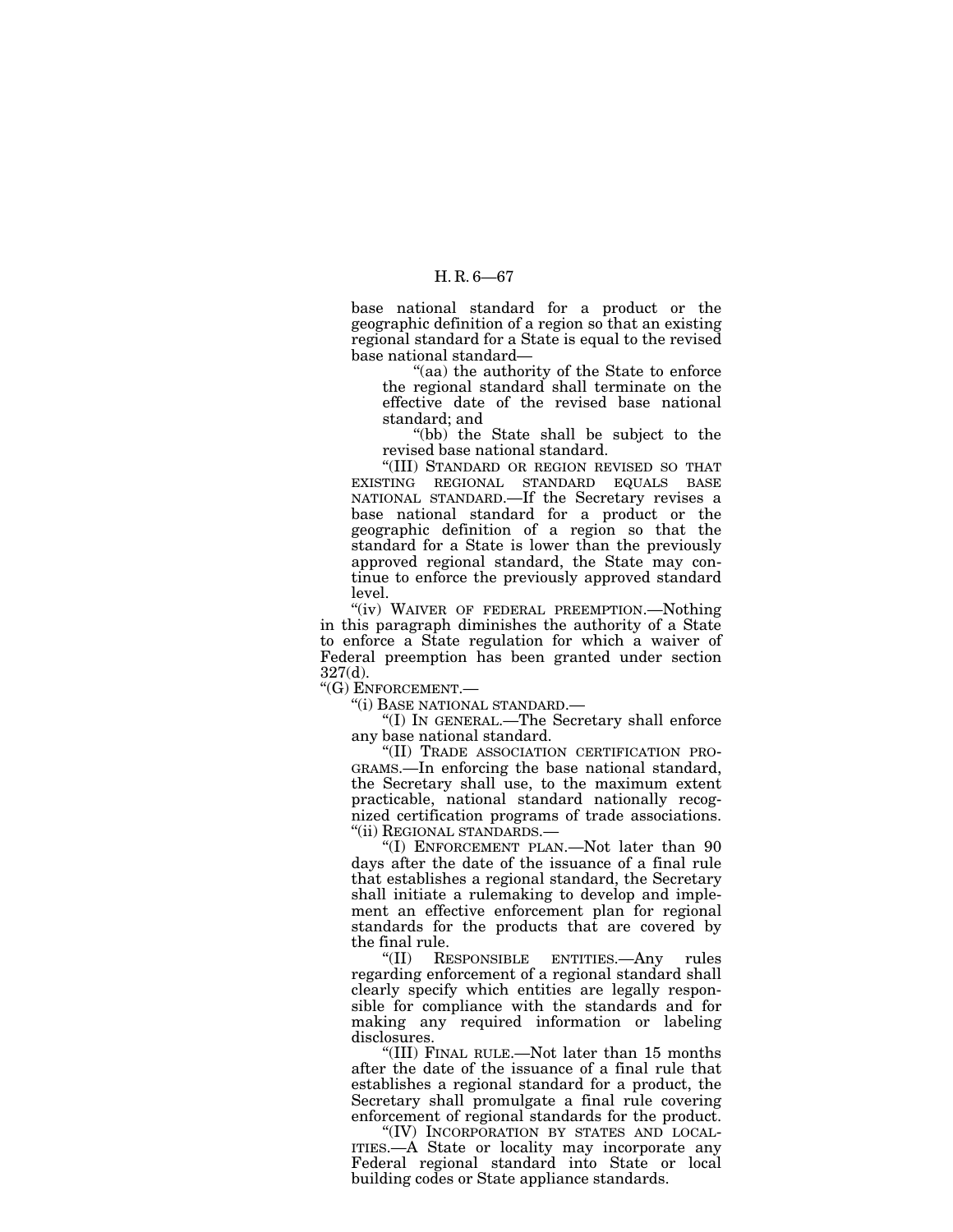base national standard for a product or the geographic definition of a region so that an existing regional standard for a State is equal to the revised base national standard—

"(aa) the authority of the State to enforce the regional standard shall terminate on the effective date of the revised base national standard; and

"(bb) the State shall be subject to the revised base national standard.

"(III) STANDARD OR REGION REVISED SO THAT EXISTING REGIONAL STANDARD EQUALS BASE NATIONAL STANDARD.—If the Secretary revises a base national standard for a product or the geographic definition of a region so that the standard for a State is lower than the previously approved regional standard, the State may continue to enforce the previously approved standard level.

"(iv) WAIVER OF FEDERAL PREEMPTION.—Nothing in this paragraph diminishes the authority of a State to enforce a State regulation for which a waiver of Federal preemption has been granted under section 327(d).

"(G) ENFORCEMENT.—

"(i) BASE NATIONAL STANDARD.—

"(I) IN GENERAL.—The Secretary shall enforce any base national standard.

"(II) TRADE ASSOCIATION CERTIFICATION PROGRAMS.—In enforcing the base national standard, the Secretary shall use, to the maximum extent practicable, national standard nationally recognized certification programs of trade associations.

"(ii) REGIONAL STANDARDS.—

"(I) ENFORCEMENT PLAN.—Not later than 90 days after the date of the issuance of a final rule that establishes a regional standard, the Secretary shall initiate a rulemaking to develop and implement an effective enforcement plan for regional standards for the products that are covered by the final rule.

"(II) RESPONSIBLE ENTITIES.—Any rules regarding enforcement of a regional standard shall clearly specify which entities are legally responsible for compliance with the standards and for making any required information or labeling disclosures.

"(III) FINAL RULE.—Not later than 15 months after the date of the issuance of a final rule that establishes a regional standard for a product, the Secretary shall promulgate a final rule covering enforcement of regional standards for the product.

"(IV) INCORPORATION BY STATES AND LOCALITIES.—A State or locality may incorporate any Federal regional standard into State or local building codes or State appliance standards.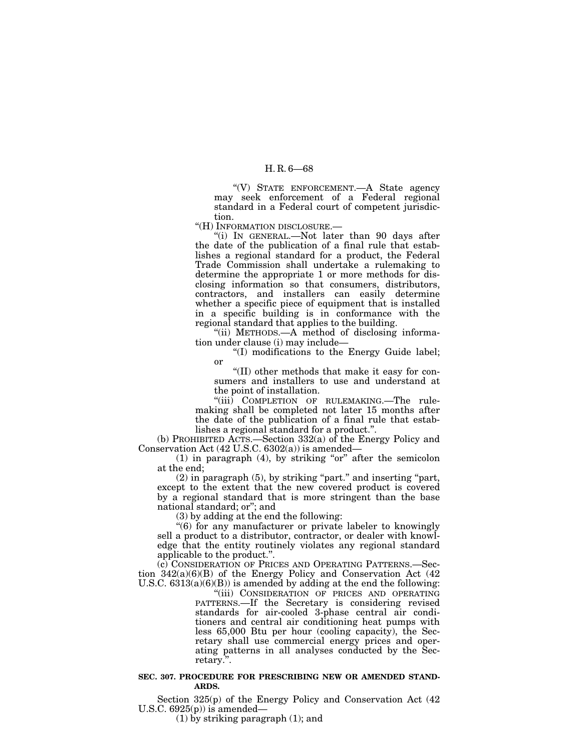"(V) STATE ENFORCEMENT.—A State agency may seek enforcement of a Federal regional standard in a Federal court of competent jurisdiction.

"(H) INFORMATION DISCLOSURE.—

"(i) IN GENERAL.—Not later than 90 days after the date of the publication of a final rule that establishes a regional standard for a product, the Federal Trade Commission shall undertake a rulemaking to determine the appropriate 1 or more methods for disclosing information so that consumers, distributors, contractors, and installers can easily determine whether a specific piece of equipment that is installed in a specific building is in conformance with the regional standard that applies to the building.

"(ii) METHODS.—A method of disclosing information under clause (i) may include—

"(I) modifications to the Energy Guide label; or

"(II) other methods that make it easy for consumers and installers to use and understand at the point of installation.

"(iii) COMPLETION OF RULEMAKING.—The rulemaking shall be completed not later 15 months after the date of the publication of a final rule that establishes a regional standard for a product.".

(b) PROHIBITED ACTS.—Section 332(a) of the Energy Policy and Conservation Act (42 U.S.C. 6302(a)) is amended—

(1) in paragraph (4), by striking "or" after the semicolon at the end;

(2) in paragraph (5), by striking "part." and inserting "part, except to the extent that the new covered product is covered by a regional standard that is more stringent than the base national standard; or"; and

(3) by adding at the end the following:

"(6) for any manufacturer or private labeler to knowingly sell a product to a distributor, contractor, or dealer with knowledge that the entity routinely violates any regional standard applicable to the product.".

(c) CONSIDERATION OF PRICES AND OPERATING PATTERNS.—Section 342(a)(6)(B) of the Energy Policy and Conservation Act (42 U.S.C. 6313(a)(6)(B)) is amended by adding at the end the following:

"(iii) CONSIDERATION OF PRICES AND OPERATING PATTERNS.—If the Secretary is considering revised standards for air-cooled 3-phase central air conditioners and central air conditioning heat pumps with less 65,000 Btu per hour (cooling capacity), the Secretary shall use commercial energy prices and operating patterns in all analyses conducted by the Secretary.".

**SEC. 307. PROCEDURE FOR PRESCRIBING NEW OR AMENDED STANDARDS.**

Section 325(p) of the Energy Policy and Conservation Act (42 U.S.C. 6925(p)) is amended—

(1) by striking paragraph (1); and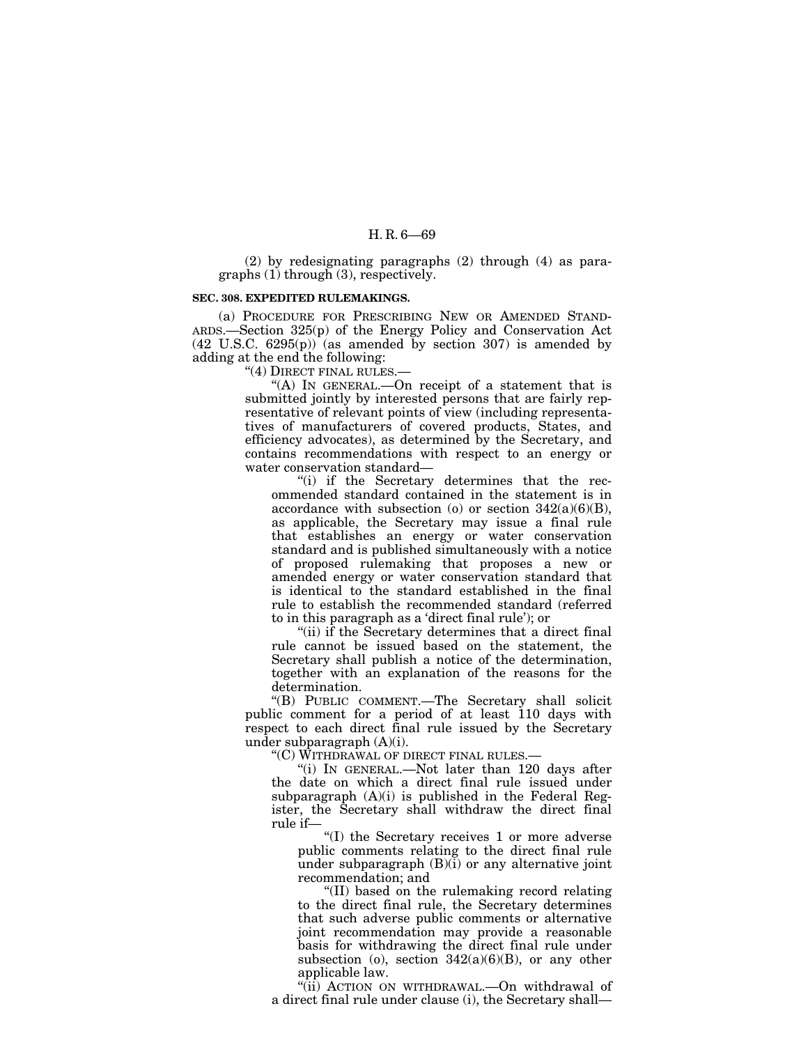(2) by redesignating paragraphs (2) through (4) as paragraphs (1) through (3), respectively.

**SEC. 308. EXPEDITED RULEMAKINGS.**

(a) PROCEDURE FOR PRESCRIBING NEW OR AMENDED STANDARDS.—Section 325(p) of the Energy Policy and Conservation Act (42 U.S.C. 6295(p)) (as amended by section 307) is amended by adding at the end the following:

"(4) DIRECT FINAL RULES.—

"(A) IN GENERAL.—On receipt of a statement that is submitted jointly by interested persons that are fairly representative of relevant points of view (including representatives of manufacturers of covered products, States, and efficiency advocates), as determined by the Secretary, and contains recommendations with respect to an energy or water conservation standard—

"(i) if the Secretary determines that the recommended standard contained in the statement is in accordance with subsection (o) or section 342(a)(6)(B), as applicable, the Secretary may issue a final rule that establishes an energy or water conservation standard and is published simultaneously with a notice of proposed rulemaking that proposes a new or amended energy or water conservation standard that is identical to the standard established in the final rule to establish the recommended standard (referred to in this paragraph as a 'direct final rule'); or

"(ii) if the Secretary determines that a direct final rule cannot be issued based on the statement, the Secretary shall publish a notice of the determination, together with an explanation of the reasons for the determination.

"(B) PUBLIC COMMENT.—The Secretary shall solicit public comment for a period of at least 110 days with respect to each direct final rule issued by the Secretary under subparagraph (A)(i).

"(C) WITHDRAWAL OF DIRECT FINAL RULES.—

"(i) IN GENERAL.—Not later than 120 days after the date on which a direct final rule issued under subparagraph (A)(i) is published in the Federal Register, the Secretary shall withdraw the direct final rule if—

"(I) the Secretary receives 1 or more adverse public comments relating to the direct final rule under subparagraph (B)(i) or any alternative joint recommendation; and

"(II) based on the rulemaking record relating to the direct final rule, the Secretary determines that such adverse public comments or alternative joint recommendation may provide a reasonable basis for withdrawing the direct final rule under subsection (o), section 342(a)(6)(B), or any other applicable law.

"(ii) ACTION ON WITHDRAWAL.—On withdrawal of a direct final rule under clause (i), the Secretary shall—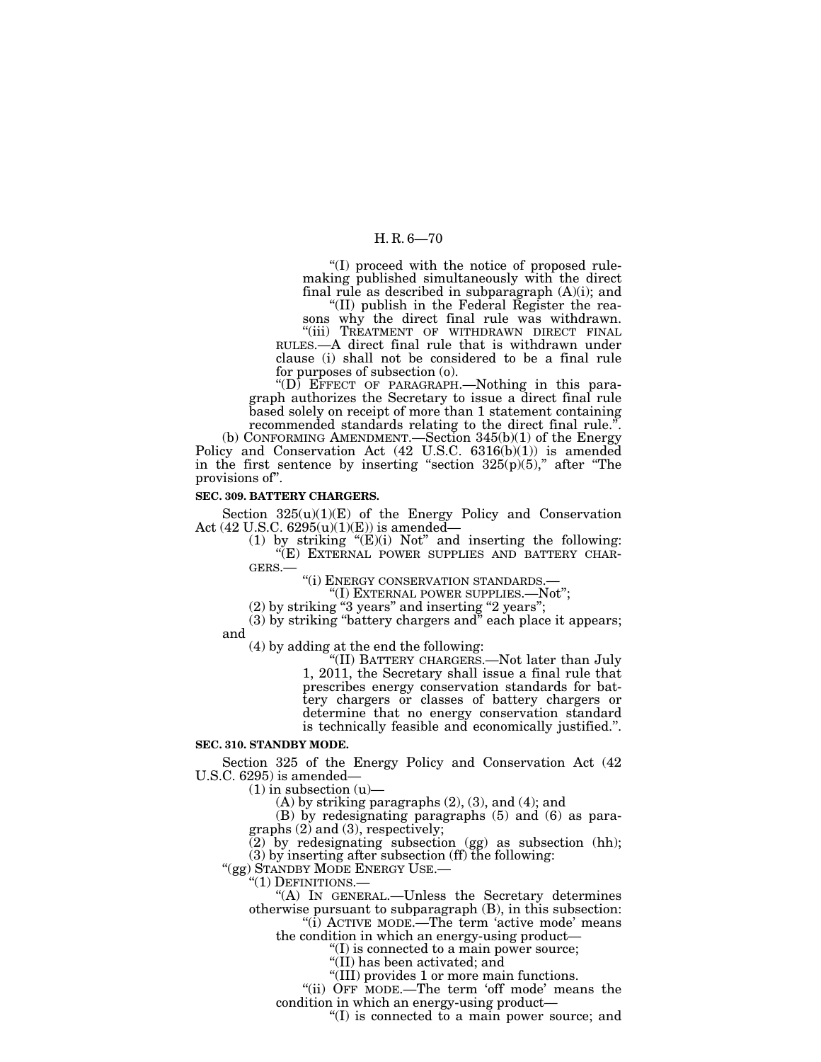"(I) proceed with the notice of proposed rulemaking published simultaneously with the direct final rule as described in subparagraph (A)(i); and

"(II) publish in the Federal Register the reasons why the direct final rule was withdrawn.

"(iii) TREATMENT OF WITHDRAWN DIRECT FINAL RULES.—A direct final rule that is withdrawn under clause (i) shall not be considered to be a final rule for purposes of subsection (o).

"(D) EFFECT OF PARAGRAPH.—Nothing in this paragraph authorizes the Secretary to issue a direct final rule based solely on receipt of more than 1 statement containing recommended standards relating to the direct final rule.".

(b) CONFORMING AMENDMENT.—Section 345(b)(1) of the Energy Policy and Conservation Act (42 U.S.C. 6316(b)(1)) is amended in the first sentence by inserting "section 325(p)(5)," after "The provisions of".

**SEC. 309. BATTERY CHARGERS.**

Section 325(u)(1)(E) of the Energy Policy and Conservation Act (42 U.S.C. 6295(u)(1)(E)) is amended—

(1) by striking "(E)(i) Not" and inserting the following:

"(E) EXTERNAL POWER SUPPLIES AND BATTERY CHARGERS.—

"(i) ENERGY CONSERVATION STANDARDS.—

"(I) EXTERNAL POWER SUPPLIES.—Not";

(2) by striking "3 years" and inserting "2 years";

(3) by striking "battery chargers and" each place it appears; and

(4) by adding at the end the following:

"(II) BATTERY CHARGERS.—Not later than July 1, 2011, the Secretary shall issue a final rule that prescribes energy conservation standards for battery chargers or classes of battery chargers or determine that no energy conservation standard is technically feasible and economically justified.".

**SEC. 310. STANDBY MODE.**

Section 325 of the Energy Policy and Conservation Act (42 U.S.C. 6295) is amended—

(1) in subsection (u)—

(A) by striking paragraphs (2), (3), and (4); and

(B) by redesignating paragraphs (5) and (6) as paragraphs (2) and (3), respectively;

(2) by redesignating subsection (gg) as subsection (hh);

(3) by inserting after subsection (ff) the following:

"(gg) STANDBY MODE ENERGY USE.—

"(1) DEFINITIONS.—

"(A) IN GENERAL.—Unless the Secretary determines otherwise pursuant to subparagraph (B), in this subsection:

"(i) ACTIVE MODE.—The term 'active mode' means the condition in which an energy-using product—

"(I) is connected to a main power source;

"(II) has been activated; and

"(III) provides 1 or more main functions.

"(ii) OFF MODE.—The term 'off mode' means the condition in which an energy-using product—

"(I) is connected to a main power source; and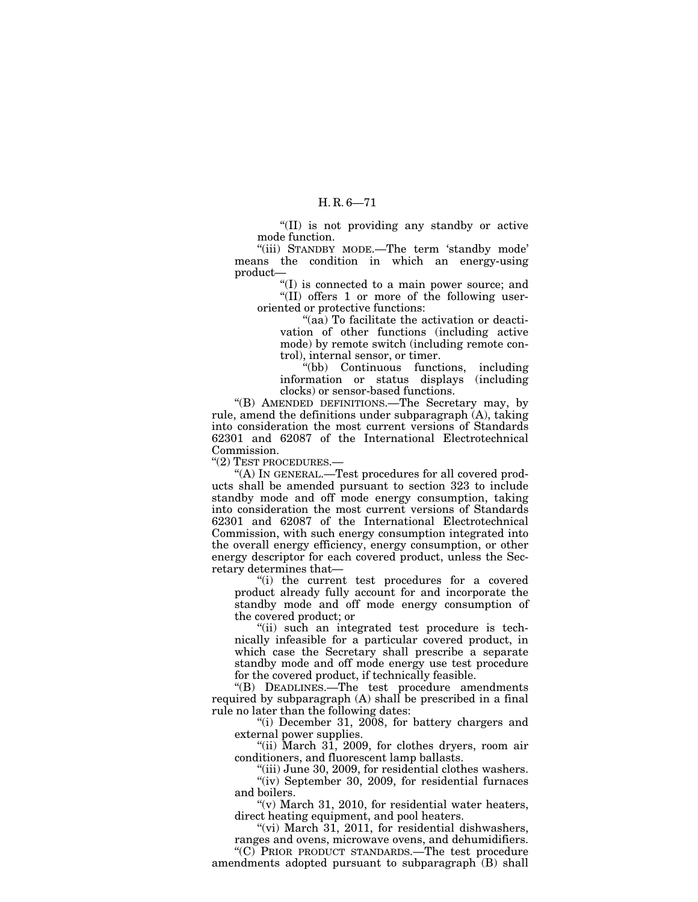"(II) is not providing any standby or active mode function.

"(iii) STANDBY MODE.—The term 'standby mode' means the condition in which an energy-using product—

"(I) is connected to a main power source; and

"(II) offers 1 or more of the following user-oriented or protective functions:

"(aa) To facilitate the activation or deactivation of other functions (including active mode) by remote switch (including remote control), internal sensor, or timer.

"(bb) Continuous functions, including information or status displays (including clocks) or sensor-based functions.

"(B) AMENDED DEFINITIONS.—The Secretary may, by rule, amend the definitions under subparagraph (A), taking into consideration the most current versions of Standards 62301 and 62087 of the International Electrotechnical Commission.

"(2) TEST PROCEDURES.—

"(A) IN GENERAL.—Test procedures for all covered products shall be amended pursuant to section 323 to include standby mode and off mode energy consumption, taking into consideration the most current versions of Standards 62301 and 62087 of the International Electrotechnical Commission, with such energy consumption integrated into the overall energy efficiency, energy consumption, or other energy descriptor for each covered product, unless the Secretary determines that—

"(i) the current test procedures for a covered product already fully account for and incorporate the standby mode and off mode energy consumption of the covered product; or

"(ii) such an integrated test procedure is technically infeasible for a particular covered product, in which case the Secretary shall prescribe a separate standby mode and off mode energy use test procedure for the covered product, if technically feasible.

"(B) DEADLINES.—The test procedure amendments required by subparagraph (A) shall be prescribed in a final rule no later than the following dates:

"(i) December 31, 2008, for battery chargers and external power supplies.

"(ii) March 31, 2009, for clothes dryers, room air conditioners, and fluorescent lamp ballasts.

"(iii) June 30, 2009, for residential clothes washers.

"(iv) September 30, 2009, for residential furnaces and boilers.

"(v) March 31, 2010, for residential water heaters, direct heating equipment, and pool heaters.

"(vi) March 31, 2011, for residential dishwashers, ranges and ovens, microwave ovens, and dehumidifiers.

"(C) PRIOR PRODUCT STANDARDS.—The test procedure amendments adopted pursuant to subparagraph (B) shall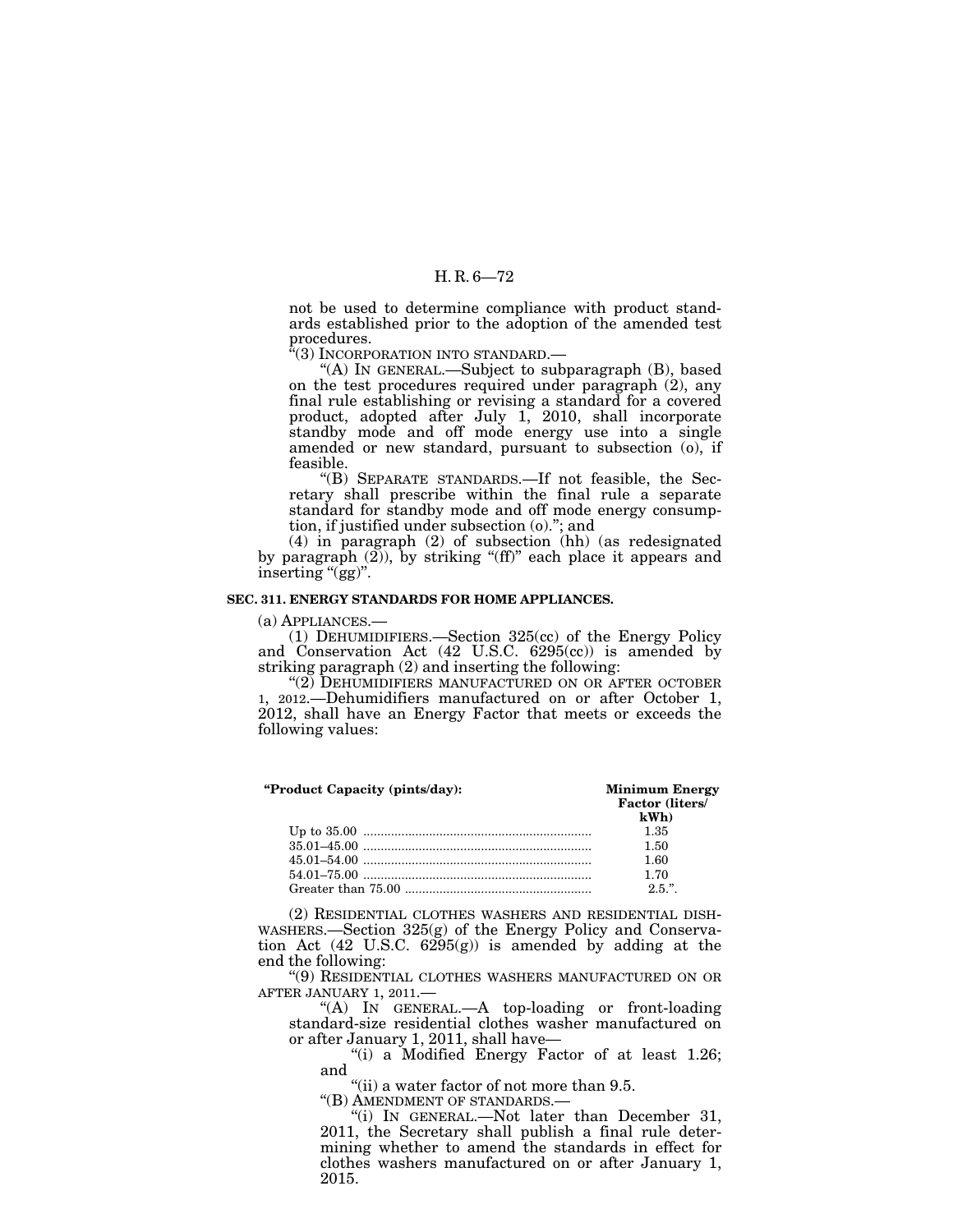not be used to determine compliance with product standards established prior to the adoption of the amended test procedures.

"(3) INCORPORATION INTO STANDARD.—

"(A) IN GENERAL.—Subject to subparagraph (B), based on the test procedures required under paragraph (2), any final rule establishing or revising a standard for a covered product, adopted after July 1, 2010, shall incorporate standby mode and off mode energy use into a single amended or new standard, pursuant to subsection (o), if feasible.

"(B) SEPARATE STANDARDS.—If not feasible, the Secretary shall prescribe within the final rule a separate standard for standby mode and off mode energy consumption, if justified under subsection (o)."; and

(4) in paragraph (2) of subsection (hh) (as redesignated by paragraph (2)), by striking "(ff)" each place it appears and inserting "(gg)".

**SEC. 311. ENERGY STANDARDS FOR HOME APPLIANCES.**

(a) APPLIANCES.—

(1) DEHUMIDIFIERS.—Section 325(cc) of the Energy Policy and Conservation Act (42 U.S.C. 6295(cc)) is amended by striking paragraph (2) and inserting the following:

"(2) DEHUMIDIFIERS MANUFACTURED ON OR AFTER OCTOBER 1, 2012.—Dehumidifiers manufactured on or after October 1, 2012, shall have an Energy Factor that meets or exceeds the following values:

| "Product Capacity (pints/day): | Minimum Energy Factor (liters/kWh) |
|---|---|
| Up to 35.00 | 1.35 |
| 35.01–45.00 | 1.50 |
| 45.01–54.00 | 1.60 |
| 54.01–75.00 | 1.70 |
| Greater than 75.00 | 2.5.". |

(2) RESIDENTIAL CLOTHES WASHERS AND RESIDENTIAL DISHWASHERS.—Section 325(g) of the Energy Policy and Conservation Act (42 U.S.C. 6295(g)) is amended by adding at the end the following:

"(9) RESIDENTIAL CLOTHES WASHERS MANUFACTURED ON OR AFTER JANUARY 1, 2011.—

"(A) IN GENERAL.—A top-loading or front-loading standard-size residential clothes washer manufactured on or after January 1, 2011, shall have—

"(i) a Modified Energy Factor of at least 1.26; and

"(ii) a water factor of not more than 9.5.

"(B) AMENDMENT OF STANDARDS.—

"(i) IN GENERAL.—Not later than December 31, 2011, the Secretary shall publish a final rule determining whether to amend the standards in effect for clothes washers manufactured on or after January 1, 2015.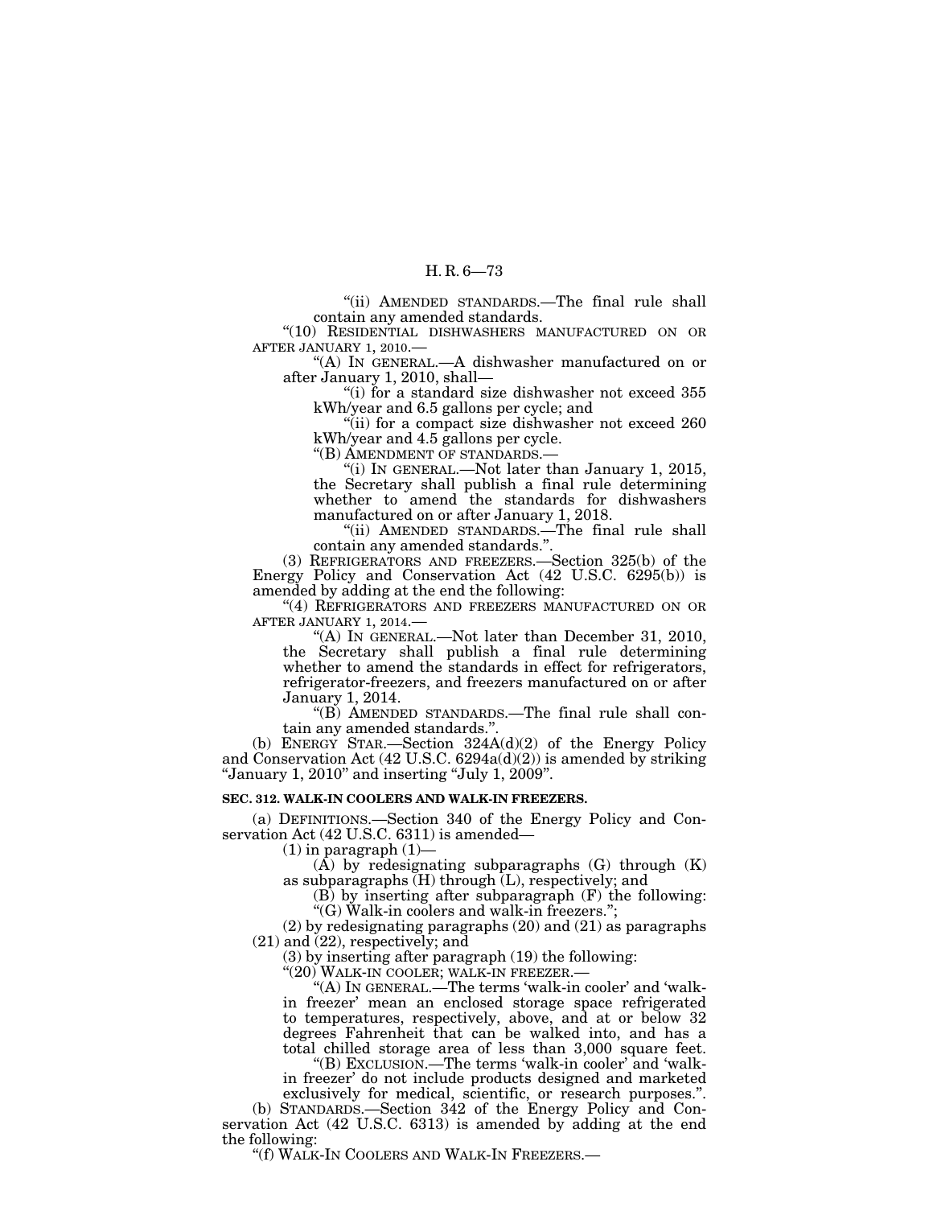"(ii) AMENDED STANDARDS.—The final rule shall contain any amended standards.

"(10) RESIDENTIAL DISHWASHERS MANUFACTURED ON OR AFTER JANUARY 1, 2010.—

"(A) IN GENERAL.—A dishwasher manufactured on or after January 1, 2010, shall—

"(i) for a standard size dishwasher not exceed 355 kWh/year and 6.5 gallons per cycle; and

"(ii) for a compact size dishwasher not exceed 260 kWh/year and 4.5 gallons per cycle.

"(B) AMENDMENT OF STANDARDS.—

"(i) IN GENERAL.—Not later than January 1, 2015, the Secretary shall publish a final rule determining whether to amend the standards for dishwashers manufactured on or after January 1, 2018.

"(ii) AMENDED STANDARDS.—The final rule shall contain any amended standards.".

(3) REFRIGERATORS AND FREEZERS.—Section 325(b) of the Energy Policy and Conservation Act (42 U.S.C. 6295(b)) is amended by adding at the end the following:

"(4) REFRIGERATORS AND FREEZERS MANUFACTURED ON OR AFTER JANUARY 1, 2014.—

"(A) IN GENERAL.—Not later than December 31, 2010, the Secretary shall publish a final rule determining whether to amend the standards in effect for refrigerators, refrigerator-freezers, and freezers manufactured on or after January 1, 2014.

"(B) AMENDED STANDARDS.—The final rule shall contain any amended standards.".

(b) ENERGY STAR.—Section 324A(d)(2) of the Energy Policy and Conservation Act (42 U.S.C. 6294a(d)(2)) is amended by striking "January 1, 2010" and inserting "July 1, 2009".

**SEC. 312. WALK-IN COOLERS AND WALK-IN FREEZERS.**

(a) DEFINITIONS.—Section 340 of the Energy Policy and Conservation Act (42 U.S.C. 6311) is amended—

(1) in paragraph (1)—

(A) by redesignating subparagraphs (G) through (K) as subparagraphs (H) through (L), respectively; and

(B) by inserting after subparagraph (F) the following:

"(G) Walk-in coolers and walk-in freezers.";

(2) by redesignating paragraphs (20) and (21) as paragraphs (21) and (22), respectively; and

(3) by inserting after paragraph (19) the following:

"(20) WALK-IN COOLER; WALK-IN FREEZER.—

"(A) IN GENERAL.—The terms 'walk-in cooler' and 'walk-in freezer' mean an enclosed storage space refrigerated to temperatures, respectively, above, and at or below 32 degrees Fahrenheit that can be walked into, and has a total chilled storage area of less than 3,000 square feet.

"(B) EXCLUSION.—The terms 'walk-in cooler' and 'walk-in freezer' do not include products designed and marketed exclusively for medical, scientific, or research purposes.".

(b) STANDARDS.—Section 342 of the Energy Policy and Conservation Act (42 U.S.C. 6313) is amended by adding at the end the following:

"(f) WALK-IN COOLERS AND WALK-IN FREEZERS.—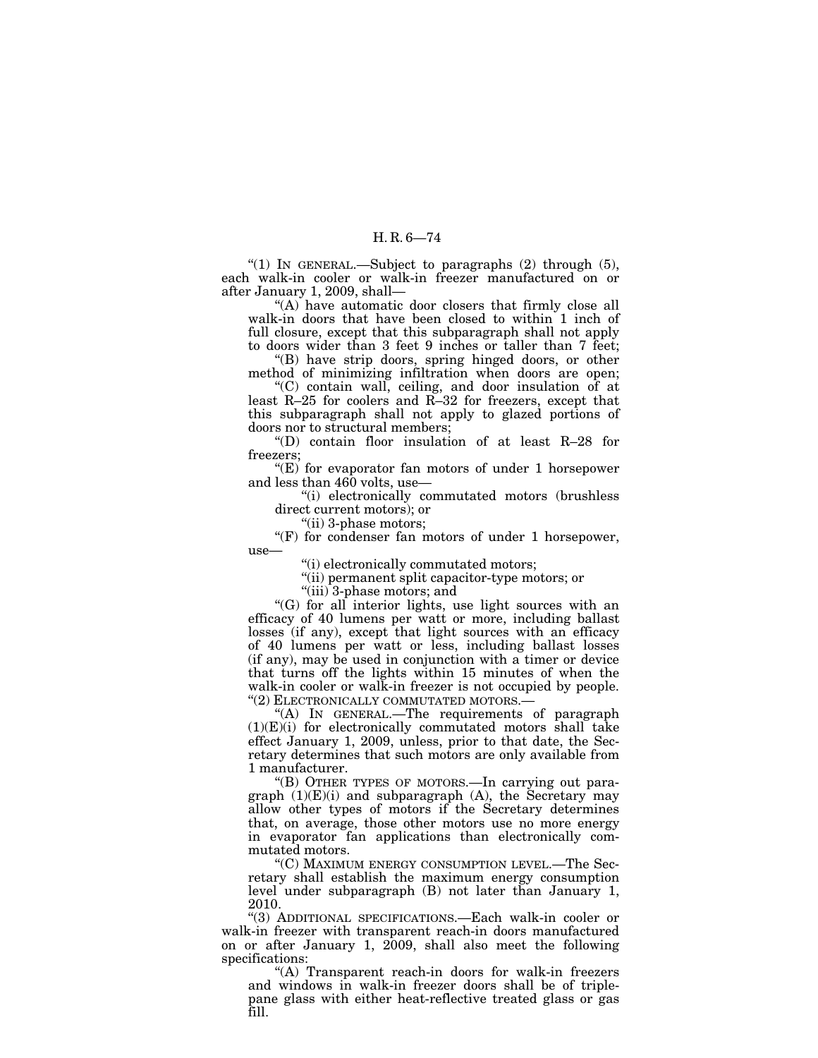"(1) IN GENERAL.—Subject to paragraphs (2) through (5), each walk-in cooler or walk-in freezer manufactured on or after January 1, 2009, shall—

"(A) have automatic door closers that firmly close all walk-in doors that have been closed to within 1 inch of full closure, except that this subparagraph shall not apply to doors wider than 3 feet 9 inches or taller than 7 feet;

"(B) have strip doors, spring hinged doors, or other method of minimizing infiltration when doors are open;

"(C) contain wall, ceiling, and door insulation of at least R–25 for coolers and R–32 for freezers, except that this subparagraph shall not apply to glazed portions of doors nor to structural members;

"(D) contain floor insulation of at least R–28 for freezers;

"(E) for evaporator fan motors of under 1 horsepower and less than 460 volts, use—

"(i) electronically commutated motors (brushless direct current motors); or

"(ii) 3-phase motors;

"(F) for condenser fan motors of under 1 horsepower, use—

"(i) electronically commutated motors;

"(ii) permanent split capacitor-type motors; or

"(iii) 3-phase motors; and

"(G) for all interior lights, use light sources with an efficacy of 40 lumens per watt or more, including ballast losses (if any), except that light sources with an efficacy of 40 lumens per watt or less, including ballast losses (if any), may be used in conjunction with a timer or device that turns off the lights within 15 minutes of when the walk-in cooler or walk-in freezer is not occupied by people.

"(2) ELECTRONICALLY COMMUTATED MOTORS.—

"(A) IN GENERAL.—The requirements of paragraph (1)(E)(i) for electronically commutated motors shall take effect January 1, 2009, unless, prior to that date, the Secretary determines that such motors are only available from 1 manufacturer.

"(B) OTHER TYPES OF MOTORS.—In carrying out paragraph (1)(E)(i) and subparagraph (A), the Secretary may allow other types of motors if the Secretary determines that, on average, those other motors use no more energy in evaporator fan applications than electronically commutated motors.

"(C) MAXIMUM ENERGY CONSUMPTION LEVEL.—The Secretary shall establish the maximum energy consumption level under subparagraph (B) not later than January 1, 2010.

"(3) ADDITIONAL SPECIFICATIONS.—Each walk-in cooler or walk-in freezer with transparent reach-in doors manufactured on or after January 1, 2009, shall also meet the following specifications:

"(A) Transparent reach-in doors for walk-in freezers and windows in walk-in freezer doors shall be of triple-pane glass with either heat-reflective treated glass or gas fill.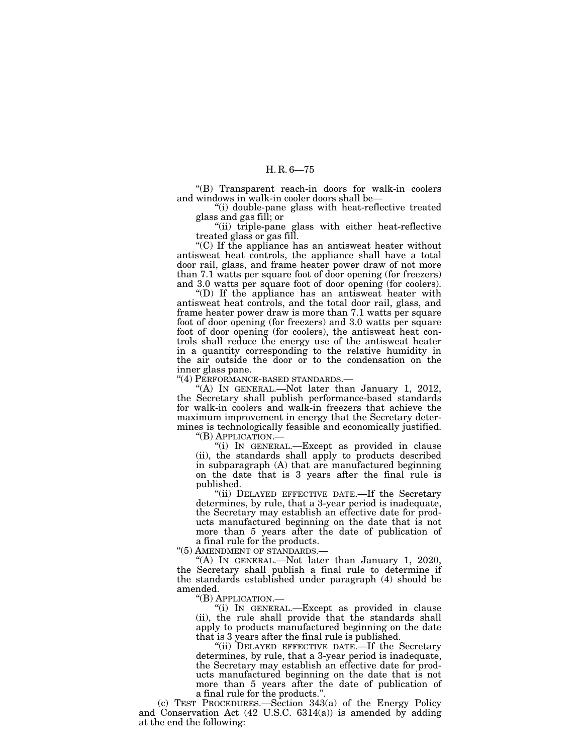"(B) Transparent reach-in doors for walk-in coolers and windows in walk-in cooler doors shall be—

"(i) double-pane glass with heat-reflective treated glass and gas fill; or

"(ii) triple-pane glass with either heat-reflective treated glass or gas fill.

"(C) If the appliance has an antisweat heater without antisweat heat controls, the appliance shall have a total door rail, glass, and frame heater power draw of not more than 7.1 watts per square foot of door opening (for freezers) and 3.0 watts per square foot of door opening (for coolers).

"(D) If the appliance has an antisweat heater with antisweat heat controls, and the total door rail, glass, and frame heater power draw is more than 7.1 watts per square foot of door opening (for freezers) and 3.0 watts per square foot of door opening (for coolers), the antisweat heat controls shall reduce the energy use of the antisweat heater in a quantity corresponding to the relative humidity in the air outside the door or to the condensation on the inner glass pane.

"(4) PERFORMANCE-BASED STANDARDS.—

"(A) IN GENERAL.—Not later than January 1, 2012, the Secretary shall publish performance-based standards for walk-in coolers and walk-in freezers that achieve the maximum improvement in energy that the Secretary determines is technologically feasible and economically justified.

"(B) APPLICATION.—

"(i) IN GENERAL.—Except as provided in clause (ii), the standards shall apply to products described in subparagraph (A) that are manufactured beginning on the date that is 3 years after the final rule is published.

"(ii) DELAYED EFFECTIVE DATE.—If the Secretary determines, by rule, that a 3-year period is inadequate, the Secretary may establish an effective date for products manufactured beginning on the date that is not more than 5 years after the date of publication of a final rule for the products.

"(5) AMENDMENT OF STANDARDS.—

"(A) IN GENERAL.—Not later than January 1, 2020, the Secretary shall publish a final rule to determine if the standards established under paragraph (4) should be amended.

"(B) APPLICATION.—

"(i) IN GENERAL.—Except as provided in clause (ii), the rule shall provide that the standards shall apply to products manufactured beginning on the date that is 3 years after the final rule is published.

"(ii) DELAYED EFFECTIVE DATE.—If the Secretary determines, by rule, that a 3-year period is inadequate, the Secretary may establish an effective date for products manufactured beginning on the date that is not more than 5 years after the date of publication of a final rule for the products.".

(c) TEST PROCEDURES.—Section 343(a) of the Energy Policy and Conservation Act (42 U.S.C. 6314(a)) is amended by adding at the end the following: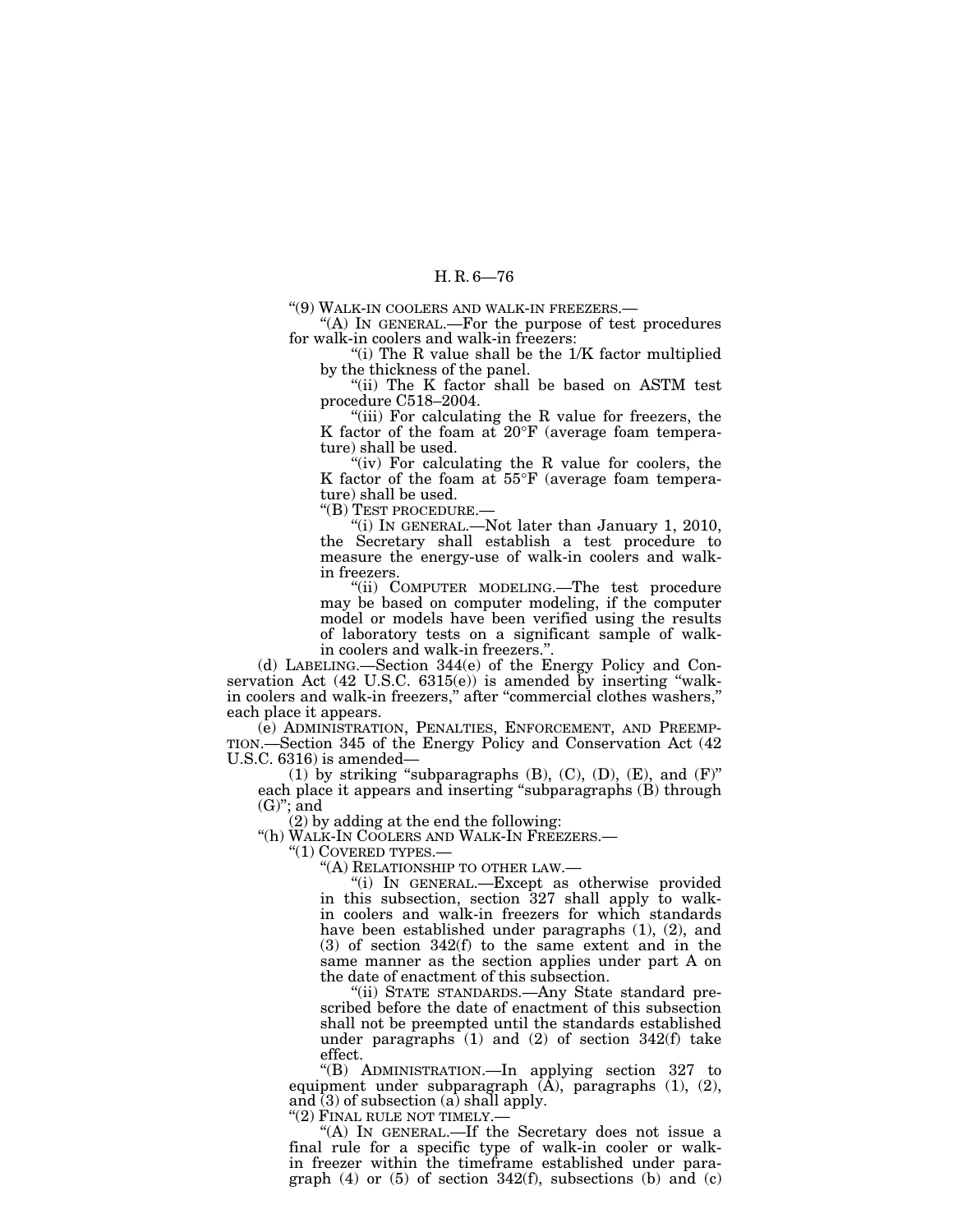"(9) WALK-IN COOLERS AND WALK-IN FREEZERS.—

"(A) IN GENERAL.—For the purpose of test procedures for walk-in coolers and walk-in freezers:

"(i) The R value shall be the 1/K factor multiplied by the thickness of the panel.

"(ii) The K factor shall be based on ASTM test procedure C518–2004.

"(iii) For calculating the R value for freezers, the K factor of the foam at 20°F (average foam temperature) shall be used.

"(iv) For calculating the R value for coolers, the K factor of the foam at 55°F (average foam temperature) shall be used.

"(B) TEST PROCEDURE.—

"(i) IN GENERAL.—Not later than January 1, 2010, the Secretary shall establish a test procedure to measure the energy-use of walk-in coolers and walk-in freezers.

"(ii) COMPUTER MODELING.—The test procedure may be based on computer modeling, if the computer model or models have been verified using the results of laboratory tests on a significant sample of walk-in coolers and walk-in freezers.".

(d) LABELING.—Section 344(e) of the Energy Policy and Conservation Act (42 U.S.C. 6315(e)) is amended by inserting "walk-in coolers and walk-in freezers," after "commercial clothes washers," each place it appears.

(e) ADMINISTRATION, PENALTIES, ENFORCEMENT, AND PREEMPTION.—Section 345 of the Energy Policy and Conservation Act (42 U.S.C. 6316) is amended—

(1) by striking "subparagraphs (B), (C), (D), (E), and (F)" each place it appears and inserting "subparagraphs (B) through (G)"; and

(2) by adding at the end the following:

"(h) WALK-IN COOLERS AND WALK-IN FREEZERS.—

"(1) COVERED TYPES.—

"(A) RELATIONSHIP TO OTHER LAW.—

"(i) IN GENERAL.—Except as otherwise provided in this subsection, section 327 shall apply to walk-in coolers and walk-in freezers for which standards have been established under paragraphs (1), (2), and (3) of section 342(f) to the same extent and in the same manner as the section applies under part A on the date of enactment of this subsection.

"(ii) STATE STANDARDS.—Any State standard prescribed before the date of enactment of this subsection shall not be preempted until the standards established under paragraphs (1) and (2) of section 342(f) take effect.

"(B) ADMINISTRATION.—In applying section 327 to equipment under subparagraph (A), paragraphs (1), (2), and (3) of subsection (a) shall apply.

"(2) FINAL RULE NOT TIMELY.—

"(A) IN GENERAL.—If the Secretary does not issue a final rule for a specific type of walk-in cooler or walk-in freezer within the timeframe established under paragraph (4) or (5) of section 342(f), subsections (b) and (c)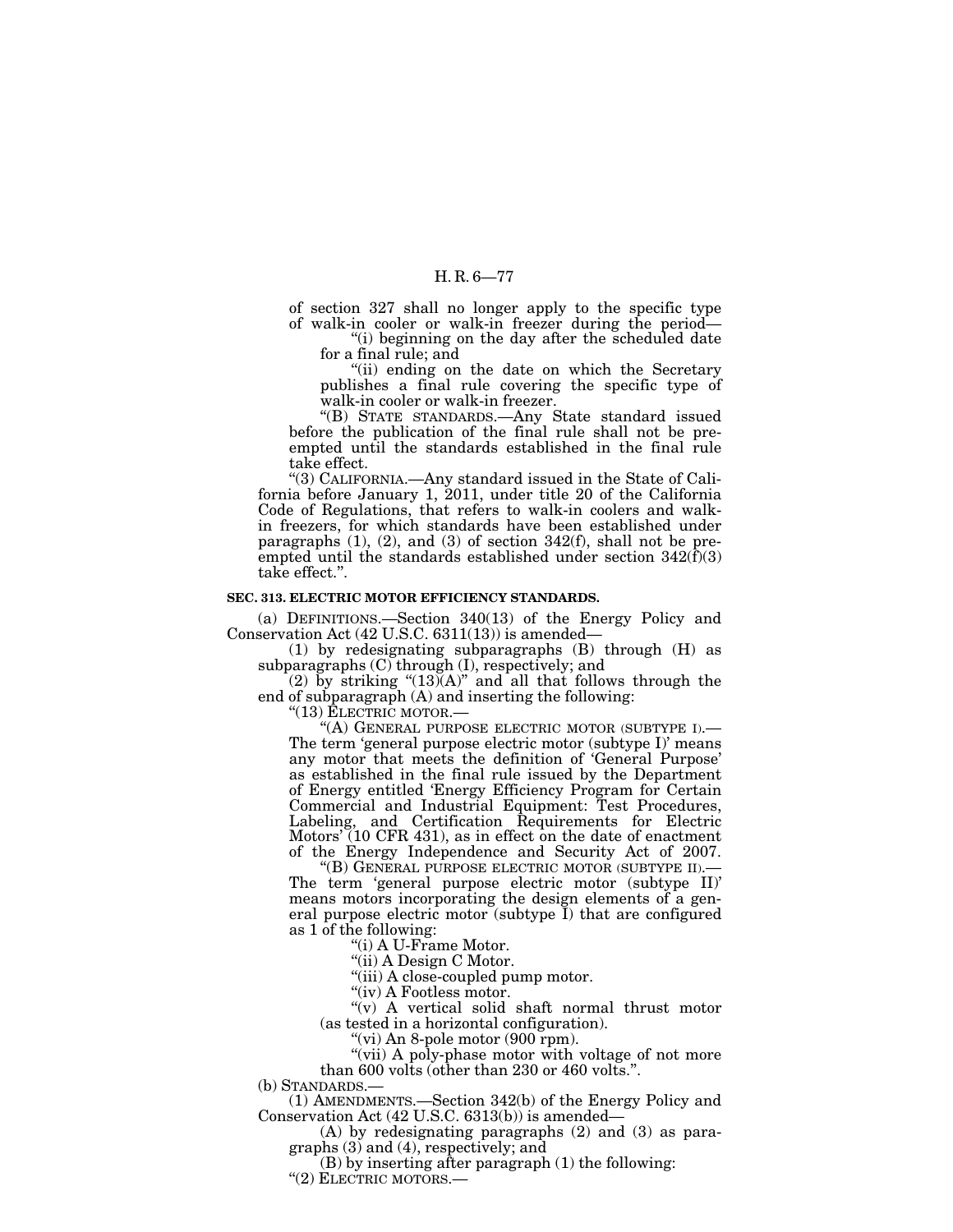of section 327 shall no longer apply to the specific type of walk-in cooler or walk-in freezer during the period—

"(i) beginning on the day after the scheduled date for a final rule; and

"(ii) ending on the date on which the Secretary publishes a final rule covering the specific type of walk-in cooler or walk-in freezer.

"(B) STATE STANDARDS.—Any State standard issued before the publication of the final rule shall not be preempted until the standards established in the final rule take effect.

"(3) CALIFORNIA.—Any standard issued in the State of California before January 1, 2011, under title 20 of the California Code of Regulations, that refers to walk-in coolers and walk-in freezers, for which standards have been established under paragraphs (1), (2), and (3) of section 342(f), shall not be preempted until the standards established under section 342(f)(3) take effect.".

**SEC. 313. ELECTRIC MOTOR EFFICIENCY STANDARDS.**

(a) DEFINITIONS.—Section 340(13) of the Energy Policy and Conservation Act (42 U.S.C. 6311(13)) is amended—

(1) by redesignating subparagraphs (B) through (H) as subparagraphs (C) through (I), respectively; and

(2) by striking "(13)(A)" and all that follows through the end of subparagraph (A) and inserting the following:

"(13) ELECTRIC MOTOR.—

"(A) GENERAL PURPOSE ELECTRIC MOTOR (SUBTYPE I).—The term 'general purpose electric motor (subtype I)' means any motor that meets the definition of 'General Purpose' as established in the final rule issued by the Department of Energy entitled 'Energy Efficiency Program for Certain Commercial and Industrial Equipment: Test Procedures, Labeling, and Certification Requirements for Electric Motors' (10 CFR 431), as in effect on the date of enactment of the Energy Independence and Security Act of 2007.

"(B) GENERAL PURPOSE ELECTRIC MOTOR (SUBTYPE II).—The term 'general purpose electric motor (subtype II)' means motors incorporating the design elements of a general purpose electric motor (subtype I) that are configured as 1 of the following:

"(i) A U-Frame Motor.

"(ii) A Design C Motor.

"(iii) A close-coupled pump motor.

"(iv) A Footless motor.

"(v) A vertical solid shaft normal thrust motor (as tested in a horizontal configuration).

"(vi) An 8-pole motor (900 rpm).

"(vii) A poly-phase motor with voltage of not more than 600 volts (other than 230 or 460 volts.".

(b) STANDARDS.—

(1) AMENDMENTS.—Section 342(b) of the Energy Policy and Conservation Act (42 U.S.C. 6313(b)) is amended—

(A) by redesignating paragraphs (2) and (3) as paragraphs (3) and (4), respectively; and

(B) by inserting after paragraph (1) the following:

"(2) ELECTRIC MOTORS.—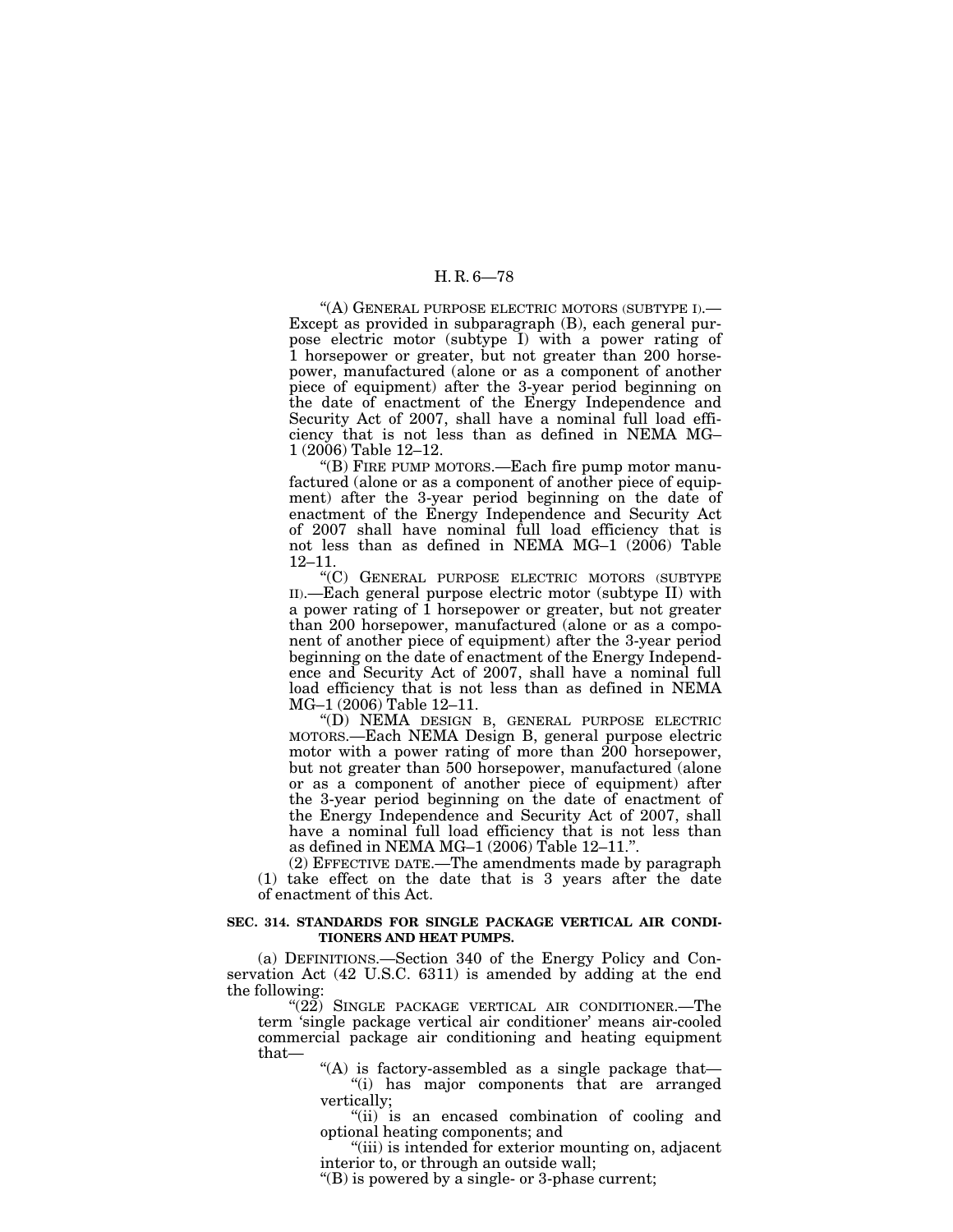"(A) GENERAL PURPOSE ELECTRIC MOTORS (SUBTYPE I).—Except as provided in subparagraph (B), each general purpose electric motor (subtype I) with a power rating of 1 horsepower or greater, but not greater than 200 horsepower, manufactured (alone or as a component of another piece of equipment) after the 3-year period beginning on the date of enactment of the Energy Independence and Security Act of 2007, shall have a nominal full load efficiency that is not less than as defined in NEMA MG–1 (2006) Table 12–12.

"(B) FIRE PUMP MOTORS.—Each fire pump motor manufactured (alone or as a component of another piece of equipment) after the 3-year period beginning on the date of enactment of the Energy Independence and Security Act of 2007 shall have nominal full load efficiency that is not less than as defined in NEMA MG–1 (2006) Table 12–11.

"(C) GENERAL PURPOSE ELECTRIC MOTORS (SUBTYPE II).—Each general purpose electric motor (subtype II) with a power rating of 1 horsepower or greater, but not greater than 200 horsepower, manufactured (alone or as a component of another piece of equipment) after the 3-year period beginning on the date of enactment of the Energy Independence and Security Act of 2007, shall have a nominal full load efficiency that is not less than as defined in NEMA MG–1 (2006) Table 12–11.

"(D) NEMA DESIGN B, GENERAL PURPOSE ELECTRIC MOTORS.—Each NEMA Design B, general purpose electric motor with a power rating of more than 200 horsepower, but not greater than 500 horsepower, manufactured (alone or as a component of another piece of equipment) after the 3-year period beginning on the date of enactment of the Energy Independence and Security Act of 2007, shall have a nominal full load efficiency that is not less than as defined in NEMA MG–1 (2006) Table 12–11.".

(2) EFFECTIVE DATE.—The amendments made by paragraph (1) take effect on the date that is 3 years after the date of enactment of this Act.

**SEC. 314. STANDARDS FOR SINGLE PACKAGE VERTICAL AIR CONDITIONERS AND HEAT PUMPS.**

(a) DEFINITIONS.—Section 340 of the Energy Policy and Conservation Act (42 U.S.C. 6311) is amended by adding at the end the following:

"(22) SINGLE PACKAGE VERTICAL AIR CONDITIONER.—The term 'single package vertical air conditioner' means air-cooled commercial package air conditioning and heating equipment that—

"(A) is factory-assembled as a single package that—

"(i) has major components that are arranged vertically;

"(ii) is an encased combination of cooling and optional heating components; and

"(iii) is intended for exterior mounting on, adjacent interior to, or through an outside wall;

"(B) is powered by a single- or 3-phase current;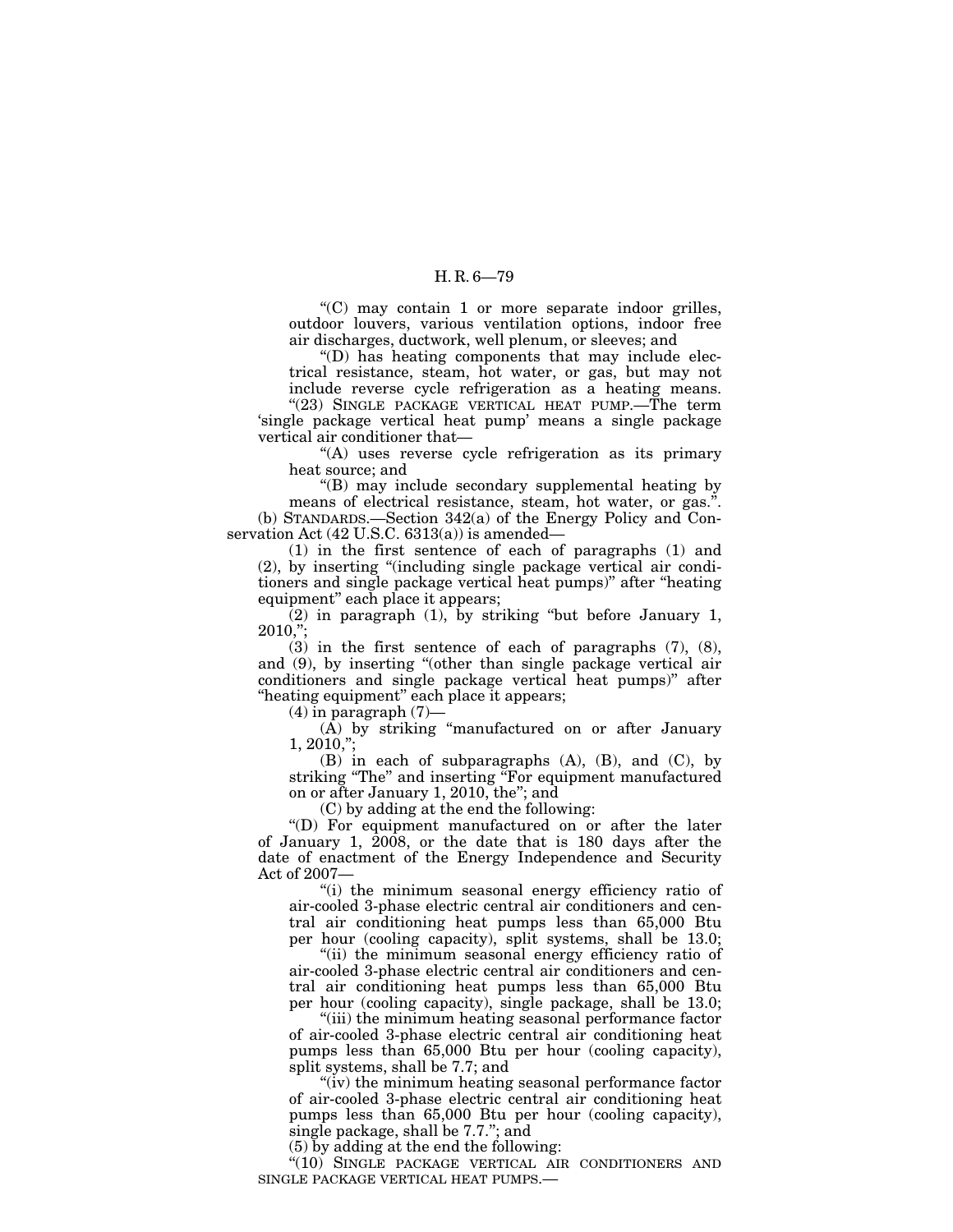"(C) may contain 1 or more separate indoor grilles, outdoor louvers, various ventilation options, indoor free air discharges, ductwork, well plenum, or sleeves; and

"(D) has heating components that may include electrical resistance, steam, hot water, or gas, but may not include reverse cycle refrigeration as a heating means.

"(23) SINGLE PACKAGE VERTICAL HEAT PUMP.—The term 'single package vertical heat pump' means a single package vertical air conditioner that—

"(A) uses reverse cycle refrigeration as its primary heat source; and

"(B) may include secondary supplemental heating by means of electrical resistance, steam, hot water, or gas.".

(b) STANDARDS.—Section 342(a) of the Energy Policy and Conservation Act (42 U.S.C. 6313(a)) is amended—

(1) in the first sentence of each of paragraphs (1) and (2), by inserting "(including single package vertical air conditioners and single package vertical heat pumps)" after "heating equipment" each place it appears;

(2) in paragraph (1), by striking "but before January 1, 2010,";

(3) in the first sentence of each of paragraphs (7), (8), and (9), by inserting "(other than single package vertical air conditioners and single package vertical heat pumps)" after "heating equipment" each place it appears;

(4) in paragraph (7)—

(A) by striking "manufactured on or after January 1, 2010,";

(B) in each of subparagraphs (A), (B), and (C), by striking "The" and inserting "For equipment manufactured on or after January 1, 2010, the"; and

(C) by adding at the end the following:

"(D) For equipment manufactured on or after the later of January 1, 2008, or the date that is 180 days after the date of enactment of the Energy Independence and Security Act of 2007—

"(i) the minimum seasonal energy efficiency ratio of air-cooled 3-phase electric central air conditioners and central air conditioning heat pumps less than 65,000 Btu per hour (cooling capacity), split systems, shall be 13.0;

"(ii) the minimum seasonal energy efficiency ratio of air-cooled 3-phase electric central air conditioners and central air conditioning heat pumps less than 65,000 Btu per hour (cooling capacity), single package, shall be 13.0;

"(iii) the minimum heating seasonal performance factor of air-cooled 3-phase electric central air conditioning heat pumps less than 65,000 Btu per hour (cooling capacity), split systems, shall be 7.7; and

"(iv) the minimum heating seasonal performance factor of air-cooled 3-phase electric central air conditioning heat pumps less than 65,000 Btu per hour (cooling capacity), single package, shall be 7.7."; and

(5) by adding at the end the following:

"(10) SINGLE PACKAGE VERTICAL AIR CONDITIONERS AND SINGLE PACKAGE VERTICAL HEAT PUMPS.—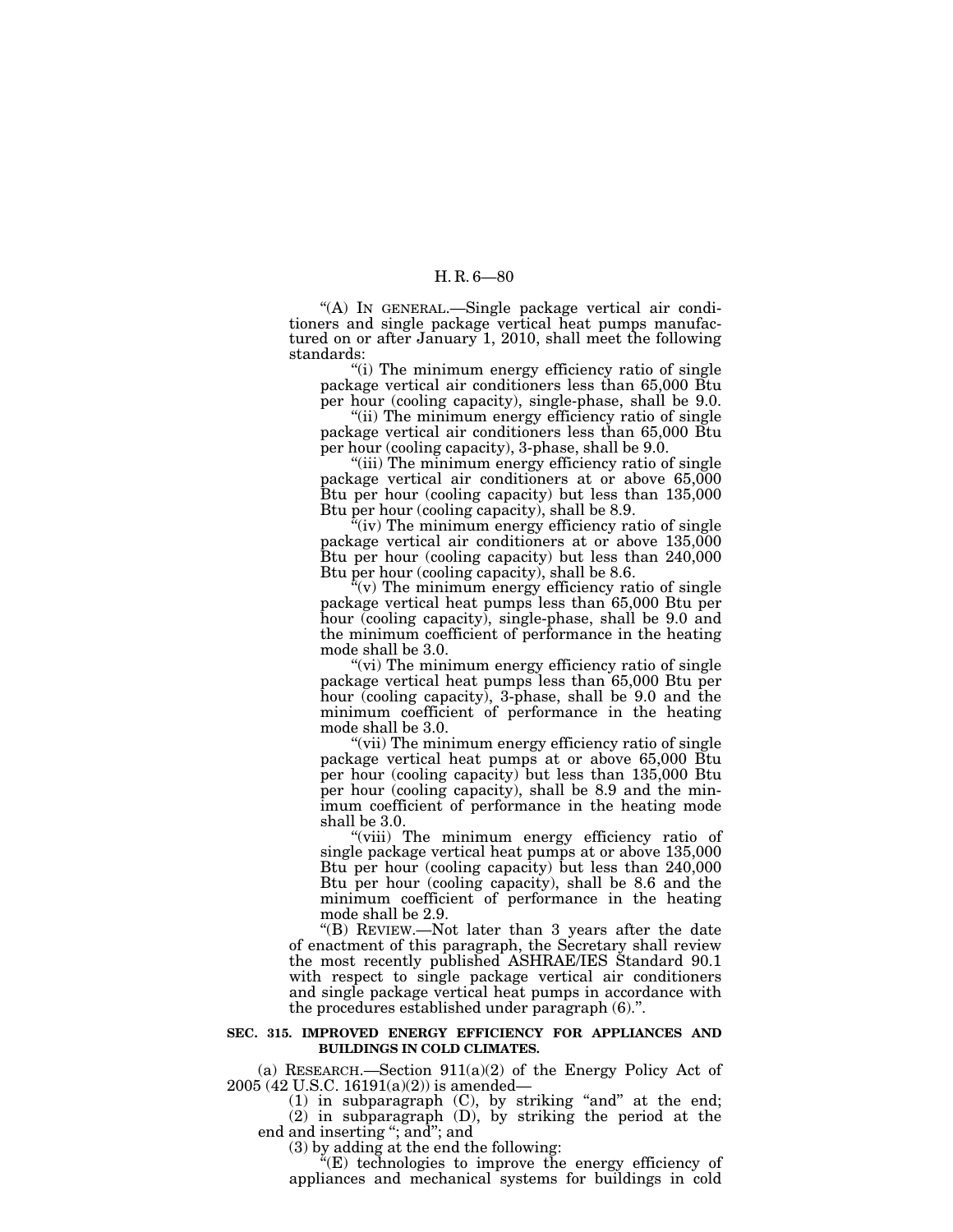"(A) IN GENERAL.—Single package vertical air conditioners and single package vertical heat pumps manufactured on or after January 1, 2010, shall meet the following standards:

"(i) The minimum energy efficiency ratio of single package vertical air conditioners less than 65,000 Btu per hour (cooling capacity), single-phase, shall be 9.0.

"(ii) The minimum energy efficiency ratio of single package vertical air conditioners less than 65,000 Btu per hour (cooling capacity), 3-phase, shall be 9.0.

"(iii) The minimum energy efficiency ratio of single package vertical air conditioners at or above 65,000 Btu per hour (cooling capacity) but less than 135,000 Btu per hour (cooling capacity), shall be 8.9.

"(iv) The minimum energy efficiency ratio of single package vertical air conditioners at or above 135,000 Btu per hour (cooling capacity) but less than 240,000 Btu per hour (cooling capacity), shall be 8.6.

"(v) The minimum energy efficiency ratio of single package vertical heat pumps less than 65,000 Btu per hour (cooling capacity), single-phase, shall be 9.0 and the minimum coefficient of performance in the heating mode shall be 3.0.

"(vi) The minimum energy efficiency ratio of single package vertical heat pumps less than 65,000 Btu per hour (cooling capacity), 3-phase, shall be 9.0 and the minimum coefficient of performance in the heating mode shall be 3.0.

"(vii) The minimum energy efficiency ratio of single package vertical heat pumps at or above 65,000 Btu per hour (cooling capacity) but less than 135,000 Btu per hour (cooling capacity), shall be 8.9 and the minimum coefficient of performance in the heating mode shall be 3.0.

"(viii) The minimum energy efficiency ratio of single package vertical heat pumps at or above 135,000 Btu per hour (cooling capacity) but less than 240,000 Btu per hour (cooling capacity), shall be 8.6 and the minimum coefficient of performance in the heating mode shall be 2.9.

"(B) REVIEW.—Not later than 3 years after the date of enactment of this paragraph, the Secretary shall review the most recently published ASHRAE/IES Standard 90.1 with respect to single package vertical air conditioners and single package vertical heat pumps in accordance with the procedures established under paragraph (6).".

**SEC. 315. IMPROVED ENERGY EFFICIENCY FOR APPLIANCES AND BUILDINGS IN COLD CLIMATES.**

(a) RESEARCH.—Section 911(a)(2) of the Energy Policy Act of 2005 (42 U.S.C. 16191(a)(2)) is amended—

(1) in subparagraph (C), by striking "and" at the end;

(2) in subparagraph (D), by striking the period at the end and inserting "; and"; and

(3) by adding at the end the following:

"(E) technologies to improve the energy efficiency of appliances and mechanical systems for buildings in cold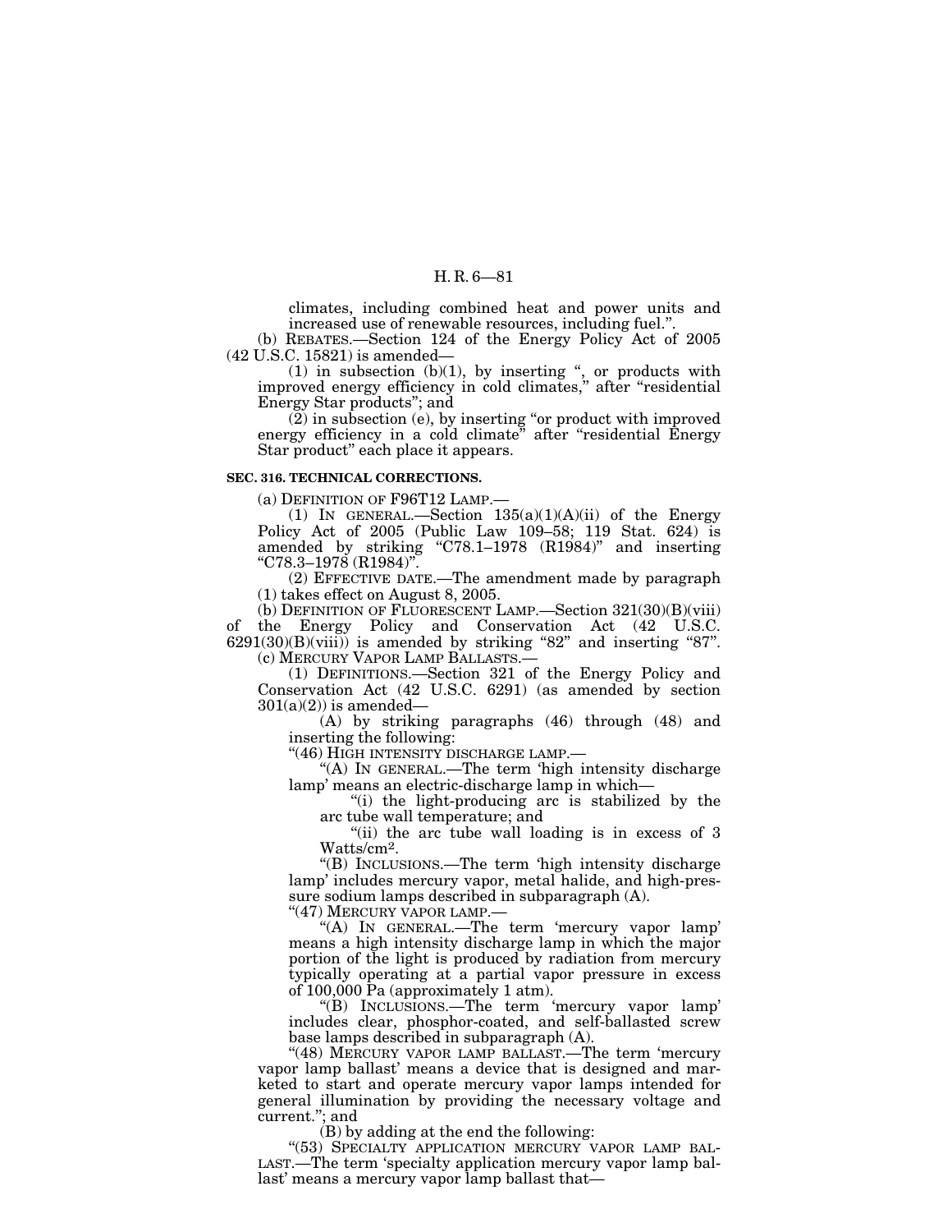climates, including combined heat and power units and increased use of renewable resources, including fuel.".

(b) REBATES.—Section 124 of the Energy Policy Act of 2005 (42 U.S.C. 15821) is amended—

(1) in subsection (b)(1), by inserting ", or products with improved energy efficiency in cold climates," after "residential Energy Star products"; and

(2) in subsection (e), by inserting "or product with improved energy efficiency in a cold climate" after "residential Energy Star product" each place it appears.

**SEC. 316. TECHNICAL CORRECTIONS.**

(a) DEFINITION OF F96T12 LAMP.—

(1) IN GENERAL.—Section 135(a)(1)(A)(ii) of the Energy Policy Act of 2005 (Public Law 109–58; 119 Stat. 624) is amended by striking "C78.1–1978 (R1984)" and inserting "C78.3–1978 (R1984)".

(2) EFFECTIVE DATE.—The amendment made by paragraph (1) takes effect on August 8, 2005.

(b) DEFINITION OF FLUORESCENT LAMP.—Section 321(30)(B)(viii) of the Energy Policy and Conservation Act (42 U.S.C. 6291(30)(B)(viii)) is amended by striking "82" and inserting "87".

(c) MERCURY VAPOR LAMP BALLASTS.—

(1) DEFINITIONS.—Section 321 of the Energy Policy and Conservation Act (42 U.S.C. 6291) (as amended by section 301(a)(2)) is amended—

(A) by striking paragraphs (46) through (48) and inserting the following:

"(46) HIGH INTENSITY DISCHARGE LAMP.—

"(A) IN GENERAL.—The term 'high intensity discharge lamp' means an electric-discharge lamp in which—

"(i) the light-producing arc is stabilized by the arc tube wall temperature; and

"(ii) the arc tube wall loading is in excess of 3 Watts/cm$^2$.

"(B) INCLUSIONS.—The term 'high intensity discharge lamp' includes mercury vapor, metal halide, and high-pressure sodium lamps described in subparagraph (A).

"(47) MERCURY VAPOR LAMP.—

"(A) IN GENERAL.—The term 'mercury vapor lamp' means a high intensity discharge lamp in which the major portion of the light is produced by radiation from mercury typically operating at a partial vapor pressure in excess of 100,000 Pa (approximately 1 atm).

"(B) INCLUSIONS.—The term 'mercury vapor lamp' includes clear, phosphor-coated, and self-ballasted screw base lamps described in subparagraph (A).

"(48) MERCURY VAPOR LAMP BALLAST.—The term 'mercury vapor lamp ballast' means a device that is designed and marketed to start and operate mercury vapor lamps intended for general illumination by providing the necessary voltage and current."; and

(B) by adding at the end the following:

"(53) SPECIALTY APPLICATION MERCURY VAPOR LAMP BALLAST.—The term 'specialty application mercury vapor lamp ballast' means a mercury vapor lamp ballast that—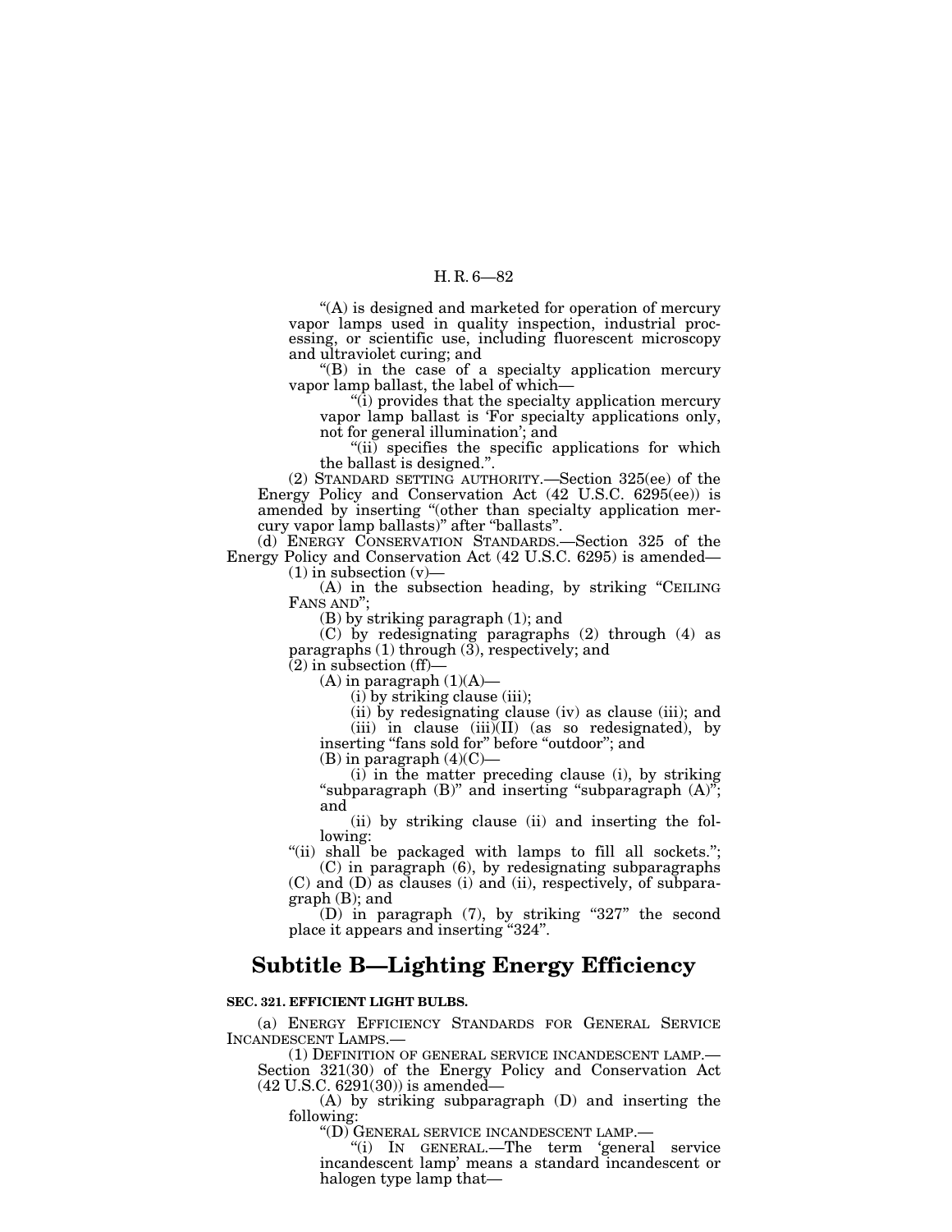"(A) is designed and marketed for operation of mercury vapor lamps used in quality inspection, industrial processing, or scientific use, including fluorescent microscopy and ultraviolet curing; and

"(B) in the case of a specialty application mercury vapor lamp ballast, the label of which—

"(i) provides that the specialty application mercury vapor lamp ballast is 'For specialty applications only, not for general illumination'; and

"(ii) specifies the specific applications for which the ballast is designed.".

(2) STANDARD SETTING AUTHORITY.—Section 325(ee) of the Energy Policy and Conservation Act (42 U.S.C. 6295(ee)) is amended by inserting "(other than specialty application mercury vapor lamp ballasts)" after "ballasts".

(d) ENERGY CONSERVATION STANDARDS.—Section 325 of the Energy Policy and Conservation Act (42 U.S.C. 6295) is amended—

(1) in subsection (v)—

(A) in the subsection heading, by striking "CEILING FANS AND";

(B) by striking paragraph (1); and

(C) by redesignating paragraphs (2) through (4) as paragraphs (1) through (3), respectively; and

(2) in subsection (ff)—

(A) in paragraph (1)(A)—

(i) by striking clause (iii);

(ii) by redesignating clause (iv) as clause (iii); and

(iii) in clause (iii)(II) (as so redesignated), by inserting "fans sold for" before "outdoor"; and

(B) in paragraph (4)(C)—

(i) in the matter preceding clause (i), by striking "subparagraph (B)" and inserting "subparagraph (A)"; and

(ii) by striking clause (ii) and inserting the following:

"(ii) shall be packaged with lamps to fill all sockets.";

(C) in paragraph (6), by redesignating subparagraphs (C) and (D) as clauses (i) and (ii), respectively, of subparagraph (B); and

(D) in paragraph (7), by striking "327" the second place it appears and inserting "324".

# Subtitle B—Lighting Energy Efficiency

**SEC. 321. EFFICIENT LIGHT BULBS.**

(a) ENERGY EFFICIENCY STANDARDS FOR GENERAL SERVICE INCANDESCENT LAMPS.—

(1) DEFINITION OF GENERAL SERVICE INCANDESCENT LAMP.— Section 321(30) of the Energy Policy and Conservation Act (42 U.S.C. 6291(30)) is amended—

(A) by striking subparagraph (D) and inserting the following:

"(D) GENERAL SERVICE INCANDESCENT LAMP.—

"(i) IN GENERAL.—The term 'general service incandescent lamp' means a standard incandescent or halogen type lamp that—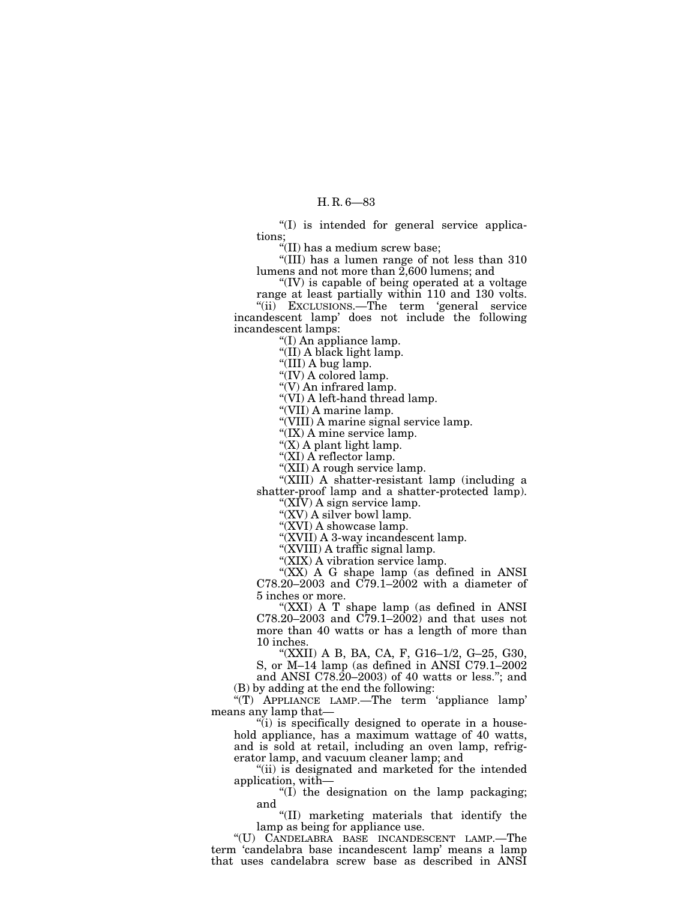"(I) is intended for general service applications;

"(II) has a medium screw base;

"(III) has a lumen range of not less than 310 lumens and not more than 2,600 lumens; and

"(IV) is capable of being operated at a voltage range at least partially within 110 and 130 volts.

"(ii) EXCLUSIONS.—The term 'general service incandescent lamp' does not include the following incandescent lamps:

"(I) An appliance lamp.

"(II) A black light lamp.

"(III) A bug lamp.

"(IV) A colored lamp.

"(V) An infrared lamp.

"(VI) A left-hand thread lamp.

"(VII) A marine lamp.

"(VIII) A marine signal service lamp.

"(IX) A mine service lamp.

"(X) A plant light lamp.

"(XI) A reflector lamp.

"(XII) A rough service lamp.

"(XIII) A shatter-resistant lamp (including a shatter-proof lamp and a shatter-protected lamp).

"(XIV) A sign service lamp.

"(XV) A silver bowl lamp.

"(XVI) A showcase lamp.

"(XVII) A 3-way incandescent lamp.

"(XVIII) A traffic signal lamp.

"(XIX) A vibration service lamp.

"(XX) A G shape lamp (as defined in ANSI C78.20–2003 and C79.1–2002 with a diameter of 5 inches or more.

"(XXI) A T shape lamp (as defined in ANSI C78.20–2003 and C79.1–2002) and that uses not more than 40 watts or has a length of more than 10 inches.

"(XXII) A B, BA, CA, F, G16–1/2, G–25, G30, S, or M–14 lamp (as defined in ANSI C79.1–2002 and ANSI C78.20–2003) of 40 watts or less."; and

(B) by adding at the end the following:

"(T) APPLIANCE LAMP.—The term 'appliance lamp' means any lamp that—

"(i) is specifically designed to operate in a household appliance, has a maximum wattage of 40 watts, and is sold at retail, including an oven lamp, refrigerator lamp, and vacuum cleaner lamp; and

"(ii) is designated and marketed for the intended application, with—

"(I) the designation on the lamp packaging; and

"(II) marketing materials that identify the lamp as being for appliance use.

"(U) CANDELABRA BASE INCANDESCENT LAMP.—The term 'candelabra base incandescent lamp' means a lamp that uses candelabra screw base as described in ANSI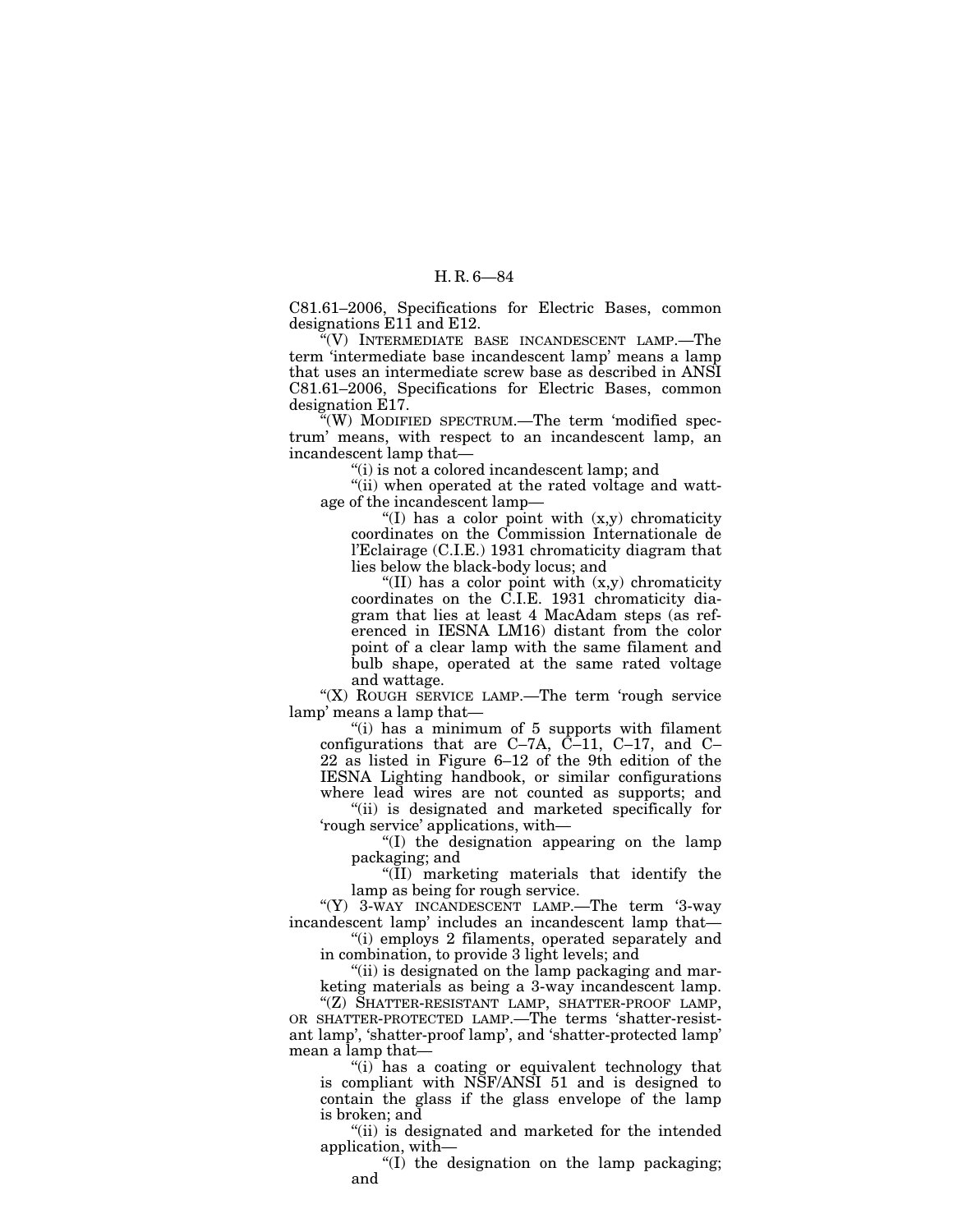C81.61–2006, Specifications for Electric Bases, common designations E11 and E12.

"(V) INTERMEDIATE BASE INCANDESCENT LAMP.—The term 'intermediate base incandescent lamp' means a lamp that uses an intermediate screw base as described in ANSI C81.61–2006, Specifications for Electric Bases, common designation E17.

"(W) MODIFIED SPECTRUM.—The term 'modified spectrum' means, with respect to an incandescent lamp, an incandescent lamp that—

"(i) is not a colored incandescent lamp; and

"(ii) when operated at the rated voltage and wattage of the incandescent lamp—

"(I) has a color point with (x,y) chromaticity coordinates on the Commission Internationale de l'Eclairage (C.I.E.) 1931 chromaticity diagram that lies below the black-body locus; and

"(II) has a color point with (x,y) chromaticity coordinates on the C.I.E. 1931 chromaticity diagram that lies at least 4 MacAdam steps (as referenced in IESNA LM16) distant from the color point of a clear lamp with the same filament and bulb shape, operated at the same rated voltage and wattage.

"(X) ROUGH SERVICE LAMP.—The term 'rough service lamp' means a lamp that—

"(i) has a minimum of 5 supports with filament configurations that are C–7A, C–11, C–17, and C–22 as listed in Figure 6–12 of the 9th edition of the IESNA Lighting handbook, or similar configurations where lead wires are not counted as supports; and

"(ii) is designated and marketed specifically for 'rough service' applications, with—

"(I) the designation appearing on the lamp packaging; and

"(II) marketing materials that identify the lamp as being for rough service.

"(Y) 3-WAY INCANDESCENT LAMP.—The term '3-way incandescent lamp' includes an incandescent lamp that—

"(i) employs 2 filaments, operated separately and in combination, to provide 3 light levels; and

"(ii) is designated on the lamp packaging and marketing materials as being a 3-way incandescent lamp.

"(Z) SHATTER-RESISTANT LAMP, SHATTER-PROOF LAMP, OR SHATTER-PROTECTED LAMP.—The terms 'shatter-resistant lamp', 'shatter-proof lamp', and 'shatter-protected lamp' mean a lamp that—

"(i) has a coating or equivalent technology that is compliant with NSF/ANSI 51 and is designed to contain the glass if the glass envelope of the lamp is broken; and

"(ii) is designated and marketed for the intended application, with—

"(I) the designation on the lamp packaging; and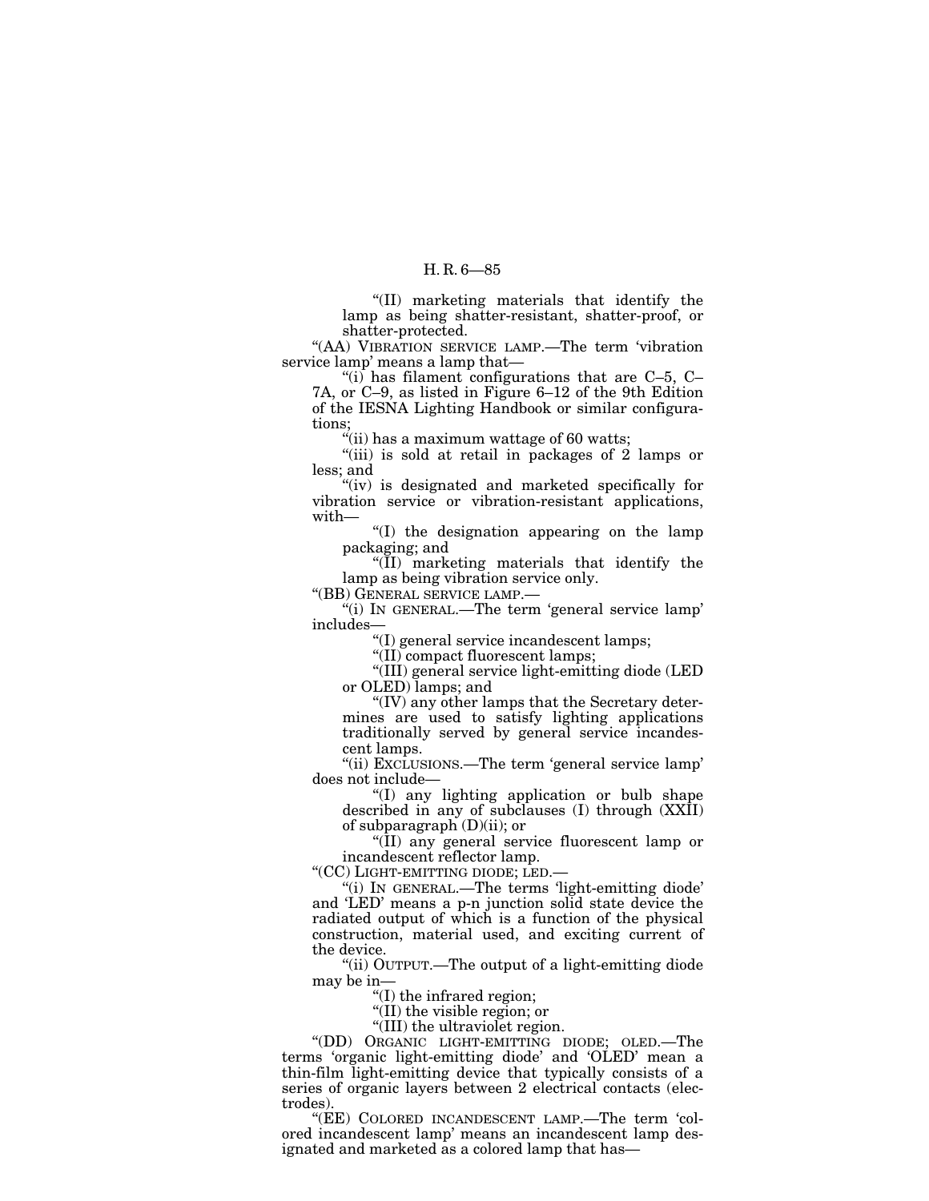"(II) marketing materials that identify the lamp as being shatter-resistant, shatter-proof, or shatter-protected.

"(AA) VIBRATION SERVICE LAMP.—The term 'vibration service lamp' means a lamp that—

"(i) has filament configurations that are C–5, C–7A, or C–9, as listed in Figure 6–12 of the 9th Edition of the IESNA Lighting Handbook or similar configurations;

"(ii) has a maximum wattage of 60 watts;

"(iii) is sold at retail in packages of 2 lamps or less; and

"(iv) is designated and marketed specifically for vibration service or vibration-resistant applications, with—

"(I) the designation appearing on the lamp packaging; and

"(II) marketing materials that identify the lamp as being vibration service only.

"(BB) GENERAL SERVICE LAMP.—

"(i) IN GENERAL.—The term 'general service lamp' includes—

"(I) general service incandescent lamps;

"(II) compact fluorescent lamps;

"(III) general service light-emitting diode (LED or OLED) lamps; and

"(IV) any other lamps that the Secretary determines are used to satisfy lighting applications traditionally served by general service incandescent lamps.

"(ii) EXCLUSIONS.—The term 'general service lamp' does not include—

"(I) any lighting application or bulb shape described in any of subclauses (I) through (XXII) of subparagraph (D)(ii); or

"(II) any general service fluorescent lamp or incandescent reflector lamp.

"(CC) LIGHT-EMITTING DIODE; LED.—

"(i) IN GENERAL.—The terms 'light-emitting diode' and 'LED' means a p-n junction solid state device the radiated output of which is a function of the physical construction, material used, and exciting current of the device.

"(ii) OUTPUT.—The output of a light-emitting diode may be in—

"(I) the infrared region;

"(II) the visible region; or

"(III) the ultraviolet region.

"(DD) ORGANIC LIGHT-EMITTING DIODE; OLED.—The terms 'organic light-emitting diode' and 'OLED' mean a thin-film light-emitting device that typically consists of a series of organic layers between 2 electrical contacts (electrodes).

"(EE) COLORED INCANDESCENT LAMP.—The term 'colored incandescent lamp' means an incandescent lamp designated and marketed as a colored lamp that has—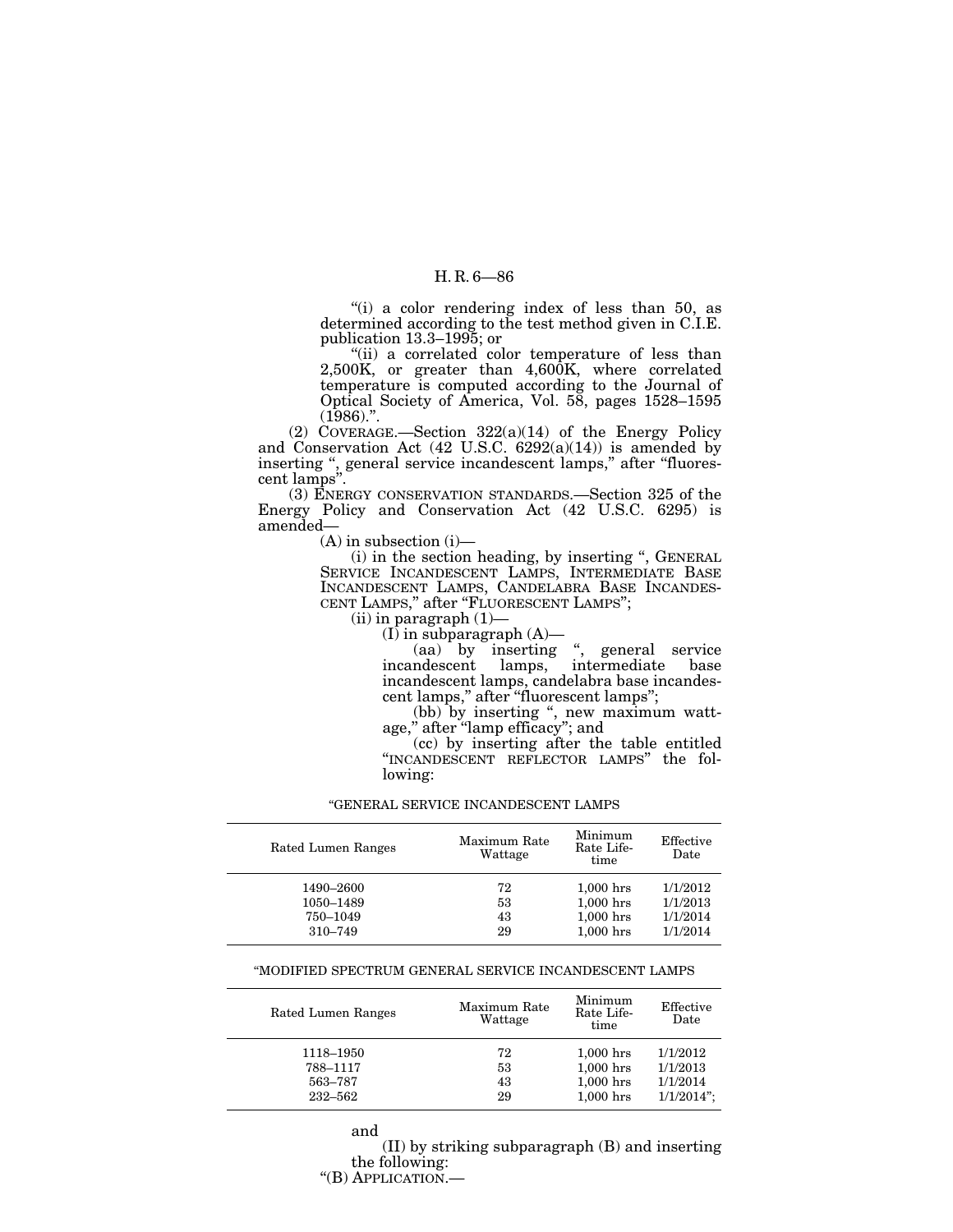"(i) a color rendering index of less than 50, as determined according to the test method given in C.I.E. publication 13.3–1995; or

"(ii) a correlated color temperature of less than 2,500K, or greater than 4,600K, where correlated temperature is computed according to the Journal of Optical Society of America, Vol. 58, pages 1528–1595 (1986).".

(2) COVERAGE.—Section 322(a)(14) of the Energy Policy and Conservation Act (42 U.S.C. 6292(a)(14)) is amended by inserting ", general service incandescent lamps," after "fluorescent lamps".

(3) ENERGY CONSERVATION STANDARDS.—Section 325 of the Energy Policy and Conservation Act (42 U.S.C. 6295) is amended—

(A) in subsection (i)—

(i) in the section heading, by inserting ", GENERAL SERVICE INCANDESCENT LAMPS, INTERMEDIATE BASE INCANDESCENT LAMPS, CANDELABRA BASE INCANDESCENT LAMPS," after "FLUORESCENT LAMPS";

(ii) in paragraph (1)—

(I) in subparagraph (A)—

(aa) by inserting ", general service incandescent lamps, intermediate base incandescent lamps, candelabra base incandescent lamps," after "fluorescent lamps";

(bb) by inserting ", new maximum wattage," after "lamp efficacy"; and

(cc) by inserting after the table entitled "INCANDESCENT REFLECTOR LAMPS" the following:

"GENERAL SERVICE INCANDESCENT LAMPS

| Rated Lumen Ranges | Maximum Rate Wattage | Minimum Rate Lifetime | Effective Date |
|---|---|---|---|
| 1490–2600 | 72 | 1,000 hrs | 1/1/2012 |
| 1050–1489 | 53 | 1,000 hrs | 1/1/2013 |
| 750–1049 | 43 | 1,000 hrs | 1/1/2014 |
| 310–749 | 29 | 1,000 hrs | 1/1/2014 |

"MODIFIED SPECTRUM GENERAL SERVICE INCANDESCENT LAMPS

| Rated Lumen Ranges | Maximum Rate Wattage | Minimum Rate Lifetime | Effective Date |
|---|---|---|---|
| 1118–1950 | 72 | 1,000 hrs | 1/1/2012 |
| 788–1117 | 53 | 1,000 hrs | 1/1/2013 |
| 563–787 | 43 | 1,000 hrs | 1/1/2014 |
| 232–562 | 29 | 1,000 hrs | 1/1/2014"; |

and

(II) by striking subparagraph (B) and inserting the following:

"(B) APPLICATION.—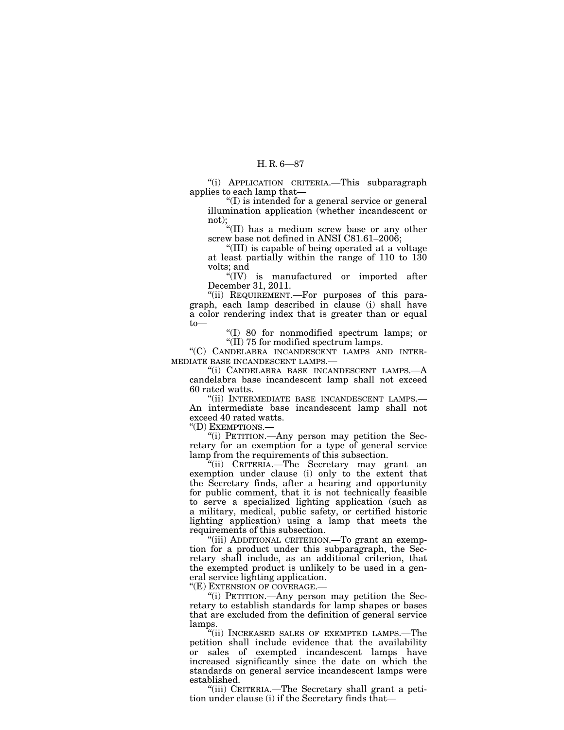"(i) APPLICATION CRITERIA.—This subparagraph applies to each lamp that—

"(I) is intended for a general service or general illumination application (whether incandescent or not);

"(II) has a medium screw base or any other screw base not defined in ANSI C81.61–2006;

"(III) is capable of being operated at a voltage at least partially within the range of 110 to 130 volts; and

"(IV) is manufactured or imported after December 31, 2011.

"(ii) REQUIREMENT.—For purposes of this paragraph, each lamp described in clause (i) shall have a color rendering index that is greater than or equal to—

"(I) 80 for nonmodified spectrum lamps; or

"(II) 75 for modified spectrum lamps.

"(C) CANDELABRA INCANDESCENT LAMPS AND INTERMEDIATE BASE INCANDESCENT LAMPS.—

"(i) CANDELABRA BASE INCANDESCENT LAMPS.—A candelabra base incandescent lamp shall not exceed 60 rated watts.

"(ii) INTERMEDIATE BASE INCANDESCENT LAMPS.—An intermediate base incandescent lamp shall not exceed 40 rated watts.

"(D) EXEMPTIONS.—

"(i) PETITION.—Any person may petition the Secretary for an exemption for a type of general service lamp from the requirements of this subsection.

"(ii) CRITERIA.—The Secretary may grant an exemption under clause (i) only to the extent that the Secretary finds, after a hearing and opportunity for public comment, that it is not technically feasible to serve a specialized lighting application (such as a military, medical, public safety, or certified historic lighting application) using a lamp that meets the requirements of this subsection.

"(iii) ADDITIONAL CRITERION.—To grant an exemption for a product under this subparagraph, the Secretary shall include, as an additional criterion, that the exempted product is unlikely to be used in a general service lighting application.

"(E) EXTENSION OF COVERAGE.—

"(i) PETITION.—Any person may petition the Secretary to establish standards for lamp shapes or bases that are excluded from the definition of general service lamps.

"(ii) INCREASED SALES OF EXEMPTED LAMPS.—The petition shall include evidence that the availability or sales of exempted incandescent lamps have increased significantly since the date on which the standards on general service incandescent lamps were established.

"(iii) CRITERIA.—The Secretary shall grant a petition under clause (i) if the Secretary finds that—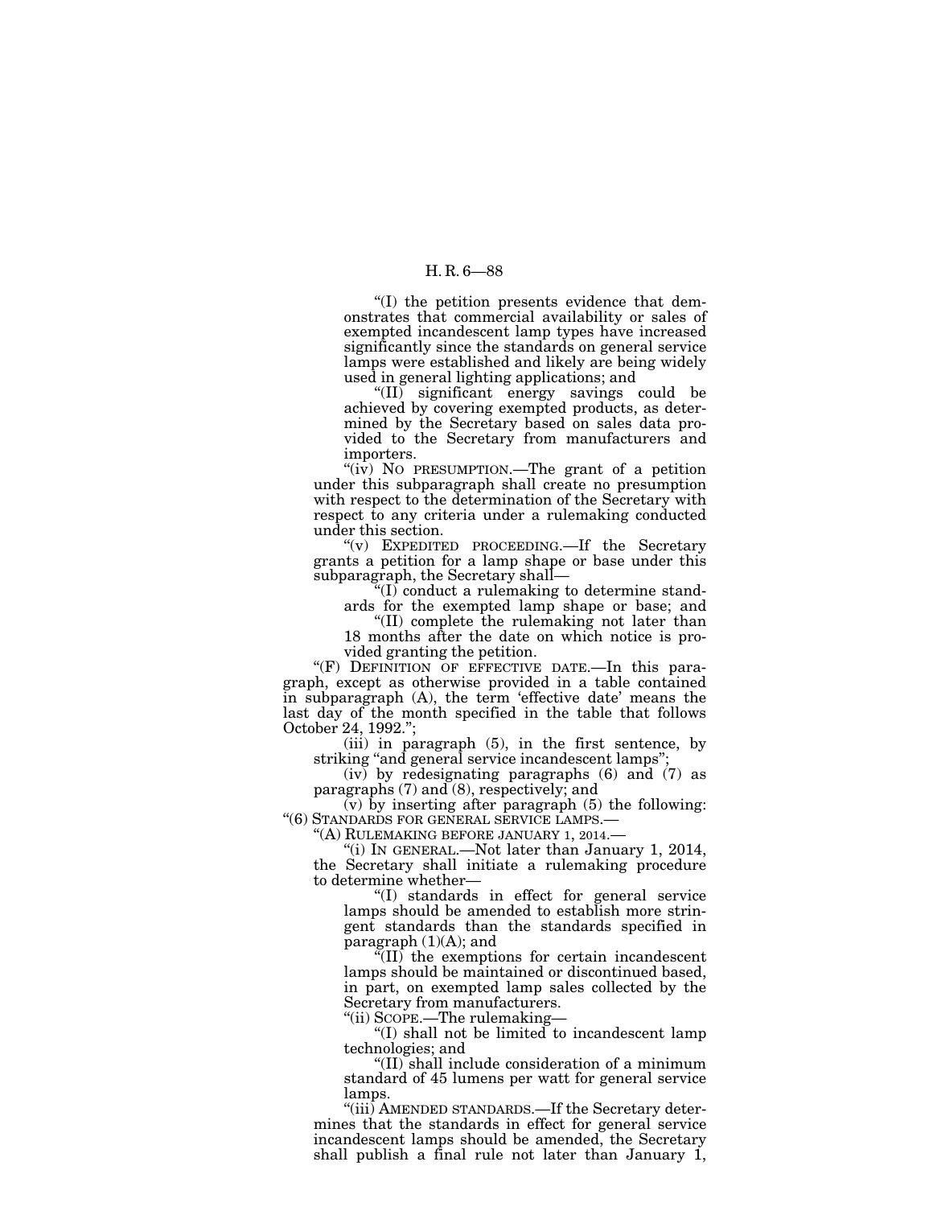"(I) the petition presents evidence that demonstrates that commercial availability or sales of exempted incandescent lamp types have increased significantly since the standards on general service lamps were established and likely are being widely used in general lighting applications; and

"(II) significant energy savings could be achieved by covering exempted products, as determined by the Secretary based on sales data provided to the Secretary from manufacturers and importers.

"(iv) NO PRESUMPTION.—The grant of a petition under this subparagraph shall create no presumption with respect to the determination of the Secretary with respect to any criteria under a rulemaking conducted under this section.

"(v) EXPEDITED PROCEEDING.—If the Secretary grants a petition for a lamp shape or base under this subparagraph, the Secretary shall—

"(I) conduct a rulemaking to determine standards for the exempted lamp shape or base; and

"(II) complete the rulemaking not later than 18 months after the date on which notice is provided granting the petition.

"(F) DEFINITION OF EFFECTIVE DATE.—In this paragraph, except as otherwise provided in a table contained in subparagraph (A), the term 'effective date' means the last day of the month specified in the table that follows October 24, 1992.";

(iii) in paragraph (5), in the first sentence, by striking "and general service incandescent lamps";

(iv) by redesignating paragraphs (6) and (7) as paragraphs (7) and (8), respectively; and

(v) by inserting after paragraph (5) the following:

"(6) STANDARDS FOR GENERAL SERVICE LAMPS.—

"(A) RULEMAKING BEFORE JANUARY 1, 2014.—

"(i) IN GENERAL.—Not later than January 1, 2014, the Secretary shall initiate a rulemaking procedure to determine whether—

"(I) standards in effect for general service lamps should be amended to establish more stringent standards than the standards specified in paragraph (1)(A); and

"(II) the exemptions for certain incandescent lamps should be maintained or discontinued based, in part, on exempted lamp sales collected by the Secretary from manufacturers.

"(ii) SCOPE.—The rulemaking—

"(I) shall not be limited to incandescent lamp technologies; and

"(II) shall include consideration of a minimum standard of 45 lumens per watt for general service lamps.

"(iii) AMENDED STANDARDS.—If the Secretary determines that the standards in effect for general service incandescent lamps should be amended, the Secretary shall publish a final rule not later than January 1,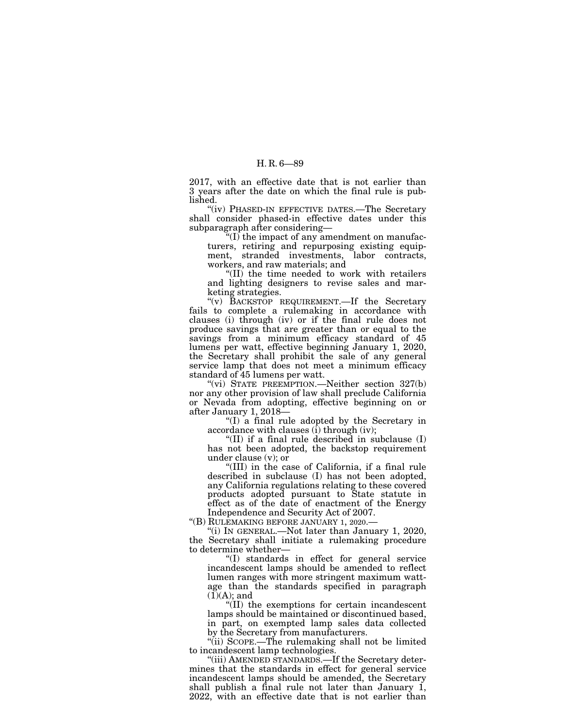2017, with an effective date that is not earlier than 3 years after the date on which the final rule is published.

"(iv) PHASED-IN EFFECTIVE DATES.—The Secretary shall consider phased-in effective dates under this subparagraph after considering—

"(I) the impact of any amendment on manufacturers, retiring and repurposing existing equipment, stranded investments, labor contracts, workers, and raw materials; and

"(II) the time needed to work with retailers and lighting designers to revise sales and marketing strategies.

"(v) BACKSTOP REQUIREMENT.—If the Secretary fails to complete a rulemaking in accordance with clauses (i) through (iv) or if the final rule does not produce savings that are greater than or equal to the savings from a minimum efficacy standard of 45 lumens per watt, effective beginning January 1, 2020, the Secretary shall prohibit the sale of any general service lamp that does not meet a minimum efficacy standard of 45 lumens per watt.

"(vi) STATE PREEMPTION.—Neither section 327(b) nor any other provision of law shall preclude California or Nevada from adopting, effective beginning on or after January 1, 2018—

"(I) a final rule adopted by the Secretary in accordance with clauses (i) through (iv);

"(II) if a final rule described in subclause (I) has not been adopted, the backstop requirement under clause (v); or

"(III) in the case of California, if a final rule described in subclause (I) has not been adopted, any California regulations relating to these covered products adopted pursuant to State statute in effect as of the date of enactment of the Energy Independence and Security Act of 2007.

"(B) RULEMAKING BEFORE JANUARY 1, 2020.—

"(i) IN GENERAL.—Not later than January 1, 2020, the Secretary shall initiate a rulemaking procedure to determine whether—

"(I) standards in effect for general service incandescent lamps should be amended to reflect lumen ranges with more stringent maximum wattage than the standards specified in paragraph (1)(A); and

"(II) the exemptions for certain incandescent lamps should be maintained or discontinued based, in part, on exempted lamp sales data collected by the Secretary from manufacturers.

"(ii) SCOPE.—The rulemaking shall not be limited to incandescent lamp technologies.

"(iii) AMENDED STANDARDS.—If the Secretary determines that the standards in effect for general service incandescent lamps should be amended, the Secretary shall publish a final rule not later than January 1, 2022, with an effective date that is not earlier than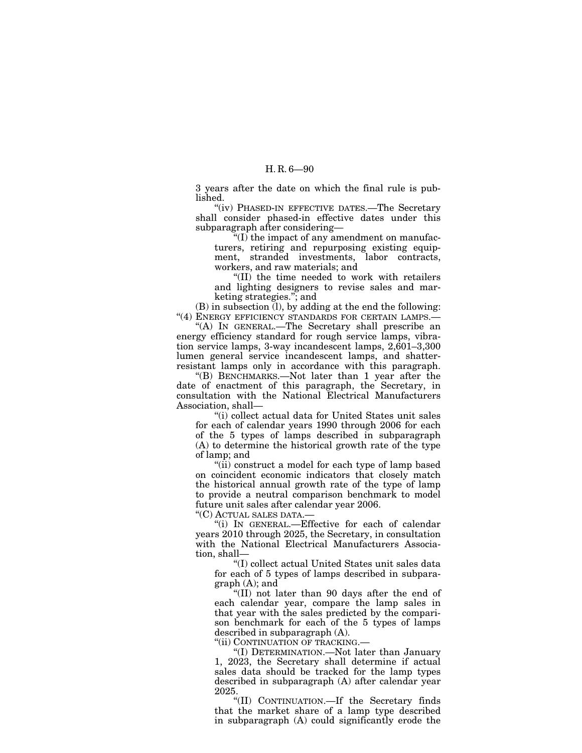3 years after the date on which the final rule is published.

"(iv) PHASED-IN EFFECTIVE DATES.—The Secretary shall consider phased-in effective dates under this subparagraph after considering—

"(I) the impact of any amendment on manufacturers, retiring and repurposing existing equipment, stranded investments, labor contracts, workers, and raw materials; and

"(II) the time needed to work with retailers and lighting designers to revise sales and marketing strategies."; and

(B) in subsection (l), by adding at the end the following:

"(4) ENERGY EFFICIENCY STANDARDS FOR CERTAIN LAMPS.—

"(A) IN GENERAL.—The Secretary shall prescribe an energy efficiency standard for rough service lamps, vibration service lamps, 3-way incandescent lamps, 2,601–3,300 lumen general service incandescent lamps, and shatter-resistant lamps only in accordance with this paragraph.

"(B) BENCHMARKS.—Not later than 1 year after the date of enactment of this paragraph, the Secretary, in consultation with the National Electrical Manufacturers Association, shall—

"(i) collect actual data for United States unit sales for each of calendar years 1990 through 2006 for each of the 5 types of lamps described in subparagraph (A) to determine the historical growth rate of the type of lamp; and

"(ii) construct a model for each type of lamp based on coincident economic indicators that closely match the historical annual growth rate of the type of lamp to provide a neutral comparison benchmark to model future unit sales after calendar year 2006.

"(C) ACTUAL SALES DATA.—

"(i) IN GENERAL.—Effective for each of calendar years 2010 through 2025, the Secretary, in consultation with the National Electrical Manufacturers Association, shall—

"(I) collect actual United States unit sales data for each of 5 types of lamps described in subparagraph (A); and

"(II) not later than 90 days after the end of each calendar year, compare the lamp sales in that year with the sales predicted by the comparison benchmark for each of the 5 types of lamps described in subparagraph (A).

"(ii) CONTINUATION OF TRACKING.—

"(I) DETERMINATION.—Not later than January 1, 2023, the Secretary shall determine if actual sales data should be tracked for the lamp types described in subparagraph (A) after calendar year 2025.

"(II) CONTINUATION.—If the Secretary finds that the market share of a lamp type described in subparagraph (A) could significantly erode the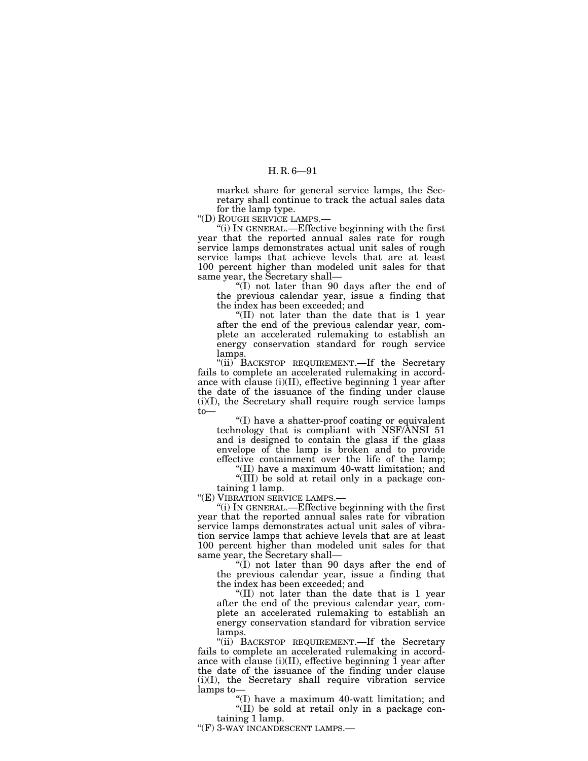market share for general service lamps, the Secretary shall continue to track the actual sales data for the lamp type.

“(D) ROUGH SERVICE LAMPS.—

“(i) IN GENERAL.—Effective beginning with the first year that the reported annual sales rate for rough service lamps demonstrates actual unit sales of rough service lamps that achieve levels that are at least 100 percent higher than modeled unit sales for that same year, the Secretary shall—

“(I) not later than 90 days after the end of the previous calendar year, issue a finding that the index has been exceeded; and

“(II) not later than the date that is 1 year after the end of the previous calendar year, complete an accelerated rulemaking to establish an energy conservation standard for rough service lamps.

“(ii) BACKSTOP REQUIREMENT.—If the Secretary fails to complete an accelerated rulemaking in accordance with clause (i)(II), effective beginning 1 year after the date of the issuance of the finding under clause (i)(I), the Secretary shall require rough service lamps to—

“(I) have a shatter-proof coating or equivalent technology that is compliant with NSF/ANSI 51 and is designed to contain the glass if the glass envelope of the lamp is broken and to provide effective containment over the life of the lamp;

“(II) have a maximum 40-watt limitation; and

“(III) be sold at retail only in a package containing 1 lamp.

“(E) VIBRATION SERVICE LAMPS.—

“(i) IN GENERAL.—Effective beginning with the first year that the reported annual sales rate for vibration service lamps demonstrates actual unit sales of vibration service lamps that achieve levels that are at least 100 percent higher than modeled unit sales for that same year, the Secretary shall—

“(I) not later than 90 days after the end of the previous calendar year, issue a finding that the index has been exceeded; and

“(II) not later than the date that is 1 year after the end of the previous calendar year, complete an accelerated rulemaking to establish an energy conservation standard for vibration service lamps.

“(ii) BACKSTOP REQUIREMENT.—If the Secretary fails to complete an accelerated rulemaking in accordance with clause (i)(II), effective beginning 1 year after the date of the issuance of the finding under clause (i)(I), the Secretary shall require vibration service lamps to—

“(I) have a maximum 40-watt limitation; and

“(II) be sold at retail only in a package containing 1 lamp.

“(F) 3-WAY INCANDESCENT LAMPS.—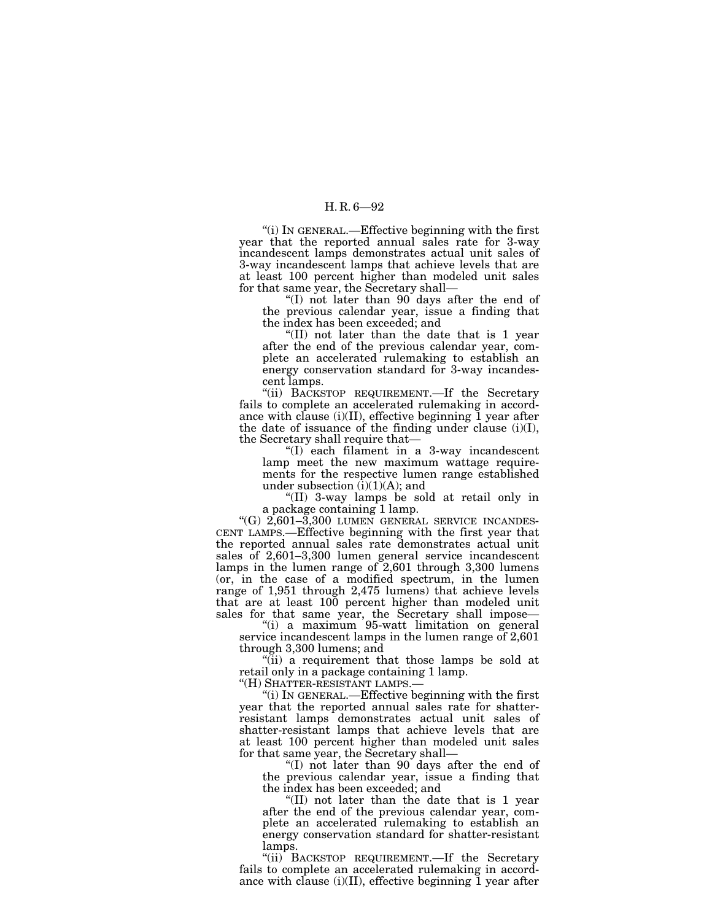"(i) IN GENERAL.—Effective beginning with the first year that the reported annual sales rate for 3-way incandescent lamps demonstrates actual unit sales of 3-way incandescent lamps that achieve levels that are at least 100 percent higher than modeled unit sales for that same year, the Secretary shall—

"(I) not later than 90 days after the end of the previous calendar year, issue a finding that the index has been exceeded; and

"(II) not later than the date that is 1 year after the end of the previous calendar year, complete an accelerated rulemaking to establish an energy conservation standard for 3-way incandescent lamps.

"(ii) BACKSTOP REQUIREMENT.—If the Secretary fails to complete an accelerated rulemaking in accordance with clause (i)(II), effective beginning 1 year after the date of issuance of the finding under clause (i)(I), the Secretary shall require that—

"(I) each filament in a 3-way incandescent lamp meet the new maximum wattage requirements for the respective lumen range established under subsection (i)(1)(A); and

"(II) 3-way lamps be sold at retail only in a package containing 1 lamp.

"(G) 2,601–3,300 LUMEN GENERAL SERVICE INCANDESCENT LAMPS.—Effective beginning with the first year that the reported annual sales rate demonstrates actual unit sales of 2,601–3,300 lumen general service incandescent lamps in the lumen range of 2,601 through 3,300 lumens (or, in the case of a modified spectrum, in the lumen range of 1,951 through 2,475 lumens) that achieve levels that are at least 100 percent higher than modeled unit sales for that same year, the Secretary shall impose—

"(i) a maximum 95-watt limitation on general service incandescent lamps in the lumen range of 2,601 through 3,300 lumens; and

"(ii) a requirement that those lamps be sold at retail only in a package containing 1 lamp.

"(H) SHATTER-RESISTANT LAMPS.—

"(i) IN GENERAL.—Effective beginning with the first year that the reported annual sales rate for shatter-resistant lamps demonstrates actual unit sales of shatter-resistant lamps that achieve levels that are at least 100 percent higher than modeled unit sales for that same year, the Secretary shall—

"(I) not later than 90 days after the end of the previous calendar year, issue a finding that the index has been exceeded; and

"(II) not later than the date that is 1 year after the end of the previous calendar year, complete an accelerated rulemaking to establish an energy conservation standard for shatter-resistant lamps.

"(ii) BACKSTOP REQUIREMENT.—If the Secretary fails to complete an accelerated rulemaking in accordance with clause (i)(II), effective beginning 1 year after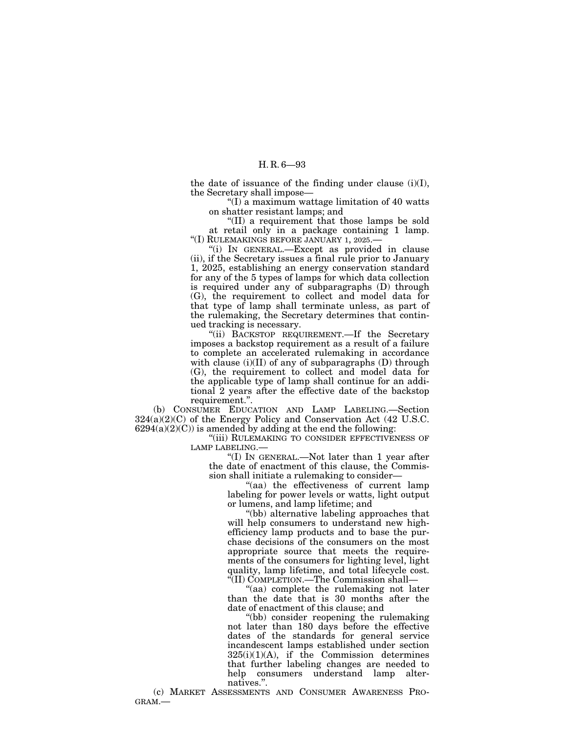the date of issuance of the finding under clause (i)(I), the Secretary shall impose—

"(I) a maximum wattage limitation of 40 watts on shatter resistant lamps; and

"(II) a requirement that those lamps be sold at retail only in a package containing 1 lamp.

"(I) RULEMAKINGS BEFORE JANUARY 1, 2025.—

"(i) IN GENERAL.—Except as provided in clause (ii), if the Secretary issues a final rule prior to January 1, 2025, establishing an energy conservation standard for any of the 5 types of lamps for which data collection is required under any of subparagraphs (D) through (G), the requirement to collect and model data for that type of lamp shall terminate unless, as part of the rulemaking, the Secretary determines that continued tracking is necessary.

"(ii) BACKSTOP REQUIREMENT.—If the Secretary imposes a backstop requirement as a result of a failure to complete an accelerated rulemaking in accordance with clause (i)(II) of any of subparagraphs (D) through (G), the requirement to collect and model data for the applicable type of lamp shall continue for an additional 2 years after the effective date of the backstop requirement.".

(b) CONSUMER EDUCATION AND LAMP LABELING.—Section 324(a)(2)(C) of the Energy Policy and Conservation Act (42 U.S.C. 6294(a)(2)(C)) is amended by adding at the end the following:

"(iii) RULEMAKING TO CONSIDER EFFECTIVENESS OF LAMP LABELING.—

"(I) IN GENERAL.—Not later than 1 year after the date of enactment of this clause, the Commission shall initiate a rulemaking to consider—

"(aa) the effectiveness of current lamp labeling for power levels or watts, light output or lumens, and lamp lifetime; and

"(bb) alternative labeling approaches that will help consumers to understand new high-efficiency lamp products and to base the purchase decisions of the consumers on the most appropriate source that meets the requirements of the consumers for lighting level, light quality, lamp lifetime, and total lifecycle cost.

"(II) COMPLETION.—The Commission shall—

"(aa) complete the rulemaking not later than the date that is 30 months after the date of enactment of this clause; and

"(bb) consider reopening the rulemaking not later than 180 days before the effective dates of the standards for general service incandescent lamps established under section 325(i)(1)(A), if the Commission determines that further labeling changes are needed to help consumers understand lamp alternatives.".

(c) MARKET ASSESSMENTS AND CONSUMER AWARENESS PROGRAM.—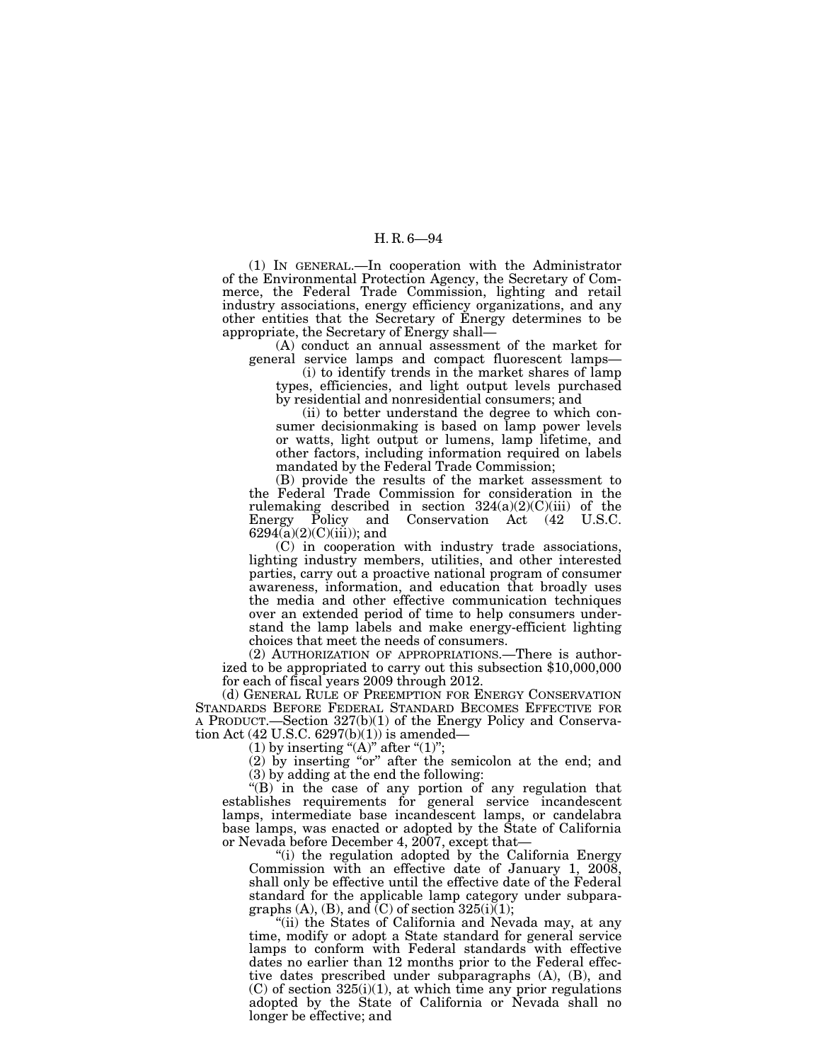(1) IN GENERAL.—In cooperation with the Administrator of the Environmental Protection Agency, the Secretary of Commerce, the Federal Trade Commission, lighting and retail industry associations, energy efficiency organizations, and any other entities that the Secretary of Energy determines to be appropriate, the Secretary of Energy shall—

(A) conduct an annual assessment of the market for general service lamps and compact fluorescent lamps—

(i) to identify trends in the market shares of lamp types, efficiencies, and light output levels purchased by residential and nonresidential consumers; and

(ii) to better understand the degree to which consumer decisionmaking is based on lamp power levels or watts, light output or lumens, lamp lifetime, and other factors, including information required on labels mandated by the Federal Trade Commission;

(B) provide the results of the market assessment to the Federal Trade Commission for consideration in the rulemaking described in section 324(a)(2)(C)(iii) of the Energy Policy and Conservation Act (42 U.S.C. 6294(a)(2)(C)(iii)); and

(C) in cooperation with industry trade associations, lighting industry members, utilities, and other interested parties, carry out a proactive national program of consumer awareness, information, and education that broadly uses the media and other effective communication techniques over an extended period of time to help consumers understand the lamp labels and make energy-efficient lighting choices that meet the needs of consumers.

(2) AUTHORIZATION OF APPROPRIATIONS.—There is authorized to be appropriated to carry out this subsection $10,000,000 for each of fiscal years 2009 through 2012.

(d) GENERAL RULE OF PREEMPTION FOR ENERGY CONSERVATION STANDARDS BEFORE FEDERAL STANDARD BECOMES EFFECTIVE FOR A PRODUCT.—Section 327(b)(1) of the Energy Policy and Conservation Act (42 U.S.C. 6297(b)(1)) is amended—

(1) by inserting "(A)" after "(1)";

(2) by inserting "or" after the semicolon at the end; and

(3) by adding at the end the following:

"(B) in the case of any portion of any regulation that establishes requirements for general service incandescent lamps, intermediate base incandescent lamps, or candelabra base lamps, was enacted or adopted by the State of California or Nevada before December 4, 2007, except that—

"(i) the regulation adopted by the California Energy Commission with an effective date of January 1, 2008, shall only be effective until the effective date of the Federal standard for the applicable lamp category under subparagraphs (A), (B), and (C) of section 325(i)(1);

"(ii) the States of California and Nevada may, at any time, modify or adopt a State standard for general service lamps to conform with Federal standards with effective dates no earlier than 12 months prior to the Federal effective dates prescribed under subparagraphs (A), (B), and (C) of section 325(i)(1), at which time any prior regulations adopted by the State of California or Nevada shall no longer be effective; and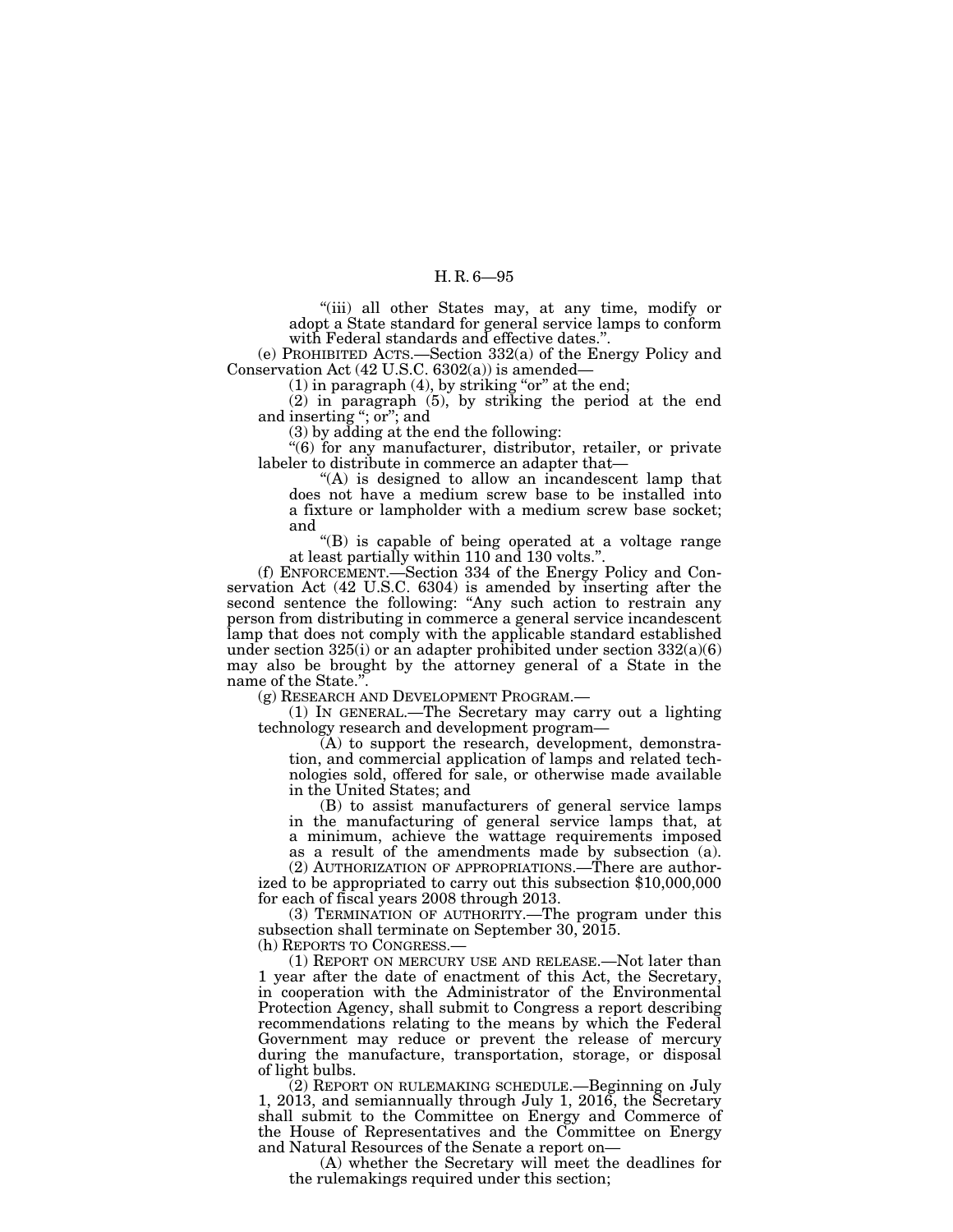"(iii) all other States may, at any time, modify or adopt a State standard for general service lamps to conform with Federal standards and effective dates.".

(e) PROHIBITED ACTS.—Section 332(a) of the Energy Policy and Conservation Act (42 U.S.C. 6302(a)) is amended—

(1) in paragraph (4), by striking "or" at the end;

(2) in paragraph (5), by striking the period at the end and inserting "; or"; and

(3) by adding at the end the following:

"(6) for any manufacturer, distributor, retailer, or private labeler to distribute in commerce an adapter that—

"(A) is designed to allow an incandescent lamp that does not have a medium screw base to be installed into a fixture or lampholder with a medium screw base socket; and

"(B) is capable of being operated at a voltage range at least partially within 110 and 130 volts.".

(f) ENFORCEMENT.—Section 334 of the Energy Policy and Conservation Act (42 U.S.C. 6304) is amended by inserting after the second sentence the following: "Any such action to restrain any person from distributing in commerce a general service incandescent lamp that does not comply with the applicable standard established under section 325(i) or an adapter prohibited under section 332(a)(6) may also be brought by the attorney general of a State in the name of the State.".

(g) RESEARCH AND DEVELOPMENT PROGRAM.—

(1) IN GENERAL.—The Secretary may carry out a lighting technology research and development program—

(A) to support the research, development, demonstration, and commercial application of lamps and related technologies sold, offered for sale, or otherwise made available in the United States; and

(B) to assist manufacturers of general service lamps in the manufacturing of general service lamps that, at a minimum, achieve the wattage requirements imposed as a result of the amendments made by subsection (a).

(2) AUTHORIZATION OF APPROPRIATIONS.—There are authorized to be appropriated to carry out this subsection $10,000,000 for each of fiscal years 2008 through 2013.

(3) TERMINATION OF AUTHORITY.—The program under this subsection shall terminate on September 30, 2015.

(h) REPORTS TO CONGRESS.—

(1) REPORT ON MERCURY USE AND RELEASE.—Not later than 1 year after the date of enactment of this Act, the Secretary, in cooperation with the Administrator of the Environmental Protection Agency, shall submit to Congress a report describing recommendations relating to the means by which the Federal Government may reduce or prevent the release of mercury during the manufacture, transportation, storage, or disposal of light bulbs.

(2) REPORT ON RULEMAKING SCHEDULE.—Beginning on July 1, 2013, and semiannually through July 1, 2016, the Secretary shall submit to the Committee on Energy and Commerce of the House of Representatives and the Committee on Energy and Natural Resources of the Senate a report on—

(A) whether the Secretary will meet the deadlines for the rulemakings required under this section;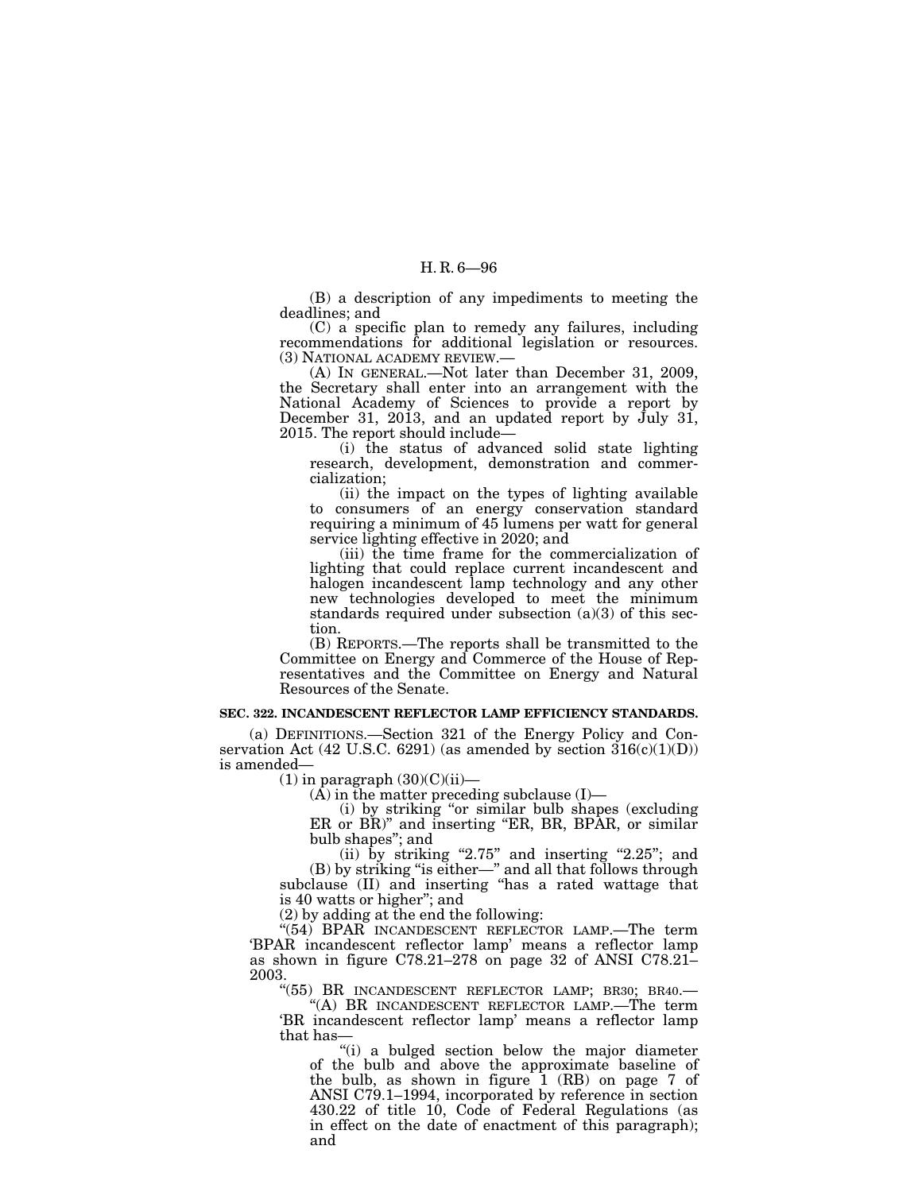(B) a description of any impediments to meeting the deadlines; and

(C) a specific plan to remedy any failures, including recommendations for additional legislation or resources.

(3) NATIONAL ACADEMY REVIEW.—

(A) IN GENERAL.—Not later than December 31, 2009, the Secretary shall enter into an arrangement with the National Academy of Sciences to provide a report by December 31, 2013, and an updated report by July 31, 2015. The report should include—

(i) the status of advanced solid state lighting research, development, demonstration and commercialization;

(ii) the impact on the types of lighting available to consumers of an energy conservation standard requiring a minimum of 45 lumens per watt for general service lighting effective in 2020; and

(iii) the time frame for the commercialization of lighting that could replace current incandescent and halogen incandescent lamp technology and any other new technologies developed to meet the minimum standards required under subsection (a)(3) of this section.

(B) REPORTS.—The reports shall be transmitted to the Committee on Energy and Commerce of the House of Representatives and the Committee on Energy and Natural Resources of the Senate.

**SEC. 322. INCANDESCENT REFLECTOR LAMP EFFICIENCY STANDARDS.**

(a) DEFINITIONS.—Section 321 of the Energy Policy and Conservation Act (42 U.S.C. 6291) (as amended by section 316(c)(1)(D)) is amended—

(1) in paragraph (30)(C)(ii)—

(A) in the matter preceding subclause (I)—

(i) by striking "or similar bulb shapes (excluding ER or BR)" and inserting "ER, BR, BPAR, or similar bulb shapes"; and

(ii) by striking "2.75" and inserting "2.25"; and

(B) by striking "is either—" and all that follows through subclause (II) and inserting "has a rated wattage that is 40 watts or higher"; and

(2) by adding at the end the following:

"(54) BPAR INCANDESCENT REFLECTOR LAMP.—The term 'BPAR incandescent reflector lamp' means a reflector lamp as shown in figure C78.21–278 on page 32 of ANSI C78.21–2003.

"(55) BR INCANDESCENT REFLECTOR LAMP; BR30; BR40.—

"(A) BR INCANDESCENT REFLECTOR LAMP.—The term 'BR incandescent reflector lamp' means a reflector lamp that has—

"(i) a bulged section below the major diameter of the bulb and above the approximate baseline of the bulb, as shown in figure 1 (RB) on page 7 of ANSI C79.1–1994, incorporated by reference in section 430.22 of title 10, Code of Federal Regulations (as in effect on the date of enactment of this paragraph); and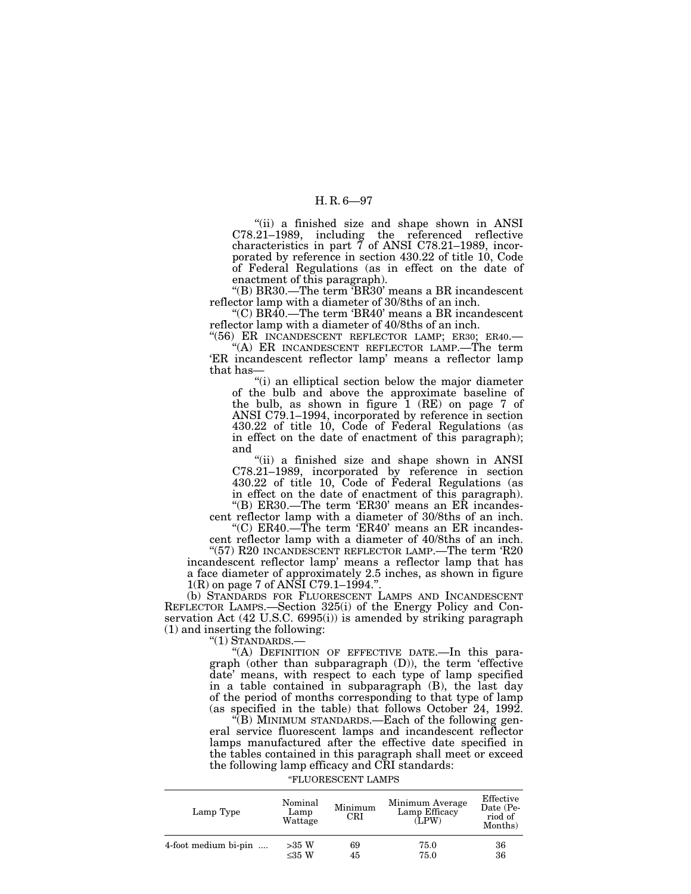"(ii) a finished size and shape shown in ANSI C78.21–1989, including the referenced reflective characteristics in part 7 of ANSI C78.21–1989, incorporated by reference in section 430.22 of title 10, Code of Federal Regulations (as in effect on the date of enactment of this paragraph).

"(B) BR30.—The term 'BR30' means a BR incandescent reflector lamp with a diameter of 30/8ths of an inch.

"(C) BR40.—The term 'BR40' means a BR incandescent reflector lamp with a diameter of 40/8ths of an inch.

"(56) ER INCANDESCENT REFLECTOR LAMP; ER30; ER40.—

"(A) ER INCANDESCENT REFLECTOR LAMP.—The term 'ER incandescent reflector lamp' means a reflector lamp that has—

"(i) an elliptical section below the major diameter of the bulb and above the approximate baseline of the bulb, as shown in figure 1 (RE) on page 7 of ANSI C79.1–1994, incorporated by reference in section 430.22 of title 10, Code of Federal Regulations (as in effect on the date of enactment of this paragraph); and

"(ii) a finished size and shape shown in ANSI C78.21–1989, incorporated by reference in section 430.22 of title 10, Code of Federal Regulations (as in effect on the date of enactment of this paragraph).

"(B) ER30.—The term 'ER30' means an ER incandescent reflector lamp with a diameter of 30/8ths of an inch.

"(C) ER40.—The term 'ER40' means an ER incandescent reflector lamp with a diameter of 40/8ths of an inch.

"(57) R20 INCANDESCENT REFLECTOR LAMP.—The term 'R20 incandescent reflector lamp' means a reflector lamp that has a face diameter of approximately 2.5 inches, as shown in figure 1(R) on page 7 of ANSI C79.1–1994.".

(b) STANDARDS FOR FLUORESCENT LAMPS AND INCANDESCENT REFLECTOR LAMPS.—Section 325(i) of the Energy Policy and Conservation Act (42 U.S.C. 6995(i)) is amended by striking paragraph (1) and inserting the following:

"(1) STANDARDS.—

"(A) DEFINITION OF EFFECTIVE DATE.—In this paragraph (other than subparagraph (D)), the term 'effective date' means, with respect to each type of lamp specified in a table contained in subparagraph (B), the last day of the period of months corresponding to that type of lamp (as specified in the table) that follows October 24, 1992.

"(B) MINIMUM STANDARDS.—Each of the following general service fluorescent lamps and incandescent reflector lamps manufactured after the effective date specified in the tables contained in this paragraph shall meet or exceed the following lamp efficacy and CRI standards:

"FLUORESCENT LAMPS

| Lamp Type | Nominal Lamp Wattage | Minimum CRI | Minimum Average Lamp Efficacy (LPW) | Effective Date (Period of Months) |
|---|---|---|---|---|
| 4-foot medium bi-pin .... | >35 W | 69 | 75.0 | 36 |
| | ≤35 W | 45 | 75.0 | 36 |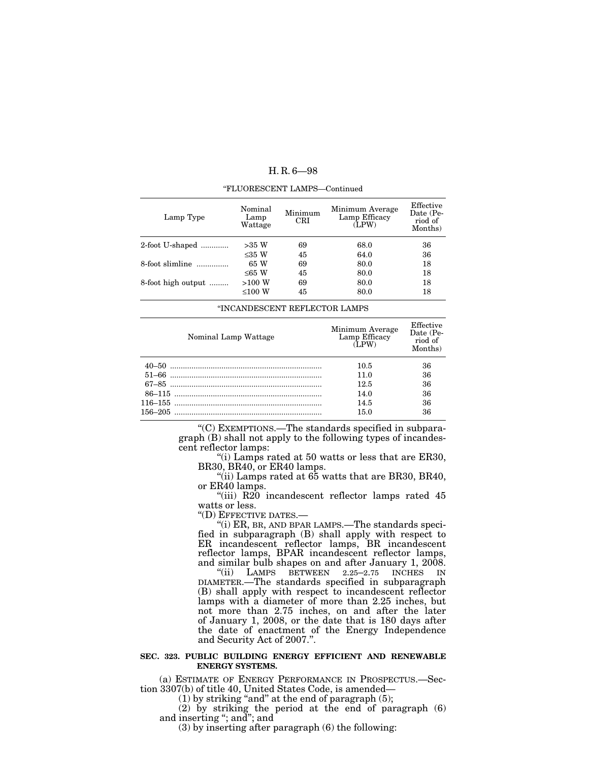"FLUORESCENT LAMPS—Continued

| Lamp Type | Nominal Lamp Wattage | Minimum CRI | Minimum Average Lamp Efficacy (LPW) | Effective Date (Period of Months) |
|---|---|---|---|---|
| 2-foot U-shaped ............ | >35 W | 69 | 68.0 | 36 |
| | ≤35 W | 45 | 64.0 | 36 |
| 8-foot slimline ............... | 65 W | 69 | 80.0 | 18 |
| | ≤65 W | 45 | 80.0 | 18 |
| 8-foot high output ......... | >100 W | 69 | 80.0 | 18 |
| | ≤100 W | 45 | 80.0 | 18 |

"INCANDESCENT REFLECTOR LAMPS

| Nominal Lamp Wattage | Minimum Average Lamp Efficacy (LPW) | Effective Date (Period of Months) |
|---|---|---|
| 40–50 ....................................................................... | 10.5 | 36 |
| 51–66 ....................................................................... | 11.0 | 36 |
| 67–85 ....................................................................... | 12.5 | 36 |
| 86–115 ..................................................................... | 14.0 | 36 |
| 116–155 ..................................................................... | 14.5 | 36 |
| 156–205 ..................................................................... | 15.0 | 36 |

"(C) EXEMPTIONS.—The standards specified in subparagraph (B) shall not apply to the following types of incandescent reflector lamps:

"(i) Lamps rated at 50 watts or less that are ER30, BR30, BR40, or ER40 lamps.

"(ii) Lamps rated at 65 watts that are BR30, BR40, or ER40 lamps.

"(iii) R20 incandescent reflector lamps rated 45 watts or less.

"(D) EFFECTIVE DATES.—

"(i) ER, BR, AND BPAR LAMPS.—The standards specified in subparagraph (B) shall apply with respect to ER incandescent reflector lamps, BR incandescent reflector lamps, BPAR incandescent reflector lamps, and similar bulb shapes on and after January 1, 2008.

"(ii) LAMPS BETWEEN 2.25–2.75 INCHES IN DIAMETER.—The standards specified in subparagraph (B) shall apply with respect to incandescent reflector lamps with a diameter of more than 2.25 inches, but not more than 2.75 inches, on and after the later of January 1, 2008, or the date that is 180 days after the date of enactment of the Energy Independence and Security Act of 2007.".

**SEC. 323. PUBLIC BUILDING ENERGY EFFICIENT AND RENEWABLE ENERGY SYSTEMS.**

(a) ESTIMATE OF ENERGY PERFORMANCE IN PROSPECTUS.—Section 3307(b) of title 40, United States Code, is amended—

(1) by striking "and" at the end of paragraph (5);

(2) by striking the period at the end of paragraph (6) and inserting "; and"; and

(3) by inserting after paragraph (6) the following: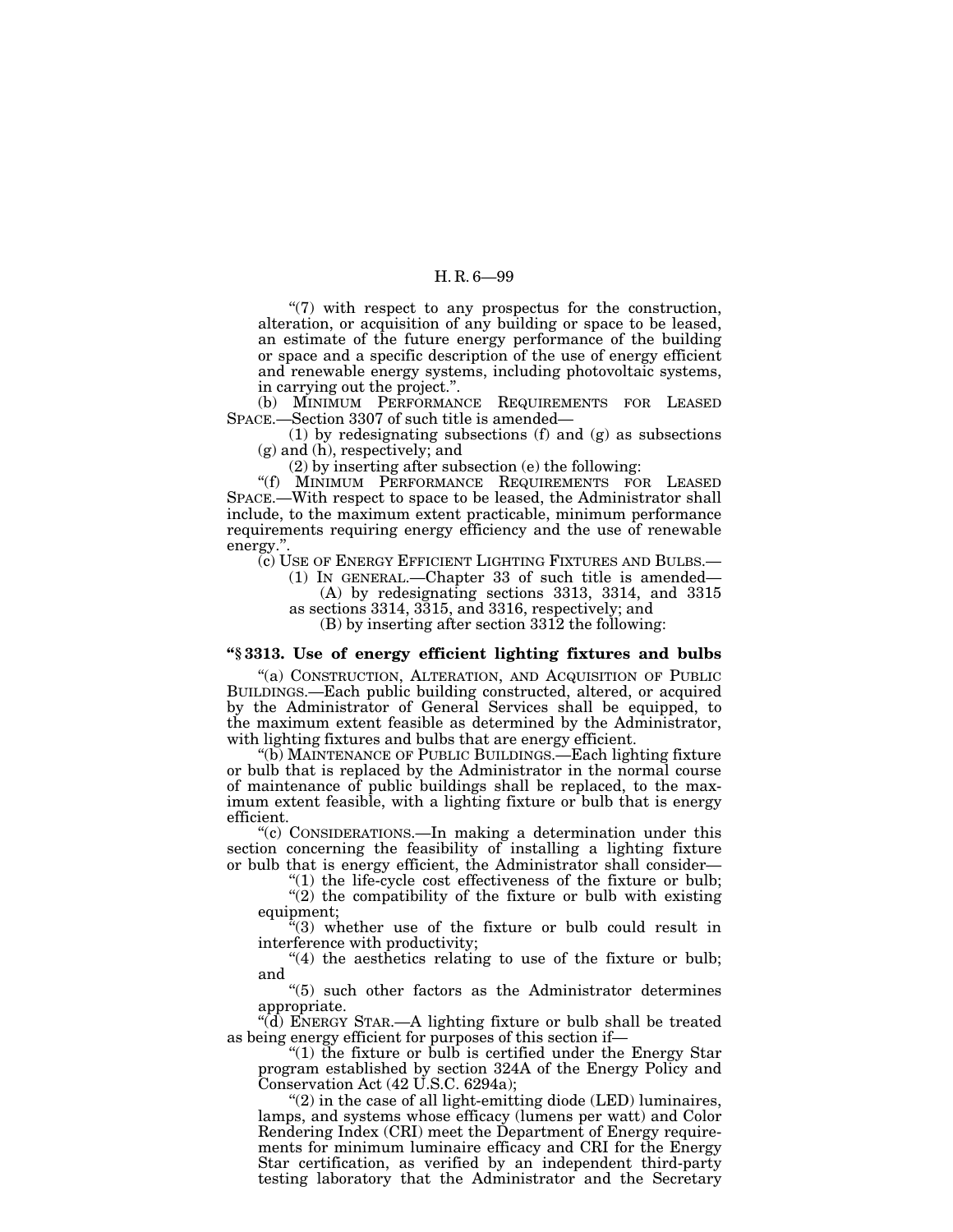"(7) with respect to any prospectus for the construction, alteration, or acquisition of any building or space to be leased, an estimate of the future energy performance of the building or space and a specific description of the use of energy efficient and renewable energy systems, including photovoltaic systems, in carrying out the project.".

(b) MINIMUM PERFORMANCE REQUIREMENTS FOR LEASED SPACE.—Section 3307 of such title is amended—

(1) by redesignating subsections (f) and (g) as subsections (g) and (h), respectively; and

(2) by inserting after subsection (e) the following:

"(f) MINIMUM PERFORMANCE REQUIREMENTS FOR LEASED SPACE.—With respect to space to be leased, the Administrator shall include, to the maximum extent practicable, minimum performance requirements requiring energy efficiency and the use of renewable energy.".

(c) USE OF ENERGY EFFICIENT LIGHTING FIXTURES AND BULBS.—

(1) IN GENERAL.—Chapter 33 of such title is amended—

(A) by redesignating sections 3313, 3314, and 3315 as sections 3314, 3315, and 3316, respectively; and

(B) by inserting after section 3312 the following:

### "§ 3313. Use of energy efficient lighting fixtures and bulbs

"(a) CONSTRUCTION, ALTERATION, AND ACQUISITION OF PUBLIC BUILDINGS.—Each public building constructed, altered, or acquired by the Administrator of General Services shall be equipped, to the maximum extent feasible as determined by the Administrator, with lighting fixtures and bulbs that are energy efficient.

"(b) MAINTENANCE OF PUBLIC BUILDINGS.—Each lighting fixture or bulb that is replaced by the Administrator in the normal course of maintenance of public buildings shall be replaced, to the maximum extent feasible, with a lighting fixture or bulb that is energy efficient.

"(c) CONSIDERATIONS.—In making a determination under this section concerning the feasibility of installing a lighting fixture or bulb that is energy efficient, the Administrator shall consider—

"(1) the life-cycle cost effectiveness of the fixture or bulb;

"(2) the compatibility of the fixture or bulb with existing equipment;

"(3) whether use of the fixture or bulb could result in interference with productivity;

"(4) the aesthetics relating to use of the fixture or bulb; and

"(5) such other factors as the Administrator determines appropriate.

"(d) ENERGY STAR.—A lighting fixture or bulb shall be treated as being energy efficient for purposes of this section if—

"(1) the fixture or bulb is certified under the Energy Star program established by section 324A of the Energy Policy and Conservation Act (42 U.S.C. 6294a);

"(2) in the case of all light-emitting diode (LED) luminaires, lamps, and systems whose efficacy (lumens per watt) and Color Rendering Index (CRI) meet the Department of Energy requirements for minimum luminaire efficacy and CRI for the Energy Star certification, as verified by an independent third-party testing laboratory that the Administrator and the Secretary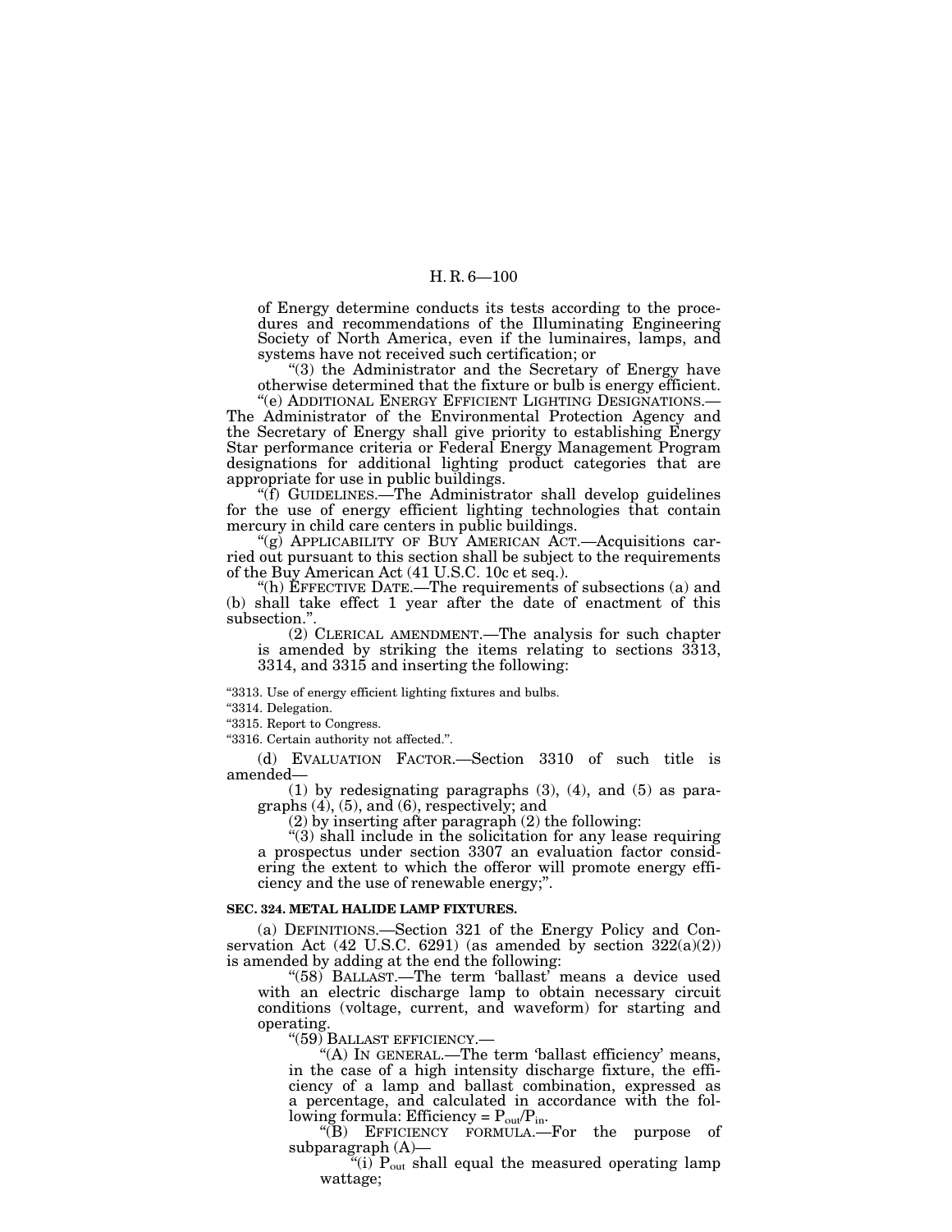of Energy determine conducts its tests according to the procedures and recommendations of the Illuminating Engineering Society of North America, even if the luminaires, lamps, and systems have not received such certification; or

"(3) the Administrator and the Secretary of Energy have otherwise determined that the fixture or bulb is energy efficient.

"(e) ADDITIONAL ENERGY EFFICIENT LIGHTING DESIGNATIONS.—The Administrator of the Environmental Protection Agency and the Secretary of Energy shall give priority to establishing Energy Star performance criteria or Federal Energy Management Program designations for additional lighting product categories that are appropriate for use in public buildings.

"(f) GUIDELINES.—The Administrator shall develop guidelines for the use of energy efficient lighting technologies that contain mercury in child care centers in public buildings.

"(g) APPLICABILITY OF BUY AMERICAN ACT.—Acquisitions carried out pursuant to this section shall be subject to the requirements of the Buy American Act (41 U.S.C. 10c et seq.).

"(h) EFFECTIVE DATE.—The requirements of subsections (a) and (b) shall take effect 1 year after the date of enactment of this subsection.".

(2) CLERICAL AMENDMENT.—The analysis for such chapter is amended by striking the items relating to sections 3313, 3314, and 3315 and inserting the following:

"3313. Use of energy efficient lighting fixtures and bulbs.
"3314. Delegation.
"3315. Report to Congress.
"3316. Certain authority not affected.".

(d) EVALUATION FACTOR.—Section 3310 of such title is amended—

(1) by redesignating paragraphs (3), (4), and (5) as paragraphs (4), (5), and (6), respectively; and

(2) by inserting after paragraph (2) the following:

"(3) shall include in the solicitation for any lease requiring a prospectus under section 3307 an evaluation factor considering the extent to which the offeror will promote energy efficiency and the use of renewable energy;".

**SEC. 324. METAL HALIDE LAMP FIXTURES.**

(a) DEFINITIONS.—Section 321 of the Energy Policy and Conservation Act (42 U.S.C. 6291) (as amended by section 322(a)(2)) is amended by adding at the end the following:

"(58) BALLAST.—The term 'ballast' means a device used with an electric discharge lamp to obtain necessary circuit conditions (voltage, current, and waveform) for starting and operating.

"(59) BALLAST EFFICIENCY.—

"(A) IN GENERAL.—The term 'ballast efficiency' means, in the case of a high intensity discharge fixture, the efficiency of a lamp and ballast combination, expressed as a percentage, and calculated in accordance with the following formula: Efficiency = $P_{out}/P_{in}$.

"(B) EFFICIENCY FORMULA.—For the purpose of subparagraph (A)—

"(i) $P_{out}$ shall equal the measured operating lamp wattage;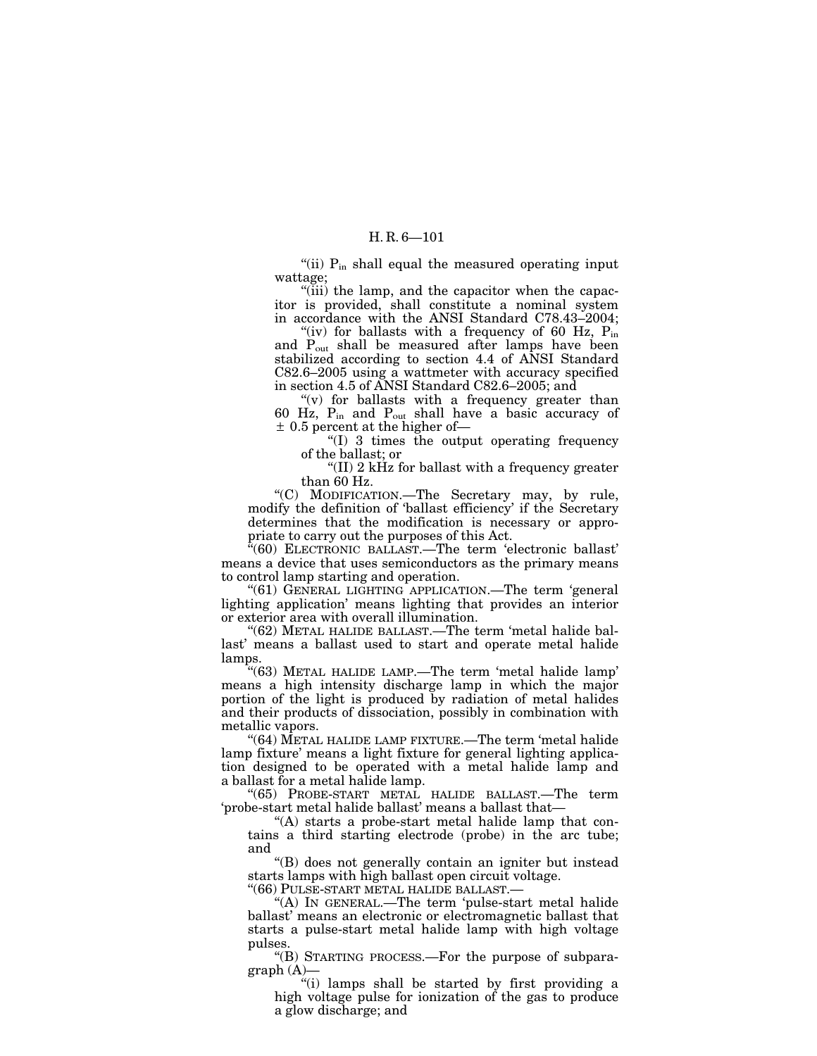"(ii) $P_{in}$ shall equal the measured operating input wattage;

"(iii) the lamp, and the capacitor when the capacitor is provided, shall constitute a nominal system in accordance with the ANSI Standard C78.43–2004;

"(iv) for ballasts with a frequency of 60 Hz, $P_{in}$ and $P_{out}$ shall be measured after lamps have been stabilized according to section 4.4 of ANSI Standard C82.6–2005 using a wattmeter with accuracy specified in section 4.5 of ANSI Standard C82.6–2005; and

"(v) for ballasts with a frequency greater than 60 Hz, $P_{in}$ and $P_{out}$ shall have a basic accuracy of $\pm$ 0.5 percent at the higher of—

"(I) 3 times the output operating frequency of the ballast; or

"(II) 2 kHz for ballast with a frequency greater than 60 Hz.

"(C) MODIFICATION.—The Secretary may, by rule, modify the definition of 'ballast efficiency' if the Secretary determines that the modification is necessary or appropriate to carry out the purposes of this Act.

"(60) ELECTRONIC BALLAST.—The term 'electronic ballast' means a device that uses semiconductors as the primary means to control lamp starting and operation.

"(61) GENERAL LIGHTING APPLICATION.—The term 'general lighting application' means lighting that provides an interior or exterior area with overall illumination.

"(62) METAL HALIDE BALLAST.—The term 'metal halide ballast' means a ballast used to start and operate metal halide lamps.

"(63) METAL HALIDE LAMP.—The term 'metal halide lamp' means a high intensity discharge lamp in which the major portion of the light is produced by radiation of metal halides and their products of dissociation, possibly in combination with metallic vapors.

"(64) METAL HALIDE LAMP FIXTURE.—The term 'metal halide lamp fixture' means a light fixture for general lighting application designed to be operated with a metal halide lamp and a ballast for a metal halide lamp.

"(65) PROBE-START METAL HALIDE BALLAST.—The term 'probe-start metal halide ballast' means a ballast that—

"(A) starts a probe-start metal halide lamp that contains a third starting electrode (probe) in the arc tube; and

"(B) does not generally contain an igniter but instead starts lamps with high ballast open circuit voltage.

"(66) PULSE-START METAL HALIDE BALLAST.—

"(A) IN GENERAL.—The term 'pulse-start metal halide ballast' means an electronic or electromagnetic ballast that starts a pulse-start metal halide lamp with high voltage pulses.

"(B) STARTING PROCESS.—For the purpose of subparagraph (A)—

"(i) lamps shall be started by first providing a high voltage pulse for ionization of the gas to produce a glow discharge; and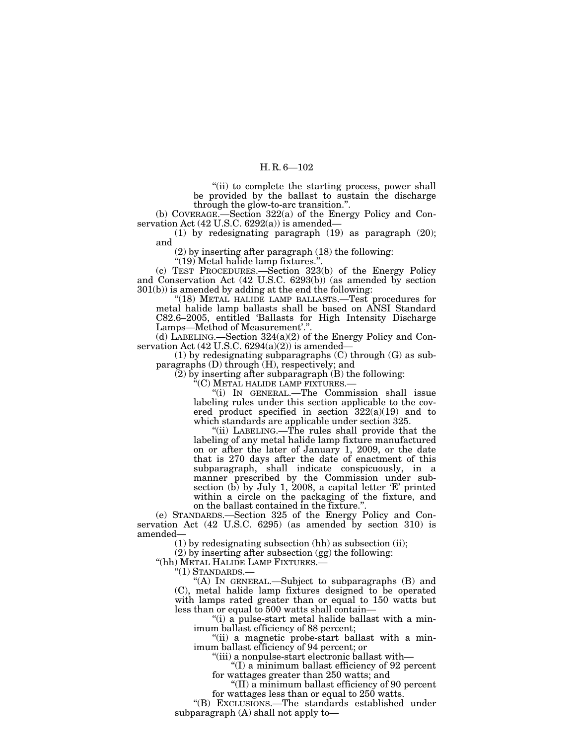"(ii) to complete the starting process, power shall be provided by the ballast to sustain the discharge through the glow-to-arc transition.".

(b) COVERAGE.—Section 322(a) of the Energy Policy and Conservation Act (42 U.S.C. 6292(a)) is amended—

(1) by redesignating paragraph (19) as paragraph (20); and

(2) by inserting after paragraph (18) the following:

"(19) Metal halide lamp fixtures.".

(c) TEST PROCEDURES.—Section 323(b) of the Energy Policy and Conservation Act (42 U.S.C. 6293(b)) (as amended by section 301(b)) is amended by adding at the end the following:

"(18) METAL HALIDE LAMP BALLASTS.—Test procedures for metal halide lamp ballasts shall be based on ANSI Standard C82.6–2005, entitled 'Ballasts for High Intensity Discharge Lamps—Method of Measurement'.".

(d) LABELING.—Section 324(a)(2) of the Energy Policy and Conservation Act (42 U.S.C. 6294(a)(2)) is amended—

(1) by redesignating subparagraphs (C) through (G) as subparagraphs (D) through (H), respectively; and

(2) by inserting after subparagraph (B) the following:

"(C) METAL HALIDE LAMP FIXTURES.—

"(i) IN GENERAL.—The Commission shall issue labeling rules under this section applicable to the covered product specified in section 322(a)(19) and to which standards are applicable under section 325.

"(ii) LABELING.—The rules shall provide that the labeling of any metal halide lamp fixture manufactured on or after the later of January 1, 2009, or the date that is 270 days after the date of enactment of this subparagraph, shall indicate conspicuously, in a manner prescribed by the Commission under subsection (b) by July 1, 2008, a capital letter 'E' printed within a circle on the packaging of the fixture, and on the ballast contained in the fixture.".

(e) STANDARDS.—Section 325 of the Energy Policy and Conservation Act (42 U.S.C. 6295) (as amended by section 310) is amended—

(1) by redesignating subsection (hh) as subsection (ii);

(2) by inserting after subsection (gg) the following:

"(hh) METAL HALIDE LAMP FIXTURES.—

"(1) STANDARDS.—

"(A) IN GENERAL.—Subject to subparagraphs (B) and (C), metal halide lamp fixtures designed to be operated with lamps rated greater than or equal to 150 watts but less than or equal to 500 watts shall contain—

"(i) a pulse-start metal halide ballast with a minimum ballast efficiency of 88 percent;

"(ii) a magnetic probe-start ballast with a minimum ballast efficiency of 94 percent; or

"(iii) a nonpulse-start electronic ballast with—

"(I) a minimum ballast efficiency of 92 percent for wattages greater than 250 watts; and

"(II) a minimum ballast efficiency of 90 percent for wattages less than or equal to 250 watts.

"(B) EXCLUSIONS.—The standards established under subparagraph (A) shall not apply to—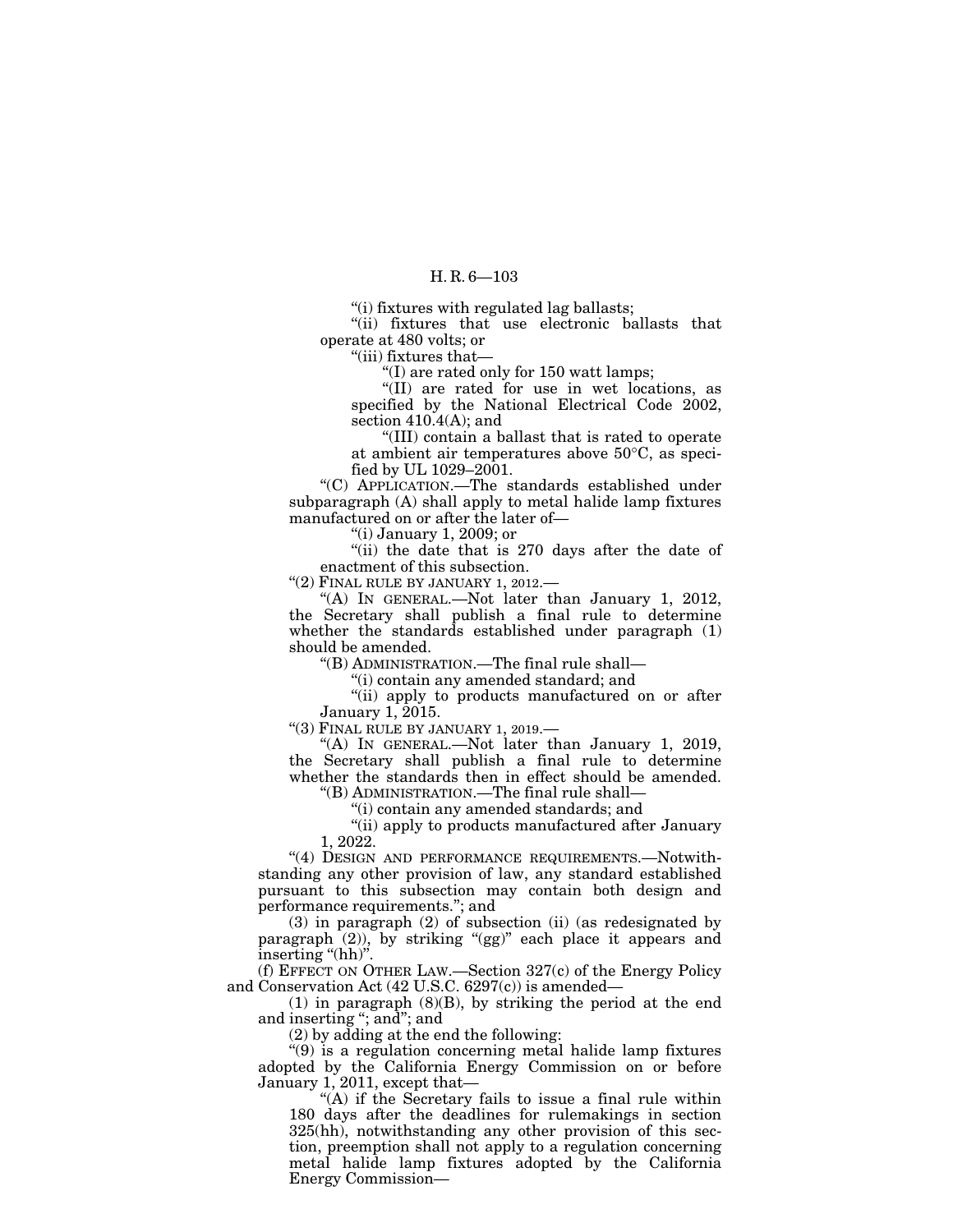"(i) fixtures with regulated lag ballasts;

"(ii) fixtures that use electronic ballasts that operate at 480 volts; or

"(iii) fixtures that—

"(I) are rated only for 150 watt lamps;

"(II) are rated for use in wet locations, as specified by the National Electrical Code 2002, section 410.4(A); and

"(III) contain a ballast that is rated to operate at ambient air temperatures above 50°C, as specified by UL 1029–2001.

"(C) APPLICATION.—The standards established under subparagraph (A) shall apply to metal halide lamp fixtures manufactured on or after the later of—

"(i) January 1, 2009; or

"(ii) the date that is 270 days after the date of enactment of this subsection.

"(2) FINAL RULE BY JANUARY 1, 2012.—

"(A) IN GENERAL.—Not later than January 1, 2012, the Secretary shall publish a final rule to determine whether the standards established under paragraph (1) should be amended.

"(B) ADMINISTRATION.—The final rule shall—

"(i) contain any amended standard; and

"(ii) apply to products manufactured on or after January 1, 2015.

"(3) FINAL RULE BY JANUARY 1, 2019.—

"(A) IN GENERAL.—Not later than January 1, 2019, the Secretary shall publish a final rule to determine whether the standards then in effect should be amended.

"(B) ADMINISTRATION.—The final rule shall—

"(i) contain any amended standards; and

"(ii) apply to products manufactured after January 1, 2022.

"(4) DESIGN AND PERFORMANCE REQUIREMENTS.—Notwithstanding any other provision of law, any standard established pursuant to this subsection may contain both design and performance requirements."; and

(3) in paragraph (2) of subsection (ii) (as redesignated by paragraph (2)), by striking "(gg)" each place it appears and inserting "(hh)".

(f) EFFECT ON OTHER LAW.—Section 327(c) of the Energy Policy and Conservation Act (42 U.S.C. 6297(c)) is amended—

(1) in paragraph (8)(B), by striking the period at the end and inserting "; and"; and

(2) by adding at the end the following:

"(9) is a regulation concerning metal halide lamp fixtures adopted by the California Energy Commission on or before January 1, 2011, except that—

"(A) if the Secretary fails to issue a final rule within 180 days after the deadlines for rulemakings in section 325(hh), notwithstanding any other provision of this section, preemption shall not apply to a regulation concerning metal halide lamp fixtures adopted by the California Energy Commission—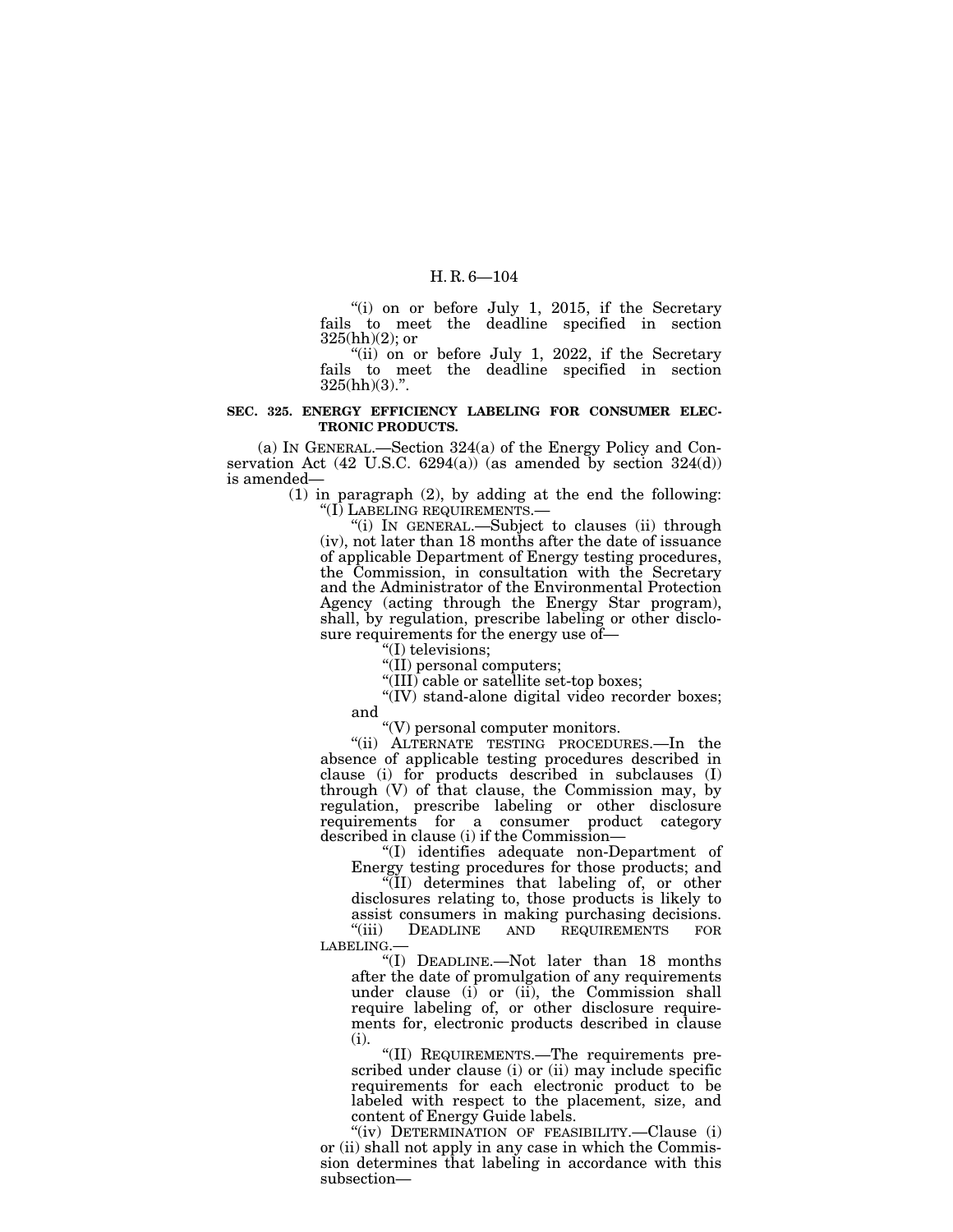"(i) on or before July 1, 2015, if the Secretary fails to meet the deadline specified in section 325(hh)(2); or

"(ii) on or before July 1, 2022, if the Secretary fails to meet the deadline specified in section 325(hh)(3).".

**SEC. 325. ENERGY EFFICIENCY LABELING FOR CONSUMER ELECTRONIC PRODUCTS.**

(a) IN GENERAL.—Section 324(a) of the Energy Policy and Conservation Act (42 U.S.C. 6294(a)) (as amended by section 324(d)) is amended—

(1) in paragraph (2), by adding at the end the following:

"(I) LABELING REQUIREMENTS.—

"(i) IN GENERAL.—Subject to clauses (ii) through (iv), not later than 18 months after the date of issuance of applicable Department of Energy testing procedures, the Commission, in consultation with the Secretary and the Administrator of the Environmental Protection Agency (acting through the Energy Star program), shall, by regulation, prescribe labeling or other disclosure requirements for the energy use of—

"(I) televisions;

"(II) personal computers;

"(III) cable or satellite set-top boxes;

"(IV) stand-alone digital video recorder boxes; and

"(V) personal computer monitors.

"(ii) ALTERNATE TESTING PROCEDURES.—In the absence of applicable testing procedures described in clause (i) for products described in subclauses (I) through (V) of that clause, the Commission may, by regulation, prescribe labeling or other disclosure requirements for a consumer product category described in clause (i) if the Commission—

"(I) identifies adequate non-Department of Energy testing procedures for those products; and

"(II) determines that labeling of, or other disclosures relating to, those products is likely to assist consumers in making purchasing decisions.

"(iii) DEADLINE AND REQUIREMENTS FOR LABELING.—

"(I) DEADLINE.—Not later than 18 months after the date of promulgation of any requirements under clause (i) or (ii), the Commission shall require labeling of, or other disclosure requirements for, electronic products described in clause (i).

"(II) REQUIREMENTS.—The requirements prescribed under clause (i) or (ii) may include specific requirements for each electronic product to be labeled with respect to the placement, size, and content of Energy Guide labels.

"(iv) DETERMINATION OF FEASIBILITY.—Clause (i) or (ii) shall not apply in any case in which the Commission determines that labeling in accordance with this subsection—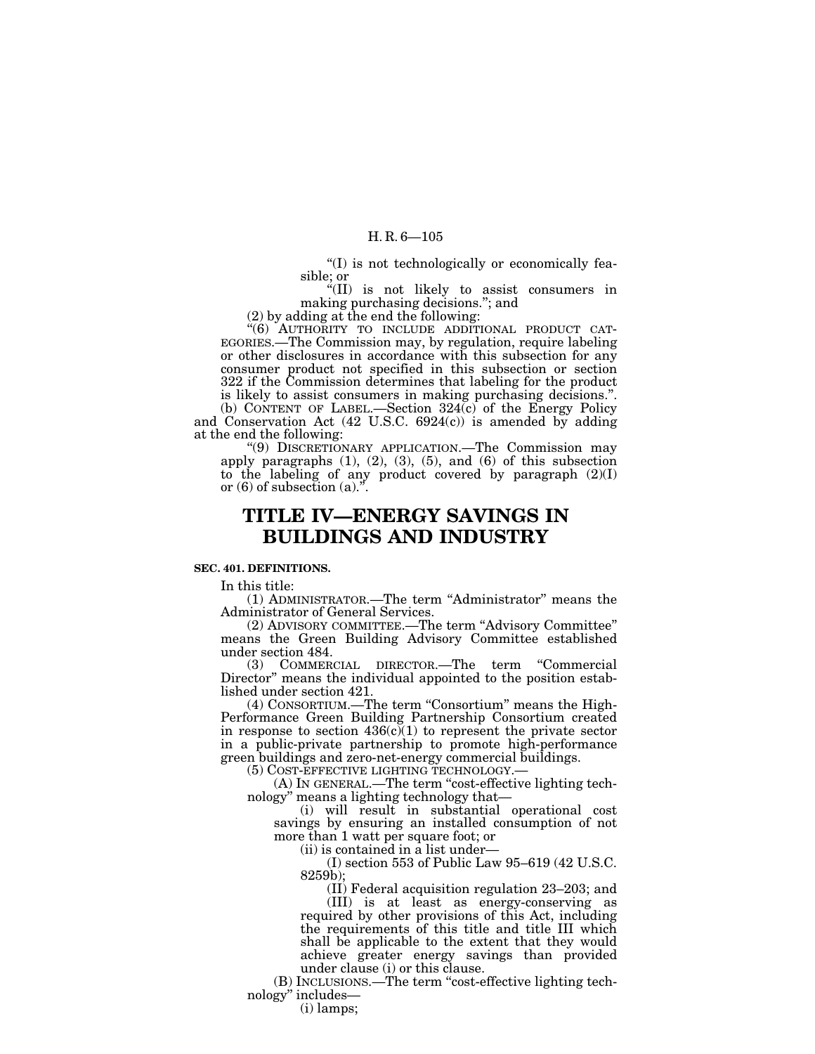"(I) is not technologically or economically feasible; or

"(II) is not likely to assist consumers in making purchasing decisions."; and

(2) by adding at the end the following:

"(6) AUTHORITY TO INCLUDE ADDITIONAL PRODUCT CATEGORIES.—The Commission may, by regulation, require labeling or other disclosures in accordance with this subsection for any consumer product not specified in this subsection or section 322 if the Commission determines that labeling for the product is likely to assist consumers in making purchasing decisions.".

(b) CONTENT OF LABEL.—Section 324(c) of the Energy Policy and Conservation Act (42 U.S.C. 6924(c)) is amended by adding at the end the following:

"(9) DISCRETIONARY APPLICATION.—The Commission may apply paragraphs (1), (2), (3), (5), and (6) of this subsection to the labeling of any product covered by paragraph (2)(I) or (6) of subsection (a).".

# TITLE IV—ENERGY SAVINGS IN BUILDINGS AND INDUSTRY

**SEC. 401. DEFINITIONS.**

In this title:

(1) ADMINISTRATOR.—The term "Administrator" means the Administrator of General Services.

(2) ADVISORY COMMITTEE.—The term "Advisory Committee" means the Green Building Advisory Committee established under section 484.

(3) COMMERCIAL DIRECTOR.—The term "Commercial Director" means the individual appointed to the position established under section 421.

(4) CONSORTIUM.—The term "Consortium" means the High-Performance Green Building Partnership Consortium created in response to section 436(c)(1) to represent the private sector in a public-private partnership to promote high-performance green buildings and zero-net-energy commercial buildings.

(5) COST-EFFECTIVE LIGHTING TECHNOLOGY.—

(A) IN GENERAL.—The term "cost-effective lighting technology" means a lighting technology that—

(i) will result in substantial operational cost savings by ensuring an installed consumption of not more than 1 watt per square foot; or

(ii) is contained in a list under—

(I) section 553 of Public Law 95–619 (42 U.S.C. 8259b);

(II) Federal acquisition regulation 23–203; and

(III) is at least as energy-conserving as required by other provisions of this Act, including the requirements of this title and title III which shall be applicable to the extent that they would achieve greater energy savings than provided under clause (i) or this clause.

(B) INCLUSIONS.—The term "cost-effective lighting technology" includes—

(i) lamps;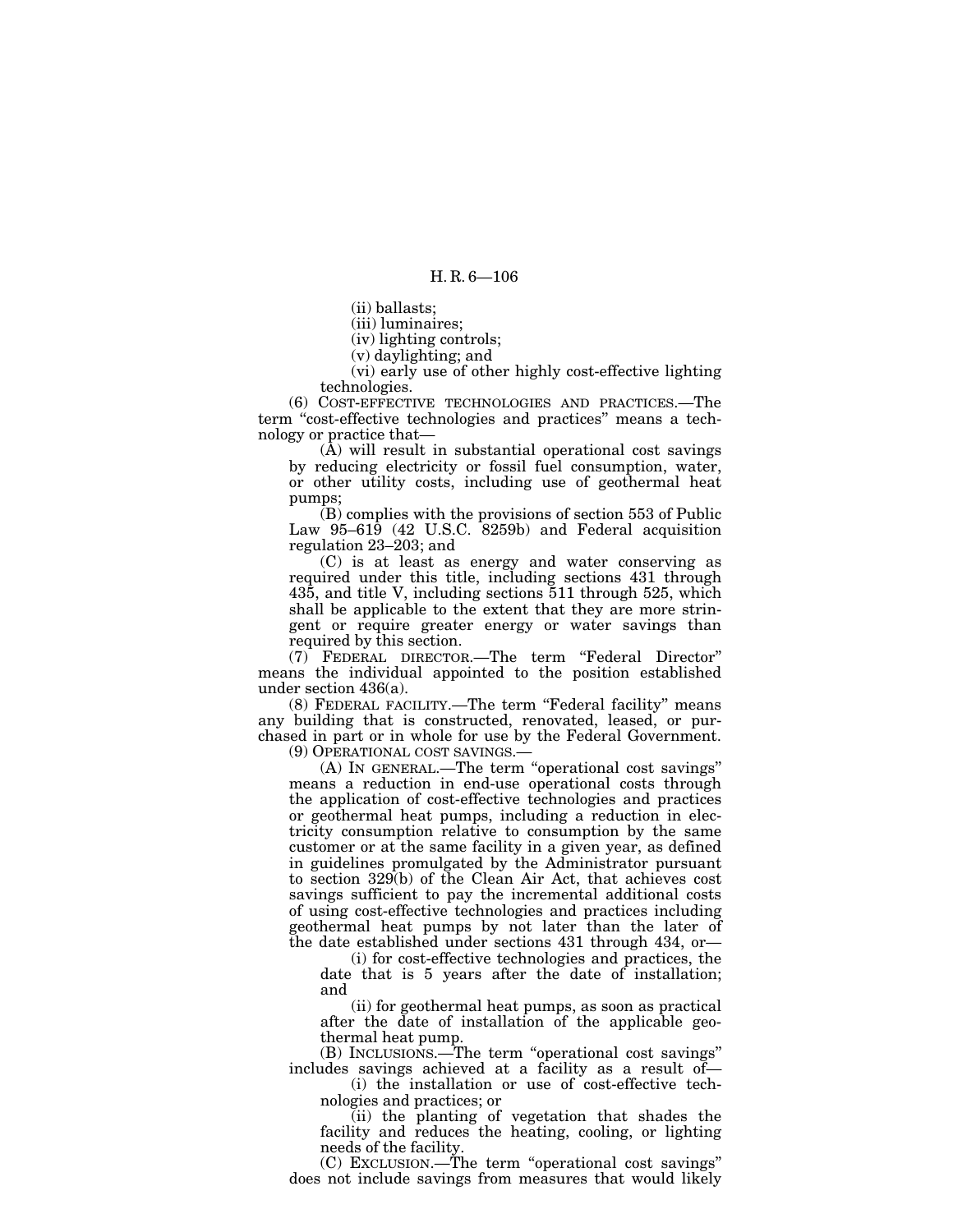(ii) ballasts;

(iii) luminaires;

(iv) lighting controls;

(v) daylighting; and

(vi) early use of other highly cost-effective lighting technologies.

(6) COST-EFFECTIVE TECHNOLOGIES AND PRACTICES.—The term "cost-effective technologies and practices" means a technology or practice that—

(A) will result in substantial operational cost savings by reducing electricity or fossil fuel consumption, water, or other utility costs, including use of geothermal heat pumps;

(B) complies with the provisions of section 553 of Public Law 95–619 (42 U.S.C. 8259b) and Federal acquisition regulation 23–203; and

(C) is at least as energy and water conserving as required under this title, including sections 431 through 435, and title V, including sections 511 through 525, which shall be applicable to the extent that they are more stringent or require greater energy or water savings than required by this section.

(7) FEDERAL DIRECTOR.—The term "Federal Director" means the individual appointed to the position established under section 436(a).

(8) FEDERAL FACILITY.—The term "Federal facility" means any building that is constructed, renovated, leased, or purchased in part or in whole for use by the Federal Government.

(9) OPERATIONAL COST SAVINGS.—

(A) IN GENERAL.—The term "operational cost savings" means a reduction in end-use operational costs through the application of cost-effective technologies and practices or geothermal heat pumps, including a reduction in electricity consumption relative to consumption by the same customer or at the same facility in a given year, as defined in guidelines promulgated by the Administrator pursuant to section 329(b) of the Clean Air Act, that achieves cost savings sufficient to pay the incremental additional costs of using cost-effective technologies and practices including geothermal heat pumps by not later than the later of the date established under sections 431 through 434, or—

(i) for cost-effective technologies and practices, the date that is 5 years after the date of installation; and

(ii) for geothermal heat pumps, as soon as practical after the date of installation of the applicable geothermal heat pump.

(B) INCLUSIONS.—The term "operational cost savings" includes savings achieved at a facility as a result of—

(i) the installation or use of cost-effective technologies and practices; or

(ii) the planting of vegetation that shades the facility and reduces the heating, cooling, or lighting needs of the facility.

(C) EXCLUSION.—The term "operational cost savings" does not include savings from measures that would likely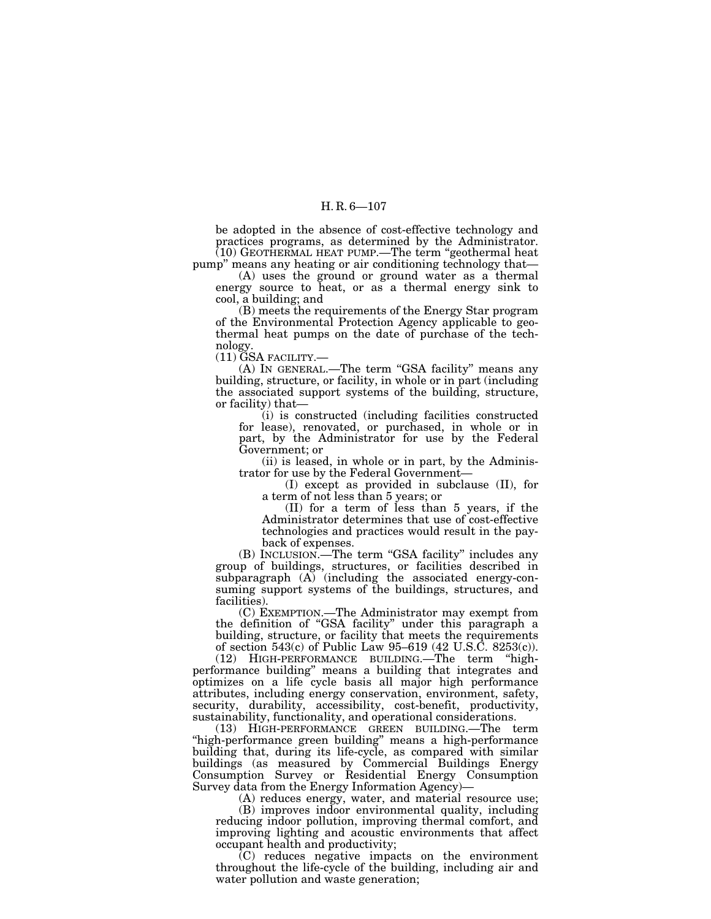be adopted in the absence of cost-effective technology and practices programs, as determined by the Administrator.

(10) GEOTHERMAL HEAT PUMP.—The term "geothermal heat pump" means any heating or air conditioning technology that—

(A) uses the ground or ground water as a thermal energy source to heat, or as a thermal energy sink to cool, a building; and

(B) meets the requirements of the Energy Star program of the Environmental Protection Agency applicable to geothermal heat pumps on the date of purchase of the technology.

(11) GSA FACILITY.—

(A) IN GENERAL.—The term "GSA facility" means any building, structure, or facility, in whole or in part (including the associated support systems of the building, structure, or facility) that—

(i) is constructed (including facilities constructed for lease), renovated, or purchased, in whole or in part, by the Administrator for use by the Federal Government; or

(ii) is leased, in whole or in part, by the Administrator for use by the Federal Government—

(I) except as provided in subclause (II), for a term of not less than 5 years; or

(II) for a term of less than 5 years, if the Administrator determines that use of cost-effective technologies and practices would result in the payback of expenses.

(B) INCLUSION.—The term "GSA facility" includes any group of buildings, structures, or facilities described in subparagraph (A) (including the associated energy-consuming support systems of the buildings, structures, and facilities).

(C) EXEMPTION.—The Administrator may exempt from the definition of "GSA facility" under this paragraph a building, structure, or facility that meets the requirements of section 543(c) of Public Law 95–619 (42 U.S.C. 8253(c)).

(12) HIGH-PERFORMANCE BUILDING.—The term "high-performance building" means a building that integrates and optimizes on a life cycle basis all major high performance attributes, including energy conservation, environment, safety, security, durability, accessibility, cost-benefit, productivity, sustainability, functionality, and operational considerations.

(13) HIGH-PERFORMANCE GREEN BUILDING.—The term "high-performance green building" means a high-performance building that, during its life-cycle, as compared with similar buildings (as measured by Commercial Buildings Energy Consumption Survey or Residential Energy Consumption Survey data from the Energy Information Agency)—

(A) reduces energy, water, and material resource use;

(B) improves indoor environmental quality, including reducing indoor pollution, improving thermal comfort, and improving lighting and acoustic environments that affect occupant health and productivity;

(C) reduces negative impacts on the environment throughout the life-cycle of the building, including air and water pollution and waste generation;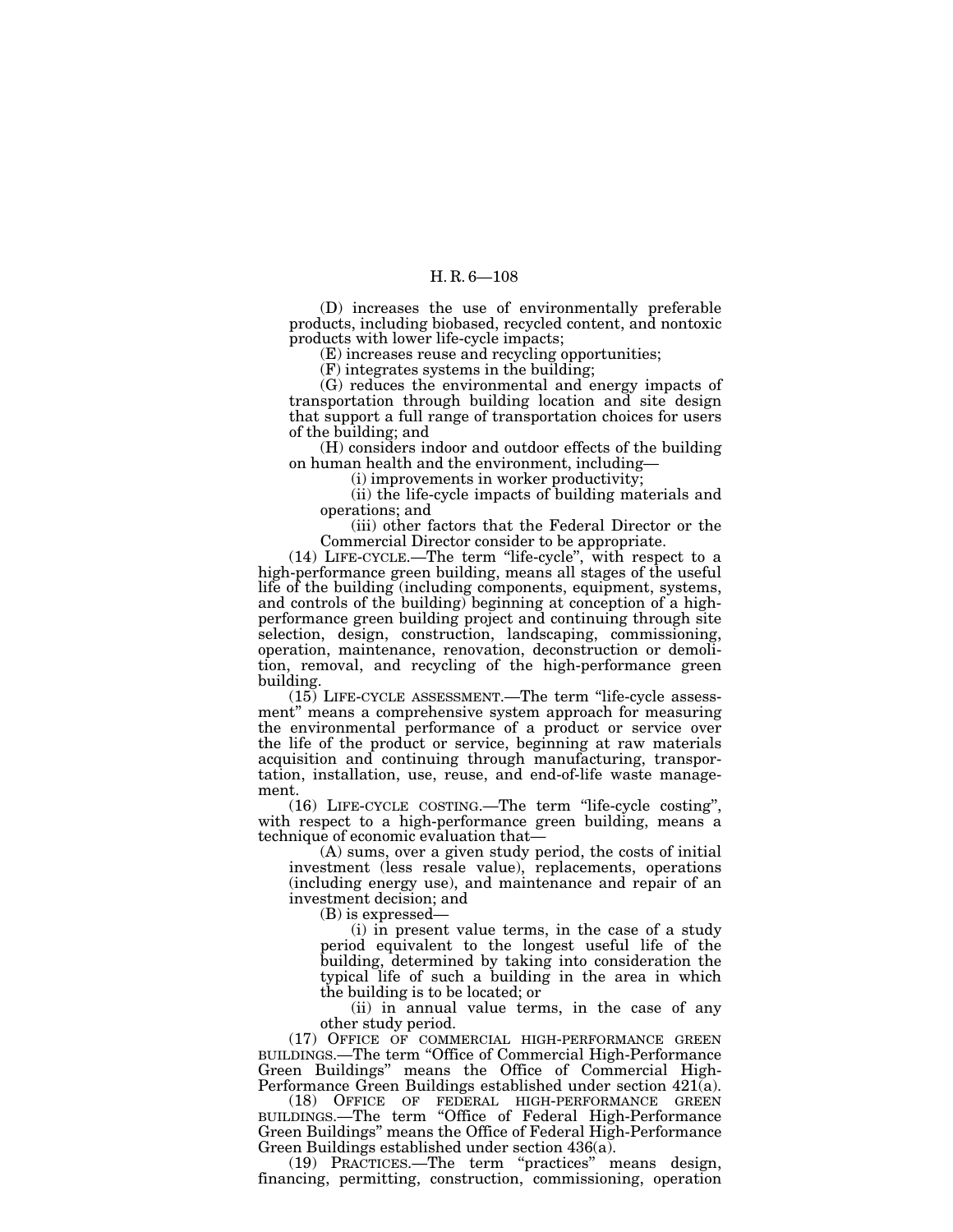(D) increases the use of environmentally preferable products, including biobased, recycled content, and nontoxic products with lower life-cycle impacts;

(E) increases reuse and recycling opportunities;

(F) integrates systems in the building;

(G) reduces the environmental and energy impacts of transportation through building location and site design that support a full range of transportation choices for users of the building; and

(H) considers indoor and outdoor effects of the building on human health and the environment, including—

(i) improvements in worker productivity;

(ii) the life-cycle impacts of building materials and operations; and

(iii) other factors that the Federal Director or the Commercial Director consider to be appropriate.

(14) LIFE-CYCLE.—The term "life-cycle", with respect to a high-performance green building, means all stages of the useful life of the building (including components, equipment, systems, and controls of the building) beginning at conception of a high-performance green building project and continuing through site selection, design, construction, landscaping, commissioning, operation, maintenance, renovation, deconstruction or demolition, removal, and recycling of the high-performance green building.

(15) LIFE-CYCLE ASSESSMENT.—The term "life-cycle assessment" means a comprehensive system approach for measuring the environmental performance of a product or service over the life of the product or service, beginning at raw materials acquisition and continuing through manufacturing, transportation, installation, use, reuse, and end-of-life waste management.

(16) LIFE-CYCLE COSTING.—The term "life-cycle costing", with respect to a high-performance green building, means a technique of economic evaluation that—

(A) sums, over a given study period, the costs of initial investment (less resale value), replacements, operations (including energy use), and maintenance and repair of an investment decision; and

(B) is expressed—

(i) in present value terms, in the case of a study period equivalent to the longest useful life of the building, determined by taking into consideration the typical life of such a building in the area in which the building is to be located; or

(ii) in annual value terms, in the case of any other study period.

(17) OFFICE OF COMMERCIAL HIGH-PERFORMANCE GREEN BUILDINGS.—The term "Office of Commercial High-Performance Green Buildings" means the Office of Commercial High-Performance Green Buildings established under section 421(a).

(18) OFFICE OF FEDERAL HIGH-PERFORMANCE GREEN BUILDINGS.—The term "Office of Federal High-Performance Green Buildings" means the Office of Federal High-Performance Green Buildings established under section 436(a).

(19) PRACTICES.—The term "practices" means design, financing, permitting, construction, commissioning, operation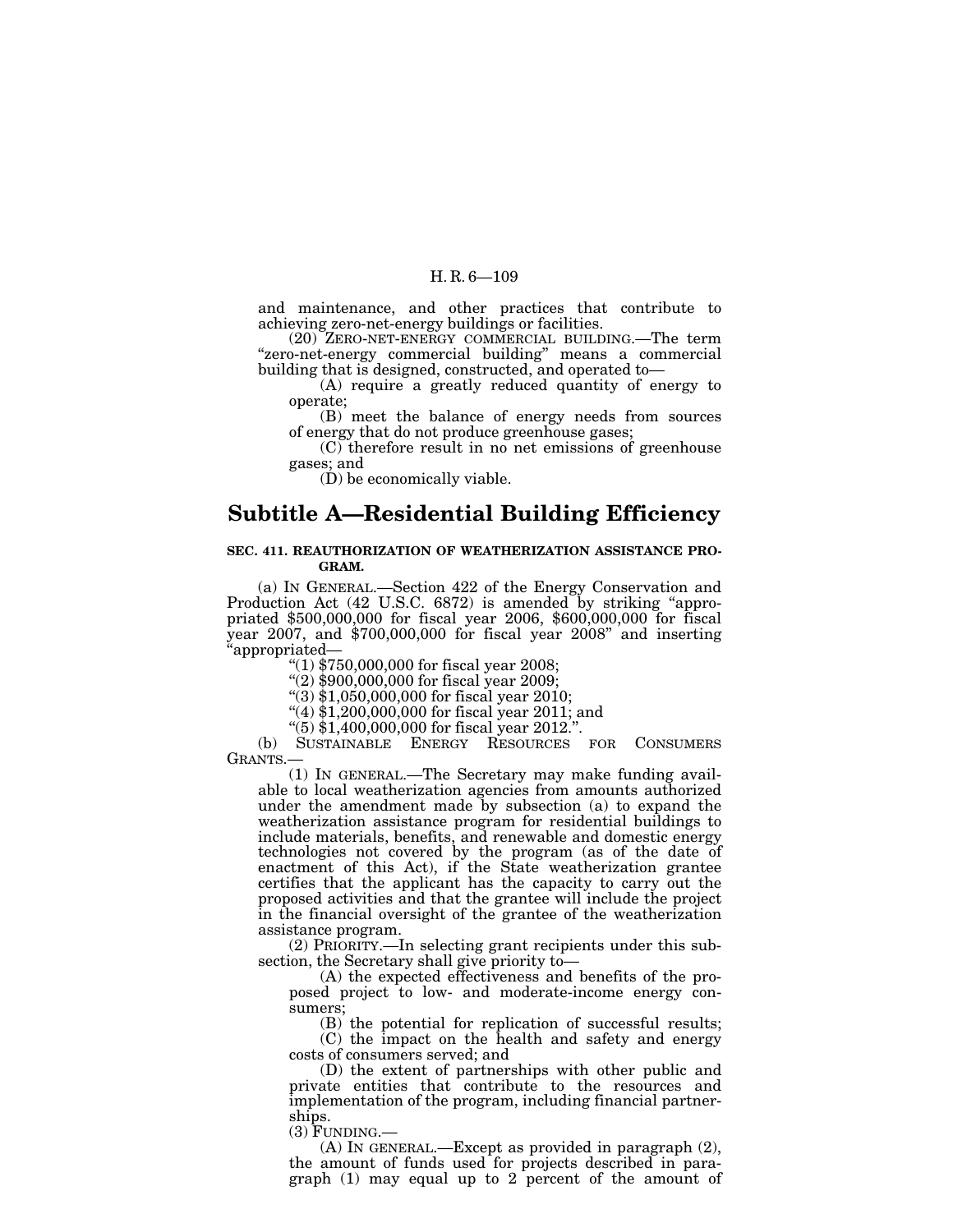and maintenance, and other practices that contribute to achieving zero-net-energy buildings or facilities.

(20) ZERO-NET-ENERGY COMMERCIAL BUILDING.—The term "zero-net-energy commercial building" means a commercial building that is designed, constructed, and operated to—

(A) require a greatly reduced quantity of energy to operate;

(B) meet the balance of energy needs from sources of energy that do not produce greenhouse gases;

(C) therefore result in no net emissions of greenhouse gases; and

(D) be economically viable.

## Subtitle A—Residential Building Efficiency

### SEC. 411. REAUTHORIZATION OF WEATHERIZATION ASSISTANCE PROGRAM.

(a) IN GENERAL.—Section 422 of the Energy Conservation and Production Act (42 U.S.C. 6872) is amended by striking "appropriated $500,000,000 for fiscal year 2006, $600,000,000 for fiscal year 2007, and $700,000,000 for fiscal year 2008" and inserting "appropriated—

"(1) $750,000,000 for fiscal year 2008;

"(2) $900,000,000 for fiscal year 2009;

"(3) $1,050,000,000 for fiscal year 2010;

"(4) $1,200,000,000 for fiscal year 2011; and

"(5) $1,400,000,000 for fiscal year 2012.".

(b) SUSTAINABLE ENERGY RESOURCES FOR CONSUMERS GRANTS.—

(1) IN GENERAL.—The Secretary may make funding available to local weatherization agencies from amounts authorized under the amendment made by subsection (a) to expand the weatherization assistance program for residential buildings to include materials, benefits, and renewable and domestic energy technologies not covered by the program (as of the date of enactment of this Act), if the State weatherization grantee certifies that the applicant has the capacity to carry out the proposed activities and that the grantee will include the project in the financial oversight of the grantee of the weatherization assistance program.

(2) PRIORITY.—In selecting grant recipients under this subsection, the Secretary shall give priority to—

(A) the expected effectiveness and benefits of the proposed project to low- and moderate-income energy consumers;

(B) the potential for replication of successful results;

(C) the impact on the health and safety and energy costs of consumers served; and

(D) the extent of partnerships with other public and private entities that contribute to the resources and implementation of the program, including financial partnerships.

(3) FUNDING.—

(A) IN GENERAL.—Except as provided in paragraph (2), the amount of funds used for projects described in paragraph (1) may equal up to 2 percent of the amount of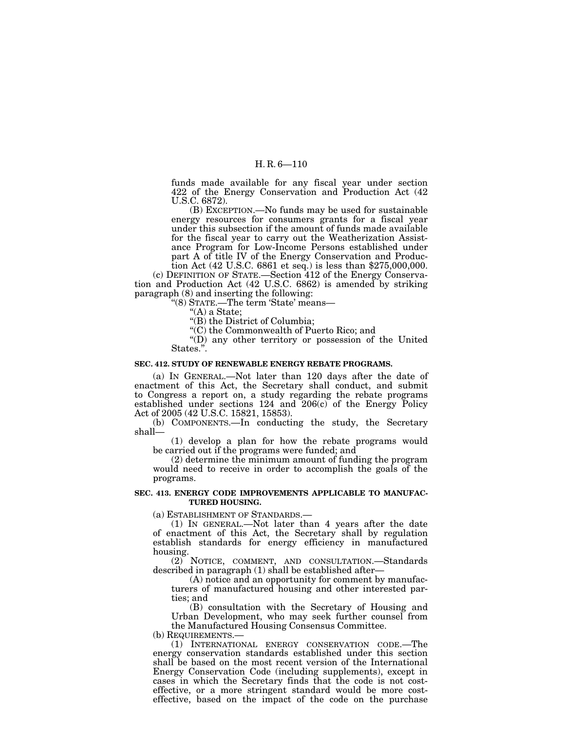funds made available for any fiscal year under section 422 of the Energy Conservation and Production Act (42 U.S.C. 6872).

(B) EXCEPTION.—No funds may be used for sustainable energy resources for consumers grants for a fiscal year under this subsection if the amount of funds made available for the fiscal year to carry out the Weatherization Assistance Program for Low-Income Persons established under part A of title IV of the Energy Conservation and Production Act (42 U.S.C. 6861 et seq.) is less than $275,000,000.

(c) DEFINITION OF STATE.—Section 412 of the Energy Conservation and Production Act (42 U.S.C. 6862) is amended by striking paragraph (8) and inserting the following:

"(8) STATE.—The term 'State' means—

"(A) a State;

"(B) the District of Columbia;

"(C) the Commonwealth of Puerto Rico; and

"(D) any other territory or possession of the United States.".

**SEC. 412. STUDY OF RENEWABLE ENERGY REBATE PROGRAMS.**

(a) IN GENERAL.—Not later than 120 days after the date of enactment of this Act, the Secretary shall conduct, and submit to Congress a report on, a study regarding the rebate programs established under sections 124 and 206(c) of the Energy Policy Act of 2005 (42 U.S.C. 15821, 15853).

(b) COMPONENTS.—In conducting the study, the Secretary shall—

(1) develop a plan for how the rebate programs would be carried out if the programs were funded; and

(2) determine the minimum amount of funding the program would need to receive in order to accomplish the goals of the programs.

**SEC. 413. ENERGY CODE IMPROVEMENTS APPLICABLE TO MANUFACTURED HOUSING.**

(a) ESTABLISHMENT OF STANDARDS.—

(1) IN GENERAL.—Not later than 4 years after the date of enactment of this Act, the Secretary shall by regulation establish standards for energy efficiency in manufactured housing.

(2) NOTICE, COMMENT, AND CONSULTATION.—Standards described in paragraph (1) shall be established after—

(A) notice and an opportunity for comment by manufacturers of manufactured housing and other interested parties; and

(B) consultation with the Secretary of Housing and Urban Development, who may seek further counsel from the Manufactured Housing Consensus Committee.

(b) REQUIREMENTS.—

(1) INTERNATIONAL ENERGY CONSERVATION CODE.—The energy conservation standards established under this section shall be based on the most recent version of the International Energy Conservation Code (including supplements), except in cases in which the Secretary finds that the code is not cost-effective, or a more stringent standard would be more cost-effective, based on the impact of the code on the purchase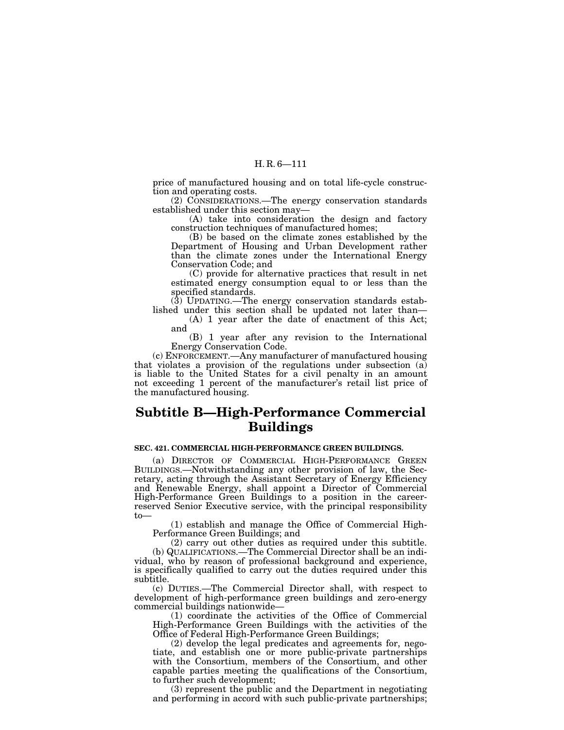price of manufactured housing and on total life-cycle construction and operating costs.

(2) CONSIDERATIONS.—The energy conservation standards established under this section may—

(A) take into consideration the design and factory construction techniques of manufactured homes;

(B) be based on the climate zones established by the Department of Housing and Urban Development rather than the climate zones under the International Energy Conservation Code; and

(C) provide for alternative practices that result in net estimated energy consumption equal to or less than the specified standards.

(3) UPDATING.—The energy conservation standards established under this section shall be updated not later than—

(A) 1 year after the date of enactment of this Act; and

(B) 1 year after any revision to the International Energy Conservation Code.

(c) ENFORCEMENT.—Any manufacturer of manufactured housing that violates a provision of the regulations under subsection (a) is liable to the United States for a civil penalty in an amount not exceeding 1 percent of the manufacturer's retail list price of the manufactured housing.

# Subtitle B—High-Performance Commercial Buildings

**SEC. 421. COMMERCIAL HIGH-PERFORMANCE GREEN BUILDINGS.**

(a) DIRECTOR OF COMMERCIAL HIGH-PERFORMANCE GREEN BUILDINGS.—Notwithstanding any other provision of law, the Secretary, acting through the Assistant Secretary of Energy Efficiency and Renewable Energy, shall appoint a Director of Commercial High-Performance Green Buildings to a position in the career-reserved Senior Executive service, with the principal responsibility to—

(1) establish and manage the Office of Commercial High-Performance Green Buildings; and

(2) carry out other duties as required under this subtitle.

(b) QUALIFICATIONS.—The Commercial Director shall be an individual, who by reason of professional background and experience, is specifically qualified to carry out the duties required under this subtitle.

(c) DUTIES.—The Commercial Director shall, with respect to development of high-performance green buildings and zero-energy commercial buildings nationwide—

(1) coordinate the activities of the Office of Commercial High-Performance Green Buildings with the activities of the Office of Federal High-Performance Green Buildings;

(2) develop the legal predicates and agreements for, negotiate, and establish one or more public-private partnerships with the Consortium, members of the Consortium, and other capable parties meeting the qualifications of the Consortium, to further such development;

(3) represent the public and the Department in negotiating and performing in accord with such public-private partnerships;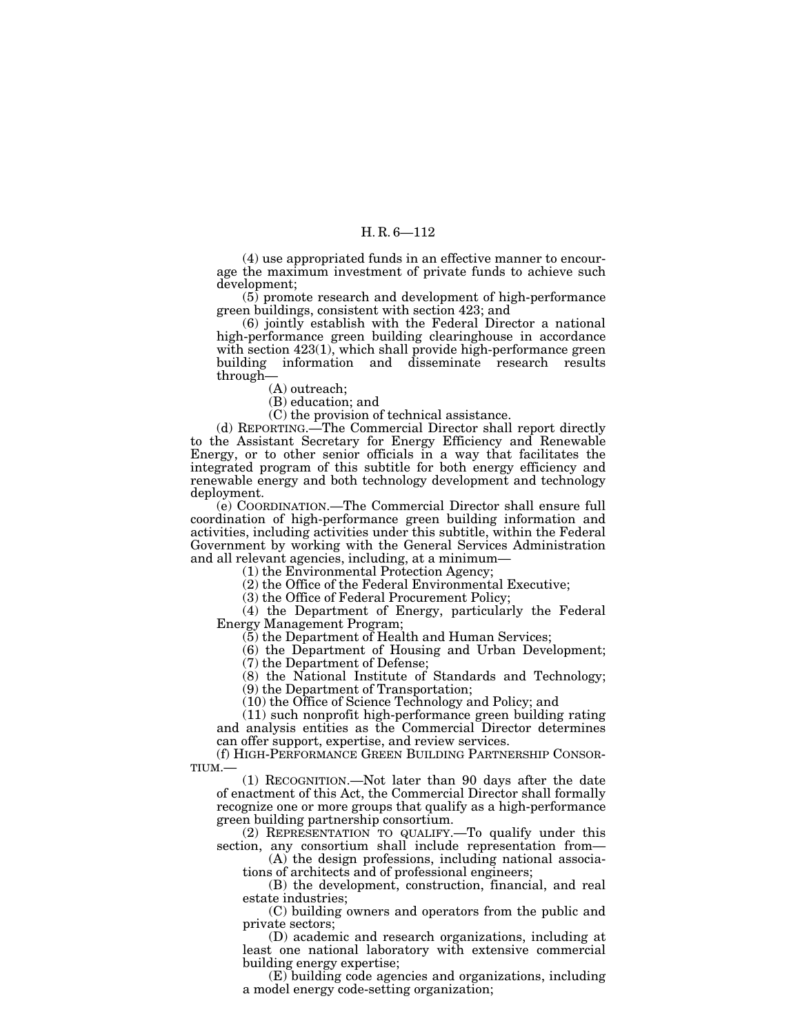(4) use appropriated funds in an effective manner to encourage the maximum investment of private funds to achieve such development;

(5) promote research and development of high-performance green buildings, consistent with section 423; and

(6) jointly establish with the Federal Director a national high-performance green building clearinghouse in accordance with section 423(1), which shall provide high-performance green building information and disseminate research results through—

(A) outreach;

(B) education; and

(C) the provision of technical assistance.

(d) REPORTING.—The Commercial Director shall report directly to the Assistant Secretary for Energy Efficiency and Renewable Energy, or to other senior officials in a way that facilitates the integrated program of this subtitle for both energy efficiency and renewable energy and both technology development and technology deployment.

(e) COORDINATION.—The Commercial Director shall ensure full coordination of high-performance green building information and activities, including activities under this subtitle, within the Federal Government by working with the General Services Administration and all relevant agencies, including, at a minimum—

(1) the Environmental Protection Agency;

(2) the Office of the Federal Environmental Executive;

(3) the Office of Federal Procurement Policy;

(4) the Department of Energy, particularly the Federal Energy Management Program;

(5) the Department of Health and Human Services;

(6) the Department of Housing and Urban Development;

(7) the Department of Defense;

(8) the National Institute of Standards and Technology;

(9) the Department of Transportation;

(10) the Office of Science Technology and Policy; and

(11) such nonprofit high-performance green building rating and analysis entities as the Commercial Director determines can offer support, expertise, and review services.

(f) HIGH-PERFORMANCE GREEN BUILDING PARTNERSHIP CONSORTIUM.—

(1) RECOGNITION.—Not later than 90 days after the date of enactment of this Act, the Commercial Director shall formally recognize one or more groups that qualify as a high-performance green building partnership consortium.

(2) REPRESENTATION TO QUALIFY.—To qualify under this section, any consortium shall include representation from—

(A) the design professions, including national associations of architects and of professional engineers;

(B) the development, construction, financial, and real estate industries;

(C) building owners and operators from the public and private sectors;

(D) academic and research organizations, including at least one national laboratory with extensive commercial building energy expertise;

(E) building code agencies and organizations, including a model energy code-setting organization;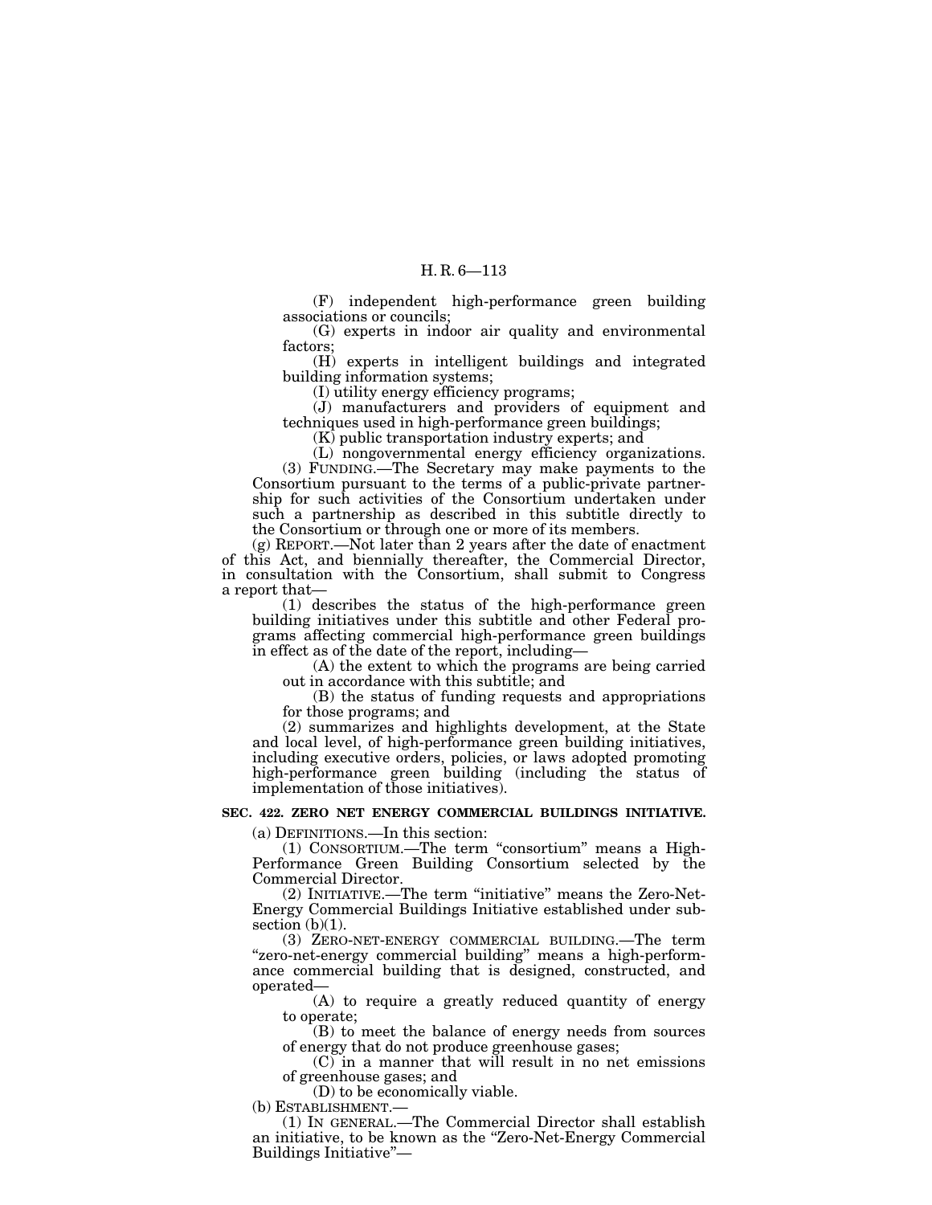(F) independent high-performance green building associations or councils;

(G) experts in indoor air quality and environmental factors;

(H) experts in intelligent buildings and integrated building information systems;

(I) utility energy efficiency programs;

(J) manufacturers and providers of equipment and techniques used in high-performance green buildings;

(K) public transportation industry experts; and

(L) nongovernmental energy efficiency organizations.

(3) FUNDING.—The Secretary may make payments to the Consortium pursuant to the terms of a public-private partnership for such activities of the Consortium undertaken under such a partnership as described in this subtitle directly to the Consortium or through one or more of its members.

(g) REPORT.—Not later than 2 years after the date of enactment of this Act, and biennially thereafter, the Commercial Director, in consultation with the Consortium, shall submit to Congress a report that—

(1) describes the status of the high-performance green building initiatives under this subtitle and other Federal programs affecting commercial high-performance green buildings in effect as of the date of the report, including—

(A) the extent to which the programs are being carried out in accordance with this subtitle; and

(B) the status of funding requests and appropriations for those programs; and

(2) summarizes and highlights development, at the State and local level, of high-performance green building initiatives, including executive orders, policies, or laws adopted promoting high-performance green building (including the status of implementation of those initiatives).

**SEC. 422. ZERO NET ENERGY COMMERCIAL BUILDINGS INITIATIVE.**

(a) DEFINITIONS.—In this section:

(1) CONSORTIUM.—The term "consortium" means a High-Performance Green Building Consortium selected by the Commercial Director.

(2) INITIATIVE.—The term "initiative" means the Zero-Net-Energy Commercial Buildings Initiative established under subsection (b)(1).

(3) ZERO-NET-ENERGY COMMERCIAL BUILDING.—The term "zero-net-energy commercial building" means a high-performance commercial building that is designed, constructed, and operated—

(A) to require a greatly reduced quantity of energy to operate;

(B) to meet the balance of energy needs from sources of energy that do not produce greenhouse gases;

(C) in a manner that will result in no net emissions of greenhouse gases; and

(D) to be economically viable.

(b) ESTABLISHMENT.—

(1) IN GENERAL.—The Commercial Director shall establish an initiative, to be known as the "Zero-Net-Energy Commercial Buildings Initiative"—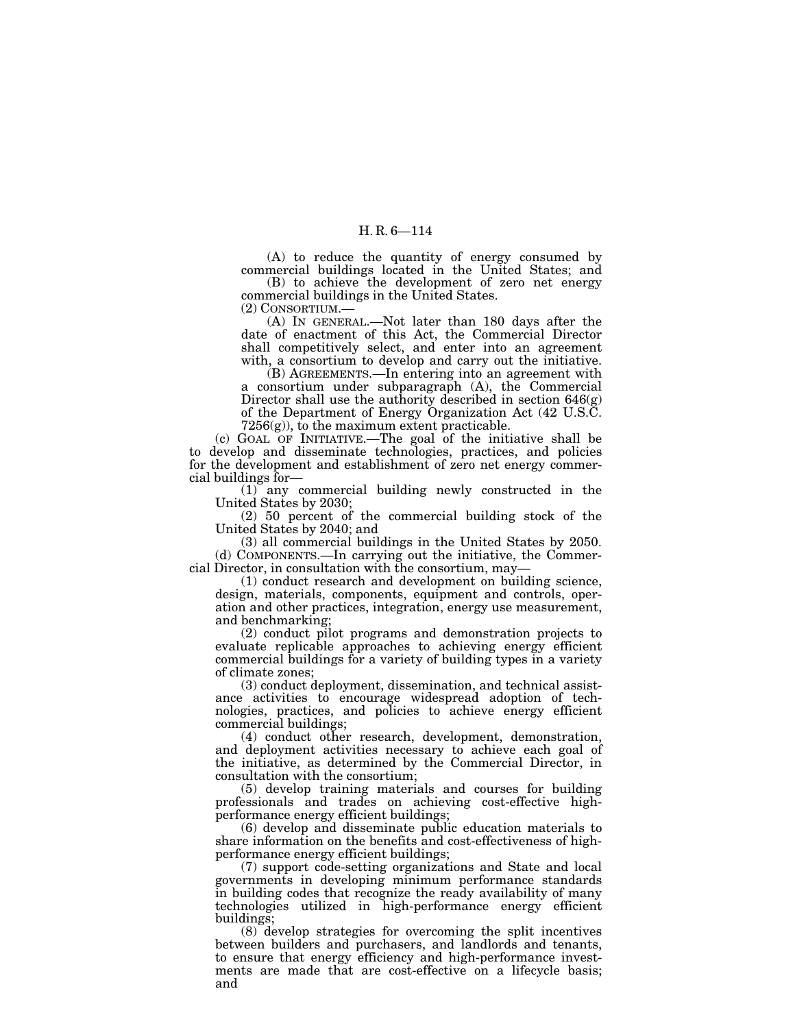(A) to reduce the quantity of energy consumed by commercial buildings located in the United States; and

(B) to achieve the development of zero net energy commercial buildings in the United States.

(2) CONSORTIUM.—

(A) IN GENERAL.—Not later than 180 days after the date of enactment of this Act, the Commercial Director shall competitively select, and enter into an agreement with, a consortium to develop and carry out the initiative.

(B) AGREEMENTS.—In entering into an agreement with a consortium under subparagraph (A), the Commercial Director shall use the authority described in section 646(g) of the Department of Energy Organization Act (42 U.S.C. 7256(g)), to the maximum extent practicable.

(c) GOAL OF INITIATIVE.—The goal of the initiative shall be to develop and disseminate technologies, practices, and policies for the development and establishment of zero net energy commercial buildings for—

(1) any commercial building newly constructed in the United States by 2030;

(2) 50 percent of the commercial building stock of the United States by 2040; and

(3) all commercial buildings in the United States by 2050.

(d) COMPONENTS.—In carrying out the initiative, the Commercial Director, in consultation with the consortium, may—

(1) conduct research and development on building science, design, materials, components, equipment and controls, operation and other practices, integration, energy use measurement, and benchmarking;

(2) conduct pilot programs and demonstration projects to evaluate replicable approaches to achieving energy efficient commercial buildings for a variety of building types in a variety of climate zones;

(3) conduct deployment, dissemination, and technical assistance activities to encourage widespread adoption of technologies, practices, and policies to achieve energy efficient commercial buildings;

(4) conduct other research, development, demonstration, and deployment activities necessary to achieve each goal of the initiative, as determined by the Commercial Director, in consultation with the consortium;

(5) develop training materials and courses for building professionals and trades on achieving cost-effective high-performance energy efficient buildings;

(6) develop and disseminate public education materials to share information on the benefits and cost-effectiveness of high-performance energy efficient buildings;

(7) support code-setting organizations and State and local governments in developing minimum performance standards in building codes that recognize the ready availability of many technologies utilized in high-performance energy efficient buildings;

(8) develop strategies for overcoming the split incentives between builders and purchasers, and landlords and tenants, to ensure that energy efficiency and high-performance investments are made that are cost-effective on a lifecycle basis; and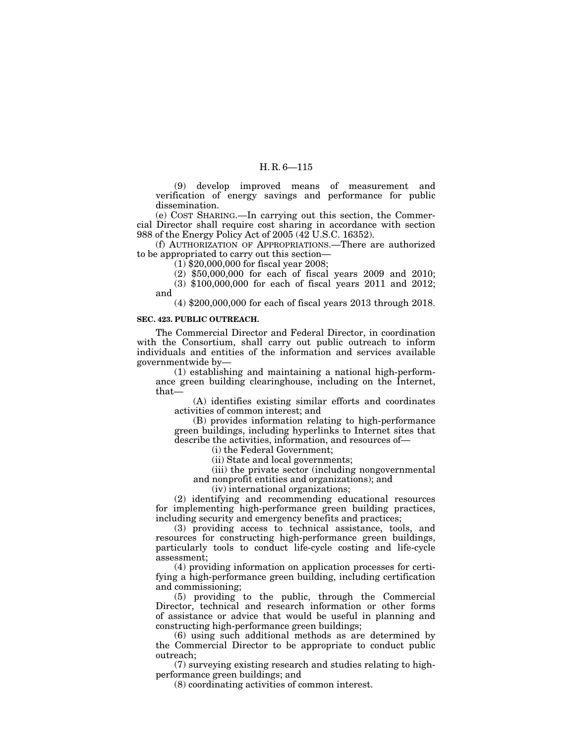(9) develop improved means of measurement and verification of energy savings and performance for public dissemination.

(e) COST SHARING.—In carrying out this section, the Commercial Director shall require cost sharing in accordance with section 988 of the Energy Policy Act of 2005 (42 U.S.C. 16352).

(f) AUTHORIZATION OF APPROPRIATIONS.—There are authorized to be appropriated to carry out this section—

(1) $20,000,000 for fiscal year 2008;

(2) $50,000,000 for each of fiscal years 2009 and 2010;

(3) $100,000,000 for each of fiscal years 2011 and 2012; and

(4) $200,000,000 for each of fiscal years 2013 through 2018.

**SEC. 423. PUBLIC OUTREACH.**

The Commercial Director and Federal Director, in coordination with the Consortium, shall carry out public outreach to inform individuals and entities of the information and services available governmentwide by—

(1) establishing and maintaining a national high-performance green building clearinghouse, including on the Internet, that—

(A) identifies existing similar efforts and coordinates activities of common interest; and

(B) provides information relating to high-performance green buildings, including hyperlinks to Internet sites that describe the activities, information, and resources of—

(i) the Federal Government;

(ii) State and local governments;

(iii) the private sector (including nongovernmental and nonprofit entities and organizations); and

(iv) international organizations;

(2) identifying and recommending educational resources for implementing high-performance green building practices, including security and emergency benefits and practices;

(3) providing access to technical assistance, tools, and resources for constructing high-performance green buildings, particularly tools to conduct life-cycle costing and life-cycle assessment;

(4) providing information on application processes for certifying a high-performance green building, including certification and commissioning;

(5) providing to the public, through the Commercial Director, technical and research information or other forms of assistance or advice that would be useful in planning and constructing high-performance green buildings;

(6) using such additional methods as are determined by the Commercial Director to be appropriate to conduct public outreach;

(7) surveying existing research and studies relating to high-performance green buildings; and

(8) coordinating activities of common interest.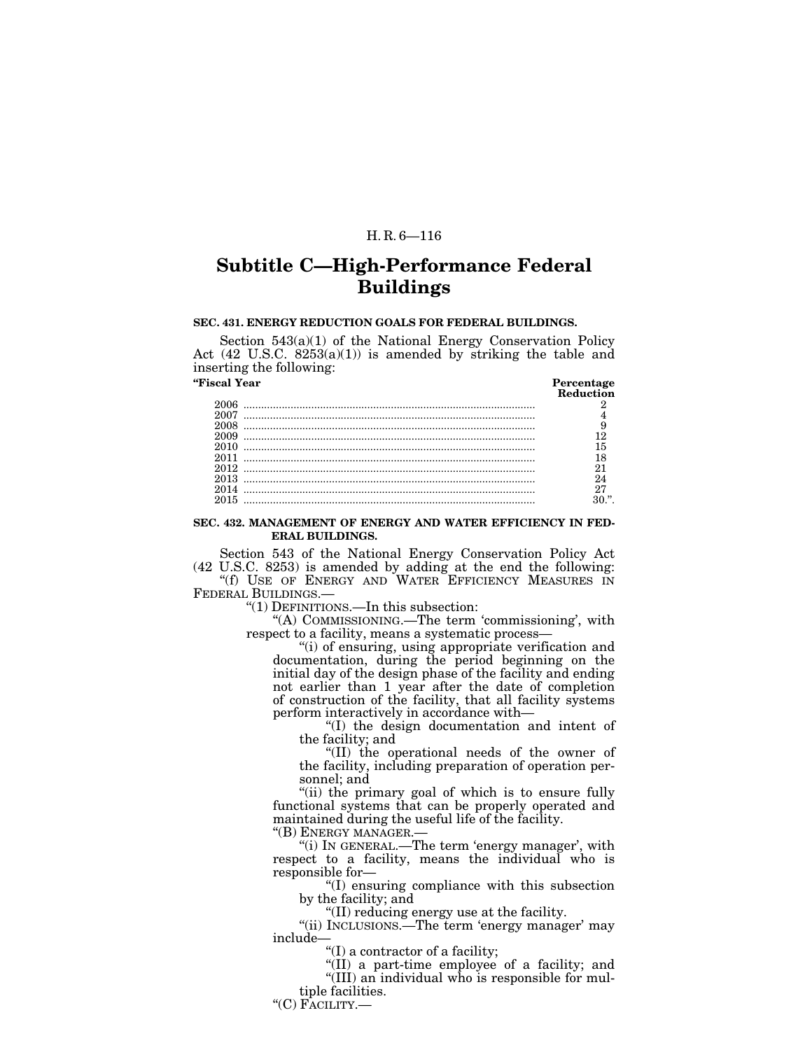## Subtitle C—High-Performance Federal Buildings

**SEC. 431. ENERGY REDUCTION GOALS FOR FEDERAL BUILDINGS.**

Section 543(a)(1) of the National Energy Conservation Policy Act (42 U.S.C. 8253(a)(1)) is amended by striking the table and inserting the following:

| "Fiscal Year | Percentage Reduction |
|---|---|
| 2006 | 2 |
| 2007 | 4 |
| 2008 | 9 |
| 2009 | 12 |
| 2010 | 15 |
| 2011 | 18 |
| 2012 | 21 |
| 2013 | 24 |
| 2014 | 27 |
| 2015 | 30.". |

**SEC. 432. MANAGEMENT OF ENERGY AND WATER EFFICIENCY IN FEDERAL BUILDINGS.**

Section 543 of the National Energy Conservation Policy Act (42 U.S.C. 8253) is amended by adding at the end the following:

"(f) USE OF ENERGY AND WATER EFFICIENCY MEASURES IN FEDERAL BUILDINGS.—

"(1) DEFINITIONS.—In this subsection:

"(A) COMMISSIONING.—The term 'commissioning', with respect to a facility, means a systematic process—

"(i) of ensuring, using appropriate verification and documentation, during the period beginning on the initial day of the design phase of the facility and ending not earlier than 1 year after the date of completion of construction of the facility, that all facility systems perform interactively in accordance with—

"(I) the design documentation and intent of the facility; and

"(II) the operational needs of the owner of the facility, including preparation of operation personnel; and

"(ii) the primary goal of which is to ensure fully functional systems that can be properly operated and maintained during the useful life of the facility.

"(B) ENERGY MANAGER.—

"(i) IN GENERAL.—The term 'energy manager', with respect to a facility, means the individual who is responsible for—

"(I) ensuring compliance with this subsection by the facility; and

"(II) reducing energy use at the facility.

"(ii) INCLUSIONS.—The term 'energy manager' may include—

"(I) a contractor of a facility;

"(II) a part-time employee of a facility; and

"(III) an individual who is responsible for multiple facilities.

"(C) FACILITY.—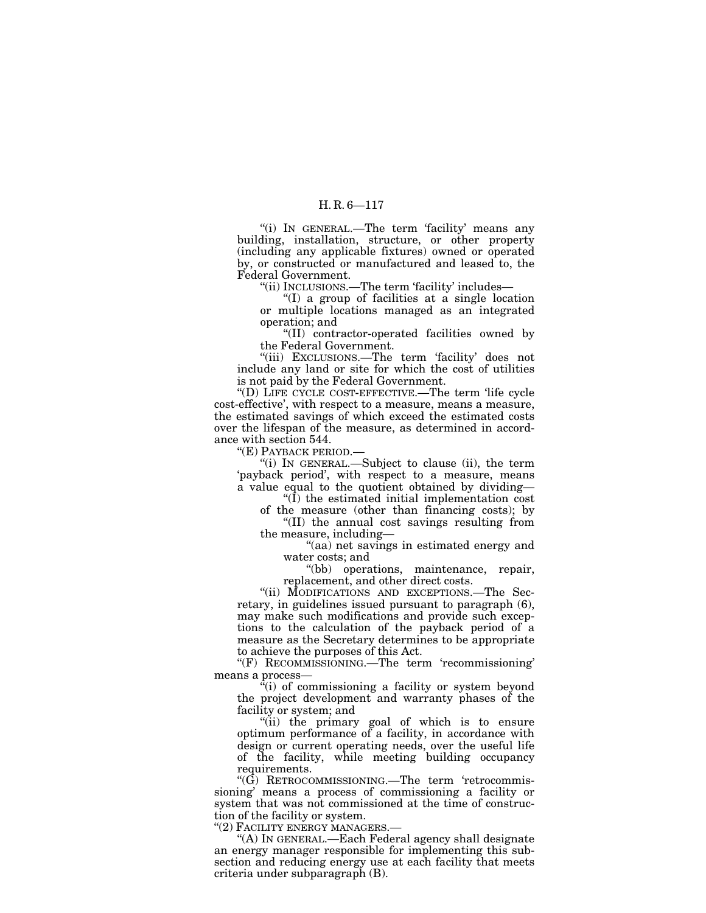"(i) IN GENERAL.—The term 'facility' means any building, installation, structure, or other property (including any applicable fixtures) owned or operated by, or constructed or manufactured and leased to, the Federal Government.

"(ii) INCLUSIONS.—The term 'facility' includes—

"(I) a group of facilities at a single location or multiple locations managed as an integrated operation; and

"(II) contractor-operated facilities owned by the Federal Government.

"(iii) EXCLUSIONS.—The term 'facility' does not include any land or site for which the cost of utilities is not paid by the Federal Government.

"(D) LIFE CYCLE COST-EFFECTIVE.—The term 'life cycle cost-effective', with respect to a measure, means a measure, the estimated savings of which exceed the estimated costs over the lifespan of the measure, as determined in accordance with section 544.

"(E) PAYBACK PERIOD.—

"(i) IN GENERAL.—Subject to clause (ii), the term 'payback period', with respect to a measure, means a value equal to the quotient obtained by dividing—

"(I) the estimated initial implementation cost of the measure (other than financing costs); by

"(II) the annual cost savings resulting from the measure, including—

"(aa) net savings in estimated energy and water costs; and

"(bb) operations, maintenance, repair, replacement, and other direct costs.

"(ii) MODIFICATIONS AND EXCEPTIONS.—The Secretary, in guidelines issued pursuant to paragraph (6), may make such modifications and provide such exceptions to the calculation of the payback period of a measure as the Secretary determines to be appropriate to achieve the purposes of this Act.

"(F) RECOMMISSIONING.—The term 'recommissioning' means a process—

"(i) of commissioning a facility or system beyond the project development and warranty phases of the facility or system; and

"(ii) the primary goal of which is to ensure optimum performance of a facility, in accordance with design or current operating needs, over the useful life of the facility, while meeting building occupancy requirements.

"(G) RETROCOMMISSIONING.—The term 'retrocommissioning' means a process of commissioning a facility or system that was not commissioned at the time of construction of the facility or system.

"(2) FACILITY ENERGY MANAGERS.—

"(A) IN GENERAL.—Each Federal agency shall designate an energy manager responsible for implementing this subsection and reducing energy use at each facility that meets criteria under subparagraph (B).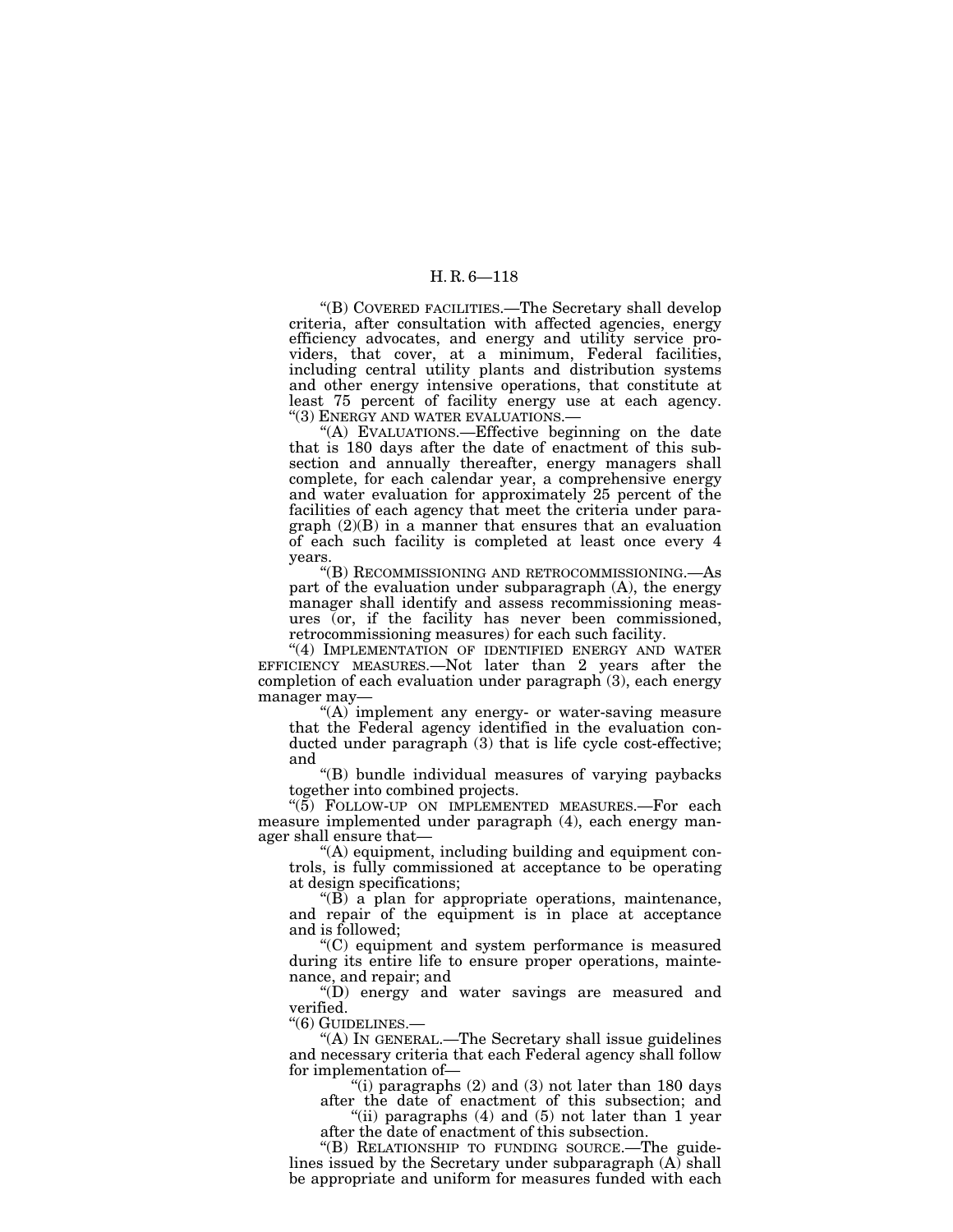"(B) COVERED FACILITIES.—The Secretary shall develop criteria, after consultation with affected agencies, energy efficiency advocates, and energy and utility service providers, that cover, at a minimum, Federal facilities, including central utility plants and distribution systems and other energy intensive operations, that constitute at least 75 percent of facility energy use at each agency.

"(3) ENERGY AND WATER EVALUATIONS.—

"(A) EVALUATIONS.—Effective beginning on the date that is 180 days after the date of enactment of this subsection and annually thereafter, energy managers shall complete, for each calendar year, a comprehensive energy and water evaluation for approximately 25 percent of the facilities of each agency that meet the criteria under paragraph (2)(B) in a manner that ensures that an evaluation of each such facility is completed at least once every 4 years.

"(B) RECOMMISSIONING AND RETROCOMMISSIONING.—As part of the evaluation under subparagraph (A), the energy manager shall identify and assess recommissioning measures (or, if the facility has never been commissioned, retrocommissioning measures) for each such facility.

"(4) IMPLEMENTATION OF IDENTIFIED ENERGY AND WATER EFFICIENCY MEASURES.—Not later than 2 years after the completion of each evaluation under paragraph (3), each energy manager may—

"(A) implement any energy- or water-saving measure that the Federal agency identified in the evaluation conducted under paragraph (3) that is life cycle cost-effective; and

"(B) bundle individual measures of varying paybacks together into combined projects.

"(5) FOLLOW-UP ON IMPLEMENTED MEASURES.—For each measure implemented under paragraph (4), each energy manager shall ensure that—

"(A) equipment, including building and equipment controls, is fully commissioned at acceptance to be operating at design specifications;

"(B) a plan for appropriate operations, maintenance, and repair of the equipment is in place at acceptance and is followed;

"(C) equipment and system performance is measured during its entire life to ensure proper operations, maintenance, and repair; and

"(D) energy and water savings are measured and verified.

"(6) GUIDELINES.—

"(A) IN GENERAL.—The Secretary shall issue guidelines and necessary criteria that each Federal agency shall follow for implementation of—

"(i) paragraphs (2) and (3) not later than 180 days after the date of enactment of this subsection; and

"(ii) paragraphs (4) and (5) not later than 1 year after the date of enactment of this subsection.

"(B) RELATIONSHIP TO FUNDING SOURCE.—The guidelines issued by the Secretary under subparagraph (A) shall be appropriate and uniform for measures funded with each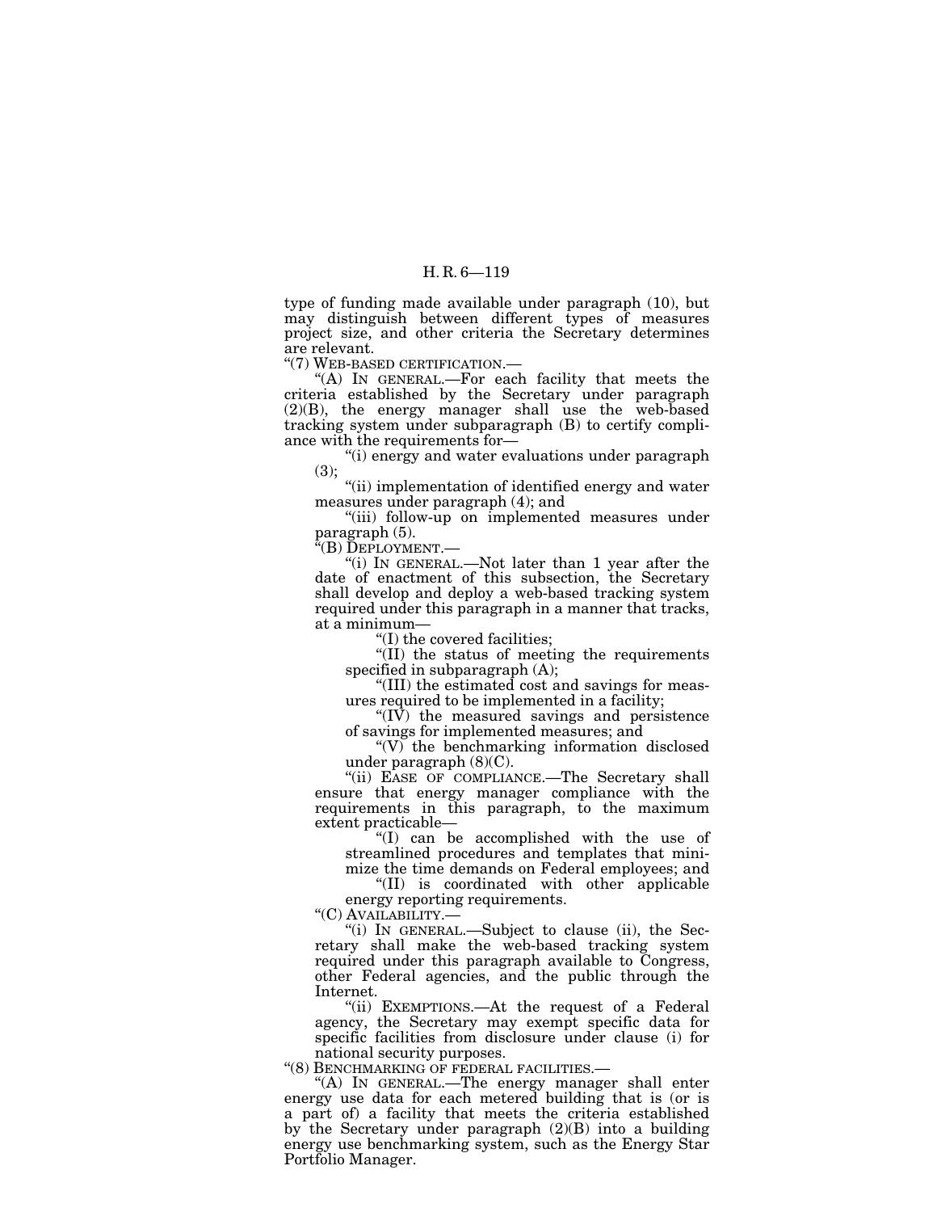type of funding made available under paragraph (10), but may distinguish between different types of measures project size, and other criteria the Secretary determines are relevant.

"(7) WEB-BASED CERTIFICATION.—

"(A) IN GENERAL.—For each facility that meets the criteria established by the Secretary under paragraph (2)(B), the energy manager shall use the web-based tracking system under subparagraph (B) to certify compliance with the requirements for—

"(i) energy and water evaluations under paragraph (3);

"(ii) implementation of identified energy and water measures under paragraph (4); and

"(iii) follow-up on implemented measures under paragraph (5).

"(B) DEPLOYMENT.—

"(i) IN GENERAL.—Not later than 1 year after the date of enactment of this subsection, the Secretary shall develop and deploy a web-based tracking system required under this paragraph in a manner that tracks, at a minimum—

"(I) the covered facilities;

"(II) the status of meeting the requirements specified in subparagraph (A);

"(III) the estimated cost and savings for measures required to be implemented in a facility;

"(IV) the measured savings and persistence of savings for implemented measures; and

"(V) the benchmarking information disclosed under paragraph (8)(C).

"(ii) EASE OF COMPLIANCE.—The Secretary shall ensure that energy manager compliance with the requirements in this paragraph, to the maximum extent practicable—

"(I) can be accomplished with the use of streamlined procedures and templates that minimize the time demands on Federal employees; and

"(II) is coordinated with other applicable energy reporting requirements.

"(C) AVAILABILITY.—

"(i) IN GENERAL.—Subject to clause (ii), the Secretary shall make the web-based tracking system required under this paragraph available to Congress, other Federal agencies, and the public through the Internet.

"(ii) EXEMPTIONS.—At the request of a Federal agency, the Secretary may exempt specific data for specific facilities from disclosure under clause (i) for national security purposes.

"(8) BENCHMARKING OF FEDERAL FACILITIES.—

"(A) IN GENERAL.—The energy manager shall enter energy use data for each metered building that is (or is a part of) a facility that meets the criteria established by the Secretary under paragraph (2)(B) into a building energy use benchmarking system, such as the Energy Star Portfolio Manager.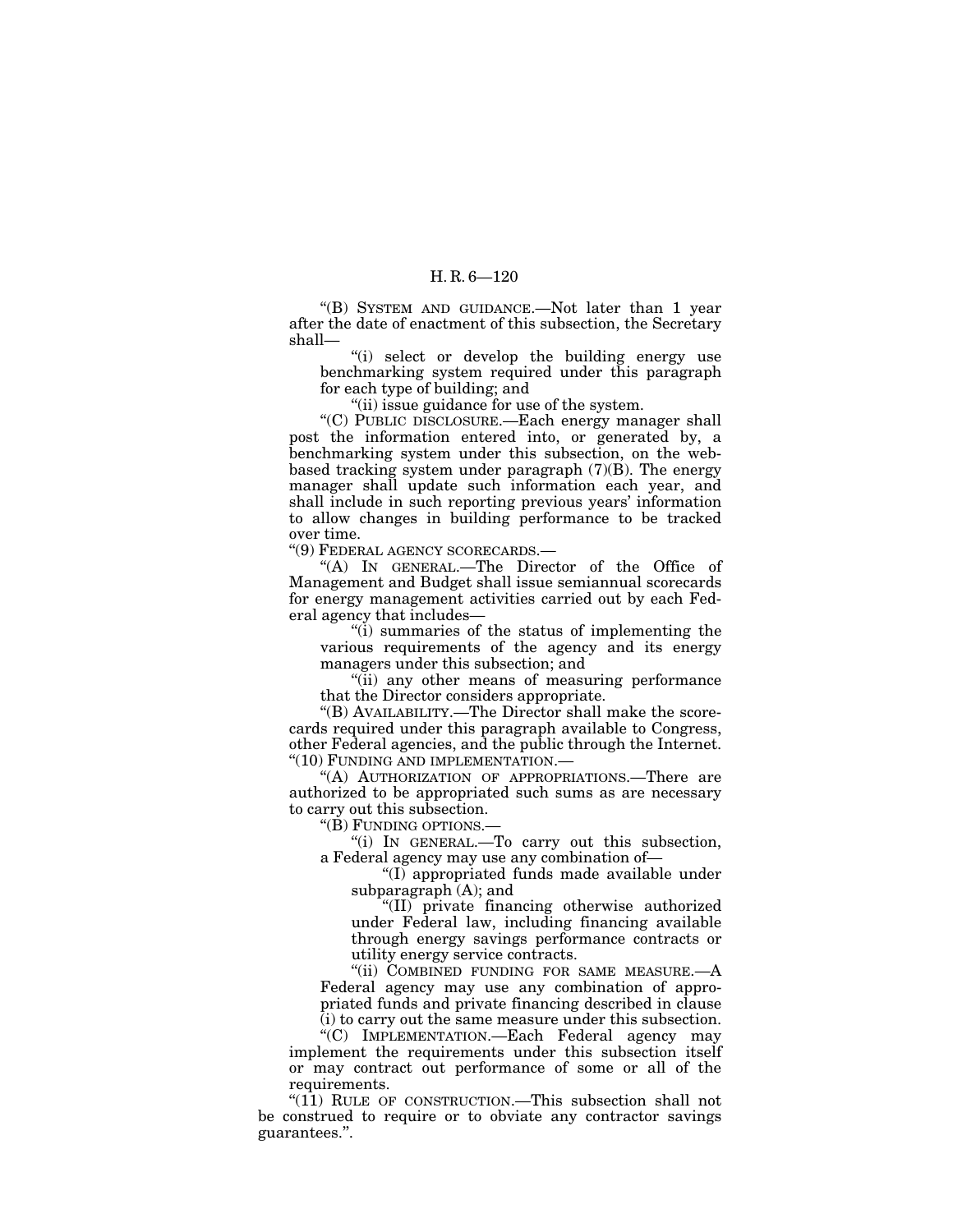"(B) SYSTEM AND GUIDANCE.—Not later than 1 year after the date of enactment of this subsection, the Secretary shall—

"(i) select or develop the building energy use benchmarking system required under this paragraph for each type of building; and

"(ii) issue guidance for use of the system.

"(C) PUBLIC DISCLOSURE.—Each energy manager shall post the information entered into, or generated by, a benchmarking system under this subsection, on the web-based tracking system under paragraph (7)(B). The energy manager shall update such information each year, and shall include in such reporting previous years' information to allow changes in building performance to be tracked over time.

"(9) FEDERAL AGENCY SCORECARDS.—

"(A) IN GENERAL.—The Director of the Office of Management and Budget shall issue semiannual scorecards for energy management activities carried out by each Federal agency that includes—

"(i) summaries of the status of implementing the various requirements of the agency and its energy managers under this subsection; and

"(ii) any other means of measuring performance that the Director considers appropriate.

"(B) AVAILABILITY.—The Director shall make the scorecards required under this paragraph available to Congress, other Federal agencies, and the public through the Internet.

"(10) FUNDING AND IMPLEMENTATION.—

"(A) AUTHORIZATION OF APPROPRIATIONS.—There are authorized to be appropriated such sums as are necessary to carry out this subsection.

"(B) FUNDING OPTIONS.—

"(i) IN GENERAL.—To carry out this subsection, a Federal agency may use any combination of—

"(I) appropriated funds made available under subparagraph (A); and

"(II) private financing otherwise authorized under Federal law, including financing available through energy savings performance contracts or utility energy service contracts.

"(ii) COMBINED FUNDING FOR SAME MEASURE.—A Federal agency may use any combination of appropriated funds and private financing described in clause (i) to carry out the same measure under this subsection.

"(C) IMPLEMENTATION.—Each Federal agency may implement the requirements under this subsection itself or may contract out performance of some or all of the requirements.

"(11) RULE OF CONSTRUCTION.—This subsection shall not be construed to require or to obviate any contractor savings guarantees.".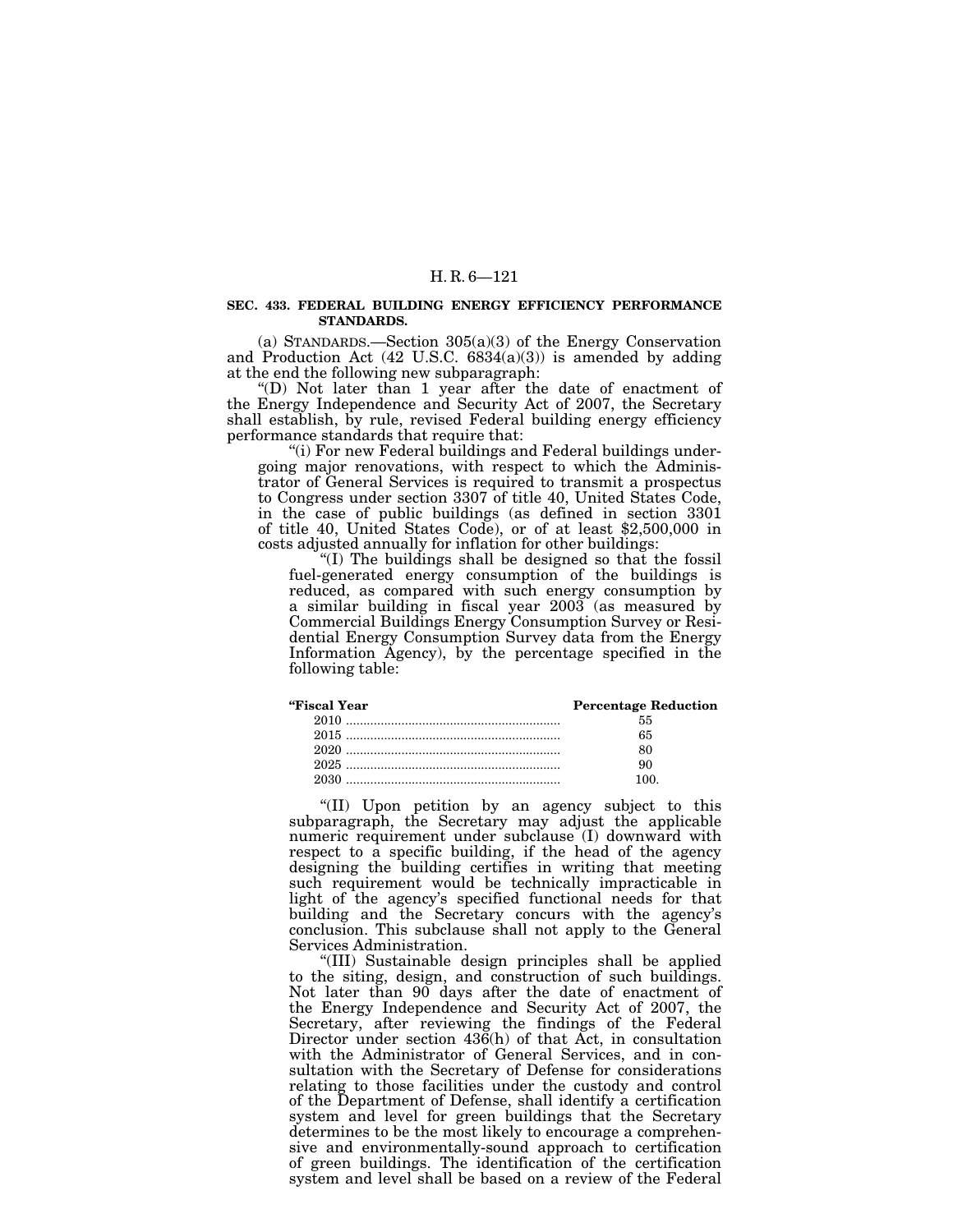**SEC. 433. FEDERAL BUILDING ENERGY EFFICIENCY PERFORMANCE STANDARDS.**

(a) STANDARDS.—Section 305(a)(3) of the Energy Conservation and Production Act (42 U.S.C. 6834(a)(3)) is amended by adding at the end the following new subparagraph:

"(D) Not later than 1 year after the date of enactment of the Energy Independence and Security Act of 2007, the Secretary shall establish, by rule, revised Federal building energy efficiency performance standards that require that:

"(i) For new Federal buildings and Federal buildings undergoing major renovations, with respect to which the Administrator of General Services is required to transmit a prospectus to Congress under section 3307 of title 40, United States Code, in the case of public buildings (as defined in section 3301 of title 40, United States Code), or of at least $2,500,000 in costs adjusted annually for inflation for other buildings:

"(I) The buildings shall be designed so that the fossil fuel-generated energy consumption of the buildings is reduced, as compared with such energy consumption by a similar building in fiscal year 2003 (as measured by Commercial Buildings Energy Consumption Survey or Residential Energy Consumption Survey data from the Energy Information Agency), by the percentage specified in the following table:

| "Fiscal Year | Percentage Reduction |
|---|---|
| 2010 | 55 |
| 2015 | 65 |
| 2020 | 80 |
| 2025 | 90 |
| 2030 | 100. |

"(II) Upon petition by an agency subject to this subparagraph, the Secretary may adjust the applicable numeric requirement under subclause (I) downward with respect to a specific building, if the head of the agency designing the building certifies in writing that meeting such requirement would be technically impracticable in light of the agency's specified functional needs for that building and the Secretary concurs with the agency's conclusion. This subclause shall not apply to the General Services Administration.

"(III) Sustainable design principles shall be applied to the siting, design, and construction of such buildings. Not later than 90 days after the date of enactment of the Energy Independence and Security Act of 2007, the Secretary, after reviewing the findings of the Federal Director under section 436(h) of that Act, in consultation with the Administrator of General Services, and in consultation with the Secretary of Defense for considerations relating to those facilities under the custody and control of the Department of Defense, shall identify a certification system and level for green buildings that the Secretary determines to be the most likely to encourage a comprehensive and environmentally-sound approach to certification of green buildings. The identification of the certification system and level shall be based on a review of the Federal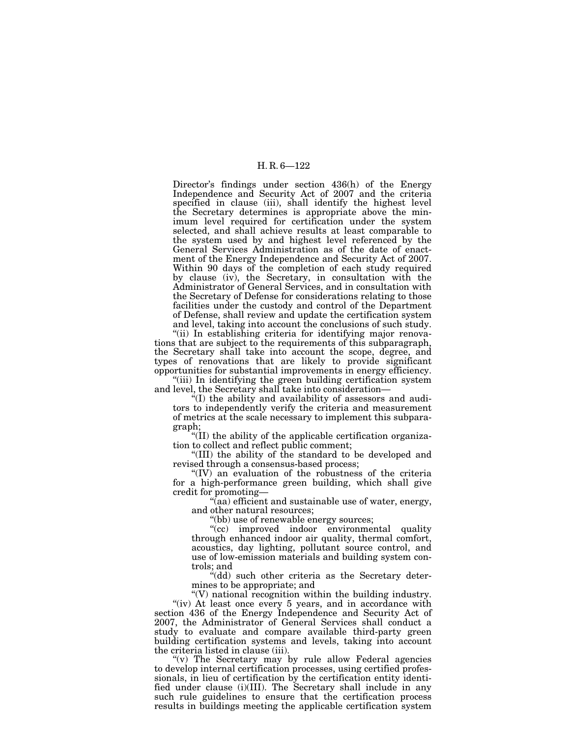Director's findings under section 436(h) of the Energy Independence and Security Act of 2007 and the criteria specified in clause (iii), shall identify the highest level the Secretary determines is appropriate above the minimum level required for certification under the system selected, and shall achieve results at least comparable to the system used by and highest level referenced by the General Services Administration as of the date of enactment of the Energy Independence and Security Act of 2007. Within 90 days of the completion of each study required by clause (iv), the Secretary, in consultation with the Administrator of General Services, and in consultation with the Secretary of Defense for considerations relating to those facilities under the custody and control of the Department of Defense, shall review and update the certification system and level, taking into account the conclusions of such study.

"(ii) In establishing criteria for identifying major renovations that are subject to the requirements of this subparagraph, the Secretary shall take into account the scope, degree, and types of renovations that are likely to provide significant opportunities for substantial improvements in energy efficiency.

"(iii) In identifying the green building certification system and level, the Secretary shall take into consideration—

"(I) the ability and availability of assessors and auditors to independently verify the criteria and measurement of metrics at the scale necessary to implement this subparagraph;

"(II) the ability of the applicable certification organization to collect and reflect public comment;

"(III) the ability of the standard to be developed and revised through a consensus-based process;

"(IV) an evaluation of the robustness of the criteria for a high-performance green building, which shall give credit for promoting—

"(aa) efficient and sustainable use of water, energy, and other natural resources;

"(bb) use of renewable energy sources;

"(cc) improved indoor environmental quality through enhanced indoor air quality, thermal comfort, acoustics, day lighting, pollutant source control, and use of low-emission materials and building system controls; and

"(dd) such other criteria as the Secretary determines to be appropriate; and

"(V) national recognition within the building industry.

"(iv) At least once every 5 years, and in accordance with section 436 of the Energy Independence and Security Act of 2007, the Administrator of General Services shall conduct a study to evaluate and compare available third-party green building certification systems and levels, taking into account the criteria listed in clause (iii).

"(v) The Secretary may by rule allow Federal agencies to develop internal certification processes, using certified professionals, in lieu of certification by the certification entity identified under clause (i)(III). The Secretary shall include in any such rule guidelines to ensure that the certification process results in buildings meeting the applicable certification system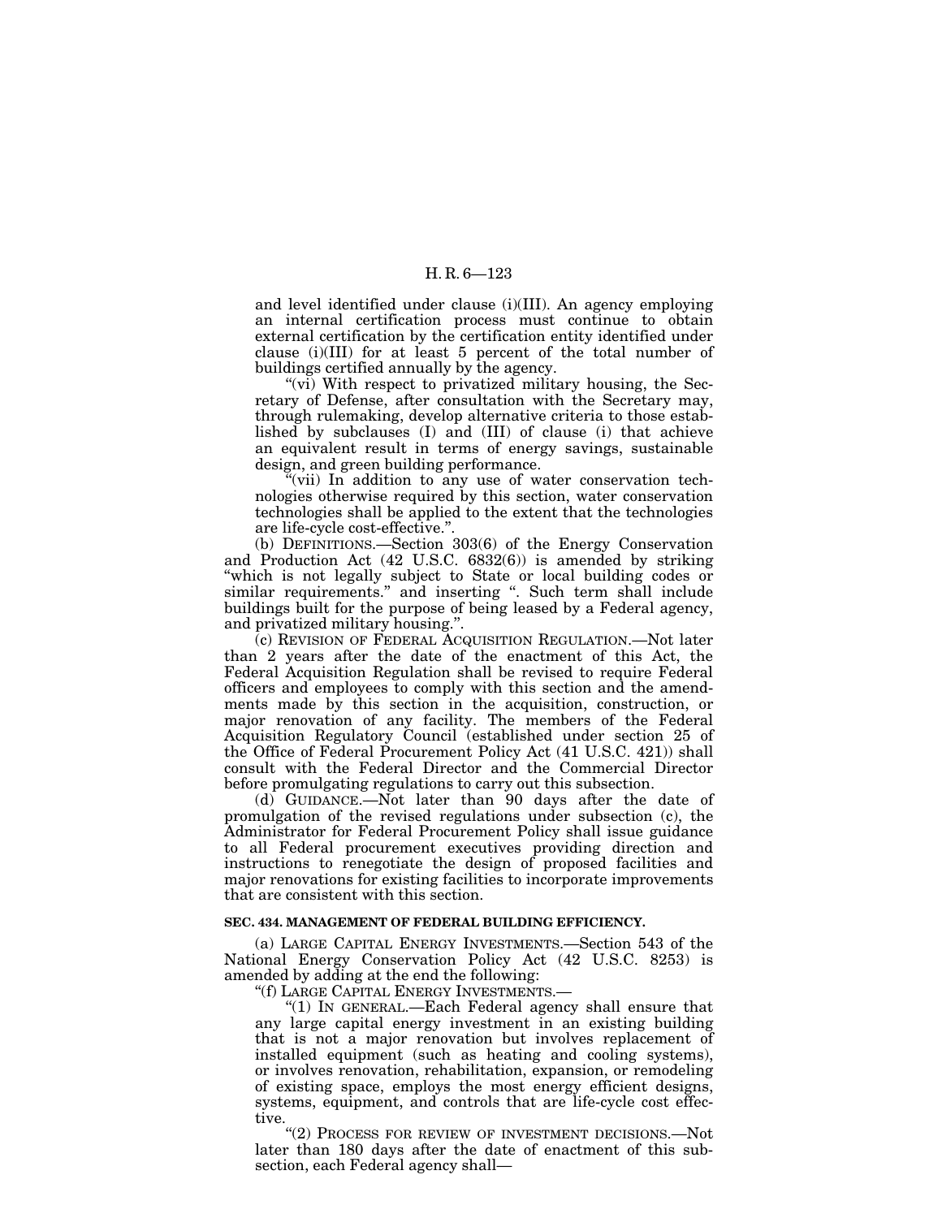and level identified under clause (i)(III). An agency employing an internal certification process must continue to obtain external certification by the certification entity identified under clause (i)(III) for at least 5 percent of the total number of buildings certified annually by the agency.

"(vi) With respect to privatized military housing, the Secretary of Defense, after consultation with the Secretary may, through rulemaking, develop alternative criteria to those established by subclauses (I) and (III) of clause (i) that achieve an equivalent result in terms of energy savings, sustainable design, and green building performance.

"(vii) In addition to any use of water conservation technologies otherwise required by this section, water conservation technologies shall be applied to the extent that the technologies are life-cycle cost-effective.".

(b) DEFINITIONS.—Section 303(6) of the Energy Conservation and Production Act (42 U.S.C. 6832(6)) is amended by striking "which is not legally subject to State or local building codes or similar requirements." and inserting ". Such term shall include buildings built for the purpose of being leased by a Federal agency, and privatized military housing.".

(c) REVISION OF FEDERAL ACQUISITION REGULATION.—Not later than 2 years after the date of the enactment of this Act, the Federal Acquisition Regulation shall be revised to require Federal officers and employees to comply with this section and the amendments made by this section in the acquisition, construction, or major renovation of any facility. The members of the Federal Acquisition Regulatory Council (established under section 25 of the Office of Federal Procurement Policy Act (41 U.S.C. 421)) shall consult with the Federal Director and the Commercial Director before promulgating regulations to carry out this subsection.

(d) GUIDANCE.—Not later than 90 days after the date of promulgation of the revised regulations under subsection (c), the Administrator for Federal Procurement Policy shall issue guidance to all Federal procurement executives providing direction and instructions to renegotiate the design of proposed facilities and major renovations for existing facilities to incorporate improvements that are consistent with this section.

**SEC. 434. MANAGEMENT OF FEDERAL BUILDING EFFICIENCY.**

(a) LARGE CAPITAL ENERGY INVESTMENTS.—Section 543 of the National Energy Conservation Policy Act (42 U.S.C. 8253) is amended by adding at the end the following:

"(f) LARGE CAPITAL ENERGY INVESTMENTS.—

"(1) IN GENERAL.—Each Federal agency shall ensure that any large capital energy investment in an existing building that is not a major renovation but involves replacement of installed equipment (such as heating and cooling systems), or involves renovation, rehabilitation, expansion, or remodeling of existing space, employs the most energy efficient designs, systems, equipment, and controls that are life-cycle cost effective.

"(2) PROCESS FOR REVIEW OF INVESTMENT DECISIONS.—Not later than 180 days after the date of enactment of this subsection, each Federal agency shall—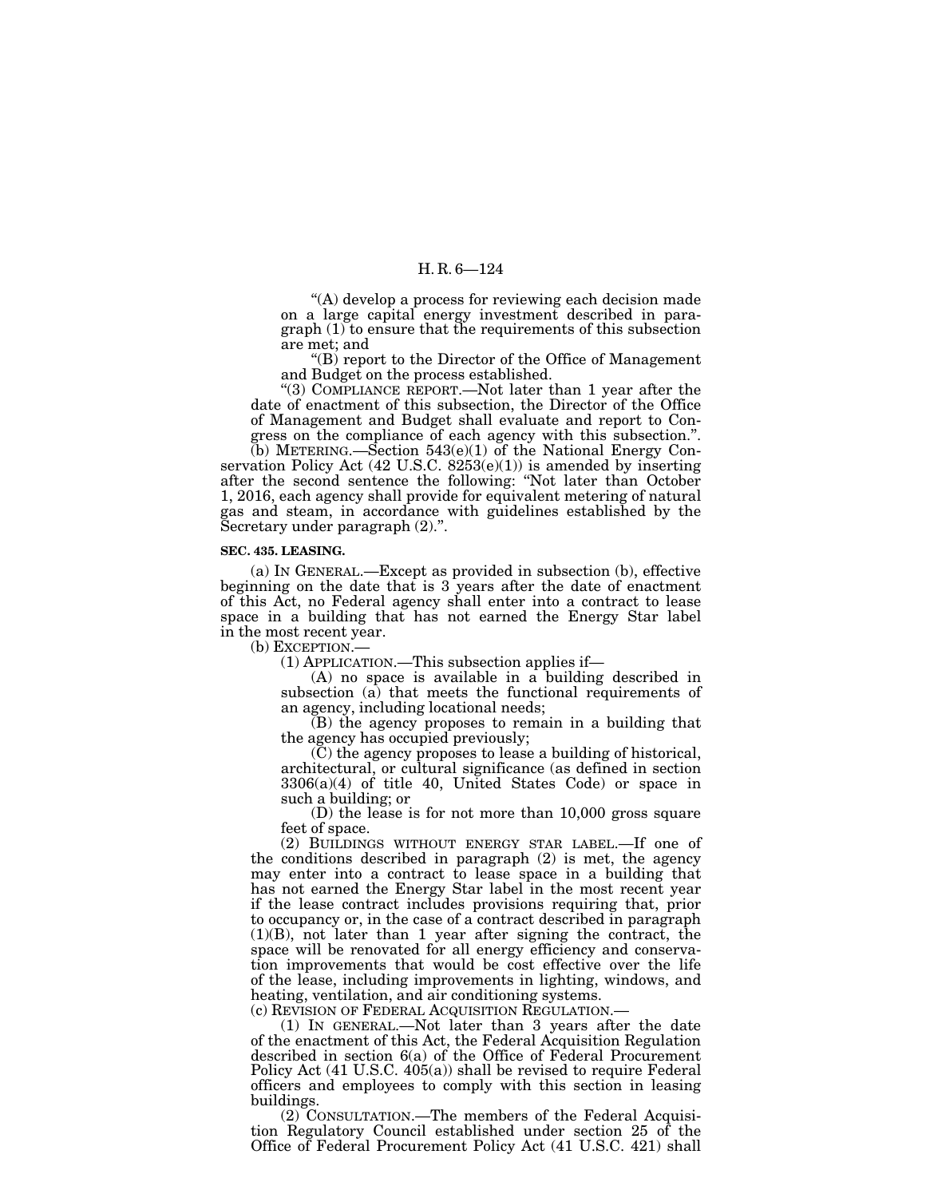"(A) develop a process for reviewing each decision made on a large capital energy investment described in paragraph (1) to ensure that the requirements of this subsection are met; and

"(B) report to the Director of the Office of Management and Budget on the process established.

"(3) COMPLIANCE REPORT.—Not later than 1 year after the date of enactment of this subsection, the Director of the Office of Management and Budget shall evaluate and report to Congress on the compliance of each agency with this subsection.".

(b) METERING.—Section 543(e)(1) of the National Energy Conservation Policy Act (42 U.S.C. 8253(e)(1)) is amended by inserting after the second sentence the following: "Not later than October 1, 2016, each agency shall provide for equivalent metering of natural gas and steam, in accordance with guidelines established by the Secretary under paragraph (2).".

**SEC. 435. LEASING.**

(a) IN GENERAL.—Except as provided in subsection (b), effective beginning on the date that is 3 years after the date of enactment of this Act, no Federal agency shall enter into a contract to lease space in a building that has not earned the Energy Star label in the most recent year.

(b) EXCEPTION.—

(1) APPLICATION.—This subsection applies if—

(A) no space is available in a building described in subsection (a) that meets the functional requirements of an agency, including locational needs;

(B) the agency proposes to remain in a building that the agency has occupied previously;

(C) the agency proposes to lease a building of historical, architectural, or cultural significance (as defined in section 3306(a)(4) of title 40, United States Code) or space in such a building; or

(D) the lease is for not more than 10,000 gross square feet of space.

(2) BUILDINGS WITHOUT ENERGY STAR LABEL.—If one of the conditions described in paragraph (2) is met, the agency may enter into a contract to lease space in a building that has not earned the Energy Star label in the most recent year if the lease contract includes provisions requiring that, prior to occupancy or, in the case of a contract described in paragraph (1)(B), not later than 1 year after signing the contract, the space will be renovated for all energy efficiency and conservation improvements that would be cost effective over the life of the lease, including improvements in lighting, windows, and heating, ventilation, and air conditioning systems.

(c) REVISION OF FEDERAL ACQUISITION REGULATION.—

(1) IN GENERAL.—Not later than 3 years after the date of the enactment of this Act, the Federal Acquisition Regulation described in section 6(a) of the Office of Federal Procurement Policy Act (41 U.S.C. 405(a)) shall be revised to require Federal officers and employees to comply with this section in leasing buildings.

(2) CONSULTATION.—The members of the Federal Acquisition Regulatory Council established under section 25 of the Office of Federal Procurement Policy Act (41 U.S.C. 421) shall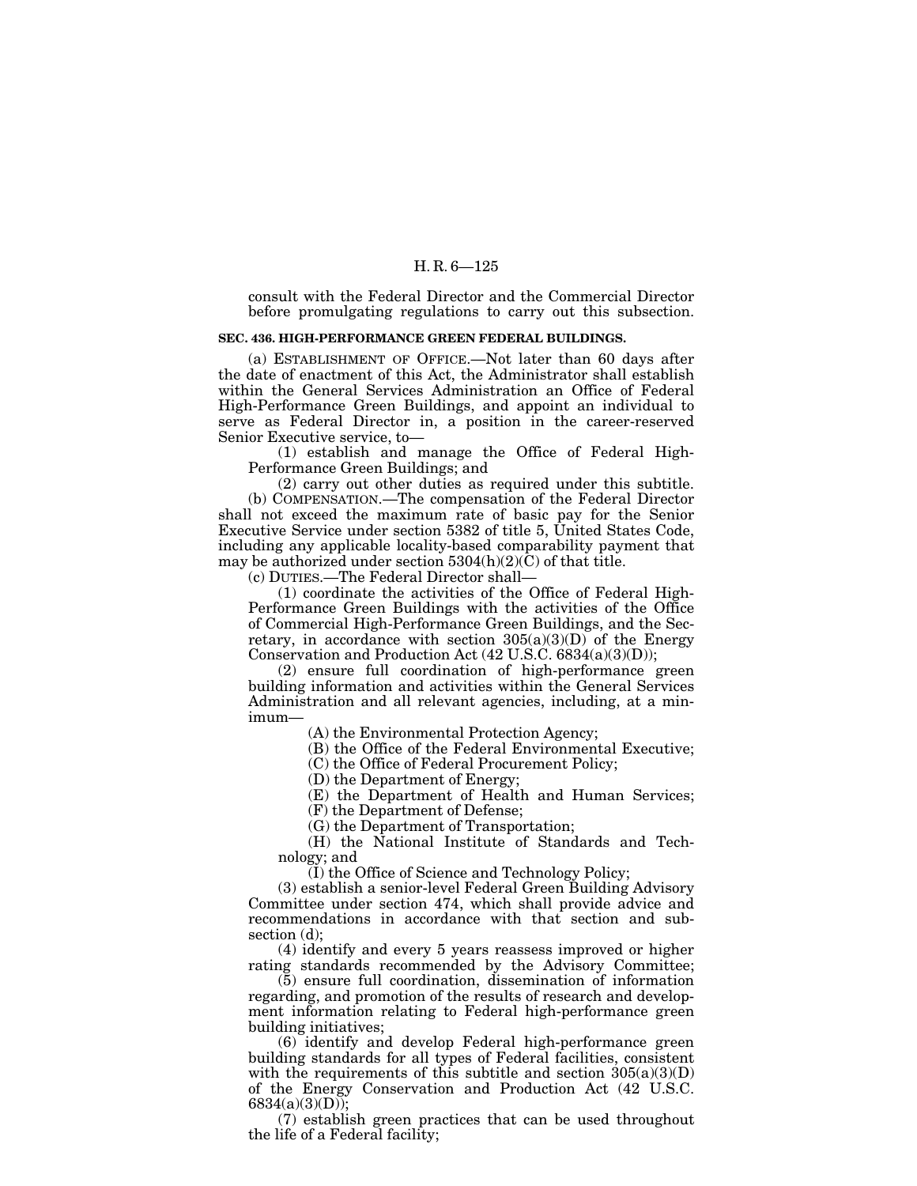consult with the Federal Director and the Commercial Director before promulgating regulations to carry out this subsection.

**SEC. 436. HIGH-PERFORMANCE GREEN FEDERAL BUILDINGS.**

(a) ESTABLISHMENT OF OFFICE.—Not later than 60 days after the date of enactment of this Act, the Administrator shall establish within the General Services Administration an Office of Federal High-Performance Green Buildings, and appoint an individual to serve as Federal Director in, a position in the career-reserved Senior Executive service, to—

(1) establish and manage the Office of Federal High-Performance Green Buildings; and

(2) carry out other duties as required under this subtitle.

(b) COMPENSATION.—The compensation of the Federal Director shall not exceed the maximum rate of basic pay for the Senior Executive Service under section 5382 of title 5, United States Code, including any applicable locality-based comparability payment that may be authorized under section 5304(h)(2)(C) of that title.

(c) DUTIES.—The Federal Director shall—

(1) coordinate the activities of the Office of Federal High-Performance Green Buildings with the activities of the Office of Commercial High-Performance Green Buildings, and the Secretary, in accordance with section 305(a)(3)(D) of the Energy Conservation and Production Act (42 U.S.C. 6834(a)(3)(D));

(2) ensure full coordination of high-performance green building information and activities within the General Services Administration and all relevant agencies, including, at a minimum—

(A) the Environmental Protection Agency;

(B) the Office of the Federal Environmental Executive;

(C) the Office of Federal Procurement Policy;

(D) the Department of Energy;

(E) the Department of Health and Human Services;

(F) the Department of Defense;

(G) the Department of Transportation;

(H) the National Institute of Standards and Technology; and

(I) the Office of Science and Technology Policy;

(3) establish a senior-level Federal Green Building Advisory Committee under section 474, which shall provide advice and recommendations in accordance with that section and subsection (d);

(4) identify and every 5 years reassess improved or higher rating standards recommended by the Advisory Committee;

(5) ensure full coordination, dissemination of information regarding, and promotion of the results of research and development information relating to Federal high-performance green building initiatives;

(6) identify and develop Federal high-performance green building standards for all types of Federal facilities, consistent with the requirements of this subtitle and section 305(a)(3)(D) of the Energy Conservation and Production Act (42 U.S.C. 6834(a)(3)(D));

(7) establish green practices that can be used throughout the life of a Federal facility;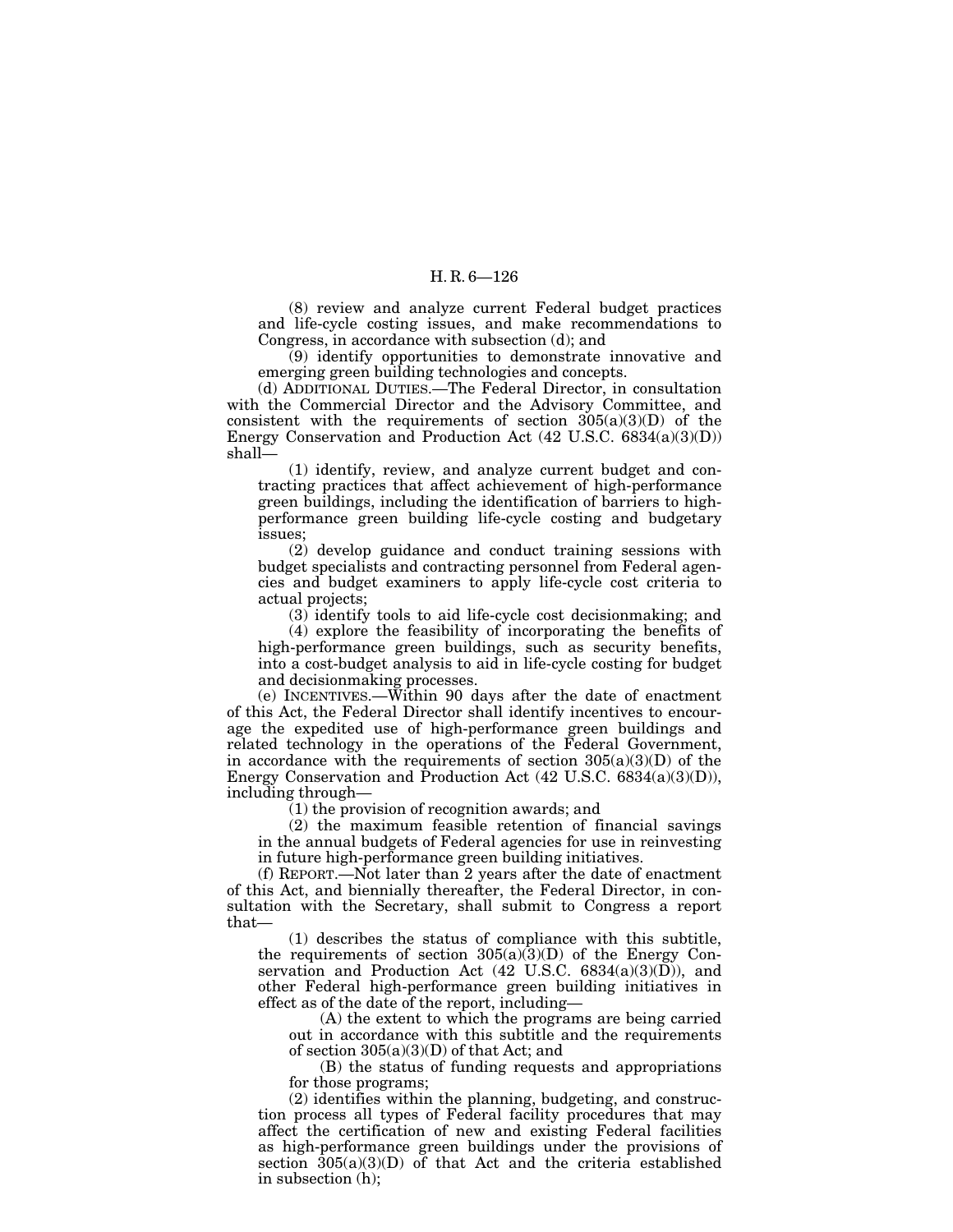(8) review and analyze current Federal budget practices and life-cycle costing issues, and make recommendations to Congress, in accordance with subsection (d); and

(9) identify opportunities to demonstrate innovative and emerging green building technologies and concepts.

(d) ADDITIONAL DUTIES.—The Federal Director, in consultation with the Commercial Director and the Advisory Committee, and consistent with the requirements of section 305(a)(3)(D) of the Energy Conservation and Production Act (42 U.S.C. 6834(a)(3)(D)) shall—

(1) identify, review, and analyze current budget and contracting practices that affect achievement of high-performance green buildings, including the identification of barriers to high-performance green building life-cycle costing and budgetary issues;

(2) develop guidance and conduct training sessions with budget specialists and contracting personnel from Federal agencies and budget examiners to apply life-cycle cost criteria to actual projects;

(3) identify tools to aid life-cycle cost decisionmaking; and

(4) explore the feasibility of incorporating the benefits of high-performance green buildings, such as security benefits, into a cost-budget analysis to aid in life-cycle costing for budget and decisionmaking processes.

(e) INCENTIVES.—Within 90 days after the date of enactment of this Act, the Federal Director shall identify incentives to encourage the expedited use of high-performance green buildings and related technology in the operations of the Federal Government, in accordance with the requirements of section 305(a)(3)(D) of the Energy Conservation and Production Act (42 U.S.C. 6834(a)(3)(D)), including through—

(1) the provision of recognition awards; and

(2) the maximum feasible retention of financial savings in the annual budgets of Federal agencies for use in reinvesting in future high-performance green building initiatives.

(f) REPORT.—Not later than 2 years after the date of enactment of this Act, and biennially thereafter, the Federal Director, in consultation with the Secretary, shall submit to Congress a report that—

(1) describes the status of compliance with this subtitle, the requirements of section 305(a)(3)(D) of the Energy Conservation and Production Act (42 U.S.C. 6834(a)(3)(D)), and other Federal high-performance green building initiatives in effect as of the date of the report, including—

(A) the extent to which the programs are being carried out in accordance with this subtitle and the requirements of section 305(a)(3)(D) of that Act; and

(B) the status of funding requests and appropriations for those programs;

(2) identifies within the planning, budgeting, and construction process all types of Federal facility procedures that may affect the certification of new and existing Federal facilities as high-performance green buildings under the provisions of section 305(a)(3)(D) of that Act and the criteria established in subsection (h);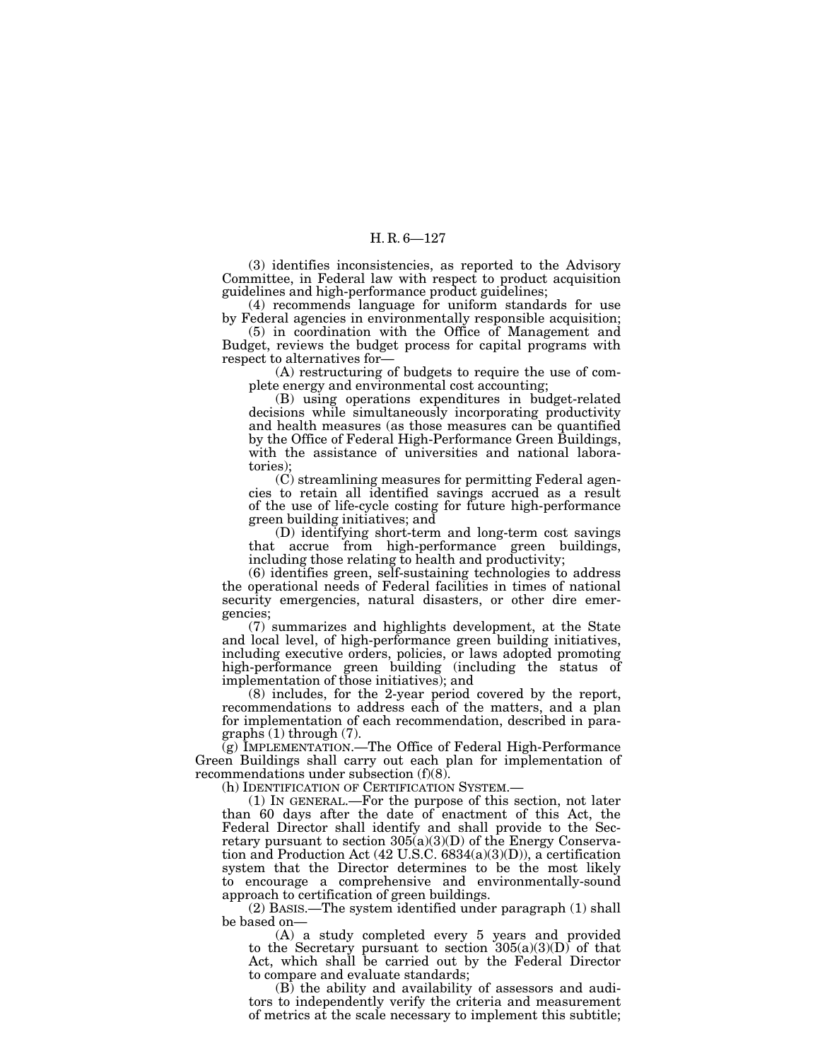(3) identifies inconsistencies, as reported to the Advisory Committee, in Federal law with respect to product acquisition guidelines and high-performance product guidelines;

(4) recommends language for uniform standards for use by Federal agencies in environmentally responsible acquisition;

(5) in coordination with the Office of Management and Budget, reviews the budget process for capital programs with respect to alternatives for—

(A) restructuring of budgets to require the use of complete energy and environmental cost accounting;

(B) using operations expenditures in budget-related decisions while simultaneously incorporating productivity and health measures (as those measures can be quantified by the Office of Federal High-Performance Green Buildings, with the assistance of universities and national laboratories);

(C) streamlining measures for permitting Federal agencies to retain all identified savings accrued as a result of the use of life-cycle costing for future high-performance green building initiatives; and

(D) identifying short-term and long-term cost savings that accrue from high-performance green buildings, including those relating to health and productivity;

(6) identifies green, self-sustaining technologies to address the operational needs of Federal facilities in times of national security emergencies, natural disasters, or other dire emergencies;

(7) summarizes and highlights development, at the State and local level, of high-performance green building initiatives, including executive orders, policies, or laws adopted promoting high-performance green building (including the status of implementation of those initiatives); and

(8) includes, for the 2-year period covered by the report, recommendations to address each of the matters, and a plan for implementation of each recommendation, described in paragraphs (1) through (7).

(g) IMPLEMENTATION.—The Office of Federal High-Performance Green Buildings shall carry out each plan for implementation of recommendations under subsection (f)(8).

(h) IDENTIFICATION OF CERTIFICATION SYSTEM.—

(1) IN GENERAL.—For the purpose of this section, not later than 60 days after the date of enactment of this Act, the Federal Director shall identify and shall provide to the Secretary pursuant to section 305(a)(3)(D) of the Energy Conservation and Production Act (42 U.S.C. 6834(a)(3)(D)), a certification system that the Director determines to be the most likely to encourage a comprehensive and environmentally-sound approach to certification of green buildings.

(2) BASIS.—The system identified under paragraph (1) shall be based on—

(A) a study completed every 5 years and provided to the Secretary pursuant to section 305(a)(3)(D) of that Act, which shall be carried out by the Federal Director to compare and evaluate standards;

(B) the ability and availability of assessors and auditors to independently verify the criteria and measurement of metrics at the scale necessary to implement this subtitle;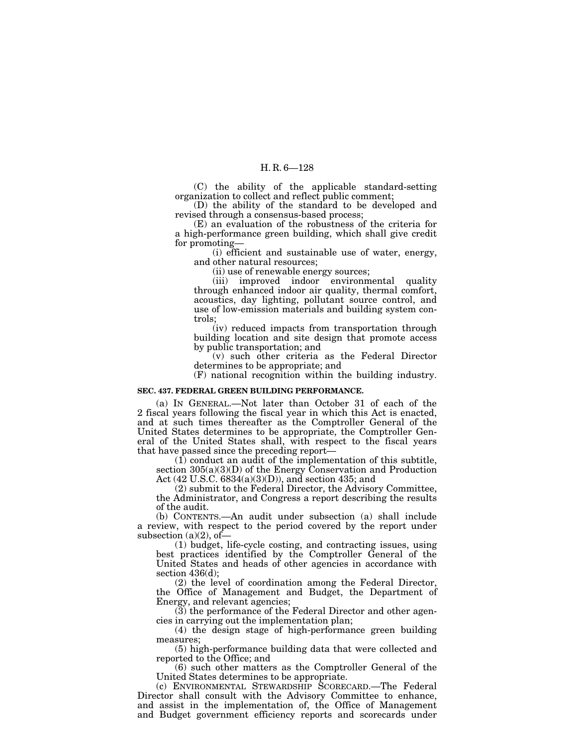(C) the ability of the applicable standard-setting organization to collect and reflect public comment;

(D) the ability of the standard to be developed and revised through a consensus-based process;

(E) an evaluation of the robustness of the criteria for a high-performance green building, which shall give credit for promoting—

(i) efficient and sustainable use of water, energy, and other natural resources;

(ii) use of renewable energy sources;

(iii) improved indoor environmental quality through enhanced indoor air quality, thermal comfort, acoustics, day lighting, pollutant source control, and use of low-emission materials and building system controls;

(iv) reduced impacts from transportation through building location and site design that promote access by public transportation; and

(v) such other criteria as the Federal Director determines to be appropriate; and

(F) national recognition within the building industry.

**SEC. 437. FEDERAL GREEN BUILDING PERFORMANCE.**

(a) IN GENERAL.—Not later than October 31 of each of the 2 fiscal years following the fiscal year in which this Act is enacted, and at such times thereafter as the Comptroller General of the United States determines to be appropriate, the Comptroller General of the United States shall, with respect to the fiscal years that have passed since the preceding report—

(1) conduct an audit of the implementation of this subtitle, section 305(a)(3)(D) of the Energy Conservation and Production Act (42 U.S.C. 6834(a)(3)(D)), and section 435; and

(2) submit to the Federal Director, the Advisory Committee, the Administrator, and Congress a report describing the results of the audit.

(b) CONTENTS.—An audit under subsection (a) shall include a review, with respect to the period covered by the report under subsection (a)(2), of—

(1) budget, life-cycle costing, and contracting issues, using best practices identified by the Comptroller General of the United States and heads of other agencies in accordance with section 436(d);

(2) the level of coordination among the Federal Director, the Office of Management and Budget, the Department of Energy, and relevant agencies;

(3) the performance of the Federal Director and other agencies in carrying out the implementation plan;

(4) the design stage of high-performance green building measures;

(5) high-performance building data that were collected and reported to the Office; and

(6) such other matters as the Comptroller General of the United States determines to be appropriate.

(c) ENVIRONMENTAL STEWARDSHIP SCORECARD.—The Federal Director shall consult with the Advisory Committee to enhance, and assist in the implementation of, the Office of Management and Budget government efficiency reports and scorecards under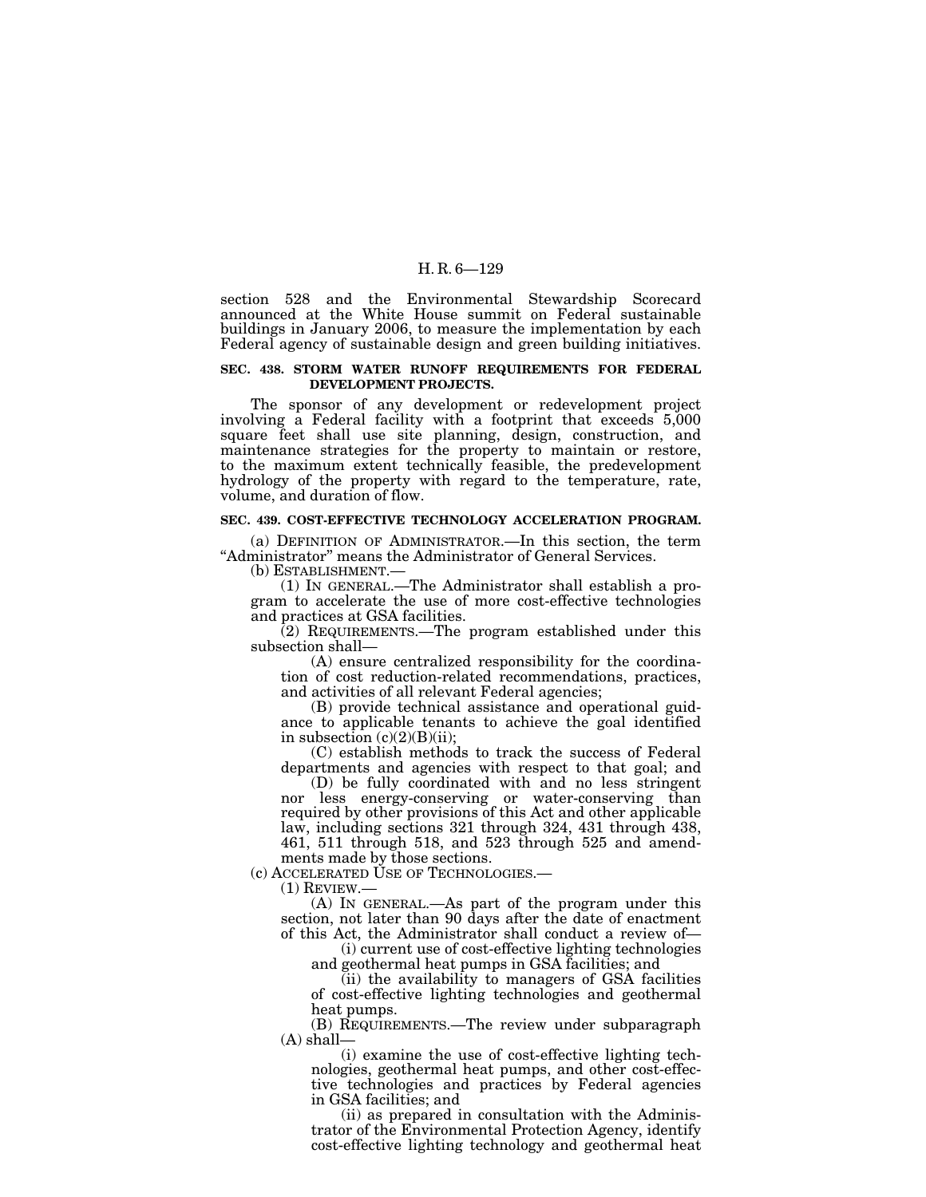section 528 and the Environmental Stewardship Scorecard announced at the White House summit on Federal sustainable buildings in January 2006, to measure the implementation by each Federal agency of sustainable design and green building initiatives.

**SEC. 438. STORM WATER RUNOFF REQUIREMENTS FOR FEDERAL DEVELOPMENT PROJECTS.**

The sponsor of any development or redevelopment project involving a Federal facility with a footprint that exceeds 5,000 square feet shall use site planning, design, construction, and maintenance strategies for the property to maintain or restore, to the maximum extent technically feasible, the predevelopment hydrology of the property with regard to the temperature, rate, volume, and duration of flow.

**SEC. 439. COST-EFFECTIVE TECHNOLOGY ACCELERATION PROGRAM.**

(a) DEFINITION OF ADMINISTRATOR.—In this section, the term "Administrator" means the Administrator of General Services.

(b) ESTABLISHMENT.—

(1) IN GENERAL.—The Administrator shall establish a program to accelerate the use of more cost-effective technologies and practices at GSA facilities.

(2) REQUIREMENTS.—The program established under this subsection shall—

(A) ensure centralized responsibility for the coordination of cost reduction-related recommendations, practices, and activities of all relevant Federal agencies;

(B) provide technical assistance and operational guidance to applicable tenants to achieve the goal identified in subsection (c)(2)(B)(ii);

(C) establish methods to track the success of Federal departments and agencies with respect to that goal; and

(D) be fully coordinated with and no less stringent nor less energy-conserving or water-conserving than required by other provisions of this Act and other applicable law, including sections 321 through 324, 431 through 438, 461, 511 through 518, and 523 through 525 and amendments made by those sections.

(c) ACCELERATED USE OF TECHNOLOGIES.—

(1) REVIEW.—

(A) IN GENERAL.—As part of the program under this section, not later than 90 days after the date of enactment of this Act, the Administrator shall conduct a review of—

(i) current use of cost-effective lighting technologies and geothermal heat pumps in GSA facilities; and

(ii) the availability to managers of GSA facilities of cost-effective lighting technologies and geothermal heat pumps.

(B) REQUIREMENTS.—The review under subparagraph (A) shall—

(i) examine the use of cost-effective lighting technologies, geothermal heat pumps, and other cost-effective technologies and practices by Federal agencies in GSA facilities; and

(ii) as prepared in consultation with the Administrator of the Environmental Protection Agency, identify cost-effective lighting technology and geothermal heat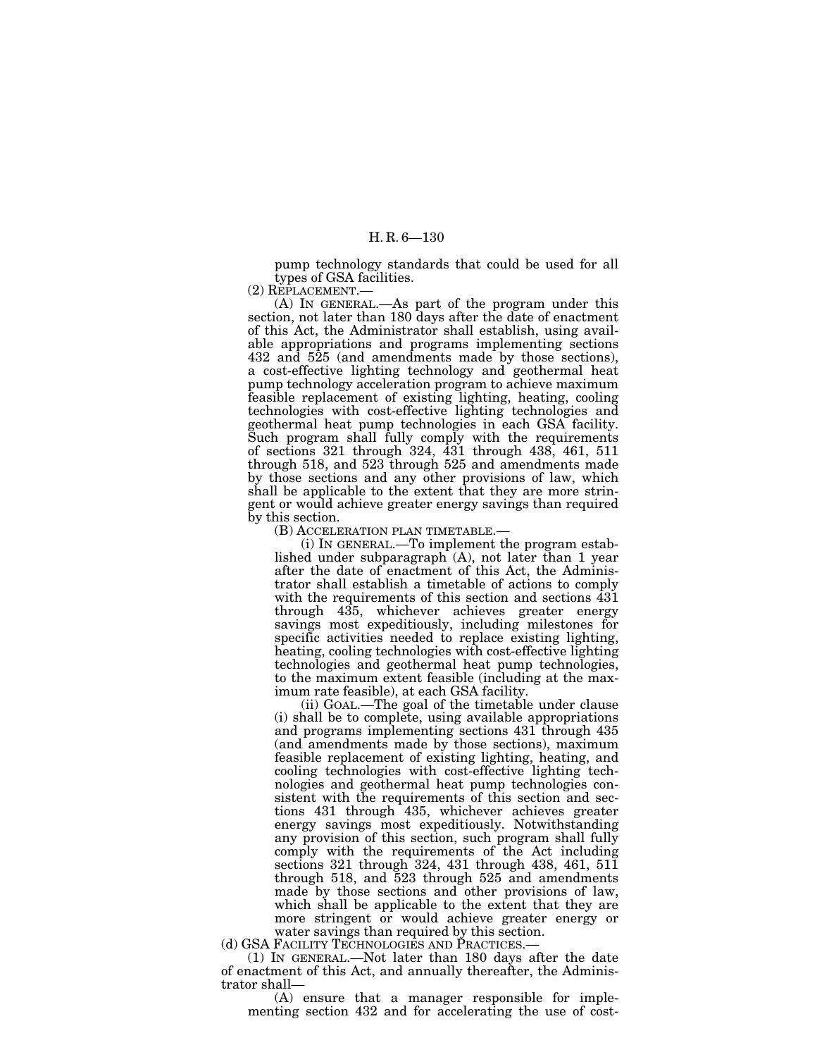pump technology standards that could be used for all types of GSA facilities.

(2) REPLACEMENT.—

(A) IN GENERAL.—As part of the program under this section, not later than 180 days after the date of enactment of this Act, the Administrator shall establish, using available appropriations and programs implementing sections 432 and 525 (and amendments made by those sections), a cost-effective lighting technology and geothermal heat pump technology acceleration program to achieve maximum feasible replacement of existing lighting, heating, cooling technologies with cost-effective lighting technologies and geothermal heat pump technologies in each GSA facility. Such program shall fully comply with the requirements of sections 321 through 324, 431 through 438, 461, 511 through 518, and 523 through 525 and amendments made by those sections and any other provisions of law, which shall be applicable to the extent that they are more stringent or would achieve greater energy savings than required by this section.

(B) ACCELERATION PLAN TIMETABLE.—

(i) IN GENERAL.—To implement the program established under subparagraph (A), not later than 1 year after the date of enactment of this Act, the Administrator shall establish a timetable of actions to comply with the requirements of this section and sections 431 through 435, whichever achieves greater energy savings most expeditiously, including milestones for specific activities needed to replace existing lighting, heating, cooling technologies with cost-effective lighting technologies and geothermal heat pump technologies, to the maximum extent feasible (including at the maximum rate feasible), at each GSA facility.

(ii) GOAL.—The goal of the timetable under clause (i) shall be to complete, using available appropriations and programs implementing sections 431 through 435 (and amendments made by those sections), maximum feasible replacement of existing lighting, heating, and cooling technologies with cost-effective lighting technologies and geothermal heat pump technologies consistent with the requirements of this section and sections 431 through 435, whichever achieves greater energy savings most expeditiously. Notwithstanding any provision of this section, such program shall fully comply with the requirements of the Act including sections 321 through 324, 431 through 438, 461, 511 through 518, and 523 through 525 and amendments made by those sections and other provisions of law, which shall be applicable to the extent that they are more stringent or would achieve greater energy or water savings than required by this section.

(d) GSA FACILITY TECHNOLOGIES AND PRACTICES.—

(1) IN GENERAL.—Not later than 180 days after the date of enactment of this Act, and annually thereafter, the Administrator shall—

(A) ensure that a manager responsible for implementing section 432 and for accelerating the use of cost-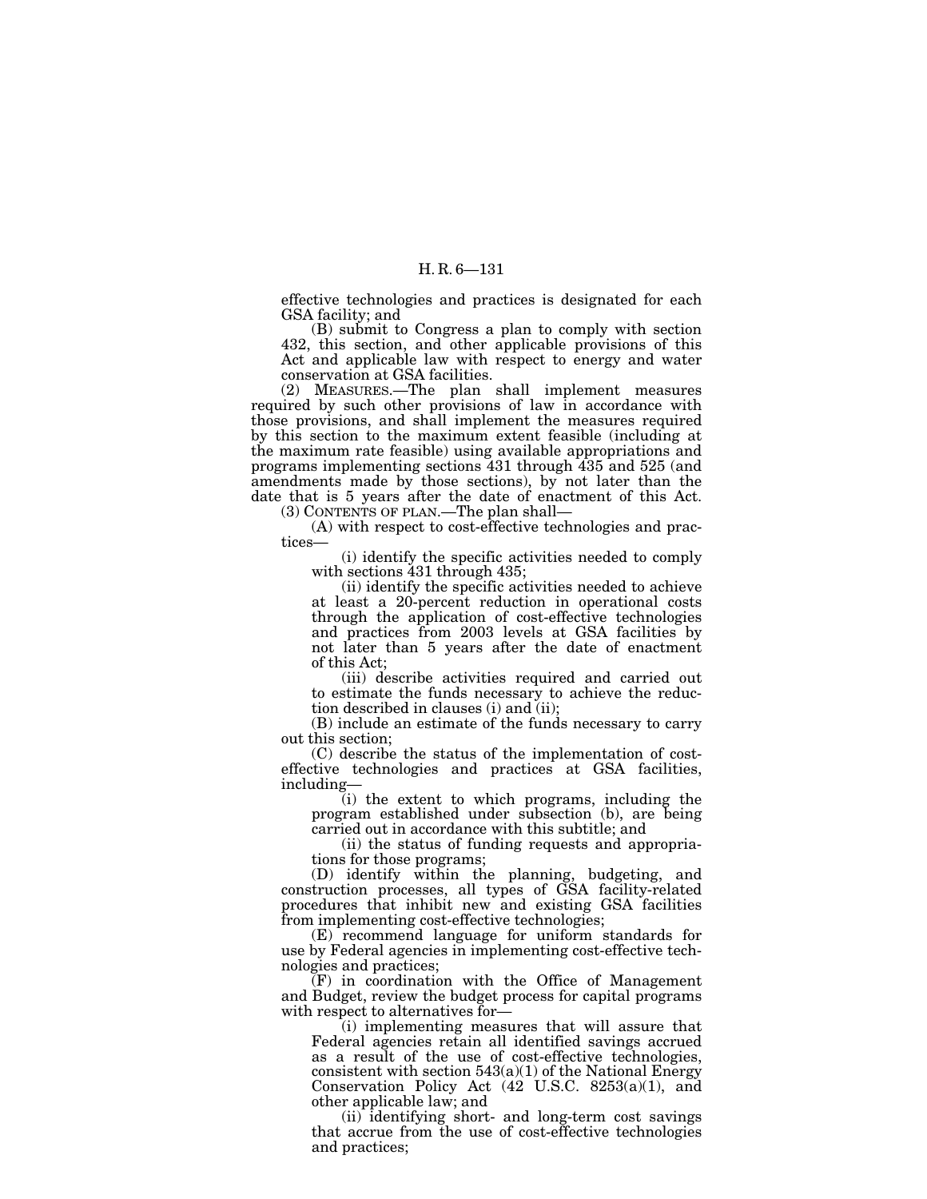effective technologies and practices is designated for each GSA facility; and

(B) submit to Congress a plan to comply with section 432, this section, and other applicable provisions of this Act and applicable law with respect to energy and water conservation at GSA facilities.

(2) MEASURES.—The plan shall implement measures required by such other provisions of law in accordance with those provisions, and shall implement the measures required by this section to the maximum extent feasible (including at the maximum rate feasible) using available appropriations and programs implementing sections 431 through 435 and 525 (and amendments made by those sections), by not later than the date that is 5 years after the date of enactment of this Act.

(3) CONTENTS OF PLAN.—The plan shall—

(A) with respect to cost-effective technologies and practices—

(i) identify the specific activities needed to comply with sections 431 through 435;

(ii) identify the specific activities needed to achieve at least a 20-percent reduction in operational costs through the application of cost-effective technologies and practices from 2003 levels at GSA facilities by not later than 5 years after the date of enactment of this Act;

(iii) describe activities required and carried out to estimate the funds necessary to achieve the reduction described in clauses (i) and (ii);

(B) include an estimate of the funds necessary to carry out this section;

(C) describe the status of the implementation of cost-effective technologies and practices at GSA facilities, including—

(i) the extent to which programs, including the program established under subsection (b), are being carried out in accordance with this subtitle; and

(ii) the status of funding requests and appropriations for those programs;

(D) identify within the planning, budgeting, and construction processes, all types of GSA facility-related procedures that inhibit new and existing GSA facilities from implementing cost-effective technologies;

(E) recommend language for uniform standards for use by Federal agencies in implementing cost-effective technologies and practices;

(F) in coordination with the Office of Management and Budget, review the budget process for capital programs with respect to alternatives for—

(i) implementing measures that will assure that Federal agencies retain all identified savings accrued as a result of the use of cost-effective technologies, consistent with section 543(a)(1) of the National Energy Conservation Policy Act (42 U.S.C. 8253(a)(1), and other applicable law; and

(ii) identifying short- and long-term cost savings that accrue from the use of cost-effective technologies and practices;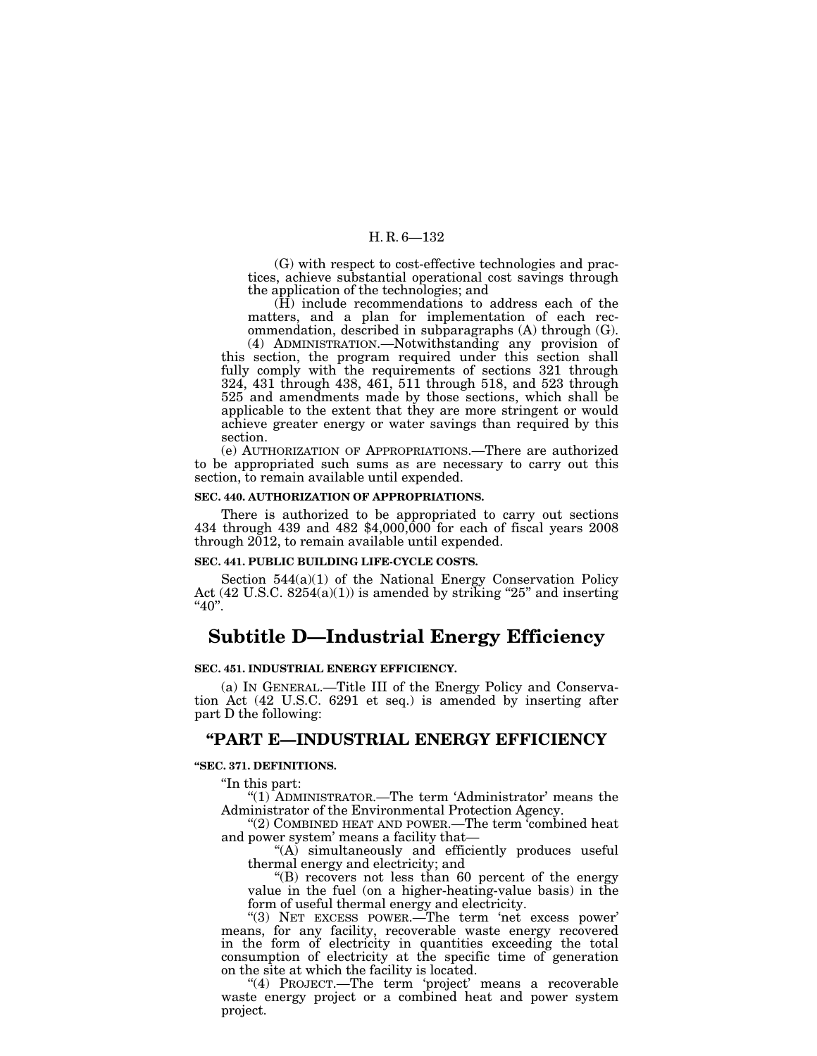(G) with respect to cost-effective technologies and practices, achieve substantial operational cost savings through the application of the technologies; and

(H) include recommendations to address each of the matters, and a plan for implementation of each recommendation, described in subparagraphs (A) through (G).

(4) ADMINISTRATION.—Notwithstanding any provision of this section, the program required under this section shall fully comply with the requirements of sections 321 through 324, 431 through 438, 461, 511 through 518, and 523 through 525 and amendments made by those sections, which shall be applicable to the extent that they are more stringent or would achieve greater energy or water savings than required by this section.

(e) AUTHORIZATION OF APPROPRIATIONS.—There are authorized to be appropriated such sums as are necessary to carry out this section, to remain available until expended.

**SEC. 440. AUTHORIZATION OF APPROPRIATIONS.**

There is authorized to be appropriated to carry out sections 434 through 439 and 482 $4,000,000 for each of fiscal years 2008 through 2012, to remain available until expended.

**SEC. 441. PUBLIC BUILDING LIFE-CYCLE COSTS.**

Section 544(a)(1) of the National Energy Conservation Policy Act (42 U.S.C. 8254(a)(1)) is amended by striking "25" and inserting "40".

# Subtitle D—Industrial Energy Efficiency

**SEC. 451. INDUSTRIAL ENERGY EFFICIENCY.**

(a) IN GENERAL.—Title III of the Energy Policy and Conservation Act (42 U.S.C. 6291 et seq.) is amended by inserting after part D the following:

## "PART E—INDUSTRIAL ENERGY EFFICIENCY

**"SEC. 371. DEFINITIONS.**

"In this part:

"(1) ADMINISTRATOR.—The term 'Administrator' means the Administrator of the Environmental Protection Agency.

"(2) COMBINED HEAT AND POWER.—The term 'combined heat and power system' means a facility that—

"(A) simultaneously and efficiently produces useful thermal energy and electricity; and

"(B) recovers not less than 60 percent of the energy value in the fuel (on a higher-heating-value basis) in the form of useful thermal energy and electricity.

"(3) NET EXCESS POWER.—The term 'net excess power' means, for any facility, recoverable waste energy recovered in the form of electricity in quantities exceeding the total consumption of electricity at the specific time of generation on the site at which the facility is located.

"(4) PROJECT.—The term 'project' means a recoverable waste energy project or a combined heat and power system project.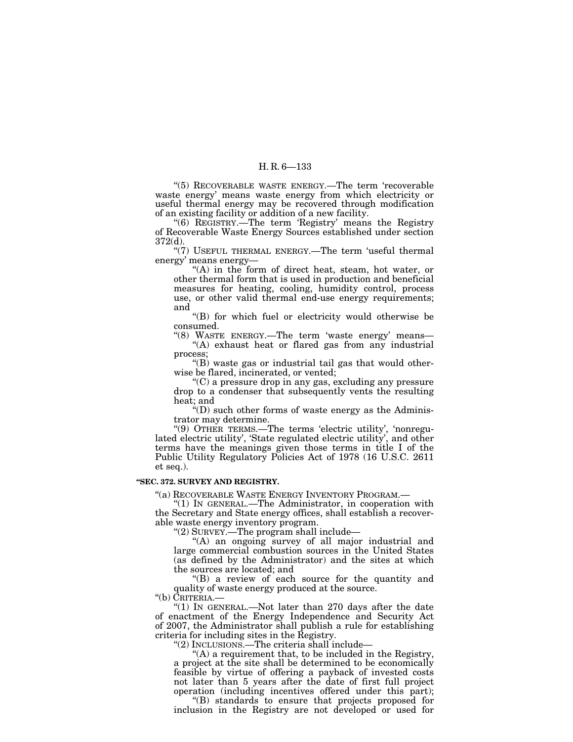"(5) RECOVERABLE WASTE ENERGY.—The term 'recoverable waste energy' means waste energy from which electricity or useful thermal energy may be recovered through modification of an existing facility or addition of a new facility.

"(6) REGISTRY.—The term 'Registry' means the Registry of Recoverable Waste Energy Sources established under section 372(d).

"(7) USEFUL THERMAL ENERGY.—The term 'useful thermal energy' means energy—

"(A) in the form of direct heat, steam, hot water, or other thermal form that is used in production and beneficial measures for heating, cooling, humidity control, process use, or other valid thermal end-use energy requirements; and

"(B) for which fuel or electricity would otherwise be consumed.

"(8) WASTE ENERGY.—The term 'waste energy' means—

"(A) exhaust heat or flared gas from any industrial process;

"(B) waste gas or industrial tail gas that would otherwise be flared, incinerated, or vented;

"(C) a pressure drop in any gas, excluding any pressure drop to a condenser that subsequently vents the resulting heat; and

"(D) such other forms of waste energy as the Administrator may determine.

"(9) OTHER TERMS.—The terms 'electric utility', 'nonregulated electric utility', 'State regulated electric utility', and other terms have the meanings given those terms in title I of the Public Utility Regulatory Policies Act of 1978 (16 U.S.C. 2611 et seq.).

**"SEC. 372. SURVEY AND REGISTRY.**

"(a) RECOVERABLE WASTE ENERGY INVENTORY PROGRAM.—

"(1) IN GENERAL.—The Administrator, in cooperation with the Secretary and State energy offices, shall establish a recoverable waste energy inventory program.

"(2) SURVEY.—The program shall include—

"(A) an ongoing survey of all major industrial and large commercial combustion sources in the United States (as defined by the Administrator) and the sites at which the sources are located; and

"(B) a review of each source for the quantity and quality of waste energy produced at the source.

"(b) CRITERIA.—

"(1) IN GENERAL.—Not later than 270 days after the date of enactment of the Energy Independence and Security Act of 2007, the Administrator shall publish a rule for establishing criteria for including sites in the Registry.

"(2) INCLUSIONS.—The criteria shall include—

"(A) a requirement that, to be included in the Registry, a project at the site shall be determined to be economically feasible by virtue of offering a payback of invested costs not later than 5 years after the date of first full project operation (including incentives offered under this part);

"(B) standards to ensure that projects proposed for inclusion in the Registry are not developed or used for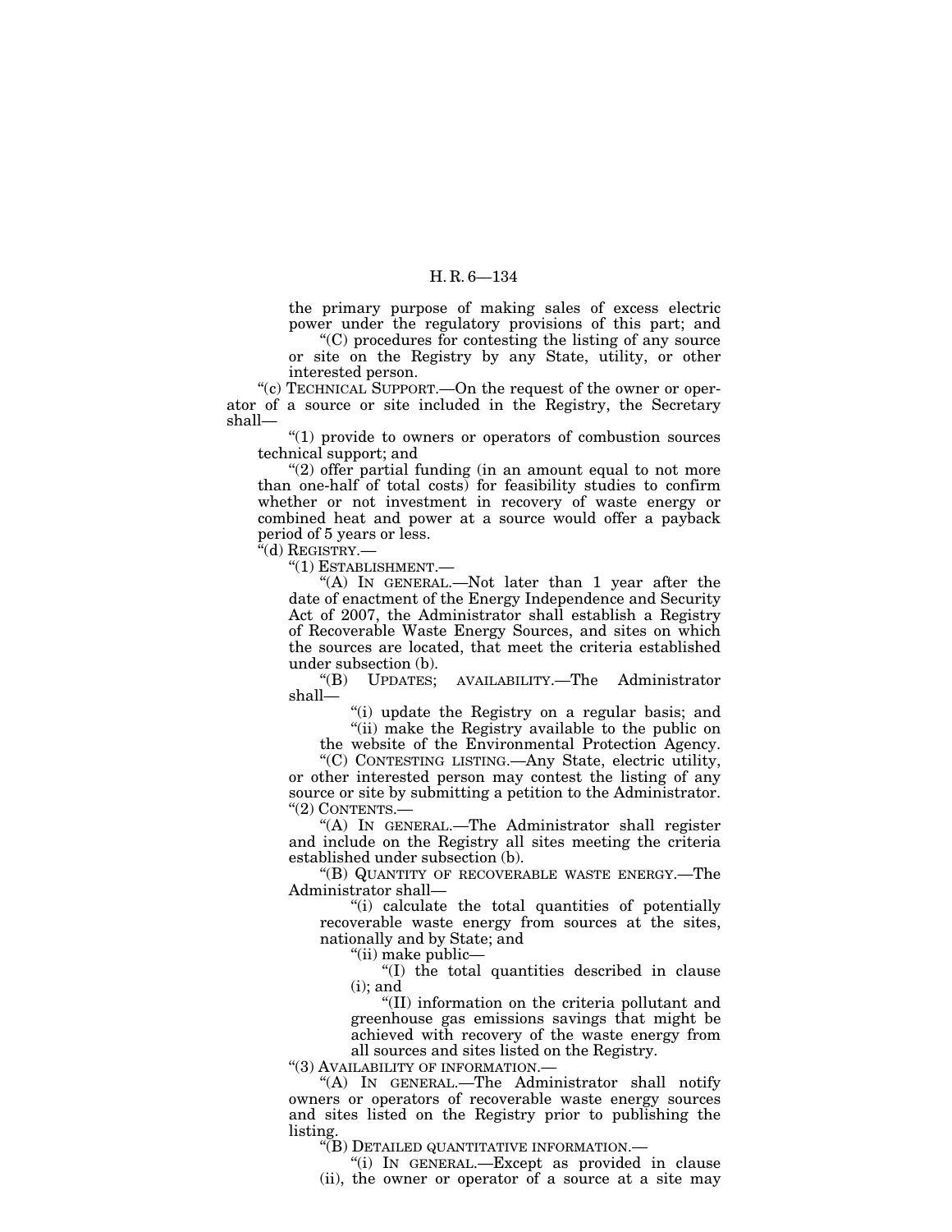the primary purpose of making sales of excess electric power under the regulatory provisions of this part; and

"(C) procedures for contesting the listing of any source or site on the Registry by any State, utility, or other interested person.

"(c) TECHNICAL SUPPORT.—On the request of the owner or operator of a source or site included in the Registry, the Secretary shall—

"(1) provide to owners or operators of combustion sources technical support; and

"(2) offer partial funding (in an amount equal to not more than one-half of total costs) for feasibility studies to confirm whether or not investment in recovery of waste energy or combined heat and power at a source would offer a payback period of 5 years or less.

"(d) REGISTRY.—

"(1) ESTABLISHMENT.—

"(A) IN GENERAL.—Not later than 1 year after the date of enactment of the Energy Independence and Security Act of 2007, the Administrator shall establish a Registry of Recoverable Waste Energy Sources, and sites on which the sources are located, that meet the criteria established under subsection (b).

"(B) UPDATES; AVAILABILITY.—The Administrator shall—

"(i) update the Registry on a regular basis; and

"(ii) make the Registry available to the public on the website of the Environmental Protection Agency.

"(C) CONTESTING LISTING.—Any State, electric utility, or other interested person may contest the listing of any source or site by submitting a petition to the Administrator.

"(2) CONTENTS.—

"(A) IN GENERAL.—The Administrator shall register and include on the Registry all sites meeting the criteria established under subsection (b).

"(B) QUANTITY OF RECOVERABLE WASTE ENERGY.—The Administrator shall—

"(i) calculate the total quantities of potentially recoverable waste energy from sources at the sites, nationally and by State; and

"(ii) make public—

"(I) the total quantities described in clause (i); and

"(II) information on the criteria pollutant and greenhouse gas emissions savings that might be achieved with recovery of the waste energy from all sources and sites listed on the Registry.

"(3) AVAILABILITY OF INFORMATION.—

"(A) IN GENERAL.—The Administrator shall notify owners or operators of recoverable waste energy sources and sites listed on the Registry prior to publishing the listing.

"(B) DETAILED QUANTITATIVE INFORMATION.—

"(i) IN GENERAL.—Except as provided in clause (ii), the owner or operator of a source at a site may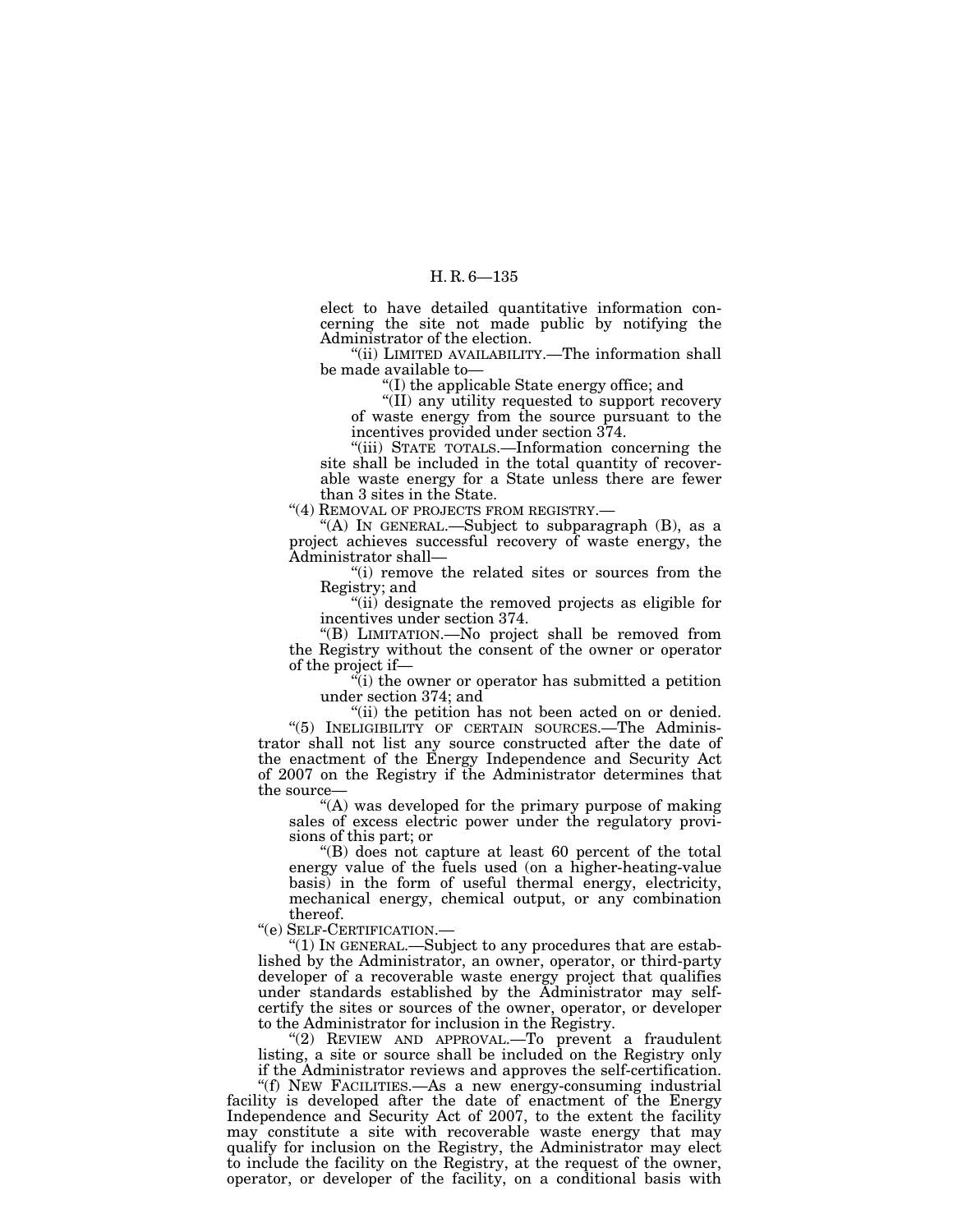elect to have detailed quantitative information concerning the site not made public by notifying the Administrator of the election.

"(ii) LIMITED AVAILABILITY.—The information shall be made available to—

"(I) the applicable State energy office; and

"(II) any utility requested to support recovery of waste energy from the source pursuant to the incentives provided under section 374.

"(iii) STATE TOTALS.—Information concerning the site shall be included in the total quantity of recoverable waste energy for a State unless there are fewer than 3 sites in the State.

"(4) REMOVAL OF PROJECTS FROM REGISTRY.—

"(A) IN GENERAL.—Subject to subparagraph (B), as a project achieves successful recovery of waste energy, the Administrator shall—

"(i) remove the related sites or sources from the Registry; and

"(ii) designate the removed projects as eligible for incentives under section 374.

"(B) LIMITATION.—No project shall be removed from the Registry without the consent of the owner or operator of the project if—

"(i) the owner or operator has submitted a petition under section 374; and

"(ii) the petition has not been acted on or denied.

"(5) INELIGIBILITY OF CERTAIN SOURCES.—The Administrator shall not list any source constructed after the date of the enactment of the Energy Independence and Security Act of 2007 on the Registry if the Administrator determines that the source—

"(A) was developed for the primary purpose of making sales of excess electric power under the regulatory provisions of this part; or

"(B) does not capture at least 60 percent of the total energy value of the fuels used (on a higher-heating-value basis) in the form of useful thermal energy, electricity, mechanical energy, chemical output, or any combination thereof.

"(e) SELF-CERTIFICATION.—

"(1) IN GENERAL.—Subject to any procedures that are established by the Administrator, an owner, operator, or third-party developer of a recoverable waste energy project that qualifies under standards established by the Administrator may self-certify the sites or sources of the owner, operator, or developer to the Administrator for inclusion in the Registry.

"(2) REVIEW AND APPROVAL.—To prevent a fraudulent listing, a site or source shall be included on the Registry only if the Administrator reviews and approves the self-certification.

"(f) NEW FACILITIES.—As a new energy-consuming industrial facility is developed after the date of enactment of the Energy Independence and Security Act of 2007, to the extent the facility may constitute a site with recoverable waste energy that may qualify for inclusion on the Registry, the Administrator may elect to include the facility on the Registry, at the request of the owner, operator, or developer of the facility, on a conditional basis with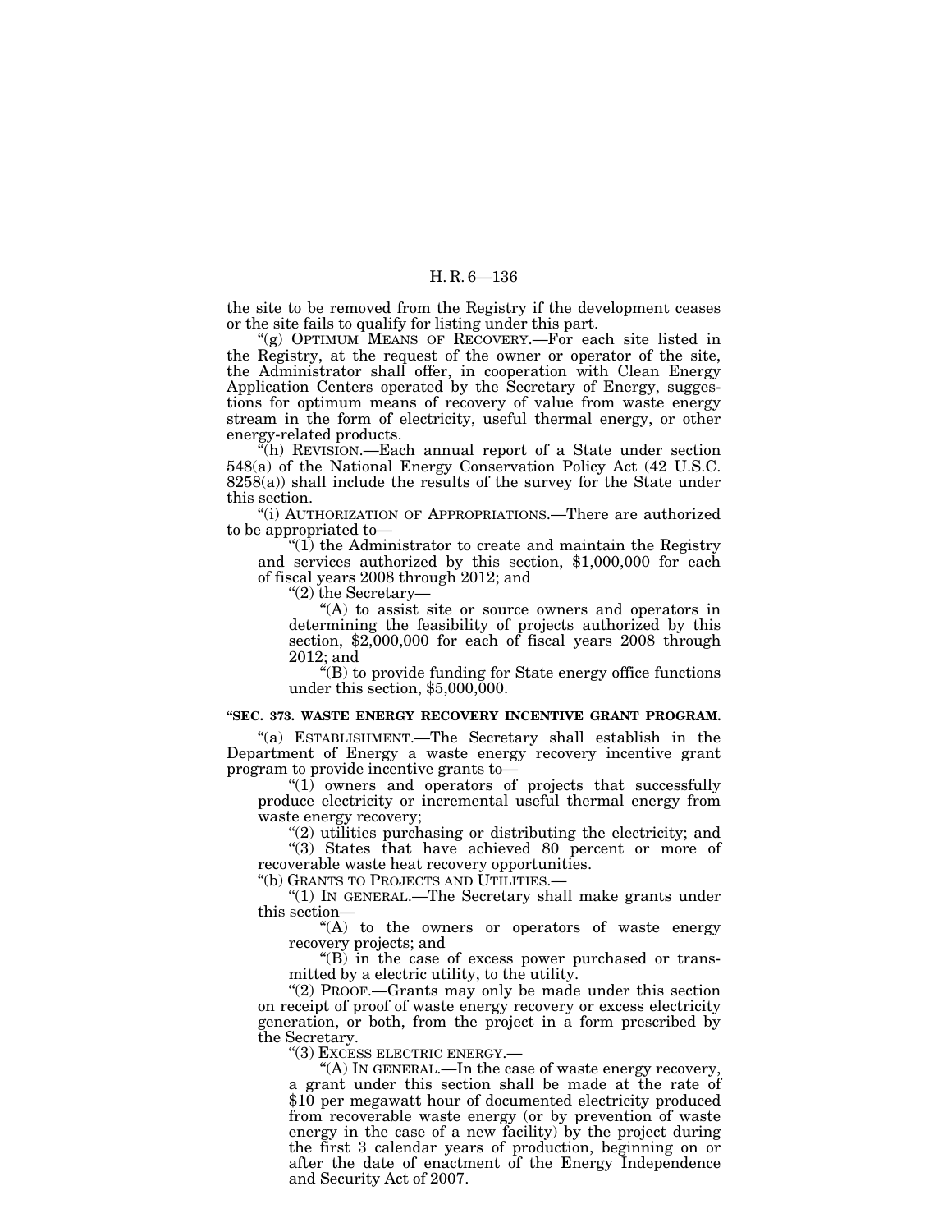the site to be removed from the Registry if the development ceases or the site fails to qualify for listing under this part.

"(g) OPTIMUM MEANS OF RECOVERY.—For each site listed in the Registry, at the request of the owner or operator of the site, the Administrator shall offer, in cooperation with Clean Energy Application Centers operated by the Secretary of Energy, suggestions for optimum means of recovery of value from waste energy stream in the form of electricity, useful thermal energy, or other energy-related products.

"(h) REVISION.—Each annual report of a State under section 548(a) of the National Energy Conservation Policy Act (42 U.S.C. 8258(a)) shall include the results of the survey for the State under this section.

"(i) AUTHORIZATION OF APPROPRIATIONS.—There are authorized to be appropriated to—

"(1) the Administrator to create and maintain the Registry and services authorized by this section, $1,000,000 for each of fiscal years 2008 through 2012; and

"(2) the Secretary—

"(A) to assist site or source owners and operators in determining the feasibility of projects authorized by this section, $2,000,000 for each of fiscal years 2008 through 2012; and

"(B) to provide funding for State energy office functions under this section, $5,000,000.

**"SEC. 373. WASTE ENERGY RECOVERY INCENTIVE GRANT PROGRAM.**

"(a) ESTABLISHMENT.—The Secretary shall establish in the Department of Energy a waste energy recovery incentive grant program to provide incentive grants to—

"(1) owners and operators of projects that successfully produce electricity or incremental useful thermal energy from waste energy recovery;

"(2) utilities purchasing or distributing the electricity; and

"(3) States that have achieved 80 percent or more of recoverable waste heat recovery opportunities.

"(b) GRANTS TO PROJECTS AND UTILITIES.—

"(1) IN GENERAL.—The Secretary shall make grants under this section—

"(A) to the owners or operators of waste energy recovery projects; and

"(B) in the case of excess power purchased or transmitted by a electric utility, to the utility.

"(2) PROOF.—Grants may only be made under this section on receipt of proof of waste energy recovery or excess electricity generation, or both, from the project in a form prescribed by the Secretary.

"(3) EXCESS ELECTRIC ENERGY.—

"(A) IN GENERAL.—In the case of waste energy recovery, a grant under this section shall be made at the rate of $10 per megawatt hour of documented electricity produced from recoverable waste energy (or by prevention of waste energy in the case of a new facility) by the project during the first 3 calendar years of production, beginning on or after the date of enactment of the Energy Independence and Security Act of 2007.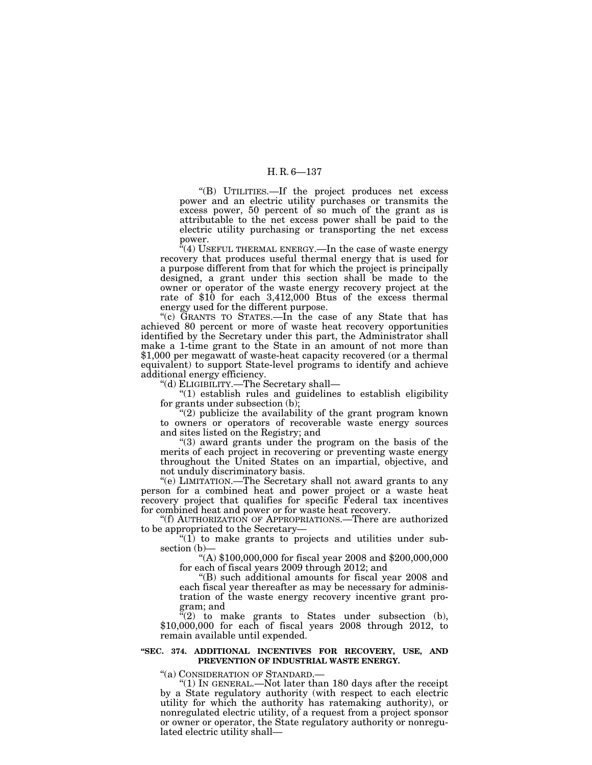"(B) UTILITIES.—If the project produces net excess power and an electric utility purchases or transmits the excess power, 50 percent of so much of the grant as is attributable to the net excess power shall be paid to the electric utility purchasing or transporting the net excess power.

"(4) USEFUL THERMAL ENERGY.—In the case of waste energy recovery that produces useful thermal energy that is used for a purpose different from that for which the project is principally designed, a grant under this section shall be made to the owner or operator of the waste energy recovery project at the rate of $10 for each 3,412,000 Btus of the excess thermal energy used for the different purpose.

"(c) GRANTS TO STATES.—In the case of any State that has achieved 80 percent or more of waste heat recovery opportunities identified by the Secretary under this part, the Administrator shall make a 1-time grant to the State in an amount of not more than $1,000 per megawatt of waste-heat capacity recovered (or a thermal equivalent) to support State-level programs to identify and achieve additional energy efficiency.

"(d) ELIGIBILITY.—The Secretary shall—

"(1) establish rules and guidelines to establish eligibility for grants under subsection (b);

"(2) publicize the availability of the grant program known to owners or operators of recoverable waste energy sources and sites listed on the Registry; and

"(3) award grants under the program on the basis of the merits of each project in recovering or preventing waste energy throughout the United States on an impartial, objective, and not unduly discriminatory basis.

"(e) LIMITATION.—The Secretary shall not award grants to any person for a combined heat and power project or a waste heat recovery project that qualifies for specific Federal tax incentives for combined heat and power or for waste heat recovery.

"(f) AUTHORIZATION OF APPROPRIATIONS.—There are authorized to be appropriated to the Secretary—

"(1) to make grants to projects and utilities under subsection (b)—

"(A) $100,000,000 for fiscal year 2008 and $200,000,000 for each of fiscal years 2009 through 2012; and

"(B) such additional amounts for fiscal year 2008 and each fiscal year thereafter as may be necessary for administration of the waste energy recovery incentive grant program; and

"(2) to make grants to States under subsection (b), $10,000,000 for each of fiscal years 2008 through 2012, to remain available until expended.

**"SEC. 374. ADDITIONAL INCENTIVES FOR RECOVERY, USE, AND PREVENTION OF INDUSTRIAL WASTE ENERGY.**

"(a) CONSIDERATION OF STANDARD.—

"(1) IN GENERAL.—Not later than 180 days after the receipt by a State regulatory authority (with respect to each electric utility for which the authority has ratemaking authority), or nonregulated electric utility, of a request from a project sponsor or owner or operator, the State regulatory authority or nonregulated electric utility shall—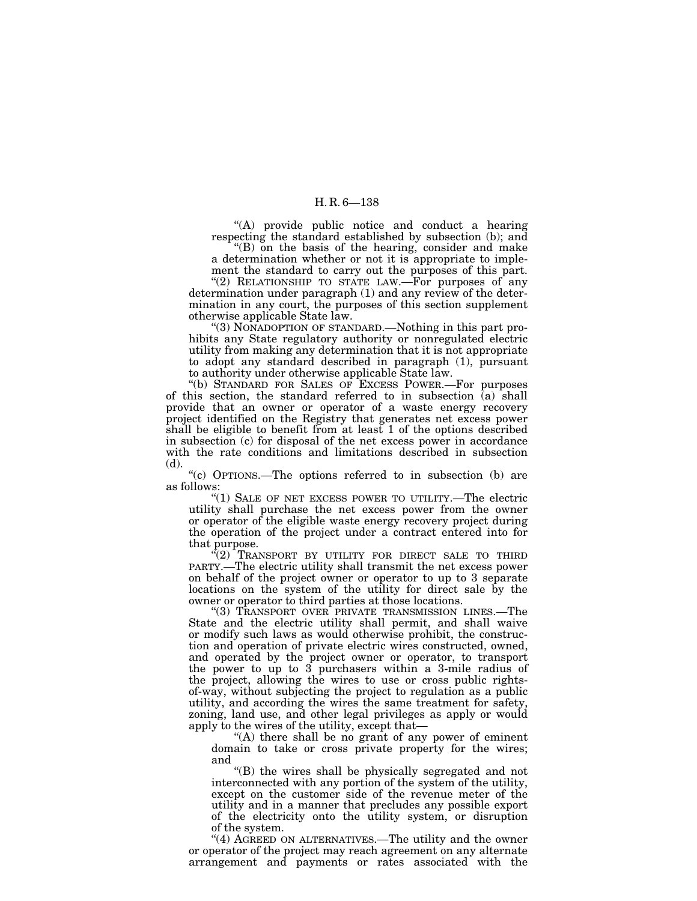"(A) provide public notice and conduct a hearing respecting the standard established by subsection (b); and

"(B) on the basis of the hearing, consider and make a determination whether or not it is appropriate to implement the standard to carry out the purposes of this part.

"(2) RELATIONSHIP TO STATE LAW.—For purposes of any determination under paragraph (1) and any review of the determination in any court, the purposes of this section supplement otherwise applicable State law.

"(3) NONADOPTION OF STANDARD.—Nothing in this part prohibits any State regulatory authority or nonregulated electric utility from making any determination that it is not appropriate to adopt any standard described in paragraph (1), pursuant to authority under otherwise applicable State law.

"(b) STANDARD FOR SALES OF EXCESS POWER.—For purposes of this section, the standard referred to in subsection (a) shall provide that an owner or operator of a waste energy recovery project identified on the Registry that generates net excess power shall be eligible to benefit from at least 1 of the options described in subsection (c) for disposal of the net excess power in accordance with the rate conditions and limitations described in subsection (d).

"(c) OPTIONS.—The options referred to in subsection (b) are as follows:

"(1) SALE OF NET EXCESS POWER TO UTILITY.—The electric utility shall purchase the net excess power from the owner or operator of the eligible waste energy recovery project during the operation of the project under a contract entered into for that purpose.

"(2) TRANSPORT BY UTILITY FOR DIRECT SALE TO THIRD PARTY.—The electric utility shall transmit the net excess power on behalf of the project owner or operator to up to 3 separate locations on the system of the utility for direct sale by the owner or operator to third parties at those locations.

"(3) TRANSPORT OVER PRIVATE TRANSMISSION LINES.—The State and the electric utility shall permit, and shall waive or modify such laws as would otherwise prohibit, the construction and operation of private electric wires constructed, owned, and operated by the project owner or operator, to transport the power to up to 3 purchasers within a 3-mile radius of the project, allowing the wires to use or cross public rights-of-way, without subjecting the project to regulation as a public utility, and according the wires the same treatment for safety, zoning, land use, and other legal privileges as apply or would apply to the wires of the utility, except that—

"(A) there shall be no grant of any power of eminent domain to take or cross private property for the wires; and

"(B) the wires shall be physically segregated and not interconnected with any portion of the system of the utility, except on the customer side of the revenue meter of the utility and in a manner that precludes any possible export of the electricity onto the utility system, or disruption of the system.

"(4) AGREED ON ALTERNATIVES.—The utility and the owner or operator of the project may reach agreement on any alternate arrangement and payments or rates associated with the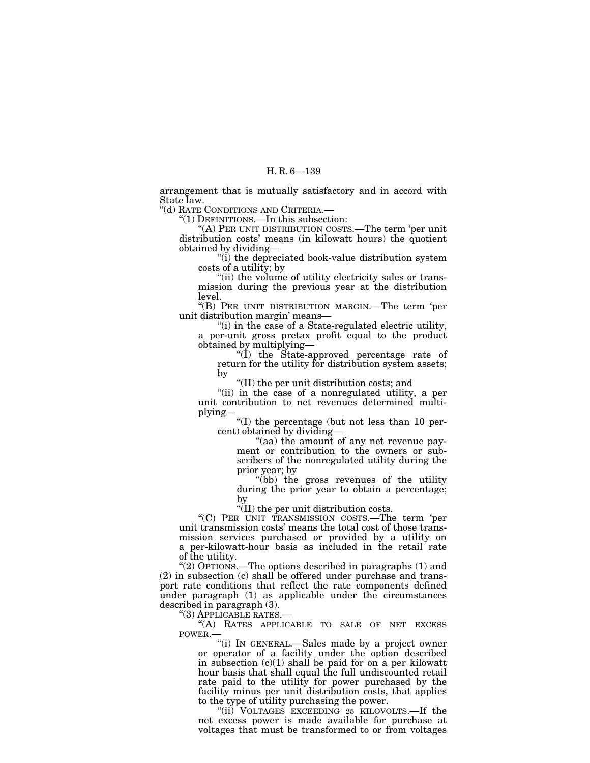arrangement that is mutually satisfactory and in accord with State law.

"(d) RATE CONDITIONS AND CRITERIA.—

"(1) DEFINITIONS.—In this subsection:

"(A) PER UNIT DISTRIBUTION COSTS.—The term 'per unit distribution costs' means (in kilowatt hours) the quotient obtained by dividing—

"(i) the depreciated book-value distribution system costs of a utility; by

"(ii) the volume of utility electricity sales or transmission during the previous year at the distribution level.

"(B) PER UNIT DISTRIBUTION MARGIN.—The term 'per unit distribution margin' means—

"(i) in the case of a State-regulated electric utility, a per-unit gross pretax profit equal to the product obtained by multiplying—

"(I) the State-approved percentage rate of return for the utility for distribution system assets; by

"(II) the per unit distribution costs; and

"(ii) in the case of a nonregulated utility, a per unit contribution to net revenues determined multiplying—

"(I) the percentage (but not less than 10 percent) obtained by dividing—

"(aa) the amount of any net revenue payment or contribution to the owners or subscribers of the nonregulated utility during the prior year; by

"(bb) the gross revenues of the utility during the prior year to obtain a percentage; by

"(II) the per unit distribution costs.

"(C) PER UNIT TRANSMISSION COSTS.—The term 'per unit transmission costs' means the total cost of those transmission services purchased or provided by a utility on a per-kilowatt-hour basis as included in the retail rate of the utility.

"(2) OPTIONS.—The options described in paragraphs (1) and (2) in subsection (c) shall be offered under purchase and transport rate conditions that reflect the rate components defined under paragraph (1) as applicable under the circumstances described in paragraph (3).

"(3) APPLICABLE RATES.—

"(A) RATES APPLICABLE TO SALE OF NET EXCESS POWER.—

"(i) IN GENERAL.—Sales made by a project owner or operator of a facility under the option described in subsection (c)(1) shall be paid for on a per kilowatt hour basis that shall equal the full undiscounted retail rate paid to the utility for power purchased by the facility minus per unit distribution costs, that applies to the type of utility purchasing the power.

"(ii) VOLTAGES EXCEEDING 25 KILOVOLTS.—If the net excess power is made available for purchase at voltages that must be transformed to or from voltages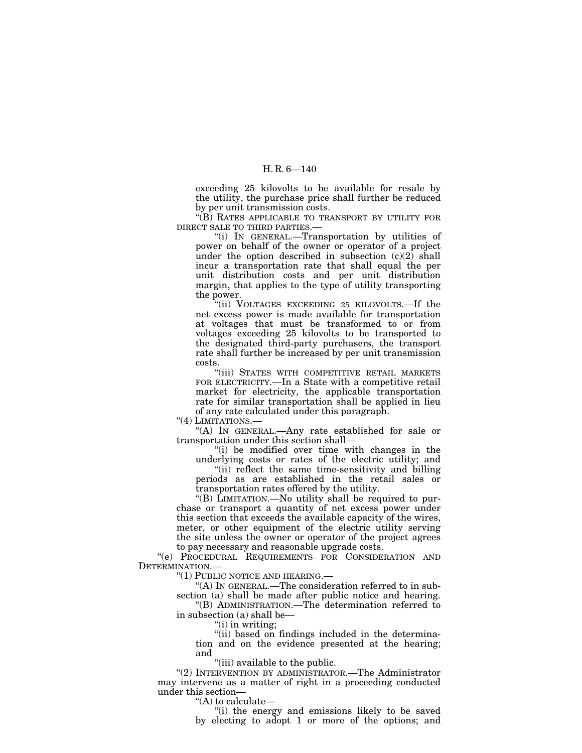exceeding 25 kilovolts to be available for resale by the utility, the purchase price shall further be reduced by per unit transmission costs.

"(B) RATES APPLICABLE TO TRANSPORT BY UTILITY FOR DIRECT SALE TO THIRD PARTIES.—

"(i) IN GENERAL.—Transportation by utilities of power on behalf of the owner or operator of a project under the option described in subsection (c)(2) shall incur a transportation rate that shall equal the per unit distribution costs and per unit distribution margin, that applies to the type of utility transporting the power.

"(ii) VOLTAGES EXCEEDING 25 KILOVOLTS.—If the net excess power is made available for transportation at voltages that must be transformed to or from voltages exceeding 25 kilovolts to be transported to the designated third-party purchasers, the transport rate shall further be increased by per unit transmission costs.

"(iii) STATES WITH COMPETITIVE RETAIL MARKETS FOR ELECTRICITY.—In a State with a competitive retail market for electricity, the applicable transportation rate for similar transportation shall be applied in lieu of any rate calculated under this paragraph.

"(4) LIMITATIONS.—

"(A) IN GENERAL.—Any rate established for sale or transportation under this section shall—

"(i) be modified over time with changes in the underlying costs or rates of the electric utility; and

"(ii) reflect the same time-sensitivity and billing periods as are established in the retail sales or transportation rates offered by the utility.

"(B) LIMITATION.—No utility shall be required to purchase or transport a quantity of net excess power under this section that exceeds the available capacity of the wires, meter, or other equipment of the electric utility serving the site unless the owner or operator of the project agrees to pay necessary and reasonable upgrade costs.

"(e) PROCEDURAL REQUIREMENTS FOR CONSIDERATION AND DETERMINATION.—

"(1) PUBLIC NOTICE AND HEARING.—

"(A) IN GENERAL.—The consideration referred to in subsection (a) shall be made after public notice and hearing.

"(B) ADMINISTRATION.—The determination referred to in subsection (a) shall be—

"(i) in writing;

"(ii) based on findings included in the determination and on the evidence presented at the hearing; and

"(iii) available to the public.

"(2) INTERVENTION BY ADMINISTRATOR.—The Administrator may intervene as a matter of right in a proceeding conducted under this section—

"(A) to calculate—

"(i) the energy and emissions likely to be saved by electing to adopt 1 or more of the options; and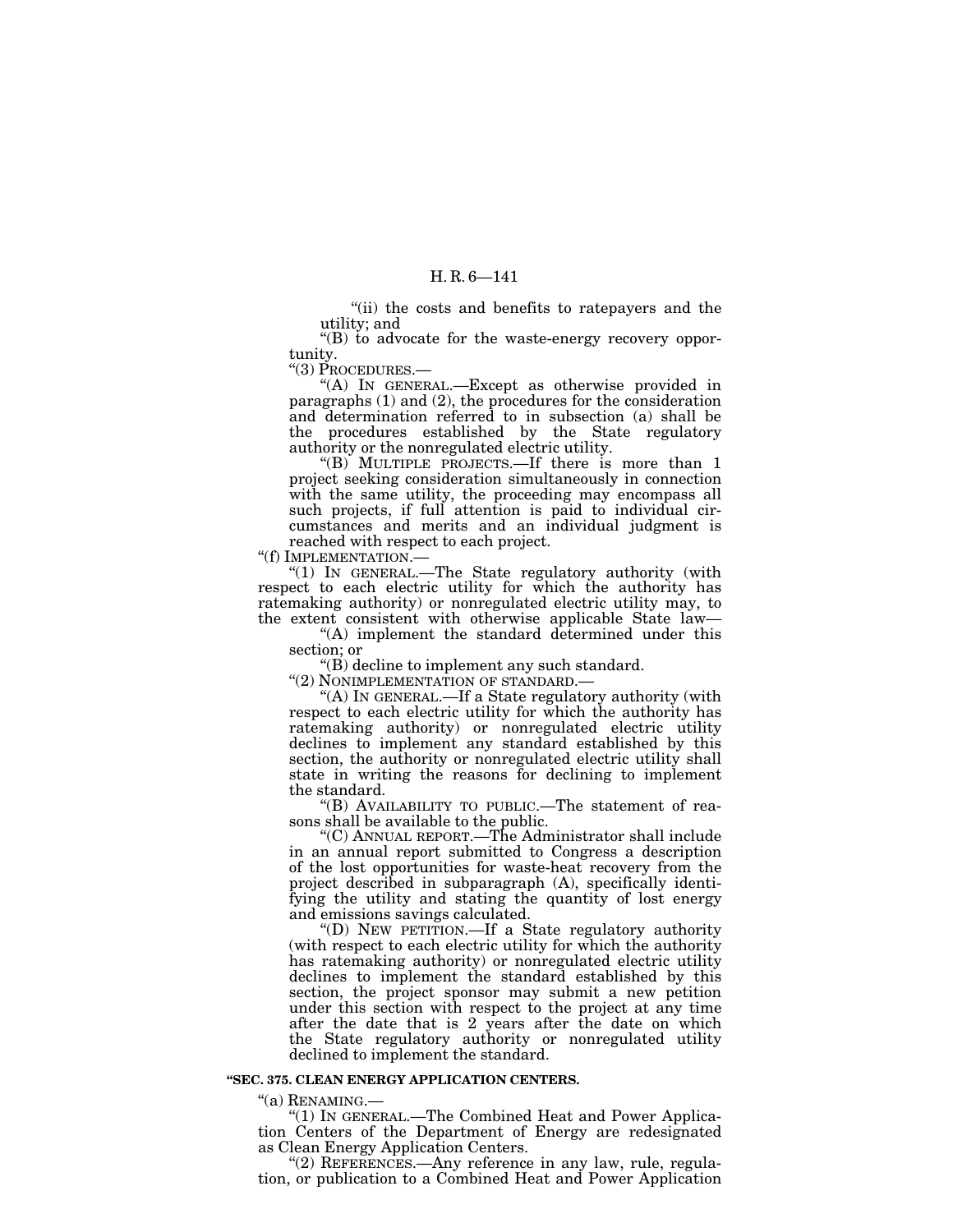"(ii) the costs and benefits to ratepayers and the utility; and

"(B) to advocate for the waste-energy recovery opportunity.

"(3) PROCEDURES.—

"(A) IN GENERAL.—Except as otherwise provided in paragraphs (1) and (2), the procedures for the consideration and determination referred to in subsection (a) shall be the procedures established by the State regulatory authority or the nonregulated electric utility.

"(B) MULTIPLE PROJECTS.—If there is more than 1 project seeking consideration simultaneously in connection with the same utility, the proceeding may encompass all such projects, if full attention is paid to individual circumstances and merits and an individual judgment is reached with respect to each project.

"(f) IMPLEMENTATION.—

"(1) IN GENERAL.—The State regulatory authority (with respect to each electric utility for which the authority has ratemaking authority) or nonregulated electric utility may, to the extent consistent with otherwise applicable State law—

"(A) implement the standard determined under this section; or

"(B) decline to implement any such standard.

"(2) NONIMPLEMENTATION OF STANDARD.—

"(A) IN GENERAL.—If a State regulatory authority (with respect to each electric utility for which the authority has ratemaking authority) or nonregulated electric utility declines to implement any standard established by this section, the authority or nonregulated electric utility shall state in writing the reasons for declining to implement the standard.

"(B) AVAILABILITY TO PUBLIC.—The statement of reasons shall be available to the public.

"(C) ANNUAL REPORT.—The Administrator shall include in an annual report submitted to Congress a description of the lost opportunities for waste-heat recovery from the project described in subparagraph (A), specifically identifying the utility and stating the quantity of lost energy and emissions savings calculated.

"(D) NEW PETITION.—If a State regulatory authority (with respect to each electric utility for which the authority has ratemaking authority) or nonregulated electric utility declines to implement the standard established by this section, the project sponsor may submit a new petition under this section with respect to the project at any time after the date that is 2 years after the date on which the State regulatory authority or nonregulated utility declined to implement the standard.

**"SEC. 375. CLEAN ENERGY APPLICATION CENTERS.**

"(a) RENAMING.—

"(1) IN GENERAL.—The Combined Heat and Power Application Centers of the Department of Energy are redesignated as Clean Energy Application Centers.

"(2) REFERENCES.—Any reference in any law, rule, regulation, or publication to a Combined Heat and Power Application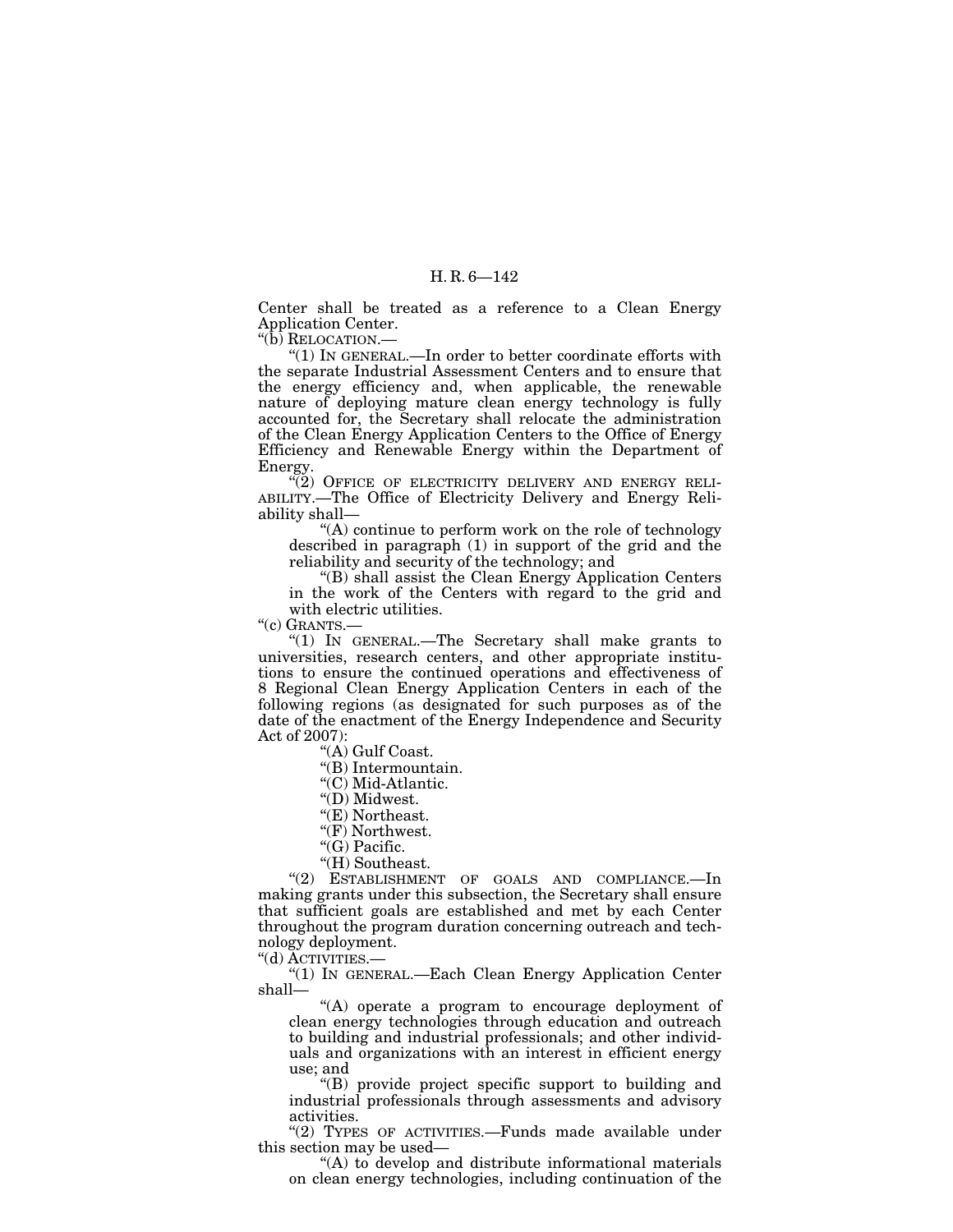Center shall be treated as a reference to a Clean Energy Application Center.

"(b) RELOCATION.—

"(1) IN GENERAL.—In order to better coordinate efforts with the separate Industrial Assessment Centers and to ensure that the energy efficiency and, when applicable, the renewable nature of deploying mature clean energy technology is fully accounted for, the Secretary shall relocate the administration of the Clean Energy Application Centers to the Office of Energy Efficiency and Renewable Energy within the Department of Energy.

"(2) OFFICE OF ELECTRICITY DELIVERY AND ENERGY RELIABILITY.—The Office of Electricity Delivery and Energy Reliability shall—

"(A) continue to perform work on the role of technology described in paragraph (1) in support of the grid and the reliability and security of the technology; and

"(B) shall assist the Clean Energy Application Centers in the work of the Centers with regard to the grid and with electric utilities.

"(c) GRANTS.—

"(1) IN GENERAL.—The Secretary shall make grants to universities, research centers, and other appropriate institutions to ensure the continued operations and effectiveness of 8 Regional Clean Energy Application Centers in each of the following regions (as designated for such purposes as of the date of the enactment of the Energy Independence and Security Act of 2007):

"(A) Gulf Coast.

"(B) Intermountain.

"(C) Mid-Atlantic.

"(D) Midwest.

"(E) Northeast.

"(F) Northwest.

"(G) Pacific.

"(H) Southeast.

"(2) ESTABLISHMENT OF GOALS AND COMPLIANCE.—In making grants under this subsection, the Secretary shall ensure that sufficient goals are established and met by each Center throughout the program duration concerning outreach and technology deployment.

"(d) ACTIVITIES.—

"(1) IN GENERAL.—Each Clean Energy Application Center shall—

"(A) operate a program to encourage deployment of clean energy technologies through education and outreach to building and industrial professionals; and other individuals and organizations with an interest in efficient energy use; and

"(B) provide project specific support to building and industrial professionals through assessments and advisory activities.

"(2) TYPES OF ACTIVITIES.—Funds made available under this section may be used—

"(A) to develop and distribute informational materials on clean energy technologies, including continuation of the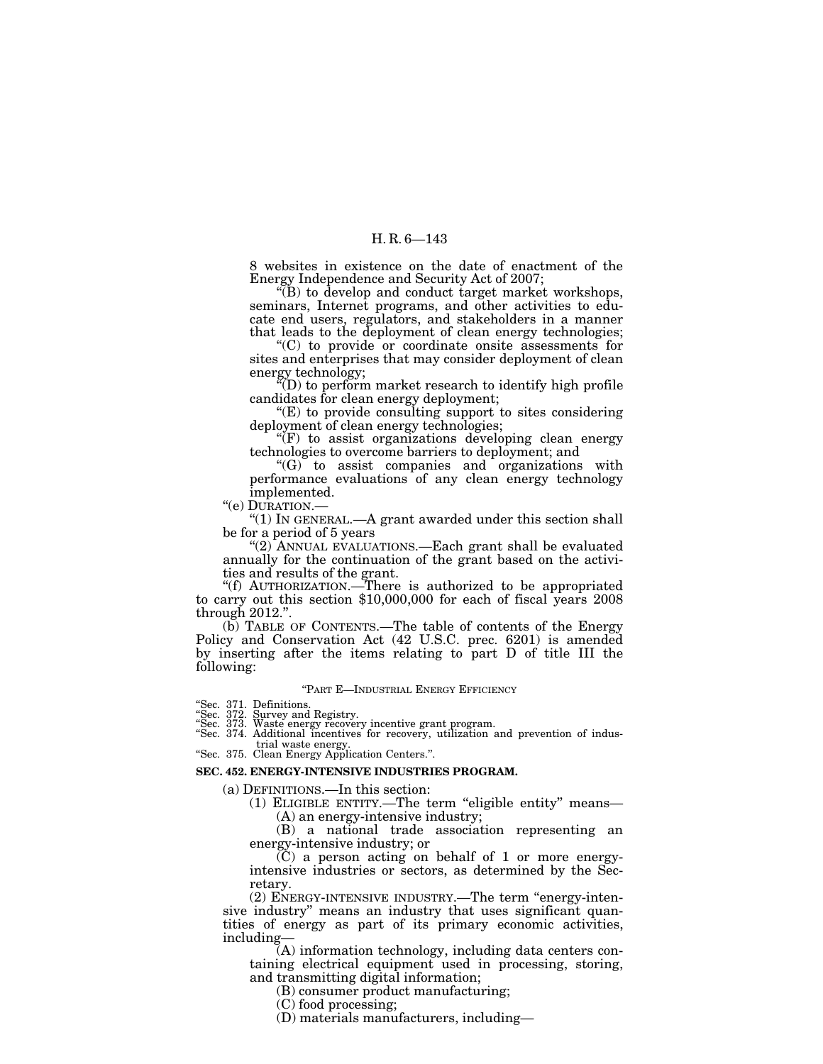8 websites in existence on the date of enactment of the Energy Independence and Security Act of 2007;

"(B) to develop and conduct target market workshops, seminars, Internet programs, and other activities to educate end users, regulators, and stakeholders in a manner that leads to the deployment of clean energy technologies;

"(C) to provide or coordinate onsite assessments for sites and enterprises that may consider deployment of clean energy technology;

"(D) to perform market research to identify high profile candidates for clean energy deployment;

"(E) to provide consulting support to sites considering deployment of clean energy technologies;

"(F) to assist organizations developing clean energy technologies to overcome barriers to deployment; and

"(G) to assist companies and organizations with performance evaluations of any clean energy technology implemented.

"(e) DURATION.—

"(1) IN GENERAL.—A grant awarded under this section shall be for a period of 5 years

"(2) ANNUAL EVALUATIONS.—Each grant shall be evaluated annually for the continuation of the grant based on the activities and results of the grant.

"(f) AUTHORIZATION.—There is authorized to be appropriated to carry out this section $10,000,000 for each of fiscal years 2008 through 2012.".

(b) TABLE OF CONTENTS.—The table of contents of the Energy Policy and Conservation Act (42 U.S.C. prec. 6201) is amended by inserting after the items relating to part D of title III the following:

"PART E—INDUSTRIAL ENERGY EFFICIENCY

"Sec. 371. Definitions.
"Sec. 372. Survey and Registry.
"Sec. 373. Waste energy recovery incentive grant program.
"Sec. 374. Additional incentives for recovery, utilization and prevention of industrial waste energy.
"Sec. 375. Clean Energy Application Centers.".

**SEC. 452. ENERGY-INTENSIVE INDUSTRIES PROGRAM.**

(a) DEFINITIONS.—In this section:

(1) ELIGIBLE ENTITY.—The term "eligible entity" means—

(A) an energy-intensive industry;

(B) a national trade association representing an energy-intensive industry; or

(C) a person acting on behalf of 1 or more energy-intensive industries or sectors, as determined by the Secretary.

(2) ENERGY-INTENSIVE INDUSTRY.—The term "energy-intensive industry" means an industry that uses significant quantities of energy as part of its primary economic activities, including—

(A) information technology, including data centers containing electrical equipment used in processing, storing, and transmitting digital information;

(B) consumer product manufacturing;

(C) food processing;

(D) materials manufacturers, including—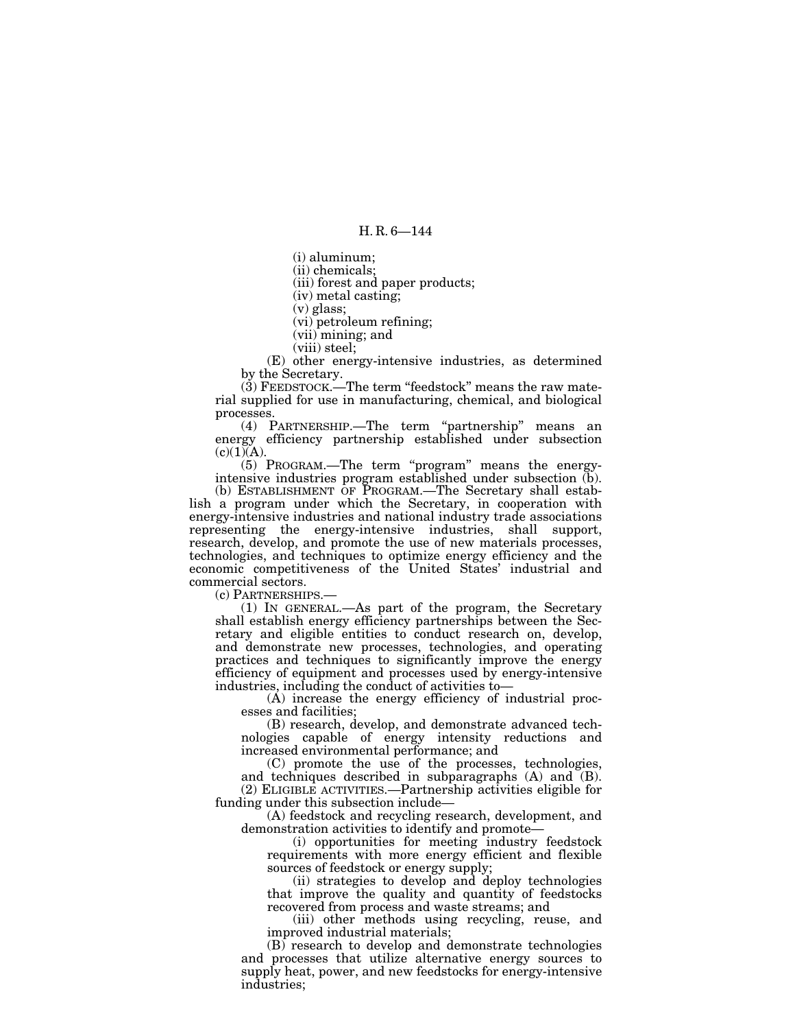(i) aluminum;

(ii) chemicals;

(iii) forest and paper products;

(iv) metal casting;

(v) glass;

(vi) petroleum refining;

(vii) mining; and

(viii) steel;

(E) other energy-intensive industries, as determined by the Secretary.

(3) FEEDSTOCK.—The term "feedstock" means the raw material supplied for use in manufacturing, chemical, and biological processes.

(4) PARTNERSHIP.—The term "partnership" means an energy efficiency partnership established under subsection (c)(1)(A).

(5) PROGRAM.—The term "program" means the energy-intensive industries program established under subsection (b).

(b) ESTABLISHMENT OF PROGRAM.—The Secretary shall establish a program under which the Secretary, in cooperation with energy-intensive industries and national industry trade associations representing the energy-intensive industries, shall support, research, develop, and promote the use of new materials processes, technologies, and techniques to optimize energy efficiency and the economic competitiveness of the United States' industrial and commercial sectors.

(c) PARTNERSHIPS.—

(1) IN GENERAL.—As part of the program, the Secretary shall establish energy efficiency partnerships between the Secretary and eligible entities to conduct research on, develop, and demonstrate new processes, technologies, and operating practices and techniques to significantly improve the energy efficiency of equipment and processes used by energy-intensive industries, including the conduct of activities to—

(A) increase the energy efficiency of industrial processes and facilities;

(B) research, develop, and demonstrate advanced technologies capable of energy intensity reductions and increased environmental performance; and

(C) promote the use of the processes, technologies, and techniques described in subparagraphs (A) and (B).

(2) ELIGIBLE ACTIVITIES.—Partnership activities eligible for funding under this subsection include—

(A) feedstock and recycling research, development, and demonstration activities to identify and promote—

(i) opportunities for meeting industry feedstock requirements with more energy efficient and flexible sources of feedstock or energy supply;

(ii) strategies to develop and deploy technologies that improve the quality and quantity of feedstocks recovered from process and waste streams; and

(iii) other methods using recycling, reuse, and improved industrial materials;

(B) research to develop and demonstrate technologies and processes that utilize alternative energy sources to supply heat, power, and new feedstocks for energy-intensive industries;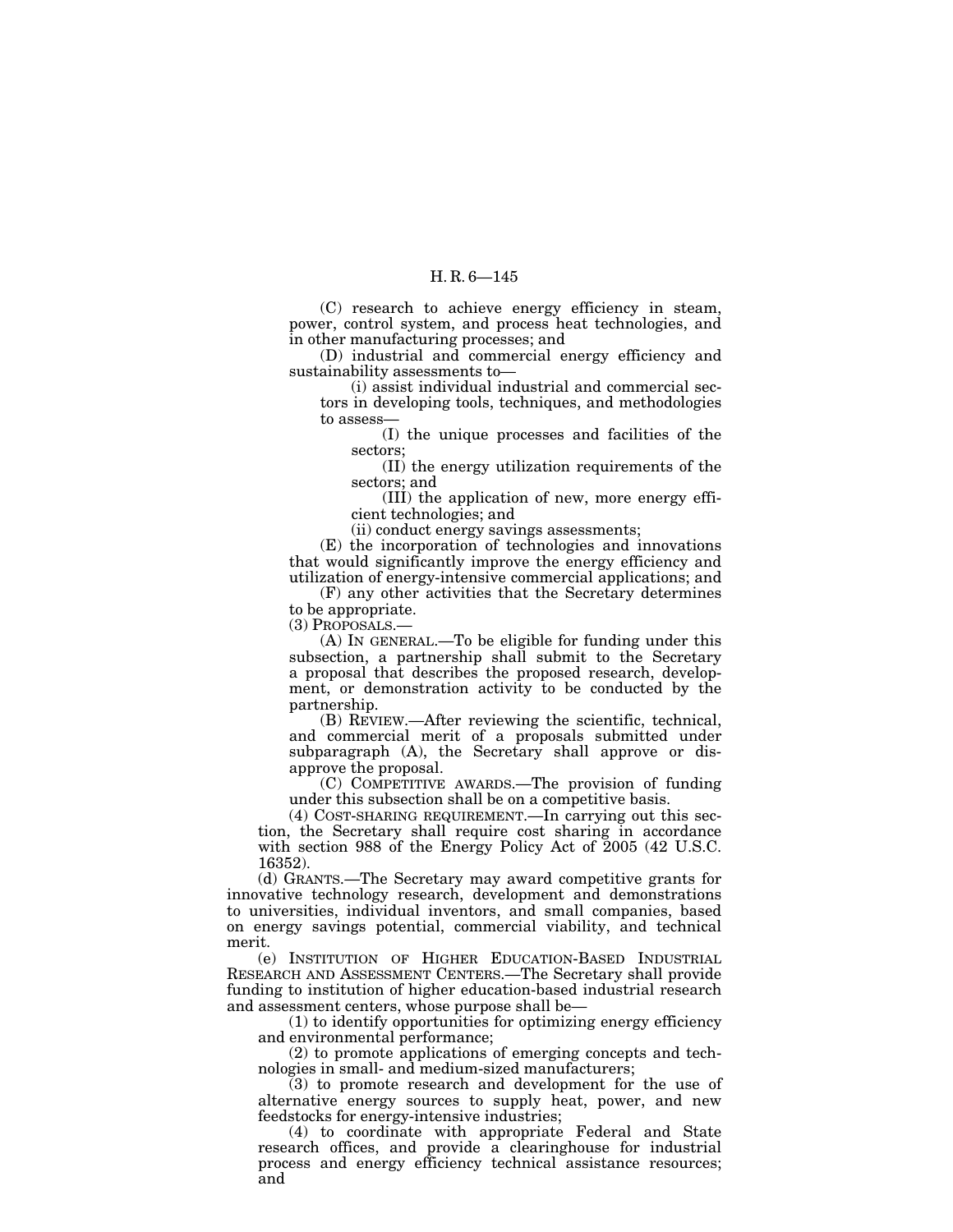(C) research to achieve energy efficiency in steam, power, control system, and process heat technologies, and in other manufacturing processes; and

(D) industrial and commercial energy efficiency and sustainability assessments to—

(i) assist individual industrial and commercial sectors in developing tools, techniques, and methodologies to assess—

(I) the unique processes and facilities of the sectors;

(II) the energy utilization requirements of the sectors; and

(III) the application of new, more energy efficient technologies; and

(ii) conduct energy savings assessments;

(E) the incorporation of technologies and innovations that would significantly improve the energy efficiency and utilization of energy-intensive commercial applications; and

(F) any other activities that the Secretary determines to be appropriate.

(3) PROPOSALS.—

(A) IN GENERAL.—To be eligible for funding under this subsection, a partnership shall submit to the Secretary a proposal that describes the proposed research, development, or demonstration activity to be conducted by the partnership.

(B) REVIEW.—After reviewing the scientific, technical, and commercial merit of a proposals submitted under subparagraph (A), the Secretary shall approve or disapprove the proposal.

(C) COMPETITIVE AWARDS.—The provision of funding under this subsection shall be on a competitive basis.

(4) COST-SHARING REQUIREMENT.—In carrying out this section, the Secretary shall require cost sharing in accordance with section 988 of the Energy Policy Act of 2005 (42 U.S.C. 16352).

(d) GRANTS.—The Secretary may award competitive grants for innovative technology research, development and demonstrations to universities, individual inventors, and small companies, based on energy savings potential, commercial viability, and technical merit.

(e) INSTITUTION OF HIGHER EDUCATION-BASED INDUSTRIAL RESEARCH AND ASSESSMENT CENTERS.—The Secretary shall provide funding to institution of higher education-based industrial research and assessment centers, whose purpose shall be—

(1) to identify opportunities for optimizing energy efficiency and environmental performance;

(2) to promote applications of emerging concepts and technologies in small- and medium-sized manufacturers;

(3) to promote research and development for the use of alternative energy sources to supply heat, power, and new feedstocks for energy-intensive industries;

(4) to coordinate with appropriate Federal and State research offices, and provide a clearinghouse for industrial process and energy efficiency technical assistance resources; and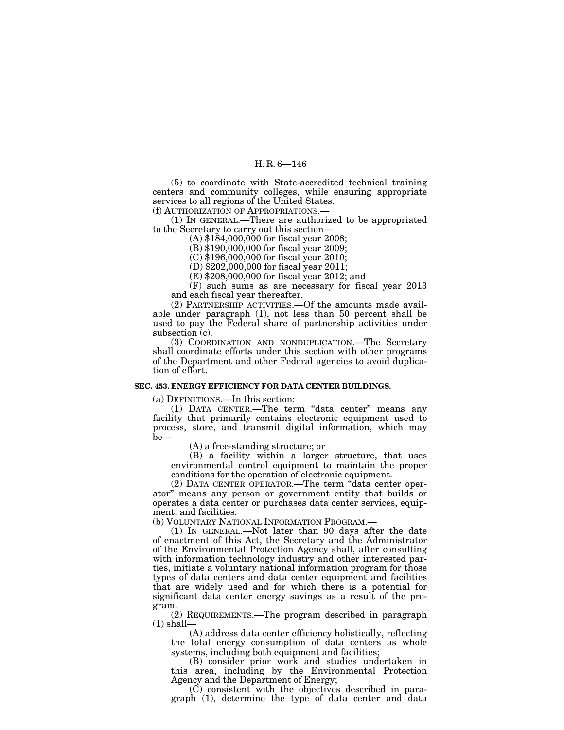(5) to coordinate with State-accredited technical training centers and community colleges, while ensuring appropriate services to all regions of the United States.

(f) AUTHORIZATION OF APPROPRIATIONS.—

(1) IN GENERAL.—There are authorized to be appropriated to the Secretary to carry out this section—

(A) $184,000,000 for fiscal year 2008;

(B) $190,000,000 for fiscal year 2009;

(C) $196,000,000 for fiscal year 2010;

(D) $202,000,000 for fiscal year 2011;

(E) $208,000,000 for fiscal year 2012; and

(F) such sums as are necessary for fiscal year 2013 and each fiscal year thereafter.

(2) PARTNERSHIP ACTIVITIES.—Of the amounts made available under paragraph (1), not less than 50 percent shall be used to pay the Federal share of partnership activities under subsection (c).

(3) COORDINATION AND NONDUPLICATION.—The Secretary shall coordinate efforts under this section with other programs of the Department and other Federal agencies to avoid duplication of effort.

**SEC. 453. ENERGY EFFICIENCY FOR DATA CENTER BUILDINGS.**

(a) DEFINITIONS.—In this section:

(1) DATA CENTER.—The term "data center" means any facility that primarily contains electronic equipment used to process, store, and transmit digital information, which may be—

(A) a free-standing structure; or

(B) a facility within a larger structure, that uses environmental control equipment to maintain the proper conditions for the operation of electronic equipment.

(2) DATA CENTER OPERATOR.—The term "data center operator" means any person or government entity that builds or operates a data center or purchases data center services, equipment, and facilities.

(b) VOLUNTARY NATIONAL INFORMATION PROGRAM.—

(1) IN GENERAL.—Not later than 90 days after the date of enactment of this Act, the Secretary and the Administrator of the Environmental Protection Agency shall, after consulting with information technology industry and other interested parties, initiate a voluntary national information program for those types of data centers and data center equipment and facilities that are widely used and for which there is a potential for significant data center energy savings as a result of the program.

(2) REQUIREMENTS.—The program described in paragraph (1) shall—

(A) address data center efficiency holistically, reflecting the total energy consumption of data centers as whole systems, including both equipment and facilities;

(B) consider prior work and studies undertaken in this area, including by the Environmental Protection Agency and the Department of Energy;

(C) consistent with the objectives described in paragraph (1), determine the type of data center and data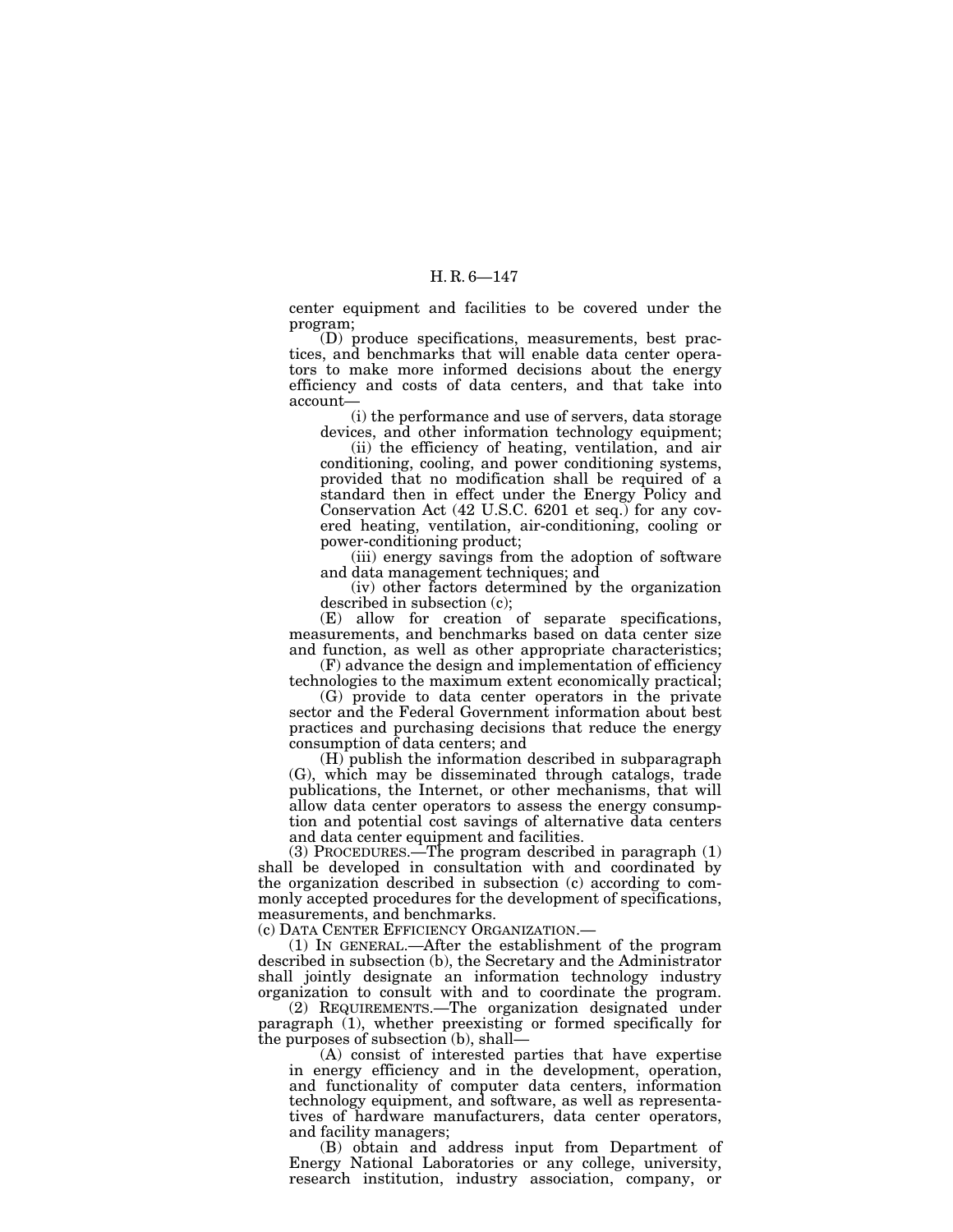center equipment and facilities to be covered under the program;

(D) produce specifications, measurements, best practices, and benchmarks that will enable data center operators to make more informed decisions about the energy efficiency and costs of data centers, and that take into account—

(i) the performance and use of servers, data storage devices, and other information technology equipment;

(ii) the efficiency of heating, ventilation, and air conditioning, cooling, and power conditioning systems, provided that no modification shall be required of a standard then in effect under the Energy Policy and Conservation Act (42 U.S.C. 6201 et seq.) for any covered heating, ventilation, air-conditioning, cooling or power-conditioning product;

(iii) energy savings from the adoption of software and data management techniques; and

(iv) other factors determined by the organization described in subsection (c);

(E) allow for creation of separate specifications, measurements, and benchmarks based on data center size and function, as well as other appropriate characteristics;

(F) advance the design and implementation of efficiency technologies to the maximum extent economically practical;

(G) provide to data center operators in the private sector and the Federal Government information about best practices and purchasing decisions that reduce the energy consumption of data centers; and

(H) publish the information described in subparagraph (G), which may be disseminated through catalogs, trade publications, the Internet, or other mechanisms, that will allow data center operators to assess the energy consumption and potential cost savings of alternative data centers and data center equipment and facilities.

(3) PROCEDURES.—The program described in paragraph (1) shall be developed in consultation with and coordinated by the organization described in subsection (c) according to commonly accepted procedures for the development of specifications, measurements, and benchmarks.

(c) DATA CENTER EFFICIENCY ORGANIZATION.—

(1) IN GENERAL.—After the establishment of the program described in subsection (b), the Secretary and the Administrator shall jointly designate an information technology industry organization to consult with and to coordinate the program.

(2) REQUIREMENTS.—The organization designated under paragraph (1), whether preexisting or formed specifically for the purposes of subsection (b), shall—

(A) consist of interested parties that have expertise in energy efficiency and in the development, operation, and functionality of computer data centers, information technology equipment, and software, as well as representatives of hardware manufacturers, data center operators, and facility managers;

(B) obtain and address input from Department of Energy National Laboratories or any college, university, research institution, industry association, company, or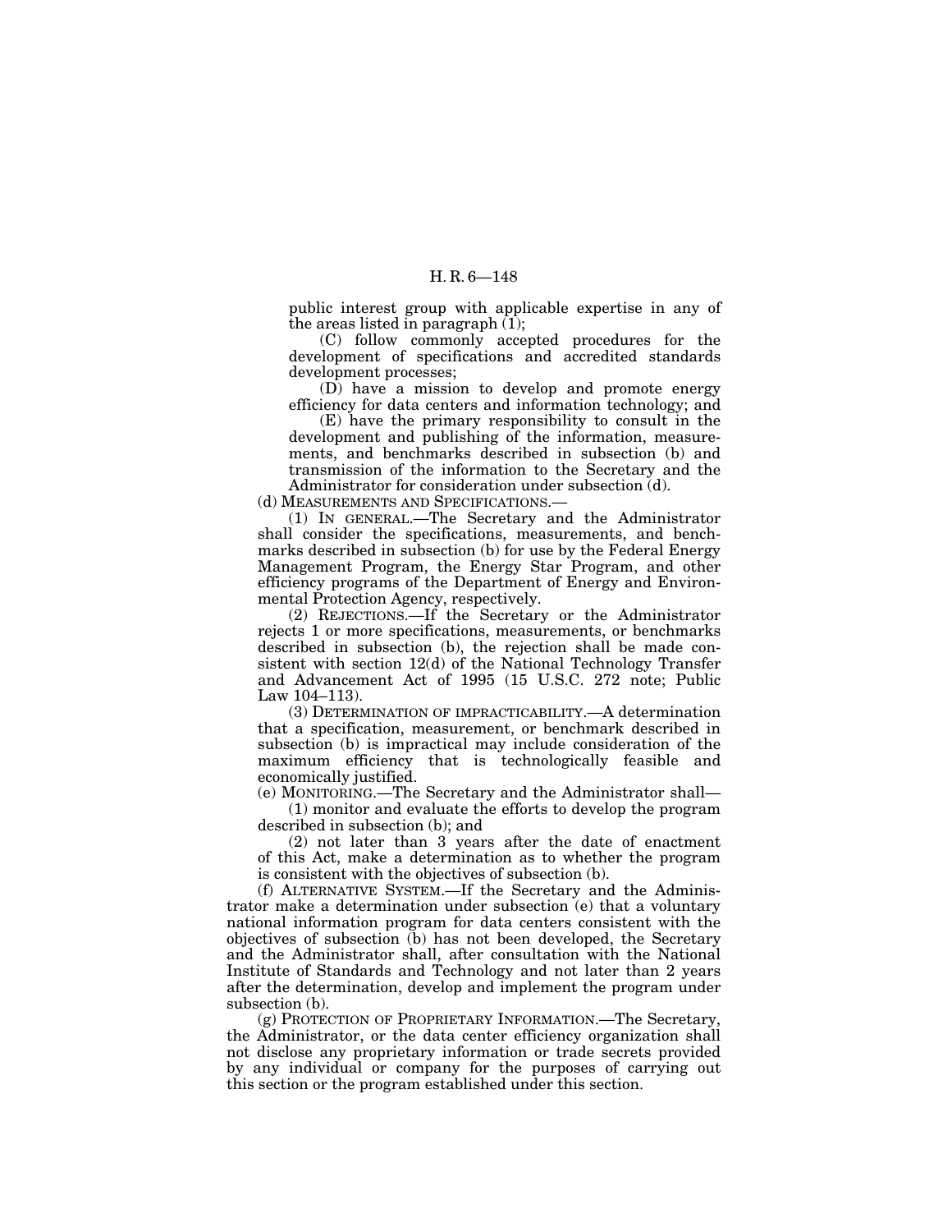public interest group with applicable expertise in any of the areas listed in paragraph (1);

(C) follow commonly accepted procedures for the development of specifications and accredited standards development processes;

(D) have a mission to develop and promote energy efficiency for data centers and information technology; and

(E) have the primary responsibility to consult in the development and publishing of the information, measurements, and benchmarks described in subsection (b) and transmission of the information to the Secretary and the Administrator for consideration under subsection (d).

(d) MEASUREMENTS AND SPECIFICATIONS.—

(1) IN GENERAL.—The Secretary and the Administrator shall consider the specifications, measurements, and benchmarks described in subsection (b) for use by the Federal Energy Management Program, the Energy Star Program, and other efficiency programs of the Department of Energy and Environmental Protection Agency, respectively.

(2) REJECTIONS.—If the Secretary or the Administrator rejects 1 or more specifications, measurements, or benchmarks described in subsection (b), the rejection shall be made consistent with section 12(d) of the National Technology Transfer and Advancement Act of 1995 (15 U.S.C. 272 note; Public Law 104–113).

(3) DETERMINATION OF IMPRACTICABILITY.—A determination that a specification, measurement, or benchmark described in subsection (b) is impractical may include consideration of the maximum efficiency that is technologically feasible and economically justified.

(e) MONITORING.—The Secretary and the Administrator shall—

(1) monitor and evaluate the efforts to develop the program described in subsection (b); and

(2) not later than 3 years after the date of enactment of this Act, make a determination as to whether the program is consistent with the objectives of subsection (b).

(f) ALTERNATIVE SYSTEM.—If the Secretary and the Administrator make a determination under subsection (e) that a voluntary national information program for data centers consistent with the objectives of subsection (b) has not been developed, the Secretary and the Administrator shall, after consultation with the National Institute of Standards and Technology and not later than 2 years after the determination, develop and implement the program under subsection (b).

(g) PROTECTION OF PROPRIETARY INFORMATION.—The Secretary, the Administrator, or the data center efficiency organization shall not disclose any proprietary information or trade secrets provided by any individual or company for the purposes of carrying out this section or the program established under this section.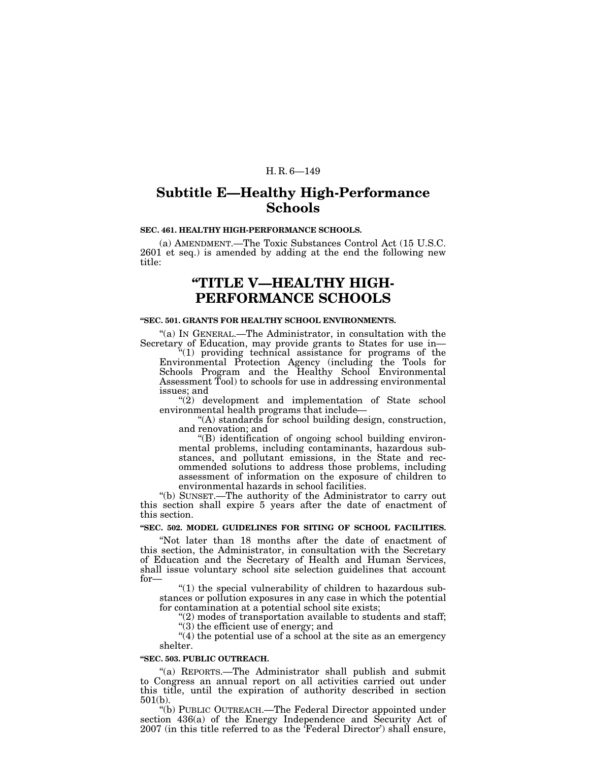## Subtitle E—Healthy High-Performance Schools

**SEC. 461. HEALTHY HIGH-PERFORMANCE SCHOOLS.**

(a) AMENDMENT.—The Toxic Substances Control Act (15 U.S.C. 2601 et seq.) is amended by adding at the end the following new title:

## "TITLE V—HEALTHY HIGH-PERFORMANCE SCHOOLS

**"SEC. 501. GRANTS FOR HEALTHY SCHOOL ENVIRONMENTS.**

"(a) IN GENERAL.—The Administrator, in consultation with the Secretary of Education, may provide grants to States for use in—

"(1) providing technical assistance for programs of the Environmental Protection Agency (including the Tools for Schools Program and the Healthy School Environmental Assessment Tool) to schools for use in addressing environmental issues; and

"(2) development and implementation of State school environmental health programs that include—

"(A) standards for school building design, construction, and renovation; and

"(B) identification of ongoing school building environmental problems, including contaminants, hazardous substances, and pollutant emissions, in the State and recommended solutions to address those problems, including assessment of information on the exposure of children to environmental hazards in school facilities.

"(b) SUNSET.—The authority of the Administrator to carry out this section shall expire 5 years after the date of enactment of this section.

**"SEC. 502. MODEL GUIDELINES FOR SITING OF SCHOOL FACILITIES.**

"Not later than 18 months after the date of enactment of this section, the Administrator, in consultation with the Secretary of Education and the Secretary of Health and Human Services, shall issue voluntary school site selection guidelines that account for—

"(1) the special vulnerability of children to hazardous substances or pollution exposures in any case in which the potential for contamination at a potential school site exists;

"(2) modes of transportation available to students and staff;

"(3) the efficient use of energy; and

"(4) the potential use of a school at the site as an emergency shelter.

**"SEC. 503. PUBLIC OUTREACH.**

"(a) REPORTS.—The Administrator shall publish and submit to Congress an annual report on all activities carried out under this title, until the expiration of authority described in section 501(b).

"(b) PUBLIC OUTREACH.—The Federal Director appointed under section 436(a) of the Energy Independence and Security Act of 2007 (in this title referred to as the 'Federal Director') shall ensure,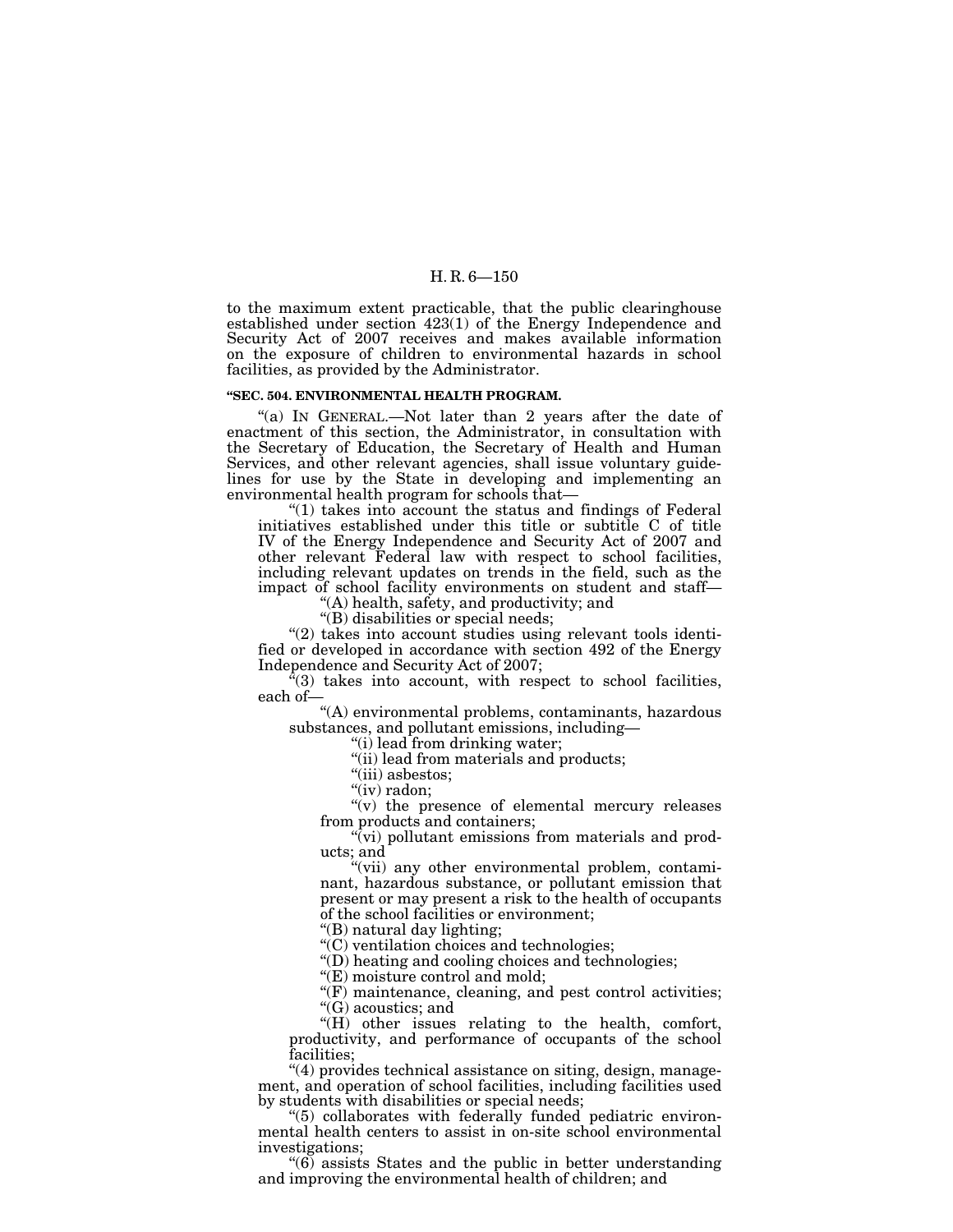to the maximum extent practicable, that the public clearinghouse established under section 423(1) of the Energy Independence and Security Act of 2007 receives and makes available information on the exposure of children to environmental hazards in school facilities, as provided by the Administrator.

**"SEC. 504. ENVIRONMENTAL HEALTH PROGRAM.**

"(a) IN GENERAL.—Not later than 2 years after the date of enactment of this section, the Administrator, in consultation with the Secretary of Education, the Secretary of Health and Human Services, and other relevant agencies, shall issue voluntary guidelines for use by the State in developing and implementing an environmental health program for schools that—

"(1) takes into account the status and findings of Federal initiatives established under this title or subtitle C of title IV of the Energy Independence and Security Act of 2007 and other relevant Federal law with respect to school facilities, including relevant updates on trends in the field, such as the impact of school facility environments on student and staff—

"(A) health, safety, and productivity; and

"(B) disabilities or special needs;

"(2) takes into account studies using relevant tools identified or developed in accordance with section 492 of the Energy Independence and Security Act of 2007;

"(3) takes into account, with respect to school facilities, each of—

"(A) environmental problems, contaminants, hazardous substances, and pollutant emissions, including—

"(i) lead from drinking water;

"(ii) lead from materials and products;

"(iii) asbestos;

"(iv) radon;

"(v) the presence of elemental mercury releases from products and containers;

"(vi) pollutant emissions from materials and products; and

"(vii) any other environmental problem, contaminant, hazardous substance, or pollutant emission that present or may present a risk to the health of occupants of the school facilities or environment;

"(B) natural day lighting;

"(C) ventilation choices and technologies;

"(D) heating and cooling choices and technologies;

"(E) moisture control and mold;

"(F) maintenance, cleaning, and pest control activities;

"(G) acoustics; and

"(H) other issues relating to the health, comfort, productivity, and performance of occupants of the school facilities;

"(4) provides technical assistance on siting, design, management, and operation of school facilities, including facilities used by students with disabilities or special needs;

"(5) collaborates with federally funded pediatric environmental health centers to assist in on-site school environmental investigations;

"(6) assists States and the public in better understanding and improving the environmental health of children; and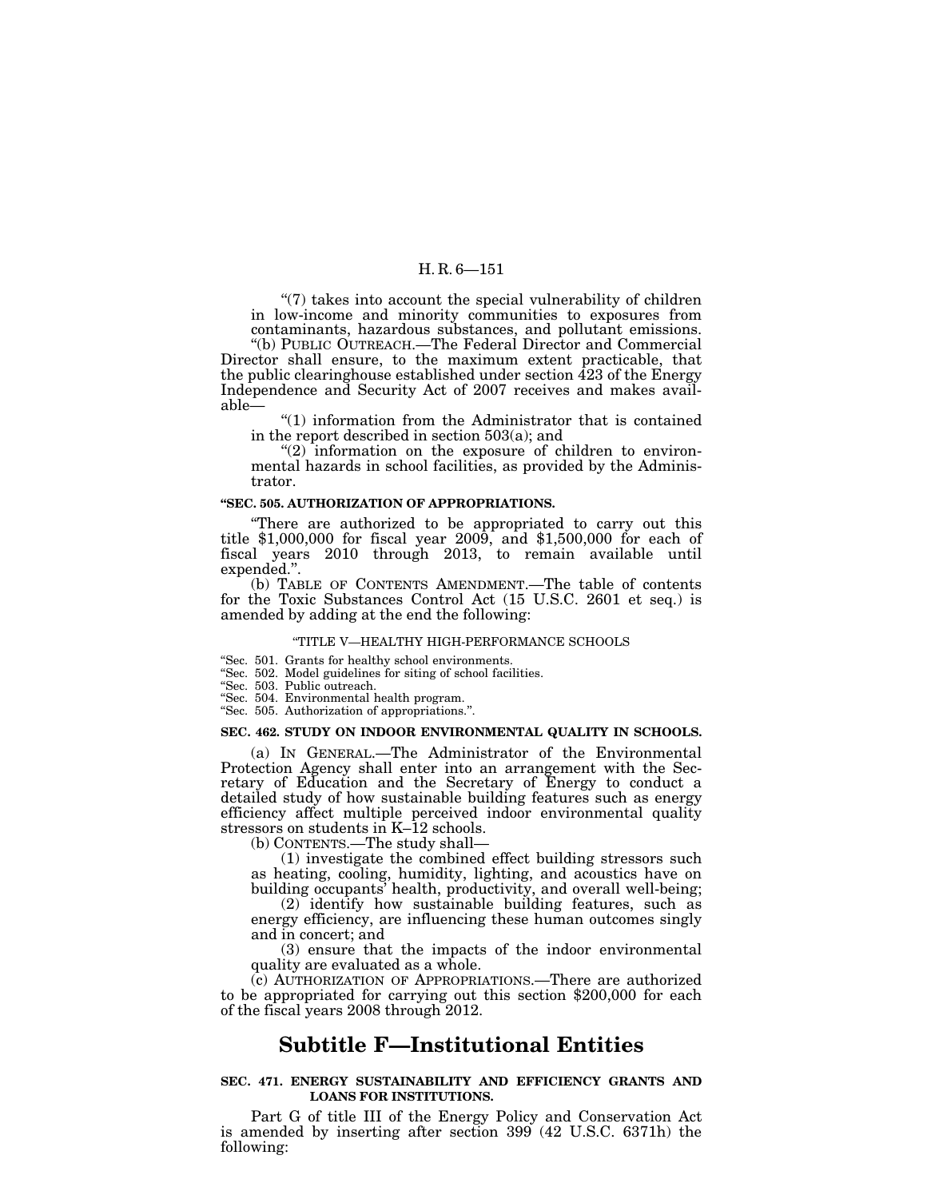"(7) takes into account the special vulnerability of children in low-income and minority communities to exposures from contaminants, hazardous substances, and pollutant emissions.

"(b) PUBLIC OUTREACH.—The Federal Director and Commercial Director shall ensure, to the maximum extent practicable, that the public clearinghouse established under section 423 of the Energy Independence and Security Act of 2007 receives and makes available—

"(1) information from the Administrator that is contained in the report described in section 503(a); and

"(2) information on the exposure of children to environmental hazards in school facilities, as provided by the Administrator.

**"SEC. 505. AUTHORIZATION OF APPROPRIATIONS.**

"There are authorized to be appropriated to carry out this title $1,000,000 for fiscal year 2009, and $1,500,000 for each of fiscal years 2010 through 2013, to remain available until expended.".

(b) TABLE OF CONTENTS AMENDMENT.—The table of contents for the Toxic Substances Control Act (15 U.S.C. 2601 et seq.) is amended by adding at the end the following:

"TITLE V—HEALTHY HIGH-PERFORMANCE SCHOOLS

"Sec. 501. Grants for healthy school environments.
"Sec. 502. Model guidelines for siting of school facilities.
"Sec. 503. Public outreach.
"Sec. 504. Environmental health program.
"Sec. 505. Authorization of appropriations.".

**SEC. 462. STUDY ON INDOOR ENVIRONMENTAL QUALITY IN SCHOOLS.**

(a) IN GENERAL.—The Administrator of the Environmental Protection Agency shall enter into an arrangement with the Secretary of Education and the Secretary of Energy to conduct a detailed study of how sustainable building features such as energy efficiency affect multiple perceived indoor environmental quality stressors on students in K–12 schools.

(b) CONTENTS.—The study shall—

(1) investigate the combined effect building stressors such as heating, cooling, humidity, lighting, and acoustics have on building occupants' health, productivity, and overall well-being;

(2) identify how sustainable building features, such as energy efficiency, are influencing these human outcomes singly and in concert; and

(3) ensure that the impacts of the indoor environmental quality are evaluated as a whole.

(c) AUTHORIZATION OF APPROPRIATIONS.—There are authorized to be appropriated for carrying out this section $200,000 for each of the fiscal years 2008 through 2012.

## Subtitle F—Institutional Entities

**SEC. 471. ENERGY SUSTAINABILITY AND EFFICIENCY GRANTS AND LOANS FOR INSTITUTIONS.**

Part G of title III of the Energy Policy and Conservation Act is amended by inserting after section 399 (42 U.S.C. 6371h) the following: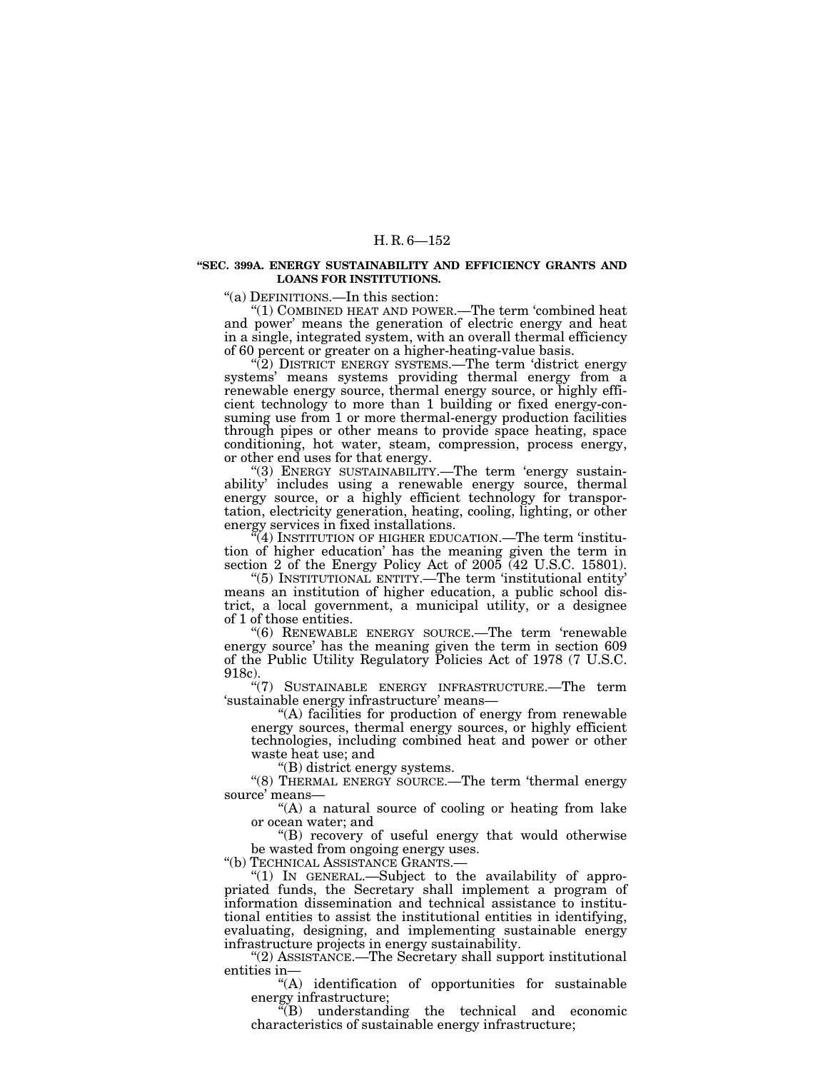**"SEC. 399A. ENERGY SUSTAINABILITY AND EFFICIENCY GRANTS AND LOANS FOR INSTITUTIONS.**

"(a) DEFINITIONS.—In this section:

"(1) COMBINED HEAT AND POWER.—The term 'combined heat and power' means the generation of electric energy and heat in a single, integrated system, with an overall thermal efficiency of 60 percent or greater on a higher-heating-value basis.

"(2) DISTRICT ENERGY SYSTEMS.—The term 'district energy systems' means systems providing thermal energy from a renewable energy source, thermal energy source, or highly efficient technology to more than 1 building or fixed energy-consuming use from 1 or more thermal-energy production facilities through pipes or other means to provide space heating, space conditioning, hot water, steam, compression, process energy, or other end uses for that energy.

"(3) ENERGY SUSTAINABILITY.—The term 'energy sustainability' includes using a renewable energy source, thermal energy source, or a highly efficient technology for transportation, electricity generation, heating, cooling, lighting, or other energy services in fixed installations.

"(4) INSTITUTION OF HIGHER EDUCATION.—The term 'institution of higher education' has the meaning given the term in section 2 of the Energy Policy Act of 2005 (42 U.S.C. 15801).

"(5) INSTITUTIONAL ENTITY.—The term 'institutional entity' means an institution of higher education, a public school district, a local government, a municipal utility, or a designee of 1 of those entities.

"(6) RENEWABLE ENERGY SOURCE.—The term 'renewable energy source' has the meaning given the term in section 609 of the Public Utility Regulatory Policies Act of 1978 (7 U.S.C. 918c).

"(7) SUSTAINABLE ENERGY INFRASTRUCTURE.—The term 'sustainable energy infrastructure' means—

"(A) facilities for production of energy from renewable energy sources, thermal energy sources, or highly efficient technologies, including combined heat and power or other waste heat use; and

"(B) district energy systems.

"(8) THERMAL ENERGY SOURCE.—The term 'thermal energy source' means—

"(A) a natural source of cooling or heating from lake or ocean water; and

"(B) recovery of useful energy that would otherwise be wasted from ongoing energy uses.

"(b) TECHNICAL ASSISTANCE GRANTS.—

"(1) IN GENERAL.—Subject to the availability of appropriated funds, the Secretary shall implement a program of information dissemination and technical assistance to institutional entities to assist the institutional entities in identifying, evaluating, designing, and implementing sustainable energy infrastructure projects in energy sustainability.

"(2) ASSISTANCE.—The Secretary shall support institutional entities in—

"(A) identification of opportunities for sustainable energy infrastructure;

"(B) understanding the technical and economic characteristics of sustainable energy infrastructure;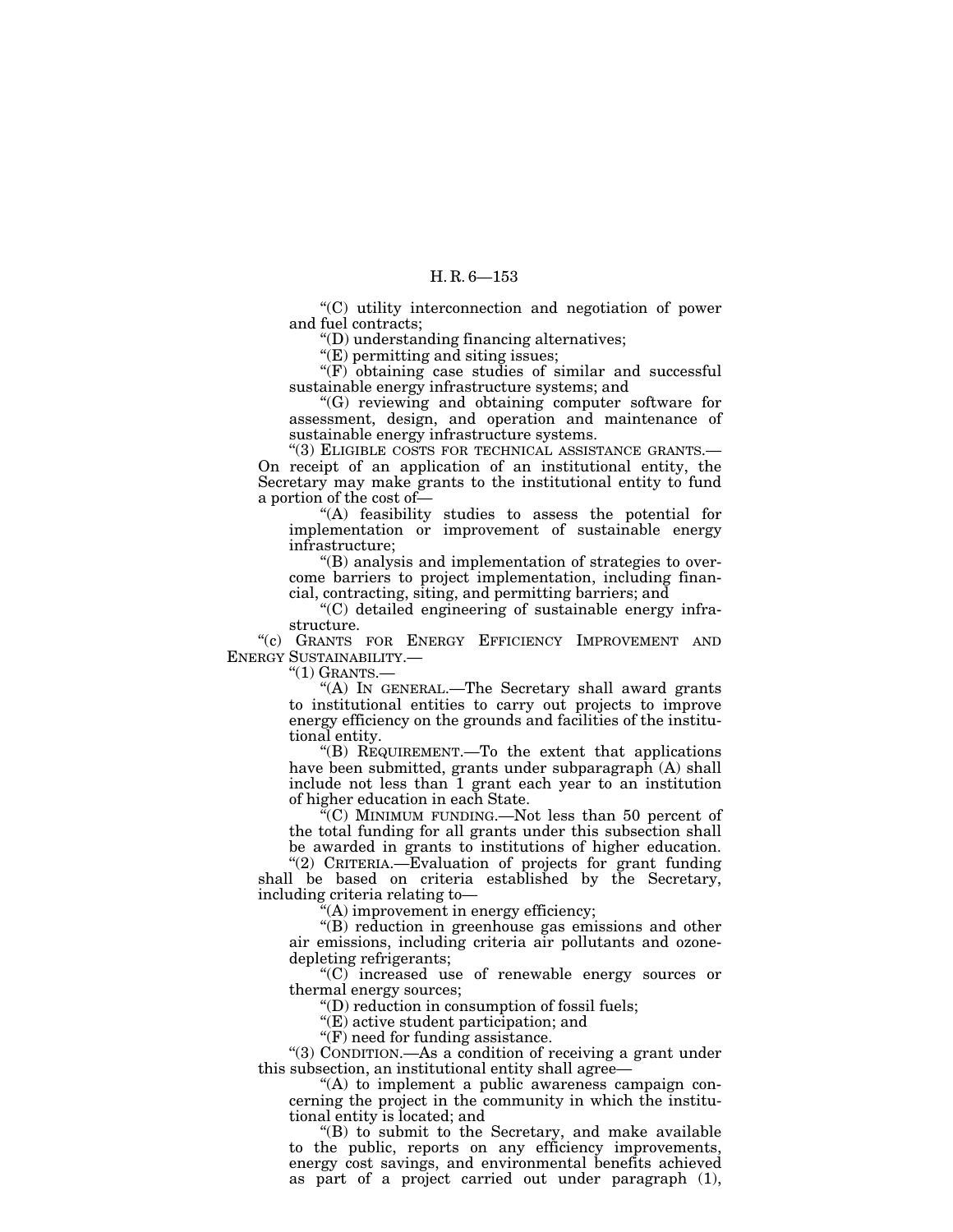"(C) utility interconnection and negotiation of power and fuel contracts;

"(D) understanding financing alternatives;

"(E) permitting and siting issues;

"(F) obtaining case studies of similar and successful sustainable energy infrastructure systems; and

"(G) reviewing and obtaining computer software for assessment, design, and operation and maintenance of sustainable energy infrastructure systems.

"(3) ELIGIBLE COSTS FOR TECHNICAL ASSISTANCE GRANTS.—On receipt of an application of an institutional entity, the Secretary may make grants to the institutional entity to fund a portion of the cost of—

"(A) feasibility studies to assess the potential for implementation or improvement of sustainable energy infrastructure;

"(B) analysis and implementation of strategies to overcome barriers to project implementation, including financial, contracting, siting, and permitting barriers; and

"(C) detailed engineering of sustainable energy infrastructure.

"(c) GRANTS FOR ENERGY EFFICIENCY IMPROVEMENT AND ENERGY SUSTAINABILITY.—

"(1) GRANTS.—

"(A) IN GENERAL.—The Secretary shall award grants to institutional entities to carry out projects to improve energy efficiency on the grounds and facilities of the institutional entity.

"(B) REQUIREMENT.—To the extent that applications have been submitted, grants under subparagraph (A) shall include not less than 1 grant each year to an institution of higher education in each State.

"(C) MINIMUM FUNDING.—Not less than 50 percent of the total funding for all grants under this subsection shall be awarded in grants to institutions of higher education.

"(2) CRITERIA.—Evaluation of projects for grant funding shall be based on criteria established by the Secretary, including criteria relating to—

"(A) improvement in energy efficiency;

"(B) reduction in greenhouse gas emissions and other air emissions, including criteria air pollutants and ozone-depleting refrigerants;

"(C) increased use of renewable energy sources or thermal energy sources;

"(D) reduction in consumption of fossil fuels;

"(E) active student participation; and

"(F) need for funding assistance.

"(3) CONDITION.—As a condition of receiving a grant under this subsection, an institutional entity shall agree—

"(A) to implement a public awareness campaign concerning the project in the community in which the institutional entity is located; and

"(B) to submit to the Secretary, and make available to the public, reports on any efficiency improvements, energy cost savings, and environmental benefits achieved as part of a project carried out under paragraph (1),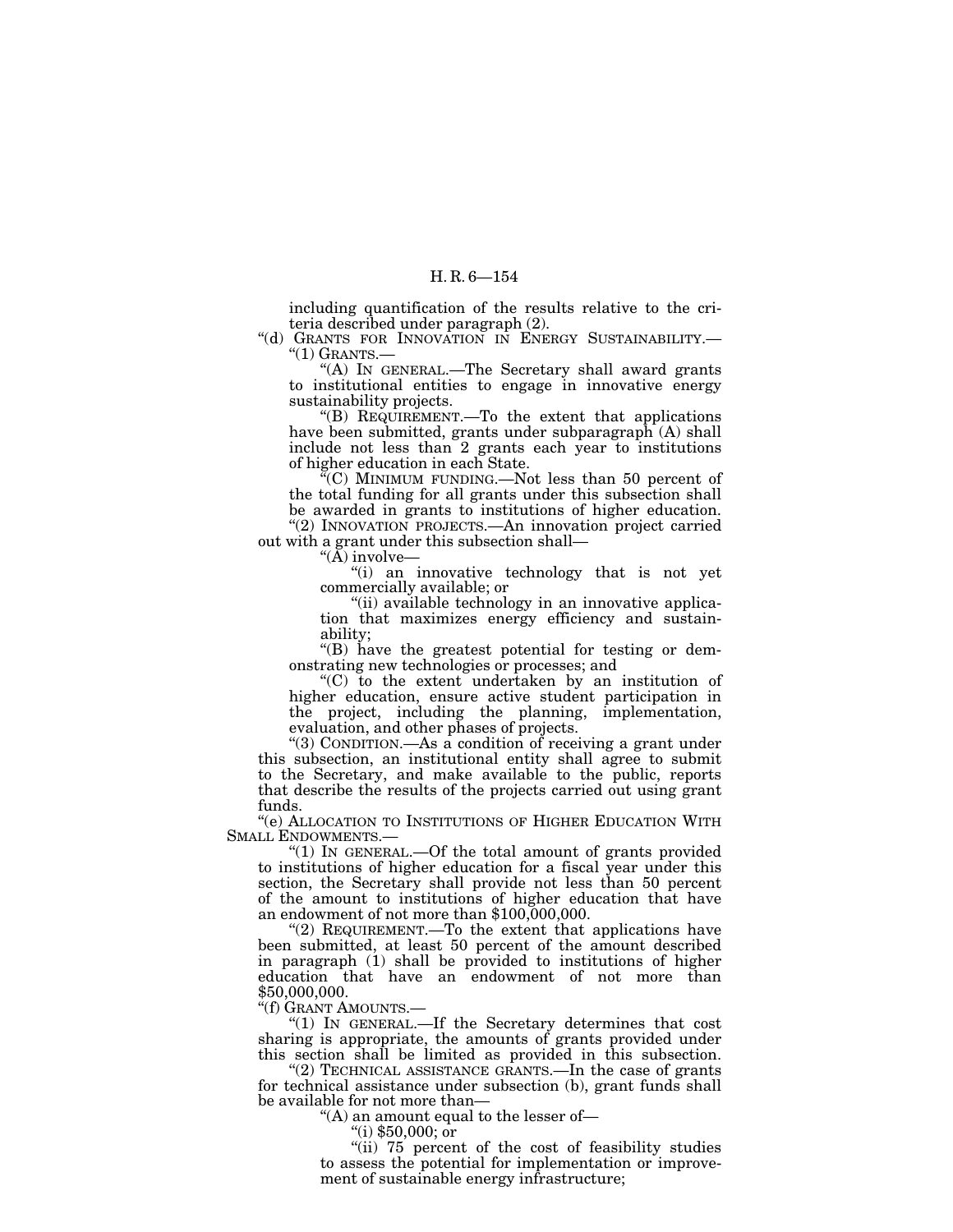including quantification of the results relative to the criteria described under paragraph (2).

"(d) GRANTS FOR INNOVATION IN ENERGY SUSTAINABILITY.—

"(1) GRANTS.—

"(A) IN GENERAL.—The Secretary shall award grants to institutional entities to engage in innovative energy sustainability projects.

"(B) REQUIREMENT.—To the extent that applications have been submitted, grants under subparagraph (A) shall include not less than 2 grants each year to institutions of higher education in each State.

"(C) MINIMUM FUNDING.—Not less than 50 percent of the total funding for all grants under this subsection shall be awarded in grants to institutions of higher education.

"(2) INNOVATION PROJECTS.—An innovation project carried out with a grant under this subsection shall—

"(A) involve—

"(i) an innovative technology that is not yet commercially available; or

"(ii) available technology in an innovative application that maximizes energy efficiency and sustainability;

"(B) have the greatest potential for testing or demonstrating new technologies or processes; and

"(C) to the extent undertaken by an institution of higher education, ensure active student participation in the project, including the planning, implementation, evaluation, and other phases of projects.

"(3) CONDITION.—As a condition of receiving a grant under this subsection, an institutional entity shall agree to submit to the Secretary, and make available to the public, reports that describe the results of the projects carried out using grant funds.

"(e) ALLOCATION TO INSTITUTIONS OF HIGHER EDUCATION WITH SMALL ENDOWMENTS.—

"(1) IN GENERAL.—Of the total amount of grants provided to institutions of higher education for a fiscal year under this section, the Secretary shall provide not less than 50 percent of the amount to institutions of higher education that have an endowment of not more than $100,000,000.

"(2) REQUIREMENT.—To the extent that applications have been submitted, at least 50 percent of the amount described in paragraph (1) shall be provided to institutions of higher education that have an endowment of not more than $50,000,000.

"(f) GRANT AMOUNTS.—

"(1) IN GENERAL.—If the Secretary determines that cost sharing is appropriate, the amounts of grants provided under this section shall be limited as provided in this subsection.

"(2) TECHNICAL ASSISTANCE GRANTS.—In the case of grants for technical assistance under subsection (b), grant funds shall be available for not more than—

"(A) an amount equal to the lesser of—

"(i) $50,000; or

"(ii) 75 percent of the cost of feasibility studies to assess the potential for implementation or improvement of sustainable energy infrastructure;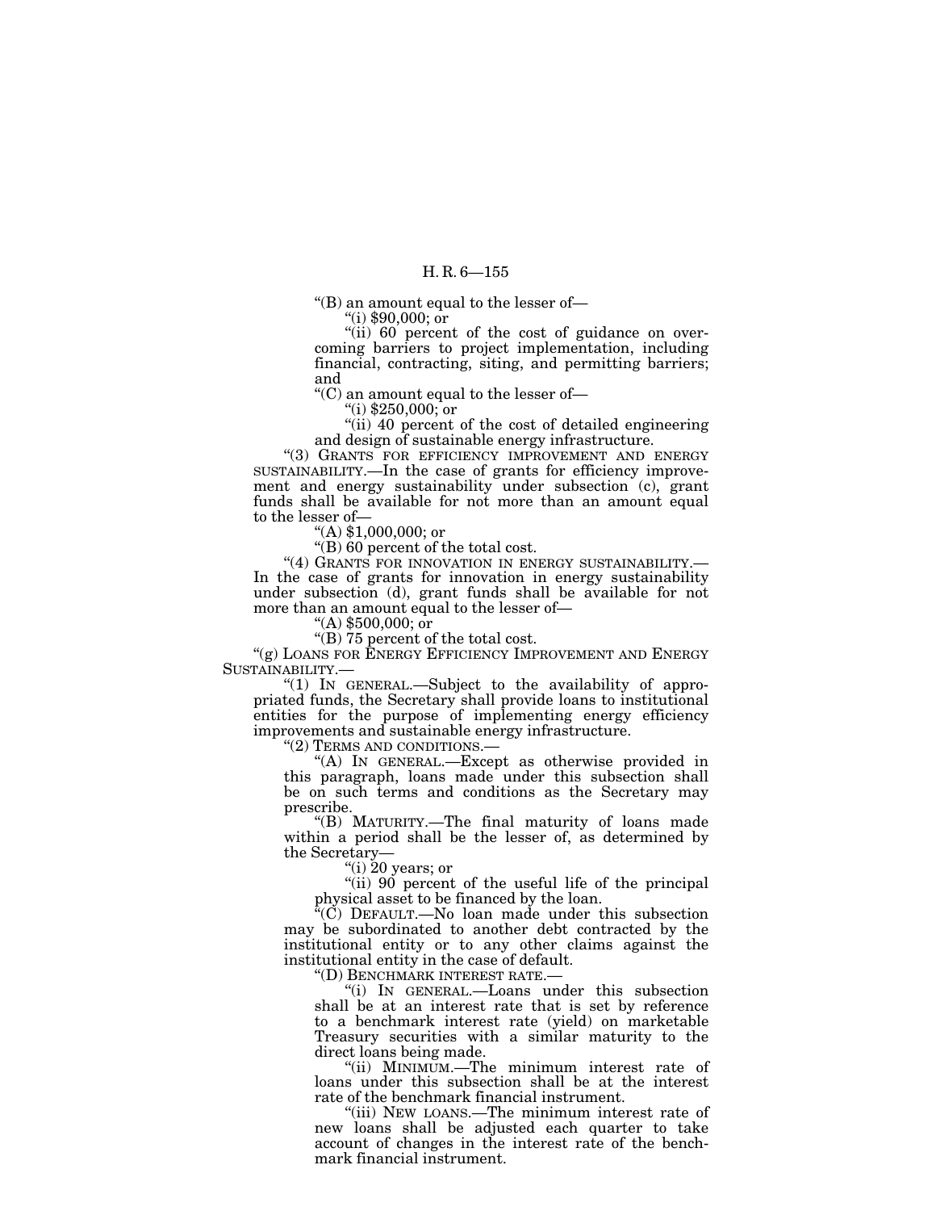"(B) an amount equal to the lesser of—

"(i) $90,000; or

"(ii) 60 percent of the cost of guidance on overcoming barriers to project implementation, including financial, contracting, siting, and permitting barriers; and

"(C) an amount equal to the lesser of—

"(i) $250,000; or

"(ii) 40 percent of the cost of detailed engineering and design of sustainable energy infrastructure.

"(3) GRANTS FOR EFFICIENCY IMPROVEMENT AND ENERGY SUSTAINABILITY.—In the case of grants for efficiency improvement and energy sustainability under subsection (c), grant funds shall be available for not more than an amount equal to the lesser of—

"(A) $1,000,000; or

"(B) 60 percent of the total cost.

"(4) GRANTS FOR INNOVATION IN ENERGY SUSTAINABILITY.—In the case of grants for innovation in energy sustainability under subsection (d), grant funds shall be available for not more than an amount equal to the lesser of—

"(A) $500,000; or

"(B) 75 percent of the total cost.

"(g) LOANS FOR ENERGY EFFICIENCY IMPROVEMENT AND ENERGY SUSTAINABILITY.—

"(1) IN GENERAL.—Subject to the availability of appropriated funds, the Secretary shall provide loans to institutional entities for the purpose of implementing energy efficiency improvements and sustainable energy infrastructure.

"(2) TERMS AND CONDITIONS.—

"(A) IN GENERAL.—Except as otherwise provided in this paragraph, loans made under this subsection shall be on such terms and conditions as the Secretary may prescribe.

"(B) MATURITY.—The final maturity of loans made within a period shall be the lesser of, as determined by the Secretary—

"(i) 20 years; or

"(ii) 90 percent of the useful life of the principal physical asset to be financed by the loan.

"(C) DEFAULT.—No loan made under this subsection may be subordinated to another debt contracted by the institutional entity or to any other claims against the institutional entity in the case of default.

"(D) BENCHMARK INTEREST RATE.—

"(i) IN GENERAL.—Loans under this subsection shall be at an interest rate that is set by reference to a benchmark interest rate (yield) on marketable Treasury securities with a similar maturity to the direct loans being made.

"(ii) MINIMUM.—The minimum interest rate of loans under this subsection shall be at the interest rate of the benchmark financial instrument.

"(iii) NEW LOANS.—The minimum interest rate of new loans shall be adjusted each quarter to take account of changes in the interest rate of the benchmark financial instrument.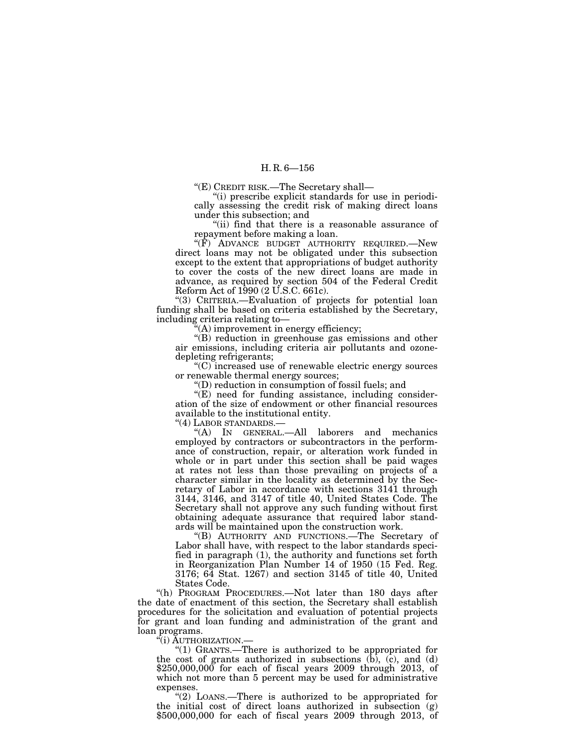"(E) CREDIT RISK.—The Secretary shall—

"(i) prescribe explicit standards for use in periodically assessing the credit risk of making direct loans under this subsection; and

"(ii) find that there is a reasonable assurance of repayment before making a loan.

"(F) ADVANCE BUDGET AUTHORITY REQUIRED.—New direct loans may not be obligated under this subsection except to the extent that appropriations of budget authority to cover the costs of the new direct loans are made in advance, as required by section 504 of the Federal Credit Reform Act of 1990 (2 U.S.C. 661c).

"(3) CRITERIA.—Evaluation of projects for potential loan funding shall be based on criteria established by the Secretary, including criteria relating to—

"(A) improvement in energy efficiency;

"(B) reduction in greenhouse gas emissions and other air emissions, including criteria air pollutants and ozone-depleting refrigerants;

"(C) increased use of renewable electric energy sources or renewable thermal energy sources;

"(D) reduction in consumption of fossil fuels; and

"(E) need for funding assistance, including consideration of the size of endowment or other financial resources available to the institutional entity.

"(4) LABOR STANDARDS.—

"(A) IN GENERAL.—All laborers and mechanics employed by contractors or subcontractors in the performance of construction, repair, or alteration work funded in whole or in part under this section shall be paid wages at rates not less than those prevailing on projects of a character similar in the locality as determined by the Secretary of Labor in accordance with sections 3141 through 3144, 3146, and 3147 of title 40, United States Code. The Secretary shall not approve any such funding without first obtaining adequate assurance that required labor standards will be maintained upon the construction work.

"(B) AUTHORITY AND FUNCTIONS.—The Secretary of Labor shall have, with respect to the labor standards specified in paragraph (1), the authority and functions set forth in Reorganization Plan Number 14 of 1950 (15 Fed. Reg. 3176; 64 Stat. 1267) and section 3145 of title 40, United States Code.

"(h) PROGRAM PROCEDURES.—Not later than 180 days after the date of enactment of this section, the Secretary shall establish procedures for the solicitation and evaluation of potential projects for grant and loan funding and administration of the grant and loan programs.

"(i) AUTHORIZATION.—

"(1) GRANTS.—There is authorized to be appropriated for the cost of grants authorized in subsections (b), (c), and (d) $250,000,000 for each of fiscal years 2009 through 2013, of which not more than 5 percent may be used for administrative expenses.

"(2) LOANS.—There is authorized to be appropriated for the initial cost of direct loans authorized in subsection (g) $500,000,000 for each of fiscal years 2009 through 2013, of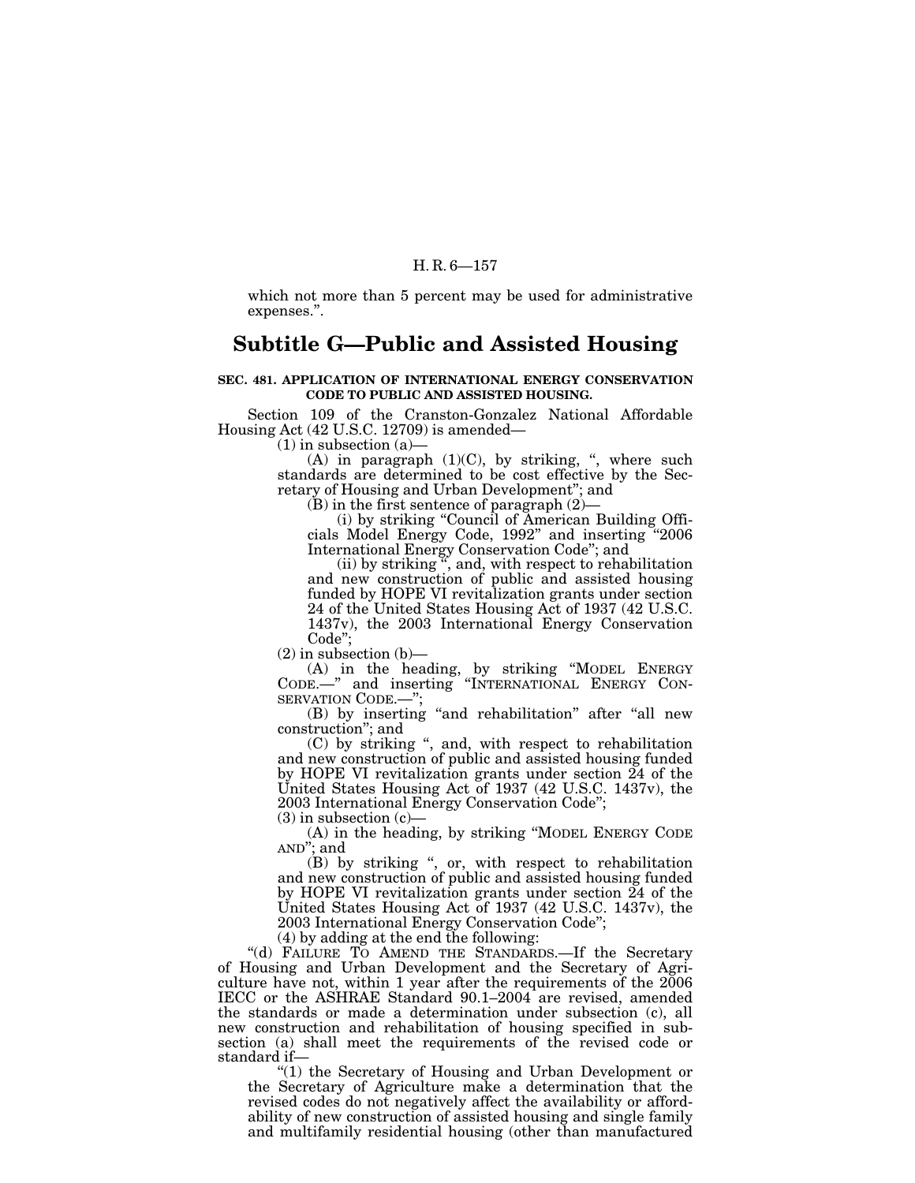which not more than 5 percent may be used for administrative expenses.".

## Subtitle G—Public and Assisted Housing

**SEC. 481. APPLICATION OF INTERNATIONAL ENERGY CONSERVATION CODE TO PUBLIC AND ASSISTED HOUSING.**

Section 109 of the Cranston-Gonzalez National Affordable Housing Act (42 U.S.C. 12709) is amended—

(1) in subsection (a)—

(A) in paragraph (1)(C), by striking, ", where such standards are determined to be cost effective by the Secretary of Housing and Urban Development"; and

(B) in the first sentence of paragraph (2)—

(i) by striking "Council of American Building Officials Model Energy Code, 1992" and inserting "2006 International Energy Conservation Code"; and

(ii) by striking ", and, with respect to rehabilitation and new construction of public and assisted housing funded by HOPE VI revitalization grants under section 24 of the United States Housing Act of 1937 (42 U.S.C. 1437v), the 2003 International Energy Conservation Code";

(2) in subsection (b)—

(A) in the heading, by striking "MODEL ENERGY CODE.—" and inserting "INTERNATIONAL ENERGY CONSERVATION CODE.—";

(B) by inserting "and rehabilitation" after "all new construction"; and

(C) by striking ", and, with respect to rehabilitation and new construction of public and assisted housing funded by HOPE VI revitalization grants under section 24 of the United States Housing Act of 1937 (42 U.S.C. 1437v), the 2003 International Energy Conservation Code";

(3) in subsection (c)—

(A) in the heading, by striking "MODEL ENERGY CODE AND"; and

(B) by striking ", or, with respect to rehabilitation and new construction of public and assisted housing funded by HOPE VI revitalization grants under section 24 of the United States Housing Act of 1937 (42 U.S.C. 1437v), the 2003 International Energy Conservation Code";

(4) by adding at the end the following:

"(d) FAILURE TO AMEND THE STANDARDS.—If the Secretary of Housing and Urban Development and the Secretary of Agriculture have not, within 1 year after the requirements of the 2006 IECC or the ASHRAE Standard 90.1–2004 are revised, amended the standards or made a determination under subsection (c), all new construction and rehabilitation of housing specified in subsection (a) shall meet the requirements of the revised code or standard if—

"(1) the Secretary of Housing and Urban Development or the Secretary of Agriculture make a determination that the revised codes do not negatively affect the availability or affordability of new construction of assisted housing and single family and multifamily residential housing (other than manufactured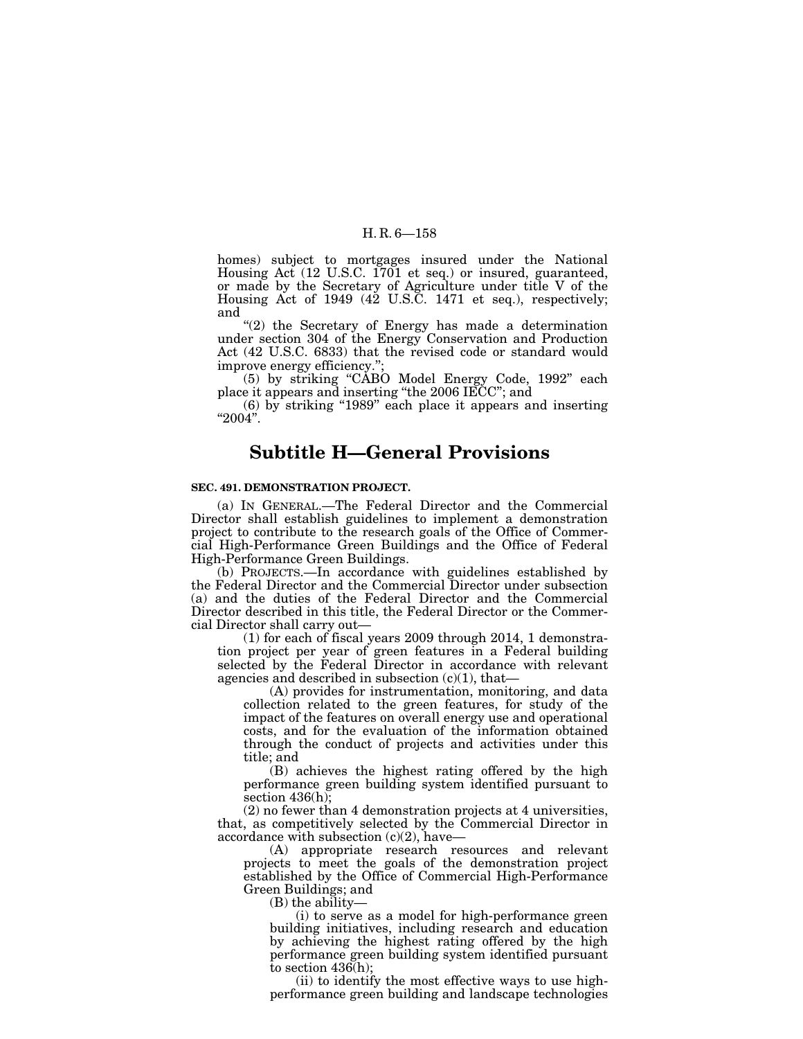homes) subject to mortgages insured under the National Housing Act (12 U.S.C. 1701 et seq.) or insured, guaranteed, or made by the Secretary of Agriculture under title V of the Housing Act of 1949 (42 U.S.C. 1471 et seq.), respectively; and

"(2) the Secretary of Energy has made a determination under section 304 of the Energy Conservation and Production Act (42 U.S.C. 6833) that the revised code or standard would improve energy efficiency.";

(5) by striking "CABO Model Energy Code, 1992" each place it appears and inserting "the 2006 IECC"; and

(6) by striking "1989" each place it appears and inserting "2004".

## Subtitle H—General Provisions

**SEC. 491. DEMONSTRATION PROJECT.**

(a) IN GENERAL.—The Federal Director and the Commercial Director shall establish guidelines to implement a demonstration project to contribute to the research goals of the Office of Commercial High-Performance Green Buildings and the Office of Federal High-Performance Green Buildings.

(b) PROJECTS.—In accordance with guidelines established by the Federal Director and the Commercial Director under subsection (a) and the duties of the Federal Director and the Commercial Director described in this title, the Federal Director or the Commercial Director shall carry out—

(1) for each of fiscal years 2009 through 2014, 1 demonstration project per year of green features in a Federal building selected by the Federal Director in accordance with relevant agencies and described in subsection (c)(1), that—

(A) provides for instrumentation, monitoring, and data collection related to the green features, for study of the impact of the features on overall energy use and operational costs, and for the evaluation of the information obtained through the conduct of projects and activities under this title; and

(B) achieves the highest rating offered by the high performance green building system identified pursuant to section 436(h);

(2) no fewer than 4 demonstration projects at 4 universities, that, as competitively selected by the Commercial Director in accordance with subsection (c)(2), have—

(A) appropriate research resources and relevant projects to meet the goals of the demonstration project established by the Office of Commercial High-Performance Green Buildings; and

(B) the ability—

(i) to serve as a model for high-performance green building initiatives, including research and education by achieving the highest rating offered by the high performance green building system identified pursuant to section 436(h);

(ii) to identify the most effective ways to use high-performance green building and landscape technologies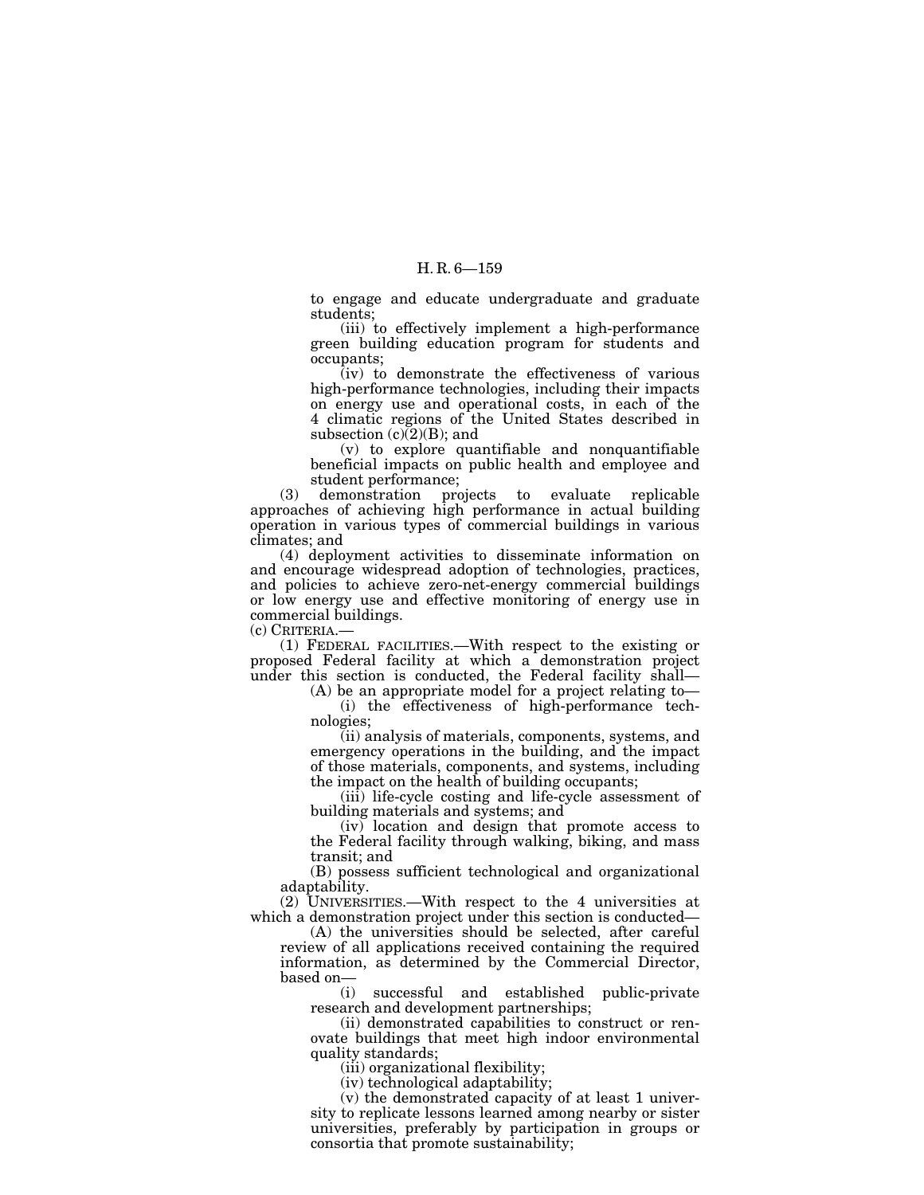to engage and educate undergraduate and graduate students;

(iii) to effectively implement a high-performance green building education program for students and occupants;

(iv) to demonstrate the effectiveness of various high-performance technologies, including their impacts on energy use and operational costs, in each of the 4 climatic regions of the United States described in subsection (c)(2)(B); and

(v) to explore quantifiable and nonquantifiable beneficial impacts on public health and employee and student performance;

(3) demonstration projects to evaluate replicable approaches of achieving high performance in actual building operation in various types of commercial buildings in various climates; and

(4) deployment activities to disseminate information on and encourage widespread adoption of technologies, practices, and policies to achieve zero-net-energy commercial buildings or low energy use and effective monitoring of energy use in commercial buildings.

(c) CRITERIA.—

(1) FEDERAL FACILITIES.—With respect to the existing or proposed Federal facility at which a demonstration project under this section is conducted, the Federal facility shall—

(A) be an appropriate model for a project relating to—

(i) the effectiveness of high-performance technologies;

(ii) analysis of materials, components, systems, and emergency operations in the building, and the impact of those materials, components, and systems, including the impact on the health of building occupants;

(iii) life-cycle costing and life-cycle assessment of building materials and systems; and

(iv) location and design that promote access to the Federal facility through walking, biking, and mass transit; and

(B) possess sufficient technological and organizational adaptability.

(2) UNIVERSITIES.—With respect to the 4 universities at which a demonstration project under this section is conducted—

(A) the universities should be selected, after careful review of all applications received containing the required information, as determined by the Commercial Director, based on—

(i) successful and established public-private research and development partnerships;

(ii) demonstrated capabilities to construct or renovate buildings that meet high indoor environmental quality standards;

(iii) organizational flexibility;

(iv) technological adaptability;

(v) the demonstrated capacity of at least 1 university to replicate lessons learned among nearby or sister universities, preferably by participation in groups or consortia that promote sustainability;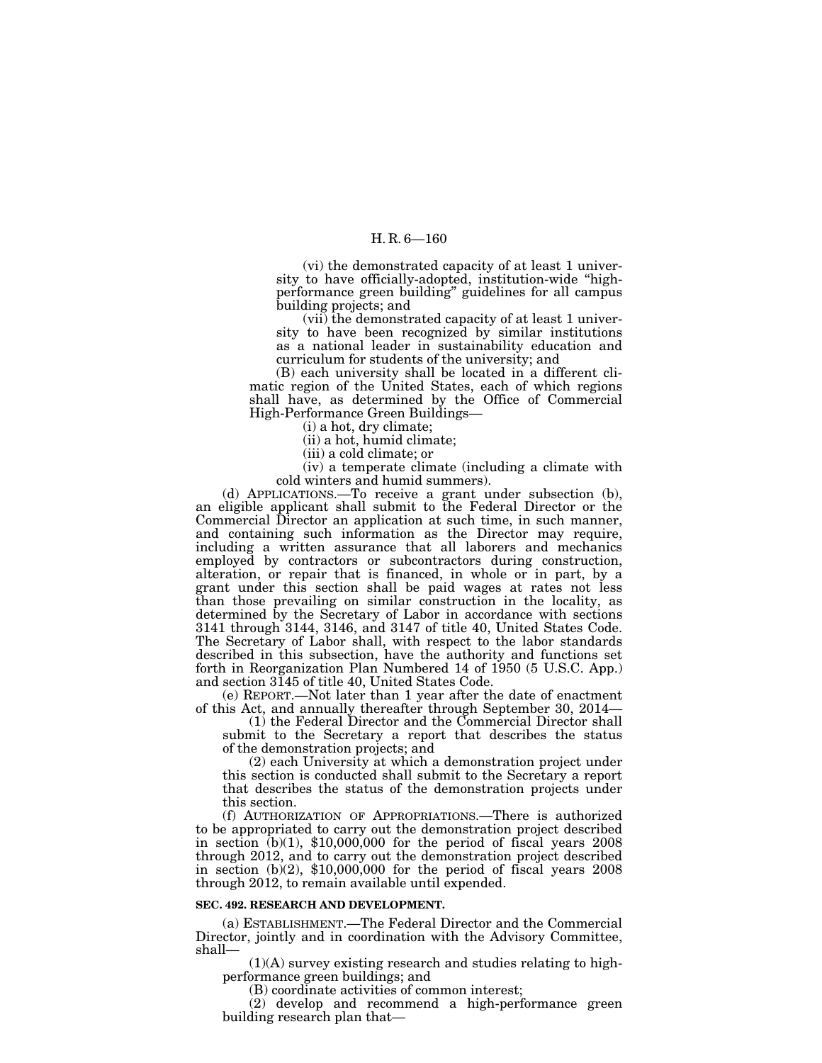(vi) the demonstrated capacity of at least 1 university to have officially-adopted, institution-wide "high-performance green building" guidelines for all campus building projects; and

(vii) the demonstrated capacity of at least 1 university to have been recognized by similar institutions as a national leader in sustainability education and curriculum for students of the university; and

(B) each university shall be located in a different climatic region of the United States, each of which regions shall have, as determined by the Office of Commercial High-Performance Green Buildings—

(i) a hot, dry climate;

(ii) a hot, humid climate;

(iii) a cold climate; or

(iv) a temperate climate (including a climate with cold winters and humid summers).

(d) APPLICATIONS.—To receive a grant under subsection (b), an eligible applicant shall submit to the Federal Director or the Commercial Director an application at such time, in such manner, and containing such information as the Director may require, including a written assurance that all laborers and mechanics employed by contractors or subcontractors during construction, alteration, or repair that is financed, in whole or in part, by a grant under this section shall be paid wages at rates not less than those prevailing on similar construction in the locality, as determined by the Secretary of Labor in accordance with sections 3141 through 3144, 3146, and 3147 of title 40, United States Code. The Secretary of Labor shall, with respect to the labor standards described in this subsection, have the authority and functions set forth in Reorganization Plan Numbered 14 of 1950 (5 U.S.C. App.) and section 3145 of title 40, United States Code.

(e) REPORT.—Not later than 1 year after the date of enactment of this Act, and annually thereafter through September 30, 2014—

(1) the Federal Director and the Commercial Director shall submit to the Secretary a report that describes the status of the demonstration projects; and

(2) each University at which a demonstration project under this section is conducted shall submit to the Secretary a report that describes the status of the demonstration projects under this section.

(f) AUTHORIZATION OF APPROPRIATIONS.—There is authorized to be appropriated to carry out the demonstration project described in section (b)(1), $10,000,000 for the period of fiscal years 2008 through 2012, and to carry out the demonstration project described in section (b)(2), $10,000,000 for the period of fiscal years 2008 through 2012, to remain available until expended.

**SEC. 492. RESEARCH AND DEVELOPMENT.**

(a) ESTABLISHMENT.—The Federal Director and the Commercial Director, jointly and in coordination with the Advisory Committee, shall—

(1)(A) survey existing research and studies relating to high-performance green buildings; and

(B) coordinate activities of common interest;

(2) develop and recommend a high-performance green building research plan that—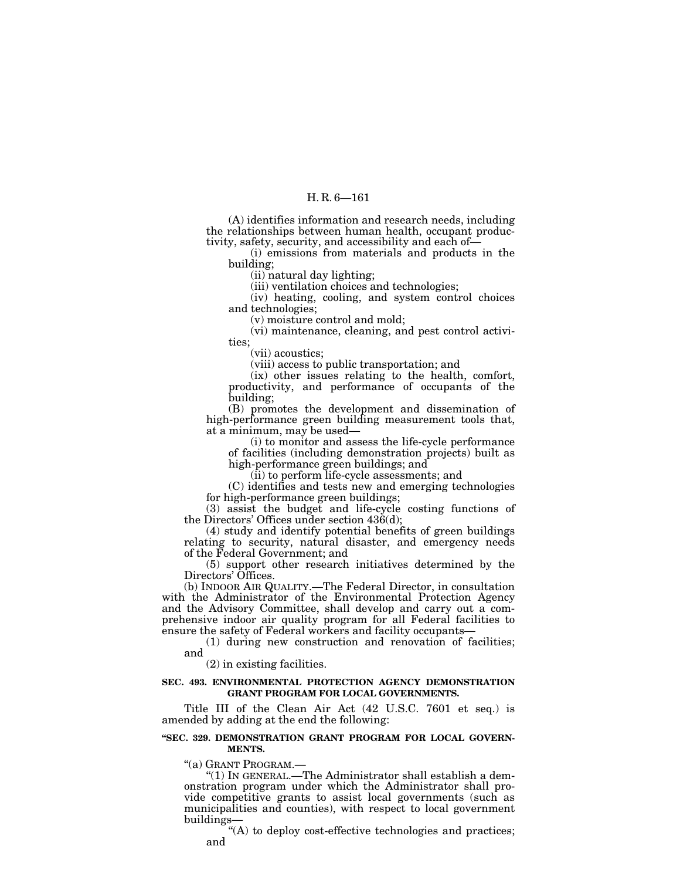(A) identifies information and research needs, including the relationships between human health, occupant productivity, safety, security, and accessibility and each of—

(i) emissions from materials and products in the building;

(ii) natural day lighting;

(iii) ventilation choices and technologies;

(iv) heating, cooling, and system control choices and technologies;

(v) moisture control and mold;

(vi) maintenance, cleaning, and pest control activities;

(vii) acoustics;

(viii) access to public transportation; and

(ix) other issues relating to the health, comfort, productivity, and performance of occupants of the building;

(B) promotes the development and dissemination of high-performance green building measurement tools that, at a minimum, may be used—

(i) to monitor and assess the life-cycle performance of facilities (including demonstration projects) built as high-performance green buildings; and

(ii) to perform life-cycle assessments; and

(C) identifies and tests new and emerging technologies for high-performance green buildings;

(3) assist the budget and life-cycle costing functions of the Directors' Offices under section 436(d);

(4) study and identify potential benefits of green buildings relating to security, natural disaster, and emergency needs of the Federal Government; and

(5) support other research initiatives determined by the Directors' Offices.

(b) INDOOR AIR QUALITY.—The Federal Director, in consultation with the Administrator of the Environmental Protection Agency and the Advisory Committee, shall develop and carry out a comprehensive indoor air quality program for all Federal facilities to ensure the safety of Federal workers and facility occupants—

(1) during new construction and renovation of facilities; and

(2) in existing facilities.

**SEC. 493. ENVIRONMENTAL PROTECTION AGENCY DEMONSTRATION GRANT PROGRAM FOR LOCAL GOVERNMENTS.**

Title III of the Clean Air Act (42 U.S.C. 7601 et seq.) is amended by adding at the end the following:

**"SEC. 329. DEMONSTRATION GRANT PROGRAM FOR LOCAL GOVERNMENTS.**

"(a) GRANT PROGRAM.—

"(1) IN GENERAL.—The Administrator shall establish a demonstration program under which the Administrator shall provide competitive grants to assist local governments (such as municipalities and counties), with respect to local government buildings—

"(A) to deploy cost-effective technologies and practices; and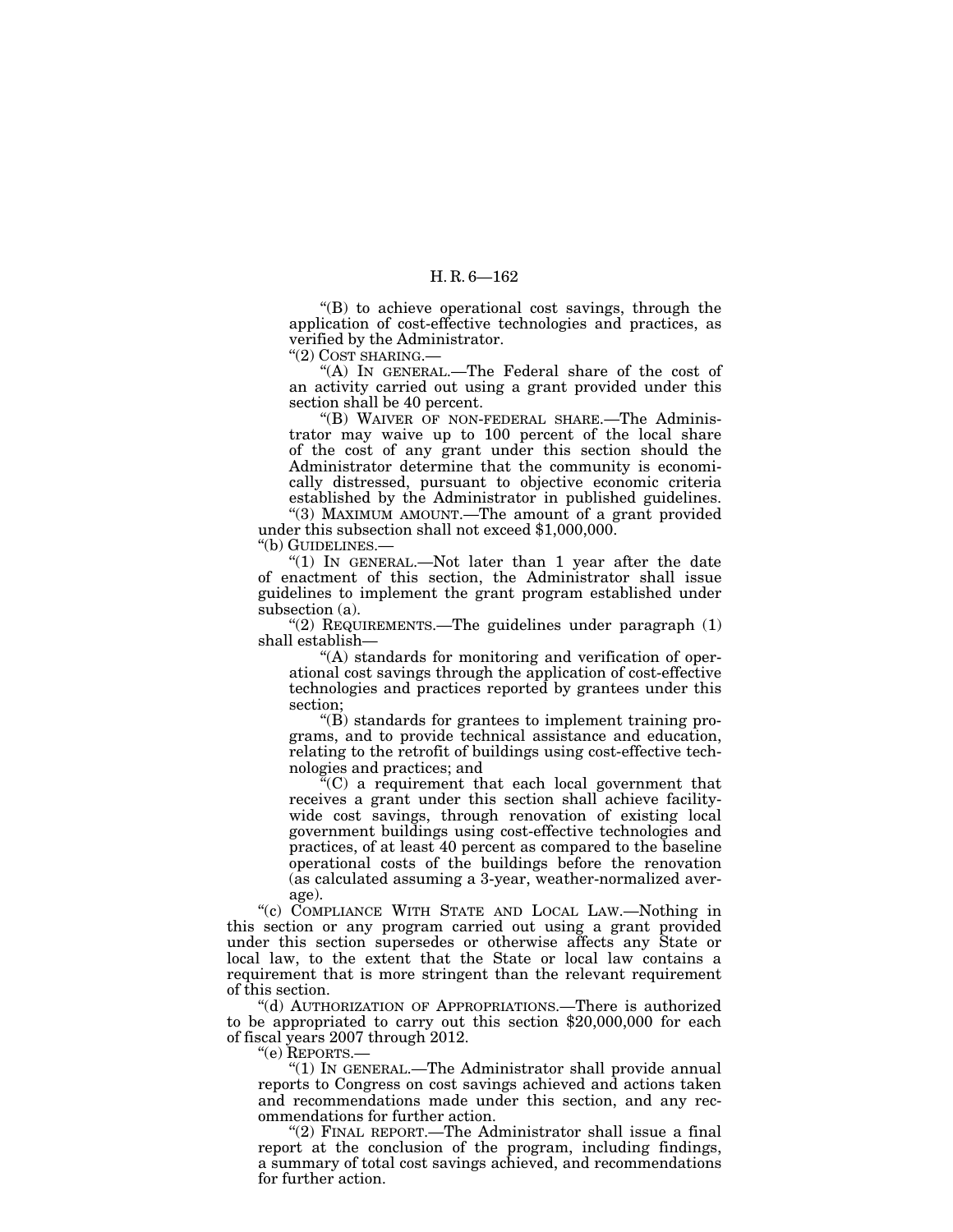"(B) to achieve operational cost savings, through the application of cost-effective technologies and practices, as verified by the Administrator.

"(2) COST SHARING.—

"(A) IN GENERAL.—The Federal share of the cost of an activity carried out using a grant provided under this section shall be 40 percent.

"(B) WAIVER OF NON-FEDERAL SHARE.—The Administrator may waive up to 100 percent of the local share of the cost of any grant under this section should the Administrator determine that the community is economically distressed, pursuant to objective economic criteria established by the Administrator in published guidelines.

"(3) MAXIMUM AMOUNT.—The amount of a grant provided under this subsection shall not exceed $1,000,000.

"(b) GUIDELINES.—

"(1) IN GENERAL.—Not later than 1 year after the date of enactment of this section, the Administrator shall issue guidelines to implement the grant program established under subsection (a).

"(2) REQUIREMENTS.—The guidelines under paragraph (1) shall establish—

"(A) standards for monitoring and verification of operational cost savings through the application of cost-effective technologies and practices reported by grantees under this section;

"(B) standards for grantees to implement training programs, and to provide technical assistance and education, relating to the retrofit of buildings using cost-effective technologies and practices; and

"(C) a requirement that each local government that receives a grant under this section shall achieve facility-wide cost savings, through renovation of existing local government buildings using cost-effective technologies and practices, of at least 40 percent as compared to the baseline operational costs of the buildings before the renovation (as calculated assuming a 3-year, weather-normalized average).

"(c) COMPLIANCE WITH STATE AND LOCAL LAW.—Nothing in this section or any program carried out using a grant provided under this section supersedes or otherwise affects any State or local law, to the extent that the State or local law contains a requirement that is more stringent than the relevant requirement of this section.

"(d) AUTHORIZATION OF APPROPRIATIONS.—There is authorized to be appropriated to carry out this section $20,000,000 for each of fiscal years 2007 through 2012.

"(e) REPORTS.—

"(1) IN GENERAL.—The Administrator shall provide annual reports to Congress on cost savings achieved and actions taken and recommendations made under this section, and any recommendations for further action.

"(2) FINAL REPORT.—The Administrator shall issue a final report at the conclusion of the program, including findings, a summary of total cost savings achieved, and recommendations for further action.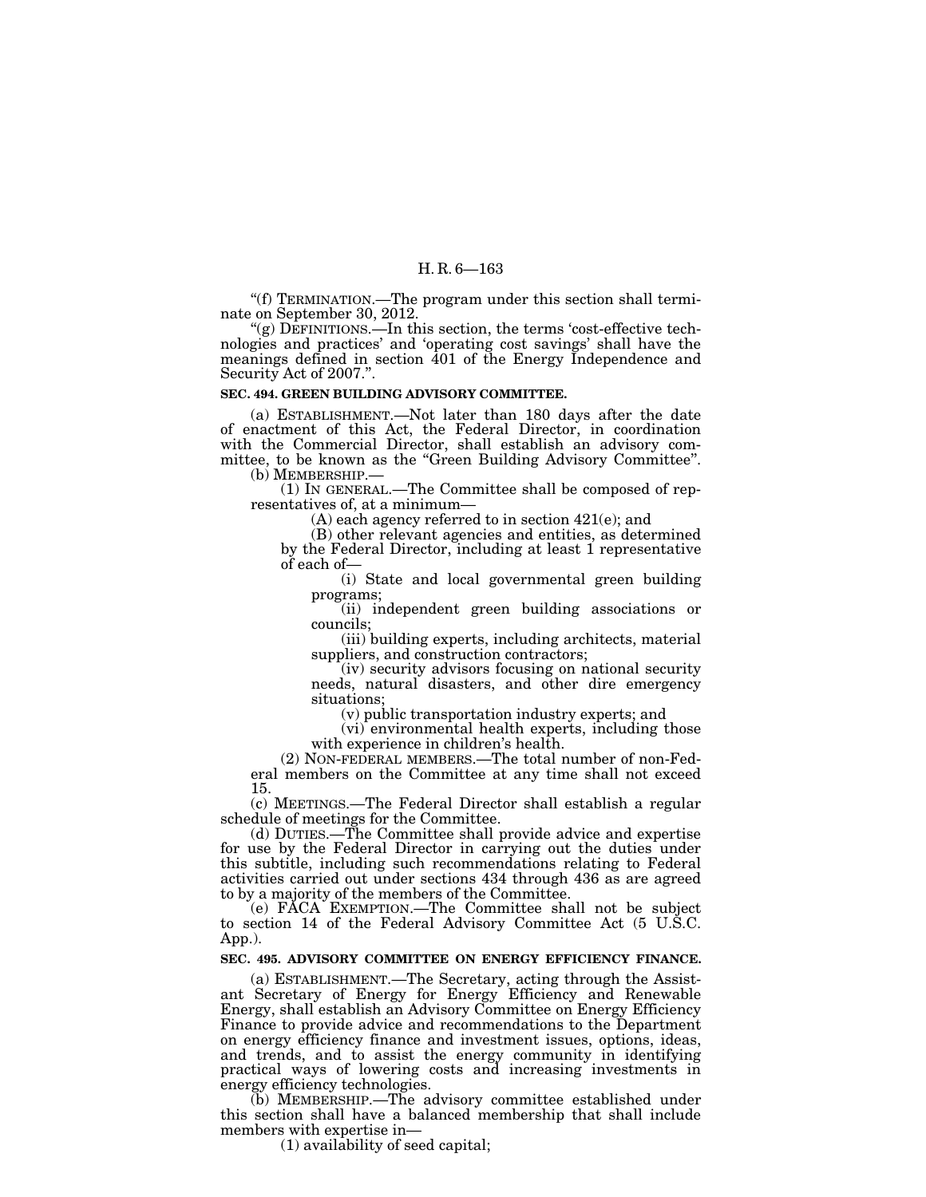"(f) TERMINATION.—The program under this section shall terminate on September 30, 2012.

"(g) DEFINITIONS.—In this section, the terms 'cost-effective technologies and practices' and 'operating cost savings' shall have the meanings defined in section 401 of the Energy Independence and Security Act of 2007.".

**SEC. 494. GREEN BUILDING ADVISORY COMMITTEE.**

(a) ESTABLISHMENT.—Not later than 180 days after the date of enactment of this Act, the Federal Director, in coordination with the Commercial Director, shall establish an advisory committee, to be known as the "Green Building Advisory Committee".

(b) MEMBERSHIP.—

(1) IN GENERAL.—The Committee shall be composed of representatives of, at a minimum—

(A) each agency referred to in section 421(e); and

(B) other relevant agencies and entities, as determined by the Federal Director, including at least 1 representative of each of—

(i) State and local governmental green building programs;

(ii) independent green building associations or councils;

(iii) building experts, including architects, material suppliers, and construction contractors;

(iv) security advisors focusing on national security needs, natural disasters, and other dire emergency situations;

(v) public transportation industry experts; and

(vi) environmental health experts, including those with experience in children's health.

(2) NON-FEDERAL MEMBERS.—The total number of non-Federal members on the Committee at any time shall not exceed 15.

(c) MEETINGS.—The Federal Director shall establish a regular schedule of meetings for the Committee.

(d) DUTIES.—The Committee shall provide advice and expertise for use by the Federal Director in carrying out the duties under this subtitle, including such recommendations relating to Federal activities carried out under sections 434 through 436 as are agreed to by a majority of the members of the Committee.

(e) FACA EXEMPTION.—The Committee shall not be subject to section 14 of the Federal Advisory Committee Act (5 U.S.C. App.).

**SEC. 495. ADVISORY COMMITTEE ON ENERGY EFFICIENCY FINANCE.**

(a) ESTABLISHMENT.—The Secretary, acting through the Assistant Secretary of Energy for Energy Efficiency and Renewable Energy, shall establish an Advisory Committee on Energy Efficiency Finance to provide advice and recommendations to the Department on energy efficiency finance and investment issues, options, ideas, and trends, and to assist the energy community in identifying practical ways of lowering costs and increasing investments in energy efficiency technologies.

(b) MEMBERSHIP.—The advisory committee established under this section shall have a balanced membership that shall include members with expertise in—

(1) availability of seed capital;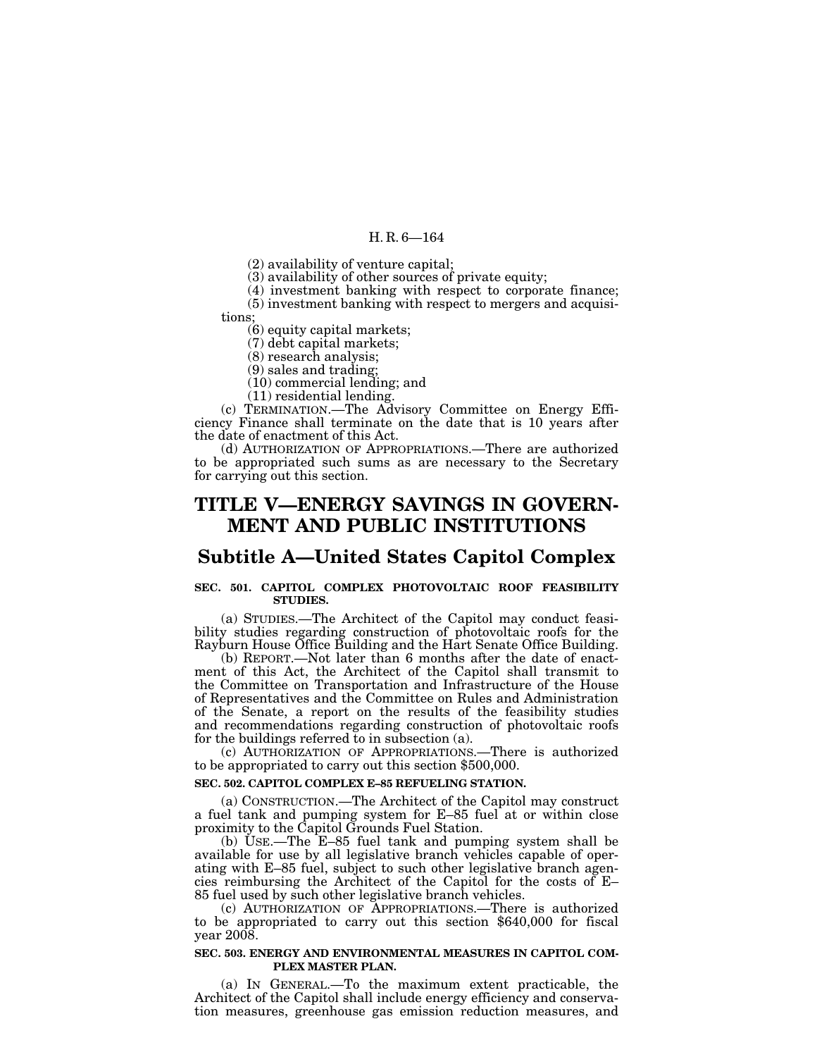(2) availability of venture capital;

(3) availability of other sources of private equity;

(4) investment banking with respect to corporate finance;

(5) investment banking with respect to mergers and acquisitions;

(6) equity capital markets;

(7) debt capital markets;

(8) research analysis;

(9) sales and trading;

(10) commercial lending; and

(11) residential lending.

(c) TERMINATION.—The Advisory Committee on Energy Efficiency Finance shall terminate on the date that is 10 years after the date of enactment of this Act.

(d) AUTHORIZATION OF APPROPRIATIONS.—There are authorized to be appropriated such sums as are necessary to the Secretary for carrying out this section.

# TITLE V—ENERGY SAVINGS IN GOVERNMENT AND PUBLIC INSTITUTIONS

## Subtitle A—United States Capitol Complex

**SEC. 501. CAPITOL COMPLEX PHOTOVOLTAIC ROOF FEASIBILITY STUDIES.**

(a) STUDIES.—The Architect of the Capitol may conduct feasibility studies regarding construction of photovoltaic roofs for the Rayburn House Office Building and the Hart Senate Office Building.

(b) REPORT.—Not later than 6 months after the date of enactment of this Act, the Architect of the Capitol shall transmit to the Committee on Transportation and Infrastructure of the House of Representatives and the Committee on Rules and Administration of the Senate, a report on the results of the feasibility studies and recommendations regarding construction of photovoltaic roofs for the buildings referred to in subsection (a).

(c) AUTHORIZATION OF APPROPRIATIONS.—There is authorized to be appropriated to carry out this section $500,000.

**SEC. 502. CAPITOL COMPLEX E–85 REFUELING STATION.**

(a) CONSTRUCTION.—The Architect of the Capitol may construct a fuel tank and pumping system for E–85 fuel at or within close proximity to the Capitol Grounds Fuel Station.

(b) USE.—The E–85 fuel tank and pumping system shall be available for use by all legislative branch vehicles capable of operating with E–85 fuel, subject to such other legislative branch agencies reimbursing the Architect of the Capitol for the costs of E–85 fuel used by such other legislative branch vehicles.

(c) AUTHORIZATION OF APPROPRIATIONS.—There is authorized to be appropriated to carry out this section $640,000 for fiscal year 2008.

**SEC. 503. ENERGY AND ENVIRONMENTAL MEASURES IN CAPITOL COMPLEX MASTER PLAN.**

(a) IN GENERAL.—To the maximum extent practicable, the Architect of the Capitol shall include energy efficiency and conservation measures, greenhouse gas emission reduction measures, and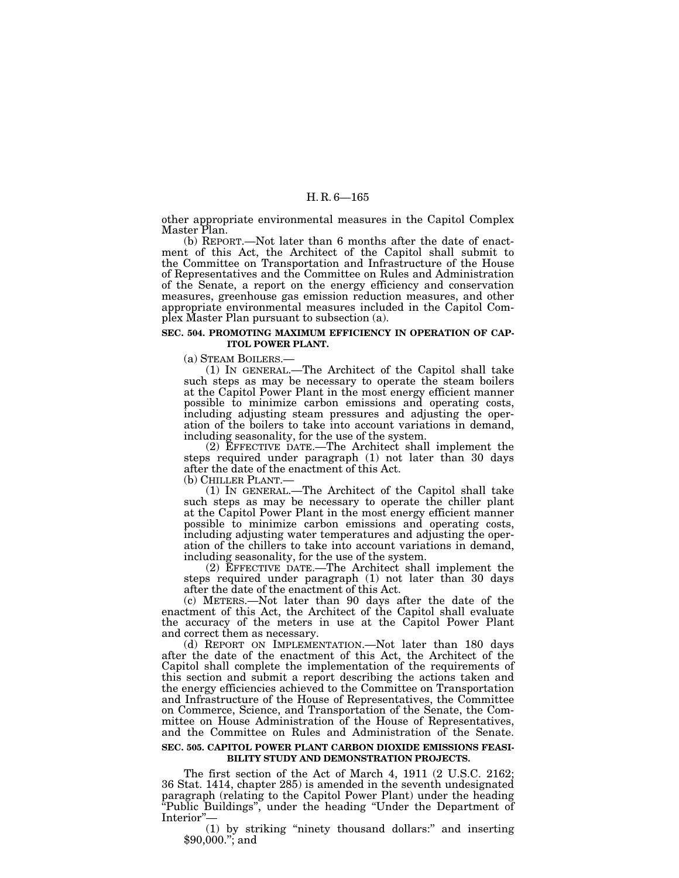other appropriate environmental measures in the Capitol Complex Master Plan.

(b) REPORT.—Not later than 6 months after the date of enactment of this Act, the Architect of the Capitol shall submit to the Committee on Transportation and Infrastructure of the House of Representatives and the Committee on Rules and Administration of the Senate, a report on the energy efficiency and conservation measures, greenhouse gas emission reduction measures, and other appropriate environmental measures included in the Capitol Complex Master Plan pursuant to subsection (a).

**SEC. 504. PROMOTING MAXIMUM EFFICIENCY IN OPERATION OF CAPITOL POWER PLANT.**

(a) STEAM BOILERS.—

(1) IN GENERAL.—The Architect of the Capitol shall take such steps as may be necessary to operate the steam boilers at the Capitol Power Plant in the most energy efficient manner possible to minimize carbon emissions and operating costs, including adjusting steam pressures and adjusting the operation of the boilers to take into account variations in demand, including seasonality, for the use of the system.

(2) EFFECTIVE DATE.—The Architect shall implement the steps required under paragraph (1) not later than 30 days after the date of the enactment of this Act.

(b) CHILLER PLANT.—

(1) IN GENERAL.—The Architect of the Capitol shall take such steps as may be necessary to operate the chiller plant at the Capitol Power Plant in the most energy efficient manner possible to minimize carbon emissions and operating costs, including adjusting water temperatures and adjusting the operation of the chillers to take into account variations in demand, including seasonality, for the use of the system.

(2) EFFECTIVE DATE.—The Architect shall implement the steps required under paragraph (1) not later than 30 days after the date of the enactment of this Act.

(c) METERS.—Not later than 90 days after the date of the enactment of this Act, the Architect of the Capitol shall evaluate the accuracy of the meters in use at the Capitol Power Plant and correct them as necessary.

(d) REPORT ON IMPLEMENTATION.—Not later than 180 days after the date of the enactment of this Act, the Architect of the Capitol shall complete the implementation of the requirements of this section and submit a report describing the actions taken and the energy efficiencies achieved to the Committee on Transportation and Infrastructure of the House of Representatives, the Committee on Commerce, Science, and Transportation of the Senate, the Committee on House Administration of the House of Representatives, and the Committee on Rules and Administration of the Senate.

**SEC. 505. CAPITOL POWER PLANT CARBON DIOXIDE EMISSIONS FEASIBILITY STUDY AND DEMONSTRATION PROJECTS.**

The first section of the Act of March 4, 1911 (2 U.S.C. 2162; 36 Stat. 1414, chapter 285) is amended in the seventh undesignated paragraph (relating to the Capitol Power Plant) under the heading "Public Buildings", under the heading "Under the Department of Interior"—

(1) by striking "ninety thousand dollars:" and inserting $90,000."; and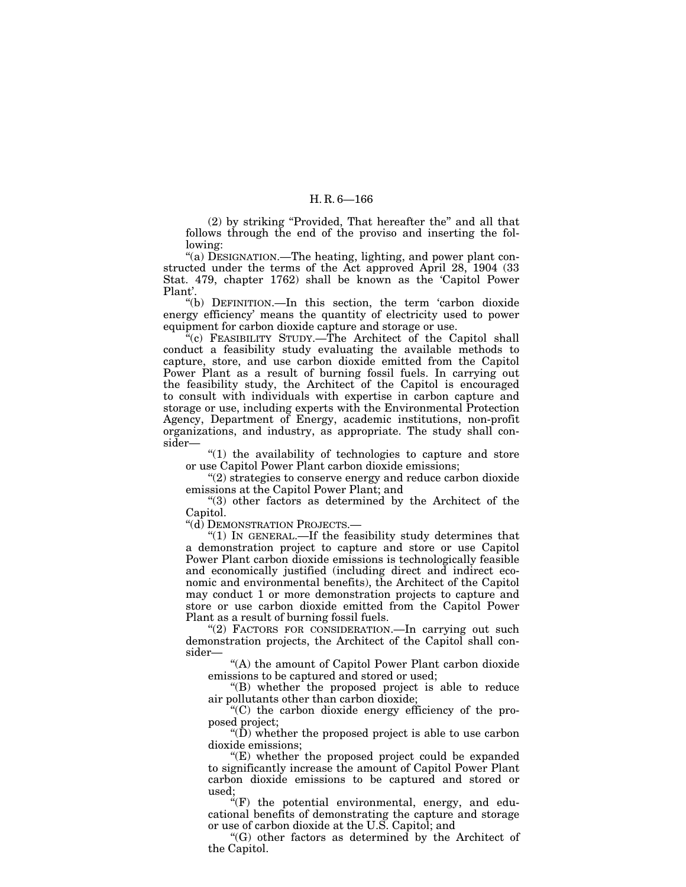(2) by striking "Provided, That hereafter the" and all that follows through the end of the proviso and inserting the following:

"(a) DESIGNATION.—The heating, lighting, and power plant constructed under the terms of the Act approved April 28, 1904 (33 Stat. 479, chapter 1762) shall be known as the 'Capitol Power Plant'.

"(b) DEFINITION.—In this section, the term 'carbon dioxide energy efficiency' means the quantity of electricity used to power equipment for carbon dioxide capture and storage or use.

"(c) FEASIBILITY STUDY.—The Architect of the Capitol shall conduct a feasibility study evaluating the available methods to capture, store, and use carbon dioxide emitted from the Capitol Power Plant as a result of burning fossil fuels. In carrying out the feasibility study, the Architect of the Capitol is encouraged to consult with individuals with expertise in carbon capture and storage or use, including experts with the Environmental Protection Agency, Department of Energy, academic institutions, non-profit organizations, and industry, as appropriate. The study shall consider—

"(1) the availability of technologies to capture and store or use Capitol Power Plant carbon dioxide emissions;

"(2) strategies to conserve energy and reduce carbon dioxide emissions at the Capitol Power Plant; and

"(3) other factors as determined by the Architect of the Capitol.

"(d) DEMONSTRATION PROJECTS.—

"(1) IN GENERAL.—If the feasibility study determines that a demonstration project to capture and store or use Capitol Power Plant carbon dioxide emissions is technologically feasible and economically justified (including direct and indirect economic and environmental benefits), the Architect of the Capitol may conduct 1 or more demonstration projects to capture and store or use carbon dioxide emitted from the Capitol Power Plant as a result of burning fossil fuels.

"(2) FACTORS FOR CONSIDERATION.—In carrying out such demonstration projects, the Architect of the Capitol shall consider—

"(A) the amount of Capitol Power Plant carbon dioxide emissions to be captured and stored or used;

"(B) whether the proposed project is able to reduce air pollutants other than carbon dioxide;

"(C) the carbon dioxide energy efficiency of the proposed project;

"(D) whether the proposed project is able to use carbon dioxide emissions;

"(E) whether the proposed project could be expanded to significantly increase the amount of Capitol Power Plant carbon dioxide emissions to be captured and stored or used;

"(F) the potential environmental, energy, and educational benefits of demonstrating the capture and storage or use of carbon dioxide at the U.S. Capitol; and

"(G) other factors as determined by the Architect of the Capitol.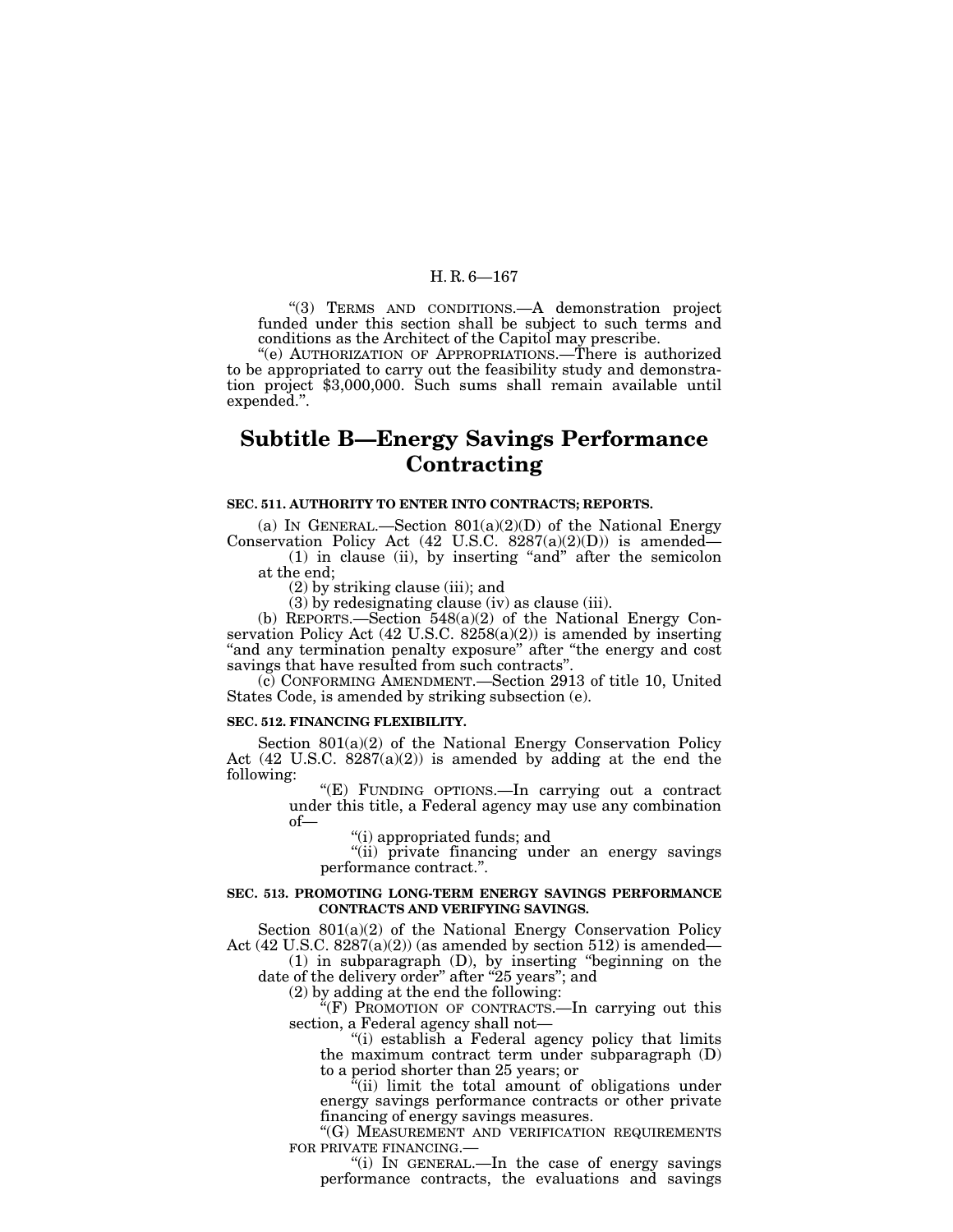"(3) TERMS AND CONDITIONS.—A demonstration project funded under this section shall be subject to such terms and conditions as the Architect of the Capitol may prescribe.

"(e) AUTHORIZATION OF APPROPRIATIONS.—There is authorized to be appropriated to carry out the feasibility study and demonstration project $3,000,000. Such sums shall remain available until expended.".

## Subtitle B—Energy Savings Performance Contracting

### SEC. 511. AUTHORITY TO ENTER INTO CONTRACTS; REPORTS.

(a) IN GENERAL.—Section 801(a)(2)(D) of the National Energy Conservation Policy Act (42 U.S.C. 8287(a)(2)(D)) is amended—

(1) in clause (ii), by inserting "and" after the semicolon at the end;

(2) by striking clause (iii); and

(3) by redesignating clause (iv) as clause (iii).

(b) REPORTS.—Section 548(a)(2) of the National Energy Conservation Policy Act (42 U.S.C. 8258(a)(2)) is amended by inserting "and any termination penalty exposure" after "the energy and cost savings that have resulted from such contracts".

(c) CONFORMING AMENDMENT.—Section 2913 of title 10, United States Code, is amended by striking subsection (e).

### SEC. 512. FINANCING FLEXIBILITY.

Section 801(a)(2) of the National Energy Conservation Policy Act (42 U.S.C. 8287(a)(2)) is amended by adding at the end the following:

"(E) FUNDING OPTIONS.—In carrying out a contract under this title, a Federal agency may use any combination of—

"(i) appropriated funds; and

"(ii) private financing under an energy savings performance contract.".

### SEC. 513. PROMOTING LONG-TERM ENERGY SAVINGS PERFORMANCE CONTRACTS AND VERIFYING SAVINGS.

Section 801(a)(2) of the National Energy Conservation Policy Act (42 U.S.C. 8287(a)(2)) (as amended by section 512) is amended—

(1) in subparagraph (D), by inserting "beginning on the date of the delivery order" after "25 years"; and

(2) by adding at the end the following:

"(F) PROMOTION OF CONTRACTS.—In carrying out this section, a Federal agency shall not—

"(i) establish a Federal agency policy that limits the maximum contract term under subparagraph (D) to a period shorter than 25 years; or

"(ii) limit the total amount of obligations under energy savings performance contracts or other private financing of energy savings measures.

"(G) MEASUREMENT AND VERIFICATION REQUIREMENTS FOR PRIVATE FINANCING.—

"(i) IN GENERAL.—In the case of energy savings performance contracts, the evaluations and savings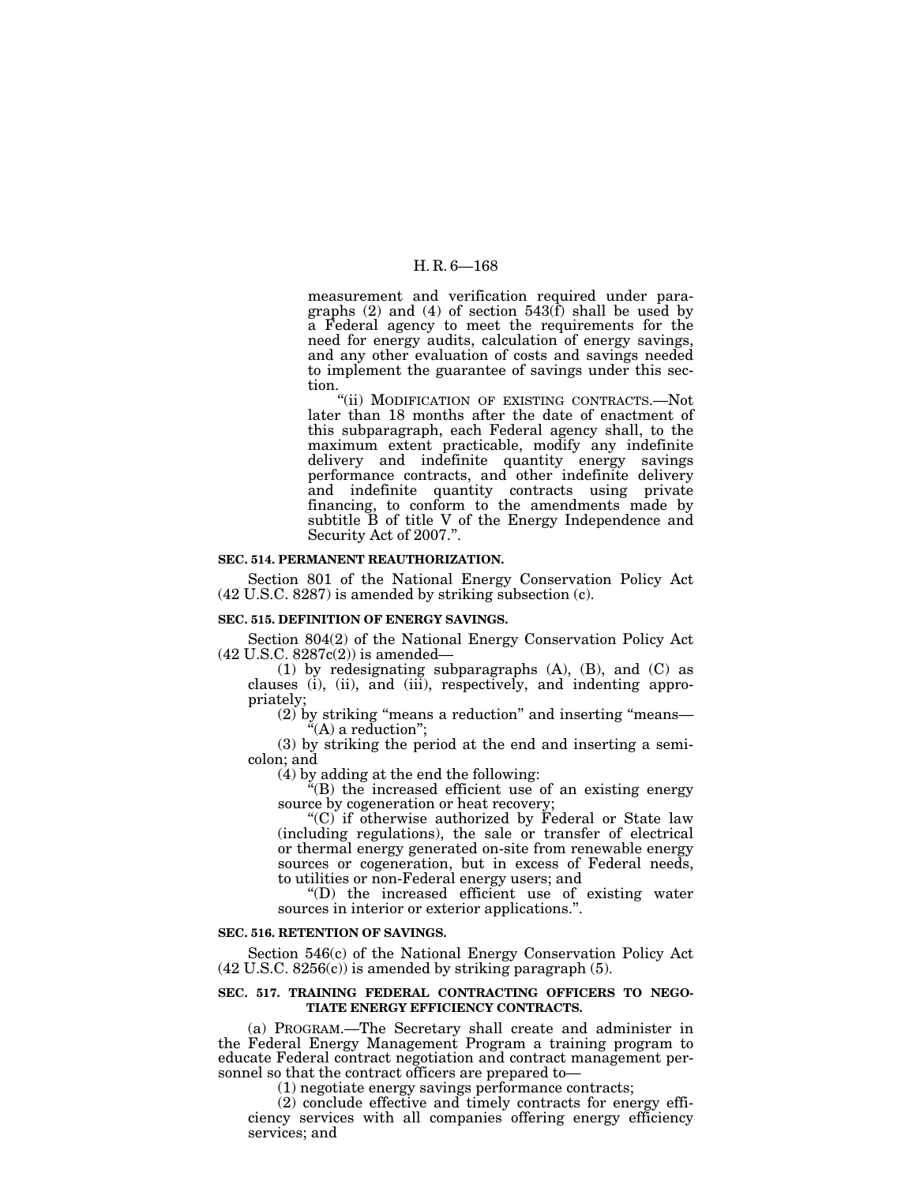measurement and verification required under paragraphs (2) and (4) of section 543(f) shall be used by a Federal agency to meet the requirements for the need for energy audits, calculation of energy savings, and any other evaluation of costs and savings needed to implement the guarantee of savings under this section.

"(ii) MODIFICATION OF EXISTING CONTRACTS.—Not later than 18 months after the date of enactment of this subparagraph, each Federal agency shall, to the maximum extent practicable, modify any indefinite delivery and indefinite quantity energy savings performance contracts, and other indefinite delivery and indefinite quantity contracts using private financing, to conform to the amendments made by subtitle B of title V of the Energy Independence and Security Act of 2007.".

**SEC. 514. PERMANENT REAUTHORIZATION.**

Section 801 of the National Energy Conservation Policy Act (42 U.S.C. 8287) is amended by striking subsection (c).

**SEC. 515. DEFINITION OF ENERGY SAVINGS.**

Section 804(2) of the National Energy Conservation Policy Act (42 U.S.C. 8287c(2)) is amended—

(1) by redesignating subparagraphs (A), (B), and (C) as clauses (i), (ii), and (iii), respectively, and indenting appropriately;

(2) by striking "means a reduction" and inserting "means—

"(A) a reduction";

(3) by striking the period at the end and inserting a semicolon; and

(4) by adding at the end the following:

"(B) the increased efficient use of an existing energy source by cogeneration or heat recovery;

"(C) if otherwise authorized by Federal or State law (including regulations), the sale or transfer of electrical or thermal energy generated on-site from renewable energy sources or cogeneration, but in excess of Federal needs, to utilities or non-Federal energy users; and

"(D) the increased efficient use of existing water sources in interior or exterior applications.".

**SEC. 516. RETENTION OF SAVINGS.**

Section 546(c) of the National Energy Conservation Policy Act (42 U.S.C. 8256(c)) is amended by striking paragraph (5).

**SEC. 517. TRAINING FEDERAL CONTRACTING OFFICERS TO NEGOTIATE ENERGY EFFICIENCY CONTRACTS.**

(a) PROGRAM.—The Secretary shall create and administer in the Federal Energy Management Program a training program to educate Federal contract negotiation and contract management personnel so that the contract officers are prepared to—

(1) negotiate energy savings performance contracts;

(2) conclude effective and timely contracts for energy efficiency services with all companies offering energy efficiency services; and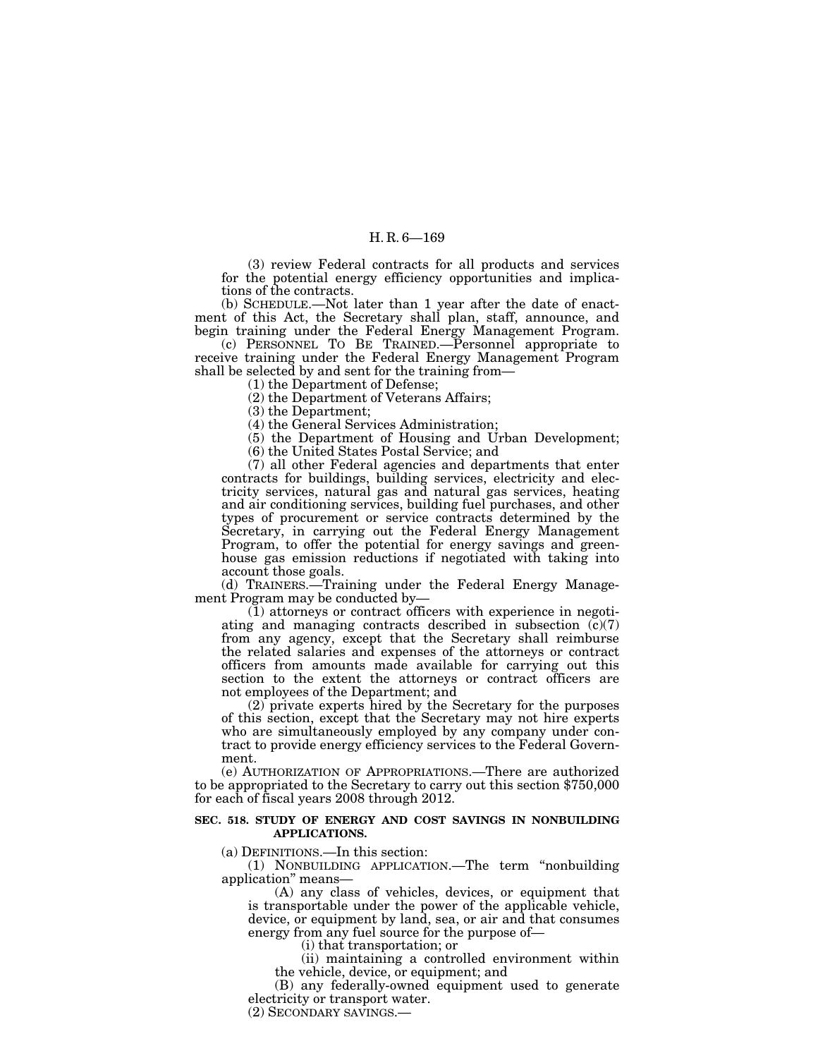(3) review Federal contracts for all products and services for the potential energy efficiency opportunities and implications of the contracts.

(b) SCHEDULE.—Not later than 1 year after the date of enactment of this Act, the Secretary shall plan, staff, announce, and begin training under the Federal Energy Management Program.

(c) PERSONNEL TO BE TRAINED.—Personnel appropriate to receive training under the Federal Energy Management Program shall be selected by and sent for the training from—

(1) the Department of Defense;

(2) the Department of Veterans Affairs;

(3) the Department;

(4) the General Services Administration;

(5) the Department of Housing and Urban Development;

(6) the United States Postal Service; and

(7) all other Federal agencies and departments that enter contracts for buildings, building services, electricity and electricity services, natural gas and natural gas services, heating and air conditioning services, building fuel purchases, and other types of procurement or service contracts determined by the Secretary, in carrying out the Federal Energy Management Program, to offer the potential for energy savings and greenhouse gas emission reductions if negotiated with taking into account those goals.

(d) TRAINERS.—Training under the Federal Energy Management Program may be conducted by—

(1) attorneys or contract officers with experience in negotiating and managing contracts described in subsection (c)(7) from any agency, except that the Secretary shall reimburse the related salaries and expenses of the attorneys or contract officers from amounts made available for carrying out this section to the extent the attorneys or contract officers are not employees of the Department; and

(2) private experts hired by the Secretary for the purposes of this section, except that the Secretary may not hire experts who are simultaneously employed by any company under contract to provide energy efficiency services to the Federal Government.

(e) AUTHORIZATION OF APPROPRIATIONS.—There are authorized to be appropriated to the Secretary to carry out this section $750,000 for each of fiscal years 2008 through 2012.

**SEC. 518. STUDY OF ENERGY AND COST SAVINGS IN NONBUILDING APPLICATIONS.**

(a) DEFINITIONS.—In this section:

(1) NONBUILDING APPLICATION.—The term "nonbuilding application" means—

(A) any class of vehicles, devices, or equipment that is transportable under the power of the applicable vehicle, device, or equipment by land, sea, or air and that consumes energy from any fuel source for the purpose of—

(i) that transportation; or

(ii) maintaining a controlled environment within the vehicle, device, or equipment; and

(B) any federally-owned equipment used to generate electricity or transport water.

(2) SECONDARY SAVINGS.—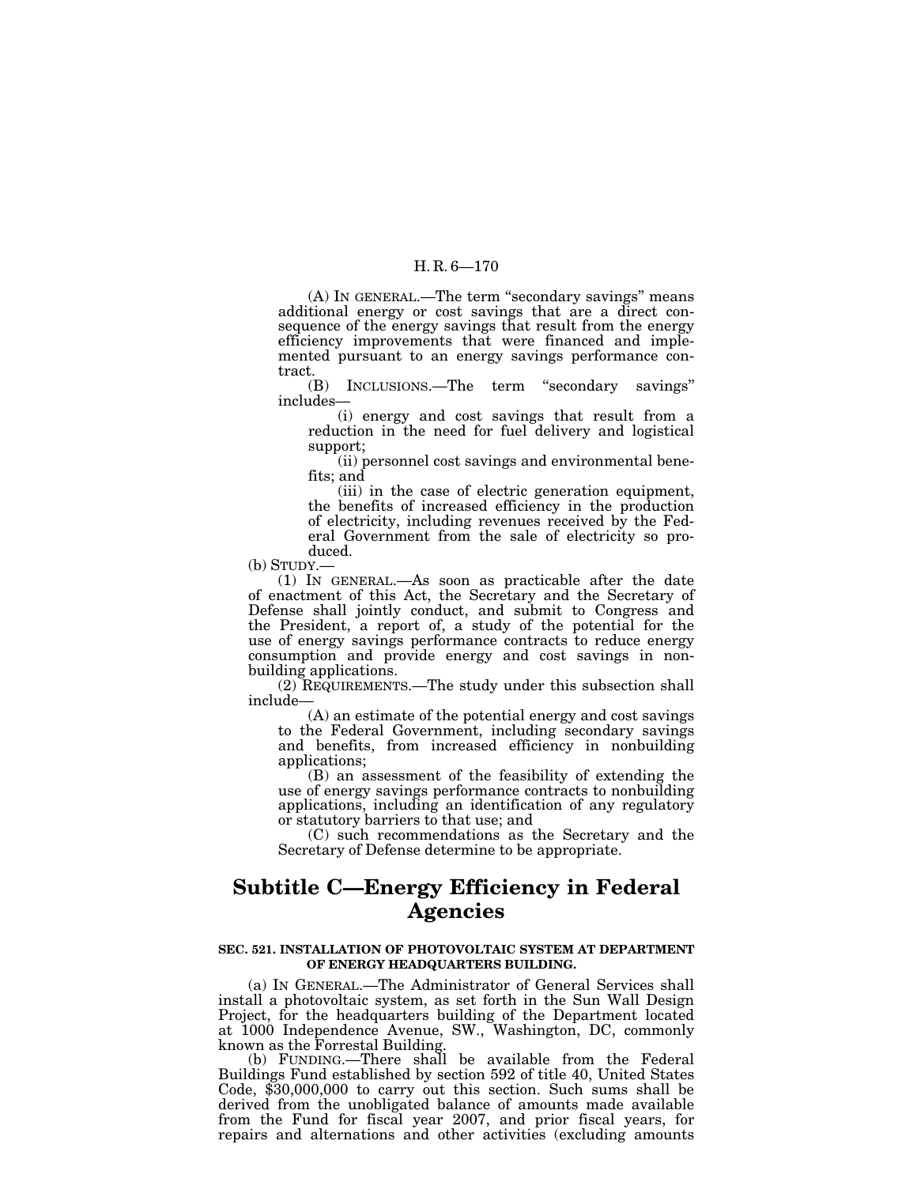(A) IN GENERAL.—The term "secondary savings" means additional energy or cost savings that are a direct consequence of the energy savings that result from the energy efficiency improvements that were financed and implemented pursuant to an energy savings performance contract.

(B) INCLUSIONS.—The term "secondary savings" includes—

(i) energy and cost savings that result from a reduction in the need for fuel delivery and logistical support;

(ii) personnel cost savings and environmental benefits; and

(iii) in the case of electric generation equipment, the benefits of increased efficiency in the production of electricity, including revenues received by the Federal Government from the sale of electricity so produced.

(b) STUDY.—

(1) IN GENERAL.—As soon as practicable after the date of enactment of this Act, the Secretary and the Secretary of Defense shall jointly conduct, and submit to Congress and the President, a report of, a study of the potential for the use of energy savings performance contracts to reduce energy consumption and provide energy and cost savings in nonbuilding applications.

(2) REQUIREMENTS.—The study under this subsection shall include—

(A) an estimate of the potential energy and cost savings to the Federal Government, including secondary savings and benefits, from increased efficiency in nonbuilding applications;

(B) an assessment of the feasibility of extending the use of energy savings performance contracts to nonbuilding applications, including an identification of any regulatory or statutory barriers to that use; and

(C) such recommendations as the Secretary and the Secretary of Defense determine to be appropriate.

## Subtitle C—Energy Efficiency in Federal Agencies

**SEC. 521. INSTALLATION OF PHOTOVOLTAIC SYSTEM AT DEPARTMENT OF ENERGY HEADQUARTERS BUILDING.**

(a) IN GENERAL.—The Administrator of General Services shall install a photovoltaic system, as set forth in the Sun Wall Design Project, for the headquarters building of the Department located at 1000 Independence Avenue, SW., Washington, DC, commonly known as the Forrestal Building.

(b) FUNDING.—There shall be available from the Federal Buildings Fund established by section 592 of title 40, United States Code, $30,000,000 to carry out this section. Such sums shall be derived from the unobligated balance of amounts made available from the Fund for fiscal year 2007, and prior fiscal years, for repairs and alternations and other activities (excluding amounts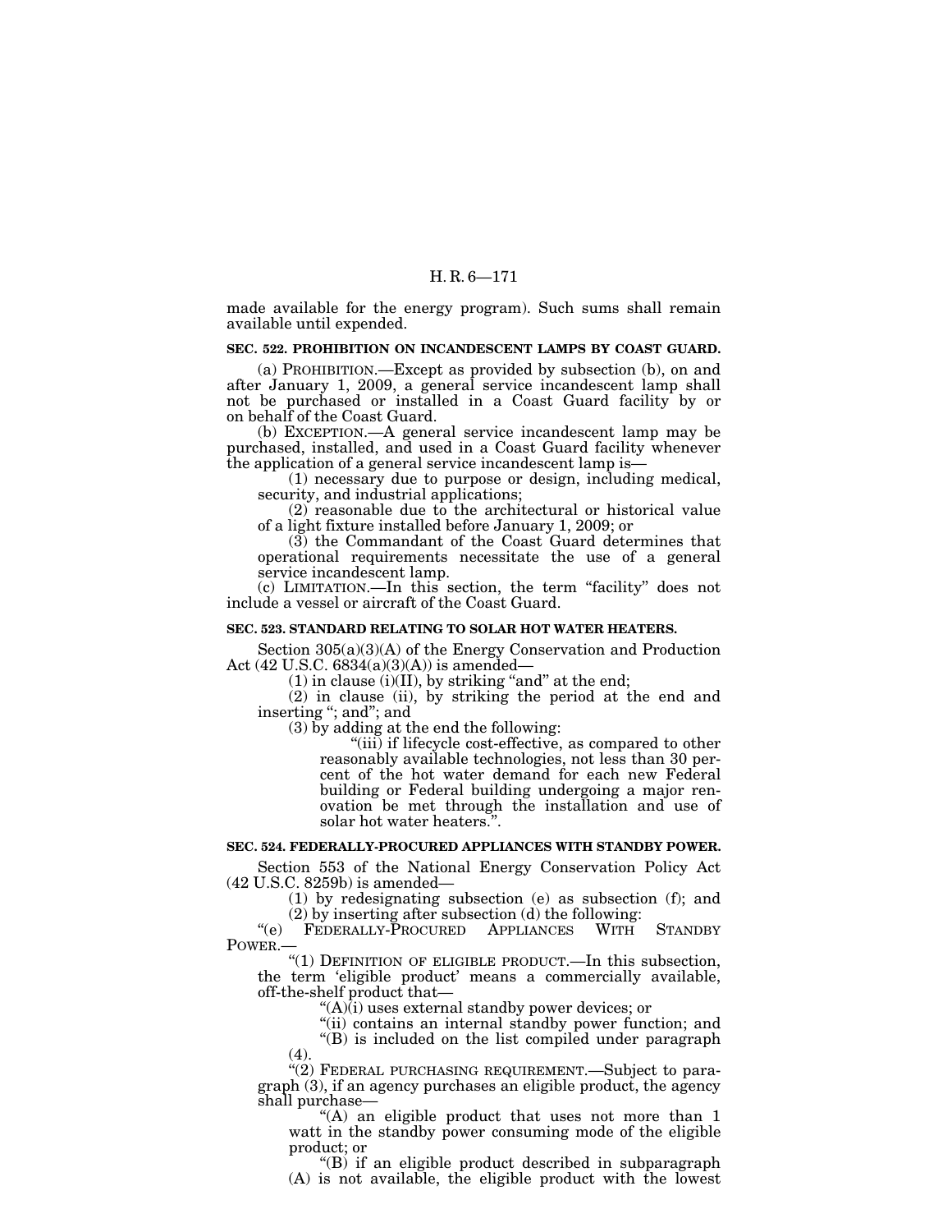made available for the energy program). Such sums shall remain available until expended.

### SEC. 522. PROHIBITION ON INCANDESCENT LAMPS BY COAST GUARD.

(a) PROHIBITION.—Except as provided by subsection (b), on and after January 1, 2009, a general service incandescent lamp shall not be purchased or installed in a Coast Guard facility by or on behalf of the Coast Guard.

(b) EXCEPTION.—A general service incandescent lamp may be purchased, installed, and used in a Coast Guard facility whenever the application of a general service incandescent lamp is—

(1) necessary due to purpose or design, including medical, security, and industrial applications;

(2) reasonable due to the architectural or historical value of a light fixture installed before January 1, 2009; or

(3) the Commandant of the Coast Guard determines that operational requirements necessitate the use of a general service incandescent lamp.

(c) LIMITATION.—In this section, the term "facility" does not include a vessel or aircraft of the Coast Guard.

### SEC. 523. STANDARD RELATING TO SOLAR HOT WATER HEATERS.

Section 305(a)(3)(A) of the Energy Conservation and Production Act (42 U.S.C. 6834(a)(3)(A)) is amended—

(1) in clause (i)(II), by striking "and" at the end;

(2) in clause (ii), by striking the period at the end and inserting "; and"; and

(3) by adding at the end the following:

"(iii) if lifecycle cost-effective, as compared to other reasonably available technologies, not less than 30 percent of the hot water demand for each new Federal building or Federal building undergoing a major renovation be met through the installation and use of solar hot water heaters.".

### SEC. 524. FEDERALLY-PROCURED APPLIANCES WITH STANDBY POWER.

Section 553 of the National Energy Conservation Policy Act (42 U.S.C. 8259b) is amended—

(1) by redesignating subsection (e) as subsection (f); and

(2) by inserting after subsection (d) the following:

"(e) FEDERALLY-PROCURED APPLIANCES WITH STANDBY POWER.—

"(1) DEFINITION OF ELIGIBLE PRODUCT.—In this subsection, the term 'eligible product' means a commercially available, off-the-shelf product that—

"(A)(i) uses external standby power devices; or

"(ii) contains an internal standby power function; and

"(B) is included on the list compiled under paragraph (4).

"(2) FEDERAL PURCHASING REQUIREMENT.—Subject to paragraph (3), if an agency purchases an eligible product, the agency shall purchase—

"(A) an eligible product that uses not more than 1 watt in the standby power consuming mode of the eligible product; or

"(B) if an eligible product described in subparagraph (A) is not available, the eligible product with the lowest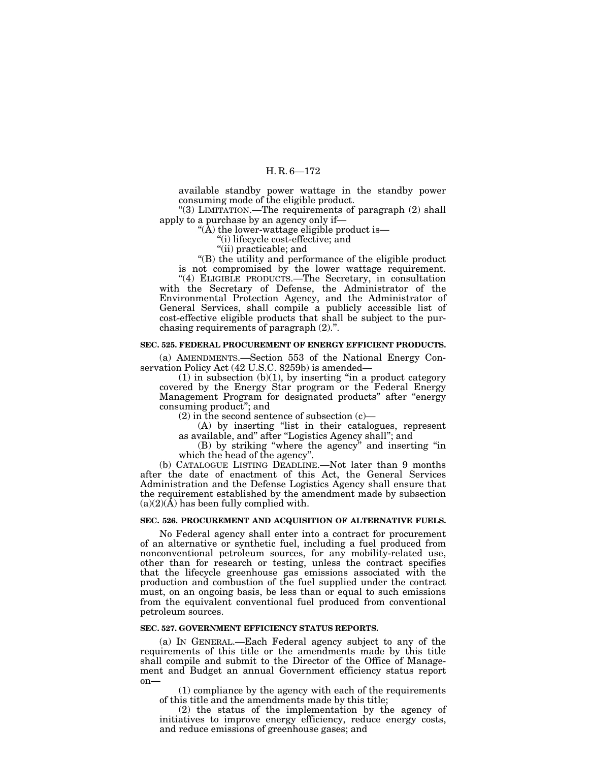available standby power wattage in the standby power consuming mode of the eligible product.

"(3) LIMITATION.—The requirements of paragraph (2) shall apply to a purchase by an agency only if—

"(A) the lower-wattage eligible product is—

"(i) lifecycle cost-effective; and

"(ii) practicable; and

"(B) the utility and performance of the eligible product is not compromised by the lower wattage requirement.

"(4) ELIGIBLE PRODUCTS.—The Secretary, in consultation with the Secretary of Defense, the Administrator of the Environmental Protection Agency, and the Administrator of General Services, shall compile a publicly accessible list of cost-effective eligible products that shall be subject to the purchasing requirements of paragraph (2).".

**SEC. 525. FEDERAL PROCUREMENT OF ENERGY EFFICIENT PRODUCTS.**

(a) AMENDMENTS.—Section 553 of the National Energy Conservation Policy Act (42 U.S.C. 8259b) is amended—

(1) in subsection (b)(1), by inserting "in a product category covered by the Energy Star program or the Federal Energy Management Program for designated products" after "energy consuming product"; and

(2) in the second sentence of subsection (c)—

(A) by inserting "list in their catalogues, represent as available, and" after "Logistics Agency shall"; and

(B) by striking "where the agency" and inserting "in which the head of the agency".

(b) CATALOGUE LISTING DEADLINE.—Not later than 9 months after the date of enactment of this Act, the General Services Administration and the Defense Logistics Agency shall ensure that the requirement established by the amendment made by subsection (a)(2)(A) has been fully complied with.

**SEC. 526. PROCUREMENT AND ACQUISITION OF ALTERNATIVE FUELS.**

No Federal agency shall enter into a contract for procurement of an alternative or synthetic fuel, including a fuel produced from nonconventional petroleum sources, for any mobility-related use, other than for research or testing, unless the contract specifies that the lifecycle greenhouse gas emissions associated with the production and combustion of the fuel supplied under the contract must, on an ongoing basis, be less than or equal to such emissions from the equivalent conventional fuel produced from conventional petroleum sources.

**SEC. 527. GOVERNMENT EFFICIENCY STATUS REPORTS.**

(a) IN GENERAL.—Each Federal agency subject to any of the requirements of this title or the amendments made by this title shall compile and submit to the Director of the Office of Management and Budget an annual Government efficiency status report on—

(1) compliance by the agency with each of the requirements of this title and the amendments made by this title;

(2) the status of the implementation by the agency of initiatives to improve energy efficiency, reduce energy costs, and reduce emissions of greenhouse gases; and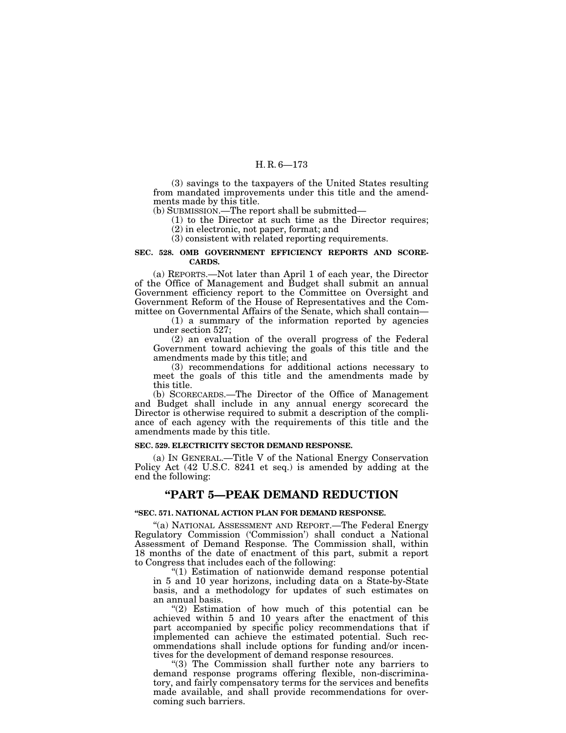(3) savings to the taxpayers of the United States resulting from mandated improvements under this title and the amendments made by this title.

(b) SUBMISSION.—The report shall be submitted—

(1) to the Director at such time as the Director requires;

(2) in electronic, not paper, format; and

(3) consistent with related reporting requirements.

**SEC. 528. OMB GOVERNMENT EFFICIENCY REPORTS AND SCORECARDS.**

(a) REPORTS.—Not later than April 1 of each year, the Director of the Office of Management and Budget shall submit an annual Government efficiency report to the Committee on Oversight and Government Reform of the House of Representatives and the Committee on Governmental Affairs of the Senate, which shall contain—

(1) a summary of the information reported by agencies under section 527;

(2) an evaluation of the overall progress of the Federal Government toward achieving the goals of this title and the amendments made by this title; and

(3) recommendations for additional actions necessary to meet the goals of this title and the amendments made by this title.

(b) SCORECARDS.—The Director of the Office of Management and Budget shall include in any annual energy scorecard the Director is otherwise required to submit a description of the compliance of each agency with the requirements of this title and the amendments made by this title.

**SEC. 529. ELECTRICITY SECTOR DEMAND RESPONSE.**

(a) IN GENERAL.—Title V of the National Energy Conservation Policy Act (42 U.S.C. 8241 et seq.) is amended by adding at the end the following:

## "PART 5—PEAK DEMAND REDUCTION

**"SEC. 571. NATIONAL ACTION PLAN FOR DEMAND RESPONSE.**

"(a) NATIONAL ASSESSMENT AND REPORT.—The Federal Energy Regulatory Commission ('Commission') shall conduct a National Assessment of Demand Response. The Commission shall, within 18 months of the date of enactment of this part, submit a report to Congress that includes each of the following:

"(1) Estimation of nationwide demand response potential in 5 and 10 year horizons, including data on a State-by-State basis, and a methodology for updates of such estimates on an annual basis.

"(2) Estimation of how much of this potential can be achieved within 5 and 10 years after the enactment of this part accompanied by specific policy recommendations that if implemented can achieve the estimated potential. Such recommendations shall include options for funding and/or incentives for the development of demand response resources.

"(3) The Commission shall further note any barriers to demand response programs offering flexible, non-discriminatory, and fairly compensatory terms for the services and benefits made available, and shall provide recommendations for overcoming such barriers.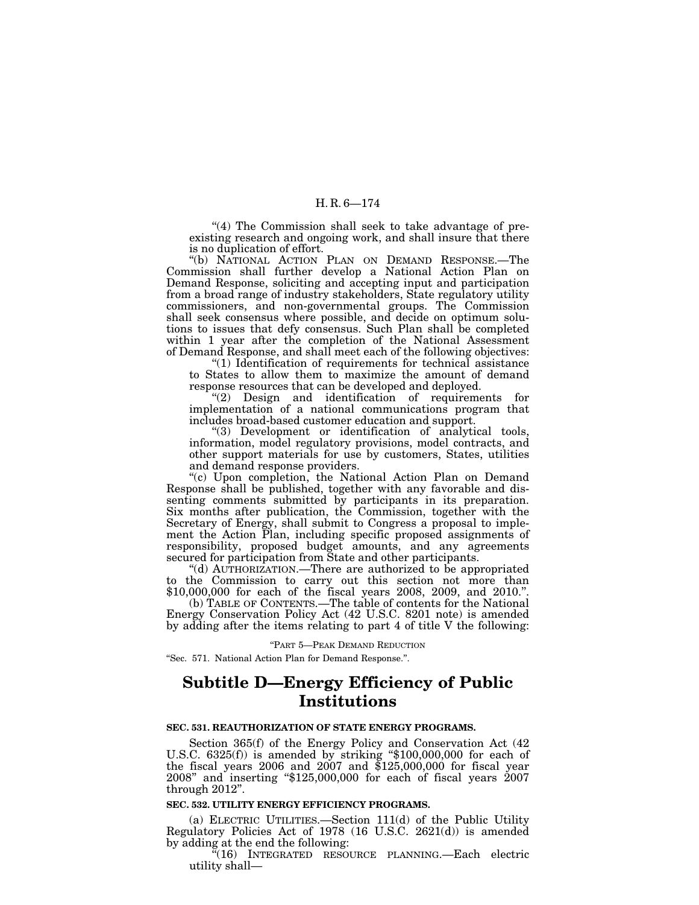"(4) The Commission shall seek to take advantage of preexisting research and ongoing work, and shall insure that there is no duplication of effort.

"(b) NATIONAL ACTION PLAN ON DEMAND RESPONSE.—The Commission shall further develop a National Action Plan on Demand Response, soliciting and accepting input and participation from a broad range of industry stakeholders, State regulatory utility commissioners, and non-governmental groups. The Commission shall seek consensus where possible, and decide on optimum solutions to issues that defy consensus. Such Plan shall be completed within 1 year after the completion of the National Assessment of Demand Response, and shall meet each of the following objectives:

"(1) Identification of requirements for technical assistance to States to allow them to maximize the amount of demand response resources that can be developed and deployed.

"(2) Design and identification of requirements for implementation of a national communications program that includes broad-based customer education and support.

"(3) Development or identification of analytical tools, information, model regulatory provisions, model contracts, and other support materials for use by customers, States, utilities and demand response providers.

"(c) Upon completion, the National Action Plan on Demand Response shall be published, together with any favorable and dissenting comments submitted by participants in its preparation. Six months after publication, the Commission, together with the Secretary of Energy, shall submit to Congress a proposal to implement the Action Plan, including specific proposed assignments of responsibility, proposed budget amounts, and any agreements secured for participation from State and other participants.

"(d) AUTHORIZATION.—There are authorized to be appropriated to the Commission to carry out this section not more than $10,000,000 for each of the fiscal years 2008, 2009, and 2010.".

(b) TABLE OF CONTENTS.—The table of contents for the National Energy Conservation Policy Act (42 U.S.C. 8201 note) is amended by adding after the items relating to part 4 of title V the following:

"PART 5—PEAK DEMAND REDUCTION

"Sec. 571. National Action Plan for Demand Response.".

## Subtitle D—Energy Efficiency of Public Institutions

**SEC. 531. REAUTHORIZATION OF STATE ENERGY PROGRAMS.**

Section 365(f) of the Energy Policy and Conservation Act (42 U.S.C. 6325(f)) is amended by striking "$100,000,000 for each of the fiscal years 2006 and 2007 and $125,000,000 for fiscal year 2008" and inserting "$125,000,000 for each of fiscal years 2007 through 2012".

**SEC. 532. UTILITY ENERGY EFFICIENCY PROGRAMS.**

(a) ELECTRIC UTILITIES.—Section 111(d) of the Public Utility Regulatory Policies Act of 1978 (16 U.S.C. 2621(d)) is amended by adding at the end the following:

"(16) INTEGRATED RESOURCE PLANNING.—Each electric utility shall—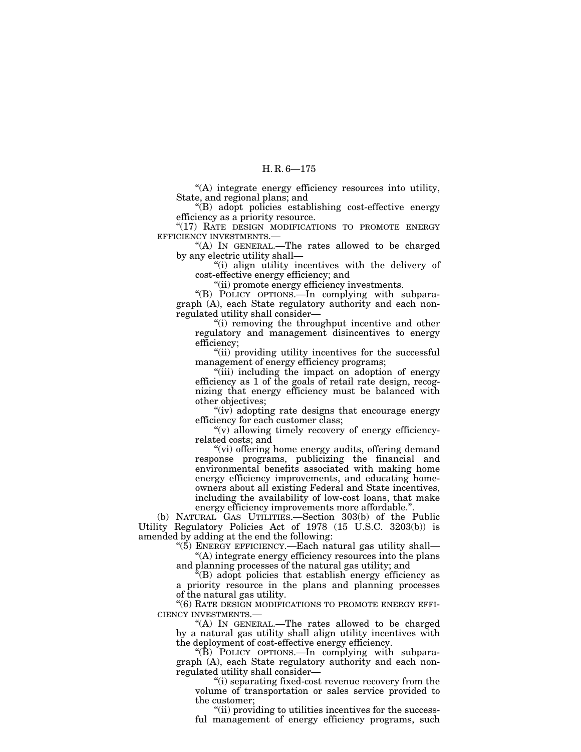"(A) integrate energy efficiency resources into utility, State, and regional plans; and

"(B) adopt policies establishing cost-effective energy efficiency as a priority resource.

"(17) RATE DESIGN MODIFICATIONS TO PROMOTE ENERGY EFFICIENCY INVESTMENTS.—

"(A) IN GENERAL.—The rates allowed to be charged by any electric utility shall—

"(i) align utility incentives with the delivery of cost-effective energy efficiency; and

"(ii) promote energy efficiency investments.

"(B) POLICY OPTIONS.—In complying with subparagraph (A), each State regulatory authority and each nonregulated utility shall consider—

"(i) removing the throughput incentive and other regulatory and management disincentives to energy efficiency;

"(ii) providing utility incentives for the successful management of energy efficiency programs;

"(iii) including the impact on adoption of energy efficiency as 1 of the goals of retail rate design, recognizing that energy efficiency must be balanced with other objectives;

"(iv) adopting rate designs that encourage energy efficiency for each customer class;

"(v) allowing timely recovery of energy efficiency-related costs; and

"(vi) offering home energy audits, offering demand response programs, publicizing the financial and environmental benefits associated with making home energy efficiency improvements, and educating homeowners about all existing Federal and State incentives, including the availability of low-cost loans, that make energy efficiency improvements more affordable.".

(b) NATURAL GAS UTILITIES.—Section 303(b) of the Public Utility Regulatory Policies Act of 1978 (15 U.S.C. 3203(b)) is amended by adding at the end the following:

"(5) ENERGY EFFICIENCY.—Each natural gas utility shall—

"(A) integrate energy efficiency resources into the plans and planning processes of the natural gas utility; and

"(B) adopt policies that establish energy efficiency as a priority resource in the plans and planning processes of the natural gas utility.

"(6) RATE DESIGN MODIFICATIONS TO PROMOTE ENERGY EFFICIENCY INVESTMENTS.—

"(A) IN GENERAL.—The rates allowed to be charged by a natural gas utility shall align utility incentives with the deployment of cost-effective energy efficiency.

"(B) POLICY OPTIONS.—In complying with subparagraph (A), each State regulatory authority and each nonregulated utility shall consider—

"(i) separating fixed-cost revenue recovery from the volume of transportation or sales service provided to the customer;

"(ii) providing to utilities incentives for the successful management of energy efficiency programs, such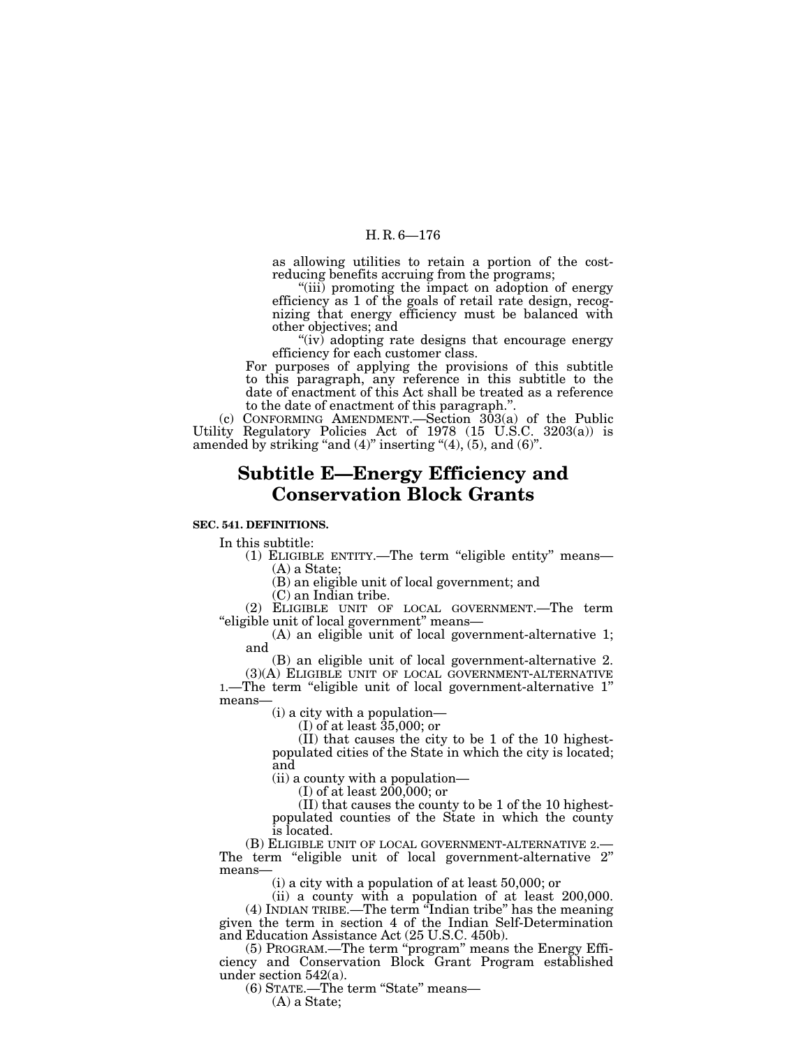as allowing utilities to retain a portion of the cost-reducing benefits accruing from the programs;

"(iii) promoting the impact on adoption of energy efficiency as 1 of the goals of retail rate design, recognizing that energy efficiency must be balanced with other objectives; and

"(iv) adopting rate designs that encourage energy efficiency for each customer class.

For purposes of applying the provisions of this subtitle to this paragraph, any reference in this subtitle to the date of enactment of this Act shall be treated as a reference to the date of enactment of this paragraph.".

(c) CONFORMING AMENDMENT.—Section 303(a) of the Public Utility Regulatory Policies Act of 1978 (15 U.S.C. 3203(a)) is amended by striking "and (4)" inserting "(4), (5), and (6)".

# Subtitle E—Energy Efficiency and Conservation Block Grants

**SEC. 541. DEFINITIONS.**

In this subtitle:

(1) ELIGIBLE ENTITY.—The term "eligible entity" means—

(A) a State;

(B) an eligible unit of local government; and

(C) an Indian tribe.

(2) ELIGIBLE UNIT OF LOCAL GOVERNMENT.—The term "eligible unit of local government" means—

(A) an eligible unit of local government-alternative 1; and

(B) an eligible unit of local government-alternative 2.

(3)(A) ELIGIBLE UNIT OF LOCAL GOVERNMENT-ALTERNATIVE 1.—The term "eligible unit of local government-alternative 1" means—

(i) a city with a population—

(I) of at least 35,000; or

(II) that causes the city to be 1 of the 10 highest-populated cities of the State in which the city is located; and

(ii) a county with a population—

(I) of at least 200,000; or

(II) that causes the county to be 1 of the 10 highest-populated counties of the State in which the county is located.

(B) ELIGIBLE UNIT OF LOCAL GOVERNMENT-ALTERNATIVE 2.—The term "eligible unit of local government-alternative 2" means—

(i) a city with a population of at least 50,000; or

(ii) a county with a population of at least 200,000.

(4) INDIAN TRIBE.—The term "Indian tribe" has the meaning given the term in section 4 of the Indian Self-Determination and Education Assistance Act (25 U.S.C. 450b).

(5) PROGRAM.—The term "program" means the Energy Efficiency and Conservation Block Grant Program established under section 542(a).

(6) STATE.—The term "State" means—

(A) a State;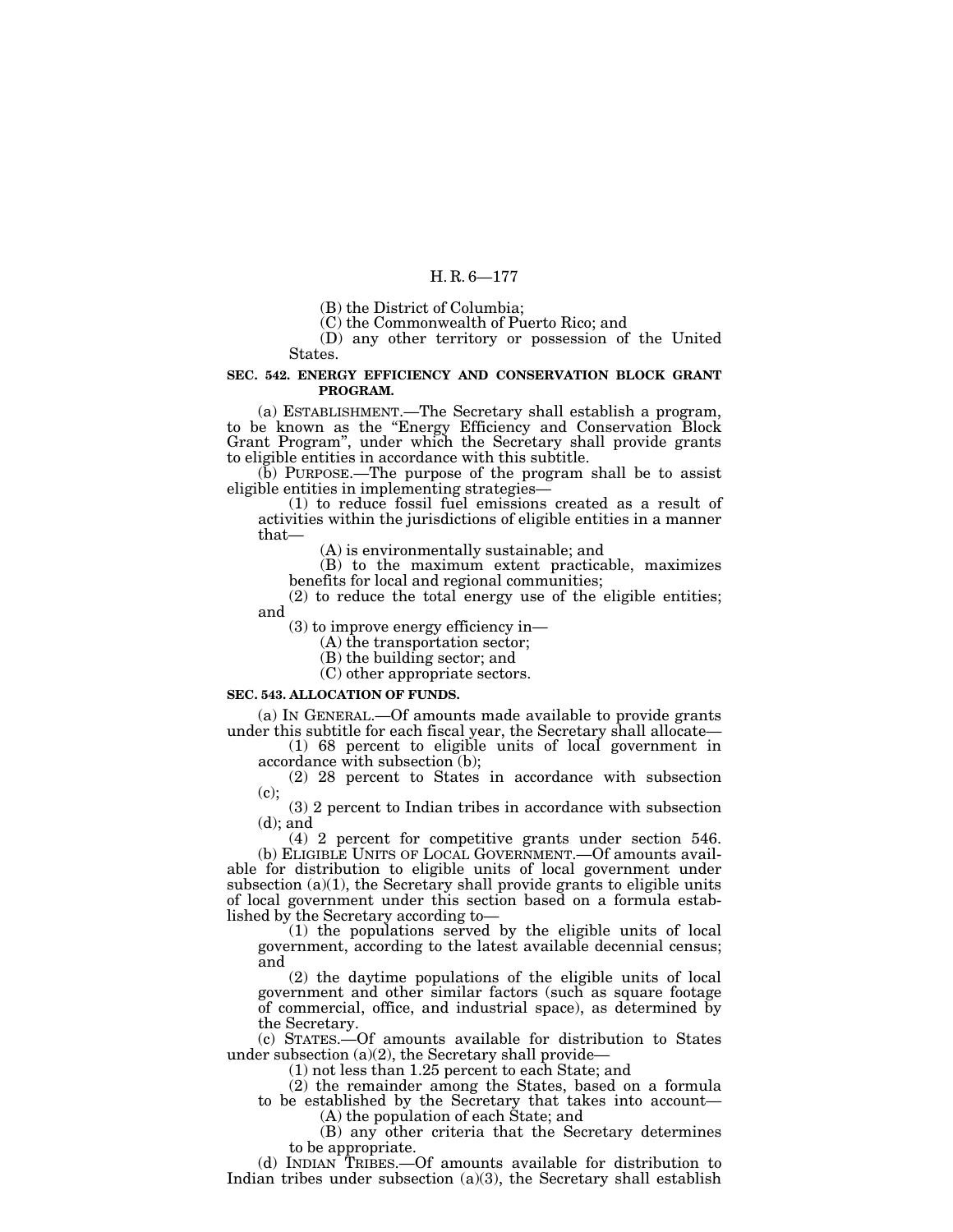(B) the District of Columbia;

(C) the Commonwealth of Puerto Rico; and

(D) any other territory or possession of the United States.

**SEC. 542. ENERGY EFFICIENCY AND CONSERVATION BLOCK GRANT PROGRAM.**

(a) ESTABLISHMENT.—The Secretary shall establish a program, to be known as the "Energy Efficiency and Conservation Block Grant Program", under which the Secretary shall provide grants to eligible entities in accordance with this subtitle.

(b) PURPOSE.—The purpose of the program shall be to assist eligible entities in implementing strategies—

(1) to reduce fossil fuel emissions created as a result of activities within the jurisdictions of eligible entities in a manner that—

(A) is environmentally sustainable; and

(B) to the maximum extent practicable, maximizes benefits for local and regional communities;

(2) to reduce the total energy use of the eligible entities; and

(3) to improve energy efficiency in—

(A) the transportation sector;

(B) the building sector; and

(C) other appropriate sectors.

**SEC. 543. ALLOCATION OF FUNDS.**

(a) IN GENERAL.—Of amounts made available to provide grants under this subtitle for each fiscal year, the Secretary shall allocate—

(1) 68 percent to eligible units of local government in accordance with subsection (b);

(2) 28 percent to States in accordance with subsection (c);

(3) 2 percent to Indian tribes in accordance with subsection (d); and

(4) 2 percent for competitive grants under section 546.

(b) ELIGIBLE UNITS OF LOCAL GOVERNMENT.—Of amounts available for distribution to eligible units of local government under subsection (a)(1), the Secretary shall provide grants to eligible units of local government under this section based on a formula established by the Secretary according to—

(1) the populations served by the eligible units of local government, according to the latest available decennial census; and

(2) the daytime populations of the eligible units of local government and other similar factors (such as square footage of commercial, office, and industrial space), as determined by the Secretary.

(c) STATES.—Of amounts available for distribution to States under subsection (a)(2), the Secretary shall provide—

(1) not less than 1.25 percent to each State; and

(2) the remainder among the States, based on a formula to be established by the Secretary that takes into account—

(A) the population of each State; and

(B) any other criteria that the Secretary determines to be appropriate.

(d) INDIAN TRIBES.—Of amounts available for distribution to Indian tribes under subsection (a)(3), the Secretary shall establish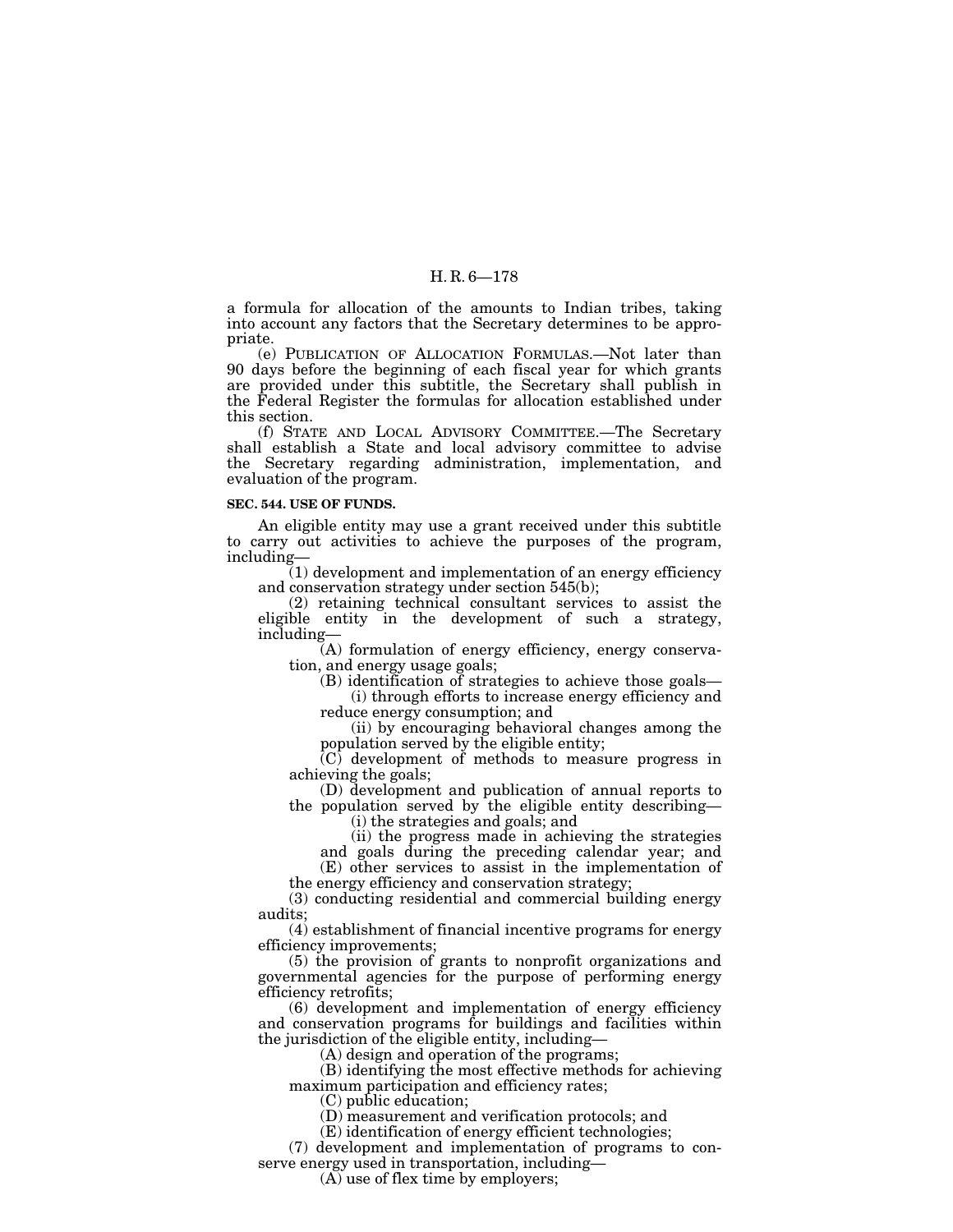a formula for allocation of the amounts to Indian tribes, taking into account any factors that the Secretary determines to be appropriate.

(e) PUBLICATION OF ALLOCATION FORMULAS.—Not later than 90 days before the beginning of each fiscal year for which grants are provided under this subtitle, the Secretary shall publish in the Federal Register the formulas for allocation established under this section.

(f) STATE AND LOCAL ADVISORY COMMITTEE.—The Secretary shall establish a State and local advisory committee to advise the Secretary regarding administration, implementation, and evaluation of the program.

**SEC. 544. USE OF FUNDS.**

An eligible entity may use a grant received under this subtitle to carry out activities to achieve the purposes of the program, including—

(1) development and implementation of an energy efficiency and conservation strategy under section 545(b);

(2) retaining technical consultant services to assist the eligible entity in the development of such a strategy, including—

(A) formulation of energy efficiency, energy conservation, and energy usage goals;

(B) identification of strategies to achieve those goals—

(i) through efforts to increase energy efficiency and reduce energy consumption; and

(ii) by encouraging behavioral changes among the population served by the eligible entity;

(C) development of methods to measure progress in achieving the goals;

(D) development and publication of annual reports to the population served by the eligible entity describing—

(i) the strategies and goals; and

(ii) the progress made in achieving the strategies and goals during the preceding calendar year; and

(E) other services to assist in the implementation of the energy efficiency and conservation strategy;

(3) conducting residential and commercial building energy audits;

(4) establishment of financial incentive programs for energy efficiency improvements;

(5) the provision of grants to nonprofit organizations and governmental agencies for the purpose of performing energy efficiency retrofits;

(6) development and implementation of energy efficiency and conservation programs for buildings and facilities within the jurisdiction of the eligible entity, including—

(A) design and operation of the programs;

(B) identifying the most effective methods for achieving maximum participation and efficiency rates;

(C) public education;

(D) measurement and verification protocols; and

(E) identification of energy efficient technologies;

(7) development and implementation of programs to conserve energy used in transportation, including—

(A) use of flex time by employers;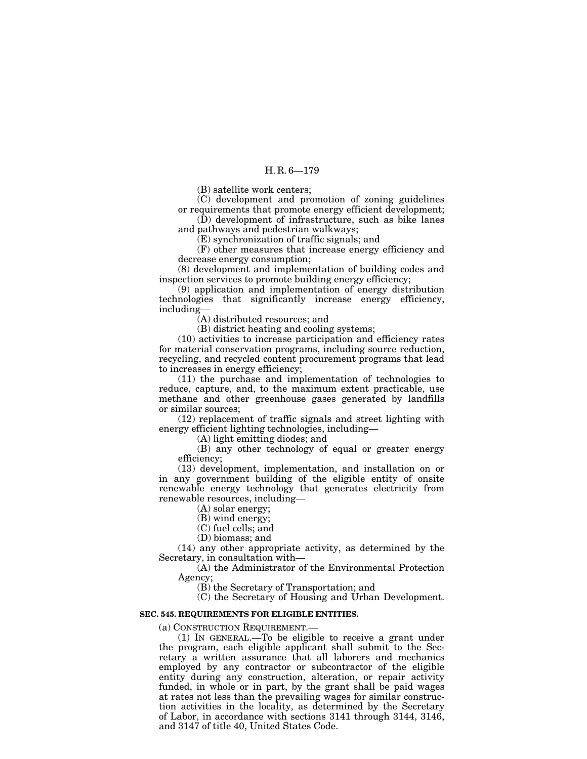(B) satellite work centers;

(C) development and promotion of zoning guidelines or requirements that promote energy efficient development;

(D) development of infrastructure, such as bike lanes and pathways and pedestrian walkways;

(E) synchronization of traffic signals; and

(F) other measures that increase energy efficiency and decrease energy consumption;

(8) development and implementation of building codes and inspection services to promote building energy efficiency;

(9) application and implementation of energy distribution technologies that significantly increase energy efficiency, including—

(A) distributed resources; and

(B) district heating and cooling systems;

(10) activities to increase participation and efficiency rates for material conservation programs, including source reduction, recycling, and recycled content procurement programs that lead to increases in energy efficiency;

(11) the purchase and implementation of technologies to reduce, capture, and, to the maximum extent practicable, use methane and other greenhouse gases generated by landfills or similar sources;

(12) replacement of traffic signals and street lighting with energy efficient lighting technologies, including—

(A) light emitting diodes; and

(B) any other technology of equal or greater energy efficiency;

(13) development, implementation, and installation on or in any government building of the eligible entity of onsite renewable energy technology that generates electricity from renewable resources, including—

(A) solar energy;

(B) wind energy;

(C) fuel cells; and

(D) biomass; and

(14) any other appropriate activity, as determined by the Secretary, in consultation with—

(A) the Administrator of the Environmental Protection Agency;

(B) the Secretary of Transportation; and

(C) the Secretary of Housing and Urban Development.

**SEC. 545. REQUIREMENTS FOR ELIGIBLE ENTITIES.**

(a) CONSTRUCTION REQUIREMENT.—

(1) IN GENERAL.—To be eligible to receive a grant under the program, each eligible applicant shall submit to the Secretary a written assurance that all laborers and mechanics employed by any contractor or subcontractor of the eligible entity during any construction, alteration, or repair activity funded, in whole or in part, by the grant shall be paid wages at rates not less than the prevailing wages for similar construction activities in the locality, as determined by the Secretary of Labor, in accordance with sections 3141 through 3144, 3146, and 3147 of title 40, United States Code.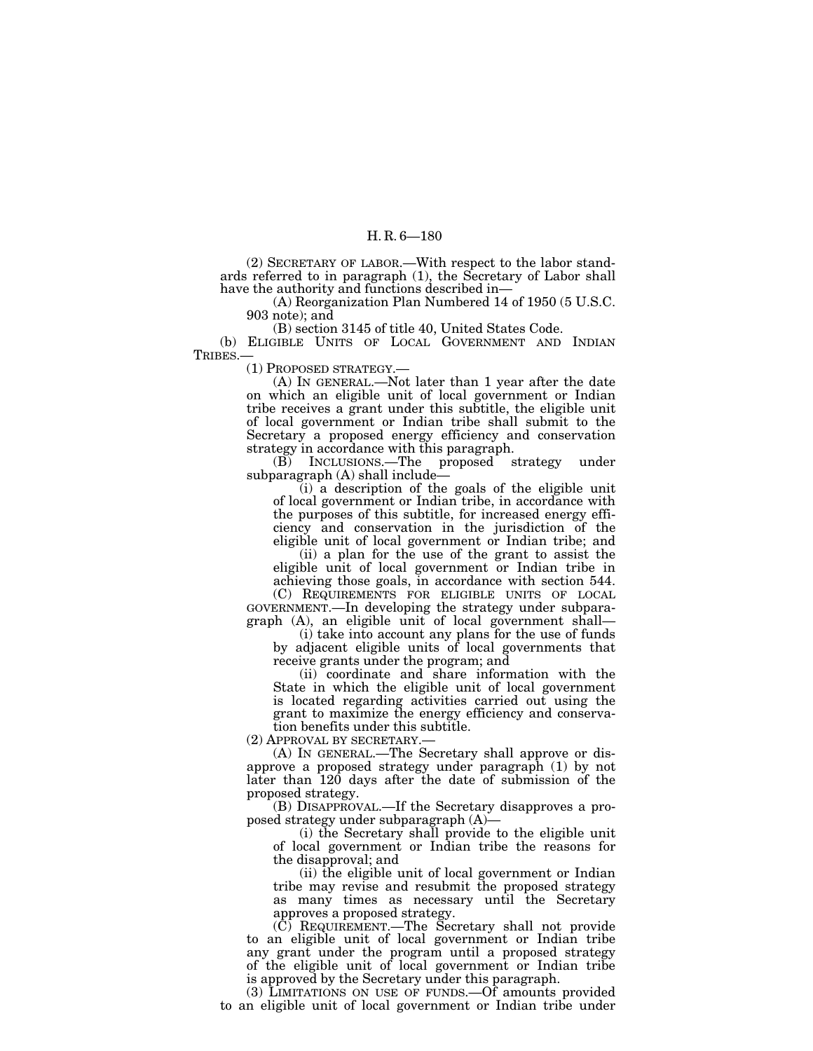(2) SECRETARY OF LABOR.—With respect to the labor standards referred to in paragraph (1), the Secretary of Labor shall have the authority and functions described in—

(A) Reorganization Plan Numbered 14 of 1950 (5 U.S.C. 903 note); and

(B) section 3145 of title 40, United States Code.

(b) ELIGIBLE UNITS OF LOCAL GOVERNMENT AND INDIAN TRIBES.—

(1) PROPOSED STRATEGY.—

(A) IN GENERAL.—Not later than 1 year after the date on which an eligible unit of local government or Indian tribe receives a grant under this subtitle, the eligible unit of local government or Indian tribe shall submit to the Secretary a proposed energy efficiency and conservation strategy in accordance with this paragraph.

(B) INCLUSIONS.—The proposed strategy under subparagraph (A) shall include—

(i) a description of the goals of the eligible unit of local government or Indian tribe, in accordance with the purposes of this subtitle, for increased energy efficiency and conservation in the jurisdiction of the eligible unit of local government or Indian tribe; and

(ii) a plan for the use of the grant to assist the eligible unit of local government or Indian tribe in achieving those goals, in accordance with section 544.

(C) REQUIREMENTS FOR ELIGIBLE UNITS OF LOCAL GOVERNMENT.—In developing the strategy under subparagraph (A), an eligible unit of local government shall—

(i) take into account any plans for the use of funds by adjacent eligible units of local governments that receive grants under the program; and

(ii) coordinate and share information with the State in which the eligible unit of local government is located regarding activities carried out using the grant to maximize the energy efficiency and conservation benefits under this subtitle.

(2) APPROVAL BY SECRETARY.—

(A) IN GENERAL.—The Secretary shall approve or disapprove a proposed strategy under paragraph (1) by not later than 120 days after the date of submission of the proposed strategy.

(B) DISAPPROVAL.—If the Secretary disapproves a proposed strategy under subparagraph (A)—

(i) the Secretary shall provide to the eligible unit of local government or Indian tribe the reasons for the disapproval; and

(ii) the eligible unit of local government or Indian tribe may revise and resubmit the proposed strategy as many times as necessary until the Secretary approves a proposed strategy.

(C) REQUIREMENT.—The Secretary shall not provide to an eligible unit of local government or Indian tribe any grant under the program until a proposed strategy of the eligible unit of local government or Indian tribe is approved by the Secretary under this paragraph.

(3) LIMITATIONS ON USE OF FUNDS.—Of amounts provided to an eligible unit of local government or Indian tribe under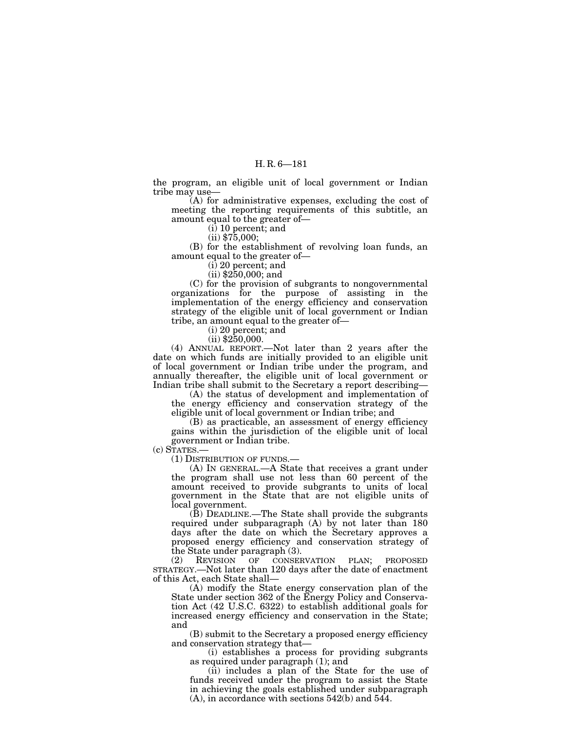the program, an eligible unit of local government or Indian tribe may use—

(A) for administrative expenses, excluding the cost of meeting the reporting requirements of this subtitle, an amount equal to the greater of—

(i) 10 percent; and

(ii) $75,000;

(B) for the establishment of revolving loan funds, an amount equal to the greater of—

(i) 20 percent; and

(ii) $250,000; and

(C) for the provision of subgrants to nongovernmental organizations for the purpose of assisting in the implementation of the energy efficiency and conservation strategy of the eligible unit of local government or Indian tribe, an amount equal to the greater of—

(i) 20 percent; and

(ii) $250,000.

(4) ANNUAL REPORT.—Not later than 2 years after the date on which funds are initially provided to an eligible unit of local government or Indian tribe under the program, and annually thereafter, the eligible unit of local government or Indian tribe shall submit to the Secretary a report describing—

(A) the status of development and implementation of the energy efficiency and conservation strategy of the eligible unit of local government or Indian tribe; and

(B) as practicable, an assessment of energy efficiency gains within the jurisdiction of the eligible unit of local government or Indian tribe.

(c) STATES.—

(1) DISTRIBUTION OF FUNDS.—

(A) IN GENERAL.—A State that receives a grant under the program shall use not less than 60 percent of the amount received to provide subgrants to units of local government in the State that are not eligible units of local government.

(B) DEADLINE.—The State shall provide the subgrants required under subparagraph (A) by not later than 180 days after the date on which the Secretary approves a proposed energy efficiency and conservation strategy of the State under paragraph (3).

(2) REVISION OF CONSERVATION PLAN; PROPOSED STRATEGY.—Not later than 120 days after the date of enactment of this Act, each State shall—

(A) modify the State energy conservation plan of the State under section 362 of the Energy Policy and Conservation Act (42 U.S.C. 6322) to establish additional goals for increased energy efficiency and conservation in the State; and

(B) submit to the Secretary a proposed energy efficiency and conservation strategy that—

(i) establishes a process for providing subgrants as required under paragraph (1); and

(ii) includes a plan of the State for the use of funds received under the program to assist the State in achieving the goals established under subparagraph (A), in accordance with sections 542(b) and 544.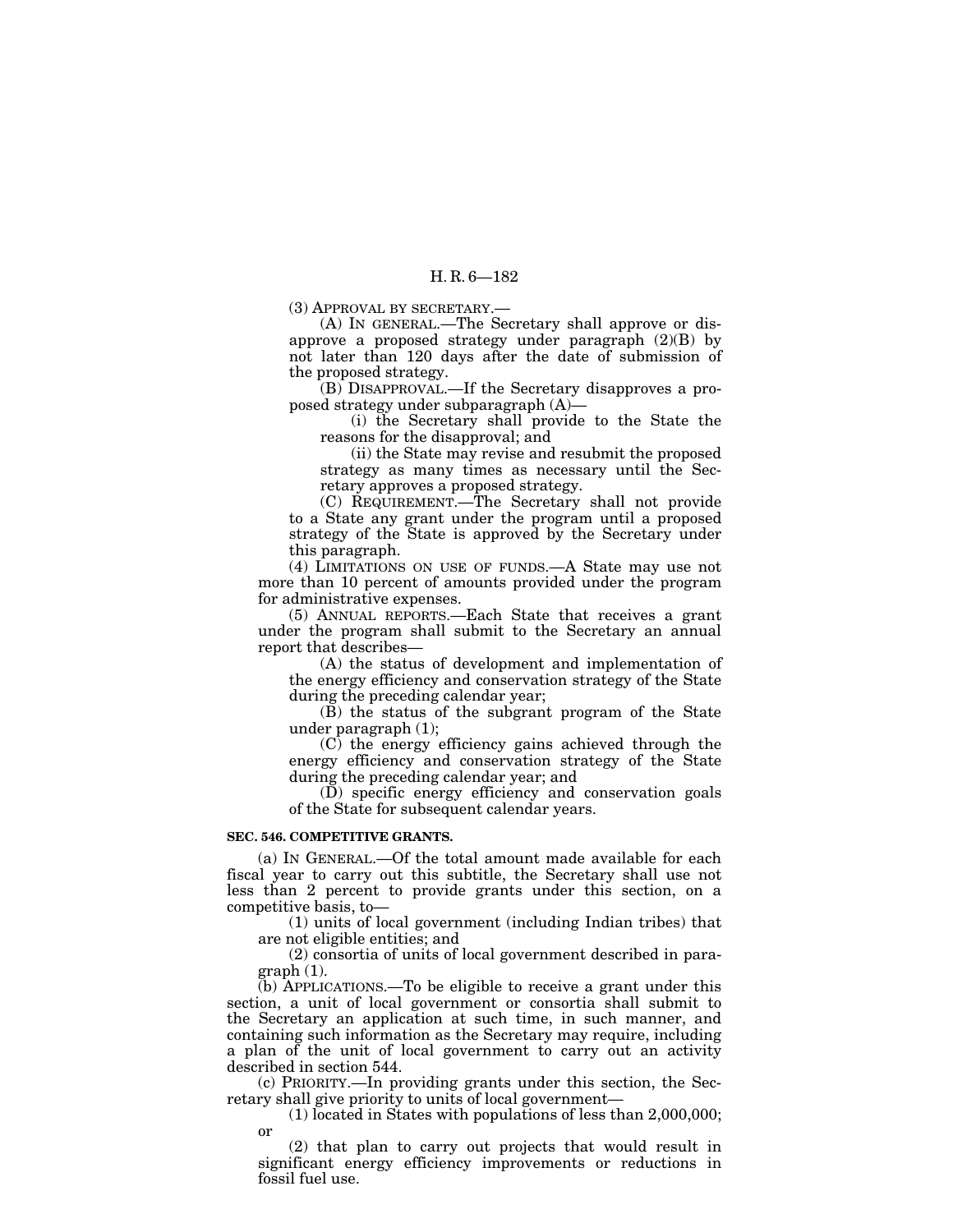(3) APPROVAL BY SECRETARY.—

(A) IN GENERAL.—The Secretary shall approve or disapprove a proposed strategy under paragraph (2)(B) by not later than 120 days after the date of submission of the proposed strategy.

(B) DISAPPROVAL.—If the Secretary disapproves a proposed strategy under subparagraph (A)—

(i) the Secretary shall provide to the State the reasons for the disapproval; and

(ii) the State may revise and resubmit the proposed strategy as many times as necessary until the Secretary approves a proposed strategy.

(C) REQUIREMENT.—The Secretary shall not provide to a State any grant under the program until a proposed strategy of the State is approved by the Secretary under this paragraph.

(4) LIMITATIONS ON USE OF FUNDS.—A State may use not more than 10 percent of amounts provided under the program for administrative expenses.

(5) ANNUAL REPORTS.—Each State that receives a grant under the program shall submit to the Secretary an annual report that describes—

(A) the status of development and implementation of the energy efficiency and conservation strategy of the State during the preceding calendar year;

(B) the status of the subgrant program of the State under paragraph (1);

(C) the energy efficiency gains achieved through the energy efficiency and conservation strategy of the State during the preceding calendar year; and

(D) specific energy efficiency and conservation goals of the State for subsequent calendar years.

**SEC. 546. COMPETITIVE GRANTS.**

(a) IN GENERAL.—Of the total amount made available for each fiscal year to carry out this subtitle, the Secretary shall use not less than 2 percent to provide grants under this section, on a competitive basis, to—

(1) units of local government (including Indian tribes) that are not eligible entities; and

(2) consortia of units of local government described in paragraph (1).

(b) APPLICATIONS.—To be eligible to receive a grant under this section, a unit of local government or consortia shall submit to the Secretary an application at such time, in such manner, and containing such information as the Secretary may require, including a plan of the unit of local government to carry out an activity described in section 544.

(c) PRIORITY.—In providing grants under this section, the Secretary shall give priority to units of local government—

(1) located in States with populations of less than 2,000,000; or

(2) that plan to carry out projects that would result in significant energy efficiency improvements or reductions in fossil fuel use.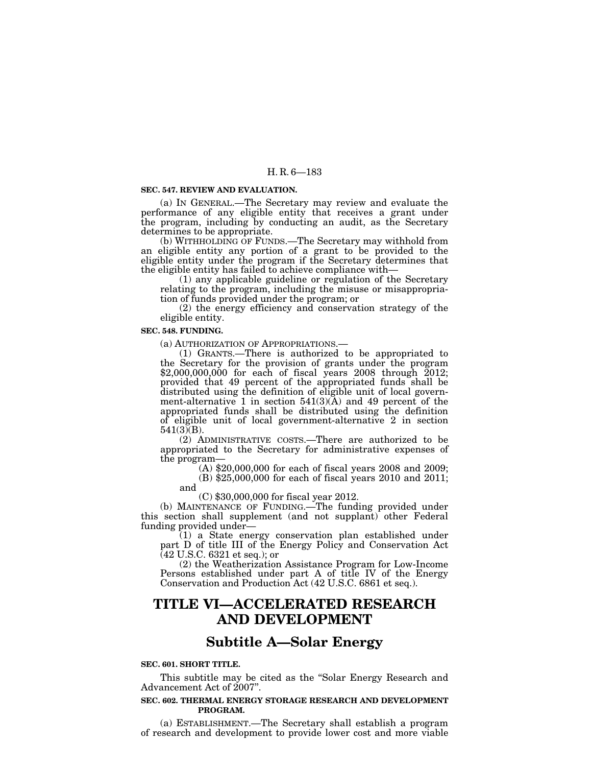### SEC. 547. REVIEW AND EVALUATION.

(a) IN GENERAL.—The Secretary may review and evaluate the performance of any eligible entity that receives a grant under the program, including by conducting an audit, as the Secretary determines to be appropriate.

(b) WITHHOLDING OF FUNDS.—The Secretary may withhold from an eligible entity any portion of a grant to be provided to the eligible entity under the program if the Secretary determines that the eligible entity has failed to achieve compliance with—

(1) any applicable guideline or regulation of the Secretary relating to the program, including the misuse or misappropriation of funds provided under the program; or

(2) the energy efficiency and conservation strategy of the eligible entity.

### SEC. 548. FUNDING.

(a) AUTHORIZATION OF APPROPRIATIONS.—

(1) GRANTS.—There is authorized to be appropriated to the Secretary for the provision of grants under the program $2,000,000,000 for each of fiscal years 2008 through 2012; provided that 49 percent of the appropriated funds shall be distributed using the definition of eligible unit of local government-alternative 1 in section 541(3)(A) and 49 percent of the appropriated funds shall be distributed using the definition of eligible unit of local government-alternative 2 in section 541(3)(B).

(2) ADMINISTRATIVE COSTS.—There are authorized to be appropriated to the Secretary for administrative expenses of the program—

(A) $20,000,000 for each of fiscal years 2008 and 2009;

(B) $25,000,000 for each of fiscal years 2010 and 2011; and

(C) $30,000,000 for fiscal year 2012.

(b) MAINTENANCE OF FUNDING.—The funding provided under this section shall supplement (and not supplant) other Federal funding provided under—

(1) a State energy conservation plan established under part D of title III of the Energy Policy and Conservation Act (42 U.S.C. 6321 et seq.); or

(2) the Weatherization Assistance Program for Low-Income Persons established under part A of title IV of the Energy Conservation and Production Act (42 U.S.C. 6861 et seq.).

# TITLE VI—ACCELERATED RESEARCH AND DEVELOPMENT

## Subtitle A—Solar Energy

### SEC. 601. SHORT TITLE.

This subtitle may be cited as the "Solar Energy Research and Advancement Act of 2007".

### SEC. 602. THERMAL ENERGY STORAGE RESEARCH AND DEVELOPMENT PROGRAM.

(a) ESTABLISHMENT.—The Secretary shall establish a program of research and development to provide lower cost and more viable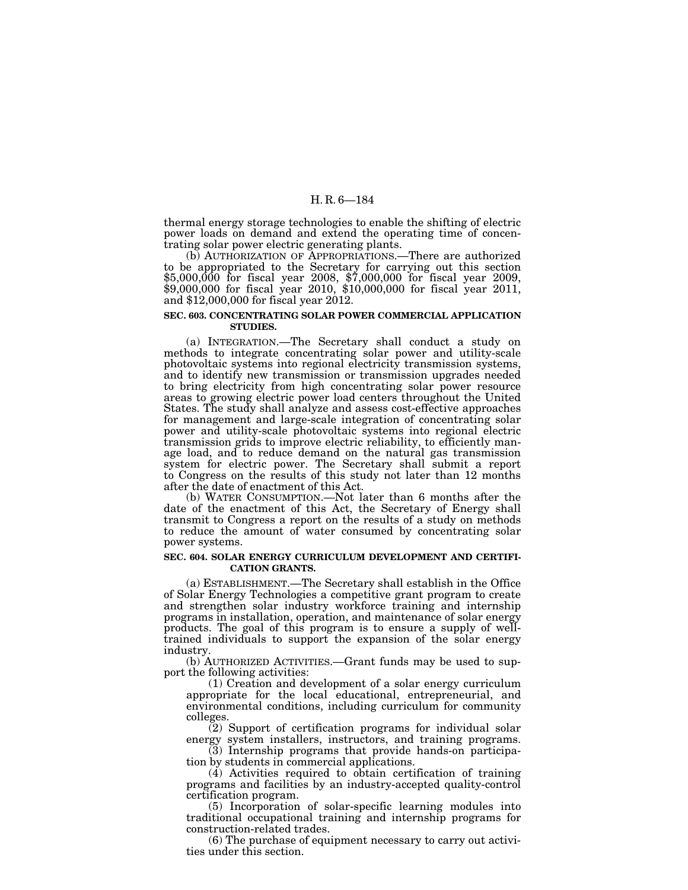thermal energy storage technologies to enable the shifting of electric power loads on demand and extend the operating time of concentrating solar power electric generating plants.

(b) AUTHORIZATION OF APPROPRIATIONS.—There are authorized to be appropriated to the Secretary for carrying out this section $5,000,000 for fiscal year 2008, $7,000,000 for fiscal year 2009, $9,000,000 for fiscal year 2010, $10,000,000 for fiscal year 2011, and $12,000,000 for fiscal year 2012.

**SEC. 603. CONCENTRATING SOLAR POWER COMMERCIAL APPLICATION STUDIES.**

(a) INTEGRATION.—The Secretary shall conduct a study on methods to integrate concentrating solar power and utility-scale photovoltaic systems into regional electricity transmission systems, and to identify new transmission or transmission upgrades needed to bring electricity from high concentrating solar power resource areas to growing electric power load centers throughout the United States. The study shall analyze and assess cost-effective approaches for management and large-scale integration of concentrating solar power and utility-scale photovoltaic systems into regional electric transmission grids to improve electric reliability, to efficiently manage load, and to reduce demand on the natural gas transmission system for electric power. The Secretary shall submit a report to Congress on the results of this study not later than 12 months after the date of enactment of this Act.

(b) WATER CONSUMPTION.—Not later than 6 months after the date of the enactment of this Act, the Secretary of Energy shall transmit to Congress a report on the results of a study on methods to reduce the amount of water consumed by concentrating solar power systems.

**SEC. 604. SOLAR ENERGY CURRICULUM DEVELOPMENT AND CERTIFICATION GRANTS.**

(a) ESTABLISHMENT.—The Secretary shall establish in the Office of Solar Energy Technologies a competitive grant program to create and strengthen solar industry workforce training and internship programs in installation, operation, and maintenance of solar energy products. The goal of this program is to ensure a supply of well-trained individuals to support the expansion of the solar energy industry.

(b) AUTHORIZED ACTIVITIES.—Grant funds may be used to support the following activities:

(1) Creation and development of a solar energy curriculum appropriate for the local educational, entrepreneurial, and environmental conditions, including curriculum for community colleges.

(2) Support of certification programs for individual solar energy system installers, instructors, and training programs.

(3) Internship programs that provide hands-on participation by students in commercial applications.

(4) Activities required to obtain certification of training programs and facilities by an industry-accepted quality-control certification program.

(5) Incorporation of solar-specific learning modules into traditional occupational training and internship programs for construction-related trades.

(6) The purchase of equipment necessary to carry out activities under this section.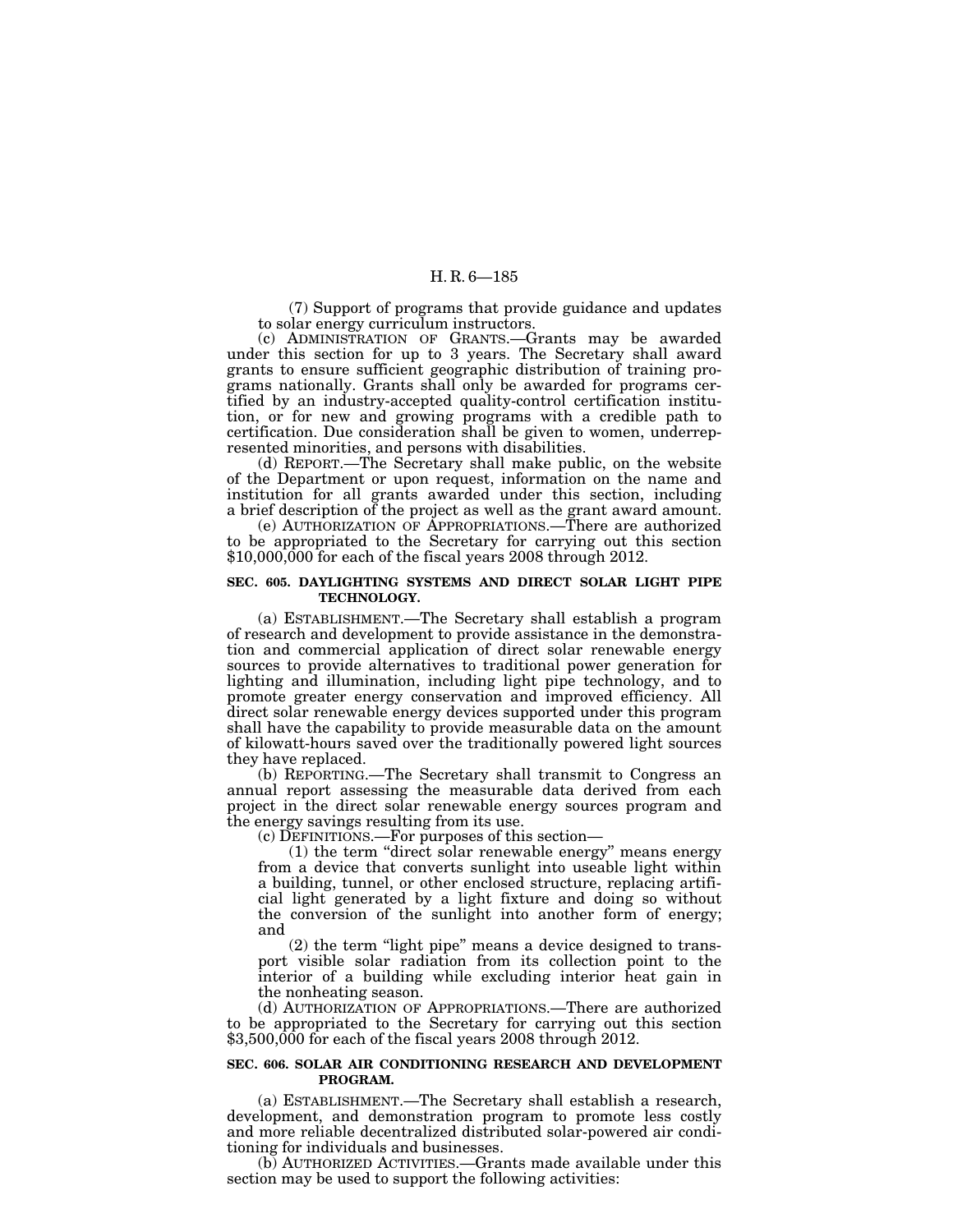(7) Support of programs that provide guidance and updates to solar energy curriculum instructors.

(c) ADMINISTRATION OF GRANTS.—Grants may be awarded under this section for up to 3 years. The Secretary shall award grants to ensure sufficient geographic distribution of training programs nationally. Grants shall only be awarded for programs certified by an industry-accepted quality-control certification institution, or for new and growing programs with a credible path to certification. Due consideration shall be given to women, underrepresented minorities, and persons with disabilities.

(d) REPORT.—The Secretary shall make public, on the website of the Department or upon request, information on the name and institution for all grants awarded under this section, including a brief description of the project as well as the grant award amount.

(e) AUTHORIZATION OF APPROPRIATIONS.—There are authorized to be appropriated to the Secretary for carrying out this section $10,000,000 for each of the fiscal years 2008 through 2012.

**SEC. 605. DAYLIGHTING SYSTEMS AND DIRECT SOLAR LIGHT PIPE TECHNOLOGY.**

(a) ESTABLISHMENT.—The Secretary shall establish a program of research and development to provide assistance in the demonstration and commercial application of direct solar renewable energy sources to provide alternatives to traditional power generation for lighting and illumination, including light pipe technology, and to promote greater energy conservation and improved efficiency. All direct solar renewable energy devices supported under this program shall have the capability to provide measurable data on the amount of kilowatt-hours saved over the traditionally powered light sources they have replaced.

(b) REPORTING.—The Secretary shall transmit to Congress an annual report assessing the measurable data derived from each project in the direct solar renewable energy sources program and the energy savings resulting from its use.

(c) DEFINITIONS.—For purposes of this section—

(1) the term "direct solar renewable energy" means energy from a device that converts sunlight into useable light within a building, tunnel, or other enclosed structure, replacing artificial light generated by a light fixture and doing so without the conversion of the sunlight into another form of energy; and

(2) the term "light pipe" means a device designed to transport visible solar radiation from its collection point to the interior of a building while excluding interior heat gain in the nonheating season.

(d) AUTHORIZATION OF APPROPRIATIONS.—There are authorized to be appropriated to the Secretary for carrying out this section $3,500,000 for each of the fiscal years 2008 through 2012.

**SEC. 606. SOLAR AIR CONDITIONING RESEARCH AND DEVELOPMENT PROGRAM.**

(a) ESTABLISHMENT.—The Secretary shall establish a research, development, and demonstration program to promote less costly and more reliable decentralized distributed solar-powered air conditioning for individuals and businesses.

(b) AUTHORIZED ACTIVITIES.—Grants made available under this section may be used to support the following activities: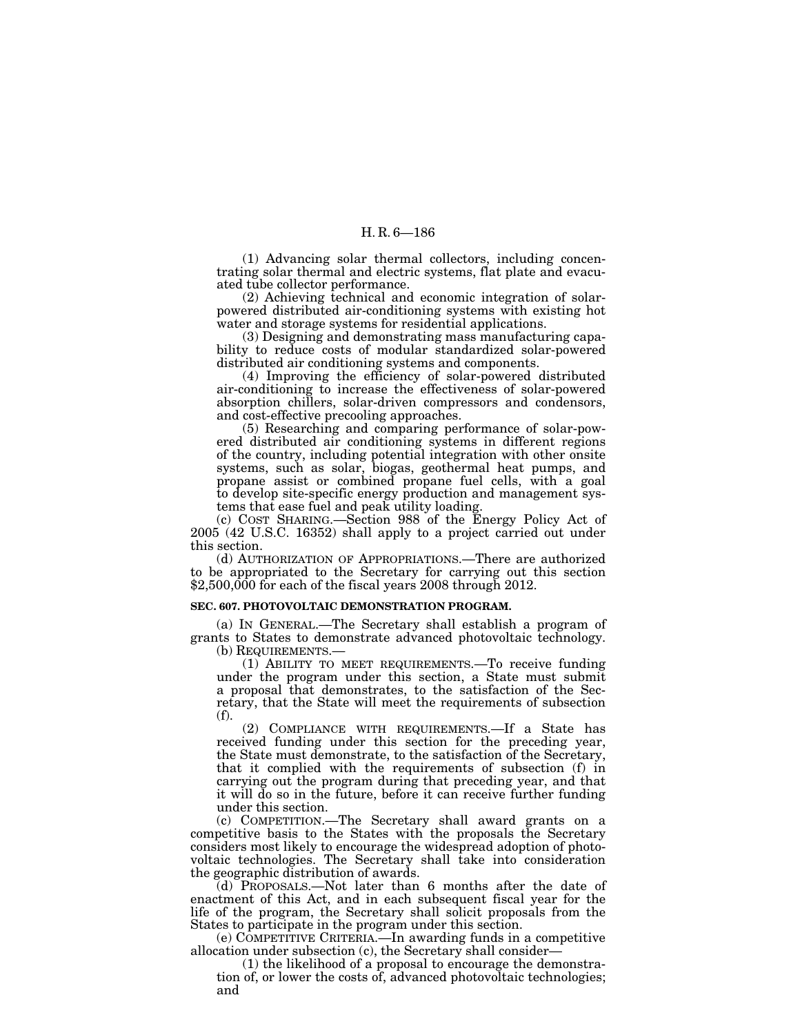(1) Advancing solar thermal collectors, including concentrating solar thermal and electric systems, flat plate and evacuated tube collector performance.

(2) Achieving technical and economic integration of solar-powered distributed air-conditioning systems with existing hot water and storage systems for residential applications.

(3) Designing and demonstrating mass manufacturing capability to reduce costs of modular standardized solar-powered distributed air conditioning systems and components.

(4) Improving the efficiency of solar-powered distributed air-conditioning to increase the effectiveness of solar-powered absorption chillers, solar-driven compressors and condensors, and cost-effective precooling approaches.

(5) Researching and comparing performance of solar-powered distributed air conditioning systems in different regions of the country, including potential integration with other onsite systems, such as solar, biogas, geothermal heat pumps, and propane assist or combined propane fuel cells, with a goal to develop site-specific energy production and management systems that ease fuel and peak utility loading.

(c) COST SHARING.—Section 988 of the Energy Policy Act of 2005 (42 U.S.C. 16352) shall apply to a project carried out under this section.

(d) AUTHORIZATION OF APPROPRIATIONS.—There are authorized to be appropriated to the Secretary for carrying out this section $2,500,000 for each of the fiscal years 2008 through 2012.

**SEC. 607. PHOTOVOLTAIC DEMONSTRATION PROGRAM.**

(a) IN GENERAL.—The Secretary shall establish a program of grants to States to demonstrate advanced photovoltaic technology.

(b) REQUIREMENTS.—

(1) ABILITY TO MEET REQUIREMENTS.—To receive funding under the program under this section, a State must submit a proposal that demonstrates, to the satisfaction of the Secretary, that the State will meet the requirements of subsection (f).

(2) COMPLIANCE WITH REQUIREMENTS.—If a State has received funding under this section for the preceding year, the State must demonstrate, to the satisfaction of the Secretary, that it complied with the requirements of subsection (f) in carrying out the program during that preceding year, and that it will do so in the future, before it can receive further funding under this section.

(c) COMPETITION.—The Secretary shall award grants on a competitive basis to the States with the proposals the Secretary considers most likely to encourage the widespread adoption of photovoltaic technologies. The Secretary shall take into consideration the geographic distribution of awards.

(d) PROPOSALS.—Not later than 6 months after the date of enactment of this Act, and in each subsequent fiscal year for the life of the program, the Secretary shall solicit proposals from the States to participate in the program under this section.

(e) COMPETITIVE CRITERIA.—In awarding funds in a competitive allocation under subsection (c), the Secretary shall consider—

(1) the likelihood of a proposal to encourage the demonstration of, or lower the costs of, advanced photovoltaic technologies; and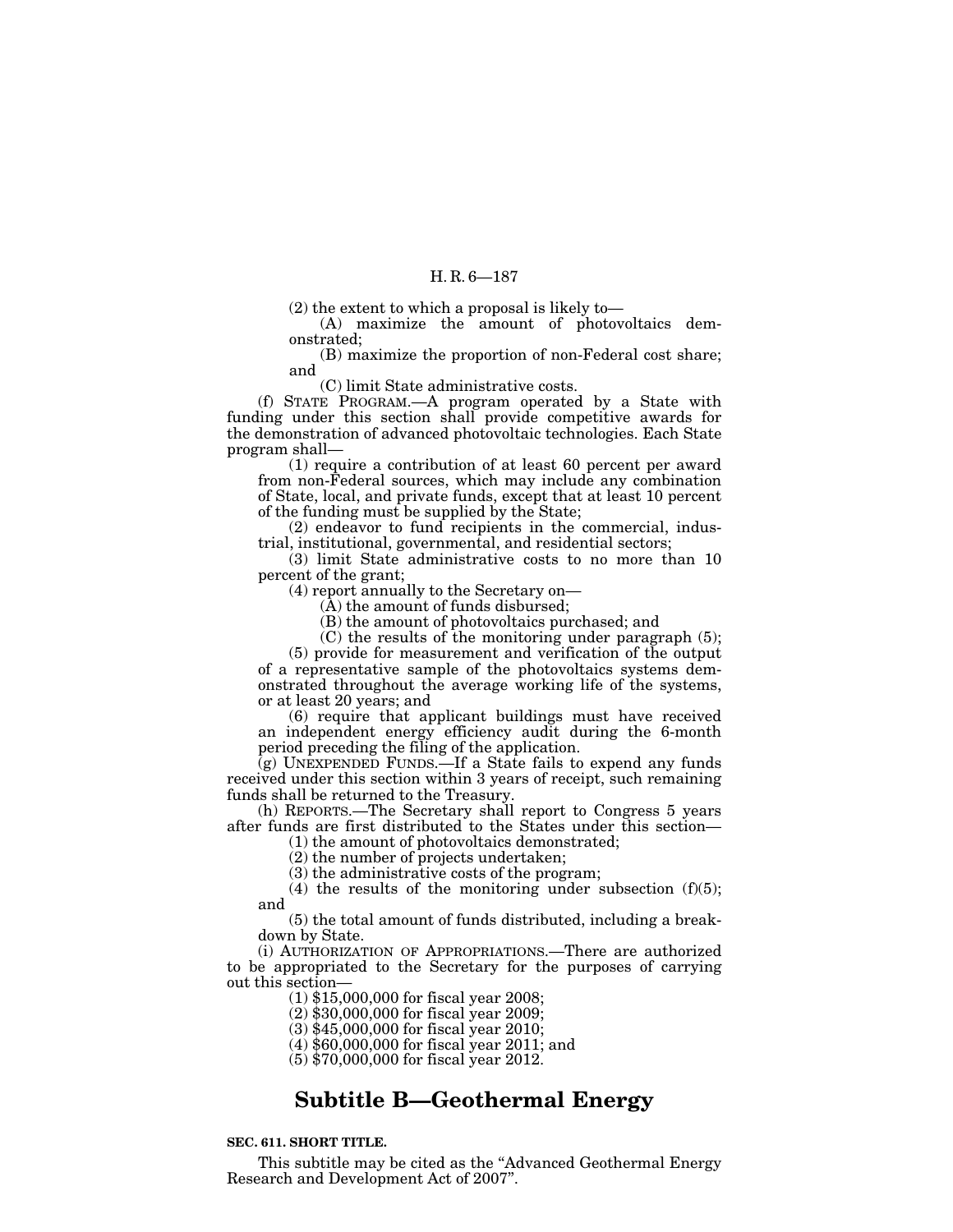(2) the extent to which a proposal is likely to—

(A) maximize the amount of photovoltaics demonstrated;

(B) maximize the proportion of non-Federal cost share; and

(C) limit State administrative costs.

(f) STATE PROGRAM.—A program operated by a State with funding under this section shall provide competitive awards for the demonstration of advanced photovoltaic technologies. Each State program shall—

(1) require a contribution of at least 60 percent per award from non-Federal sources, which may include any combination of State, local, and private funds, except that at least 10 percent of the funding must be supplied by the State;

(2) endeavor to fund recipients in the commercial, industrial, institutional, governmental, and residential sectors;

(3) limit State administrative costs to no more than 10 percent of the grant;

(4) report annually to the Secretary on—

(A) the amount of funds disbursed;

(B) the amount of photovoltaics purchased; and

(C) the results of the monitoring under paragraph (5);

(5) provide for measurement and verification of the output of a representative sample of the photovoltaics systems demonstrated throughout the average working life of the systems, or at least 20 years; and

(6) require that applicant buildings must have received an independent energy efficiency audit during the 6-month period preceding the filing of the application.

(g) UNEXPENDED FUNDS.—If a State fails to expend any funds received under this section within 3 years of receipt, such remaining funds shall be returned to the Treasury.

(h) REPORTS.—The Secretary shall report to Congress 5 years after funds are first distributed to the States under this section—

(1) the amount of photovoltaics demonstrated;

(2) the number of projects undertaken;

(3) the administrative costs of the program;

(4) the results of the monitoring under subsection (f)(5); and

(5) the total amount of funds distributed, including a breakdown by State.

(i) AUTHORIZATION OF APPROPRIATIONS.—There are authorized to be appropriated to the Secretary for the purposes of carrying out this section—

(1) $15,000,000 for fiscal year 2008;

(2) $30,000,000 for fiscal year 2009;

(3) $45,000,000 for fiscal year 2010;

(4) $60,000,000 for fiscal year 2011; and

(5) $70,000,000 for fiscal year 2012.

## Subtitle B—Geothermal Energy

**SEC. 611. SHORT TITLE.**

This subtitle may be cited as the "Advanced Geothermal Energy Research and Development Act of 2007".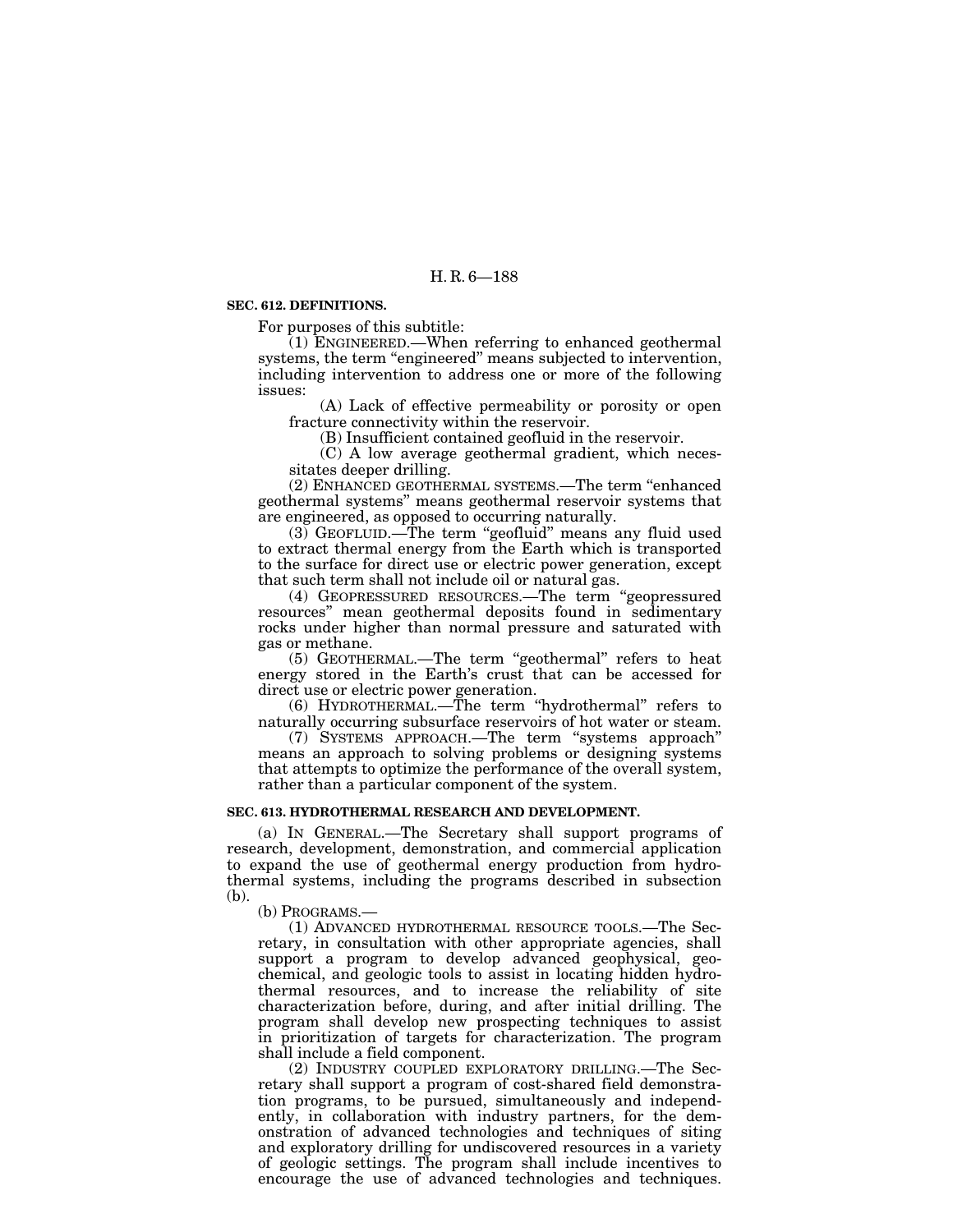### SEC. 612. DEFINITIONS.

For purposes of this subtitle:

(1) ENGINEERED.—When referring to enhanced geothermal systems, the term "engineered" means subjected to intervention, including intervention to address one or more of the following issues:

(A) Lack of effective permeability or porosity or open fracture connectivity within the reservoir.

(B) Insufficient contained geofluid in the reservoir.

(C) A low average geothermal gradient, which necessitates deeper drilling.

(2) ENHANCED GEOTHERMAL SYSTEMS.—The term "enhanced geothermal systems" means geothermal reservoir systems that are engineered, as opposed to occurring naturally.

(3) GEOFLUID.—The term "geofluid" means any fluid used to extract thermal energy from the Earth which is transported to the surface for direct use or electric power generation, except that such term shall not include oil or natural gas.

(4) GEOPRESSURED RESOURCES.—The term "geopressured resources" mean geothermal deposits found in sedimentary rocks under higher than normal pressure and saturated with gas or methane.

(5) GEOTHERMAL.—The term "geothermal" refers to heat energy stored in the Earth's crust that can be accessed for direct use or electric power generation.

(6) HYDROTHERMAL.—The term "hydrothermal" refers to naturally occurring subsurface reservoirs of hot water or steam.

(7) SYSTEMS APPROACH.—The term "systems approach" means an approach to solving problems or designing systems that attempts to optimize the performance of the overall system, rather than a particular component of the system.

### SEC. 613. HYDROTHERMAL RESEARCH AND DEVELOPMENT.

(a) IN GENERAL.—The Secretary shall support programs of research, development, demonstration, and commercial application to expand the use of geothermal energy production from hydrothermal systems, including the programs described in subsection (b).

(b) PROGRAMS.—

(1) ADVANCED HYDROTHERMAL RESOURCE TOOLS.—The Secretary, in consultation with other appropriate agencies, shall support a program to develop advanced geophysical, geochemical, and geologic tools to assist in locating hidden hydrothermal resources, and to increase the reliability of site characterization before, during, and after initial drilling. The program shall develop new prospecting techniques to assist in prioritization of targets for characterization. The program shall include a field component.

(2) INDUSTRY COUPLED EXPLORATORY DRILLING.—The Secretary shall support a program of cost-shared field demonstration programs, to be pursued, simultaneously and independently, in collaboration with industry partners, for the demonstration of advanced technologies and techniques of siting and exploratory drilling for undiscovered resources in a variety of geologic settings. The program shall include incentives to encourage the use of advanced technologies and techniques.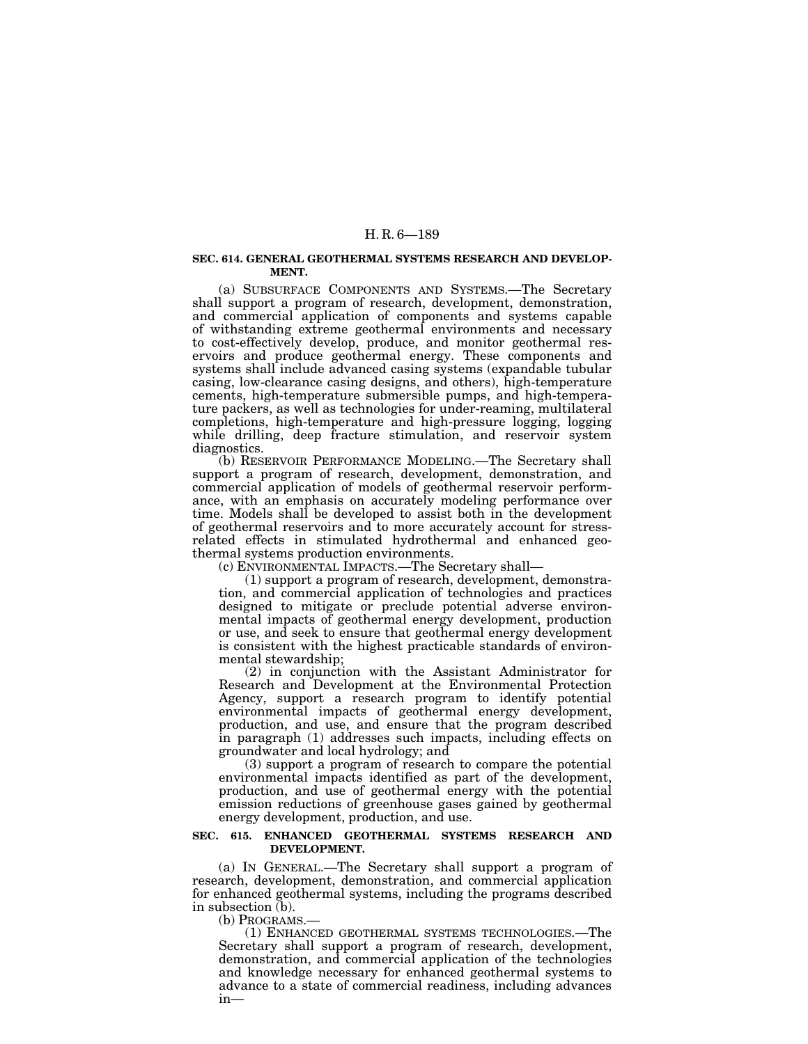**SEC. 614. GENERAL GEOTHERMAL SYSTEMS RESEARCH AND DEVELOPMENT.**

(a) SUBSURFACE COMPONENTS AND SYSTEMS.—The Secretary shall support a program of research, development, demonstration, and commercial application of components and systems capable of withstanding extreme geothermal environments and necessary to cost-effectively develop, produce, and monitor geothermal reservoirs and produce geothermal energy. These components and systems shall include advanced casing systems (expandable tubular casing, low-clearance casing designs, and others), high-temperature cements, high-temperature submersible pumps, and high-temperature packers, as well as technologies for under-reaming, multilateral completions, high-temperature and high-pressure logging, logging while drilling, deep fracture stimulation, and reservoir system diagnostics.

(b) RESERVOIR PERFORMANCE MODELING.—The Secretary shall support a program of research, development, demonstration, and commercial application of models of geothermal reservoir performance, with an emphasis on accurately modeling performance over time. Models shall be developed to assist both in the development of geothermal reservoirs and to more accurately account for stress-related effects in stimulated hydrothermal and enhanced geothermal systems production environments.

(c) ENVIRONMENTAL IMPACTS.—The Secretary shall—

(1) support a program of research, development, demonstration, and commercial application of technologies and practices designed to mitigate or preclude potential adverse environmental impacts of geothermal energy development, production or use, and seek to ensure that geothermal energy development is consistent with the highest practicable standards of environmental stewardship;

(2) in conjunction with the Assistant Administrator for Research and Development at the Environmental Protection Agency, support a research program to identify potential environmental impacts of geothermal energy development, production, and use, and ensure that the program described in paragraph (1) addresses such impacts, including effects on groundwater and local hydrology; and

(3) support a program of research to compare the potential environmental impacts identified as part of the development, production, and use of geothermal energy with the potential emission reductions of greenhouse gases gained by geothermal energy development, production, and use.

**SEC. 615. ENHANCED GEOTHERMAL SYSTEMS RESEARCH AND DEVELOPMENT.**

(a) IN GENERAL.—The Secretary shall support a program of research, development, demonstration, and commercial application for enhanced geothermal systems, including the programs described in subsection (b).

(b) PROGRAMS.—

(1) ENHANCED GEOTHERMAL SYSTEMS TECHNOLOGIES.—The Secretary shall support a program of research, development, demonstration, and commercial application of the technologies and knowledge necessary for enhanced geothermal systems to advance to a state of commercial readiness, including advances in—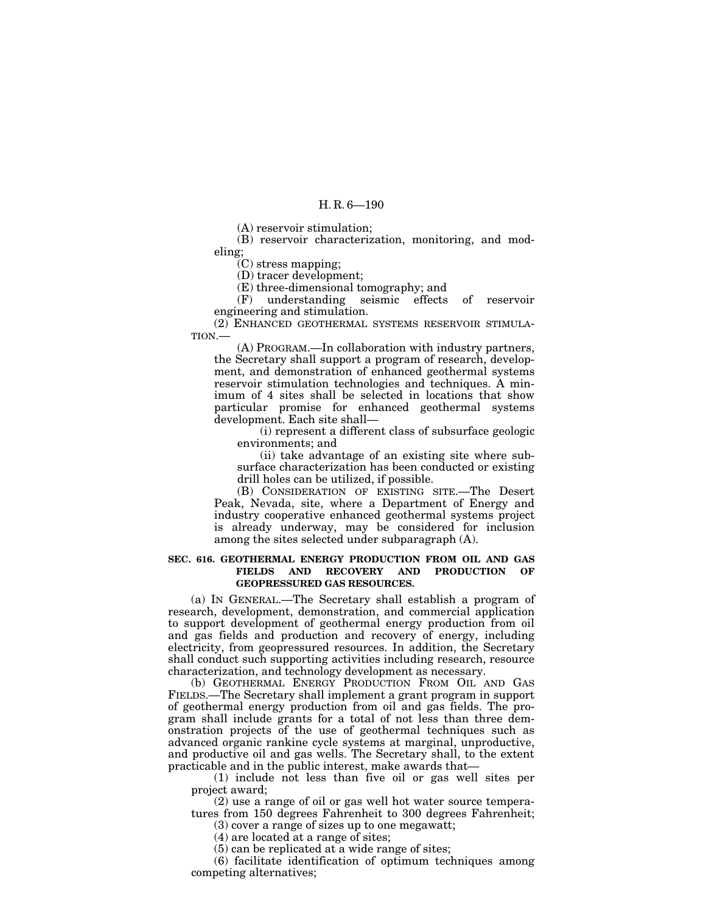(A) reservoir stimulation;

(B) reservoir characterization, monitoring, and modeling;

(C) stress mapping;

(D) tracer development;

(E) three-dimensional tomography; and

(F) understanding seismic effects of reservoir engineering and stimulation.

(2) ENHANCED GEOTHERMAL SYSTEMS RESERVOIR STIMULATION.—

(A) PROGRAM.—In collaboration with industry partners, the Secretary shall support a program of research, development, and demonstration of enhanced geothermal systems reservoir stimulation technologies and techniques. A minimum of 4 sites shall be selected in locations that show particular promise for enhanced geothermal systems development. Each site shall—

(i) represent a different class of subsurface geologic environments; and

(ii) take advantage of an existing site where subsurface characterization has been conducted or existing drill holes can be utilized, if possible.

(B) CONSIDERATION OF EXISTING SITE.—The Desert Peak, Nevada, site, where a Department of Energy and industry cooperative enhanced geothermal systems project is already underway, may be considered for inclusion among the sites selected under subparagraph (A).

**SEC. 616. GEOTHERMAL ENERGY PRODUCTION FROM OIL AND GAS FIELDS AND RECOVERY AND PRODUCTION OF GEOPRESSURED GAS RESOURCES.**

(a) IN GENERAL.—The Secretary shall establish a program of research, development, demonstration, and commercial application to support development of geothermal energy production from oil and gas fields and production and recovery of energy, including electricity, from geopressured resources. In addition, the Secretary shall conduct such supporting activities including research, resource characterization, and technology development as necessary.

(b) GEOTHERMAL ENERGY PRODUCTION FROM OIL AND GAS FIELDS.—The Secretary shall implement a grant program in support of geothermal energy production from oil and gas fields. The program shall include grants for a total of not less than three demonstration projects of the use of geothermal techniques such as advanced organic rankine cycle systems at marginal, unproductive, and productive oil and gas wells. The Secretary shall, to the extent practicable and in the public interest, make awards that—

(1) include not less than five oil or gas well sites per project award;

(2) use a range of oil or gas well hot water source temperatures from 150 degrees Fahrenheit to 300 degrees Fahrenheit;

(3) cover a range of sizes up to one megawatt;

(4) are located at a range of sites;

(5) can be replicated at a wide range of sites;

(6) facilitate identification of optimum techniques among competing alternatives;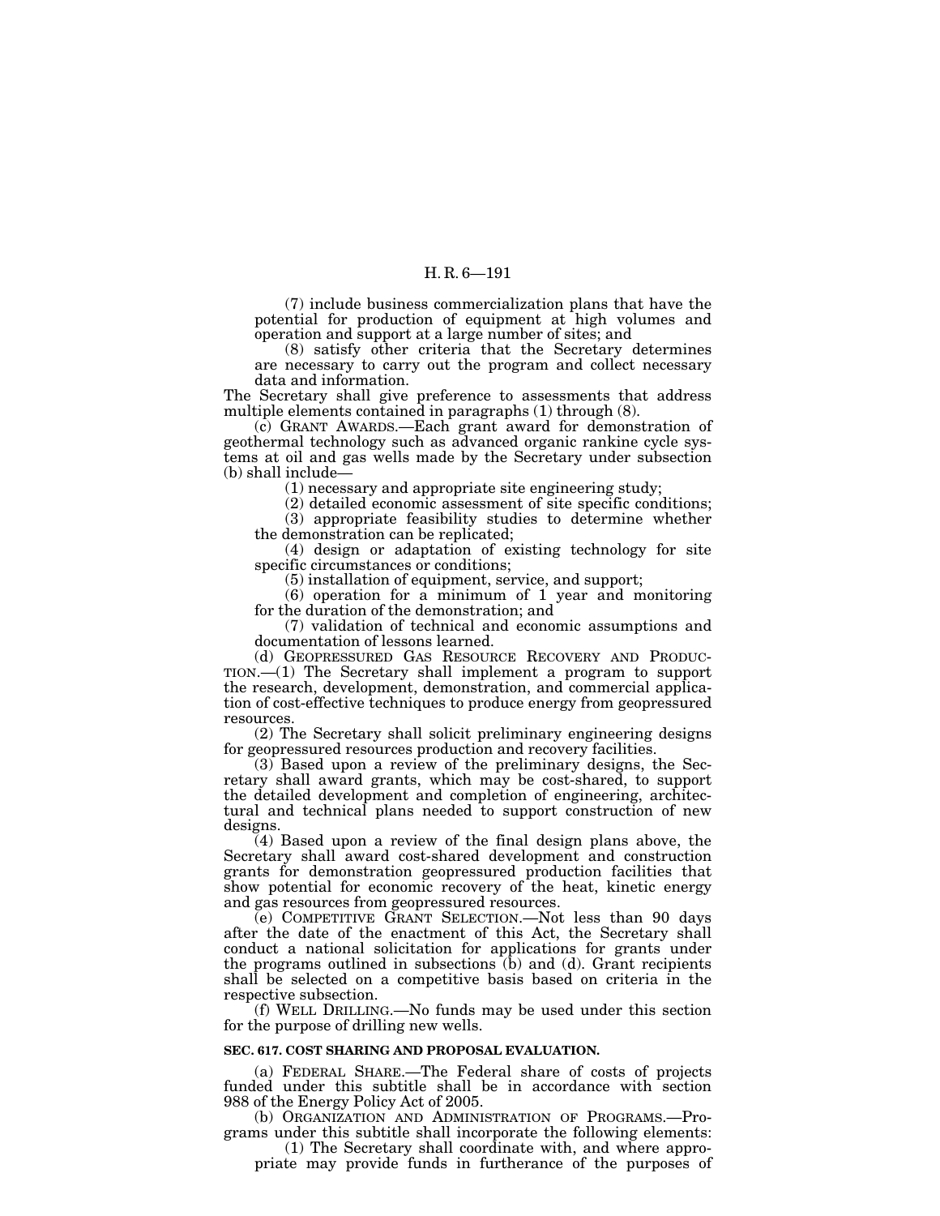(7) include business commercialization plans that have the potential for production of equipment at high volumes and operation and support at a large number of sites; and

(8) satisfy other criteria that the Secretary determines are necessary to carry out the program and collect necessary data and information.

The Secretary shall give preference to assessments that address multiple elements contained in paragraphs (1) through (8).

(c) GRANT AWARDS.—Each grant award for demonstration of geothermal technology such as advanced organic rankine cycle systems at oil and gas wells made by the Secretary under subsection (b) shall include—

(1) necessary and appropriate site engineering study;

(2) detailed economic assessment of site specific conditions;

(3) appropriate feasibility studies to determine whether the demonstration can be replicated;

(4) design or adaptation of existing technology for site specific circumstances or conditions;

(5) installation of equipment, service, and support;

(6) operation for a minimum of 1 year and monitoring for the duration of the demonstration; and

(7) validation of technical and economic assumptions and documentation of lessons learned.

(d) GEOPRESSURED GAS RESOURCE RECOVERY AND PRODUCTION.—(1) The Secretary shall implement a program to support the research, development, demonstration, and commercial application of cost-effective techniques to produce energy from geopressured resources.

(2) The Secretary shall solicit preliminary engineering designs for geopressured resources production and recovery facilities.

(3) Based upon a review of the preliminary designs, the Secretary shall award grants, which may be cost-shared, to support the detailed development and completion of engineering, architectural and technical plans needed to support construction of new designs.

(4) Based upon a review of the final design plans above, the Secretary shall award cost-shared development and construction grants for demonstration geopressured production facilities that show potential for economic recovery of the heat, kinetic energy and gas resources from geopressured resources.

(e) COMPETITIVE GRANT SELECTION.—Not less than 90 days after the date of the enactment of this Act, the Secretary shall conduct a national solicitation for applications for grants under the programs outlined in subsections (b) and (d). Grant recipients shall be selected on a competitive basis based on criteria in the respective subsection.

(f) WELL DRILLING.—No funds may be used under this section for the purpose of drilling new wells.

**SEC. 617. COST SHARING AND PROPOSAL EVALUATION.**

(a) FEDERAL SHARE.—The Federal share of costs of projects funded under this subtitle shall be in accordance with section 988 of the Energy Policy Act of 2005.

(b) ORGANIZATION AND ADMINISTRATION OF PROGRAMS.—Programs under this subtitle shall incorporate the following elements:

(1) The Secretary shall coordinate with, and where appropriate may provide funds in furtherance of the purposes of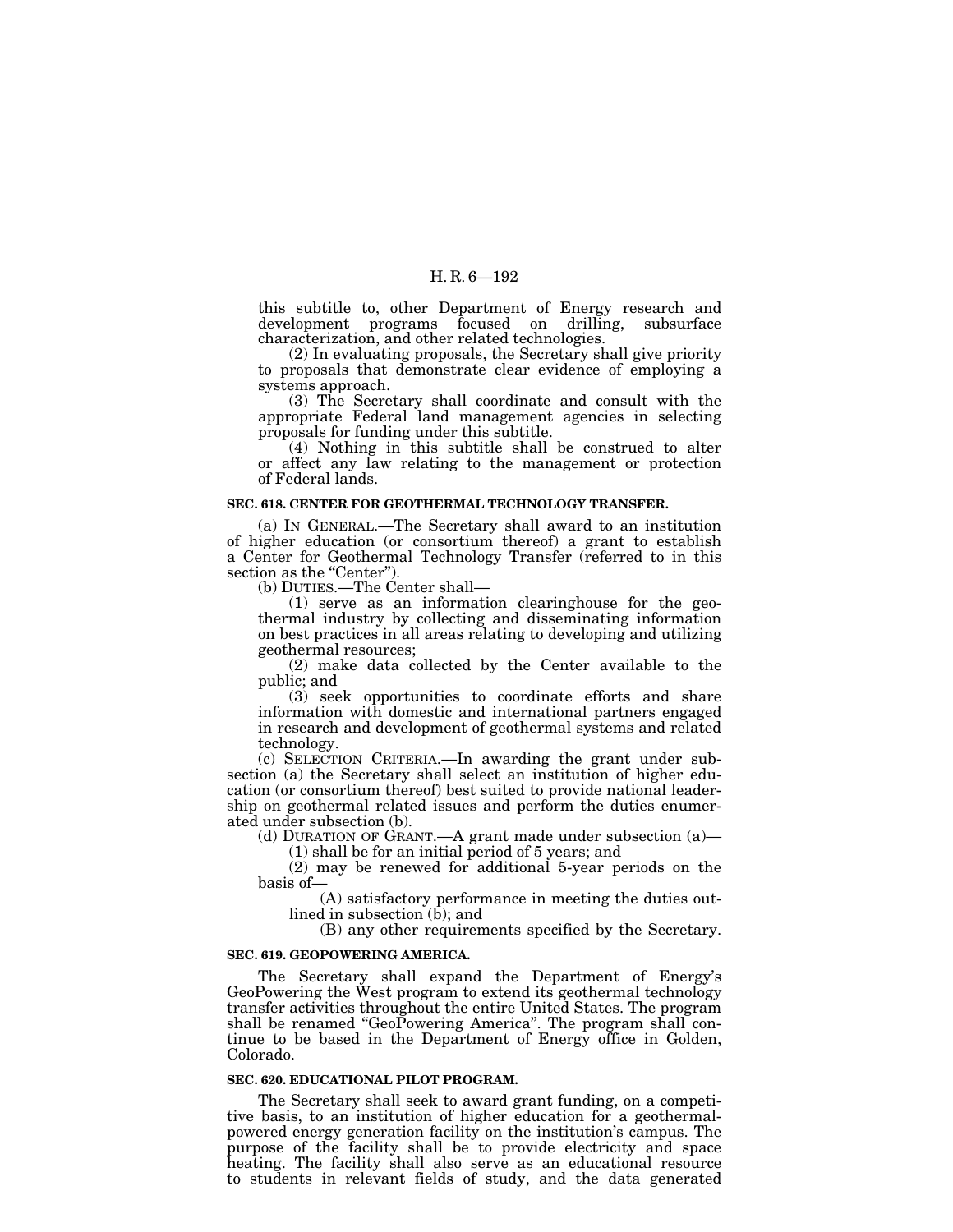this subtitle to, other Department of Energy research and development programs focused on drilling, subsurface characterization, and other related technologies.

(2) In evaluating proposals, the Secretary shall give priority to proposals that demonstrate clear evidence of employing a systems approach.

(3) The Secretary shall coordinate and consult with the appropriate Federal land management agencies in selecting proposals for funding under this subtitle.

(4) Nothing in this subtitle shall be construed to alter or affect any law relating to the management or protection of Federal lands.

**SEC. 618. CENTER FOR GEOTHERMAL TECHNOLOGY TRANSFER.**

(a) IN GENERAL.—The Secretary shall award to an institution of higher education (or consortium thereof) a grant to establish a Center for Geothermal Technology Transfer (referred to in this section as the "Center").

(b) DUTIES.—The Center shall—

(1) serve as an information clearinghouse for the geothermal industry by collecting and disseminating information on best practices in all areas relating to developing and utilizing geothermal resources;

(2) make data collected by the Center available to the public; and

(3) seek opportunities to coordinate efforts and share information with domestic and international partners engaged in research and development of geothermal systems and related technology.

(c) SELECTION CRITERIA.—In awarding the grant under subsection (a) the Secretary shall select an institution of higher education (or consortium thereof) best suited to provide national leadership on geothermal related issues and perform the duties enumerated under subsection (b).

(d) DURATION OF GRANT.—A grant made under subsection (a)—

(1) shall be for an initial period of 5 years; and

(2) may be renewed for additional 5-year periods on the basis of—

(A) satisfactory performance in meeting the duties outlined in subsection (b); and

(B) any other requirements specified by the Secretary.

**SEC. 619. GEOPOWERING AMERICA.**

The Secretary shall expand the Department of Energy's GeoPowering the West program to extend its geothermal technology transfer activities throughout the entire United States. The program shall be renamed "GeoPowering America". The program shall continue to be based in the Department of Energy office in Golden, Colorado.

**SEC. 620. EDUCATIONAL PILOT PROGRAM.**

The Secretary shall seek to award grant funding, on a competitive basis, to an institution of higher education for a geothermal-powered energy generation facility on the institution's campus. The purpose of the facility shall be to provide electricity and space heating. The facility shall also serve as an educational resource to students in relevant fields of study, and the data generated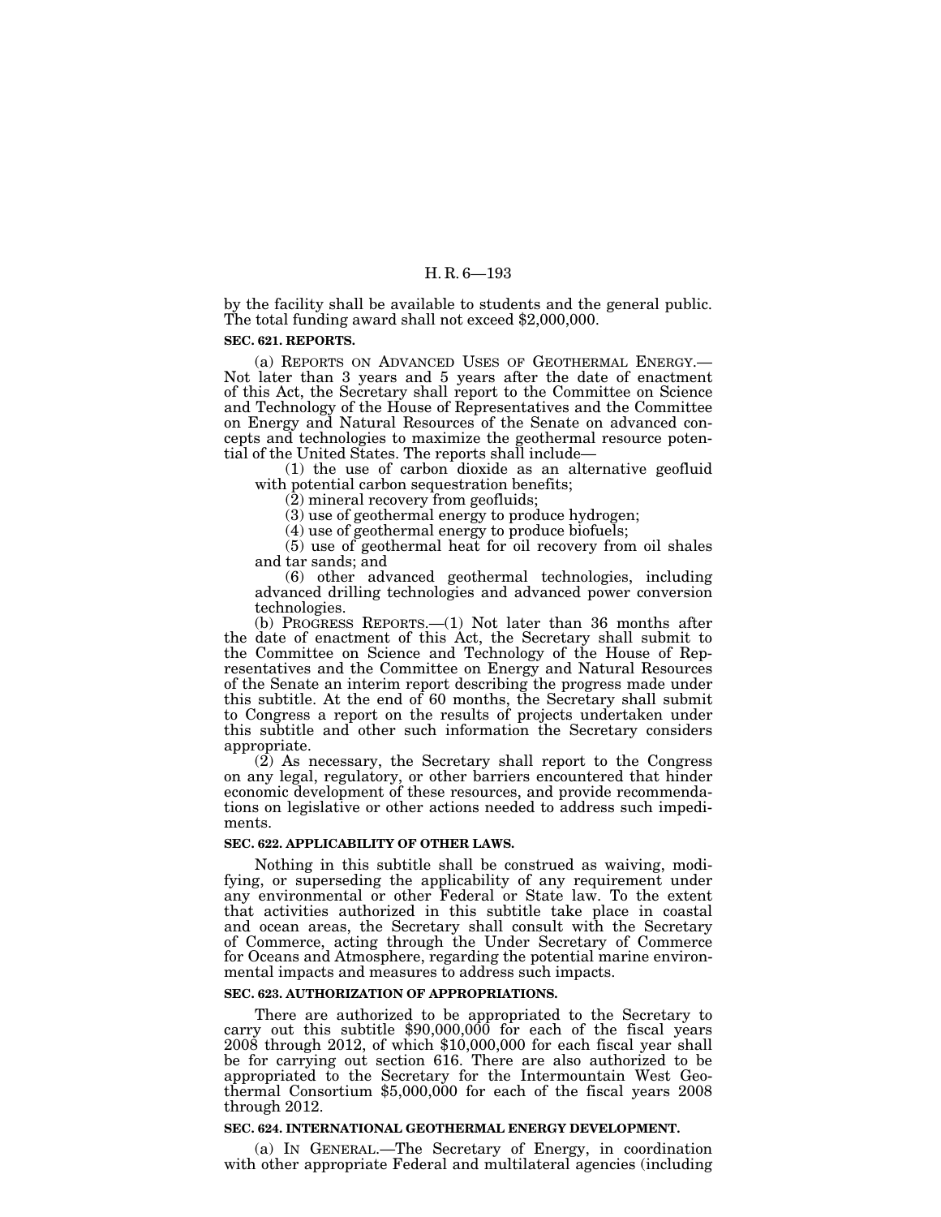by the facility shall be available to students and the general public. The total funding award shall not exceed $2,000,000.

**SEC. 621. REPORTS.**

(a) REPORTS ON ADVANCED USES OF GEOTHERMAL ENERGY.—Not later than 3 years and 5 years after the date of enactment of this Act, the Secretary shall report to the Committee on Science and Technology of the House of Representatives and the Committee on Energy and Natural Resources of the Senate on advanced concepts and technologies to maximize the geothermal resource potential of the United States. The reports shall include—

(1) the use of carbon dioxide as an alternative geofluid with potential carbon sequestration benefits;

(2) mineral recovery from geofluids;

(3) use of geothermal energy to produce hydrogen;

(4) use of geothermal energy to produce biofuels;

(5) use of geothermal heat for oil recovery from oil shales and tar sands; and

(6) other advanced geothermal technologies, including advanced drilling technologies and advanced power conversion technologies.

(b) PROGRESS REPORTS.—(1) Not later than 36 months after the date of enactment of this Act, the Secretary shall submit to the Committee on Science and Technology of the House of Representatives and the Committee on Energy and Natural Resources of the Senate an interim report describing the progress made under this subtitle. At the end of 60 months, the Secretary shall submit to Congress a report on the results of projects undertaken under this subtitle and other such information the Secretary considers appropriate.

(2) As necessary, the Secretary shall report to the Congress on any legal, regulatory, or other barriers encountered that hinder economic development of these resources, and provide recommendations on legislative or other actions needed to address such impediments.

**SEC. 622. APPLICABILITY OF OTHER LAWS.**

Nothing in this subtitle shall be construed as waiving, modifying, or superseding the applicability of any requirement under any environmental or other Federal or State law. To the extent that activities authorized in this subtitle take place in coastal and ocean areas, the Secretary shall consult with the Secretary of Commerce, acting through the Under Secretary of Commerce for Oceans and Atmosphere, regarding the potential marine environmental impacts and measures to address such impacts.

**SEC. 623. AUTHORIZATION OF APPROPRIATIONS.**

There are authorized to be appropriated to the Secretary to carry out this subtitle $90,000,000 for each of the fiscal years 2008 through 2012, of which $10,000,000 for each fiscal year shall be for carrying out section 616. There are also authorized to be appropriated to the Secretary for the Intermountain West Geothermal Consortium $5,000,000 for each of the fiscal years 2008 through 2012.

**SEC. 624. INTERNATIONAL GEOTHERMAL ENERGY DEVELOPMENT.**

(a) IN GENERAL.—The Secretary of Energy, in coordination with other appropriate Federal and multilateral agencies (including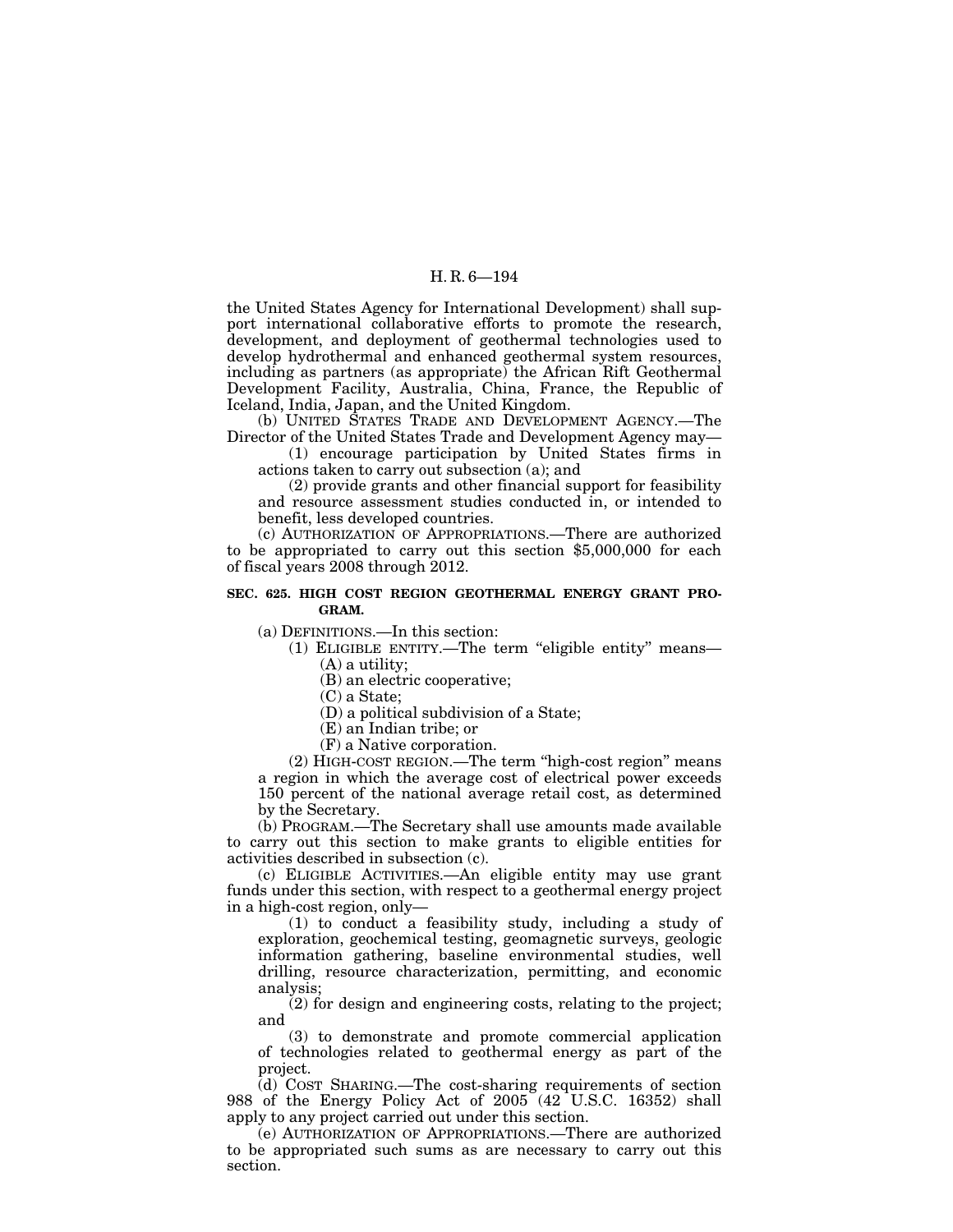the United States Agency for International Development) shall support international collaborative efforts to promote the research, development, and deployment of geothermal technologies used to develop hydrothermal and enhanced geothermal system resources, including as partners (as appropriate) the African Rift Geothermal Development Facility, Australia, China, France, the Republic of Iceland, India, Japan, and the United Kingdom.

(b) UNITED STATES TRADE AND DEVELOPMENT AGENCY.—The Director of the United States Trade and Development Agency may—

(1) encourage participation by United States firms in actions taken to carry out subsection (a); and

(2) provide grants and other financial support for feasibility and resource assessment studies conducted in, or intended to benefit, less developed countries.

(c) AUTHORIZATION OF APPROPRIATIONS.—There are authorized to be appropriated to carry out this section $5,000,000 for each of fiscal years 2008 through 2012.

**SEC. 625. HIGH COST REGION GEOTHERMAL ENERGY GRANT PROGRAM.**

(a) DEFINITIONS.—In this section:

(1) ELIGIBLE ENTITY.—The term "eligible entity" means—

(A) a utility;

(B) an electric cooperative;

(C) a State;

(D) a political subdivision of a State;

(E) an Indian tribe; or

(F) a Native corporation.

(2) HIGH-COST REGION.—The term "high-cost region" means a region in which the average cost of electrical power exceeds 150 percent of the national average retail cost, as determined by the Secretary.

(b) PROGRAM.—The Secretary shall use amounts made available to carry out this section to make grants to eligible entities for activities described in subsection (c).

(c) ELIGIBLE ACTIVITIES.—An eligible entity may use grant funds under this section, with respect to a geothermal energy project in a high-cost region, only—

(1) to conduct a feasibility study, including a study of exploration, geochemical testing, geomagnetic surveys, geologic information gathering, baseline environmental studies, well drilling, resource characterization, permitting, and economic analysis;

(2) for design and engineering costs, relating to the project; and

(3) to demonstrate and promote commercial application of technologies related to geothermal energy as part of the project.

(d) COST SHARING.—The cost-sharing requirements of section 988 of the Energy Policy Act of 2005 (42 U.S.C. 16352) shall apply to any project carried out under this section.

(e) AUTHORIZATION OF APPROPRIATIONS.—There are authorized to be appropriated such sums as are necessary to carry out this section.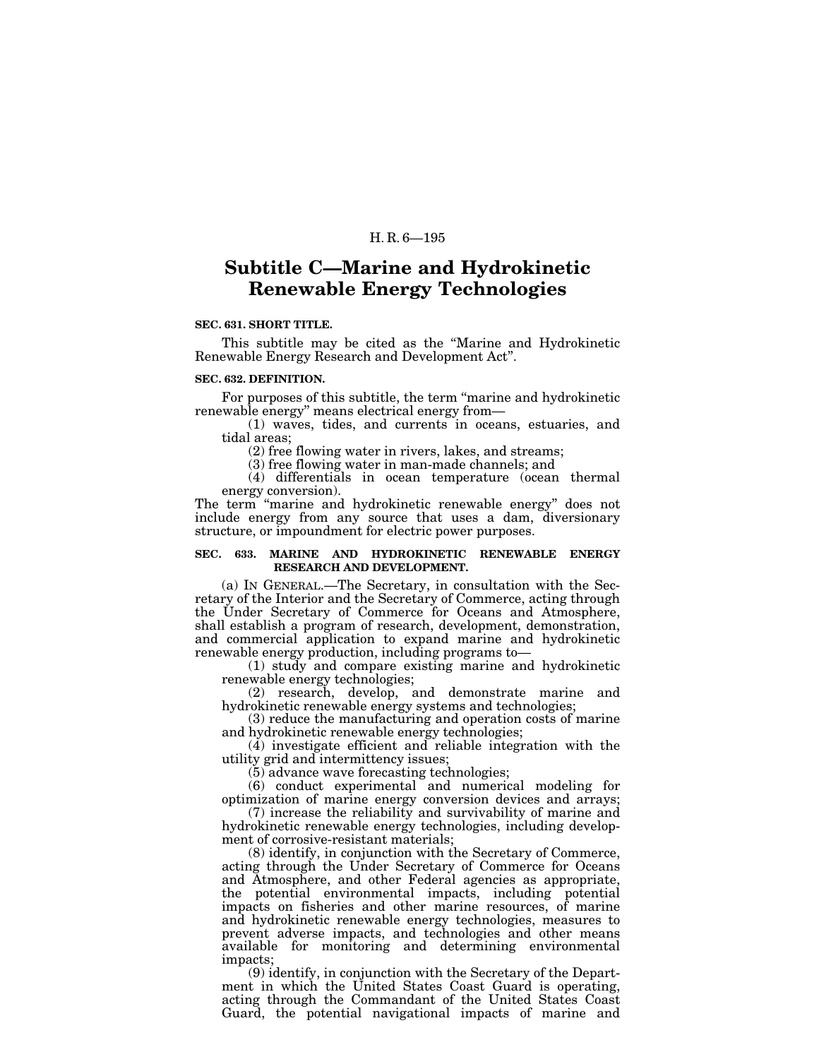## Subtitle C—Marine and Hydrokinetic Renewable Energy Technologies

**SEC. 631. SHORT TITLE.**

This subtitle may be cited as the "Marine and Hydrokinetic Renewable Energy Research and Development Act".

**SEC. 632. DEFINITION.**

For purposes of this subtitle, the term "marine and hydrokinetic renewable energy" means electrical energy from—

(1) waves, tides, and currents in oceans, estuaries, and tidal areas;

(2) free flowing water in rivers, lakes, and streams;

(3) free flowing water in man-made channels; and

(4) differentials in ocean temperature (ocean thermal energy conversion).

The term "marine and hydrokinetic renewable energy" does not include energy from any source that uses a dam, diversionary structure, or impoundment for electric power purposes.

**SEC. 633. MARINE AND HYDROKINETIC RENEWABLE ENERGY RESEARCH AND DEVELOPMENT.**

(a) IN GENERAL.—The Secretary, in consultation with the Secretary of the Interior and the Secretary of Commerce, acting through the Under Secretary of Commerce for Oceans and Atmosphere, shall establish a program of research, development, demonstration, and commercial application to expand marine and hydrokinetic renewable energy production, including programs to—

(1) study and compare existing marine and hydrokinetic renewable energy technologies;

(2) research, develop, and demonstrate marine and hydrokinetic renewable energy systems and technologies;

(3) reduce the manufacturing and operation costs of marine and hydrokinetic renewable energy technologies;

(4) investigate efficient and reliable integration with the utility grid and intermittency issues;

(5) advance wave forecasting technologies;

(6) conduct experimental and numerical modeling for optimization of marine energy conversion devices and arrays;

(7) increase the reliability and survivability of marine and hydrokinetic renewable energy technologies, including development of corrosive-resistant materials;

(8) identify, in conjunction with the Secretary of Commerce, acting through the Under Secretary of Commerce for Oceans and Atmosphere, and other Federal agencies as appropriate, the potential environmental impacts, including potential impacts on fisheries and other marine resources, of marine and hydrokinetic renewable energy technologies, measures to prevent adverse impacts, and technologies and other means available for monitoring and determining environmental impacts;

(9) identify, in conjunction with the Secretary of the Department in which the United States Coast Guard is operating, acting through the Commandant of the United States Coast Guard, the potential navigational impacts of marine and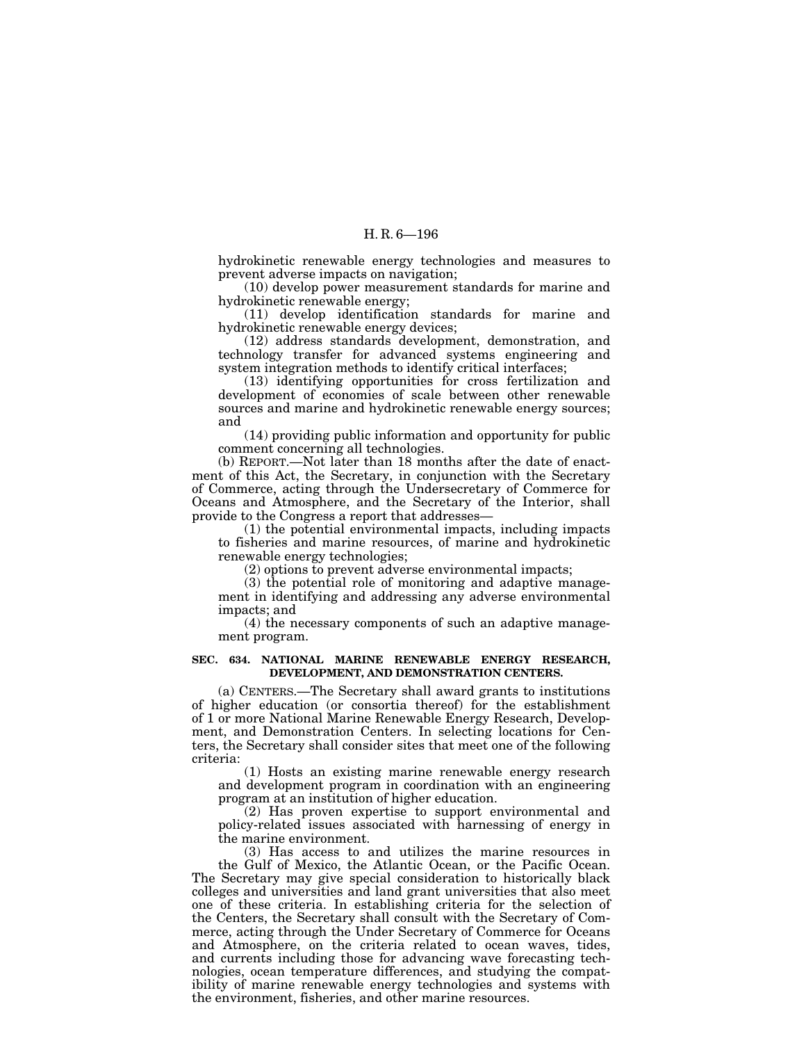hydrokinetic renewable energy technologies and measures to prevent adverse impacts on navigation;

(10) develop power measurement standards for marine and hydrokinetic renewable energy;

(11) develop identification standards for marine and hydrokinetic renewable energy devices;

(12) address standards development, demonstration, and technology transfer for advanced systems engineering and system integration methods to identify critical interfaces;

(13) identifying opportunities for cross fertilization and development of economies of scale between other renewable sources and marine and hydrokinetic renewable energy sources; and

(14) providing public information and opportunity for public comment concerning all technologies.

(b) REPORT.—Not later than 18 months after the date of enactment of this Act, the Secretary, in conjunction with the Secretary of Commerce, acting through the Undersecretary of Commerce for Oceans and Atmosphere, and the Secretary of the Interior, shall provide to the Congress a report that addresses—

(1) the potential environmental impacts, including impacts to fisheries and marine resources, of marine and hydrokinetic renewable energy technologies;

(2) options to prevent adverse environmental impacts;

(3) the potential role of monitoring and adaptive management in identifying and addressing any adverse environmental impacts; and

(4) the necessary components of such an adaptive management program.

**SEC. 634. NATIONAL MARINE RENEWABLE ENERGY RESEARCH, DEVELOPMENT, AND DEMONSTRATION CENTERS.**

(a) CENTERS.—The Secretary shall award grants to institutions of higher education (or consortia thereof) for the establishment of 1 or more National Marine Renewable Energy Research, Development, and Demonstration Centers. In selecting locations for Centers, the Secretary shall consider sites that meet one of the following criteria:

(1) Hosts an existing marine renewable energy research and development program in coordination with an engineering program at an institution of higher education.

(2) Has proven expertise to support environmental and policy-related issues associated with harnessing of energy in the marine environment.

(3) Has access to and utilizes the marine resources in the Gulf of Mexico, the Atlantic Ocean, or the Pacific Ocean.

The Secretary may give special consideration to historically black colleges and universities and land grant universities that also meet one of these criteria. In establishing criteria for the selection of the Centers, the Secretary shall consult with the Secretary of Commerce, acting through the Under Secretary of Commerce for Oceans and Atmosphere, on the criteria related to ocean waves, tides, and currents including those for advancing wave forecasting technologies, ocean temperature differences, and studying the compatibility of marine renewable energy technologies and systems with the environment, fisheries, and other marine resources.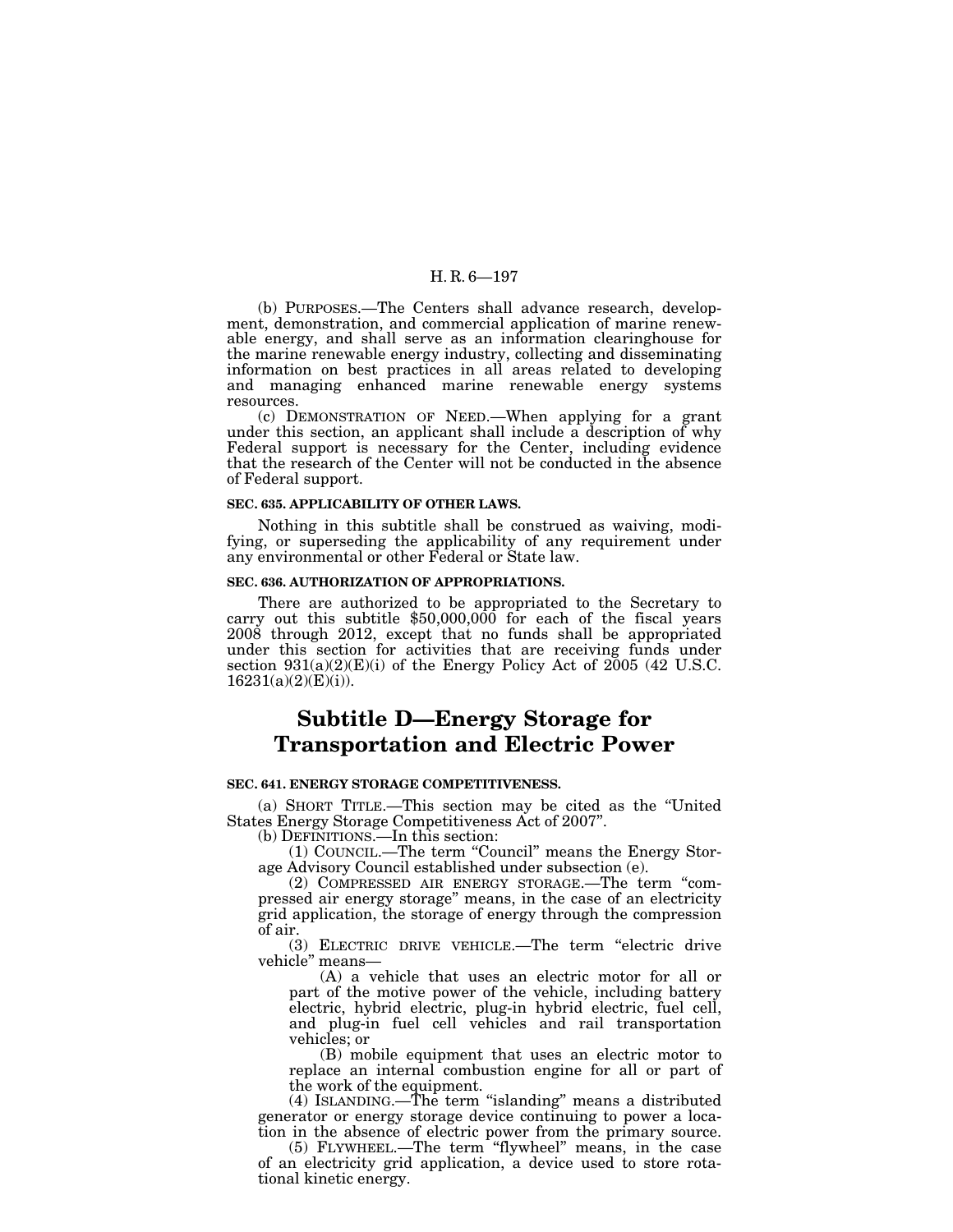(b) PURPOSES.—The Centers shall advance research, development, demonstration, and commercial application of marine renewable energy, and shall serve as an information clearinghouse for the marine renewable energy industry, collecting and disseminating information on best practices in all areas related to developing and managing enhanced marine renewable energy systems resources.

(c) DEMONSTRATION OF NEED.—When applying for a grant under this section, an applicant shall include a description of why Federal support is necessary for the Center, including evidence that the research of the Center will not be conducted in the absence of Federal support.

**SEC. 635. APPLICABILITY OF OTHER LAWS.**

Nothing in this subtitle shall be construed as waiving, modifying, or superseding the applicability of any requirement under any environmental or other Federal or State law.

**SEC. 636. AUTHORIZATION OF APPROPRIATIONS.**

There are authorized to be appropriated to the Secretary to carry out this subtitle $50,000,000 for each of the fiscal years 2008 through 2012, except that no funds shall be appropriated under this section for activities that are receiving funds under section 931(a)(2)(E)(i) of the Energy Policy Act of 2005 (42 U.S.C. 16231(a)(2)(E)(i)).

# Subtitle D—Energy Storage for Transportation and Electric Power

**SEC. 641. ENERGY STORAGE COMPETITIVENESS.**

(a) SHORT TITLE.—This section may be cited as the "United States Energy Storage Competitiveness Act of 2007".

(b) DEFINITIONS.—In this section:

(1) COUNCIL.—The term "Council" means the Energy Storage Advisory Council established under subsection (e).

(2) COMPRESSED AIR ENERGY STORAGE.—The term "compressed air energy storage" means, in the case of an electricity grid application, the storage of energy through the compression of air.

(3) ELECTRIC DRIVE VEHICLE.—The term "electric drive vehicle" means—

(A) a vehicle that uses an electric motor for all or part of the motive power of the vehicle, including battery electric, hybrid electric, plug-in hybrid electric, fuel cell, and plug-in fuel cell vehicles and rail transportation vehicles; or

(B) mobile equipment that uses an electric motor to replace an internal combustion engine for all or part of the work of the equipment.

(4) ISLANDING.—The term "islanding" means a distributed generator or energy storage device continuing to power a location in the absence of electric power from the primary source.

(5) FLYWHEEL.—The term "flywheel" means, in the case of an electricity grid application, a device used to store rotational kinetic energy.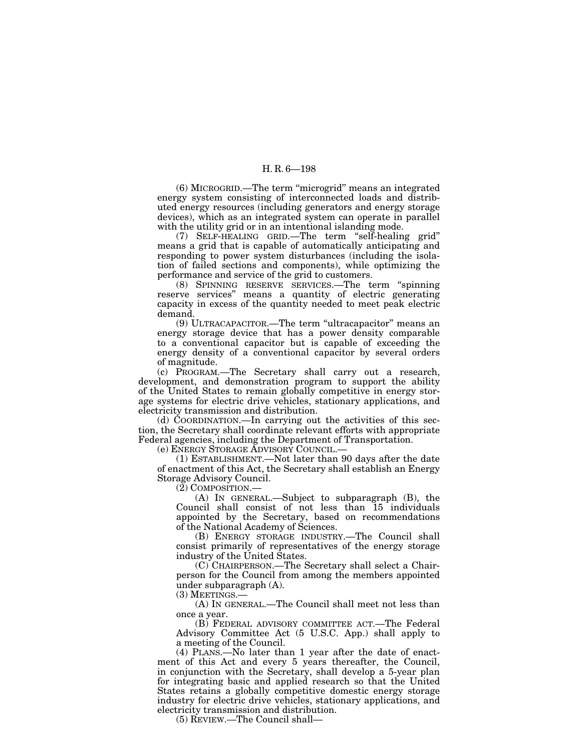(6) MICROGRID.—The term "microgrid" means an integrated energy system consisting of interconnected loads and distributed energy resources (including generators and energy storage devices), which as an integrated system can operate in parallel with the utility grid or in an intentional islanding mode.

(7) SELF-HEALING GRID.—The term "self-healing grid" means a grid that is capable of automatically anticipating and responding to power system disturbances (including the isolation of failed sections and components), while optimizing the performance and service of the grid to customers.

(8) SPINNING RESERVE SERVICES.—The term "spinning reserve services" means a quantity of electric generating capacity in excess of the quantity needed to meet peak electric demand.

(9) ULTRACAPACITOR.—The term "ultracapacitor" means an energy storage device that has a power density comparable to a conventional capacitor but is capable of exceeding the energy density of a conventional capacitor by several orders of magnitude.

(c) PROGRAM.—The Secretary shall carry out a research, development, and demonstration program to support the ability of the United States to remain globally competitive in energy storage systems for electric drive vehicles, stationary applications, and electricity transmission and distribution.

(d) COORDINATION.—In carrying out the activities of this section, the Secretary shall coordinate relevant efforts with appropriate Federal agencies, including the Department of Transportation.

(e) ENERGY STORAGE ADVISORY COUNCIL.—

(1) ESTABLISHMENT.—Not later than 90 days after the date of enactment of this Act, the Secretary shall establish an Energy Storage Advisory Council.

(2) COMPOSITION.—

(A) IN GENERAL.—Subject to subparagraph (B), the Council shall consist of not less than 15 individuals appointed by the Secretary, based on recommendations of the National Academy of Sciences.

(B) ENERGY STORAGE INDUSTRY.—The Council shall consist primarily of representatives of the energy storage industry of the United States.

(C) CHAIRPERSON.—The Secretary shall select a Chairperson for the Council from among the members appointed under subparagraph (A).

(3) MEETINGS.—

(A) IN GENERAL.—The Council shall meet not less than once a year.

(B) FEDERAL ADVISORY COMMITTEE ACT.—The Federal Advisory Committee Act (5 U.S.C. App.) shall apply to a meeting of the Council.

(4) PLANS.—No later than 1 year after the date of enactment of this Act and every 5 years thereafter, the Council, in conjunction with the Secretary, shall develop a 5-year plan for integrating basic and applied research so that the United States retains a globally competitive domestic energy storage industry for electric drive vehicles, stationary applications, and electricity transmission and distribution.

(5) REVIEW.—The Council shall—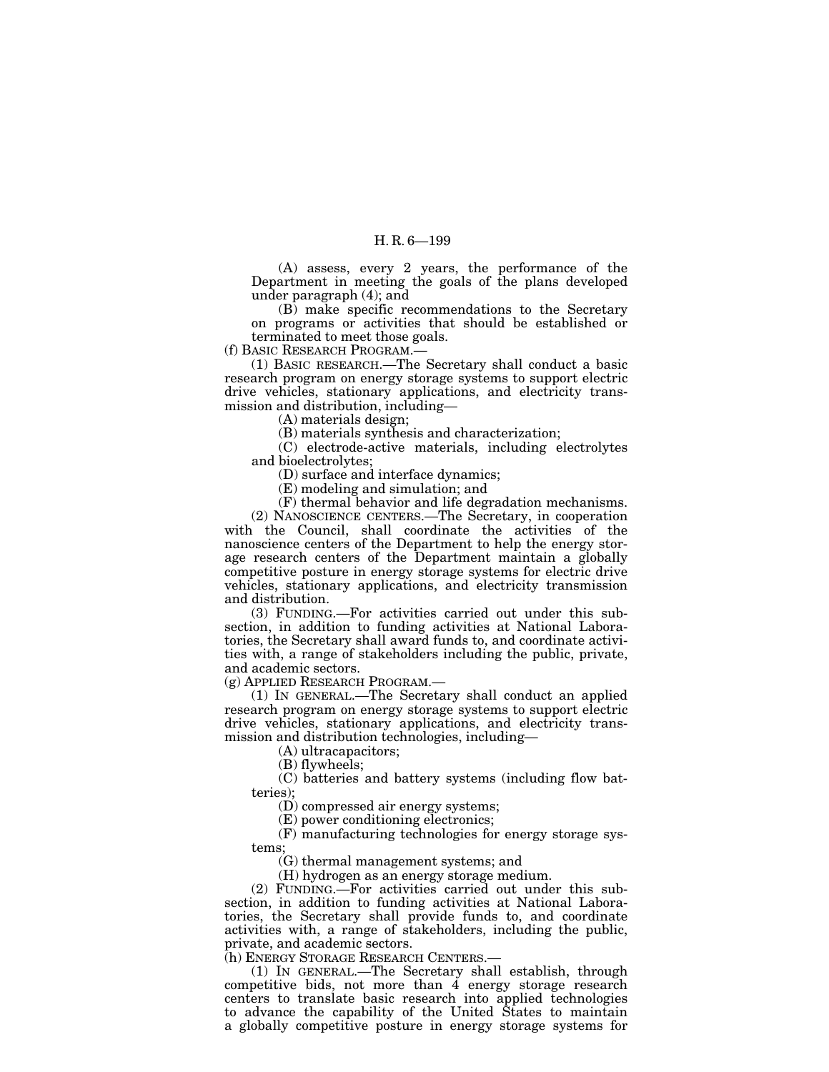(A) assess, every 2 years, the performance of the Department in meeting the goals of the plans developed under paragraph (4); and

(B) make specific recommendations to the Secretary on programs or activities that should be established or terminated to meet those goals.

(f) BASIC RESEARCH PROGRAM.—

(1) BASIC RESEARCH.—The Secretary shall conduct a basic research program on energy storage systems to support electric drive vehicles, stationary applications, and electricity transmission and distribution, including—

(A) materials design;

(B) materials synthesis and characterization;

(C) electrode-active materials, including electrolytes and bioelectrolytes;

(D) surface and interface dynamics;

(E) modeling and simulation; and

(F) thermal behavior and life degradation mechanisms.

(2) NANOSCIENCE CENTERS.—The Secretary, in cooperation with the Council, shall coordinate the activities of the nanoscience centers of the Department to help the energy storage research centers of the Department maintain a globally competitive posture in energy storage systems for electric drive vehicles, stationary applications, and electricity transmission and distribution.

(3) FUNDING.—For activities carried out under this subsection, in addition to funding activities at National Laboratories, the Secretary shall award funds to, and coordinate activities with, a range of stakeholders including the public, private, and academic sectors.

(g) APPLIED RESEARCH PROGRAM.—

(1) IN GENERAL.—The Secretary shall conduct an applied research program on energy storage systems to support electric drive vehicles, stationary applications, and electricity transmission and distribution technologies, including—

(A) ultracapacitors;

(B) flywheels;

(C) batteries and battery systems (including flow batteries);

(D) compressed air energy systems;

(E) power conditioning electronics;

(F) manufacturing technologies for energy storage systems;

(G) thermal management systems; and

(H) hydrogen as an energy storage medium.

(2) FUNDING.—For activities carried out under this subsection, in addition to funding activities at National Laboratories, the Secretary shall provide funds to, and coordinate activities with, a range of stakeholders, including the public, private, and academic sectors.

(h) ENERGY STORAGE RESEARCH CENTERS.—

(1) IN GENERAL.—The Secretary shall establish, through competitive bids, not more than 4 energy storage research centers to translate basic research into applied technologies to advance the capability of the United States to maintain a globally competitive posture in energy storage systems for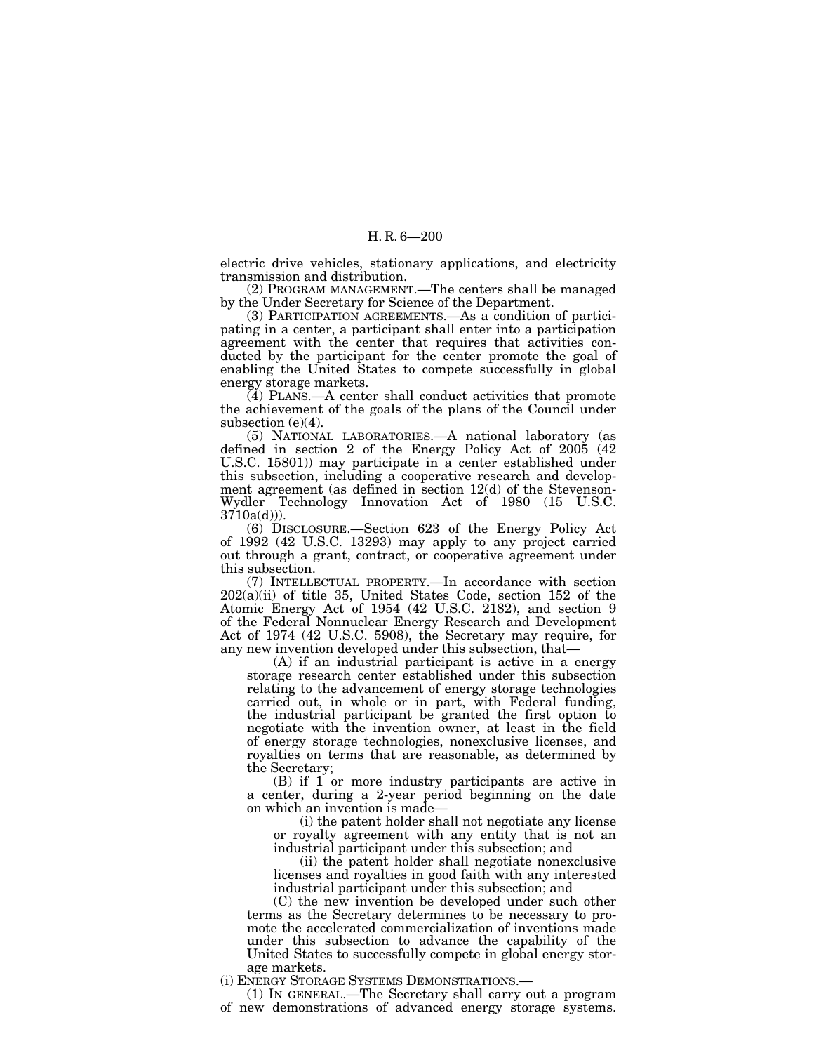electric drive vehicles, stationary applications, and electricity transmission and distribution.

(2) PROGRAM MANAGEMENT.—The centers shall be managed by the Under Secretary for Science of the Department.

(3) PARTICIPATION AGREEMENTS.—As a condition of participating in a center, a participant shall enter into a participation agreement with the center that requires that activities conducted by the participant for the center promote the goal of enabling the United States to compete successfully in global energy storage markets.

(4) PLANS.—A center shall conduct activities that promote the achievement of the goals of the plans of the Council under subsection (e)(4).

(5) NATIONAL LABORATORIES.—A national laboratory (as defined in section 2 of the Energy Policy Act of 2005 (42 U.S.C. 15801)) may participate in a center established under this subsection, including a cooperative research and development agreement (as defined in section 12(d) of the Stevenson-Wydler Technology Innovation Act of 1980 (15 U.S.C. 3710a(d))).

(6) DISCLOSURE.—Section 623 of the Energy Policy Act of 1992 (42 U.S.C. 13293) may apply to any project carried out through a grant, contract, or cooperative agreement under this subsection.

(7) INTELLECTUAL PROPERTY.—In accordance with section 202(a)(ii) of title 35, United States Code, section 152 of the Atomic Energy Act of 1954 (42 U.S.C. 2182), and section 9 of the Federal Nonnuclear Energy Research and Development Act of 1974 (42 U.S.C. 5908), the Secretary may require, for any new invention developed under this subsection, that—

(A) if an industrial participant is active in a energy storage research center established under this subsection relating to the advancement of energy storage technologies carried out, in whole or in part, with Federal funding, the industrial participant be granted the first option to negotiate with the invention owner, at least in the field of energy storage technologies, nonexclusive licenses, and royalties on terms that are reasonable, as determined by the Secretary;

(B) if 1 or more industry participants are active in a center, during a 2-year period beginning on the date on which an invention is made—

(i) the patent holder shall not negotiate any license or royalty agreement with any entity that is not an industrial participant under this subsection; and

(ii) the patent holder shall negotiate nonexclusive licenses and royalties in good faith with any interested industrial participant under this subsection; and

(C) the new invention be developed under such other terms as the Secretary determines to be necessary to promote the accelerated commercialization of inventions made under this subsection to advance the capability of the United States to successfully compete in global energy storage markets.

(i) ENERGY STORAGE SYSTEMS DEMONSTRATIONS.—

(1) IN GENERAL.—The Secretary shall carry out a program of new demonstrations of advanced energy storage systems.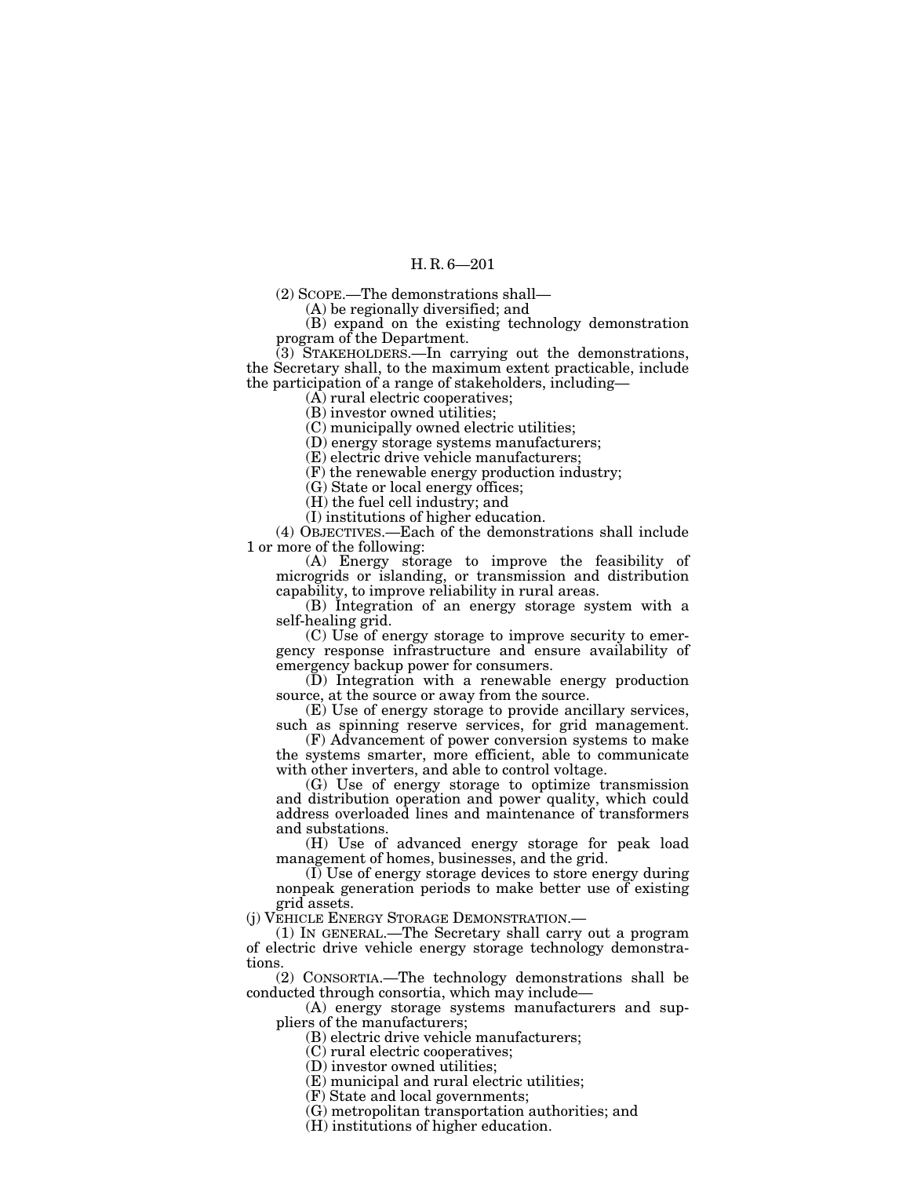(2) SCOPE.—The demonstrations shall—

(A) be regionally diversified; and

(B) expand on the existing technology demonstration program of the Department.

(3) STAKEHOLDERS.—In carrying out the demonstrations, the Secretary shall, to the maximum extent practicable, include the participation of a range of stakeholders, including—

(A) rural electric cooperatives;

(B) investor owned utilities;

(C) municipally owned electric utilities;

(D) energy storage systems manufacturers;

(E) electric drive vehicle manufacturers;

(F) the renewable energy production industry;

(G) State or local energy offices;

(H) the fuel cell industry; and

(I) institutions of higher education.

(4) OBJECTIVES.—Each of the demonstrations shall include 1 or more of the following:

(A) Energy storage to improve the feasibility of microgrids or islanding, or transmission and distribution capability, to improve reliability in rural areas.

(B) Integration of an energy storage system with a self-healing grid.

(C) Use of energy storage to improve security to emergency response infrastructure and ensure availability of emergency backup power for consumers.

(D) Integration with a renewable energy production source, at the source or away from the source.

(E) Use of energy storage to provide ancillary services, such as spinning reserve services, for grid management.

(F) Advancement of power conversion systems to make the systems smarter, more efficient, able to communicate with other inverters, and able to control voltage.

(G) Use of energy storage to optimize transmission and distribution operation and power quality, which could address overloaded lines and maintenance of transformers and substations.

(H) Use of advanced energy storage for peak load management of homes, businesses, and the grid.

(I) Use of energy storage devices to store energy during nonpeak generation periods to make better use of existing grid assets.

(j) VEHICLE ENERGY STORAGE DEMONSTRATION.—

(1) IN GENERAL.—The Secretary shall carry out a program of electric drive vehicle energy storage technology demonstrations.

(2) CONSORTIA.—The technology demonstrations shall be conducted through consortia, which may include—

(A) energy storage systems manufacturers and suppliers of the manufacturers;

(B) electric drive vehicle manufacturers;

(C) rural electric cooperatives;

(D) investor owned utilities;

(E) municipal and rural electric utilities;

(F) State and local governments;

(G) metropolitan transportation authorities; and

(H) institutions of higher education.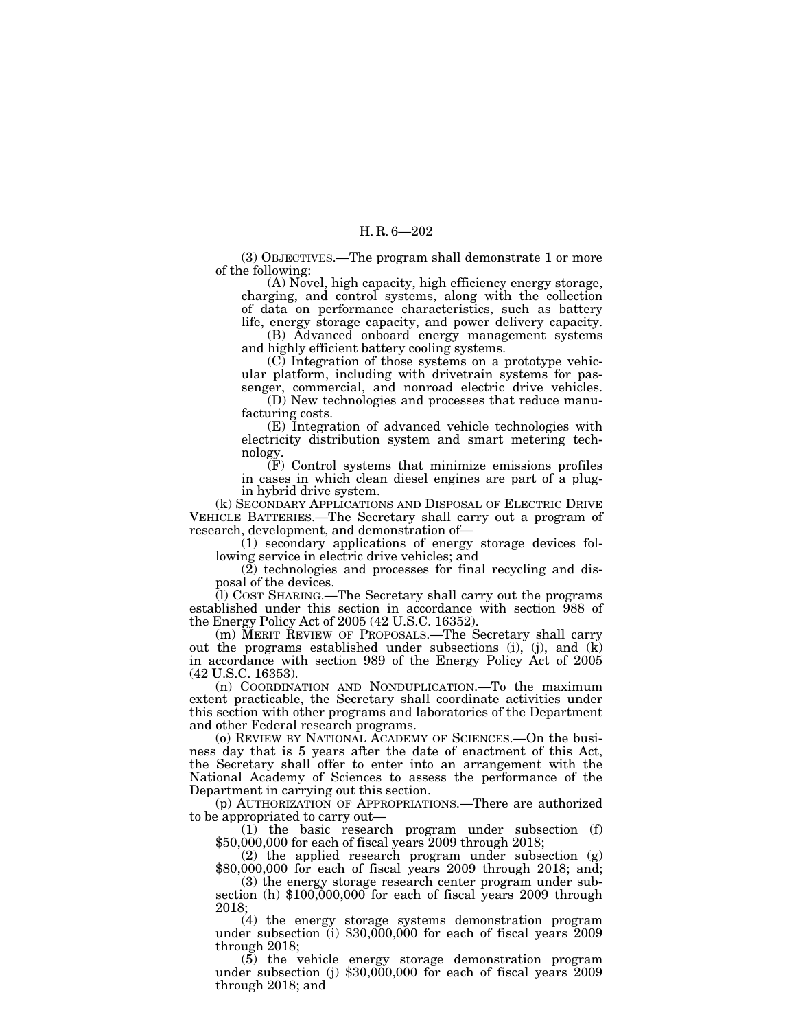(3) OBJECTIVES.—The program shall demonstrate 1 or more of the following:

(A) Novel, high capacity, high efficiency energy storage, charging, and control systems, along with the collection of data on performance characteristics, such as battery life, energy storage capacity, and power delivery capacity.

(B) Advanced onboard energy management systems and highly efficient battery cooling systems.

(C) Integration of those systems on a prototype vehicular platform, including with drivetrain systems for passenger, commercial, and nonroad electric drive vehicles.

(D) New technologies and processes that reduce manufacturing costs.

(E) Integration of advanced vehicle technologies with electricity distribution system and smart metering technology.

(F) Control systems that minimize emissions profiles in cases in which clean diesel engines are part of a plug-in hybrid drive system.

(k) SECONDARY APPLICATIONS AND DISPOSAL OF ELECTRIC DRIVE VEHICLE BATTERIES.—The Secretary shall carry out a program of research, development, and demonstration of—

(1) secondary applications of energy storage devices following service in electric drive vehicles; and

(2) technologies and processes for final recycling and disposal of the devices.

(l) COST SHARING.—The Secretary shall carry out the programs established under this section in accordance with section 988 of the Energy Policy Act of 2005 (42 U.S.C. 16352).

(m) MERIT REVIEW OF PROPOSALS.—The Secretary shall carry out the programs established under subsections (i), (j), and (k) in accordance with section 989 of the Energy Policy Act of 2005 (42 U.S.C. 16353).

(n) COORDINATION AND NONDUPLICATION.—To the maximum extent practicable, the Secretary shall coordinate activities under this section with other programs and laboratories of the Department and other Federal research programs.

(o) REVIEW BY NATIONAL ACADEMY OF SCIENCES.—On the business day that is 5 years after the date of enactment of this Act, the Secretary shall offer to enter into an arrangement with the National Academy of Sciences to assess the performance of the Department in carrying out this section.

(p) AUTHORIZATION OF APPROPRIATIONS.—There are authorized to be appropriated to carry out—

(1) the basic research program under subsection (f) $50,000,000 for each of fiscal years 2009 through 2018;

(2) the applied research program under subsection (g) $80,000,000 for each of fiscal years 2009 through 2018; and;

(3) the energy storage research center program under subsection (h) $100,000,000 for each of fiscal years 2009 through 2018;

(4) the energy storage systems demonstration program under subsection (i) $30,000,000 for each of fiscal years 2009 through 2018;

(5) the vehicle energy storage demonstration program under subsection (j) $30,000,000 for each of fiscal years 2009 through 2018; and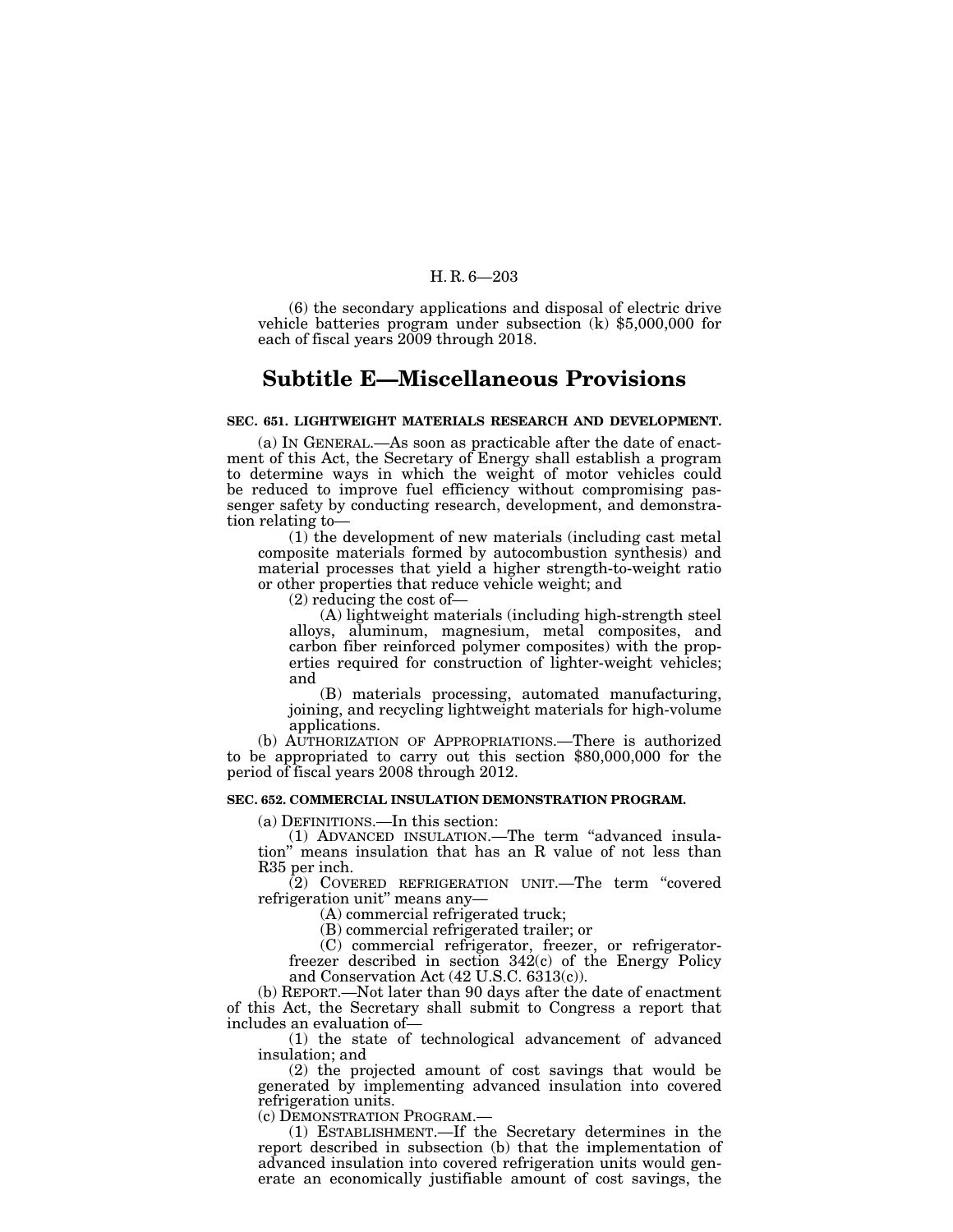(6) the secondary applications and disposal of electric drive vehicle batteries program under subsection (k) $5,000,000 for each of fiscal years 2009 through 2018.

## Subtitle E—Miscellaneous Provisions

**SEC. 651. LIGHTWEIGHT MATERIALS RESEARCH AND DEVELOPMENT.**

(a) IN GENERAL.—As soon as practicable after the date of enactment of this Act, the Secretary of Energy shall establish a program to determine ways in which the weight of motor vehicles could be reduced to improve fuel efficiency without compromising passenger safety by conducting research, development, and demonstration relating to—

(1) the development of new materials (including cast metal composite materials formed by autocombustion synthesis) and material processes that yield a higher strength-to-weight ratio or other properties that reduce vehicle weight; and

(2) reducing the cost of—

(A) lightweight materials (including high-strength steel alloys, aluminum, magnesium, metal composites, and carbon fiber reinforced polymer composites) with the properties required for construction of lighter-weight vehicles; and

(B) materials processing, automated manufacturing, joining, and recycling lightweight materials for high-volume applications.

(b) AUTHORIZATION OF APPROPRIATIONS.—There is authorized to be appropriated to carry out this section $80,000,000 for the period of fiscal years 2008 through 2012.

**SEC. 652. COMMERCIAL INSULATION DEMONSTRATION PROGRAM.**

(a) DEFINITIONS.—In this section:

(1) ADVANCED INSULATION.—The term "advanced insulation" means insulation that has an R value of not less than R35 per inch.

(2) COVERED REFRIGERATION UNIT.—The term "covered refrigeration unit" means any—

(A) commercial refrigerated truck;

(B) commercial refrigerated trailer; or

(C) commercial refrigerator, freezer, or refrigerator-freezer described in section 342(c) of the Energy Policy and Conservation Act (42 U.S.C. 6313(c)).

(b) REPORT.—Not later than 90 days after the date of enactment of this Act, the Secretary shall submit to Congress a report that includes an evaluation of—

(1) the state of technological advancement of advanced insulation; and

(2) the projected amount of cost savings that would be generated by implementing advanced insulation into covered refrigeration units.

(c) DEMONSTRATION PROGRAM.—

(1) ESTABLISHMENT.—If the Secretary determines in the report described in subsection (b) that the implementation of advanced insulation into covered refrigeration units would generate an economically justifiable amount of cost savings, the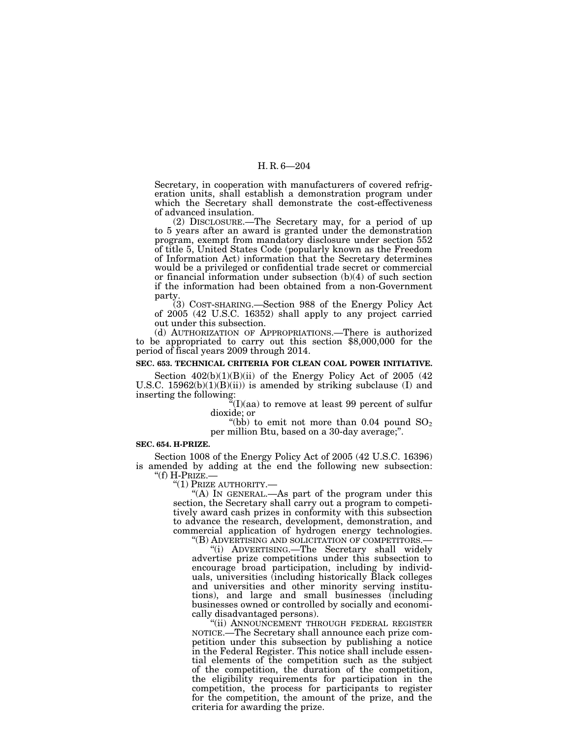Secretary, in cooperation with manufacturers of covered refrigeration units, shall establish a demonstration program under which the Secretary shall demonstrate the cost-effectiveness of advanced insulation.

(2) DISCLOSURE.—The Secretary may, for a period of up to 5 years after an award is granted under the demonstration program, exempt from mandatory disclosure under section 552 of title 5, United States Code (popularly known as the Freedom of Information Act) information that the Secretary determines would be a privileged or confidential trade secret or commercial or financial information under subsection (b)(4) of such section if the information had been obtained from a non-Government party.

(3) COST-SHARING.—Section 988 of the Energy Policy Act of 2005 (42 U.S.C. 16352) shall apply to any project carried out under this subsection.

(d) AUTHORIZATION OF APPROPRIATIONS.—There is authorized to be appropriated to carry out this section $8,000,000 for the period of fiscal years 2009 through 2014.

**SEC. 653. TECHNICAL CRITERIA FOR CLEAN COAL POWER INITIATIVE.**

Section 402(b)(1)(B)(ii) of the Energy Policy Act of 2005 (42 U.S.C. 15962(b)(1)(B)(ii)) is amended by striking subclause (I) and inserting the following:

"(I)(aa) to remove at least 99 percent of sulfur dioxide; or

"(bb) to emit not more than 0.04 pound $SO_2$ per million Btu, based on a 30-day average;".

**SEC. 654. H-PRIZE.**

Section 1008 of the Energy Policy Act of 2005 (42 U.S.C. 16396) is amended by adding at the end the following new subsection:

"(f) H-PRIZE.—

"(1) PRIZE AUTHORITY.—

"(A) IN GENERAL.—As part of the program under this section, the Secretary shall carry out a program to competitively award cash prizes in conformity with this subsection to advance the research, development, demonstration, and commercial application of hydrogen energy technologies.

"(B) ADVERTISING AND SOLICITATION OF COMPETITORS.—

"(i) ADVERTISING.—The Secretary shall widely advertise prize competitions under this subsection to encourage broad participation, including by individuals, universities (including historically Black colleges and universities and other minority serving institutions), and large and small businesses (including businesses owned or controlled by socially and economically disadvantaged persons).

"(ii) ANNOUNCEMENT THROUGH FEDERAL REGISTER NOTICE.—The Secretary shall announce each prize competition under this subsection by publishing a notice in the Federal Register. This notice shall include essential elements of the competition such as the subject of the competition, the duration of the competition, the eligibility requirements for participation in the competition, the process for participants to register for the competition, the amount of the prize, and the criteria for awarding the prize.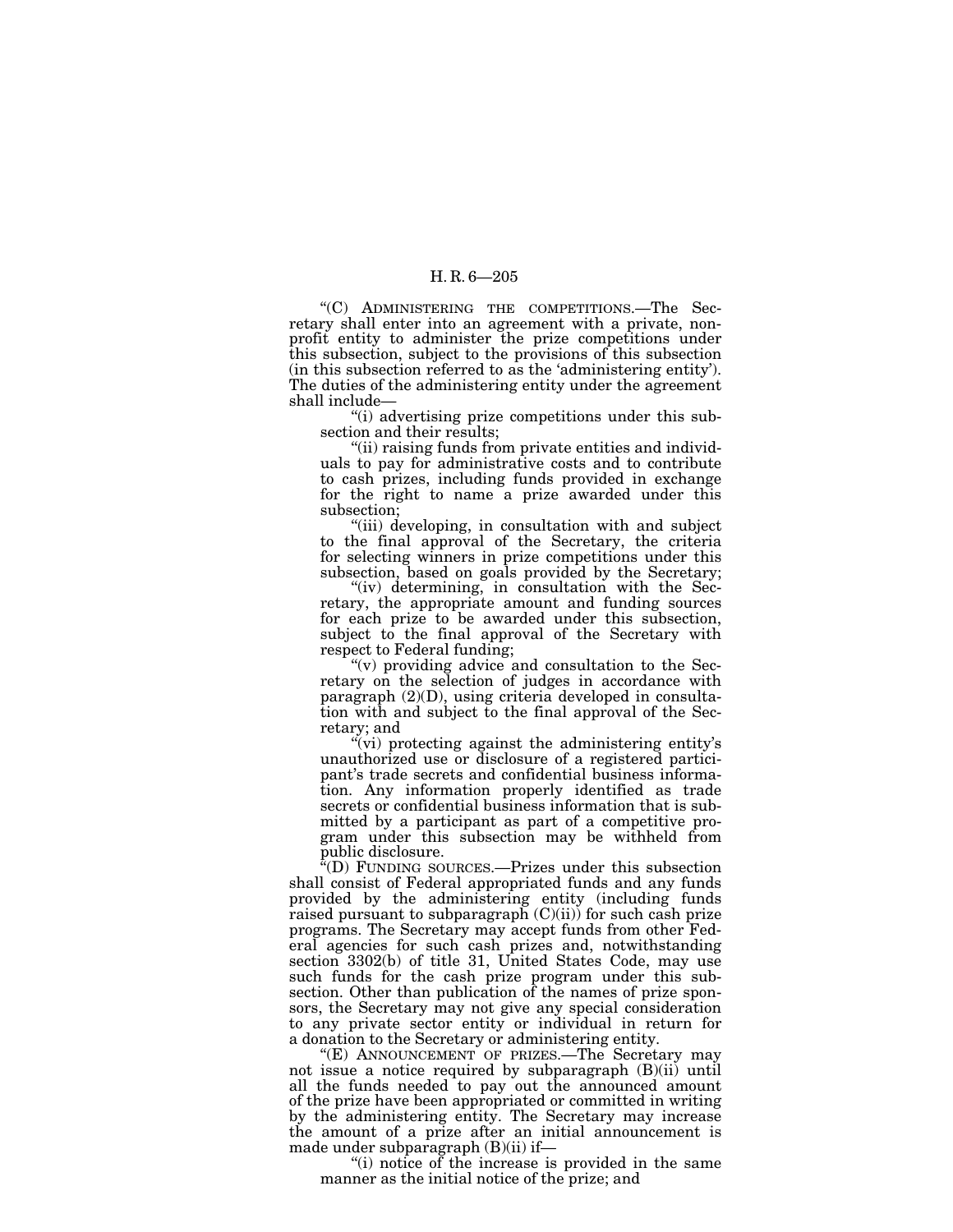"(C) ADMINISTERING THE COMPETITIONS.—The Secretary shall enter into an agreement with a private, nonprofit entity to administer the prize competitions under this subsection, subject to the provisions of this subsection (in this subsection referred to as the 'administering entity'). The duties of the administering entity under the agreement shall include—

"(i) advertising prize competitions under this subsection and their results;

"(ii) raising funds from private entities and individuals to pay for administrative costs and to contribute to cash prizes, including funds provided in exchange for the right to name a prize awarded under this subsection;

"(iii) developing, in consultation with and subject to the final approval of the Secretary, the criteria for selecting winners in prize competitions under this subsection, based on goals provided by the Secretary;

"(iv) determining, in consultation with the Secretary, the appropriate amount and funding sources for each prize to be awarded under this subsection, subject to the final approval of the Secretary with respect to Federal funding;

"(v) providing advice and consultation to the Secretary on the selection of judges in accordance with paragraph (2)(D), using criteria developed in consultation with and subject to the final approval of the Secretary; and

"(vi) protecting against the administering entity's unauthorized use or disclosure of a registered participant's trade secrets and confidential business information. Any information properly identified as trade secrets or confidential business information that is submitted by a participant as part of a competitive program under this subsection may be withheld from public disclosure.

"(D) FUNDING SOURCES.—Prizes under this subsection shall consist of Federal appropriated funds and any funds provided by the administering entity (including funds raised pursuant to subparagraph (C)(ii)) for such cash prize programs. The Secretary may accept funds from other Federal agencies for such cash prizes and, notwithstanding section 3302(b) of title 31, United States Code, may use such funds for the cash prize program under this subsection. Other than publication of the names of prize sponsors, the Secretary may not give any special consideration to any private sector entity or individual in return for a donation to the Secretary or administering entity.

"(E) ANNOUNCEMENT OF PRIZES.—The Secretary may not issue a notice required by subparagraph (B)(ii) until all the funds needed to pay out the announced amount of the prize have been appropriated or committed in writing by the administering entity. The Secretary may increase the amount of a prize after an initial announcement is made under subparagraph (B)(ii) if—

"(i) notice of the increase is provided in the same manner as the initial notice of the prize; and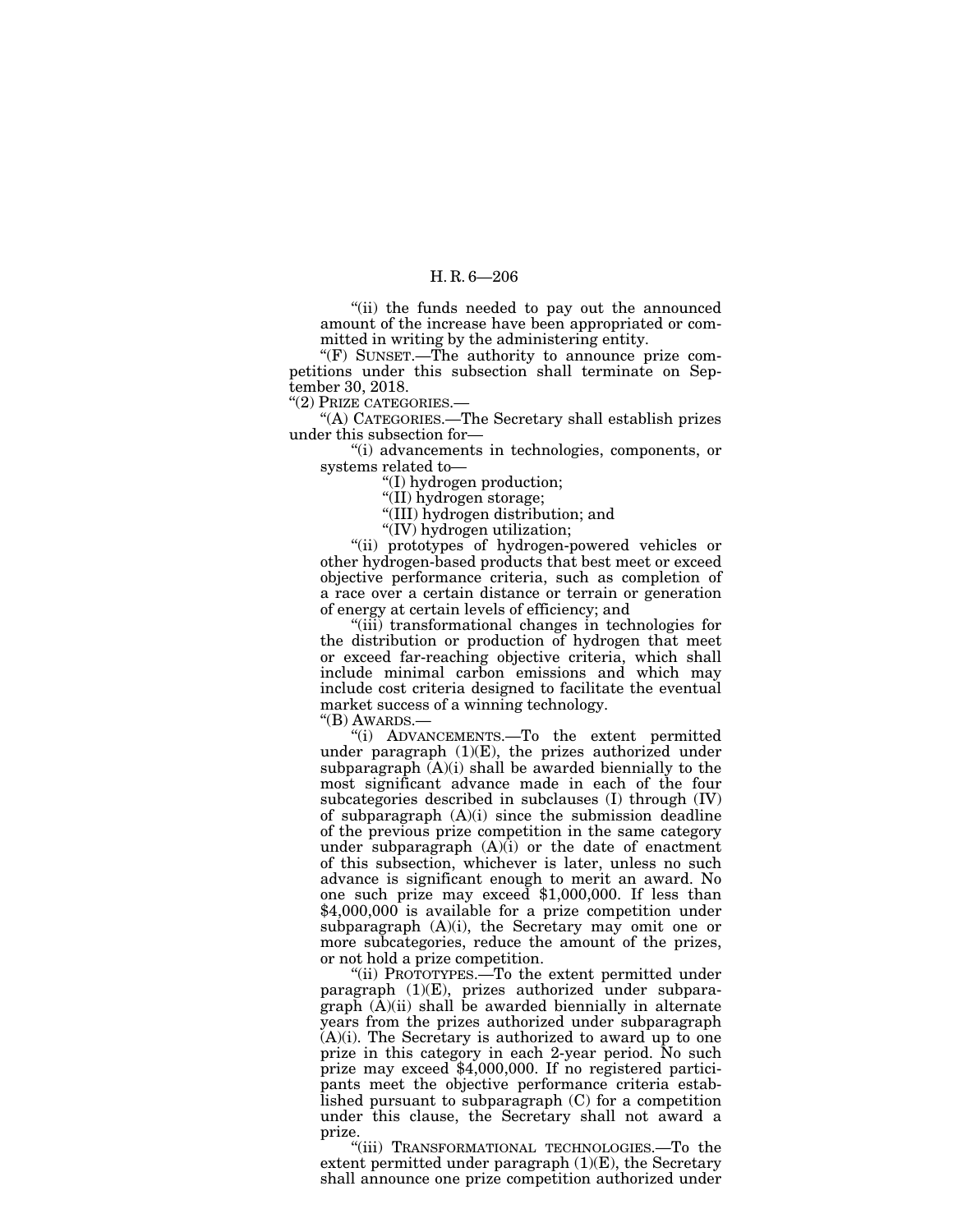"(ii) the funds needed to pay out the announced amount of the increase have been appropriated or committed in writing by the administering entity.

"(F) SUNSET.—The authority to announce prize competitions under this subsection shall terminate on September 30, 2018.

"(2) PRIZE CATEGORIES.—

"(A) CATEGORIES.—The Secretary shall establish prizes under this subsection for—

"(i) advancements in technologies, components, or systems related to—

"(I) hydrogen production;

"(II) hydrogen storage;

"(III) hydrogen distribution; and

"(IV) hydrogen utilization;

"(ii) prototypes of hydrogen-powered vehicles or other hydrogen-based products that best meet or exceed objective performance criteria, such as completion of a race over a certain distance or terrain or generation of energy at certain levels of efficiency; and

"(iii) transformational changes in technologies for the distribution or production of hydrogen that meet or exceed far-reaching objective criteria, which shall include minimal carbon emissions and which may include cost criteria designed to facilitate the eventual market success of a winning technology.

"(B) AWARDS.—

"(i) ADVANCEMENTS.—To the extent permitted under paragraph (1)(E), the prizes authorized under subparagraph (A)(i) shall be awarded biennially to the most significant advance made in each of the four subcategories described in subclauses (I) through (IV) of subparagraph (A)(i) since the submission deadline of the previous prize competition in the same category under subparagraph (A)(i) or the date of enactment of this subsection, whichever is later, unless no such advance is significant enough to merit an award. No one such prize may exceed $1,000,000. If less than $4,000,000 is available for a prize competition under subparagraph (A)(i), the Secretary may omit one or more subcategories, reduce the amount of the prizes, or not hold a prize competition.

"(ii) PROTOTYPES.—To the extent permitted under paragraph (1)(E), prizes authorized under subparagraph (A)(ii) shall be awarded biennially in alternate years from the prizes authorized under subparagraph (A)(i). The Secretary is authorized to award up to one prize in this category in each 2-year period. No such prize may exceed $4,000,000. If no registered participants meet the objective performance criteria established pursuant to subparagraph (C) for a competition under this clause, the Secretary shall not award a prize.

"(iii) TRANSFORMATIONAL TECHNOLOGIES.—To the extent permitted under paragraph (1)(E), the Secretary shall announce one prize competition authorized under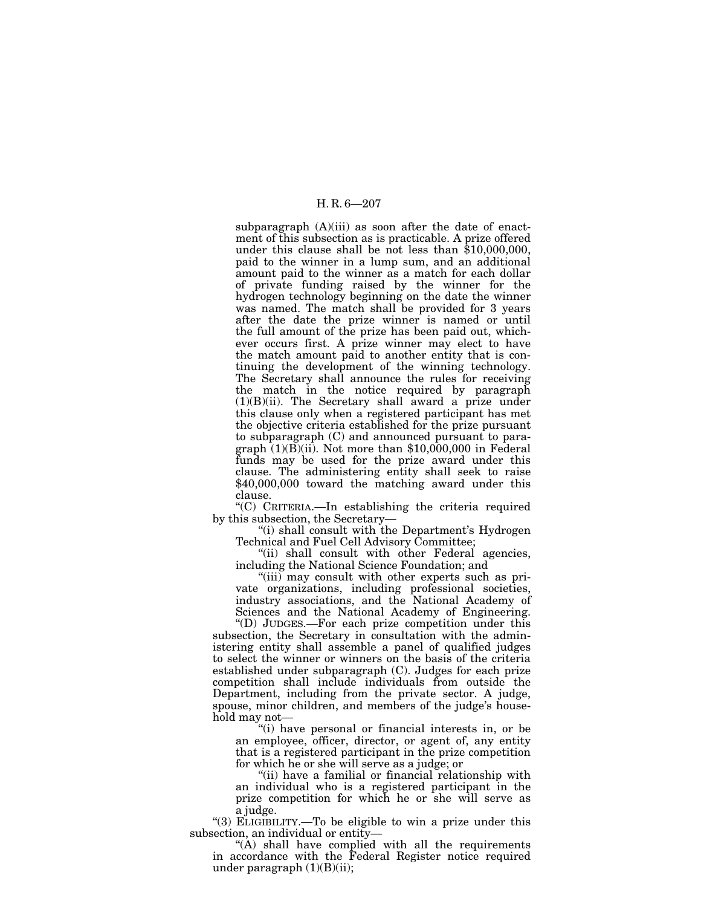subparagraph (A)(iii) as soon after the date of enactment of this subsection as is practicable. A prize offered under this clause shall be not less than $10,000,000, paid to the winner in a lump sum, and an additional amount paid to the winner as a match for each dollar of private funding raised by the winner for the hydrogen technology beginning on the date the winner was named. The match shall be provided for 3 years after the date the prize winner is named or until the full amount of the prize has been paid out, whichever occurs first. A prize winner may elect to have the match amount paid to another entity that is continuing the development of the winning technology. The Secretary shall announce the rules for receiving the match in the notice required by paragraph (1)(B)(ii). The Secretary shall award a prize under this clause only when a registered participant has met the objective criteria established for the prize pursuant to subparagraph (C) and announced pursuant to paragraph (1)(B)(ii). Not more than $10,000,000 in Federal funds may be used for the prize award under this clause. The administering entity shall seek to raise $40,000,000 toward the matching award under this clause.

"(C) CRITERIA.—In establishing the criteria required by this subsection, the Secretary—

"(i) shall consult with the Department's Hydrogen Technical and Fuel Cell Advisory Committee;

"(ii) shall consult with other Federal agencies, including the National Science Foundation; and

"(iii) may consult with other experts such as private organizations, including professional societies, industry associations, and the National Academy of Sciences and the National Academy of Engineering.

"(D) JUDGES.—For each prize competition under this subsection, the Secretary in consultation with the administering entity shall assemble a panel of qualified judges to select the winner or winners on the basis of the criteria established under subparagraph (C). Judges for each prize competition shall include individuals from outside the Department, including from the private sector. A judge, spouse, minor children, and members of the judge's household may not—

"(i) have personal or financial interests in, or be an employee, officer, director, or agent of, any entity that is a registered participant in the prize competition for which he or she will serve as a judge; or

"(ii) have a familial or financial relationship with an individual who is a registered participant in the prize competition for which he or she will serve as a judge.

"(3) ELIGIBILITY.—To be eligible to win a prize under this subsection, an individual or entity—

"(A) shall have complied with all the requirements in accordance with the Federal Register notice required under paragraph (1)(B)(ii);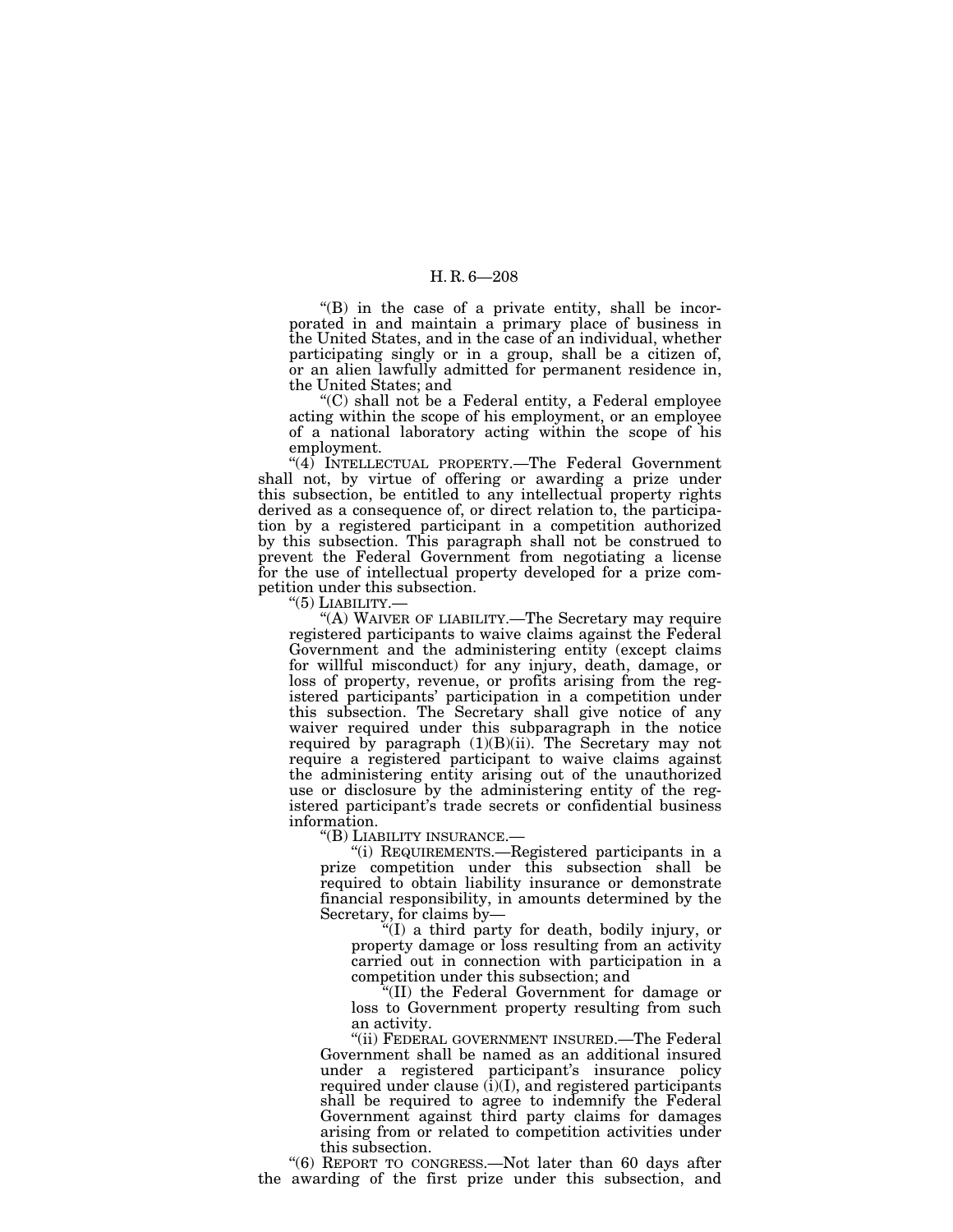"(B) in the case of a private entity, shall be incorporated in and maintain a primary place of business in the United States, and in the case of an individual, whether participating singly or in a group, shall be a citizen of, or an alien lawfully admitted for permanent residence in, the United States; and

"(C) shall not be a Federal entity, a Federal employee acting within the scope of his employment, or an employee of a national laboratory acting within the scope of his employment.

"(4) INTELLECTUAL PROPERTY.—The Federal Government shall not, by virtue of offering or awarding a prize under this subsection, be entitled to any intellectual property rights derived as a consequence of, or direct relation to, the participation by a registered participant in a competition authorized by this subsection. This paragraph shall not be construed to prevent the Federal Government from negotiating a license for the use of intellectual property developed for a prize competition under this subsection.

"(5) LIABILITY.—

"(A) WAIVER OF LIABILITY.—The Secretary may require registered participants to waive claims against the Federal Government and the administering entity (except claims for willful misconduct) for any injury, death, damage, or loss of property, revenue, or profits arising from the registered participants' participation in a competition under this subsection. The Secretary shall give notice of any waiver required under this subparagraph in the notice required by paragraph (1)(B)(ii). The Secretary may not require a registered participant to waive claims against the administering entity arising out of the unauthorized use or disclosure by the administering entity of the registered participant's trade secrets or confidential business information.

"(B) LIABILITY INSURANCE.—

"(i) REQUIREMENTS.—Registered participants in a prize competition under this subsection shall be required to obtain liability insurance or demonstrate financial responsibility, in amounts determined by the Secretary, for claims by—

"(I) a third party for death, bodily injury, or property damage or loss resulting from an activity carried out in connection with participation in a competition under this subsection; and

"(II) the Federal Government for damage or loss to Government property resulting from such an activity.

"(ii) FEDERAL GOVERNMENT INSURED.—The Federal Government shall be named as an additional insured under a registered participant's insurance policy required under clause (i)(I), and registered participants shall be required to agree to indemnify the Federal Government against third party claims for damages arising from or related to competition activities under this subsection.

"(6) REPORT TO CONGRESS.—Not later than 60 days after the awarding of the first prize under this subsection, and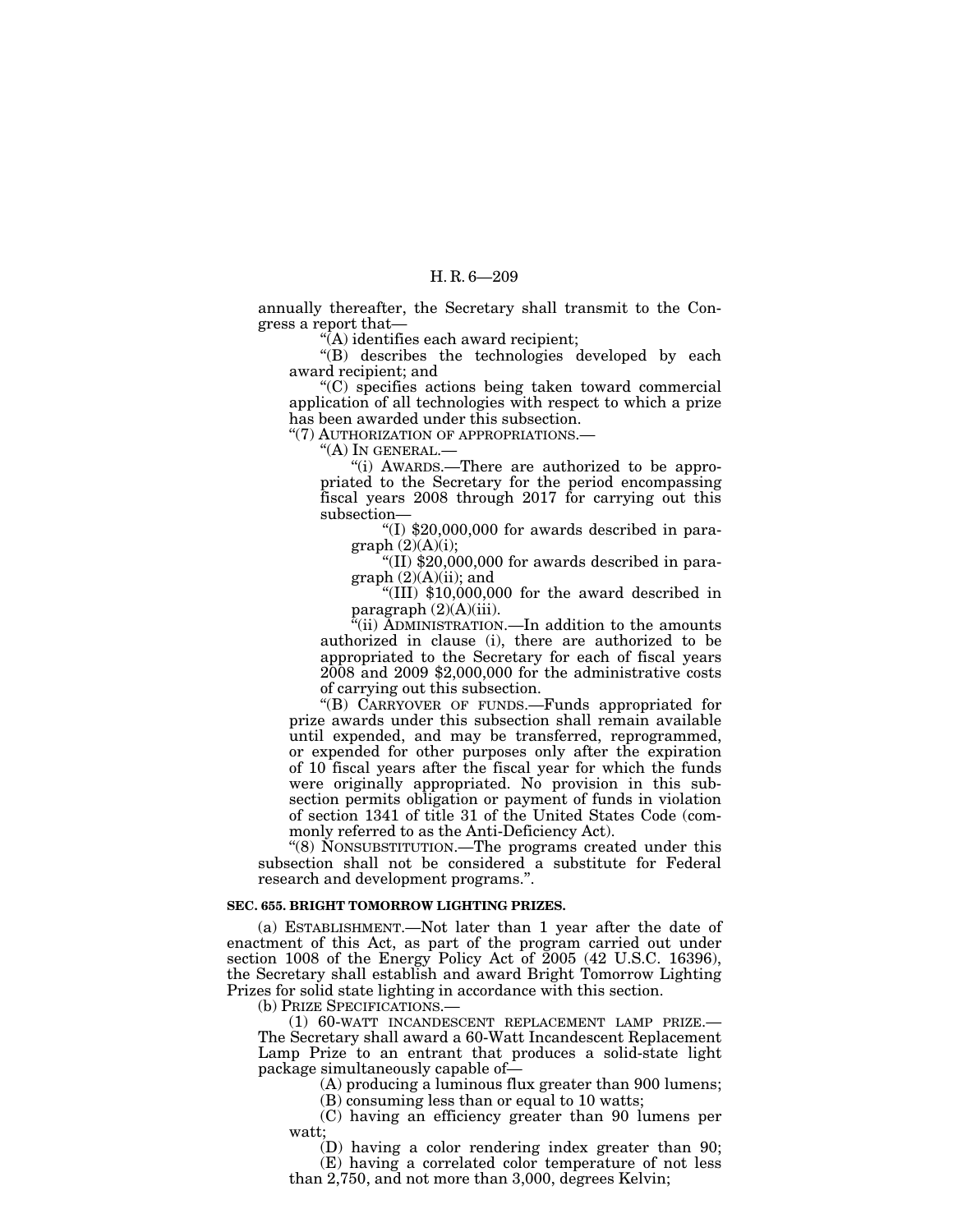annually thereafter, the Secretary shall transmit to the Congress a report that—

"(A) identifies each award recipient;

"(B) describes the technologies developed by each award recipient; and

"(C) specifies actions being taken toward commercial application of all technologies with respect to which a prize has been awarded under this subsection.

"(7) AUTHORIZATION OF APPROPRIATIONS.—

"(A) IN GENERAL.—

"(i) AWARDS.—There are authorized to be appropriated to the Secretary for the period encompassing fiscal years 2008 through 2017 for carrying out this subsection—

"(I) $20,000,000 for awards described in paragraph (2)(A)(i);

"(II) $20,000,000 for awards described in paragraph (2)(A)(ii); and

"(III) $10,000,000 for the award described in paragraph (2)(A)(iii).

"(ii) ADMINISTRATION.—In addition to the amounts authorized in clause (i), there are authorized to be appropriated to the Secretary for each of fiscal years 2008 and 2009 $2,000,000 for the administrative costs of carrying out this subsection.

"(B) CARRYOVER OF FUNDS.—Funds appropriated for prize awards under this subsection shall remain available until expended, and may be transferred, reprogrammed, or expended for other purposes only after the expiration of 10 fiscal years after the fiscal year for which the funds were originally appropriated. No provision in this subsection permits obligation or payment of funds in violation of section 1341 of title 31 of the United States Code (commonly referred to as the Anti-Deficiency Act).

"(8) NONSUBSTITUTION.—The programs created under this subsection shall not be considered a substitute for Federal research and development programs.".

**SEC. 655. BRIGHT TOMORROW LIGHTING PRIZES.**

(a) ESTABLISHMENT.—Not later than 1 year after the date of enactment of this Act, as part of the program carried out under section 1008 of the Energy Policy Act of 2005 (42 U.S.C. 16396), the Secretary shall establish and award Bright Tomorrow Lighting Prizes for solid state lighting in accordance with this section.

(b) PRIZE SPECIFICATIONS.—

(1) 60-WATT INCANDESCENT REPLACEMENT LAMP PRIZE.—The Secretary shall award a 60-Watt Incandescent Replacement Lamp Prize to an entrant that produces a solid-state light package simultaneously capable of—

(A) producing a luminous flux greater than 900 lumens;

(B) consuming less than or equal to 10 watts;

(C) having an efficiency greater than 90 lumens per watt;

(D) having a color rendering index greater than 90;

(E) having a correlated color temperature of not less than 2,750, and not more than 3,000, degrees Kelvin;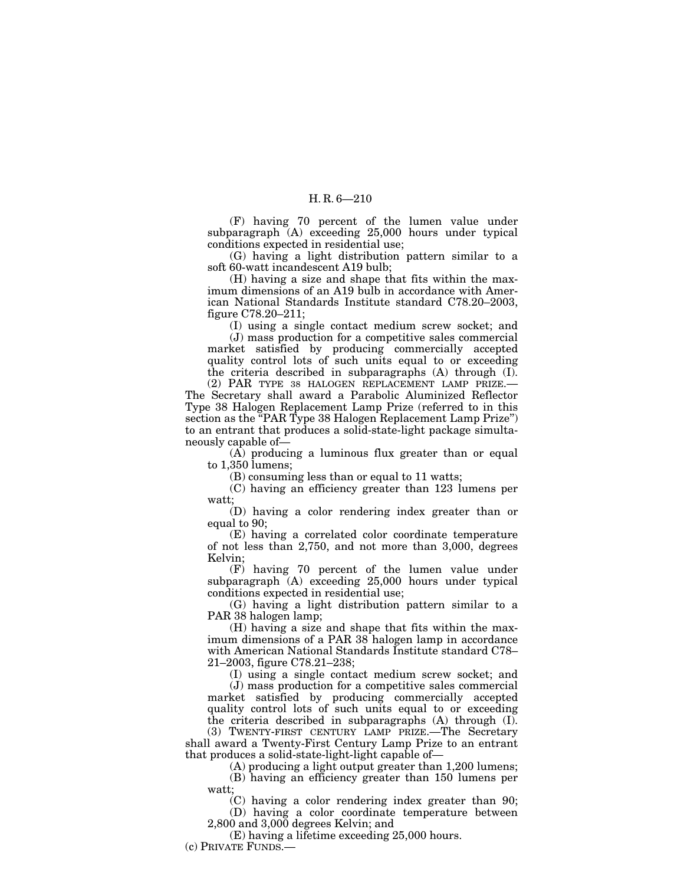(F) having 70 percent of the lumen value under subparagraph (A) exceeding 25,000 hours under typical conditions expected in residential use;

(G) having a light distribution pattern similar to a soft 60-watt incandescent A19 bulb;

(H) having a size and shape that fits within the maximum dimensions of an A19 bulb in accordance with American National Standards Institute standard C78.20–2003, figure C78.20–211;

(I) using a single contact medium screw socket; and

(J) mass production for a competitive sales commercial market satisfied by producing commercially accepted quality control lots of such units equal to or exceeding the criteria described in subparagraphs (A) through (I).

(2) PAR TYPE 38 HALOGEN REPLACEMENT LAMP PRIZE.—The Secretary shall award a Parabolic Aluminized Reflector Type 38 Halogen Replacement Lamp Prize (referred to in this section as the "PAR Type 38 Halogen Replacement Lamp Prize") to an entrant that produces a solid-state-light package simultaneously capable of—

(A) producing a luminous flux greater than or equal to 1,350 lumens;

(B) consuming less than or equal to 11 watts;

(C) having an efficiency greater than 123 lumens per watt;

(D) having a color rendering index greater than or equal to 90;

(E) having a correlated color coordinate temperature of not less than 2,750, and not more than 3,000, degrees Kelvin;

(F) having 70 percent of the lumen value under subparagraph (A) exceeding 25,000 hours under typical conditions expected in residential use;

(G) having a light distribution pattern similar to a PAR 38 halogen lamp;

(H) having a size and shape that fits within the maximum dimensions of a PAR 38 halogen lamp in accordance with American National Standards Institute standard C78–21–2003, figure C78.21–238;

(I) using a single contact medium screw socket; and

(J) mass production for a competitive sales commercial market satisfied by producing commercially accepted quality control lots of such units equal to or exceeding the criteria described in subparagraphs (A) through (I).

(3) TWENTY-FIRST CENTURY LAMP PRIZE.—The Secretary shall award a Twenty-First Century Lamp Prize to an entrant that produces a solid-state-light-light capable of—

(A) producing a light output greater than 1,200 lumens;

(B) having an efficiency greater than 150 lumens per watt;

(C) having a color rendering index greater than 90;

(D) having a color coordinate temperature between 2,800 and 3,000 degrees Kelvin; and

(E) having a lifetime exceeding 25,000 hours.

(c) PRIVATE FUNDS.—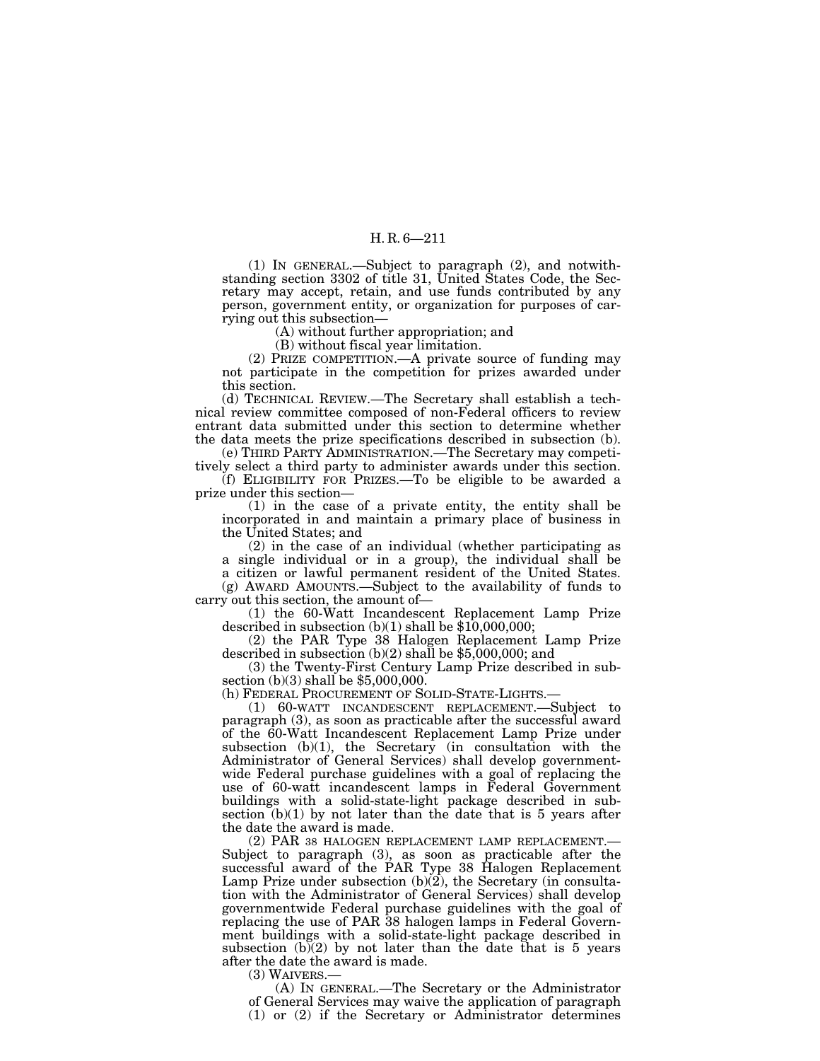(1) IN GENERAL.—Subject to paragraph (2), and notwithstanding section 3302 of title 31, United States Code, the Secretary may accept, retain, and use funds contributed by any person, government entity, or organization for purposes of carrying out this subsection—

(A) without further appropriation; and

(B) without fiscal year limitation.

(2) PRIZE COMPETITION.—A private source of funding may not participate in the competition for prizes awarded under this section.

(d) TECHNICAL REVIEW.—The Secretary shall establish a technical review committee composed of non-Federal officers to review entrant data submitted under this section to determine whether the data meets the prize specifications described in subsection (b).

(e) THIRD PARTY ADMINISTRATION.—The Secretary may competitively select a third party to administer awards under this section.

(f) ELIGIBILITY FOR PRIZES.—To be eligible to be awarded a prize under this section—

(1) in the case of a private entity, the entity shall be incorporated in and maintain a primary place of business in the United States; and

(2) in the case of an individual (whether participating as a single individual or in a group), the individual shall be a citizen or lawful permanent resident of the United States.

(g) AWARD AMOUNTS.—Subject to the availability of funds to carry out this section, the amount of—

(1) the 60-Watt Incandescent Replacement Lamp Prize described in subsection (b)(1) shall be $10,000,000;

(2) the PAR Type 38 Halogen Replacement Lamp Prize described in subsection (b)(2) shall be $5,000,000; and

(3) the Twenty-First Century Lamp Prize described in subsection (b)(3) shall be $5,000,000.

(h) FEDERAL PROCUREMENT OF SOLID-STATE-LIGHTS.—

(1) 60-WATT INCANDESCENT REPLACEMENT.—Subject to paragraph (3), as soon as practicable after the successful award of the 60-Watt Incandescent Replacement Lamp Prize under subsection (b)(1), the Secretary (in consultation with the Administrator of General Services) shall develop governmentwide Federal purchase guidelines with a goal of replacing the use of 60-watt incandescent lamps in Federal Government buildings with a solid-state-light package described in subsection (b)(1) by not later than the date that is 5 years after the date the award is made.

(2) PAR 38 HALOGEN REPLACEMENT LAMP REPLACEMENT.—Subject to paragraph (3), as soon as practicable after the successful award of the PAR Type 38 Halogen Replacement Lamp Prize under subsection (b)(2), the Secretary (in consultation with the Administrator of General Services) shall develop governmentwide Federal purchase guidelines with the goal of replacing the use of PAR 38 halogen lamps in Federal Government buildings with a solid-state-light package described in subsection (b)(2) by not later than the date that is 5 years after the date the award is made.

(3) WAIVERS.—

(A) IN GENERAL.—The Secretary or the Administrator of General Services may waive the application of paragraph (1) or (2) if the Secretary or Administrator determines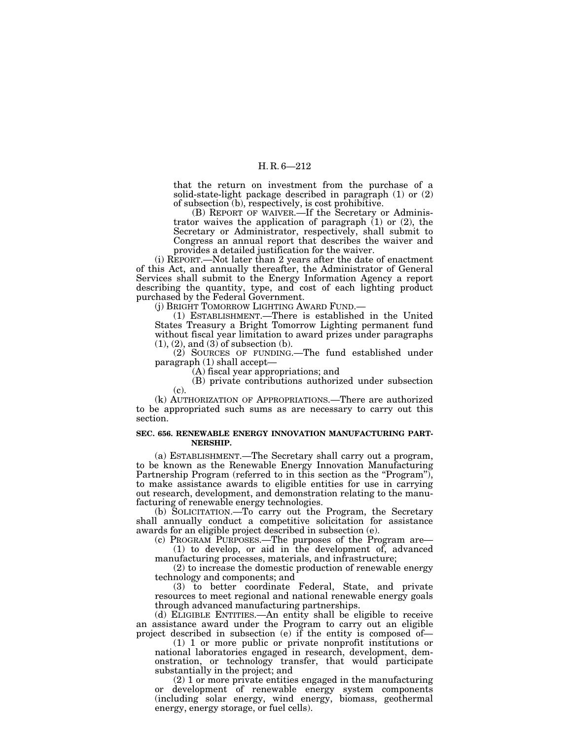that the return on investment from the purchase of a solid-state-light package described in paragraph (1) or (2) of subsection (b), respectively, is cost prohibitive.

(B) REPORT OF WAIVER.—If the Secretary or Administrator waives the application of paragraph (1) or (2), the Secretary or Administrator, respectively, shall submit to Congress an annual report that describes the waiver and provides a detailed justification for the waiver.

(i) REPORT.—Not later than 2 years after the date of enactment of this Act, and annually thereafter, the Administrator of General Services shall submit to the Energy Information Agency a report describing the quantity, type, and cost of each lighting product purchased by the Federal Government.

(j) BRIGHT TOMORROW LIGHTING AWARD FUND.—

(1) ESTABLISHMENT.—There is established in the United States Treasury a Bright Tomorrow Lighting permanent fund without fiscal year limitation to award prizes under paragraphs (1), (2), and (3) of subsection (b).

(2) SOURCES OF FUNDING.—The fund established under paragraph (1) shall accept—

(A) fiscal year appropriations; and

(B) private contributions authorized under subsection (c).

(k) AUTHORIZATION OF APPROPRIATIONS.—There are authorized to be appropriated such sums as are necessary to carry out this section.

**SEC. 656. RENEWABLE ENERGY INNOVATION MANUFACTURING PARTNERSHIP.**

(a) ESTABLISHMENT.—The Secretary shall carry out a program, to be known as the Renewable Energy Innovation Manufacturing Partnership Program (referred to in this section as the "Program"), to make assistance awards to eligible entities for use in carrying out research, development, and demonstration relating to the manufacturing of renewable energy technologies.

(b) SOLICITATION.—To carry out the Program, the Secretary shall annually conduct a competitive solicitation for assistance awards for an eligible project described in subsection (e).

(c) PROGRAM PURPOSES.—The purposes of the Program are—

(1) to develop, or aid in the development of, advanced manufacturing processes, materials, and infrastructure;

(2) to increase the domestic production of renewable energy technology and components; and

(3) to better coordinate Federal, State, and private resources to meet regional and national renewable energy goals through advanced manufacturing partnerships.

(d) ELIGIBLE ENTITIES.—An entity shall be eligible to receive an assistance award under the Program to carry out an eligible project described in subsection (e) if the entity is composed of—

(1) 1 or more public or private nonprofit institutions or national laboratories engaged in research, development, demonstration, or technology transfer, that would participate substantially in the project; and

(2) 1 or more private entities engaged in the manufacturing or development of renewable energy system components (including solar energy, wind energy, biomass, geothermal energy, energy storage, or fuel cells).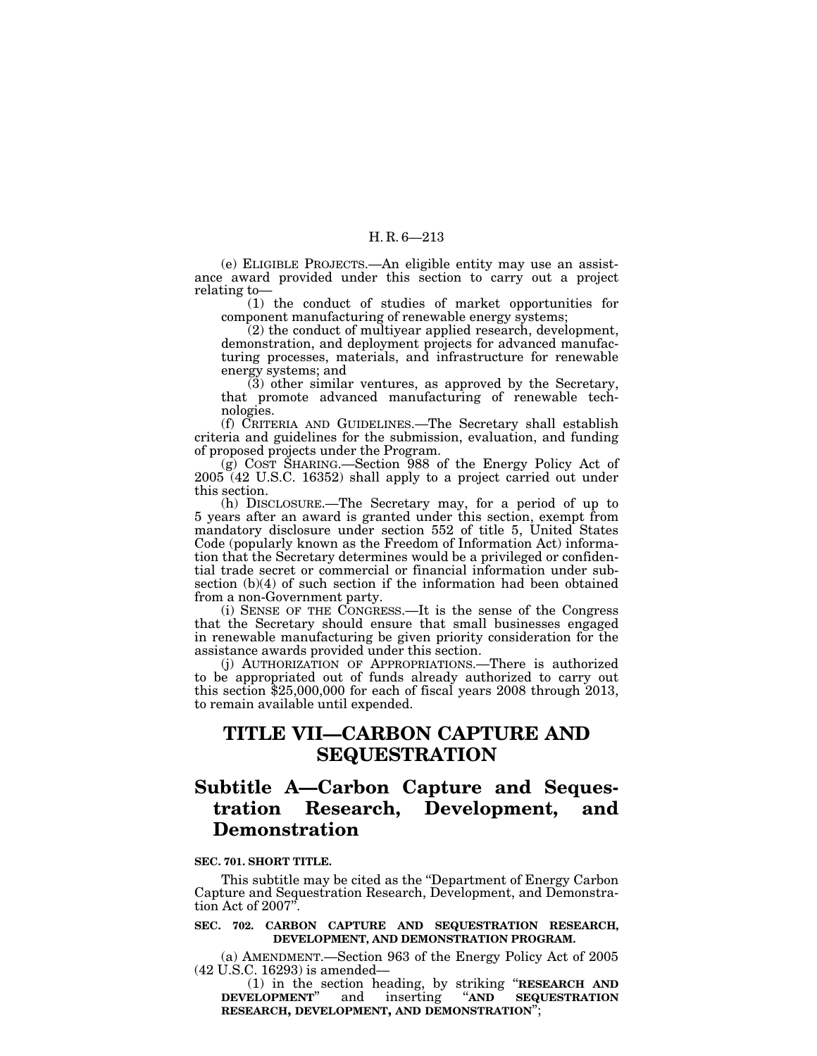(e) ELIGIBLE PROJECTS.—An eligible entity may use an assistance award provided under this section to carry out a project relating to—

(1) the conduct of studies of market opportunities for component manufacturing of renewable energy systems;

(2) the conduct of multiyear applied research, development, demonstration, and deployment projects for advanced manufacturing processes, materials, and infrastructure for renewable energy systems; and

(3) other similar ventures, as approved by the Secretary, that promote advanced manufacturing of renewable technologies.

(f) CRITERIA AND GUIDELINES.—The Secretary shall establish criteria and guidelines for the submission, evaluation, and funding of proposed projects under the Program.

(g) COST SHARING.—Section 988 of the Energy Policy Act of 2005 (42 U.S.C. 16352) shall apply to a project carried out under this section.

(h) DISCLOSURE.—The Secretary may, for a period of up to 5 years after an award is granted under this section, exempt from mandatory disclosure under section 552 of title 5, United States Code (popularly known as the Freedom of Information Act) information that the Secretary determines would be a privileged or confidential trade secret or commercial or financial information under subsection (b)(4) of such section if the information had been obtained from a non-Government party.

(i) SENSE OF THE CONGRESS.—It is the sense of the Congress that the Secretary should ensure that small businesses engaged in renewable manufacturing be given priority consideration for the assistance awards provided under this section.

(j) AUTHORIZATION OF APPROPRIATIONS.—There is authorized to be appropriated out of funds already authorized to carry out this section $25,000,000 for each of fiscal years 2008 through 2013, to remain available until expended.

# TITLE VII—CARBON CAPTURE AND SEQUESTRATION

## Subtitle A—Carbon Capture and Sequestration Research, Development, and Demonstration

**SEC. 701. SHORT TITLE.**

This subtitle may be cited as the "Department of Energy Carbon Capture and Sequestration Research, Development, and Demonstration Act of 2007".

**SEC. 702. CARBON CAPTURE AND SEQUESTRATION RESEARCH, DEVELOPMENT, AND DEMONSTRATION PROGRAM.**

(a) AMENDMENT.—Section 963 of the Energy Policy Act of 2005 (42 U.S.C. 16293) is amended—

(1) in the section heading, by striking "**RESEARCH AND DEVELOPMENT**" and inserting "**AND SEQUESTRATION RESEARCH, DEVELOPMENT, AND DEMONSTRATION**";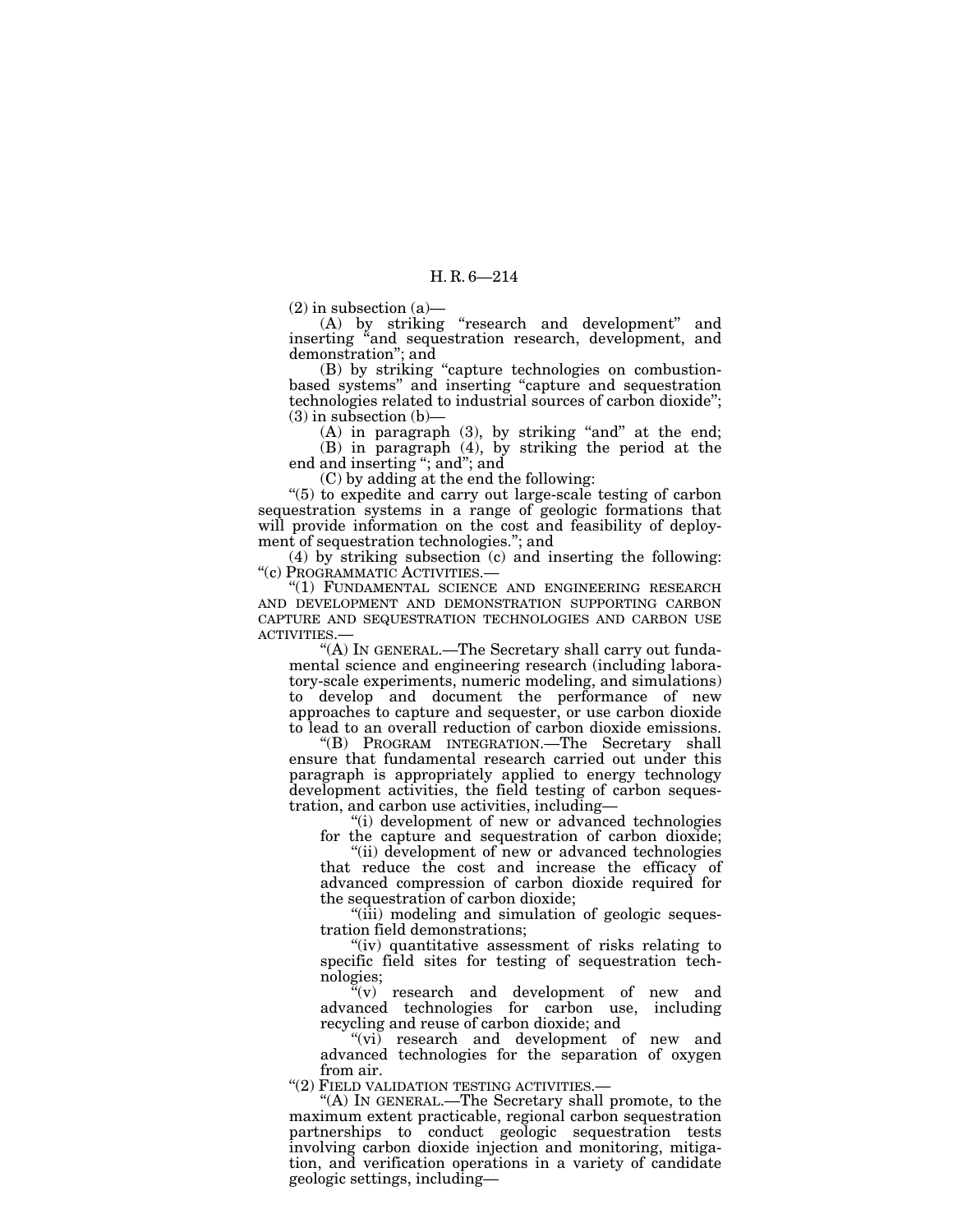(2) in subsection (a)—

(A) by striking "research and development" and inserting "and sequestration research, development, and demonstration"; and

(B) by striking "capture technologies on combustion-based systems" and inserting "capture and sequestration technologies related to industrial sources of carbon dioxide";

(3) in subsection (b)—

(A) in paragraph (3), by striking "and" at the end;

(B) in paragraph (4), by striking the period at the end and inserting "; and"; and

(C) by adding at the end the following:

"(5) to expedite and carry out large-scale testing of carbon sequestration systems in a range of geologic formations that will provide information on the cost and feasibility of deployment of sequestration technologies."; and

(4) by striking subsection (c) and inserting the following:

"(c) PROGRAMMATIC ACTIVITIES.—

"(1) FUNDAMENTAL SCIENCE AND ENGINEERING RESEARCH AND DEVELOPMENT AND DEMONSTRATION SUPPORTING CARBON CAPTURE AND SEQUESTRATION TECHNOLOGIES AND CARBON USE ACTIVITIES.—

"(A) IN GENERAL.—The Secretary shall carry out fundamental science and engineering research (including laboratory-scale experiments, numeric modeling, and simulations) to develop and document the performance of new approaches to capture and sequester, or use carbon dioxide to lead to an overall reduction of carbon dioxide emissions.

"(B) PROGRAM INTEGRATION.—The Secretary shall ensure that fundamental research carried out under this paragraph is appropriately applied to energy technology development activities, the field testing of carbon sequestration, and carbon use activities, including—

"(i) development of new or advanced technologies for the capture and sequestration of carbon dioxide;

"(ii) development of new or advanced technologies that reduce the cost and increase the efficacy of advanced compression of carbon dioxide required for the sequestration of carbon dioxide;

"(iii) modeling and simulation of geologic sequestration field demonstrations;

"(iv) quantitative assessment of risks relating to specific field sites for testing of sequestration technologies;

"(v) research and development of new and advanced technologies for carbon use, including recycling and reuse of carbon dioxide; and

"(vi) research and development of new and advanced technologies for the separation of oxygen from air.

"(2) FIELD VALIDATION TESTING ACTIVITIES.—

"(A) IN GENERAL.—The Secretary shall promote, to the maximum extent practicable, regional carbon sequestration partnerships to conduct geologic sequestration tests involving carbon dioxide injection and monitoring, mitigation, and verification operations in a variety of candidate geologic settings, including—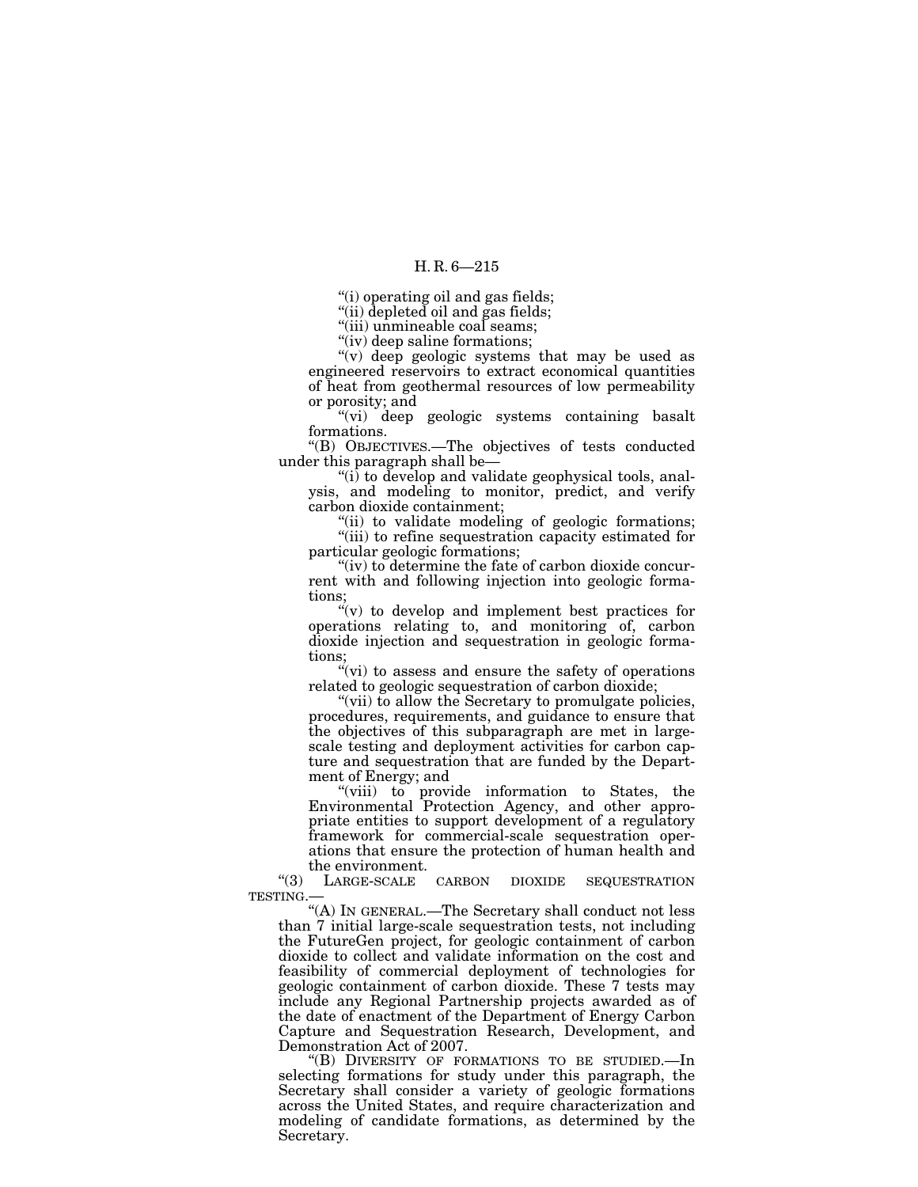"(i) operating oil and gas fields;

"(ii) depleted oil and gas fields;

"(iii) unmineable coal seams;

"(iv) deep saline formations;

"(v) deep geologic systems that may be used as engineered reservoirs to extract economical quantities of heat from geothermal resources of low permeability or porosity; and

"(vi) deep geologic systems containing basalt formations.

"(B) OBJECTIVES.—The objectives of tests conducted under this paragraph shall be—

"(i) to develop and validate geophysical tools, analysis, and modeling to monitor, predict, and verify carbon dioxide containment;

"(ii) to validate modeling of geologic formations;

"(iii) to refine sequestration capacity estimated for particular geologic formations;

"(iv) to determine the fate of carbon dioxide concurrent with and following injection into geologic formations;

"(v) to develop and implement best practices for operations relating to, and monitoring of, carbon dioxide injection and sequestration in geologic formations;

"(vi) to assess and ensure the safety of operations related to geologic sequestration of carbon dioxide;

"(vii) to allow the Secretary to promulgate policies, procedures, requirements, and guidance to ensure that the objectives of this subparagraph are met in large-scale testing and deployment activities for carbon capture and sequestration that are funded by the Department of Energy; and

"(viii) to provide information to States, the Environmental Protection Agency, and other appropriate entities to support development of a regulatory framework for commercial-scale sequestration operations that ensure the protection of human health and the environment.

"(3) LARGE-SCALE CARBON DIOXIDE SEQUESTRATION TESTING.—

"(A) IN GENERAL.—The Secretary shall conduct not less than 7 initial large-scale sequestration tests, not including the FutureGen project, for geologic containment of carbon dioxide to collect and validate information on the cost and feasibility of commercial deployment of technologies for geologic containment of carbon dioxide. These 7 tests may include any Regional Partnership projects awarded as of the date of enactment of the Department of Energy Carbon Capture and Sequestration Research, Development, and Demonstration Act of 2007.

"(B) DIVERSITY OF FORMATIONS TO BE STUDIED.—In selecting formations for study under this paragraph, the Secretary shall consider a variety of geologic formations across the United States, and require characterization and modeling of candidate formations, as determined by the Secretary.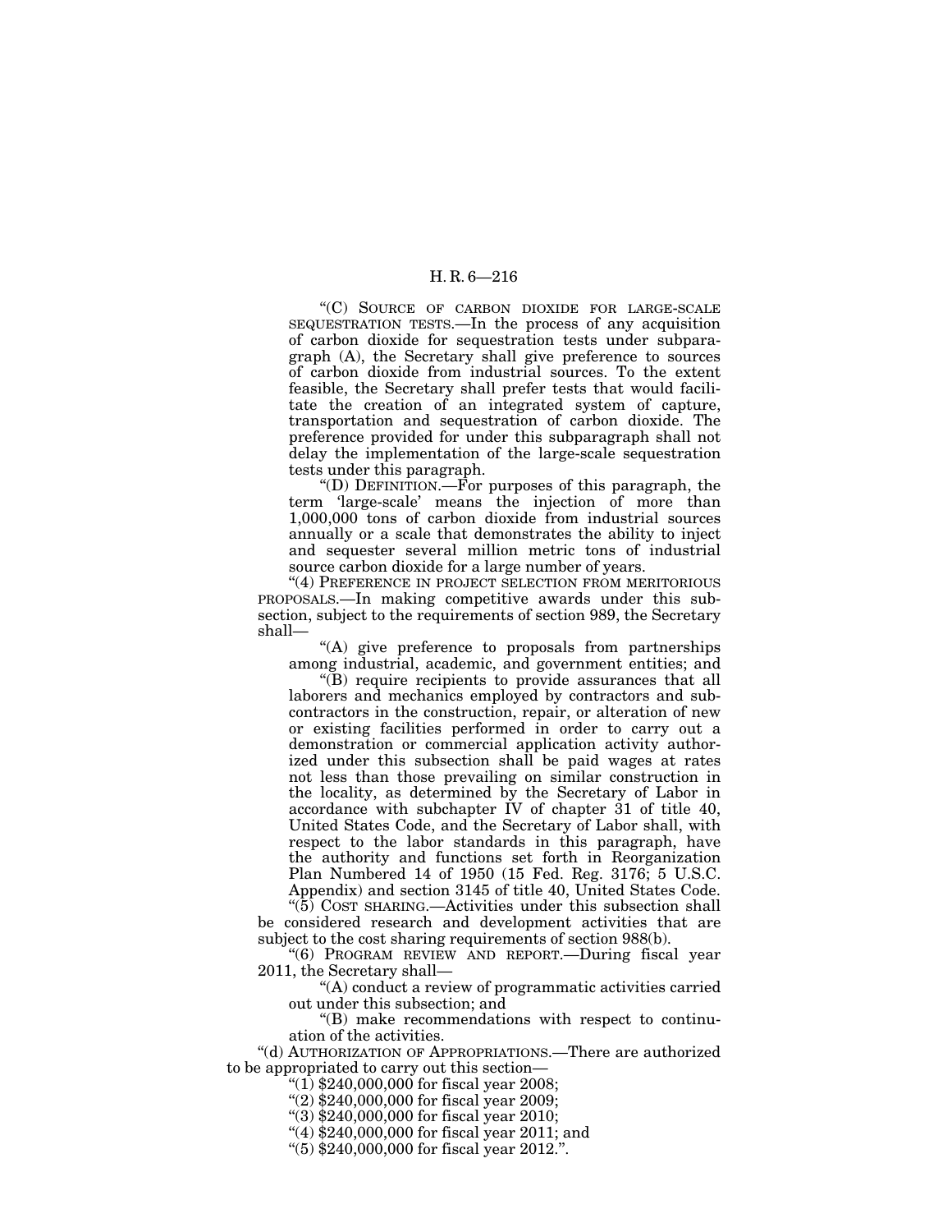"(C) SOURCE OF CARBON DIOXIDE FOR LARGE-SCALE SEQUESTRATION TESTS.—In the process of any acquisition of carbon dioxide for sequestration tests under subparagraph (A), the Secretary shall give preference to sources of carbon dioxide from industrial sources. To the extent feasible, the Secretary shall prefer tests that would facilitate the creation of an integrated system of capture, transportation and sequestration of carbon dioxide. The preference provided for under this subparagraph shall not delay the implementation of the large-scale sequestration tests under this paragraph.

"(D) DEFINITION.—For purposes of this paragraph, the term 'large-scale' means the injection of more than 1,000,000 tons of carbon dioxide from industrial sources annually or a scale that demonstrates the ability to inject and sequester several million metric tons of industrial source carbon dioxide for a large number of years.

"(4) PREFERENCE IN PROJECT SELECTION FROM MERITORIOUS PROPOSALS.—In making competitive awards under this subsection, subject to the requirements of section 989, the Secretary shall—

"(A) give preference to proposals from partnerships among industrial, academic, and government entities; and

"(B) require recipients to provide assurances that all laborers and mechanics employed by contractors and subcontractors in the construction, repair, or alteration of new or existing facilities performed in order to carry out a demonstration or commercial application activity authorized under this subsection shall be paid wages at rates not less than those prevailing on similar construction in the locality, as determined by the Secretary of Labor in accordance with subchapter IV of chapter 31 of title 40, United States Code, and the Secretary of Labor shall, with respect to the labor standards in this paragraph, have the authority and functions set forth in Reorganization Plan Numbered 14 of 1950 (15 Fed. Reg. 3176; 5 U.S.C. Appendix) and section 3145 of title 40, United States Code.

"(5) COST SHARING.—Activities under this subsection shall be considered research and development activities that are subject to the cost sharing requirements of section 988(b).

"(6) PROGRAM REVIEW AND REPORT.—During fiscal year 2011, the Secretary shall—

"(A) conduct a review of programmatic activities carried out under this subsection; and

"(B) make recommendations with respect to continuation of the activities.

"(d) AUTHORIZATION OF APPROPRIATIONS.—There are authorized to be appropriated to carry out this section—

"(1) $240,000,000 for fiscal year 2008;

"(2) $240,000,000 for fiscal year 2009;

"(3) $240,000,000 for fiscal year 2010;

"(4) $240,000,000 for fiscal year 2011; and

"(5) $240,000,000 for fiscal year 2012.".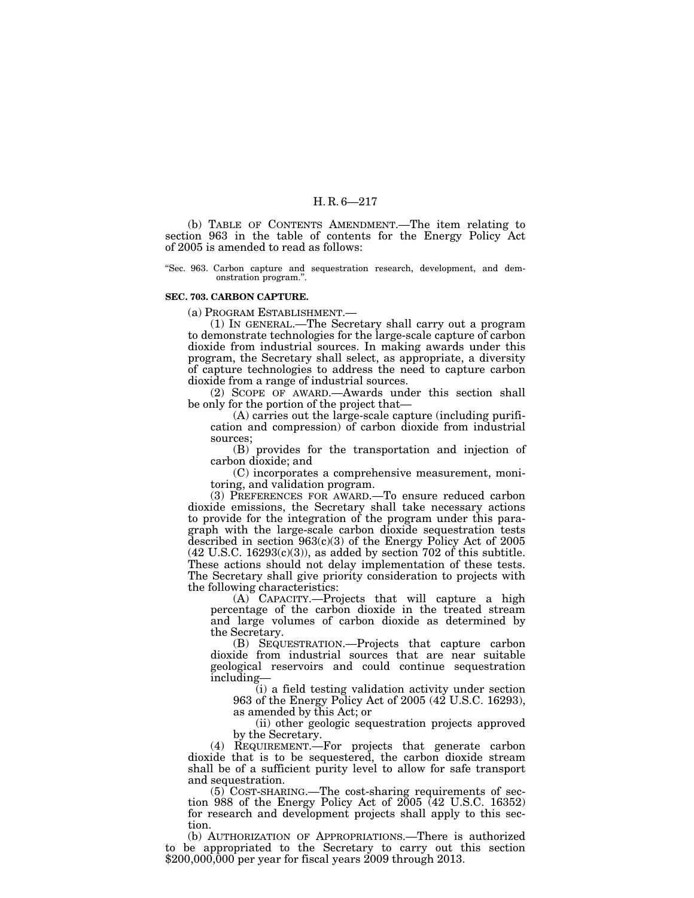(b) TABLE OF CONTENTS AMENDMENT.—The item relating to section 963 in the table of contents for the Energy Policy Act of 2005 is amended to read as follows:

"Sec. 963. Carbon capture and sequestration research, development, and demonstration program.".

**SEC. 703. CARBON CAPTURE.**

(a) PROGRAM ESTABLISHMENT.—

(1) IN GENERAL.—The Secretary shall carry out a program to demonstrate technologies for the large-scale capture of carbon dioxide from industrial sources. In making awards under this program, the Secretary shall select, as appropriate, a diversity of capture technologies to address the need to capture carbon dioxide from a range of industrial sources.

(2) SCOPE OF AWARD.—Awards under this section shall be only for the portion of the project that—

(A) carries out the large-scale capture (including purification and compression) of carbon dioxide from industrial sources;

(B) provides for the transportation and injection of carbon dioxide; and

(C) incorporates a comprehensive measurement, monitoring, and validation program.

(3) PREFERENCES FOR AWARD.—To ensure reduced carbon dioxide emissions, the Secretary shall take necessary actions to provide for the integration of the program under this paragraph with the large-scale carbon dioxide sequestration tests described in section 963(c)(3) of the Energy Policy Act of 2005 (42 U.S.C. 16293(c)(3)), as added by section 702 of this subtitle. These actions should not delay implementation of these tests. The Secretary shall give priority consideration to projects with the following characteristics:

(A) CAPACITY.—Projects that will capture a high percentage of the carbon dioxide in the treated stream and large volumes of carbon dioxide as determined by the Secretary.

(B) SEQUESTRATION.—Projects that capture carbon dioxide from industrial sources that are near suitable geological reservoirs and could continue sequestration including—

(i) a field testing validation activity under section 963 of the Energy Policy Act of 2005 (42 U.S.C. 16293), as amended by this Act; or

(ii) other geologic sequestration projects approved by the Secretary.

(4) REQUIREMENT.—For projects that generate carbon dioxide that is to be sequestered, the carbon dioxide stream shall be of a sufficient purity level to allow for safe transport and sequestration.

(5) COST-SHARING.—The cost-sharing requirements of section 988 of the Energy Policy Act of 2005 (42 U.S.C. 16352) for research and development projects shall apply to this section.

(b) AUTHORIZATION OF APPROPRIATIONS.—There is authorized to be appropriated to the Secretary to carry out this section $200,000,000 per year for fiscal years 2009 through 2013.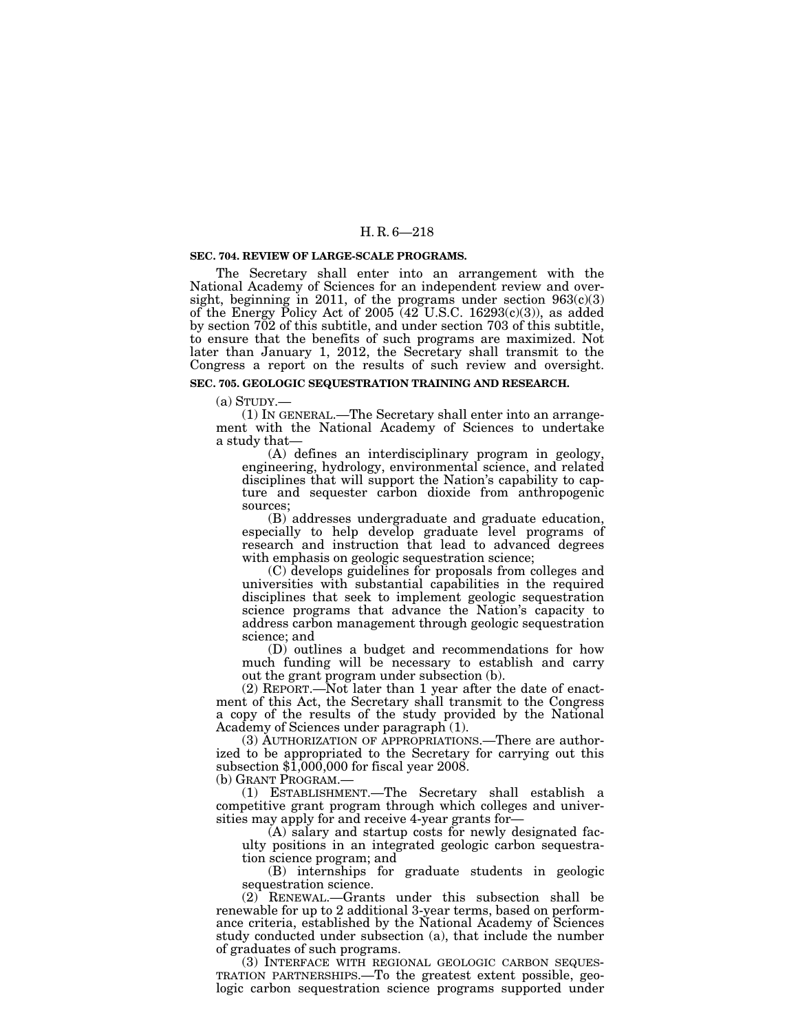**SEC. 704. REVIEW OF LARGE-SCALE PROGRAMS.**

The Secretary shall enter into an arrangement with the National Academy of Sciences for an independent review and oversight, beginning in 2011, of the programs under section 963(c)(3) of the Energy Policy Act of 2005 (42 U.S.C. 16293(c)(3)), as added by section 702 of this subtitle, and under section 703 of this subtitle, to ensure that the benefits of such programs are maximized. Not later than January 1, 2012, the Secretary shall transmit to the Congress a report on the results of such review and oversight.

**SEC. 705. GEOLOGIC SEQUESTRATION TRAINING AND RESEARCH.**

(a) STUDY.—

(1) IN GENERAL.—The Secretary shall enter into an arrangement with the National Academy of Sciences to undertake a study that—

(A) defines an interdisciplinary program in geology, engineering, hydrology, environmental science, and related disciplines that will support the Nation's capability to capture and sequester carbon dioxide from anthropogenic sources;

(B) addresses undergraduate and graduate education, especially to help develop graduate level programs of research and instruction that lead to advanced degrees with emphasis on geologic sequestration science;

(C) develops guidelines for proposals from colleges and universities with substantial capabilities in the required disciplines that seek to implement geologic sequestration science programs that advance the Nation's capacity to address carbon management through geologic sequestration science; and

(D) outlines a budget and recommendations for how much funding will be necessary to establish and carry out the grant program under subsection (b).

(2) REPORT.—Not later than 1 year after the date of enactment of this Act, the Secretary shall transmit to the Congress a copy of the results of the study provided by the National Academy of Sciences under paragraph (1).

(3) AUTHORIZATION OF APPROPRIATIONS.—There are authorized to be appropriated to the Secretary for carrying out this subsection $1,000,000 for fiscal year 2008.

(b) GRANT PROGRAM.—

(1) ESTABLISHMENT.—The Secretary shall establish a competitive grant program through which colleges and universities may apply for and receive 4-year grants for—

(A) salary and startup costs for newly designated faculty positions in an integrated geologic carbon sequestration science program; and

(B) internships for graduate students in geologic sequestration science.

(2) RENEWAL.—Grants under this subsection shall be renewable for up to 2 additional 3-year terms, based on performance criteria, established by the National Academy of Sciences study conducted under subsection (a), that include the number of graduates of such programs.

(3) INTERFACE WITH REGIONAL GEOLOGIC CARBON SEQUESTRATION PARTNERSHIPS.—To the greatest extent possible, geologic carbon sequestration science programs supported under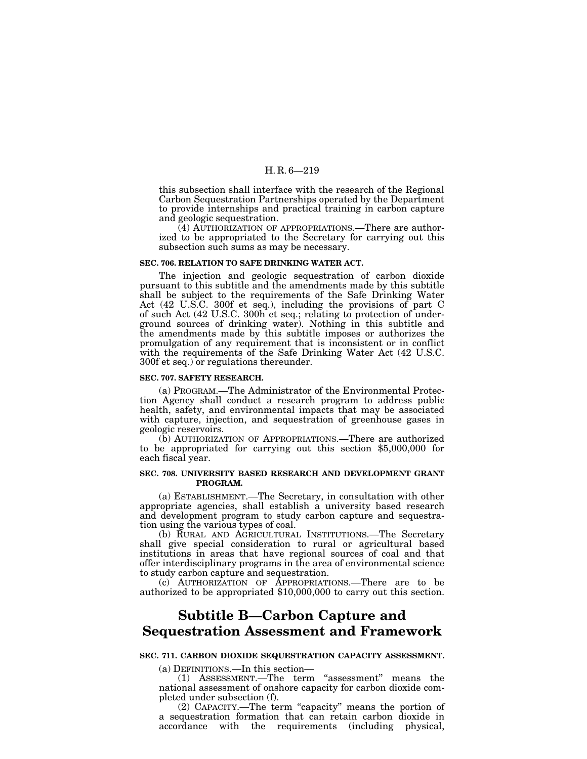this subsection shall interface with the research of the Regional Carbon Sequestration Partnerships operated by the Department to provide internships and practical training in carbon capture and geologic sequestration.

(4) AUTHORIZATION OF APPROPRIATIONS.—There are authorized to be appropriated to the Secretary for carrying out this subsection such sums as may be necessary.

**SEC. 706. RELATION TO SAFE DRINKING WATER ACT.**

The injection and geologic sequestration of carbon dioxide pursuant to this subtitle and the amendments made by this subtitle shall be subject to the requirements of the Safe Drinking Water Act (42 U.S.C. 300f et seq.), including the provisions of part C of such Act (42 U.S.C. 300h et seq.; relating to protection of underground sources of drinking water). Nothing in this subtitle and the amendments made by this subtitle imposes or authorizes the promulgation of any requirement that is inconsistent or in conflict with the requirements of the Safe Drinking Water Act (42 U.S.C. 300f et seq.) or regulations thereunder.

**SEC. 707. SAFETY RESEARCH.**

(a) PROGRAM.—The Administrator of the Environmental Protection Agency shall conduct a research program to address public health, safety, and environmental impacts that may be associated with capture, injection, and sequestration of greenhouse gases in geologic reservoirs.

(b) AUTHORIZATION OF APPROPRIATIONS.—There are authorized to be appropriated for carrying out this section $5,000,000 for each fiscal year.

**SEC. 708. UNIVERSITY BASED RESEARCH AND DEVELOPMENT GRANT PROGRAM.**

(a) ESTABLISHMENT.—The Secretary, in consultation with other appropriate agencies, shall establish a university based research and development program to study carbon capture and sequestration using the various types of coal.

(b) RURAL AND AGRICULTURAL INSTITUTIONS.—The Secretary shall give special consideration to rural or agricultural based institutions in areas that have regional sources of coal and that offer interdisciplinary programs in the area of environmental science to study carbon capture and sequestration.

(c) AUTHORIZATION OF APPROPRIATIONS.—There are to be authorized to be appropriated $10,000,000 to carry out this section.

# Subtitle B—Carbon Capture and Sequestration Assessment and Framework

**SEC. 711. CARBON DIOXIDE SEQUESTRATION CAPACITY ASSESSMENT.**

(a) DEFINITIONS.—In this section—

(1) ASSESSMENT.—The term "assessment" means the national assessment of onshore capacity for carbon dioxide completed under subsection (f).

(2) CAPACITY.—The term "capacity" means the portion of a sequestration formation that can retain carbon dioxide in accordance with the requirements (including physical,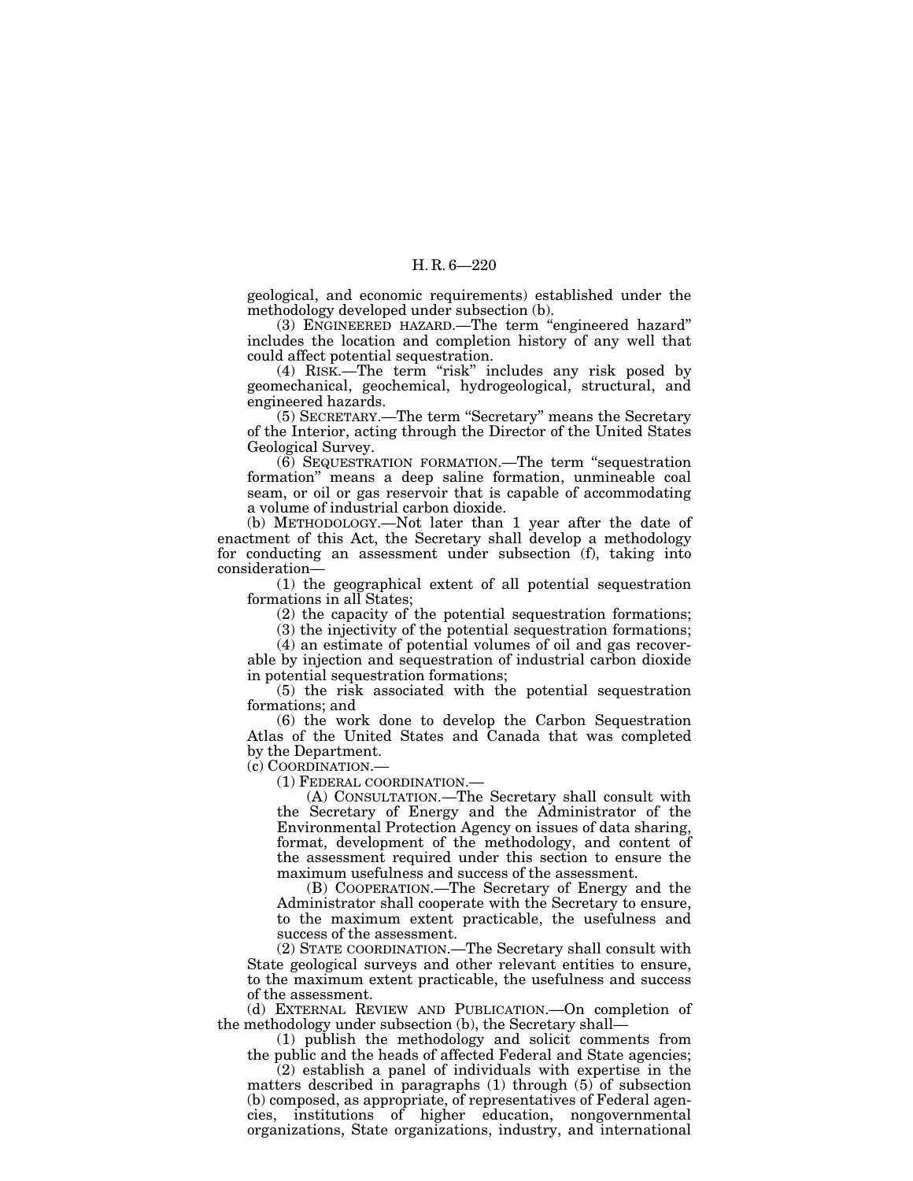geological, and economic requirements) established under the methodology developed under subsection (b).

(3) ENGINEERED HAZARD.—The term "engineered hazard" includes the location and completion history of any well that could affect potential sequestration.

(4) RISK.—The term "risk" includes any risk posed by geomechanical, geochemical, hydrogeological, structural, and engineered hazards.

(5) SECRETARY.—The term "Secretary" means the Secretary of the Interior, acting through the Director of the United States Geological Survey.

(6) SEQUESTRATION FORMATION.—The term "sequestration formation" means a deep saline formation, unmineable coal seam, or oil or gas reservoir that is capable of accommodating a volume of industrial carbon dioxide.

(b) METHODOLOGY.—Not later than 1 year after the date of enactment of this Act, the Secretary shall develop a methodology for conducting an assessment under subsection (f), taking into consideration—

(1) the geographical extent of all potential sequestration formations in all States;

(2) the capacity of the potential sequestration formations;

(3) the injectivity of the potential sequestration formations;

(4) an estimate of potential volumes of oil and gas recoverable by injection and sequestration of industrial carbon dioxide in potential sequestration formations;

(5) the risk associated with the potential sequestration formations; and

(6) the work done to develop the Carbon Sequestration Atlas of the United States and Canada that was completed by the Department.

(c) COORDINATION.—

(1) FEDERAL COORDINATION.—

(A) CONSULTATION.—The Secretary shall consult with the Secretary of Energy and the Administrator of the Environmental Protection Agency on issues of data sharing, format, development of the methodology, and content of the assessment required under this section to ensure the maximum usefulness and success of the assessment.

(B) COOPERATION.—The Secretary of Energy and the Administrator shall cooperate with the Secretary to ensure, to the maximum extent practicable, the usefulness and success of the assessment.

(2) STATE COORDINATION.—The Secretary shall consult with State geological surveys and other relevant entities to ensure, to the maximum extent practicable, the usefulness and success of the assessment.

(d) EXTERNAL REVIEW AND PUBLICATION.—On completion of the methodology under subsection (b), the Secretary shall—

(1) publish the methodology and solicit comments from the public and the heads of affected Federal and State agencies;

(2) establish a panel of individuals with expertise in the matters described in paragraphs (1) through (5) of subsection (b) composed, as appropriate, of representatives of Federal agencies, institutions of higher education, nongovernmental organizations, State organizations, industry, and international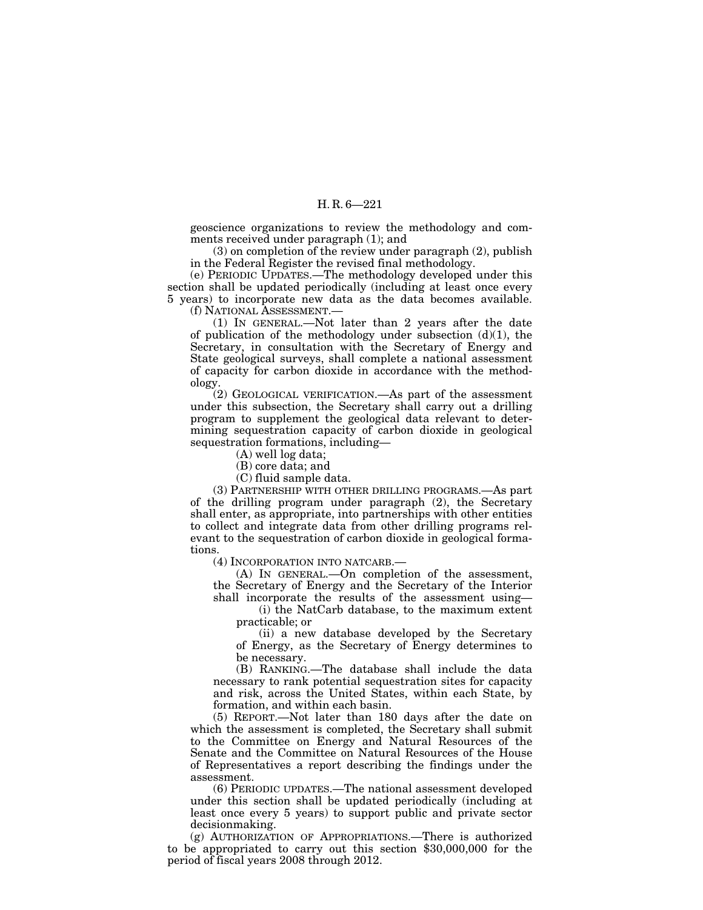geoscience organizations to review the methodology and comments received under paragraph (1); and

(3) on completion of the review under paragraph (2), publish in the Federal Register the revised final methodology.

(e) PERIODIC UPDATES.—The methodology developed under this section shall be updated periodically (including at least once every 5 years) to incorporate new data as the data becomes available.

(f) NATIONAL ASSESSMENT.—

(1) IN GENERAL.—Not later than 2 years after the date of publication of the methodology under subsection (d)(1), the Secretary, in consultation with the Secretary of Energy and State geological surveys, shall complete a national assessment of capacity for carbon dioxide in accordance with the methodology.

(2) GEOLOGICAL VERIFICATION.—As part of the assessment under this subsection, the Secretary shall carry out a drilling program to supplement the geological data relevant to determining sequestration capacity of carbon dioxide in geological sequestration formations, including—

(A) well log data;

(B) core data; and

(C) fluid sample data.

(3) PARTNERSHIP WITH OTHER DRILLING PROGRAMS.—As part of the drilling program under paragraph (2), the Secretary shall enter, as appropriate, into partnerships with other entities to collect and integrate data from other drilling programs relevant to the sequestration of carbon dioxide in geological formations.

(4) INCORPORATION INTO NATCARB.—

(A) IN GENERAL.—On completion of the assessment, the Secretary of Energy and the Secretary of the Interior shall incorporate the results of the assessment using—

(i) the NatCarb database, to the maximum extent practicable; or

(ii) a new database developed by the Secretary of Energy, as the Secretary of Energy determines to be necessary.

(B) RANKING.—The database shall include the data necessary to rank potential sequestration sites for capacity and risk, across the United States, within each State, by formation, and within each basin.

(5) REPORT.—Not later than 180 days after the date on which the assessment is completed, the Secretary shall submit to the Committee on Energy and Natural Resources of the Senate and the Committee on Natural Resources of the House of Representatives a report describing the findings under the assessment.

(6) PERIODIC UPDATES.—The national assessment developed under this section shall be updated periodically (including at least once every 5 years) to support public and private sector decisionmaking.

(g) AUTHORIZATION OF APPROPRIATIONS.—There is authorized to be appropriated to carry out this section $30,000,000 for the period of fiscal years 2008 through 2012.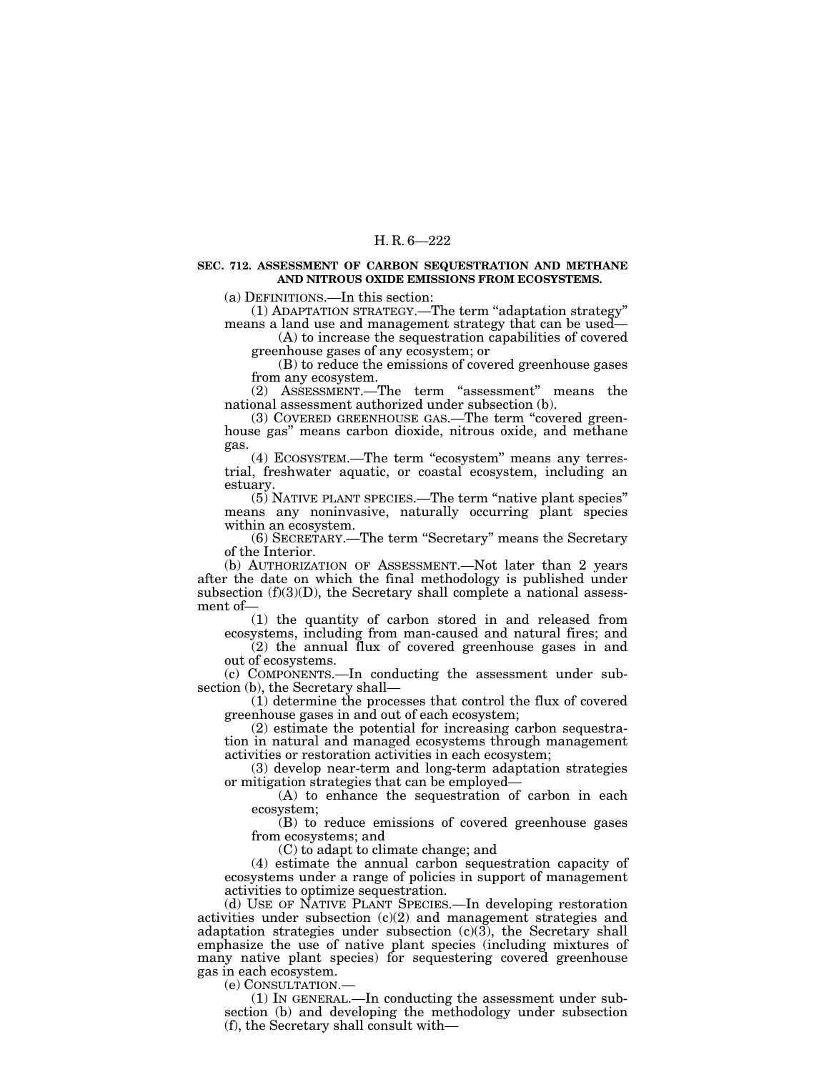**SEC. 712. ASSESSMENT OF CARBON SEQUESTRATION AND METHANE AND NITROUS OXIDE EMISSIONS FROM ECOSYSTEMS.**

(a) DEFINITIONS.—In this section:

(1) ADAPTATION STRATEGY.—The term "adaptation strategy" means a land use and management strategy that can be used—

(A) to increase the sequestration capabilities of covered greenhouse gases of any ecosystem; or

(B) to reduce the emissions of covered greenhouse gases from any ecosystem.

(2) ASSESSMENT.—The term "assessment" means the national assessment authorized under subsection (b).

(3) COVERED GREENHOUSE GAS.—The term "covered greenhouse gas" means carbon dioxide, nitrous oxide, and methane gas.

(4) ECOSYSTEM.—The term "ecosystem" means any terrestrial, freshwater aquatic, or coastal ecosystem, including an estuary.

(5) NATIVE PLANT SPECIES.—The term "native plant species" means any noninvasive, naturally occurring plant species within an ecosystem.

(6) SECRETARY.—The term "Secretary" means the Secretary of the Interior.

(b) AUTHORIZATION OF ASSESSMENT.—Not later than 2 years after the date on which the final methodology is published under subsection (f)(3)(D), the Secretary shall complete a national assessment of—

(1) the quantity of carbon stored in and released from ecosystems, including from man-caused and natural fires; and

(2) the annual flux of covered greenhouse gases in and out of ecosystems.

(c) COMPONENTS.—In conducting the assessment under subsection (b), the Secretary shall—

(1) determine the processes that control the flux of covered greenhouse gases in and out of each ecosystem;

(2) estimate the potential for increasing carbon sequestration in natural and managed ecosystems through management activities or restoration activities in each ecosystem;

(3) develop near-term and long-term adaptation strategies or mitigation strategies that can be employed—

(A) to enhance the sequestration of carbon in each ecosystem;

(B) to reduce emissions of covered greenhouse gases from ecosystems; and

(C) to adapt to climate change; and

(4) estimate the annual carbon sequestration capacity of ecosystems under a range of policies in support of management activities to optimize sequestration.

(d) USE OF NATIVE PLANT SPECIES.—In developing restoration activities under subsection (c)(2) and management strategies and adaptation strategies under subsection (c)(3), the Secretary shall emphasize the use of native plant species (including mixtures of many native plant species) for sequestering covered greenhouse gas in each ecosystem.

(e) CONSULTATION.—

(1) IN GENERAL.—In conducting the assessment under subsection (b) and developing the methodology under subsection (f), the Secretary shall consult with—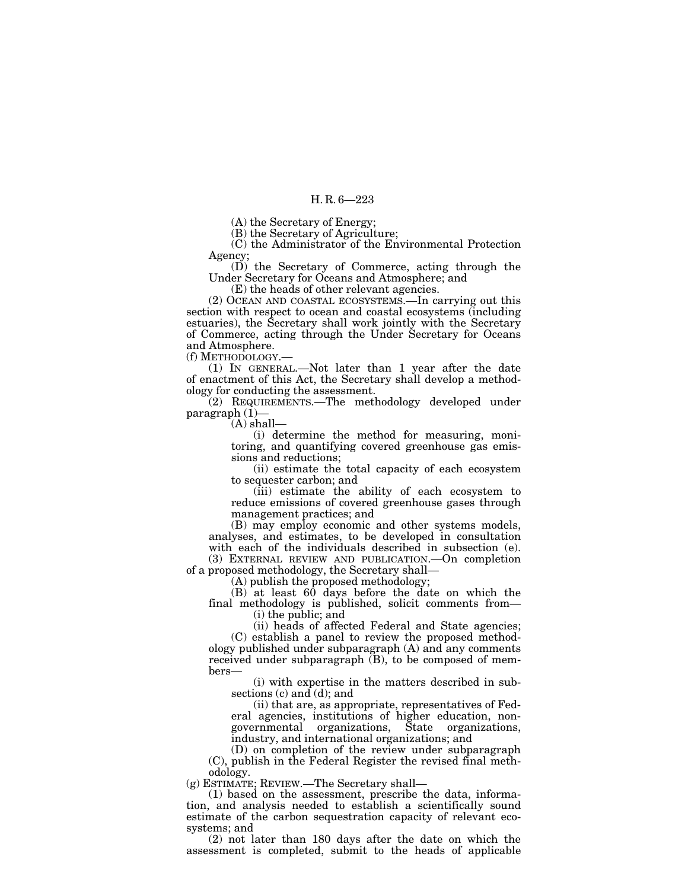(A) the Secretary of Energy;

(B) the Secretary of Agriculture;

(C) the Administrator of the Environmental Protection Agency;

(D) the Secretary of Commerce, acting through the Under Secretary for Oceans and Atmosphere; and

(E) the heads of other relevant agencies.

(2) OCEAN AND COASTAL ECOSYSTEMS.—In carrying out this section with respect to ocean and coastal ecosystems (including estuaries), the Secretary shall work jointly with the Secretary of Commerce, acting through the Under Secretary for Oceans and Atmosphere.

(f) METHODOLOGY.—

(1) IN GENERAL.—Not later than 1 year after the date of enactment of this Act, the Secretary shall develop a methodology for conducting the assessment.

(2) REQUIREMENTS.—The methodology developed under paragraph (1)—

(A) shall—

(i) determine the method for measuring, monitoring, and quantifying covered greenhouse gas emissions and reductions;

(ii) estimate the total capacity of each ecosystem to sequester carbon; and

(iii) estimate the ability of each ecosystem to reduce emissions of covered greenhouse gases through management practices; and

(B) may employ economic and other systems models, analyses, and estimates, to be developed in consultation with each of the individuals described in subsection (e).

(3) EXTERNAL REVIEW AND PUBLICATION.—On completion of a proposed methodology, the Secretary shall—

(A) publish the proposed methodology;

(B) at least 60 days before the date on which the final methodology is published, solicit comments from—

(i) the public; and

(ii) heads of affected Federal and State agencies;

(C) establish a panel to review the proposed methodology published under subparagraph (A) and any comments received under subparagraph (B), to be composed of members—

(i) with expertise in the matters described in subsections (c) and (d); and

(ii) that are, as appropriate, representatives of Federal agencies, institutions of higher education, nongovernmental organizations, State organizations, industry, and international organizations; and

(D) on completion of the review under subparagraph (C), publish in the Federal Register the revised final methodology.

(g) ESTIMATE; REVIEW.—The Secretary shall—

(1) based on the assessment, prescribe the data, information, and analysis needed to establish a scientifically sound estimate of the carbon sequestration capacity of relevant ecosystems; and

(2) not later than 180 days after the date on which the assessment is completed, submit to the heads of applicable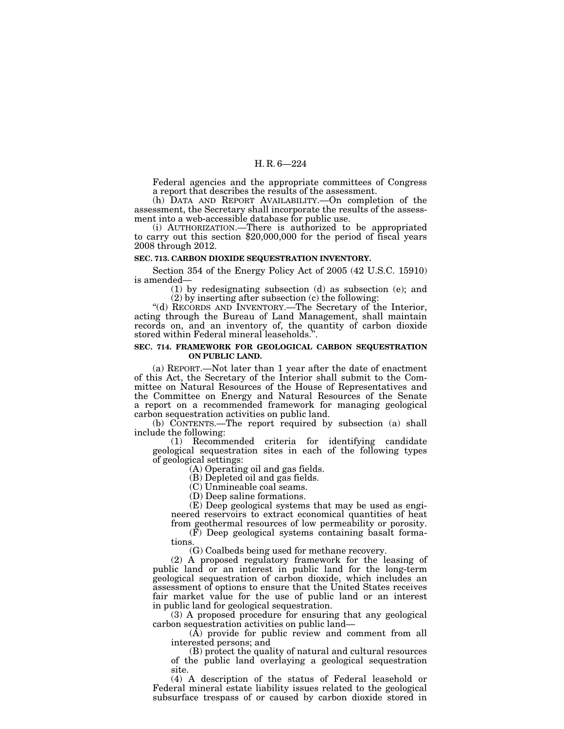Federal agencies and the appropriate committees of Congress a report that describes the results of the assessment.

(h) DATA AND REPORT AVAILABILITY.—On completion of the assessment, the Secretary shall incorporate the results of the assessment into a web-accessible database for public use.

(i) AUTHORIZATION.—There is authorized to be appropriated to carry out this section $20,000,000 for the period of fiscal years 2008 through 2012.

**SEC. 713. CARBON DIOXIDE SEQUESTRATION INVENTORY.**

Section 354 of the Energy Policy Act of 2005 (42 U.S.C. 15910) is amended—

(1) by redesignating subsection (d) as subsection (e); and

(2) by inserting after subsection (c) the following:

"(d) RECORDS AND INVENTORY.—The Secretary of the Interior, acting through the Bureau of Land Management, shall maintain records on, and an inventory of, the quantity of carbon dioxide stored within Federal mineral leaseholds.".

**SEC. 714. FRAMEWORK FOR GEOLOGICAL CARBON SEQUESTRATION ON PUBLIC LAND.**

(a) REPORT.—Not later than 1 year after the date of enactment of this Act, the Secretary of the Interior shall submit to the Committee on Natural Resources of the House of Representatives and the Committee on Energy and Natural Resources of the Senate a report on a recommended framework for managing geological carbon sequestration activities on public land.

(b) CONTENTS.—The report required by subsection (a) shall include the following:

(1) Recommended criteria for identifying candidate geological sequestration sites in each of the following types of geological settings:

(A) Operating oil and gas fields.

(B) Depleted oil and gas fields.

(C) Unmineable coal seams.

(D) Deep saline formations.

(E) Deep geological systems that may be used as engineered reservoirs to extract economical quantities of heat from geothermal resources of low permeability or porosity.

(F) Deep geological systems containing basalt formations.

(G) Coalbeds being used for methane recovery.

(2) A proposed regulatory framework for the leasing of public land or an interest in public land for the long-term geological sequestration of carbon dioxide, which includes an assessment of options to ensure that the United States receives fair market value for the use of public land or an interest in public land for geological sequestration.

(3) A proposed procedure for ensuring that any geological carbon sequestration activities on public land—

(A) provide for public review and comment from all interested persons; and

(B) protect the quality of natural and cultural resources of the public land overlaying a geological sequestration site.

(4) A description of the status of Federal leasehold or Federal mineral estate liability issues related to the geological subsurface trespass of or caused by carbon dioxide stored in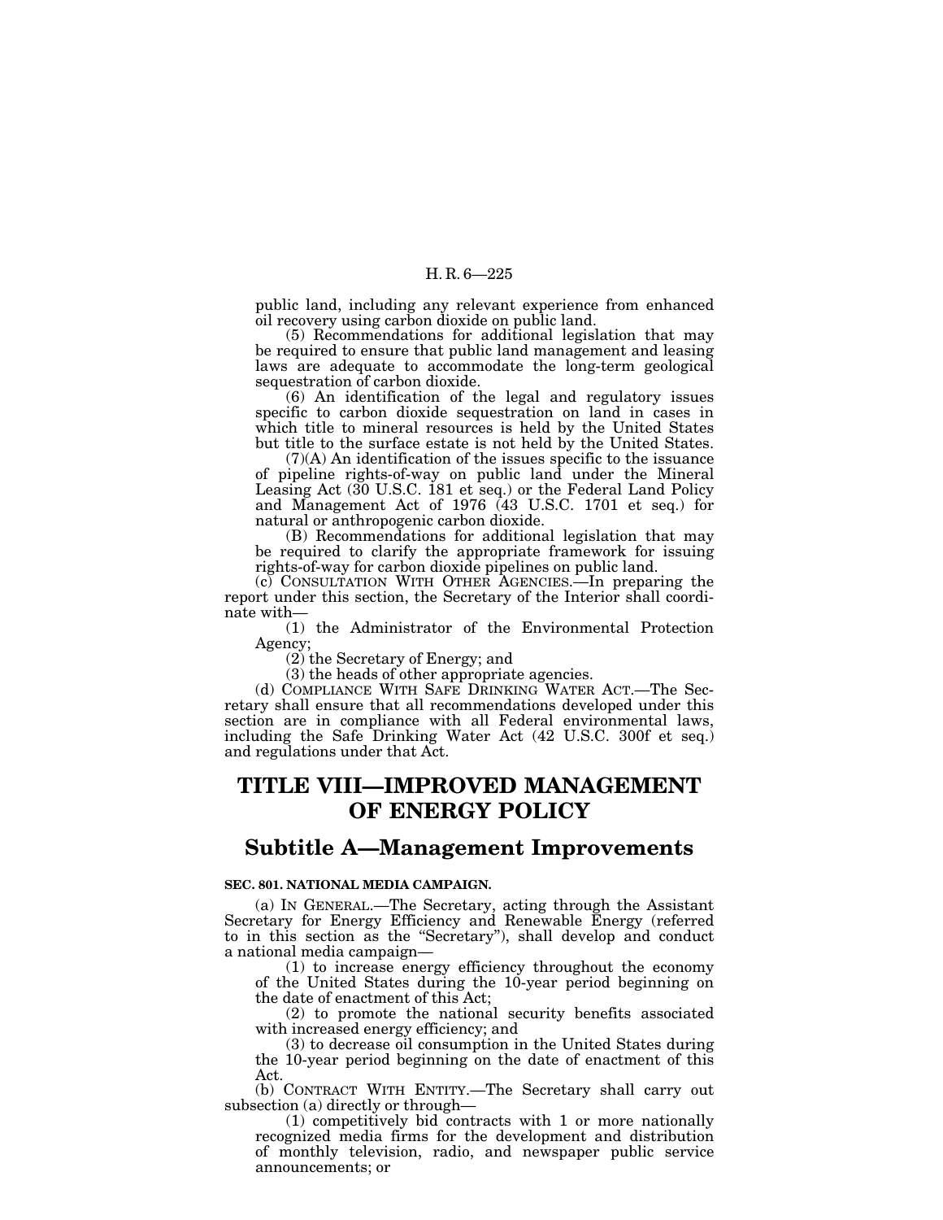public land, including any relevant experience from enhanced oil recovery using carbon dioxide on public land.

(5) Recommendations for additional legislation that may be required to ensure that public land management and leasing laws are adequate to accommodate the long-term geological sequestration of carbon dioxide.

(6) An identification of the legal and regulatory issues specific to carbon dioxide sequestration on land in cases in which title to mineral resources is held by the United States but title to the surface estate is not held by the United States.

(7)(A) An identification of the issues specific to the issuance of pipeline rights-of-way on public land under the Mineral Leasing Act (30 U.S.C. 181 et seq.) or the Federal Land Policy and Management Act of 1976 (43 U.S.C. 1701 et seq.) for natural or anthropogenic carbon dioxide.

(B) Recommendations for additional legislation that may be required to clarify the appropriate framework for issuing rights-of-way for carbon dioxide pipelines on public land.

(c) CONSULTATION WITH OTHER AGENCIES.—In preparing the report under this section, the Secretary of the Interior shall coordinate with—

(1) the Administrator of the Environmental Protection Agency;

(2) the Secretary of Energy; and

(3) the heads of other appropriate agencies.

(d) COMPLIANCE WITH SAFE DRINKING WATER ACT.—The Secretary shall ensure that all recommendations developed under this section are in compliance with all Federal environmental laws, including the Safe Drinking Water Act (42 U.S.C. 300f et seq.) and regulations under that Act.

# TITLE VIII—IMPROVED MANAGEMENT OF ENERGY POLICY

## Subtitle A—Management Improvements

### SEC. 801. NATIONAL MEDIA CAMPAIGN.

(a) IN GENERAL.—The Secretary, acting through the Assistant Secretary for Energy Efficiency and Renewable Energy (referred to in this section as the "Secretary"), shall develop and conduct a national media campaign—

(1) to increase energy efficiency throughout the economy of the United States during the 10-year period beginning on the date of enactment of this Act;

(2) to promote the national security benefits associated with increased energy efficiency; and

(3) to decrease oil consumption in the United States during the 10-year period beginning on the date of enactment of this Act.

(b) CONTRACT WITH ENTITY.—The Secretary shall carry out subsection (a) directly or through—

(1) competitively bid contracts with 1 or more nationally recognized media firms for the development and distribution of monthly television, radio, and newspaper public service announcements; or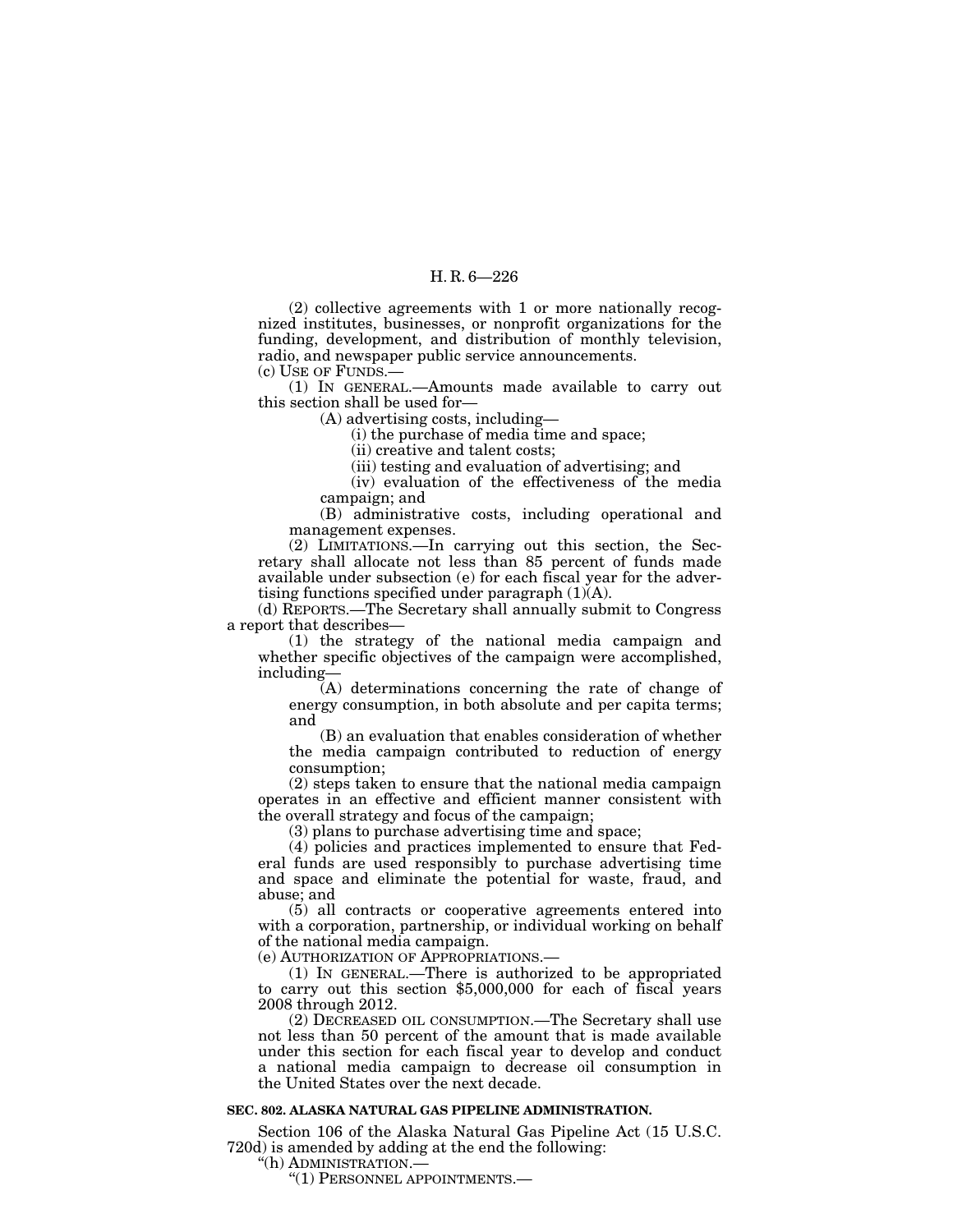(2) collective agreements with 1 or more nationally recognized institutes, businesses, or nonprofit organizations for the funding, development, and distribution of monthly television, radio, and newspaper public service announcements.

(c) USE OF FUNDS.—

(1) IN GENERAL.—Amounts made available to carry out this section shall be used for—

(A) advertising costs, including—

(i) the purchase of media time and space;

(ii) creative and talent costs;

(iii) testing and evaluation of advertising; and

(iv) evaluation of the effectiveness of the media campaign; and

(B) administrative costs, including operational and management expenses.

(2) LIMITATIONS.—In carrying out this section, the Secretary shall allocate not less than 85 percent of funds made available under subsection (e) for each fiscal year for the advertising functions specified under paragraph (1)(A).

(d) REPORTS.—The Secretary shall annually submit to Congress a report that describes—

(1) the strategy of the national media campaign and whether specific objectives of the campaign were accomplished, including—

(A) determinations concerning the rate of change of energy consumption, in both absolute and per capita terms; and

(B) an evaluation that enables consideration of whether the media campaign contributed to reduction of energy consumption;

(2) steps taken to ensure that the national media campaign operates in an effective and efficient manner consistent with the overall strategy and focus of the campaign;

(3) plans to purchase advertising time and space;

(4) policies and practices implemented to ensure that Federal funds are used responsibly to purchase advertising time and space and eliminate the potential for waste, fraud, and abuse; and

(5) all contracts or cooperative agreements entered into with a corporation, partnership, or individual working on behalf of the national media campaign.

(e) AUTHORIZATION OF APPROPRIATIONS.—

(1) IN GENERAL.—There is authorized to be appropriated to carry out this section $5,000,000 for each of fiscal years 2008 through 2012.

(2) DECREASED OIL CONSUMPTION.—The Secretary shall use not less than 50 percent of the amount that is made available under this section for each fiscal year to develop and conduct a national media campaign to decrease oil consumption in the United States over the next decade.

**SEC. 802. ALASKA NATURAL GAS PIPELINE ADMINISTRATION.**

Section 106 of the Alaska Natural Gas Pipeline Act (15 U.S.C. 720d) is amended by adding at the end the following:

"(h) ADMINISTRATION.—

"(1) PERSONNEL APPOINTMENTS.—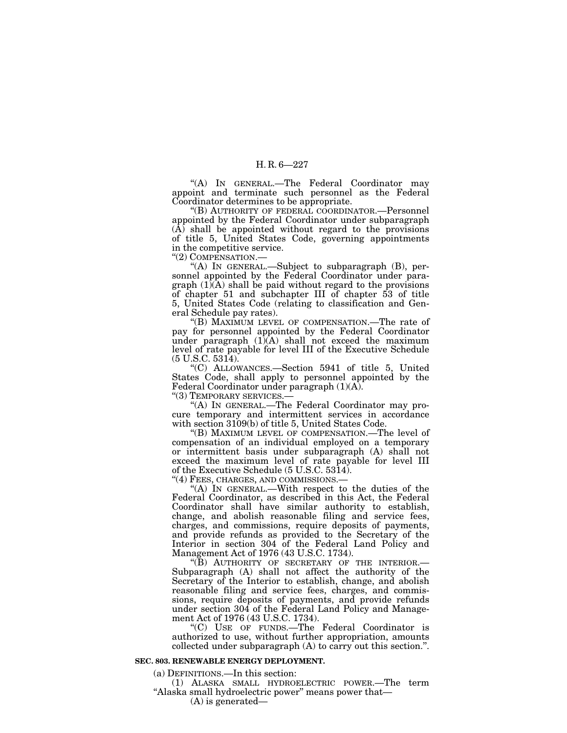"(A) IN GENERAL.—The Federal Coordinator may appoint and terminate such personnel as the Federal Coordinator determines to be appropriate.

"(B) AUTHORITY OF FEDERAL COORDINATOR.—Personnel appointed by the Federal Coordinator under subparagraph (A) shall be appointed without regard to the provisions of title 5, United States Code, governing appointments in the competitive service.

"(2) COMPENSATION.—

"(A) IN GENERAL.—Subject to subparagraph (B), personnel appointed by the Federal Coordinator under paragraph (1)(A) shall be paid without regard to the provisions of chapter 51 and subchapter III of chapter 53 of title 5, United States Code (relating to classification and General Schedule pay rates).

"(B) MAXIMUM LEVEL OF COMPENSATION.—The rate of pay for personnel appointed by the Federal Coordinator under paragraph (1)(A) shall not exceed the maximum level of rate payable for level III of the Executive Schedule (5 U.S.C. 5314).

"(C) ALLOWANCES.—Section 5941 of title 5, United States Code, shall apply to personnel appointed by the Federal Coordinator under paragraph (1)(A).

"(3) TEMPORARY SERVICES.—

"(A) IN GENERAL.—The Federal Coordinator may procure temporary and intermittent services in accordance with section 3109(b) of title 5, United States Code.

"(B) MAXIMUM LEVEL OF COMPENSATION.—The level of compensation of an individual employed on a temporary or intermittent basis under subparagraph (A) shall not exceed the maximum level of rate payable for level III of the Executive Schedule (5 U.S.C. 5314).

"(4) FEES, CHARGES, AND COMMISSIONS.—

"(A) IN GENERAL.—With respect to the duties of the Federal Coordinator, as described in this Act, the Federal Coordinator shall have similar authority to establish, change, and abolish reasonable filing and service fees, charges, and commissions, require deposits of payments, and provide refunds as provided to the Secretary of the Interior in section 304 of the Federal Land Policy and Management Act of 1976 (43 U.S.C. 1734).

"(B) AUTHORITY OF SECRETARY OF THE INTERIOR.—Subparagraph (A) shall not affect the authority of the Secretary of the Interior to establish, change, and abolish reasonable filing and service fees, charges, and commissions, require deposits of payments, and provide refunds under section 304 of the Federal Land Policy and Management Act of 1976 (43 U.S.C. 1734).

"(C) USE OF FUNDS.—The Federal Coordinator is authorized to use, without further appropriation, amounts collected under subparagraph (A) to carry out this section.".

**SEC. 803. RENEWABLE ENERGY DEPLOYMENT.**

(a) DEFINITIONS.—In this section:

(1) ALASKA SMALL HYDROELECTRIC POWER.—The term "Alaska small hydroelectric power" means power that—

(A) is generated—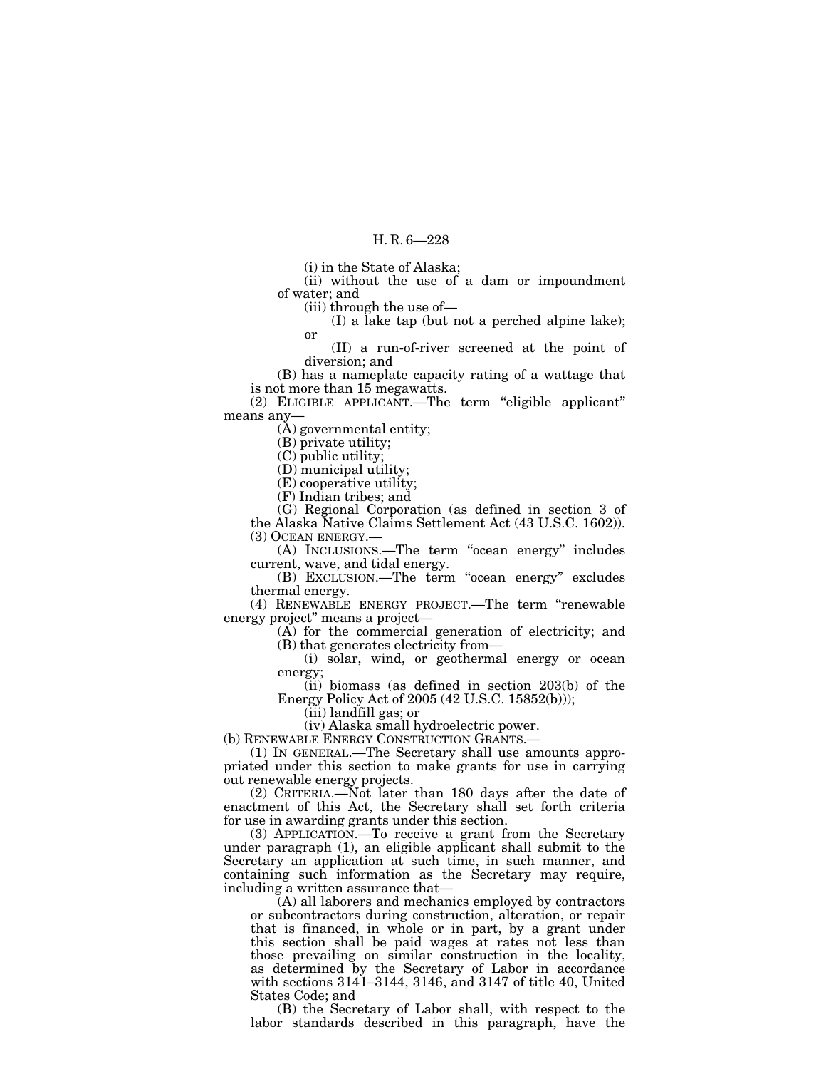(i) in the State of Alaska;

(ii) without the use of a dam or impoundment of water; and

(iii) through the use of—

(I) a lake tap (but not a perched alpine lake); or

(II) a run-of-river screened at the point of diversion; and

(B) has a nameplate capacity rating of a wattage that is not more than 15 megawatts.

(2) ELIGIBLE APPLICANT.—The term "eligible applicant" means any—

(A) governmental entity;

(B) private utility;

(C) public utility;

(D) municipal utility;

(E) cooperative utility;

(F) Indian tribes; and

(G) Regional Corporation (as defined in section 3 of the Alaska Native Claims Settlement Act (43 U.S.C. 1602)).

(3) OCEAN ENERGY.—

(A) INCLUSIONS.—The term "ocean energy" includes current, wave, and tidal energy.

(B) EXCLUSION.—The term "ocean energy" excludes thermal energy.

(4) RENEWABLE ENERGY PROJECT.—The term "renewable energy project" means a project—

(A) for the commercial generation of electricity; and

(B) that generates electricity from—

(i) solar, wind, or geothermal energy or ocean energy;

(ii) biomass (as defined in section 203(b) of the Energy Policy Act of 2005 (42 U.S.C. 15852(b)));

(iii) landfill gas; or

(iv) Alaska small hydroelectric power.

(b) RENEWABLE ENERGY CONSTRUCTION GRANTS.—

(1) IN GENERAL.—The Secretary shall use amounts appropriated under this section to make grants for use in carrying out renewable energy projects.

(2) CRITERIA.—Not later than 180 days after the date of enactment of this Act, the Secretary shall set forth criteria for use in awarding grants under this section.

(3) APPLICATION.—To receive a grant from the Secretary under paragraph (1), an eligible applicant shall submit to the Secretary an application at such time, in such manner, and containing such information as the Secretary may require, including a written assurance that—

(A) all laborers and mechanics employed by contractors or subcontractors during construction, alteration, or repair that is financed, in whole or in part, by a grant under this section shall be paid wages at rates not less than those prevailing on similar construction in the locality, as determined by the Secretary of Labor in accordance with sections 3141–3144, 3146, and 3147 of title 40, United States Code; and

(B) the Secretary of Labor shall, with respect to the labor standards described in this paragraph, have the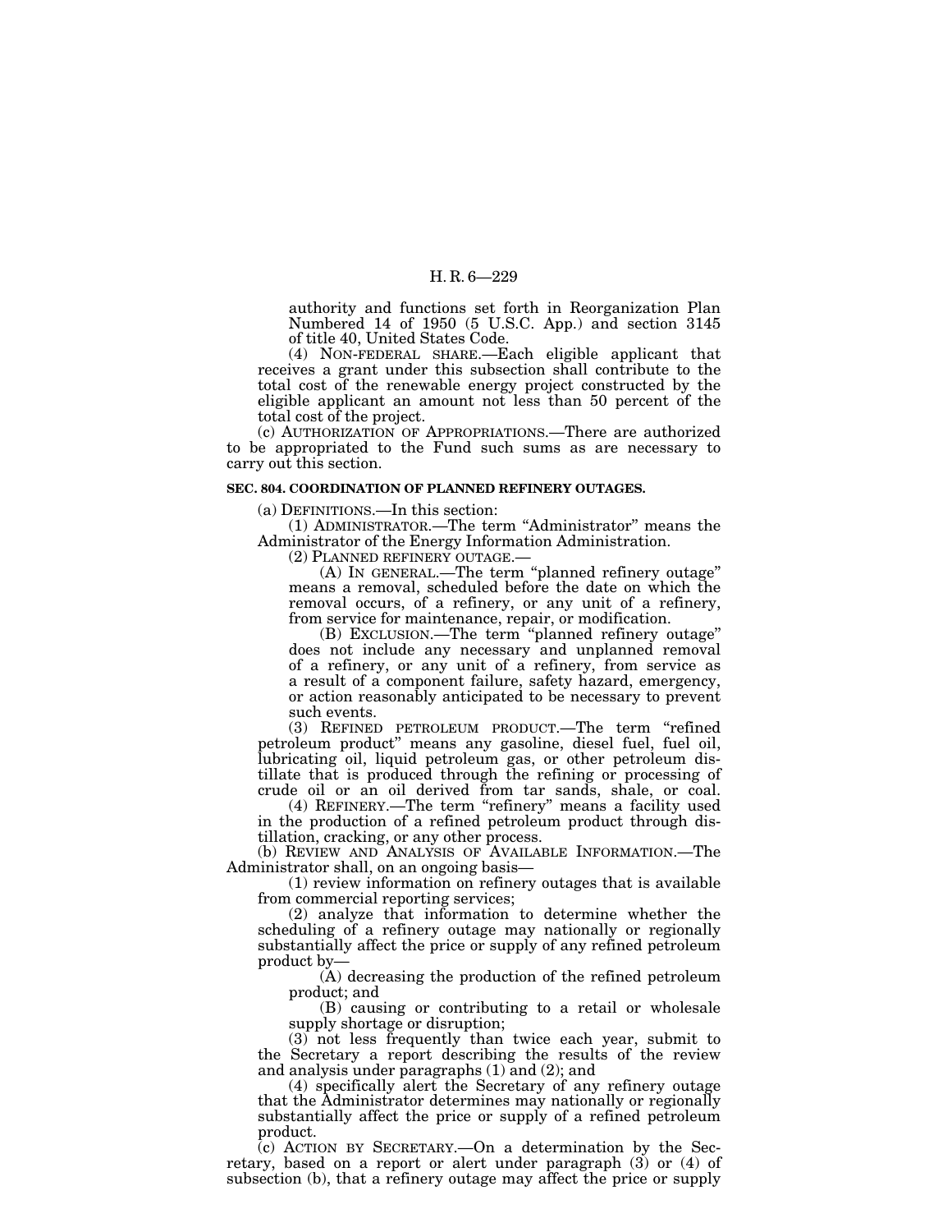authority and functions set forth in Reorganization Plan Numbered 14 of 1950 (5 U.S.C. App.) and section 3145 of title 40, United States Code.

(4) NON-FEDERAL SHARE.—Each eligible applicant that receives a grant under this subsection shall contribute to the total cost of the renewable energy project constructed by the eligible applicant an amount not less than 50 percent of the total cost of the project.

(c) AUTHORIZATION OF APPROPRIATIONS.—There are authorized to be appropriated to the Fund such sums as are necessary to carry out this section.

**SEC. 804. COORDINATION OF PLANNED REFINERY OUTAGES.**

(a) DEFINITIONS.—In this section:

(1) ADMINISTRATOR.—The term "Administrator" means the Administrator of the Energy Information Administration.

(2) PLANNED REFINERY OUTAGE.—

(A) IN GENERAL.—The term "planned refinery outage" means a removal, scheduled before the date on which the removal occurs, of a refinery, or any unit of a refinery, from service for maintenance, repair, or modification.

(B) EXCLUSION.—The term "planned refinery outage" does not include any necessary and unplanned removal of a refinery, or any unit of a refinery, from service as a result of a component failure, safety hazard, emergency, or action reasonably anticipated to be necessary to prevent such events.

(3) REFINED PETROLEUM PRODUCT.—The term "refined petroleum product" means any gasoline, diesel fuel, fuel oil, lubricating oil, liquid petroleum gas, or other petroleum distillate that is produced through the refining or processing of crude oil or an oil derived from tar sands, shale, or coal.

(4) REFINERY.—The term "refinery" means a facility used in the production of a refined petroleum product through distillation, cracking, or any other process.

(b) REVIEW AND ANALYSIS OF AVAILABLE INFORMATION.—The Administrator shall, on an ongoing basis—

(1) review information on refinery outages that is available from commercial reporting services;

(2) analyze that information to determine whether the scheduling of a refinery outage may nationally or regionally substantially affect the price or supply of any refined petroleum product by—

(A) decreasing the production of the refined petroleum product; and

(B) causing or contributing to a retail or wholesale supply shortage or disruption;

(3) not less frequently than twice each year, submit to the Secretary a report describing the results of the review and analysis under paragraphs (1) and (2); and

(4) specifically alert the Secretary of any refinery outage that the Administrator determines may nationally or regionally substantially affect the price or supply of a refined petroleum product.

(c) ACTION BY SECRETARY.—On a determination by the Secretary, based on a report or alert under paragraph (3) or (4) of subsection (b), that a refinery outage may affect the price or supply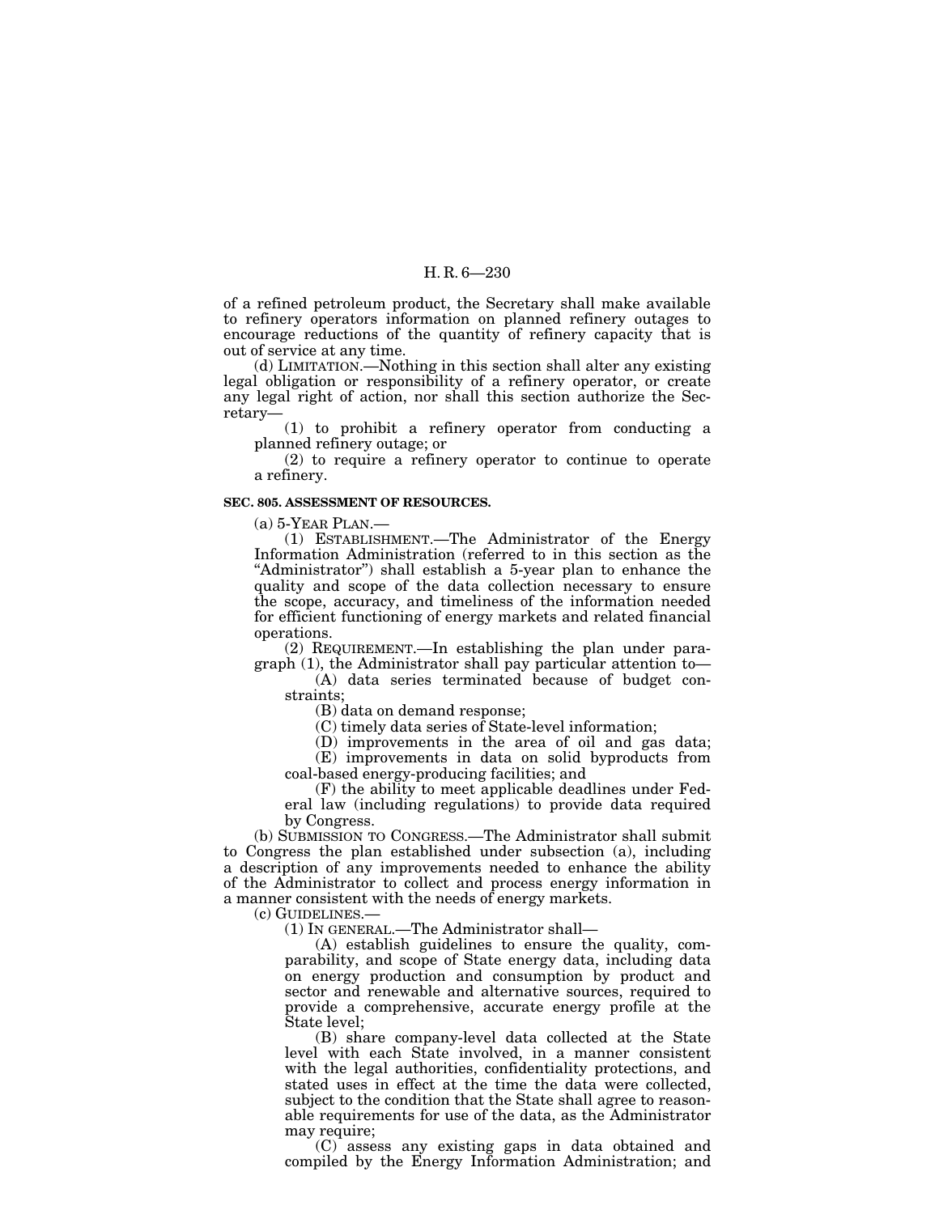of a refined petroleum product, the Secretary shall make available to refinery operators information on planned refinery outages to encourage reductions of the quantity of refinery capacity that is out of service at any time.

(d) LIMITATION.—Nothing in this section shall alter any existing legal obligation or responsibility of a refinery operator, or create any legal right of action, nor shall this section authorize the Secretary—

(1) to prohibit a refinery operator from conducting a planned refinery outage; or

(2) to require a refinery operator to continue to operate a refinery.

**SEC. 805. ASSESSMENT OF RESOURCES.**

(a) 5-YEAR PLAN.—

(1) ESTABLISHMENT.—The Administrator of the Energy Information Administration (referred to in this section as the "Administrator") shall establish a 5-year plan to enhance the quality and scope of the data collection necessary to ensure the scope, accuracy, and timeliness of the information needed for efficient functioning of energy markets and related financial operations.

(2) REQUIREMENT.—In establishing the plan under paragraph (1), the Administrator shall pay particular attention to—

(A) data series terminated because of budget constraints;

(B) data on demand response;

(C) timely data series of State-level information;

(D) improvements in the area of oil and gas data;

(E) improvements in data on solid byproducts from coal-based energy-producing facilities; and

(F) the ability to meet applicable deadlines under Federal law (including regulations) to provide data required by Congress.

(b) SUBMISSION TO CONGRESS.—The Administrator shall submit to Congress the plan established under subsection (a), including a description of any improvements needed to enhance the ability of the Administrator to collect and process energy information in a manner consistent with the needs of energy markets.

(c) GUIDELINES.—

(1) IN GENERAL.—The Administrator shall—

(A) establish guidelines to ensure the quality, comparability, and scope of State energy data, including data on energy production and consumption by product and sector and renewable and alternative sources, required to provide a comprehensive, accurate energy profile at the State level;

(B) share company-level data collected at the State level with each State involved, in a manner consistent with the legal authorities, confidentiality protections, and stated uses in effect at the time the data were collected, subject to the condition that the State shall agree to reasonable requirements for use of the data, as the Administrator may require;

(C) assess any existing gaps in data obtained and compiled by the Energy Information Administration; and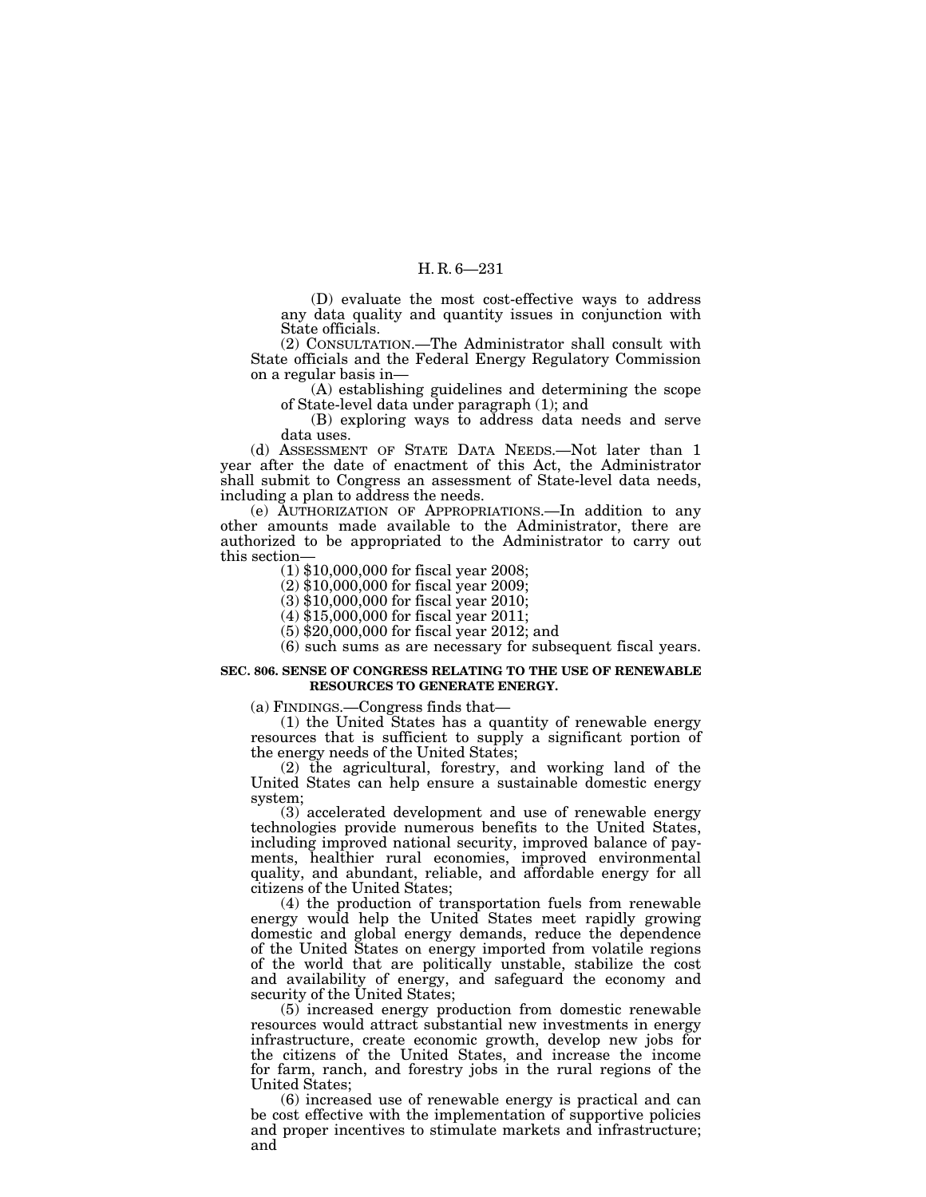(D) evaluate the most cost-effective ways to address any data quality and quantity issues in conjunction with State officials.

(2) CONSULTATION.—The Administrator shall consult with State officials and the Federal Energy Regulatory Commission on a regular basis in—

(A) establishing guidelines and determining the scope of State-level data under paragraph (1); and

(B) exploring ways to address data needs and serve data uses.

(d) ASSESSMENT OF STATE DATA NEEDS.—Not later than 1 year after the date of enactment of this Act, the Administrator shall submit to Congress an assessment of State-level data needs, including a plan to address the needs.

(e) AUTHORIZATION OF APPROPRIATIONS.—In addition to any other amounts made available to the Administrator, there are authorized to be appropriated to the Administrator to carry out this section—

(1) $10,000,000 for fiscal year 2008;

(2) $10,000,000 for fiscal year 2009;

(3) $10,000,000 for fiscal year 2010;

(4) $15,000,000 for fiscal year 2011;

(5) $20,000,000 for fiscal year 2012; and

(6) such sums as are necessary for subsequent fiscal years.

**SEC. 806. SENSE OF CONGRESS RELATING TO THE USE OF RENEWABLE RESOURCES TO GENERATE ENERGY.**

(a) FINDINGS.—Congress finds that—

(1) the United States has a quantity of renewable energy resources that is sufficient to supply a significant portion of the energy needs of the United States;

(2) the agricultural, forestry, and working land of the United States can help ensure a sustainable domestic energy system;

(3) accelerated development and use of renewable energy technologies provide numerous benefits to the United States, including improved national security, improved balance of payments, healthier rural economies, improved environmental quality, and abundant, reliable, and affordable energy for all citizens of the United States;

(4) the production of transportation fuels from renewable energy would help the United States meet rapidly growing domestic and global energy demands, reduce the dependence of the United States on energy imported from volatile regions of the world that are politically unstable, stabilize the cost and availability of energy, and safeguard the economy and security of the United States;

(5) increased energy production from domestic renewable resources would attract substantial new investments in energy infrastructure, create economic growth, develop new jobs for the citizens of the United States, and increase the income for farm, ranch, and forestry jobs in the rural regions of the United States;

(6) increased use of renewable energy is practical and can be cost effective with the implementation of supportive policies and proper incentives to stimulate markets and infrastructure; and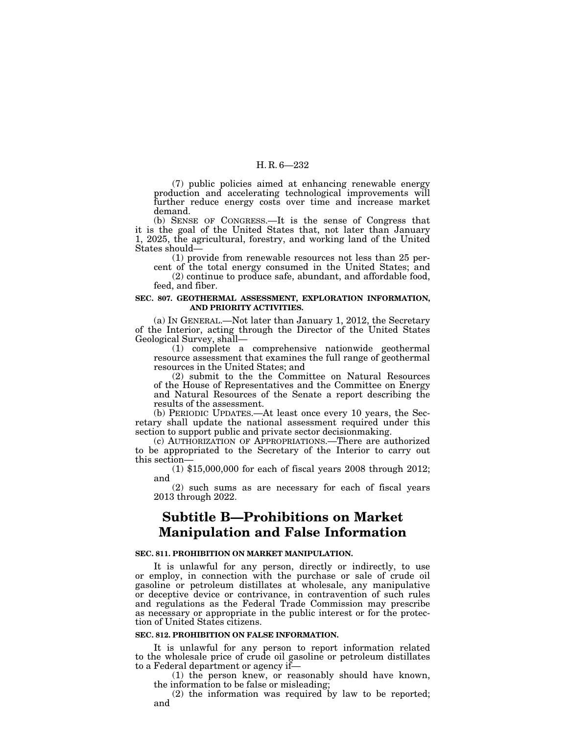(7) public policies aimed at enhancing renewable energy production and accelerating technological improvements will further reduce energy costs over time and increase market demand.

(b) SENSE OF CONGRESS.—It is the sense of Congress that it is the goal of the United States that, not later than January 1, 2025, the agricultural, forestry, and working land of the United States should—

(1) provide from renewable resources not less than 25 percent of the total energy consumed in the United States; and

(2) continue to produce safe, abundant, and affordable food, feed, and fiber.

**SEC. 807. GEOTHERMAL ASSESSMENT, EXPLORATION INFORMATION, AND PRIORITY ACTIVITIES.**

(a) IN GENERAL.—Not later than January 1, 2012, the Secretary of the Interior, acting through the Director of the United States Geological Survey, shall—

(1) complete a comprehensive nationwide geothermal resource assessment that examines the full range of geothermal resources in the United States; and

(2) submit to the the Committee on Natural Resources of the House of Representatives and the Committee on Energy and Natural Resources of the Senate a report describing the results of the assessment.

(b) PERIODIC UPDATES.—At least once every 10 years, the Secretary shall update the national assessment required under this section to support public and private sector decisionmaking.

(c) AUTHORIZATION OF APPROPRIATIONS.—There are authorized to be appropriated to the Secretary of the Interior to carry out this section—

(1) $15,000,000 for each of fiscal years 2008 through 2012; and

(2) such sums as are necessary for each of fiscal years 2013 through 2022.

# Subtitle B—Prohibitions on Market Manipulation and False Information

**SEC. 811. PROHIBITION ON MARKET MANIPULATION.**

It is unlawful for any person, directly or indirectly, to use or employ, in connection with the purchase or sale of crude oil gasoline or petroleum distillates at wholesale, any manipulative or deceptive device or contrivance, in contravention of such rules and regulations as the Federal Trade Commission may prescribe as necessary or appropriate in the public interest or for the protection of United States citizens.

**SEC. 812. PROHIBITION ON FALSE INFORMATION.**

It is unlawful for any person to report information related to the wholesale price of crude oil gasoline or petroleum distillates to a Federal department or agency if—

(1) the person knew, or reasonably should have known, the information to be false or misleading;

(2) the information was required by law to be reported; and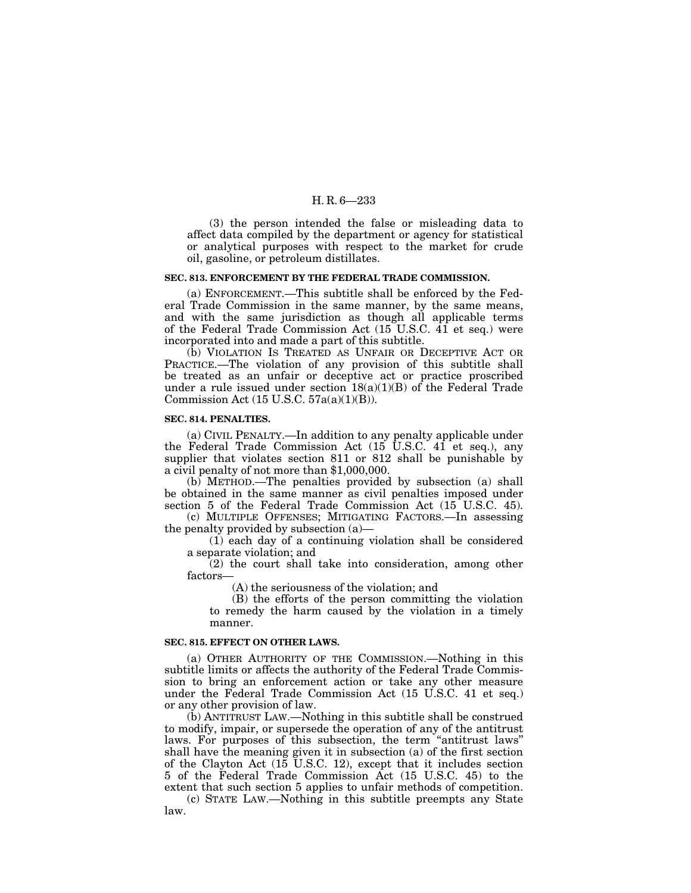(3) the person intended the false or misleading data to affect data compiled by the department or agency for statistical or analytical purposes with respect to the market for crude oil, gasoline, or petroleum distillates.

### SEC. 813. ENFORCEMENT BY THE FEDERAL TRADE COMMISSION.

(a) ENFORCEMENT.—This subtitle shall be enforced by the Federal Trade Commission in the same manner, by the same means, and with the same jurisdiction as though all applicable terms of the Federal Trade Commission Act (15 U.S.C. 41 et seq.) were incorporated into and made a part of this subtitle.

(b) VIOLATION IS TREATED AS UNFAIR OR DECEPTIVE ACT OR PRACTICE.—The violation of any provision of this subtitle shall be treated as an unfair or deceptive act or practice proscribed under a rule issued under section 18(a)(1)(B) of the Federal Trade Commission Act (15 U.S.C. 57a(a)(1)(B)).

### SEC. 814. PENALTIES.

(a) CIVIL PENALTY.—In addition to any penalty applicable under the Federal Trade Commission Act (15 U.S.C. 41 et seq.), any supplier that violates section 811 or 812 shall be punishable by a civil penalty of not more than $1,000,000.

(b) METHOD.—The penalties provided by subsection (a) shall be obtained in the same manner as civil penalties imposed under section 5 of the Federal Trade Commission Act (15 U.S.C. 45).

(c) MULTIPLE OFFENSES; MITIGATING FACTORS.—In assessing the penalty provided by subsection (a)—

(1) each day of a continuing violation shall be considered a separate violation; and

(2) the court shall take into consideration, among other factors—

(A) the seriousness of the violation; and

(B) the efforts of the person committing the violation to remedy the harm caused by the violation in a timely manner.

### SEC. 815. EFFECT ON OTHER LAWS.

(a) OTHER AUTHORITY OF THE COMMISSION.—Nothing in this subtitle limits or affects the authority of the Federal Trade Commission to bring an enforcement action or take any other measure under the Federal Trade Commission Act (15 U.S.C. 41 et seq.) or any other provision of law.

(b) ANTITRUST LAW.—Nothing in this subtitle shall be construed to modify, impair, or supersede the operation of any of the antitrust laws. For purposes of this subsection, the term "antitrust laws" shall have the meaning given it in subsection (a) of the first section of the Clayton Act (15 U.S.C. 12), except that it includes section 5 of the Federal Trade Commission Act (15 U.S.C. 45) to the extent that such section 5 applies to unfair methods of competition.

(c) STATE LAW.—Nothing in this subtitle preempts any State law.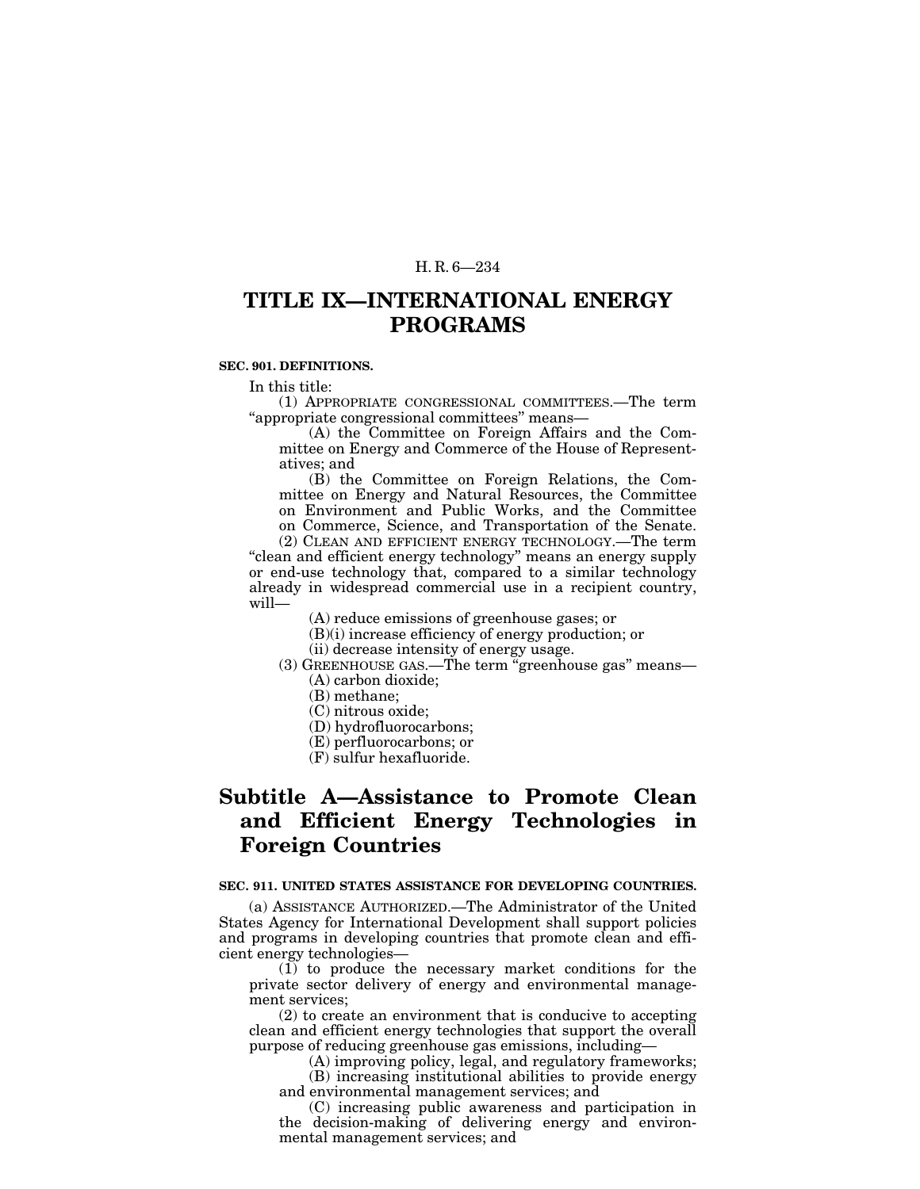# TITLE IX—INTERNATIONAL ENERGY PROGRAMS

**SEC. 901. DEFINITIONS.**

In this title:

(1) APPROPRIATE CONGRESSIONAL COMMITTEES.—The term "appropriate congressional committees" means—

(A) the Committee on Foreign Affairs and the Committee on Energy and Commerce of the House of Representatives; and

(B) the Committee on Foreign Relations, the Committee on Energy and Natural Resources, the Committee on Environment and Public Works, and the Committee on Commerce, Science, and Transportation of the Senate.

(2) CLEAN AND EFFICIENT ENERGY TECHNOLOGY.—The term "clean and efficient energy technology" means an energy supply or end-use technology that, compared to a similar technology already in widespread commercial use in a recipient country, will—

(A) reduce emissions of greenhouse gases; or

(B)(i) increase efficiency of energy production; or

(ii) decrease intensity of energy usage.

(3) GREENHOUSE GAS.—The term "greenhouse gas" means—

(A) carbon dioxide;

(B) methane;

(C) nitrous oxide;

(D) hydrofluorocarbons;

(E) perfluorocarbons; or

(F) sulfur hexafluoride.

## Subtitle A—Assistance to Promote Clean and Efficient Energy Technologies in Foreign Countries

**SEC. 911. UNITED STATES ASSISTANCE FOR DEVELOPING COUNTRIES.**

(a) ASSISTANCE AUTHORIZED.—The Administrator of the United States Agency for International Development shall support policies and programs in developing countries that promote clean and efficient energy technologies—

(1) to produce the necessary market conditions for the private sector delivery of energy and environmental management services;

(2) to create an environment that is conducive to accepting clean and efficient energy technologies that support the overall purpose of reducing greenhouse gas emissions, including—

(A) improving policy, legal, and regulatory frameworks;

(B) increasing institutional abilities to provide energy and environmental management services; and

(C) increasing public awareness and participation in the decision-making of delivering energy and environmental management services; and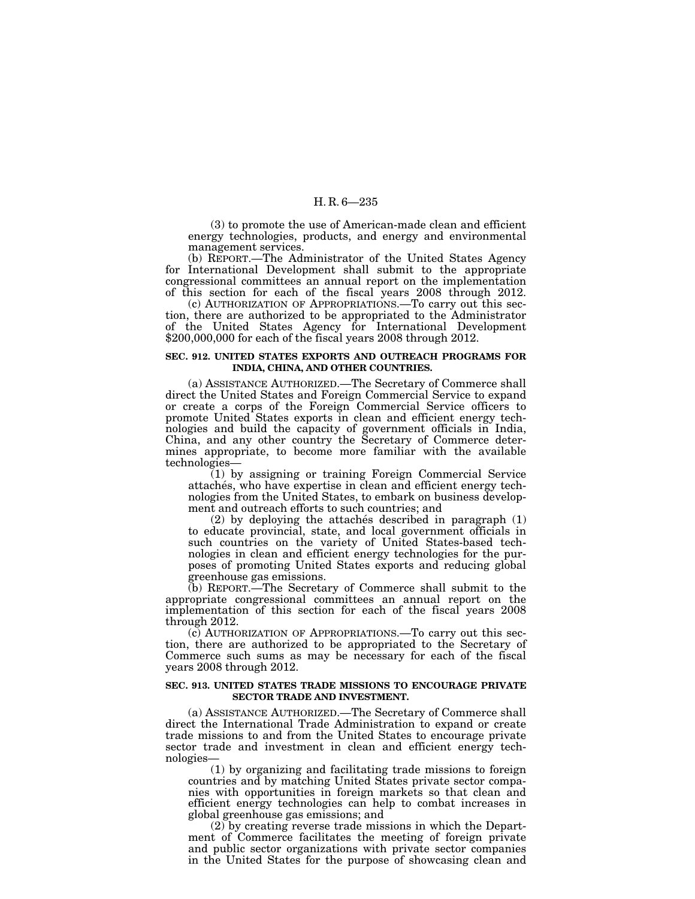(3) to promote the use of American-made clean and efficient energy technologies, products, and energy and environmental management services.

(b) REPORT.—The Administrator of the United States Agency for International Development shall submit to the appropriate congressional committees an annual report on the implementation of this section for each of the fiscal years 2008 through 2012.

(c) AUTHORIZATION OF APPROPRIATIONS.—To carry out this section, there are authorized to be appropriated to the Administrator of the United States Agency for International Development $200,000,000 for each of the fiscal years 2008 through 2012.

**SEC. 912. UNITED STATES EXPORTS AND OUTREACH PROGRAMS FOR INDIA, CHINA, AND OTHER COUNTRIES.**

(a) ASSISTANCE AUTHORIZED.—The Secretary of Commerce shall direct the United States and Foreign Commercial Service to expand or create a corps of the Foreign Commercial Service officers to promote United States exports in clean and efficient energy technologies and build the capacity of government officials in India, China, and any other country the Secretary of Commerce determines appropriate, to become more familiar with the available technologies—

(1) by assigning or training Foreign Commercial Service attachés, who have expertise in clean and efficient energy technologies from the United States, to embark on business development and outreach efforts to such countries; and

(2) by deploying the attachés described in paragraph (1) to educate provincial, state, and local government officials in such countries on the variety of United States-based technologies in clean and efficient energy technologies for the purposes of promoting United States exports and reducing global greenhouse gas emissions.

(b) REPORT.—The Secretary of Commerce shall submit to the appropriate congressional committees an annual report on the implementation of this section for each of the fiscal years 2008 through 2012.

(c) AUTHORIZATION OF APPROPRIATIONS.—To carry out this section, there are authorized to be appropriated to the Secretary of Commerce such sums as may be necessary for each of the fiscal years 2008 through 2012.

**SEC. 913. UNITED STATES TRADE MISSIONS TO ENCOURAGE PRIVATE SECTOR TRADE AND INVESTMENT.**

(a) ASSISTANCE AUTHORIZED.—The Secretary of Commerce shall direct the International Trade Administration to expand or create trade missions to and from the United States to encourage private sector trade and investment in clean and efficient energy technologies—

(1) by organizing and facilitating trade missions to foreign countries and by matching United States private sector companies with opportunities in foreign markets so that clean and efficient energy technologies can help to combat increases in global greenhouse gas emissions; and

(2) by creating reverse trade missions in which the Department of Commerce facilitates the meeting of foreign private and public sector organizations with private sector companies in the United States for the purpose of showcasing clean and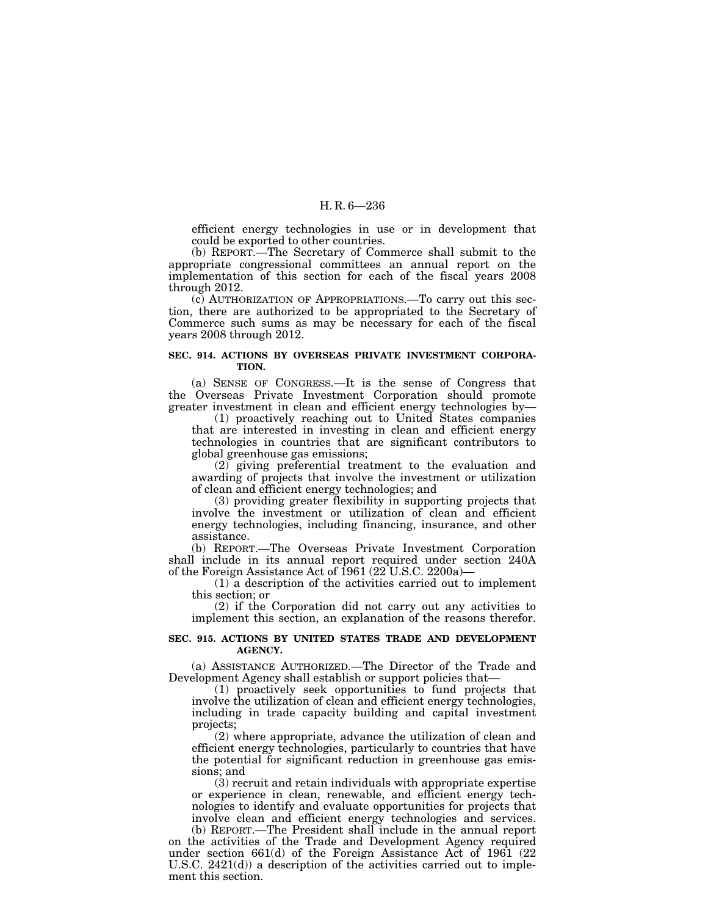efficient energy technologies in use or in development that could be exported to other countries.

(b) REPORT.—The Secretary of Commerce shall submit to the appropriate congressional committees an annual report on the implementation of this section for each of the fiscal years 2008 through 2012.

(c) AUTHORIZATION OF APPROPRIATIONS.—To carry out this section, there are authorized to be appropriated to the Secretary of Commerce such sums as may be necessary for each of the fiscal years 2008 through 2012.

**SEC. 914. ACTIONS BY OVERSEAS PRIVATE INVESTMENT CORPORATION.**

(a) SENSE OF CONGRESS.—It is the sense of Congress that the Overseas Private Investment Corporation should promote greater investment in clean and efficient energy technologies by—

(1) proactively reaching out to United States companies that are interested in investing in clean and efficient energy technologies in countries that are significant contributors to global greenhouse gas emissions;

(2) giving preferential treatment to the evaluation and awarding of projects that involve the investment or utilization of clean and efficient energy technologies; and

(3) providing greater flexibility in supporting projects that involve the investment or utilization of clean and efficient energy technologies, including financing, insurance, and other assistance.

(b) REPORT.—The Overseas Private Investment Corporation shall include in its annual report required under section 240A of the Foreign Assistance Act of 1961 (22 U.S.C. 2200a)—

(1) a description of the activities carried out to implement this section; or

(2) if the Corporation did not carry out any activities to implement this section, an explanation of the reasons therefor.

**SEC. 915. ACTIONS BY UNITED STATES TRADE AND DEVELOPMENT AGENCY.**

(a) ASSISTANCE AUTHORIZED.—The Director of the Trade and Development Agency shall establish or support policies that—

(1) proactively seek opportunities to fund projects that involve the utilization of clean and efficient energy technologies, including in trade capacity building and capital investment projects;

(2) where appropriate, advance the utilization of clean and efficient energy technologies, particularly to countries that have the potential for significant reduction in greenhouse gas emissions; and

(3) recruit and retain individuals with appropriate expertise or experience in clean, renewable, and efficient energy technologies to identify and evaluate opportunities for projects that involve clean and efficient energy technologies and services.

(b) REPORT.—The President shall include in the annual report on the activities of the Trade and Development Agency required under section 661(d) of the Foreign Assistance Act of 1961 (22 U.S.C. 2421(d)) a description of the activities carried out to implement this section.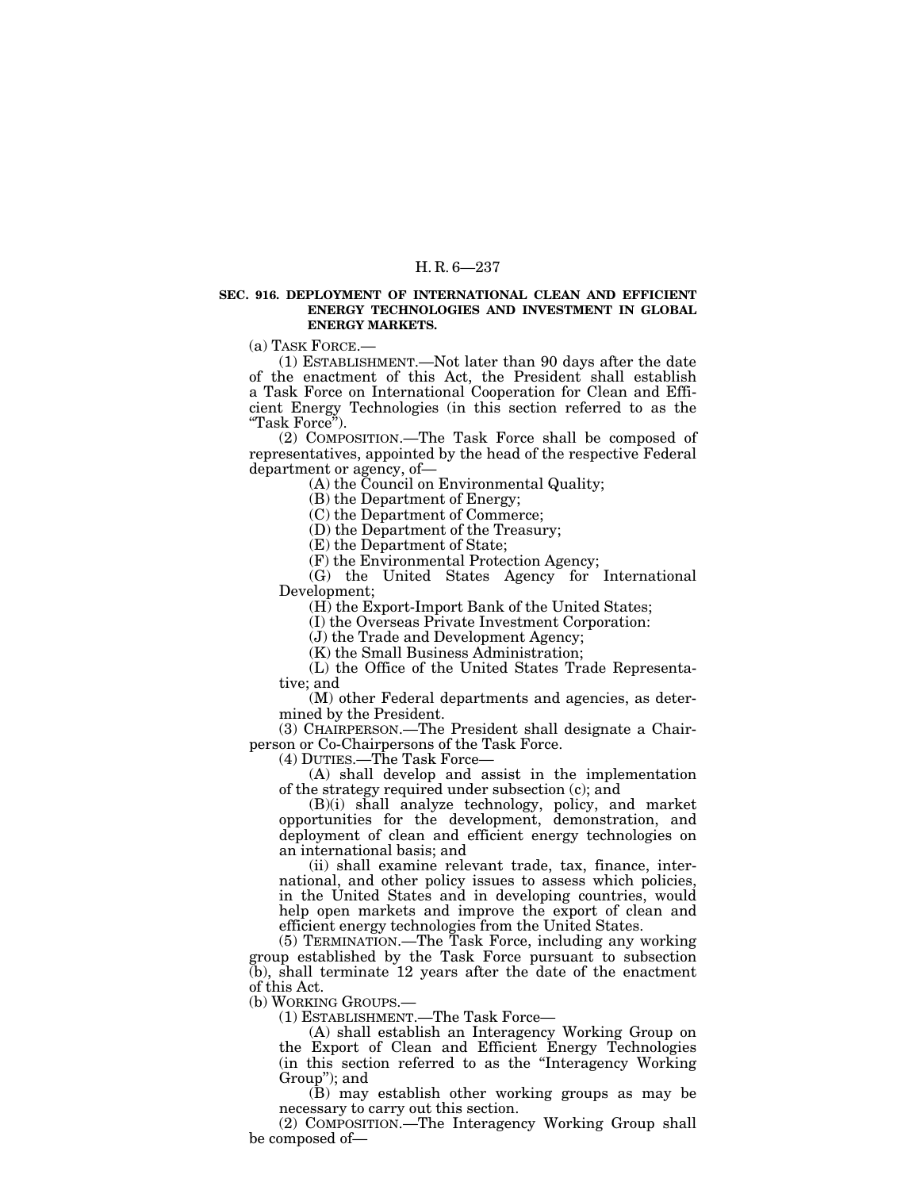**SEC. 916. DEPLOYMENT OF INTERNATIONAL CLEAN AND EFFICIENT ENERGY TECHNOLOGIES AND INVESTMENT IN GLOBAL ENERGY MARKETS.**

(a) TASK FORCE.—

(1) ESTABLISHMENT.—Not later than 90 days after the date of the enactment of this Act, the President shall establish a Task Force on International Cooperation for Clean and Efficient Energy Technologies (in this section referred to as the "Task Force").

(2) COMPOSITION.—The Task Force shall be composed of representatives, appointed by the head of the respective Federal department or agency, of—

(A) the Council on Environmental Quality;

(B) the Department of Energy;

(C) the Department of Commerce;

(D) the Department of the Treasury;

(E) the Department of State;

(F) the Environmental Protection Agency;

(G) the United States Agency for International Development;

(H) the Export-Import Bank of the United States;

(I) the Overseas Private Investment Corporation:

(J) the Trade and Development Agency;

(K) the Small Business Administration;

(L) the Office of the United States Trade Representative; and

(M) other Federal departments and agencies, as determined by the President.

(3) CHAIRPERSON.—The President shall designate a Chairperson or Co-Chairpersons of the Task Force.

(4) DUTIES.—The Task Force—

(A) shall develop and assist in the implementation of the strategy required under subsection (c); and

(B)(i) shall analyze technology, policy, and market opportunities for the development, demonstration, and deployment of clean and efficient energy technologies on an international basis; and

(ii) shall examine relevant trade, tax, finance, international, and other policy issues to assess which policies, in the United States and in developing countries, would help open markets and improve the export of clean and efficient energy technologies from the United States.

(5) TERMINATION.—The Task Force, including any working group established by the Task Force pursuant to subsection (b), shall terminate 12 years after the date of the enactment of this Act.

(b) WORKING GROUPS.—

(1) ESTABLISHMENT.—The Task Force—

(A) shall establish an Interagency Working Group on the Export of Clean and Efficient Energy Technologies (in this section referred to as the "Interagency Working Group"); and

(B) may establish other working groups as may be necessary to carry out this section.

(2) COMPOSITION.—The Interagency Working Group shall be composed of—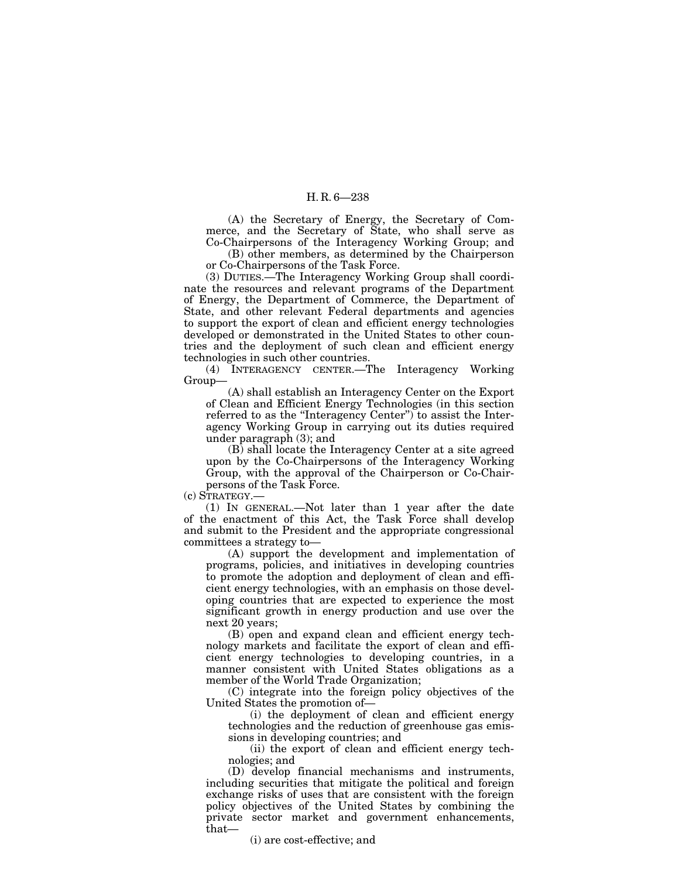(A) the Secretary of Energy, the Secretary of Commerce, and the Secretary of State, who shall serve as Co-Chairpersons of the Interagency Working Group; and

(B) other members, as determined by the Chairperson or Co-Chairpersons of the Task Force.

(3) DUTIES.—The Interagency Working Group shall coordinate the resources and relevant programs of the Department of Energy, the Department of Commerce, the Department of State, and other relevant Federal departments and agencies to support the export of clean and efficient energy technologies developed or demonstrated in the United States to other countries and the deployment of such clean and efficient energy technologies in such other countries.

(4) INTERAGENCY CENTER.—The Interagency Working Group—

(A) shall establish an Interagency Center on the Export of Clean and Efficient Energy Technologies (in this section referred to as the "Interagency Center") to assist the Interagency Working Group in carrying out its duties required under paragraph (3); and

(B) shall locate the Interagency Center at a site agreed upon by the Co-Chairpersons of the Interagency Working Group, with the approval of the Chairperson or Co-Chairpersons of the Task Force.

(c) STRATEGY.—

(1) IN GENERAL.—Not later than 1 year after the date of the enactment of this Act, the Task Force shall develop and submit to the President and the appropriate congressional committees a strategy to—

(A) support the development and implementation of programs, policies, and initiatives in developing countries to promote the adoption and deployment of clean and efficient energy technologies, with an emphasis on those developing countries that are expected to experience the most significant growth in energy production and use over the next 20 years;

(B) open and expand clean and efficient energy technology markets and facilitate the export of clean and efficient energy technologies to developing countries, in a manner consistent with United States obligations as a member of the World Trade Organization;

(C) integrate into the foreign policy objectives of the United States the promotion of—

(i) the deployment of clean and efficient energy technologies and the reduction of greenhouse gas emissions in developing countries; and

(ii) the export of clean and efficient energy technologies; and

(D) develop financial mechanisms and instruments, including securities that mitigate the political and foreign exchange risks of uses that are consistent with the foreign policy objectives of the United States by combining the private sector market and government enhancements, that—

(i) are cost-effective; and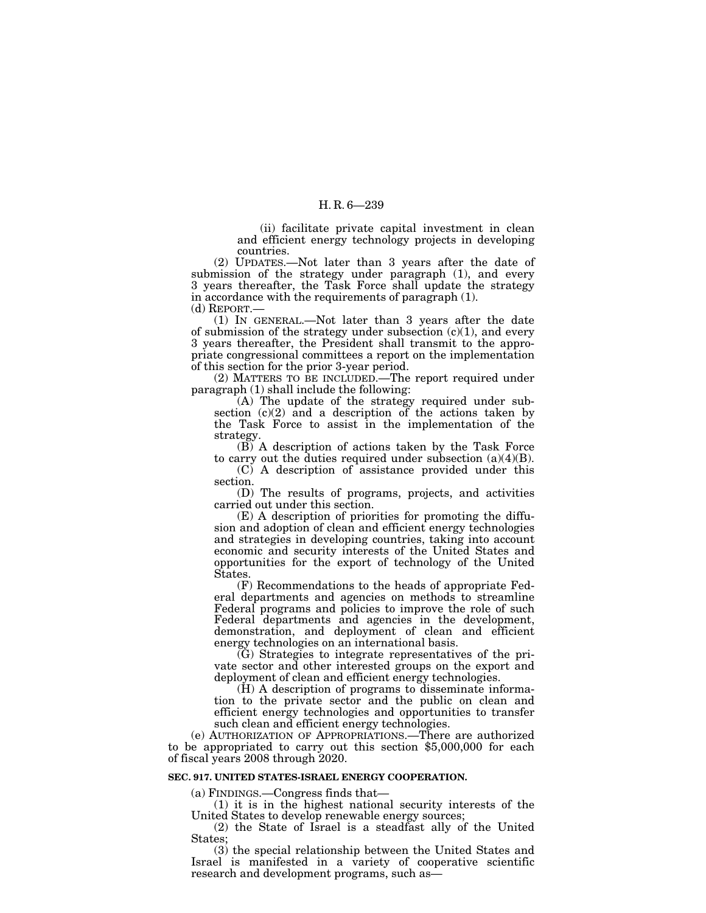(ii) facilitate private capital investment in clean and efficient energy technology projects in developing countries.

(2) UPDATES.—Not later than 3 years after the date of submission of the strategy under paragraph (1), and every 3 years thereafter, the Task Force shall update the strategy in accordance with the requirements of paragraph (1).

(d) REPORT.—

(1) IN GENERAL.—Not later than 3 years after the date of submission of the strategy under subsection (c)(1), and every 3 years thereafter, the President shall transmit to the appropriate congressional committees a report on the implementation of this section for the prior 3-year period.

(2) MATTERS TO BE INCLUDED.—The report required under paragraph (1) shall include the following:

(A) The update of the strategy required under subsection (c)(2) and a description of the actions taken by the Task Force to assist in the implementation of the strategy.

(B) A description of actions taken by the Task Force to carry out the duties required under subsection (a)(4)(B).

(C) A description of assistance provided under this section.

(D) The results of programs, projects, and activities carried out under this section.

(E) A description of priorities for promoting the diffusion and adoption of clean and efficient energy technologies and strategies in developing countries, taking into account economic and security interests of the United States and opportunities for the export of technology of the United States.

(F) Recommendations to the heads of appropriate Federal departments and agencies on methods to streamline Federal programs and policies to improve the role of such Federal departments and agencies in the development, demonstration, and deployment of clean and efficient energy technologies on an international basis.

(G) Strategies to integrate representatives of the private sector and other interested groups on the export and deployment of clean and efficient energy technologies.

(H) A description of programs to disseminate information to the private sector and the public on clean and efficient energy technologies and opportunities to transfer such clean and efficient energy technologies.

(e) AUTHORIZATION OF APPROPRIATIONS.—There are authorized to be appropriated to carry out this section $5,000,000 for each of fiscal years 2008 through 2020.

**SEC. 917. UNITED STATES-ISRAEL ENERGY COOPERATION.**

(a) FINDINGS.—Congress finds that—

(1) it is in the highest national security interests of the United States to develop renewable energy sources;

(2) the State of Israel is a steadfast ally of the United States;

(3) the special relationship between the United States and Israel is manifested in a variety of cooperative scientific research and development programs, such as—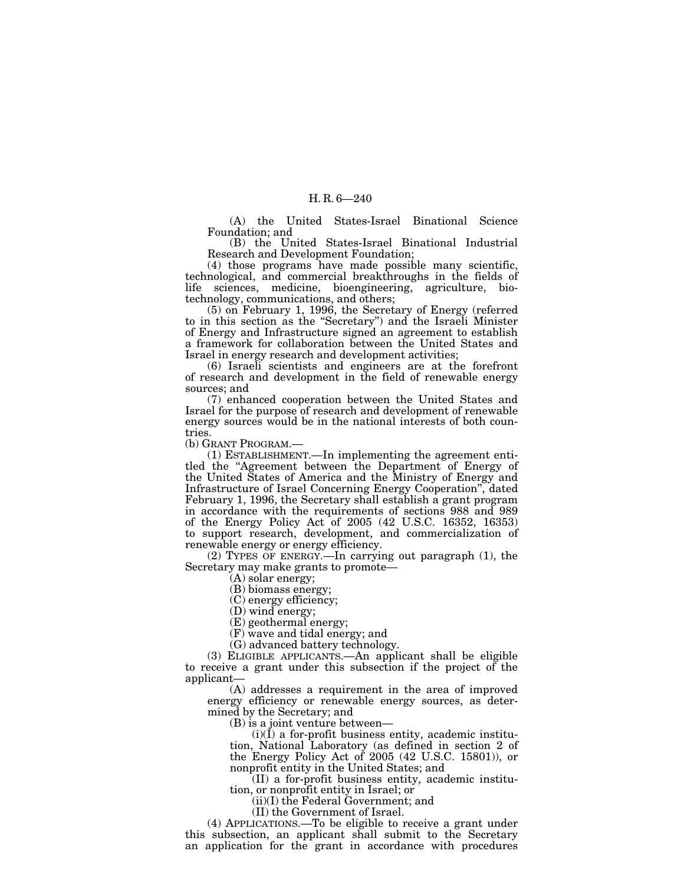(A) the United States-Israel Binational Science Foundation; and

(B) the United States-Israel Binational Industrial Research and Development Foundation;

(4) those programs have made possible many scientific, technological, and commercial breakthroughs in the fields of life sciences, medicine, bioengineering, agriculture, biotechnology, communications, and others;

(5) on February 1, 1996, the Secretary of Energy (referred to in this section as the "Secretary") and the Israeli Minister of Energy and Infrastructure signed an agreement to establish a framework for collaboration between the United States and Israel in energy research and development activities;

(6) Israeli scientists and engineers are at the forefront of research and development in the field of renewable energy sources; and

(7) enhanced cooperation between the United States and Israel for the purpose of research and development of renewable energy sources would be in the national interests of both countries.

(b) GRANT PROGRAM.—

(1) ESTABLISHMENT.—In implementing the agreement entitled the "Agreement between the Department of Energy of the United States of America and the Ministry of Energy and Infrastructure of Israel Concerning Energy Cooperation", dated February 1, 1996, the Secretary shall establish a grant program in accordance with the requirements of sections 988 and 989 of the Energy Policy Act of 2005 (42 U.S.C. 16352, 16353) to support research, development, and commercialization of renewable energy or energy efficiency.

(2) TYPES OF ENERGY.—In carrying out paragraph (1), the Secretary may make grants to promote—

(A) solar energy;

(B) biomass energy;

(C) energy efficiency;

(D) wind energy;

(E) geothermal energy;

(F) wave and tidal energy; and

(G) advanced battery technology.

(3) ELIGIBLE APPLICANTS.—An applicant shall be eligible to receive a grant under this subsection if the project of the applicant—

(A) addresses a requirement in the area of improved energy efficiency or renewable energy sources, as determined by the Secretary; and

(B) is a joint venture between—

(i)(I) a for-profit business entity, academic institution, National Laboratory (as defined in section 2 of the Energy Policy Act of 2005 (42 U.S.C. 15801)), or nonprofit entity in the United States; and

(II) a for-profit business entity, academic institution, or nonprofit entity in Israel; or

(ii)(I) the Federal Government; and

(II) the Government of Israel.

(4) APPLICATIONS.—To be eligible to receive a grant under this subsection, an applicant shall submit to the Secretary an application for the grant in accordance with procedures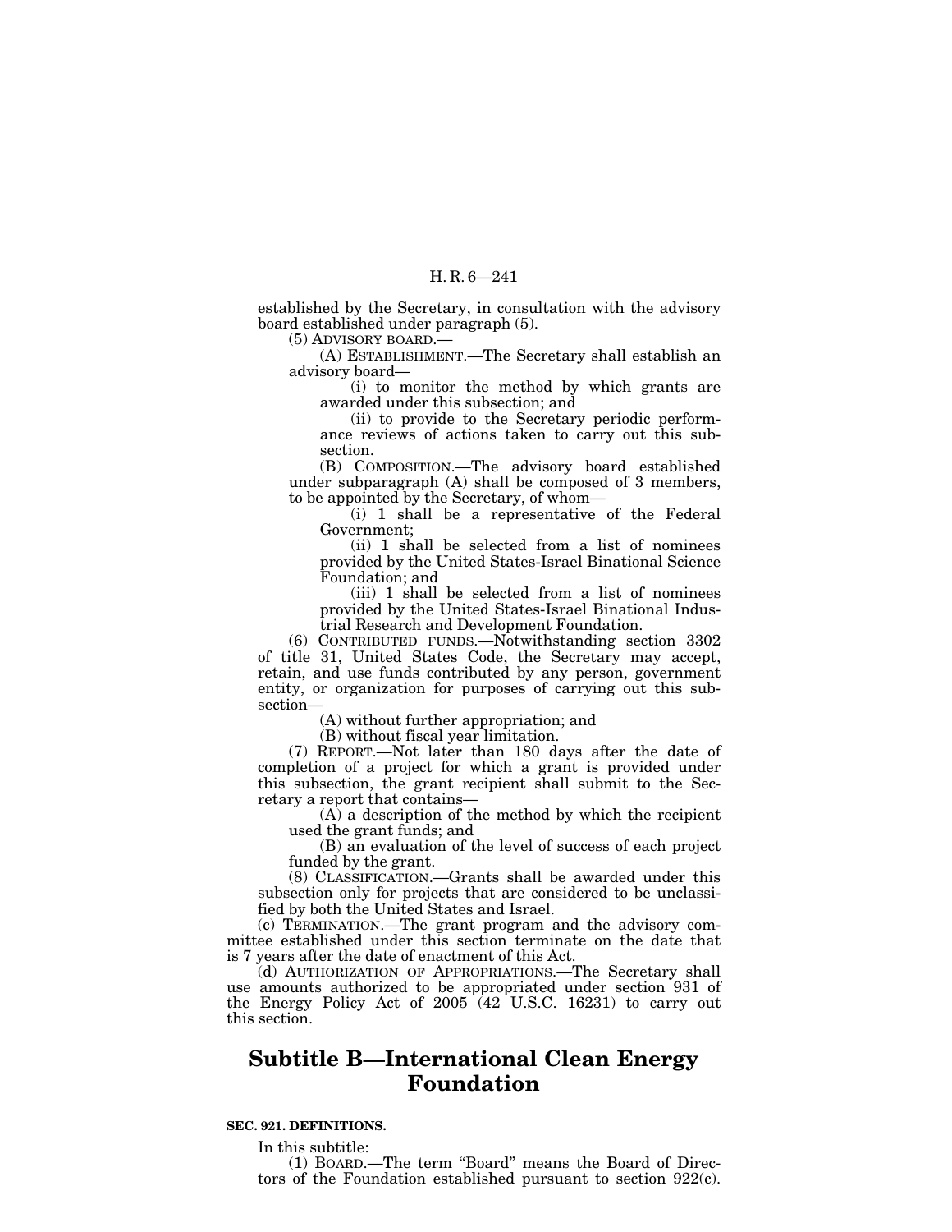established by the Secretary, in consultation with the advisory board established under paragraph (5).

(5) ADVISORY BOARD.—

(A) ESTABLISHMENT.—The Secretary shall establish an advisory board—

(i) to monitor the method by which grants are awarded under this subsection; and

(ii) to provide to the Secretary periodic performance reviews of actions taken to carry out this subsection.

(B) COMPOSITION.—The advisory board established under subparagraph (A) shall be composed of 3 members, to be appointed by the Secretary, of whom—

(i) 1 shall be a representative of the Federal Government;

(ii) 1 shall be selected from a list of nominees provided by the United States-Israel Binational Science Foundation; and

(iii) 1 shall be selected from a list of nominees provided by the United States-Israel Binational Industrial Research and Development Foundation.

(6) CONTRIBUTED FUNDS.—Notwithstanding section 3302 of title 31, United States Code, the Secretary may accept, retain, and use funds contributed by any person, government entity, or organization for purposes of carrying out this subsection—

(A) without further appropriation; and

(B) without fiscal year limitation.

(7) REPORT.—Not later than 180 days after the date of completion of a project for which a grant is provided under this subsection, the grant recipient shall submit to the Secretary a report that contains—

(A) a description of the method by which the recipient used the grant funds; and

(B) an evaluation of the level of success of each project funded by the grant.

(8) CLASSIFICATION.—Grants shall be awarded under this subsection only for projects that are considered to be unclassified by both the United States and Israel.

(c) TERMINATION.—The grant program and the advisory committee established under this section terminate on the date that is 7 years after the date of enactment of this Act.

(d) AUTHORIZATION OF APPROPRIATIONS.—The Secretary shall use amounts authorized to be appropriated under section 931 of the Energy Policy Act of 2005 (42 U.S.C. 16231) to carry out this section.

## Subtitle B—International Clean Energy Foundation

**SEC. 921. DEFINITIONS.**

In this subtitle:

(1) BOARD.—The term "Board" means the Board of Directors of the Foundation established pursuant to section 922(c).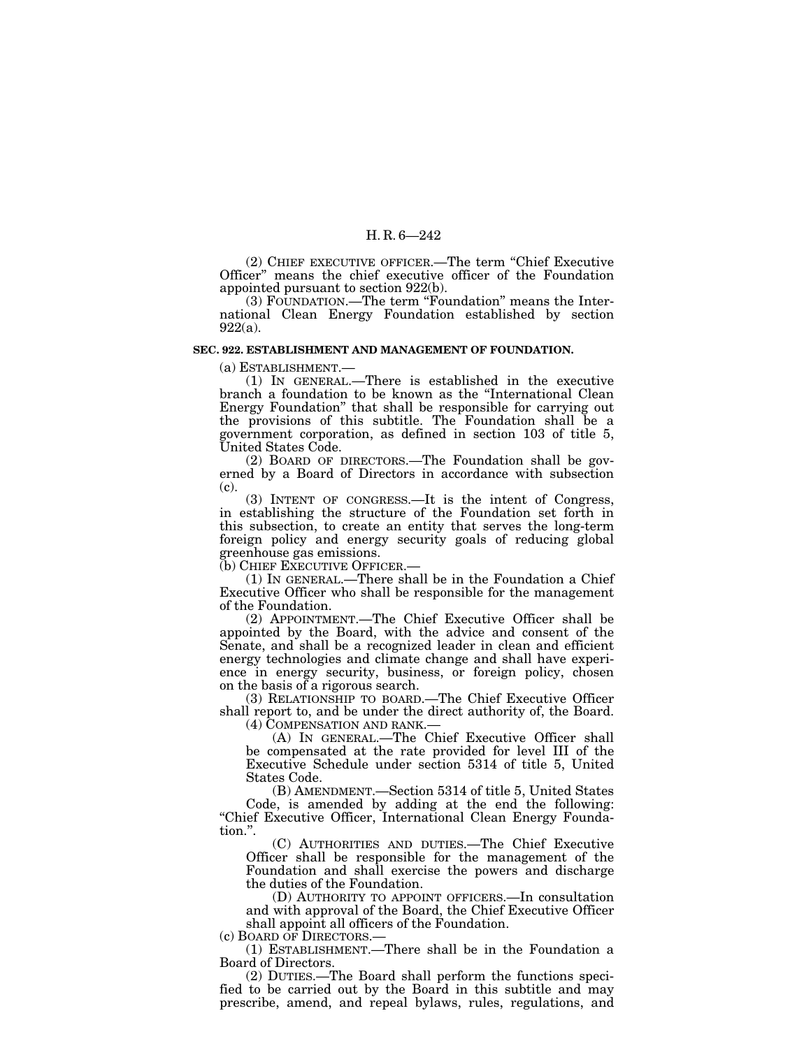(2) CHIEF EXECUTIVE OFFICER.—The term "Chief Executive Officer" means the chief executive officer of the Foundation appointed pursuant to section 922(b).

(3) FOUNDATION.—The term "Foundation" means the International Clean Energy Foundation established by section 922(a).

**SEC. 922. ESTABLISHMENT AND MANAGEMENT OF FOUNDATION.**

(a) ESTABLISHMENT.—

(1) IN GENERAL.—There is established in the executive branch a foundation to be known as the "International Clean Energy Foundation" that shall be responsible for carrying out the provisions of this subtitle. The Foundation shall be a government corporation, as defined in section 103 of title 5, United States Code.

(2) BOARD OF DIRECTORS.—The Foundation shall be governed by a Board of Directors in accordance with subsection (c).

(3) INTENT OF CONGRESS.—It is the intent of Congress, in establishing the structure of the Foundation set forth in this subsection, to create an entity that serves the long-term foreign policy and energy security goals of reducing global greenhouse gas emissions.

(b) CHIEF EXECUTIVE OFFICER.—

(1) IN GENERAL.—There shall be in the Foundation a Chief Executive Officer who shall be responsible for the management of the Foundation.

(2) APPOINTMENT.—The Chief Executive Officer shall be appointed by the Board, with the advice and consent of the Senate, and shall be a recognized leader in clean and efficient energy technologies and climate change and shall have experience in energy security, business, or foreign policy, chosen on the basis of a rigorous search.

(3) RELATIONSHIP TO BOARD.—The Chief Executive Officer shall report to, and be under the direct authority of, the Board.

(4) COMPENSATION AND RANK.—

(A) IN GENERAL.—The Chief Executive Officer shall be compensated at the rate provided for level III of the Executive Schedule under section 5314 of title 5, United States Code.

(B) AMENDMENT.—Section 5314 of title 5, United States Code, is amended by adding at the end the following: "Chief Executive Officer, International Clean Energy Foundation.".

(C) AUTHORITIES AND DUTIES.—The Chief Executive Officer shall be responsible for the management of the Foundation and shall exercise the powers and discharge the duties of the Foundation.

(D) AUTHORITY TO APPOINT OFFICERS.—In consultation and with approval of the Board, the Chief Executive Officer shall appoint all officers of the Foundation.

(c) BOARD OF DIRECTORS.—

(1) ESTABLISHMENT.—There shall be in the Foundation a Board of Directors.

(2) DUTIES.—The Board shall perform the functions specified to be carried out by the Board in this subtitle and may prescribe, amend, and repeal bylaws, rules, regulations, and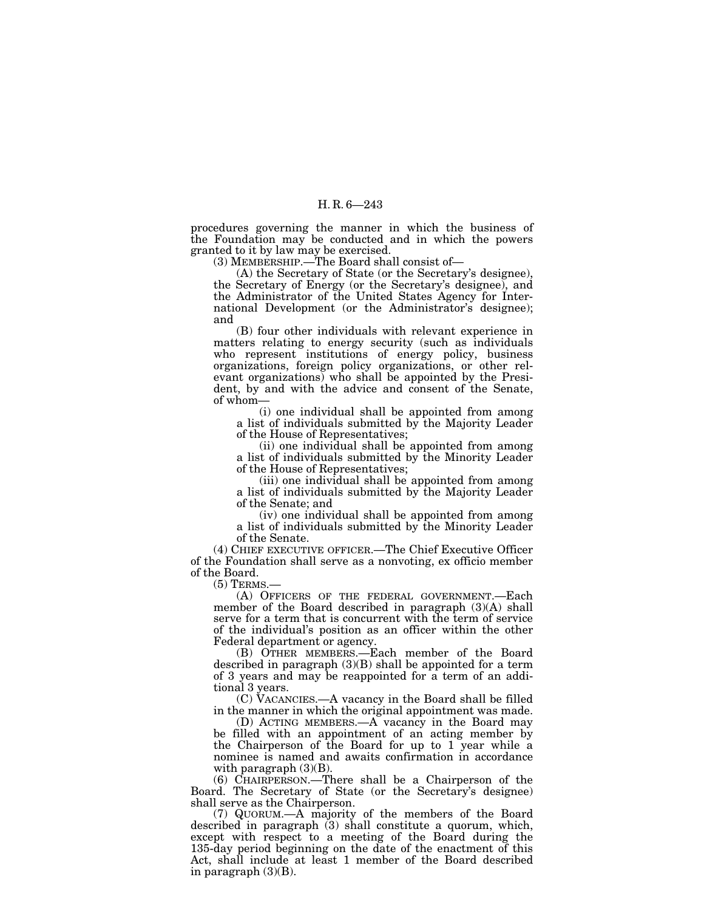procedures governing the manner in which the business of the Foundation may be conducted and in which the powers granted to it by law may be exercised.

(3) MEMBERSHIP.—The Board shall consist of—

(A) the Secretary of State (or the Secretary's designee), the Secretary of Energy (or the Secretary's designee), and the Administrator of the United States Agency for International Development (or the Administrator's designee); and

(B) four other individuals with relevant experience in matters relating to energy security (such as individuals who represent institutions of energy policy, business organizations, foreign policy organizations, or other relevant organizations) who shall be appointed by the President, by and with the advice and consent of the Senate, of whom—

(i) one individual shall be appointed from among a list of individuals submitted by the Majority Leader of the House of Representatives;

(ii) one individual shall be appointed from among a list of individuals submitted by the Minority Leader of the House of Representatives;

(iii) one individual shall be appointed from among a list of individuals submitted by the Majority Leader of the Senate; and

(iv) one individual shall be appointed from among a list of individuals submitted by the Minority Leader of the Senate.

(4) CHIEF EXECUTIVE OFFICER.—The Chief Executive Officer of the Foundation shall serve as a nonvoting, ex officio member of the Board.

(5) TERMS.—

(A) OFFICERS OF THE FEDERAL GOVERNMENT.—Each member of the Board described in paragraph (3)(A) shall serve for a term that is concurrent with the term of service of the individual's position as an officer within the other Federal department or agency.

(B) OTHER MEMBERS.—Each member of the Board described in paragraph (3)(B) shall be appointed for a term of 3 years and may be reappointed for a term of an additional 3 years.

(C) VACANCIES.—A vacancy in the Board shall be filled in the manner in which the original appointment was made.

(D) ACTING MEMBERS.—A vacancy in the Board may be filled with an appointment of an acting member by the Chairperson of the Board for up to 1 year while a nominee is named and awaits confirmation in accordance with paragraph (3)(B).

(6) CHAIRPERSON.—There shall be a Chairperson of the Board. The Secretary of State (or the Secretary's designee) shall serve as the Chairperson.

(7) QUORUM.—A majority of the members of the Board described in paragraph (3) shall constitute a quorum, which, except with respect to a meeting of the Board during the 135-day period beginning on the date of the enactment of this Act, shall include at least 1 member of the Board described in paragraph (3)(B).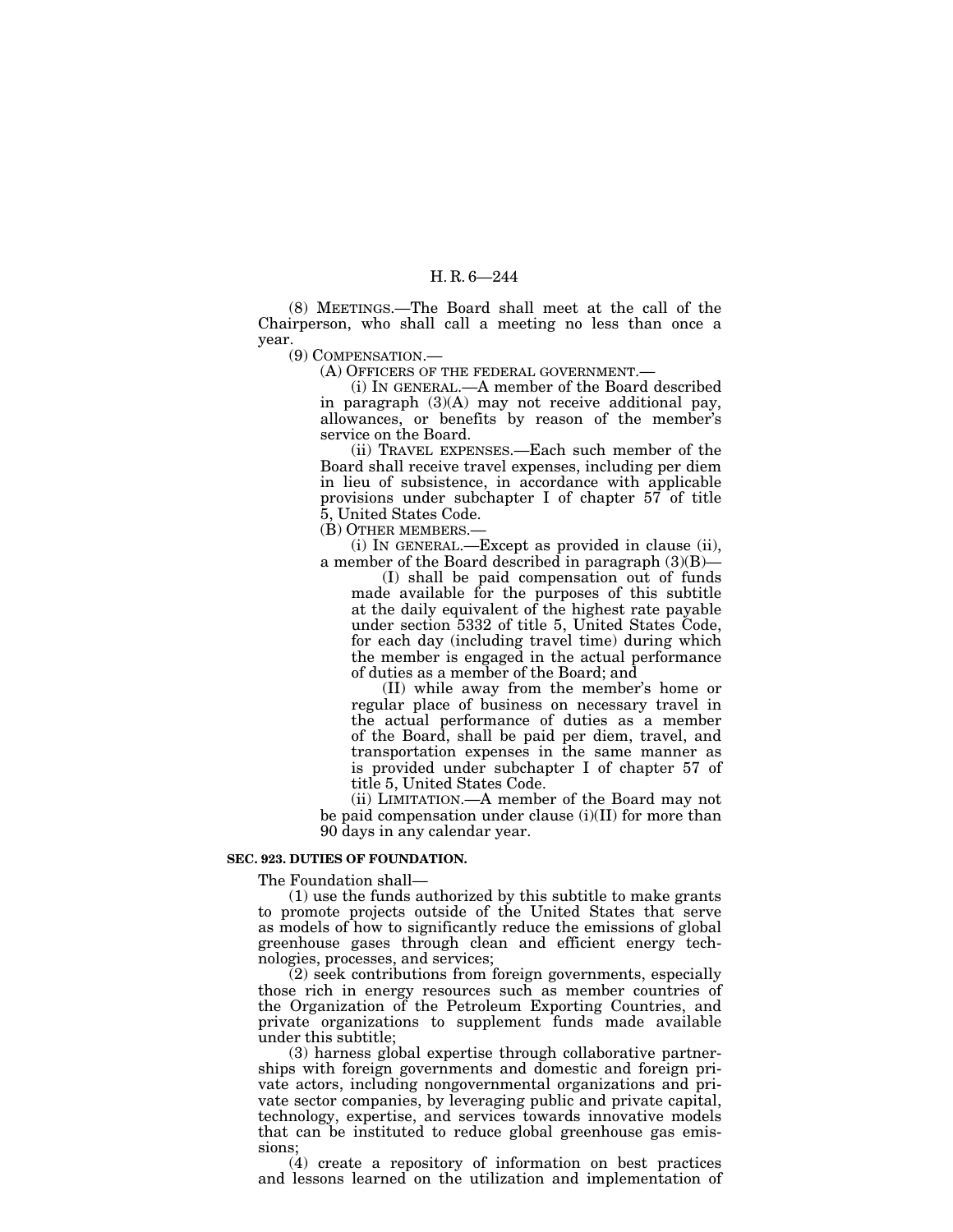(8) MEETINGS.—The Board shall meet at the call of the Chairperson, who shall call a meeting no less than once a year.

(9) COMPENSATION.—

(A) OFFICERS OF THE FEDERAL GOVERNMENT.—

(i) IN GENERAL.—A member of the Board described in paragraph (3)(A) may not receive additional pay, allowances, or benefits by reason of the member's service on the Board.

(ii) TRAVEL EXPENSES.—Each such member of the Board shall receive travel expenses, including per diem in lieu of subsistence, in accordance with applicable provisions under subchapter I of chapter 57 of title 5, United States Code.

(B) OTHER MEMBERS.—

(i) IN GENERAL.—Except as provided in clause (ii), a member of the Board described in paragraph (3)(B)—

(I) shall be paid compensation out of funds made available for the purposes of this subtitle at the daily equivalent of the highest rate payable under section 5332 of title 5, United States Code, for each day (including travel time) during which the member is engaged in the actual performance of duties as a member of the Board; and

(II) while away from the member's home or regular place of business on necessary travel in the actual performance of duties as a member of the Board, shall be paid per diem, travel, and transportation expenses in the same manner as is provided under subchapter I of chapter 57 of title 5, United States Code.

(ii) LIMITATION.—A member of the Board may not be paid compensation under clause (i)(II) for more than 90 days in any calendar year.

**SEC. 923. DUTIES OF FOUNDATION.**

The Foundation shall—

(1) use the funds authorized by this subtitle to make grants to promote projects outside of the United States that serve as models of how to significantly reduce the emissions of global greenhouse gases through clean and efficient energy technologies, processes, and services;

(2) seek contributions from foreign governments, especially those rich in energy resources such as member countries of the Organization of the Petroleum Exporting Countries, and private organizations to supplement funds made available under this subtitle;

(3) harness global expertise through collaborative partnerships with foreign governments and domestic and foreign private actors, including nongovernmental organizations and private sector companies, by leveraging public and private capital, technology, expertise, and services towards innovative models that can be instituted to reduce global greenhouse gas emissions;

(4) create a repository of information on best practices and lessons learned on the utilization and implementation of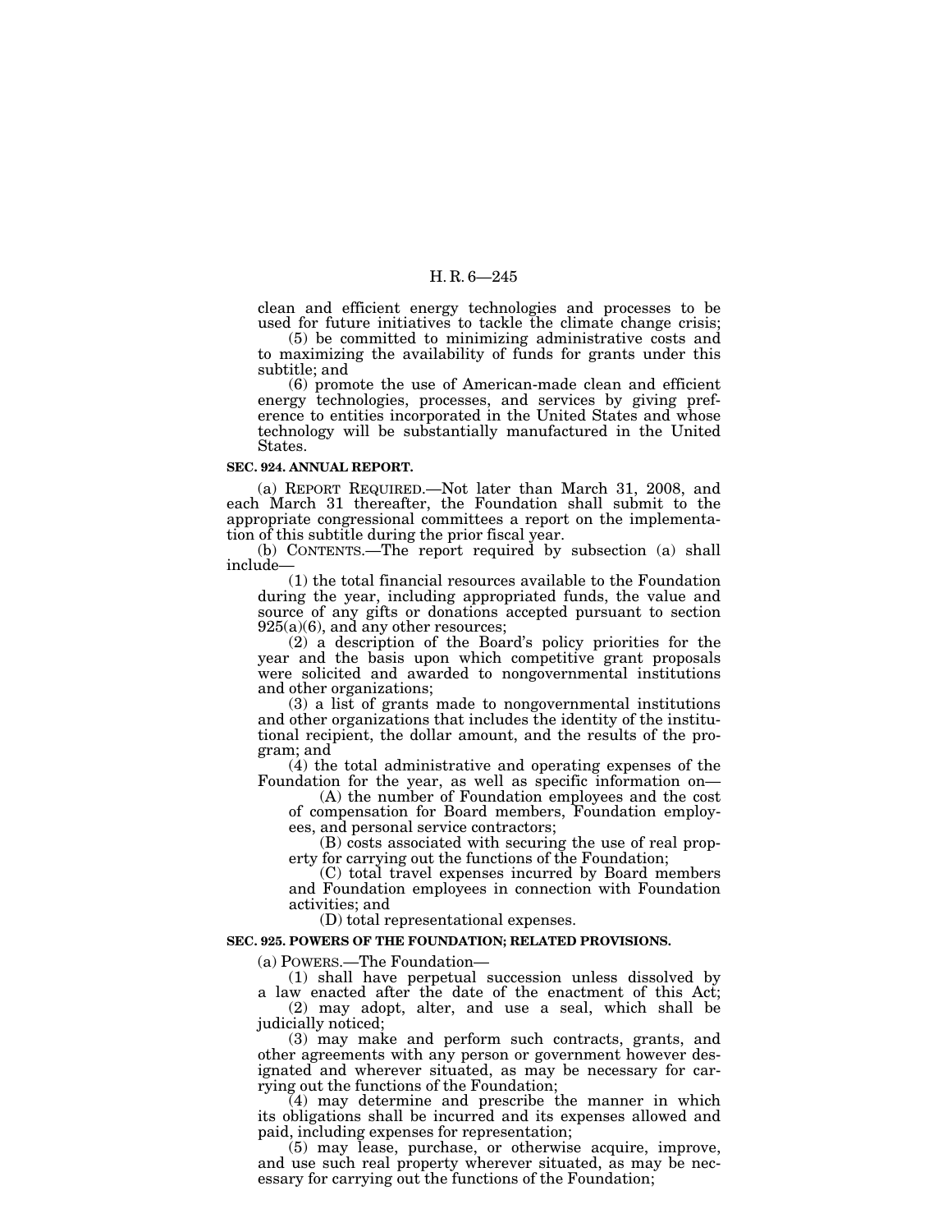clean and efficient energy technologies and processes to be used for future initiatives to tackle the climate change crisis;

(5) be committed to minimizing administrative costs and to maximizing the availability of funds for grants under this subtitle; and

(6) promote the use of American-made clean and efficient energy technologies, processes, and services by giving preference to entities incorporated in the United States and whose technology will be substantially manufactured in the United States.

**SEC. 924. ANNUAL REPORT.**

(a) REPORT REQUIRED.—Not later than March 31, 2008, and each March 31 thereafter, the Foundation shall submit to the appropriate congressional committees a report on the implementation of this subtitle during the prior fiscal year.

(b) CONTENTS.—The report required by subsection (a) shall include—

(1) the total financial resources available to the Foundation during the year, including appropriated funds, the value and source of any gifts or donations accepted pursuant to section 925(a)(6), and any other resources;

(2) a description of the Board's policy priorities for the year and the basis upon which competitive grant proposals were solicited and awarded to nongovernmental institutions and other organizations;

(3) a list of grants made to nongovernmental institutions and other organizations that includes the identity of the institutional recipient, the dollar amount, and the results of the program; and

(4) the total administrative and operating expenses of the Foundation for the year, as well as specific information on—

(A) the number of Foundation employees and the cost of compensation for Board members, Foundation employees, and personal service contractors;

(B) costs associated with securing the use of real property for carrying out the functions of the Foundation;

(C) total travel expenses incurred by Board members and Foundation employees in connection with Foundation activities; and

(D) total representational expenses.

**SEC. 925. POWERS OF THE FOUNDATION; RELATED PROVISIONS.**

(a) POWERS.—The Foundation—

(1) shall have perpetual succession unless dissolved by a law enacted after the date of the enactment of this Act;

(2) may adopt, alter, and use a seal, which shall be judicially noticed;

(3) may make and perform such contracts, grants, and other agreements with any person or government however designated and wherever situated, as may be necessary for carrying out the functions of the Foundation;

(4) may determine and prescribe the manner in which its obligations shall be incurred and its expenses allowed and paid, including expenses for representation;

(5) may lease, purchase, or otherwise acquire, improve, and use such real property wherever situated, as may be necessary for carrying out the functions of the Foundation;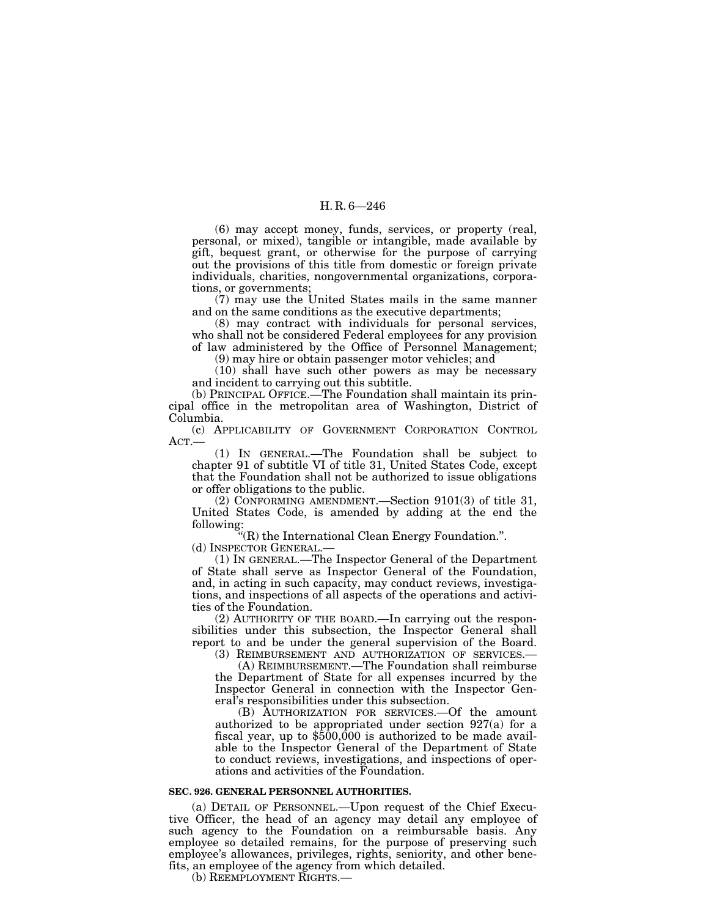(6) may accept money, funds, services, or property (real, personal, or mixed), tangible or intangible, made available by gift, bequest grant, or otherwise for the purpose of carrying out the provisions of this title from domestic or foreign private individuals, charities, nongovernmental organizations, corporations, or governments;

(7) may use the United States mails in the same manner and on the same conditions as the executive departments;

(8) may contract with individuals for personal services, who shall not be considered Federal employees for any provision of law administered by the Office of Personnel Management;

(9) may hire or obtain passenger motor vehicles; and

(10) shall have such other powers as may be necessary and incident to carrying out this subtitle.

(b) PRINCIPAL OFFICE.—The Foundation shall maintain its principal office in the metropolitan area of Washington, District of Columbia.

(c) APPLICABILITY OF GOVERNMENT CORPORATION CONTROL ACT.—

(1) IN GENERAL.—The Foundation shall be subject to chapter 91 of subtitle VI of title 31, United States Code, except that the Foundation shall not be authorized to issue obligations or offer obligations to the public.

(2) CONFORMING AMENDMENT.—Section 9101(3) of title 31, United States Code, is amended by adding at the end the following:

"(R) the International Clean Energy Foundation.".

(d) INSPECTOR GENERAL.—

(1) IN GENERAL.—The Inspector General of the Department of State shall serve as Inspector General of the Foundation, and, in acting in such capacity, may conduct reviews, investigations, and inspections of all aspects of the operations and activities of the Foundation.

(2) AUTHORITY OF THE BOARD.—In carrying out the responsibilities under this subsection, the Inspector General shall report to and be under the general supervision of the Board.

(3) REIMBURSEMENT AND AUTHORIZATION OF SERVICES.—

(A) REIMBURSEMENT.—The Foundation shall reimburse the Department of State for all expenses incurred by the Inspector General in connection with the Inspector General's responsibilities under this subsection.

(B) AUTHORIZATION FOR SERVICES.—Of the amount authorized to be appropriated under section 927(a) for a fiscal year, up to $500,000 is authorized to be made available to the Inspector General of the Department of State to conduct reviews, investigations, and inspections of operations and activities of the Foundation.

**SEC. 926. GENERAL PERSONNEL AUTHORITIES.**

(a) DETAIL OF PERSONNEL.—Upon request of the Chief Executive Officer, the head of an agency may detail any employee of such agency to the Foundation on a reimbursable basis. Any employee so detailed remains, for the purpose of preserving such employee's allowances, privileges, rights, seniority, and other benefits, an employee of the agency from which detailed.

(b) REEMPLOYMENT RIGHTS.—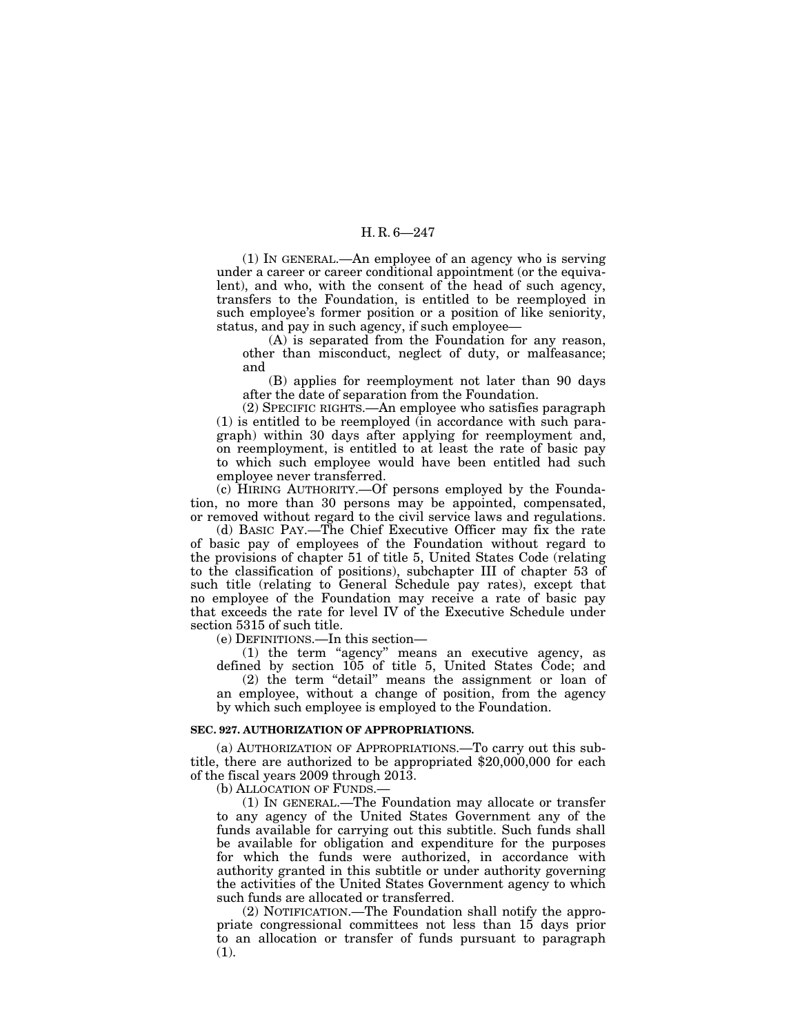(1) IN GENERAL.—An employee of an agency who is serving under a career or career conditional appointment (or the equivalent), and who, with the consent of the head of such agency, transfers to the Foundation, is entitled to be reemployed in such employee's former position or a position of like seniority, status, and pay in such agency, if such employee—

(A) is separated from the Foundation for any reason, other than misconduct, neglect of duty, or malfeasance; and

(B) applies for reemployment not later than 90 days after the date of separation from the Foundation.

(2) SPECIFIC RIGHTS.—An employee who satisfies paragraph (1) is entitled to be reemployed (in accordance with such paragraph) within 30 days after applying for reemployment and, on reemployment, is entitled to at least the rate of basic pay to which such employee would have been entitled had such employee never transferred.

(c) HIRING AUTHORITY.—Of persons employed by the Foundation, no more than 30 persons may be appointed, compensated, or removed without regard to the civil service laws and regulations.

(d) BASIC PAY.—The Chief Executive Officer may fix the rate of basic pay of employees of the Foundation without regard to the provisions of chapter 51 of title 5, United States Code (relating to the classification of positions), subchapter III of chapter 53 of such title (relating to General Schedule pay rates), except that no employee of the Foundation may receive a rate of basic pay that exceeds the rate for level IV of the Executive Schedule under section 5315 of such title.

(e) DEFINITIONS.—In this section—

(1) the term "agency" means an executive agency, as defined by section 105 of title 5, United States Code; and

(2) the term "detail" means the assignment or loan of an employee, without a change of position, from the agency by which such employee is employed to the Foundation.

**SEC. 927. AUTHORIZATION OF APPROPRIATIONS.**

(a) AUTHORIZATION OF APPROPRIATIONS.—To carry out this subtitle, there are authorized to be appropriated $20,000,000 for each of the fiscal years 2009 through 2013.

(b) ALLOCATION OF FUNDS.—

(1) IN GENERAL.—The Foundation may allocate or transfer to any agency of the United States Government any of the funds available for carrying out this subtitle. Such funds shall be available for obligation and expenditure for the purposes for which the funds were authorized, in accordance with authority granted in this subtitle or under authority governing the activities of the United States Government agency to which such funds are allocated or transferred.

(2) NOTIFICATION.—The Foundation shall notify the appropriate congressional committees not less than 15 days prior to an allocation or transfer of funds pursuant to paragraph (1).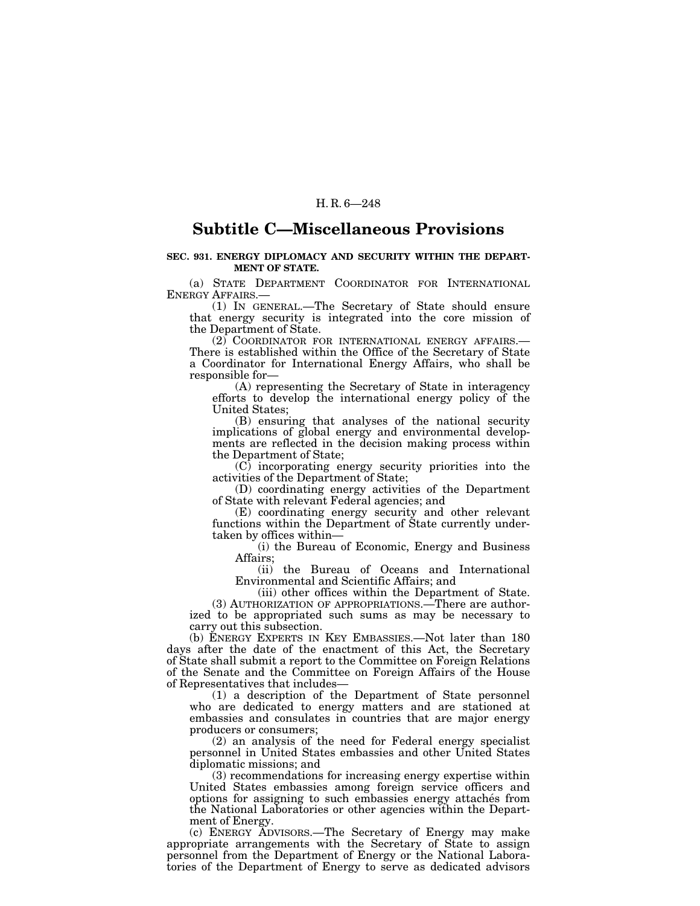## Subtitle C—Miscellaneous Provisions

**SEC. 931. ENERGY DIPLOMACY AND SECURITY WITHIN THE DEPARTMENT OF STATE.**

(a) STATE DEPARTMENT COORDINATOR FOR INTERNATIONAL ENERGY AFFAIRS.—

(1) IN GENERAL.—The Secretary of State should ensure that energy security is integrated into the core mission of the Department of State.

(2) COORDINATOR FOR INTERNATIONAL ENERGY AFFAIRS.—There is established within the Office of the Secretary of State a Coordinator for International Energy Affairs, who shall be responsible for—

(A) representing the Secretary of State in interagency efforts to develop the international energy policy of the United States;

(B) ensuring that analyses of the national security implications of global energy and environmental developments are reflected in the decision making process within the Department of State;

(C) incorporating energy security priorities into the activities of the Department of State;

(D) coordinating energy activities of the Department of State with relevant Federal agencies; and

(E) coordinating energy security and other relevant functions within the Department of State currently undertaken by offices within—

(i) the Bureau of Economic, Energy and Business Affairs;

(ii) the Bureau of Oceans and International Environmental and Scientific Affairs; and

(iii) other offices within the Department of State.

(3) AUTHORIZATION OF APPROPRIATIONS.—There are authorized to be appropriated such sums as may be necessary to carry out this subsection.

(b) ENERGY EXPERTS IN KEY EMBASSIES.—Not later than 180 days after the date of the enactment of this Act, the Secretary of State shall submit a report to the Committee on Foreign Relations of the Senate and the Committee on Foreign Affairs of the House of Representatives that includes—

(1) a description of the Department of State personnel who are dedicated to energy matters and are stationed at embassies and consulates in countries that are major energy producers or consumers;

(2) an analysis of the need for Federal energy specialist personnel in United States embassies and other United States diplomatic missions; and

(3) recommendations for increasing energy expertise within United States embassies among foreign service officers and options for assigning to such embassies energy attachés from the National Laboratories or other agencies within the Department of Energy.

(c) ENERGY ADVISORS.—The Secretary of Energy may make appropriate arrangements with the Secretary of State to assign personnel from the Department of Energy or the National Laboratories of the Department of Energy to serve as dedicated advisors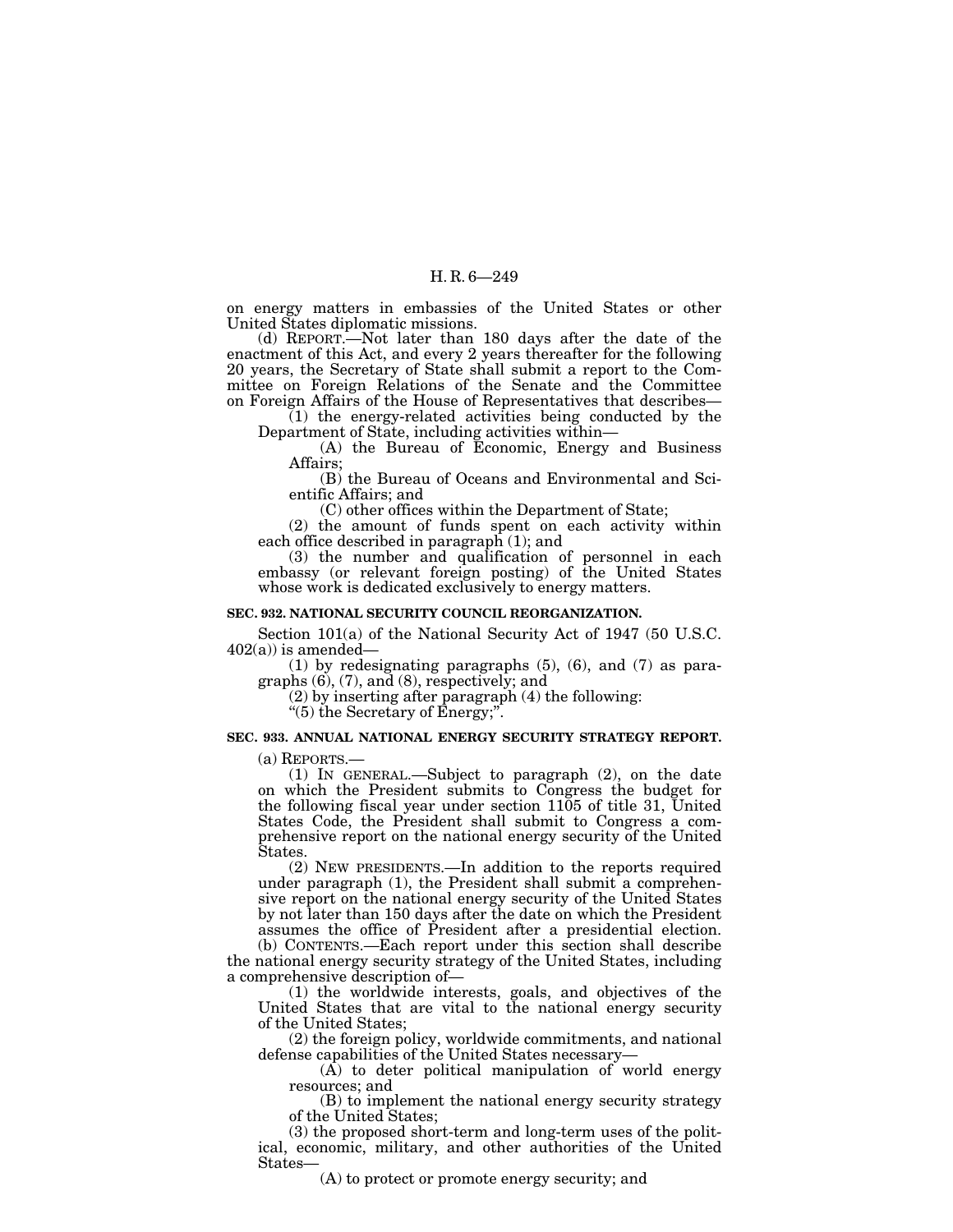on energy matters in embassies of the United States or other United States diplomatic missions.

(d) REPORT.—Not later than 180 days after the date of the enactment of this Act, and every 2 years thereafter for the following 20 years, the Secretary of State shall submit a report to the Committee on Foreign Relations of the Senate and the Committee on Foreign Affairs of the House of Representatives that describes—

(1) the energy-related activities being conducted by the Department of State, including activities within—

(A) the Bureau of Economic, Energy and Business Affairs;

(B) the Bureau of Oceans and Environmental and Scientific Affairs; and

(C) other offices within the Department of State;

(2) the amount of funds spent on each activity within each office described in paragraph (1); and

(3) the number and qualification of personnel in each embassy (or relevant foreign posting) of the United States whose work is dedicated exclusively to energy matters.

**SEC. 932. NATIONAL SECURITY COUNCIL REORGANIZATION.**

Section 101(a) of the National Security Act of 1947 (50 U.S.C. 402(a)) is amended—

(1) by redesignating paragraphs (5), (6), and (7) as paragraphs (6), (7), and (8), respectively; and

(2) by inserting after paragraph (4) the following:

"(5) the Secretary of Energy;".

**SEC. 933. ANNUAL NATIONAL ENERGY SECURITY STRATEGY REPORT.**

(a) REPORTS.—

(1) IN GENERAL.—Subject to paragraph (2), on the date on which the President submits to Congress the budget for the following fiscal year under section 1105 of title 31, United States Code, the President shall submit to Congress a comprehensive report on the national energy security of the United States.

(2) NEW PRESIDENTS.—In addition to the reports required under paragraph (1), the President shall submit a comprehensive report on the national energy security of the United States by not later than 150 days after the date on which the President assumes the office of President after a presidential election.

(b) CONTENTS.—Each report under this section shall describe the national energy security strategy of the United States, including a comprehensive description of—

(1) the worldwide interests, goals, and objectives of the United States that are vital to the national energy security of the United States;

(2) the foreign policy, worldwide commitments, and national defense capabilities of the United States necessary—

(A) to deter political manipulation of world energy resources; and

(B) to implement the national energy security strategy of the United States;

(3) the proposed short-term and long-term uses of the political, economic, military, and other authorities of the United States—

(A) to protect or promote energy security; and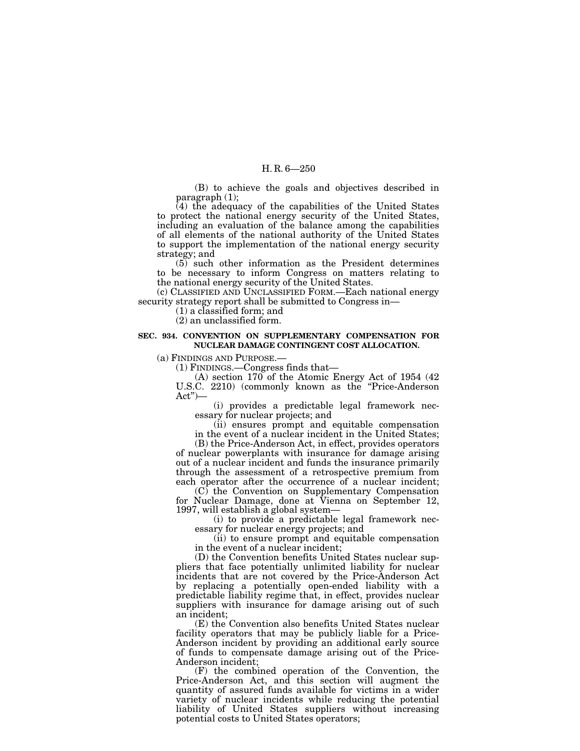(B) to achieve the goals and objectives described in paragraph (1);

(4) the adequacy of the capabilities of the United States to protect the national energy security of the United States, including an evaluation of the balance among the capabilities of all elements of the national authority of the United States to support the implementation of the national energy security strategy; and

(5) such other information as the President determines to be necessary to inform Congress on matters relating to the national energy security of the United States.

(c) CLASSIFIED AND UNCLASSIFIED FORM.—Each national energy security strategy report shall be submitted to Congress in—

(1) a classified form; and

(2) an unclassified form.

**SEC. 934. CONVENTION ON SUPPLEMENTARY COMPENSATION FOR NUCLEAR DAMAGE CONTINGENT COST ALLOCATION.**

(a) FINDINGS AND PURPOSE.—

(1) FINDINGS.—Congress finds that—

(A) section 170 of the Atomic Energy Act of 1954 (42 U.S.C. 2210) (commonly known as the "Price-Anderson Act")—

(i) provides a predictable legal framework necessary for nuclear projects; and

(ii) ensures prompt and equitable compensation in the event of a nuclear incident in the United States;

(B) the Price-Anderson Act, in effect, provides operators of nuclear powerplants with insurance for damage arising out of a nuclear incident and funds the insurance primarily through the assessment of a retrospective premium from each operator after the occurrence of a nuclear incident;

(C) the Convention on Supplementary Compensation for Nuclear Damage, done at Vienna on September 12, 1997, will establish a global system—

(i) to provide a predictable legal framework necessary for nuclear energy projects; and

(ii) to ensure prompt and equitable compensation in the event of a nuclear incident;

(D) the Convention benefits United States nuclear suppliers that face potentially unlimited liability for nuclear incidents that are not covered by the Price-Anderson Act by replacing a potentially open-ended liability with a predictable liability regime that, in effect, provides nuclear suppliers with insurance for damage arising out of such an incident;

(E) the Convention also benefits United States nuclear facility operators that may be publicly liable for a Price-Anderson incident by providing an additional early source of funds to compensate damage arising out of the Price-Anderson incident;

(F) the combined operation of the Convention, the Price-Anderson Act, and this section will augment the quantity of assured funds available for victims in a wider variety of nuclear incidents while reducing the potential liability of United States suppliers without increasing potential costs to United States operators;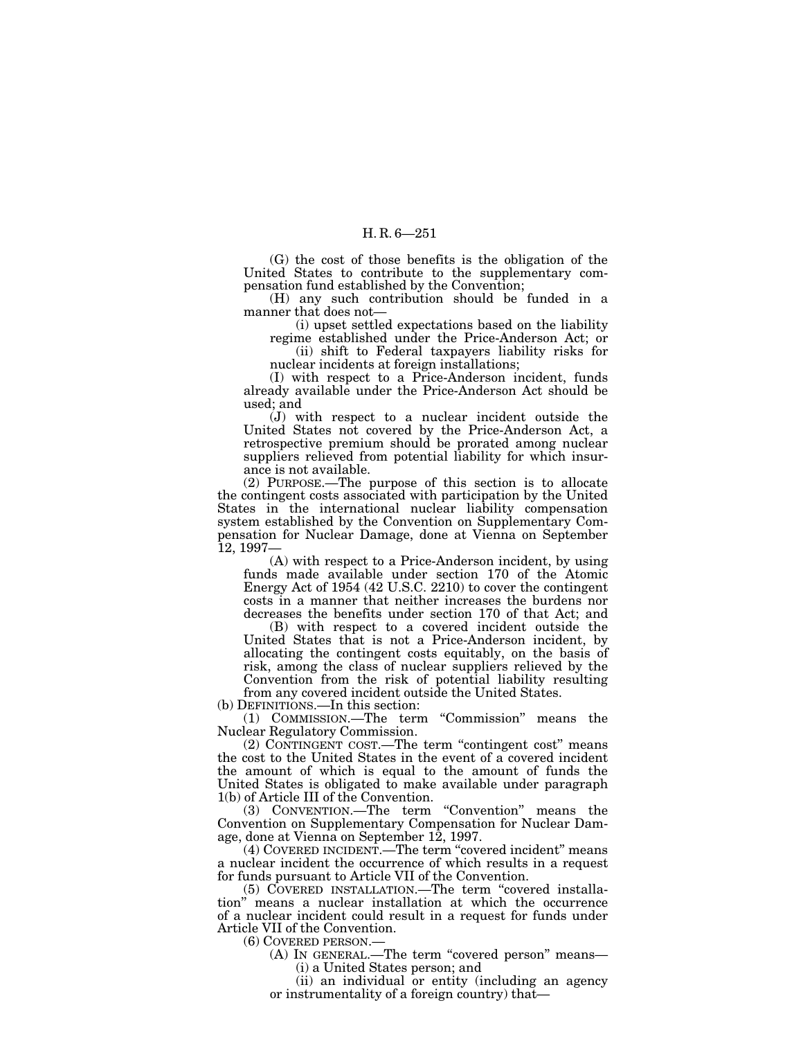(G) the cost of those benefits is the obligation of the United States to contribute to the supplementary compensation fund established by the Convention;

(H) any such contribution should be funded in a manner that does not—

(i) upset settled expectations based on the liability regime established under the Price-Anderson Act; or

(ii) shift to Federal taxpayers liability risks for nuclear incidents at foreign installations;

(I) with respect to a Price-Anderson incident, funds already available under the Price-Anderson Act should be used; and

(J) with respect to a nuclear incident outside the United States not covered by the Price-Anderson Act, a retrospective premium should be prorated among nuclear suppliers relieved from potential liability for which insurance is not available.

(2) PURPOSE.—The purpose of this section is to allocate the contingent costs associated with participation by the United States in the international nuclear liability compensation system established by the Convention on Supplementary Compensation for Nuclear Damage, done at Vienna on September 12, 1997—

(A) with respect to a Price-Anderson incident, by using funds made available under section 170 of the Atomic Energy Act of 1954 (42 U.S.C. 2210) to cover the contingent costs in a manner that neither increases the burdens nor decreases the benefits under section 170 of that Act; and

(B) with respect to a covered incident outside the United States that is not a Price-Anderson incident, by allocating the contingent costs equitably, on the basis of risk, among the class of nuclear suppliers relieved by the Convention from the risk of potential liability resulting from any covered incident outside the United States.

(b) DEFINITIONS.—In this section:

(1) COMMISSION.—The term "Commission" means the Nuclear Regulatory Commission.

(2) CONTINGENT COST.—The term "contingent cost" means the cost to the United States in the event of a covered incident the amount of which is equal to the amount of funds the United States is obligated to make available under paragraph 1(b) of Article III of the Convention.

(3) CONVENTION.—The term "Convention" means the Convention on Supplementary Compensation for Nuclear Damage, done at Vienna on September 12, 1997.

(4) COVERED INCIDENT.—The term "covered incident" means a nuclear incident the occurrence of which results in a request for funds pursuant to Article VII of the Convention.

(5) COVERED INSTALLATION.—The term "covered installation" means a nuclear installation at which the occurrence of a nuclear incident could result in a request for funds under Article VII of the Convention.

(6) COVERED PERSON.—

(A) IN GENERAL.—The term "covered person" means—

(i) a United States person; and

(ii) an individual or entity (including an agency or instrumentality of a foreign country) that—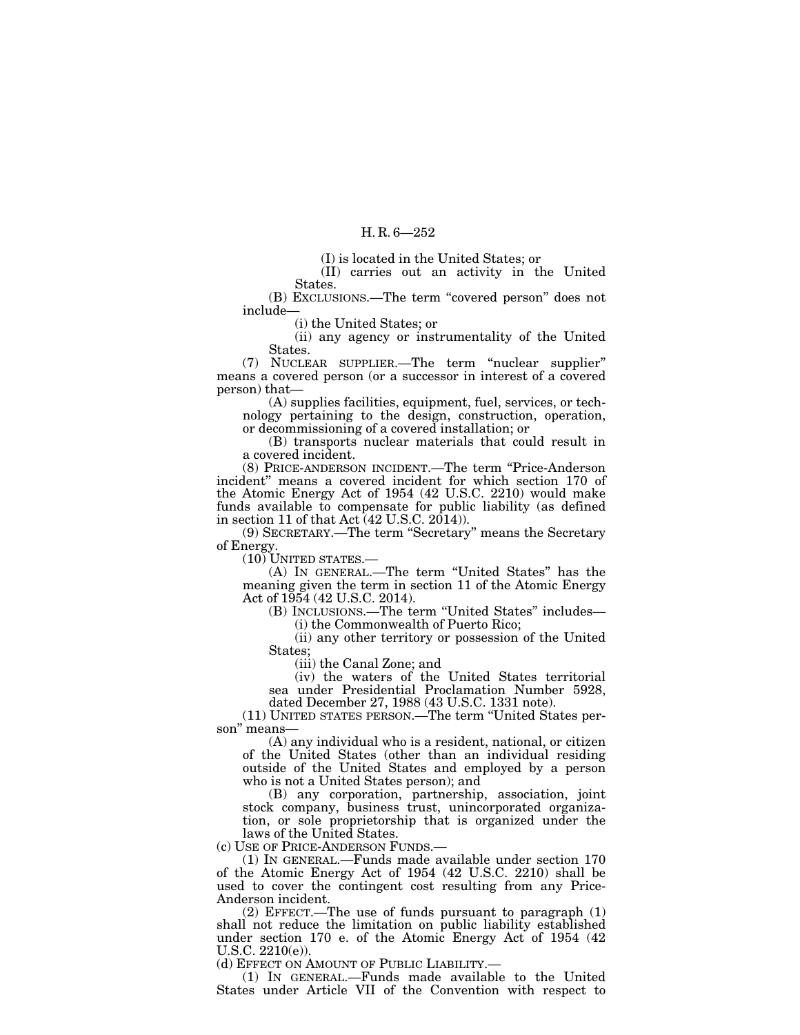(I) is located in the United States; or

(II) carries out an activity in the United States.

(B) EXCLUSIONS.—The term "covered person" does not include—

(i) the United States; or

(ii) any agency or instrumentality of the United States.

(7) NUCLEAR SUPPLIER.—The term "nuclear supplier" means a covered person (or a successor in interest of a covered person) that—

(A) supplies facilities, equipment, fuel, services, or technology pertaining to the design, construction, operation, or decommissioning of a covered installation; or

(B) transports nuclear materials that could result in a covered incident.

(8) PRICE-ANDERSON INCIDENT.—The term "Price-Anderson incident" means a covered incident for which section 170 of the Atomic Energy Act of 1954 (42 U.S.C. 2210) would make funds available to compensate for public liability (as defined in section 11 of that Act (42 U.S.C. 2014)).

(9) SECRETARY.—The term "Secretary" means the Secretary of Energy.

(10) UNITED STATES.—

(A) IN GENERAL.—The term "United States" has the meaning given the term in section 11 of the Atomic Energy Act of 1954 (42 U.S.C. 2014).

(B) INCLUSIONS.—The term "United States" includes—

(i) the Commonwealth of Puerto Rico;

(ii) any other territory or possession of the United States;

(iii) the Canal Zone; and

(iv) the waters of the United States territorial sea under Presidential Proclamation Number 5928, dated December 27, 1988 (43 U.S.C. 1331 note).

(11) UNITED STATES PERSON.—The term "United States person" means—

(A) any individual who is a resident, national, or citizen of the United States (other than an individual residing outside of the United States and employed by a person who is not a United States person); and

(B) any corporation, partnership, association, joint stock company, business trust, unincorporated organization, or sole proprietorship that is organized under the laws of the United States.

(c) USE OF PRICE-ANDERSON FUNDS.—

(1) IN GENERAL.—Funds made available under section 170 of the Atomic Energy Act of 1954 (42 U.S.C. 2210) shall be used to cover the contingent cost resulting from any Price-Anderson incident.

(2) EFFECT.—The use of funds pursuant to paragraph (1) shall not reduce the limitation on public liability established under section 170 e. of the Atomic Energy Act of 1954 (42 U.S.C. 2210(e)).

(d) EFFECT ON AMOUNT OF PUBLIC LIABILITY.—

(1) IN GENERAL.—Funds made available to the United States under Article VII of the Convention with respect to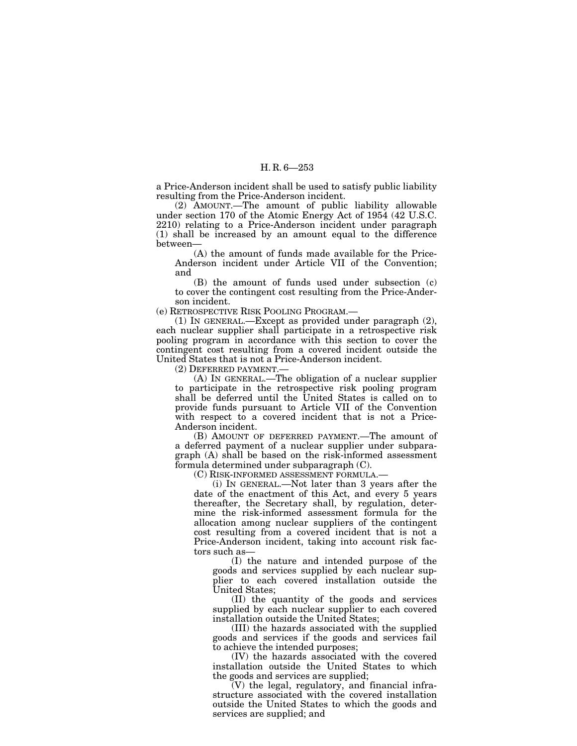a Price-Anderson incident shall be used to satisfy public liability resulting from the Price-Anderson incident.

(2) AMOUNT.—The amount of public liability allowable under section 170 of the Atomic Energy Act of 1954 (42 U.S.C. 2210) relating to a Price-Anderson incident under paragraph (1) shall be increased by an amount equal to the difference between—

(A) the amount of funds made available for the Price-Anderson incident under Article VII of the Convention; and

(B) the amount of funds used under subsection (c) to cover the contingent cost resulting from the Price-Anderson incident.

(e) RETROSPECTIVE RISK POOLING PROGRAM.—

(1) IN GENERAL.—Except as provided under paragraph (2), each nuclear supplier shall participate in a retrospective risk pooling program in accordance with this section to cover the contingent cost resulting from a covered incident outside the United States that is not a Price-Anderson incident.

(2) DEFERRED PAYMENT.—

(A) IN GENERAL.—The obligation of a nuclear supplier to participate in the retrospective risk pooling program shall be deferred until the United States is called on to provide funds pursuant to Article VII of the Convention with respect to a covered incident that is not a Price-Anderson incident.

(B) AMOUNT OF DEFERRED PAYMENT.—The amount of a deferred payment of a nuclear supplier under subparagraph (A) shall be based on the risk-informed assessment formula determined under subparagraph (C).

(C) RISK-INFORMED ASSESSMENT FORMULA.—

(i) IN GENERAL.—Not later than 3 years after the date of the enactment of this Act, and every 5 years thereafter, the Secretary shall, by regulation, determine the risk-informed assessment formula for the allocation among nuclear suppliers of the contingent cost resulting from a covered incident that is not a Price-Anderson incident, taking into account risk factors such as—

(I) the nature and intended purpose of the goods and services supplied by each nuclear supplier to each covered installation outside the United States;

(II) the quantity of the goods and services supplied by each nuclear supplier to each covered installation outside the United States;

(III) the hazards associated with the supplied goods and services if the goods and services fail to achieve the intended purposes;

(IV) the hazards associated with the covered installation outside the United States to which the goods and services are supplied;

(V) the legal, regulatory, and financial infrastructure associated with the covered installation outside the United States to which the goods and services are supplied; and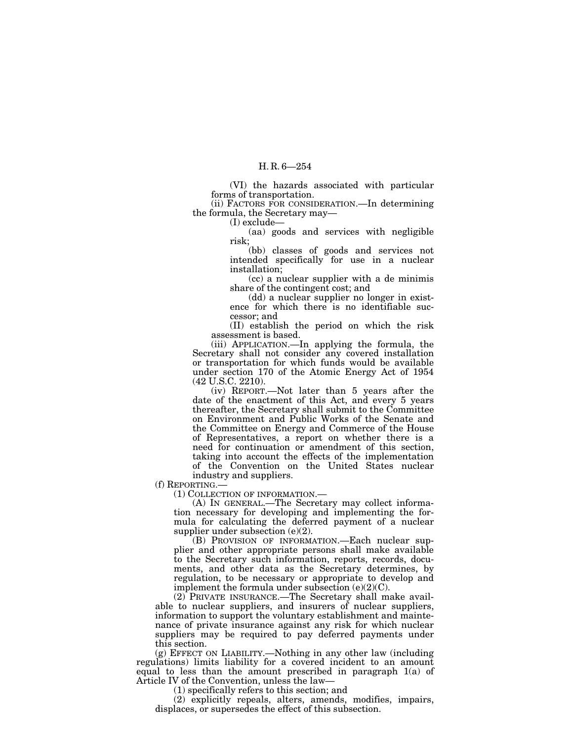(VI) the hazards associated with particular forms of transportation.

(ii) FACTORS FOR CONSIDERATION.—In determining the formula, the Secretary may—

(I) exclude—

(aa) goods and services with negligible risk;

(bb) classes of goods and services not intended specifically for use in a nuclear installation;

(cc) a nuclear supplier with a de minimis share of the contingent cost; and

(dd) a nuclear supplier no longer in existence for which there is no identifiable successor; and

(II) establish the period on which the risk assessment is based.

(iii) APPLICATION.—In applying the formula, the Secretary shall not consider any covered installation or transportation for which funds would be available under section 170 of the Atomic Energy Act of 1954 (42 U.S.C. 2210).

(iv) REPORT.—Not later than 5 years after the date of the enactment of this Act, and every 5 years thereafter, the Secretary shall submit to the Committee on Environment and Public Works of the Senate and the Committee on Energy and Commerce of the House of Representatives, a report on whether there is a need for continuation or amendment of this section, taking into account the effects of the implementation of the Convention on the United States nuclear industry and suppliers.

(f) REPORTING.—

(1) COLLECTION OF INFORMATION.—

(A) IN GENERAL.—The Secretary may collect information necessary for developing and implementing the formula for calculating the deferred payment of a nuclear supplier under subsection (e)(2).

(B) PROVISION OF INFORMATION.—Each nuclear supplier and other appropriate persons shall make available to the Secretary such information, reports, records, documents, and other data as the Secretary determines, by regulation, to be necessary or appropriate to develop and implement the formula under subsection (e)(2)(C).

(2) PRIVATE INSURANCE.—The Secretary shall make available to nuclear suppliers, and insurers of nuclear suppliers, information to support the voluntary establishment and maintenance of private insurance against any risk for which nuclear suppliers may be required to pay deferred payments under this section.

(g) EFFECT ON LIABILITY.—Nothing in any other law (including regulations) limits liability for a covered incident to an amount equal to less than the amount prescribed in paragraph 1(a) of Article IV of the Convention, unless the law—

(1) specifically refers to this section; and

(2) explicitly repeals, alters, amends, modifies, impairs, displaces, or supersedes the effect of this subsection.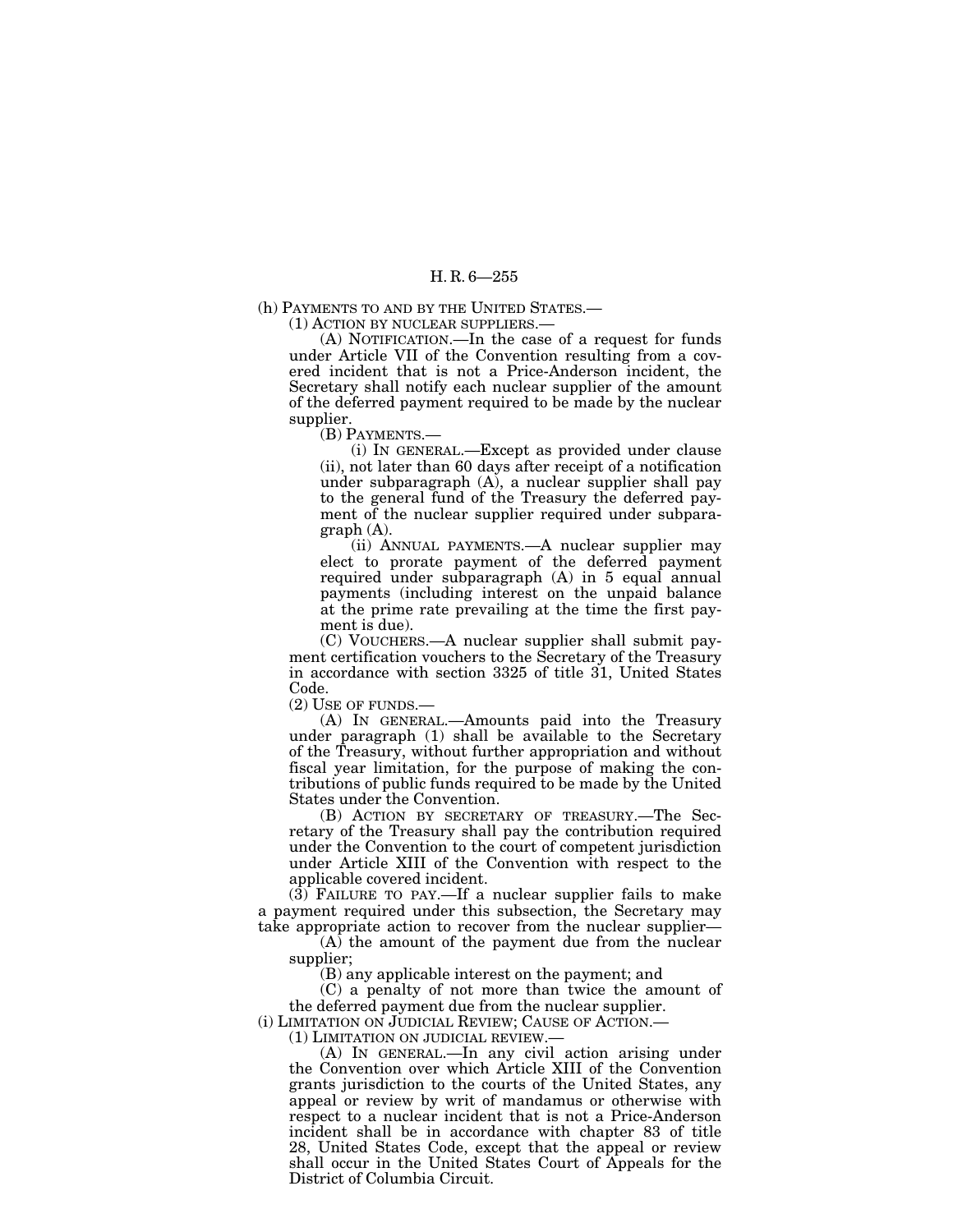(h) PAYMENTS TO AND BY THE UNITED STATES.—

(1) ACTION BY NUCLEAR SUPPLIERS.—

(A) NOTIFICATION.—In the case of a request for funds under Article VII of the Convention resulting from a covered incident that is not a Price-Anderson incident, the Secretary shall notify each nuclear supplier of the amount of the deferred payment required to be made by the nuclear supplier.

(B) PAYMENTS.—

(i) IN GENERAL.—Except as provided under clause (ii), not later than 60 days after receipt of a notification under subparagraph (A), a nuclear supplier shall pay to the general fund of the Treasury the deferred payment of the nuclear supplier required under subparagraph (A).

(ii) ANNUAL PAYMENTS.—A nuclear supplier may elect to prorate payment of the deferred payment required under subparagraph (A) in 5 equal annual payments (including interest on the unpaid balance at the prime rate prevailing at the time the first payment is due).

(C) VOUCHERS.—A nuclear supplier shall submit payment certification vouchers to the Secretary of the Treasury in accordance with section 3325 of title 31, United States Code.

(2) USE OF FUNDS.—

(A) IN GENERAL.—Amounts paid into the Treasury under paragraph (1) shall be available to the Secretary of the Treasury, without further appropriation and without fiscal year limitation, for the purpose of making the contributions of public funds required to be made by the United States under the Convention.

(B) ACTION BY SECRETARY OF TREASURY.—The Secretary of the Treasury shall pay the contribution required under the Convention to the court of competent jurisdiction under Article XIII of the Convention with respect to the applicable covered incident.

(3) FAILURE TO PAY.—If a nuclear supplier fails to make a payment required under this subsection, the Secretary may take appropriate action to recover from the nuclear supplier—

(A) the amount of the payment due from the nuclear supplier;

(B) any applicable interest on the payment; and

(C) a penalty of not more than twice the amount of the deferred payment due from the nuclear supplier.

(i) LIMITATION ON JUDICIAL REVIEW; CAUSE OF ACTION.—

(1) LIMITATION ON JUDICIAL REVIEW.—

(A) IN GENERAL.—In any civil action arising under the Convention over which Article XIII of the Convention grants jurisdiction to the courts of the United States, any appeal or review by writ of mandamus or otherwise with respect to a nuclear incident that is not a Price-Anderson incident shall be in accordance with chapter 83 of title 28, United States Code, except that the appeal or review shall occur in the United States Court of Appeals for the District of Columbia Circuit.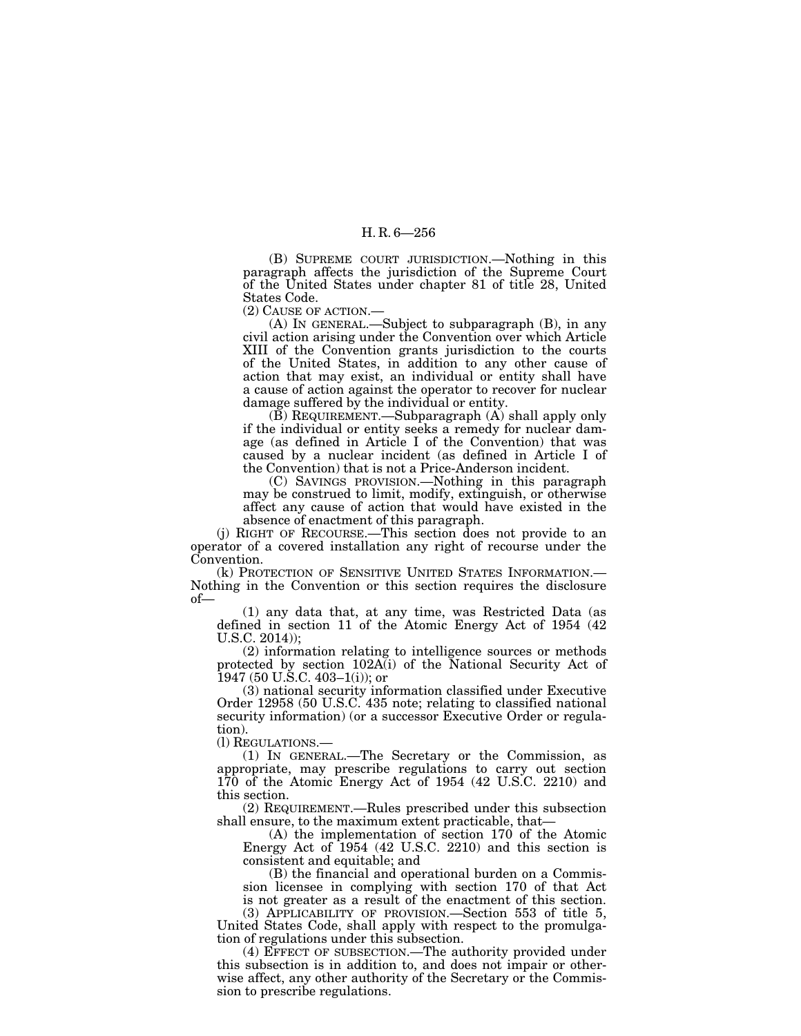(B) SUPREME COURT JURISDICTION.—Nothing in this paragraph affects the jurisdiction of the Supreme Court of the United States under chapter 81 of title 28, United States Code.

(2) CAUSE OF ACTION.—

(A) IN GENERAL.—Subject to subparagraph (B), in any civil action arising under the Convention over which Article XIII of the Convention grants jurisdiction to the courts of the United States, in addition to any other cause of action that may exist, an individual or entity shall have a cause of action against the operator to recover for nuclear damage suffered by the individual or entity.

(B) REQUIREMENT.—Subparagraph (A) shall apply only if the individual or entity seeks a remedy for nuclear damage (as defined in Article I of the Convention) that was caused by a nuclear incident (as defined in Article I of the Convention) that is not a Price-Anderson incident.

(C) SAVINGS PROVISION.—Nothing in this paragraph may be construed to limit, modify, extinguish, or otherwise affect any cause of action that would have existed in the absence of enactment of this paragraph.

(j) RIGHT OF RECOURSE.—This section does not provide to an operator of a covered installation any right of recourse under the Convention.

(k) PROTECTION OF SENSITIVE UNITED STATES INFORMATION.—Nothing in the Convention or this section requires the disclosure of—

(1) any data that, at any time, was Restricted Data (as defined in section 11 of the Atomic Energy Act of 1954 (42 U.S.C. 2014));

(2) information relating to intelligence sources or methods protected by section 102A(i) of the National Security Act of 1947 (50 U.S.C. 403–1(i)); or

(3) national security information classified under Executive Order 12958 (50 U.S.C. 435 note; relating to classified national security information) (or a successor Executive Order or regulation).

(l) REGULATIONS.—

(1) IN GENERAL.—The Secretary or the Commission, as appropriate, may prescribe regulations to carry out section 170 of the Atomic Energy Act of 1954 (42 U.S.C. 2210) and this section.

(2) REQUIREMENT.—Rules prescribed under this subsection shall ensure, to the maximum extent practicable, that—

(A) the implementation of section 170 of the Atomic Energy Act of 1954 (42 U.S.C. 2210) and this section is consistent and equitable; and

(B) the financial and operational burden on a Commission licensee in complying with section 170 of that Act is not greater as a result of the enactment of this section.

(3) APPLICABILITY OF PROVISION.—Section 553 of title 5, United States Code, shall apply with respect to the promulgation of regulations under this subsection.

(4) EFFECT OF SUBSECTION.—The authority provided under this subsection is in addition to, and does not impair or otherwise affect, any other authority of the Secretary or the Commission to prescribe regulations.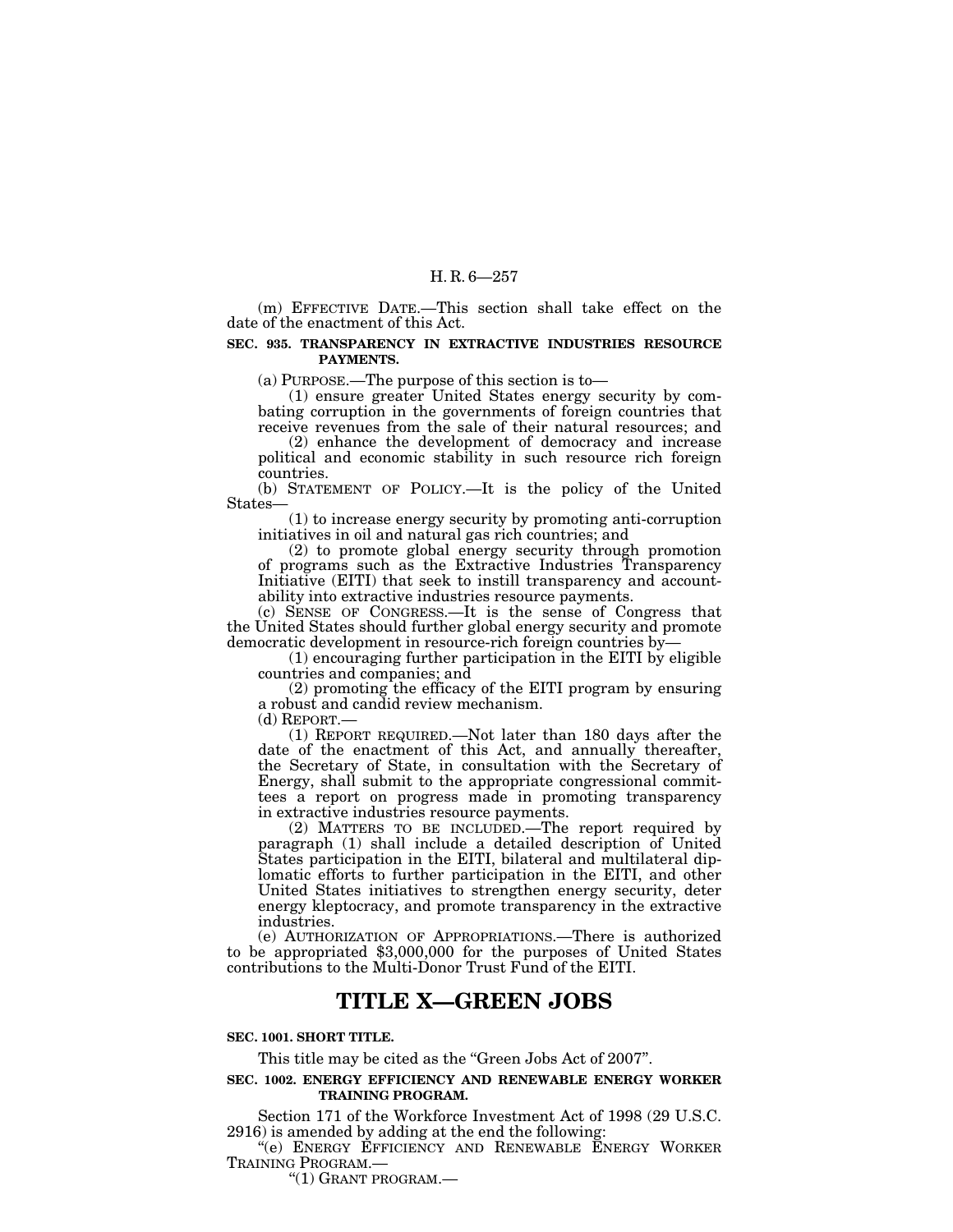(m) EFFECTIVE DATE.—This section shall take effect on the date of the enactment of this Act.

**SEC. 935. TRANSPARENCY IN EXTRACTIVE INDUSTRIES RESOURCE PAYMENTS.**

(a) PURPOSE.—The purpose of this section is to—

(1) ensure greater United States energy security by combating corruption in the governments of foreign countries that receive revenues from the sale of their natural resources; and

(2) enhance the development of democracy and increase political and economic stability in such resource rich foreign countries.

(b) STATEMENT OF POLICY.—It is the policy of the United States—

(1) to increase energy security by promoting anti-corruption initiatives in oil and natural gas rich countries; and

(2) to promote global energy security through promotion of programs such as the Extractive Industries Transparency Initiative (EITI) that seek to instill transparency and accountability into extractive industries resource payments.

(c) SENSE OF CONGRESS.—It is the sense of Congress that the United States should further global energy security and promote democratic development in resource-rich foreign countries by—

(1) encouraging further participation in the EITI by eligible countries and companies; and

(2) promoting the efficacy of the EITI program by ensuring a robust and candid review mechanism.

(d) REPORT.—

(1) REPORT REQUIRED.—Not later than 180 days after the date of the enactment of this Act, and annually thereafter, the Secretary of State, in consultation with the Secretary of Energy, shall submit to the appropriate congressional committees a report on progress made in promoting transparency in extractive industries resource payments.

(2) MATTERS TO BE INCLUDED.—The report required by paragraph (1) shall include a detailed description of United States participation in the EITI, bilateral and multilateral diplomatic efforts to further participation in the EITI, and other United States initiatives to strengthen energy security, deter energy kleptocracy, and promote transparency in the extractive industries.

(e) AUTHORIZATION OF APPROPRIATIONS.—There is authorized to be appropriated $3,000,000 for the purposes of United States contributions to the Multi-Donor Trust Fund of the EITI.

# TITLE X—GREEN JOBS

**SEC. 1001. SHORT TITLE.**

This title may be cited as the "Green Jobs Act of 2007".

**SEC. 1002. ENERGY EFFICIENCY AND RENEWABLE ENERGY WORKER TRAINING PROGRAM.**

Section 171 of the Workforce Investment Act of 1998 (29 U.S.C. 2916) is amended by adding at the end the following:

"(e) ENERGY EFFICIENCY AND RENEWABLE ENERGY WORKER TRAINING PROGRAM.—

"(1) GRANT PROGRAM.—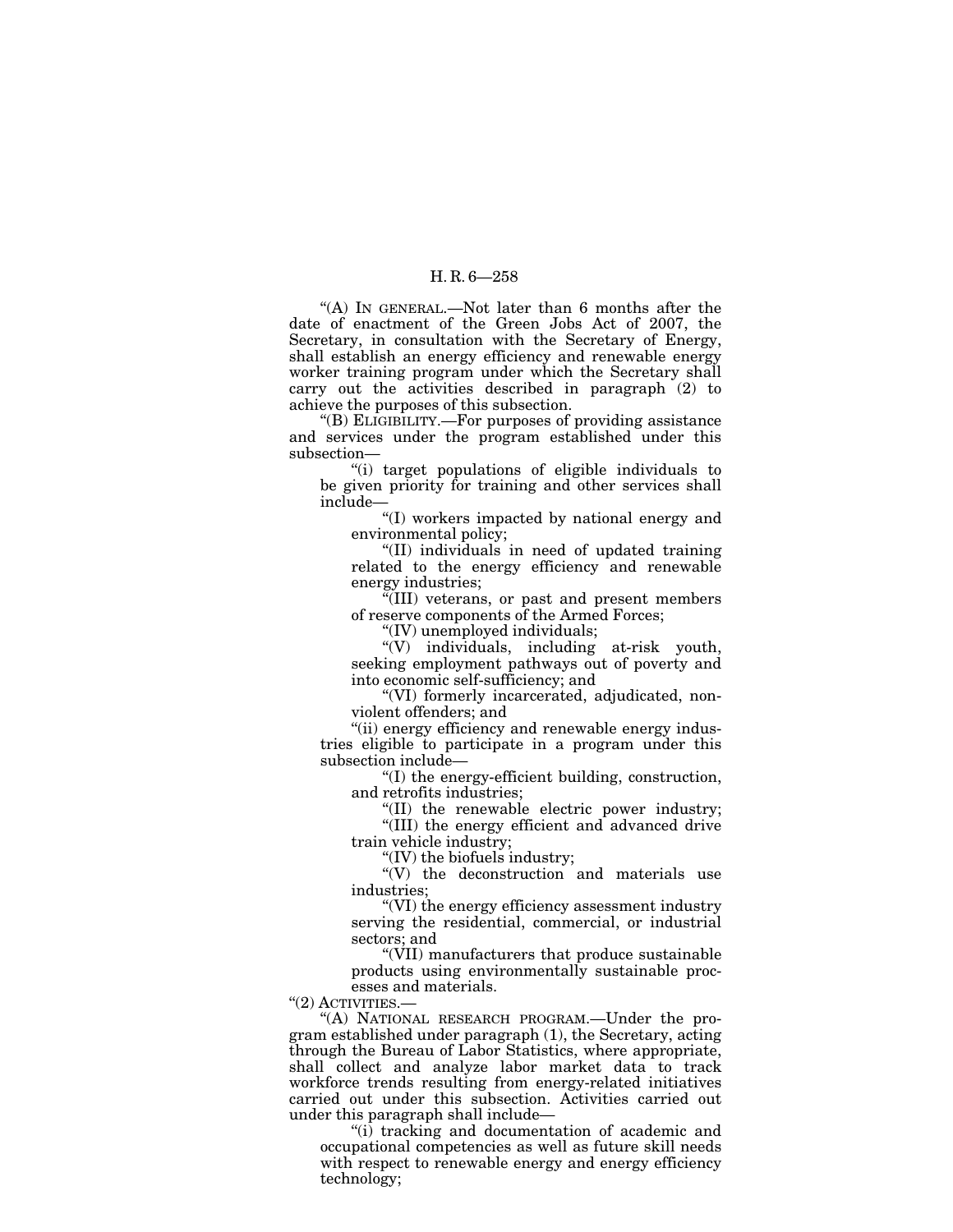"(A) IN GENERAL.—Not later than 6 months after the date of enactment of the Green Jobs Act of 2007, the Secretary, in consultation with the Secretary of Energy, shall establish an energy efficiency and renewable energy worker training program under which the Secretary shall carry out the activities described in paragraph (2) to achieve the purposes of this subsection.

"(B) ELIGIBILITY.—For purposes of providing assistance and services under the program established under this subsection—

"(i) target populations of eligible individuals to be given priority for training and other services shall include—

"(I) workers impacted by national energy and environmental policy;

"(II) individuals in need of updated training related to the energy efficiency and renewable energy industries;

"(III) veterans, or past and present members of reserve components of the Armed Forces;

"(IV) unemployed individuals;

"(V) individuals, including at-risk youth, seeking employment pathways out of poverty and into economic self-sufficiency; and

"(VI) formerly incarcerated, adjudicated, non-violent offenders; and

"(ii) energy efficiency and renewable energy industries eligible to participate in a program under this subsection include—

"(I) the energy-efficient building, construction, and retrofits industries;

"(II) the renewable electric power industry;

"(III) the energy efficient and advanced drive train vehicle industry;

"(IV) the biofuels industry;

"(V) the deconstruction and materials use industries;

"(VI) the energy efficiency assessment industry serving the residential, commercial, or industrial sectors; and

"(VII) manufacturers that produce sustainable products using environmentally sustainable processes and materials.

"(2) ACTIVITIES.—

"(A) NATIONAL RESEARCH PROGRAM.—Under the program established under paragraph (1), the Secretary, acting through the Bureau of Labor Statistics, where appropriate, shall collect and analyze labor market data to track workforce trends resulting from energy-related initiatives carried out under this subsection. Activities carried out under this paragraph shall include—

"(i) tracking and documentation of academic and occupational competencies as well as future skill needs with respect to renewable energy and energy efficiency technology;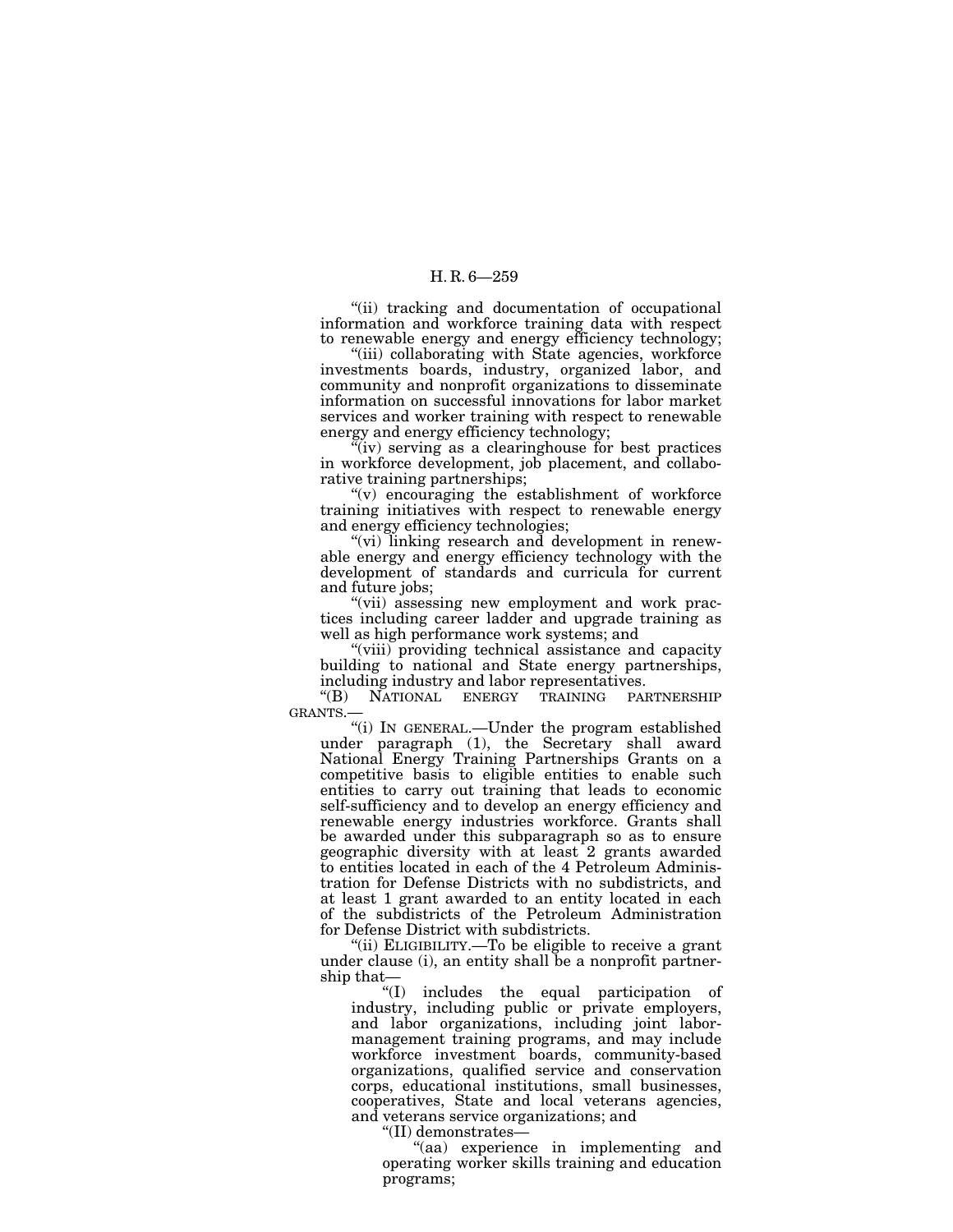"(ii) tracking and documentation of occupational information and workforce training data with respect to renewable energy and energy efficiency technology;

"(iii) collaborating with State agencies, workforce investments boards, industry, organized labor, and community and nonprofit organizations to disseminate information on successful innovations for labor market services and worker training with respect to renewable energy and energy efficiency technology;

"(iv) serving as a clearinghouse for best practices in workforce development, job placement, and collaborative training partnerships;

"(v) encouraging the establishment of workforce training initiatives with respect to renewable energy and energy efficiency technologies;

"(vi) linking research and development in renewable energy and energy efficiency technology with the development of standards and curricula for current and future jobs;

"(vii) assessing new employment and work practices including career ladder and upgrade training as well as high performance work systems; and

"(viii) providing technical assistance and capacity building to national and State energy partnerships, including industry and labor representatives.

"(B) NATIONAL ENERGY TRAINING PARTNERSHIP GRANTS.—

"(i) IN GENERAL.—Under the program established under paragraph (1), the Secretary shall award National Energy Training Partnerships Grants on a competitive basis to eligible entities to enable such entities to carry out training that leads to economic self-sufficiency and to develop an energy efficiency and renewable energy industries workforce. Grants shall be awarded under this subparagraph so as to ensure geographic diversity with at least 2 grants awarded to entities located in each of the 4 Petroleum Administration for Defense Districts with no subdistricts, and at least 1 grant awarded to an entity located in each of the subdistricts of the Petroleum Administration for Defense District with subdistricts.

"(ii) ELIGIBILITY.—To be eligible to receive a grant under clause (i), an entity shall be a nonprofit partnership that—

"(I) includes the equal participation of industry, including public or private employers, and labor organizations, including joint labor-management training programs, and may include workforce investment boards, community-based organizations, qualified service and conservation corps, educational institutions, small businesses, cooperatives, State and local veterans agencies, and veterans service organizations; and

"(II) demonstrates—

"(aa) experience in implementing and operating worker skills training and education programs;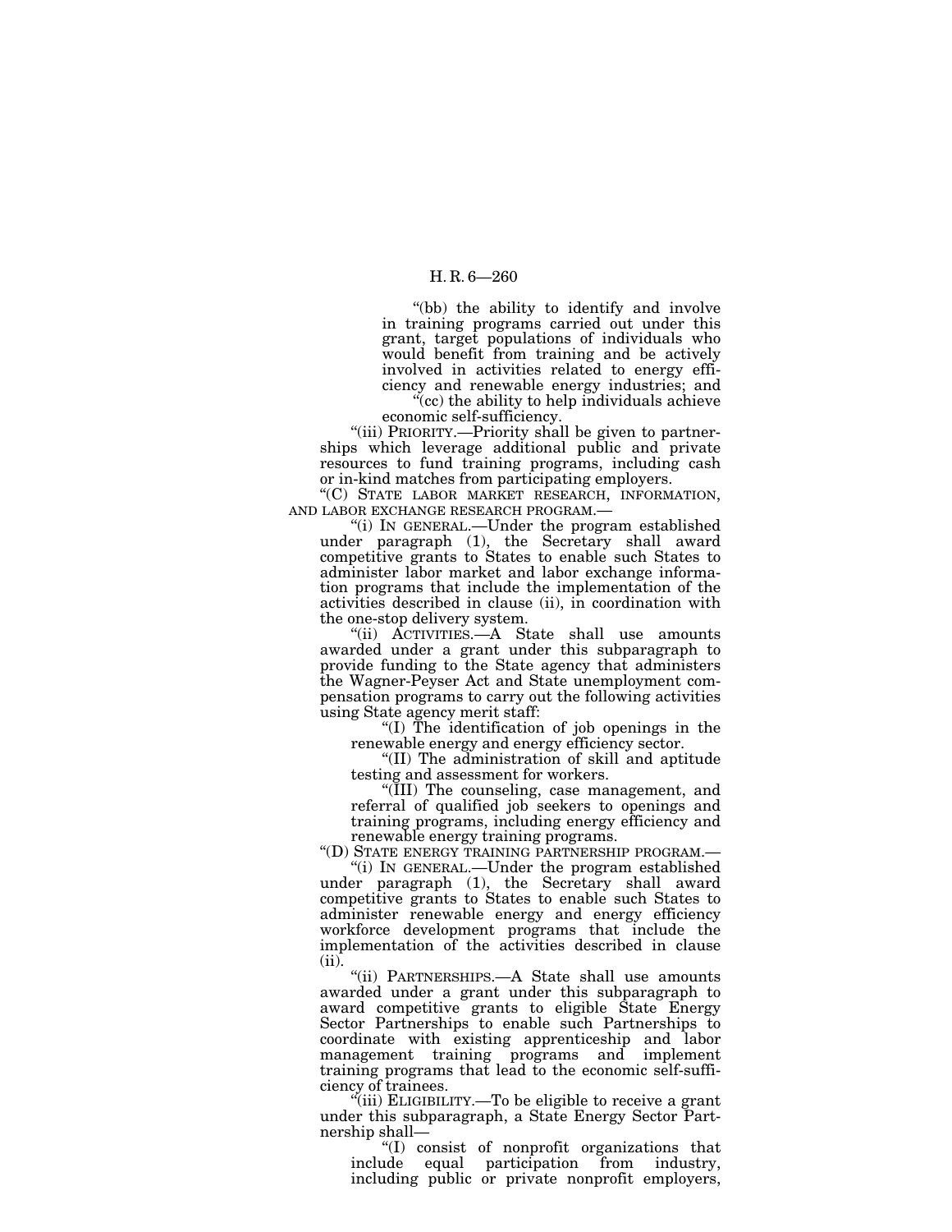"(bb) the ability to identify and involve in training programs carried out under this grant, target populations of individuals who would benefit from training and be actively involved in activities related to energy efficiency and renewable energy industries; and

"(cc) the ability to help individuals achieve economic self-sufficiency.

"(iii) PRIORITY.—Priority shall be given to partnerships which leverage additional public and private resources to fund training programs, including cash or in-kind matches from participating employers.

"(C) STATE LABOR MARKET RESEARCH, INFORMATION, AND LABOR EXCHANGE RESEARCH PROGRAM.—

"(i) IN GENERAL.—Under the program established under paragraph (1), the Secretary shall award competitive grants to States to enable such States to administer labor market and labor exchange information programs that include the implementation of the activities described in clause (ii), in coordination with the one-stop delivery system.

"(ii) ACTIVITIES.—A State shall use amounts awarded under a grant under this subparagraph to provide funding to the State agency that administers the Wagner-Peyser Act and State unemployment compensation programs to carry out the following activities using State agency merit staff:

"(I) The identification of job openings in the renewable energy and energy efficiency sector.

"(II) The administration of skill and aptitude testing and assessment for workers.

"(III) The counseling, case management, and referral of qualified job seekers to openings and training programs, including energy efficiency and renewable energy training programs.

"(D) STATE ENERGY TRAINING PARTNERSHIP PROGRAM.—

"(i) IN GENERAL.—Under the program established under paragraph (1), the Secretary shall award competitive grants to States to enable such States to administer renewable energy and energy efficiency workforce development programs that include the implementation of the activities described in clause (ii).

"(ii) PARTNERSHIPS.—A State shall use amounts awarded under a grant under this subparagraph to award competitive grants to eligible State Energy Sector Partnerships to enable such Partnerships to coordinate with existing apprenticeship and labor management training programs and implement training programs that lead to the economic self-sufficiency of trainees.

"(iii) ELIGIBILITY.—To be eligible to receive a grant under this subparagraph, a State Energy Sector Partnership shall—

"(I) consist of nonprofit organizations that include equal participation from industry, including public or private nonprofit employers,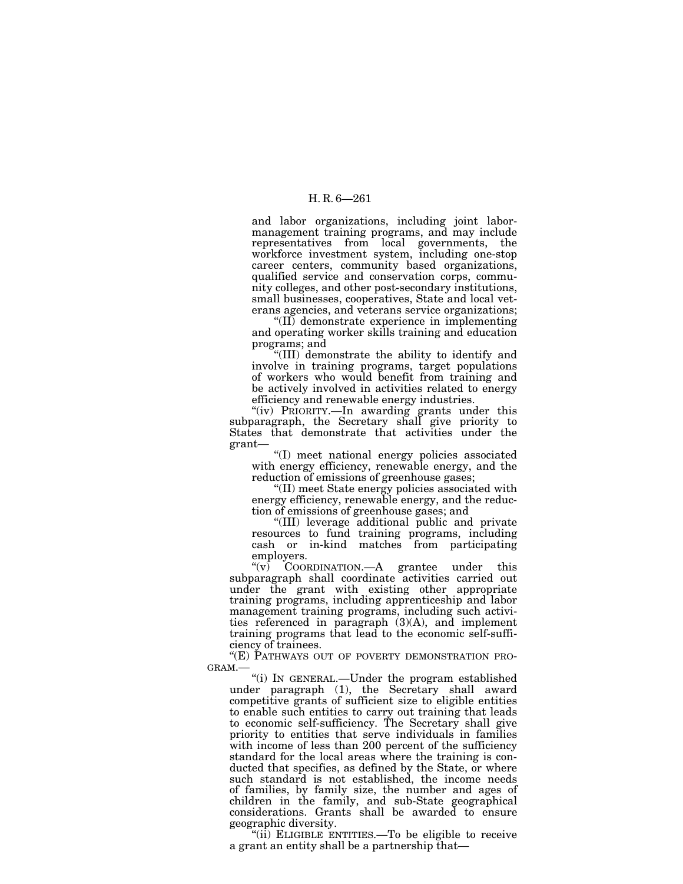and labor organizations, including joint labor-management training programs, and may include representatives from local governments, the workforce investment system, including one-stop career centers, community based organizations, qualified service and conservation corps, community colleges, and other post-secondary institutions, small businesses, cooperatives, State and local veterans agencies, and veterans service organizations;

"(II) demonstrate experience in implementing and operating worker skills training and education programs; and

"(III) demonstrate the ability to identify and involve in training programs, target populations of workers who would benefit from training and be actively involved in activities related to energy efficiency and renewable energy industries.

"(iv) PRIORITY.—In awarding grants under this subparagraph, the Secretary shall give priority to States that demonstrate that activities under the grant—

"(I) meet national energy policies associated with energy efficiency, renewable energy, and the reduction of emissions of greenhouse gases;

"(II) meet State energy policies associated with energy efficiency, renewable energy, and the reduction of emissions of greenhouse gases; and

"(III) leverage additional public and private resources to fund training programs, including cash or in-kind matches from participating employers.

"(v) COORDINATION.—A grantee under this subparagraph shall coordinate activities carried out under the grant with existing other appropriate training programs, including apprenticeship and labor management training programs, including such activities referenced in paragraph (3)(A), and implement training programs that lead to the economic self-sufficiency of trainees.

"(E) PATHWAYS OUT OF POVERTY DEMONSTRATION PROGRAM.—

"(i) IN GENERAL.—Under the program established under paragraph (1), the Secretary shall award competitive grants of sufficient size to eligible entities to enable such entities to carry out training that leads to economic self-sufficiency. The Secretary shall give priority to entities that serve individuals in families with income of less than 200 percent of the sufficiency standard for the local areas where the training is conducted that specifies, as defined by the State, or where such standard is not established, the income needs of families, by family size, the number and ages of children in the family, and sub-State geographical considerations. Grants shall be awarded to ensure geographic diversity.

"(ii) ELIGIBLE ENTITIES.—To be eligible to receive a grant an entity shall be a partnership that—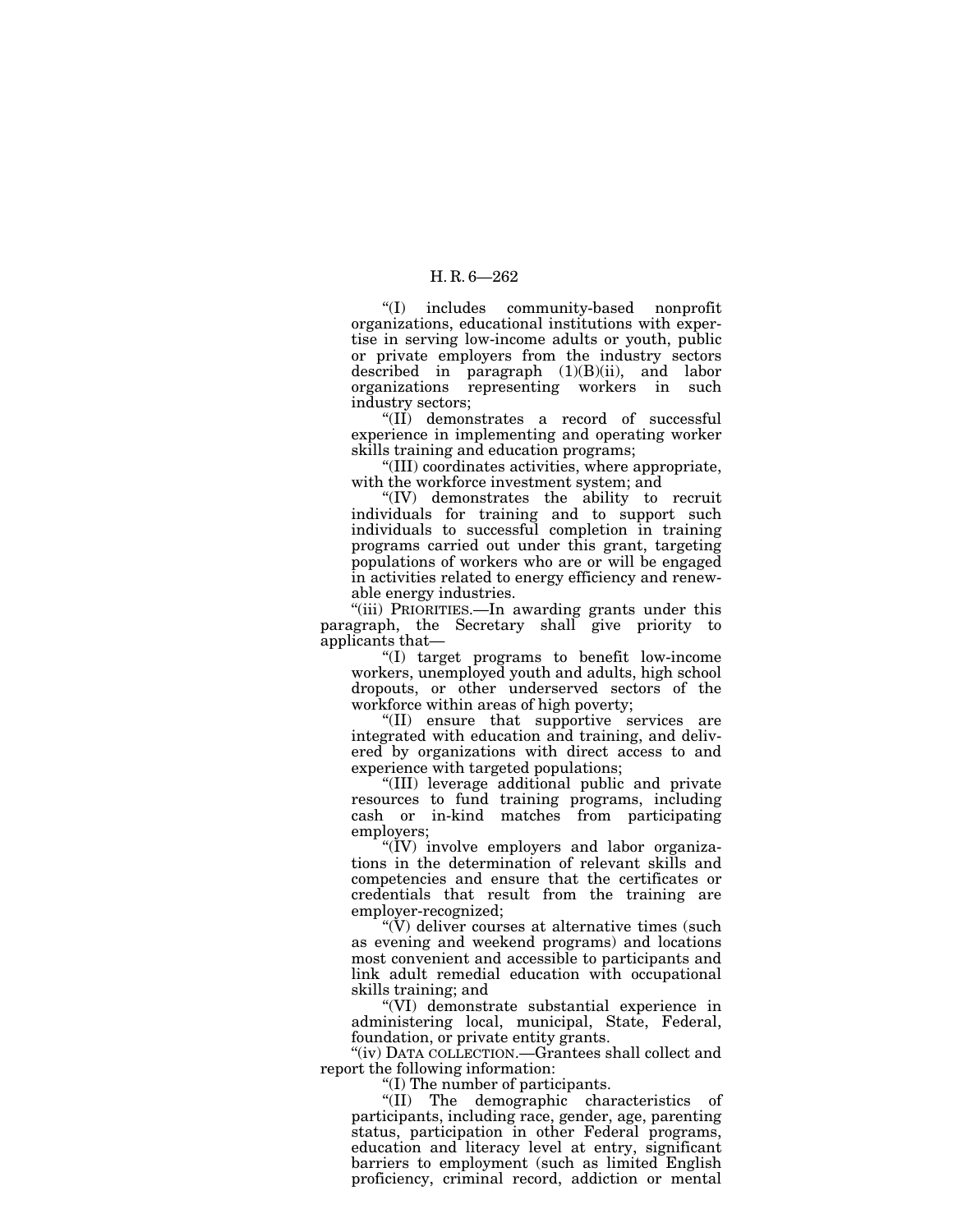"(I) includes community-based nonprofit organizations, educational institutions with expertise in serving low-income adults or youth, public or private employers from the industry sectors described in paragraph (1)(B)(ii), and labor organizations representing workers in such industry sectors;

"(II) demonstrates a record of successful experience in implementing and operating worker skills training and education programs;

"(III) coordinates activities, where appropriate, with the workforce investment system; and

"(IV) demonstrates the ability to recruit individuals for training and to support such individuals to successful completion in training programs carried out under this grant, targeting populations of workers who are or will be engaged in activities related to energy efficiency and renewable energy industries.

"(iii) PRIORITIES.—In awarding grants under this paragraph, the Secretary shall give priority to applicants that—

"(I) target programs to benefit low-income workers, unemployed youth and adults, high school dropouts, or other underserved sectors of the workforce within areas of high poverty;

"(II) ensure that supportive services are integrated with education and training, and delivered by organizations with direct access to and experience with targeted populations;

"(III) leverage additional public and private resources to fund training programs, including cash or in-kind matches from participating employers;

"(IV) involve employers and labor organizations in the determination of relevant skills and competencies and ensure that the certificates or credentials that result from the training are employer-recognized;

"(V) deliver courses at alternative times (such as evening and weekend programs) and locations most convenient and accessible to participants and link adult remedial education with occupational skills training; and

"(VI) demonstrate substantial experience in administering local, municipal, State, Federal, foundation, or private entity grants.

"(iv) DATA COLLECTION.—Grantees shall collect and report the following information:

"(I) The number of participants.

"(II) The demographic characteristics of participants, including race, gender, age, parenting status, participation in other Federal programs, education and literacy level at entry, significant barriers to employment (such as limited English proficiency, criminal record, addiction or mental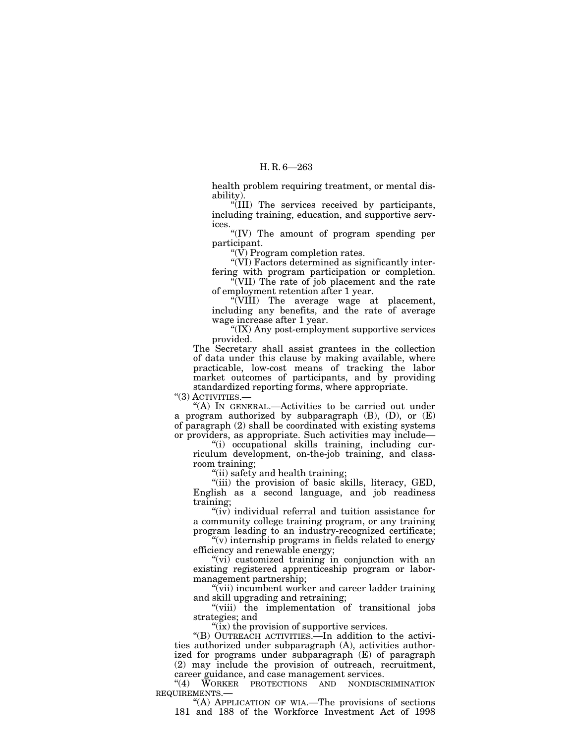health problem requiring treatment, or mental disability).

"(III) The services received by participants, including training, education, and supportive services.

"(IV) The amount of program spending per participant.

"(V) Program completion rates.

"(VI) Factors determined as significantly interfering with program participation or completion.

"(VII) The rate of job placement and the rate of employment retention after 1 year.

"(VIII) The average wage at placement, including any benefits, and the rate of average wage increase after 1 year.

"(IX) Any post-employment supportive services provided.

The Secretary shall assist grantees in the collection of data under this clause by making available, where practicable, low-cost means of tracking the labor market outcomes of participants, and by providing standardized reporting forms, where appropriate.

"(3) ACTIVITIES.—

"(A) IN GENERAL.—Activities to be carried out under a program authorized by subparagraph (B), (D), or (E) of paragraph (2) shall be coordinated with existing systems or providers, as appropriate. Such activities may include—

"(i) occupational skills training, including curriculum development, on-the-job training, and classroom training;

"(ii) safety and health training;

"(iii) the provision of basic skills, literacy, GED, English as a second language, and job readiness training;

"(iv) individual referral and tuition assistance for a community college training program, or any training program leading to an industry-recognized certificate;

"(v) internship programs in fields related to energy efficiency and renewable energy;

"(vi) customized training in conjunction with an existing registered apprenticeship program or labor-management partnership;

"(vii) incumbent worker and career ladder training and skill upgrading and retraining;

"(viii) the implementation of transitional jobs strategies; and

"(ix) the provision of supportive services.

"(B) OUTREACH ACTIVITIES.—In addition to the activities authorized under subparagraph (A), activities authorized for programs under subparagraph (E) of paragraph (2) may include the provision of outreach, recruitment, career guidance, and case management services.

"(4) WORKER PROTECTIONS AND NONDISCRIMINATION REQUIREMENTS.—

"(A) APPLICATION OF WIA.—The provisions of sections 181 and 188 of the Workforce Investment Act of 1998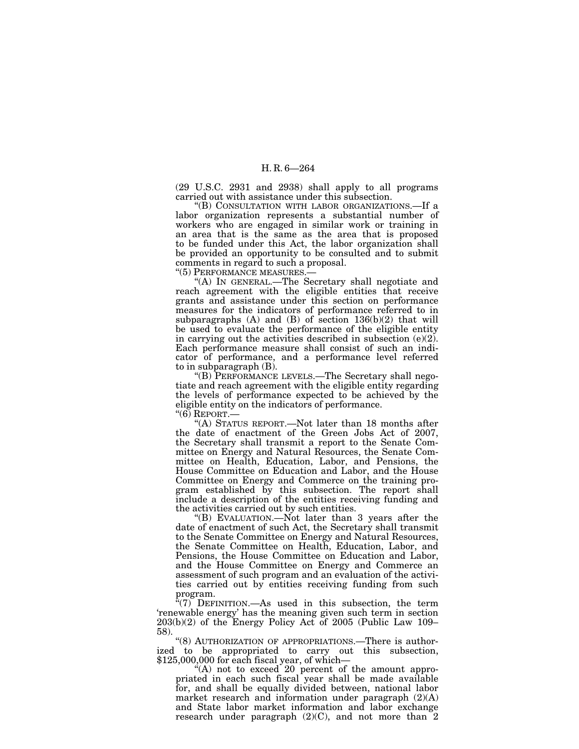(29 U.S.C. 2931 and 2938) shall apply to all programs carried out with assistance under this subsection.

"(B) CONSULTATION WITH LABOR ORGANIZATIONS.—If a labor organization represents a substantial number of workers who are engaged in similar work or training in an area that is the same as the area that is proposed to be funded under this Act, the labor organization shall be provided an opportunity to be consulted and to submit comments in regard to such a proposal.

"(5) PERFORMANCE MEASURES.—

"(A) IN GENERAL.—The Secretary shall negotiate and reach agreement with the eligible entities that receive grants and assistance under this section on performance measures for the indicators of performance referred to in subparagraphs (A) and (B) of section 136(b)(2) that will be used to evaluate the performance of the eligible entity in carrying out the activities described in subsection (e)(2). Each performance measure shall consist of such an indicator of performance, and a performance level referred to in subparagraph (B).

"(B) PERFORMANCE LEVELS.—The Secretary shall negotiate and reach agreement with the eligible entity regarding the levels of performance expected to be achieved by the eligible entity on the indicators of performance.

"(6) REPORT.—

"(A) STATUS REPORT.—Not later than 18 months after the date of enactment of the Green Jobs Act of 2007, the Secretary shall transmit a report to the Senate Committee on Energy and Natural Resources, the Senate Committee on Health, Education, Labor, and Pensions, the House Committee on Education and Labor, and the House Committee on Energy and Commerce on the training program established by this subsection. The report shall include a description of the entities receiving funding and the activities carried out by such entities.

"(B) EVALUATION.—Not later than 3 years after the date of enactment of such Act, the Secretary shall transmit to the Senate Committee on Energy and Natural Resources, the Senate Committee on Health, Education, Labor, and Pensions, the House Committee on Education and Labor, and the House Committee on Energy and Commerce an assessment of such program and an evaluation of the activities carried out by entities receiving funding from such program.

"(7) DEFINITION.—As used in this subsection, the term 'renewable energy' has the meaning given such term in section 203(b)(2) of the Energy Policy Act of 2005 (Public Law 109–58).

"(8) AUTHORIZATION OF APPROPRIATIONS.—There is authorized to be appropriated to carry out this subsection, $125,000,000 for each fiscal year, of which—

"(A) not to exceed 20 percent of the amount appropriated in each such fiscal year shall be made available for, and shall be equally divided between, national labor market research and information under paragraph (2)(A) and State labor market information and labor exchange research under paragraph (2)(C), and not more than 2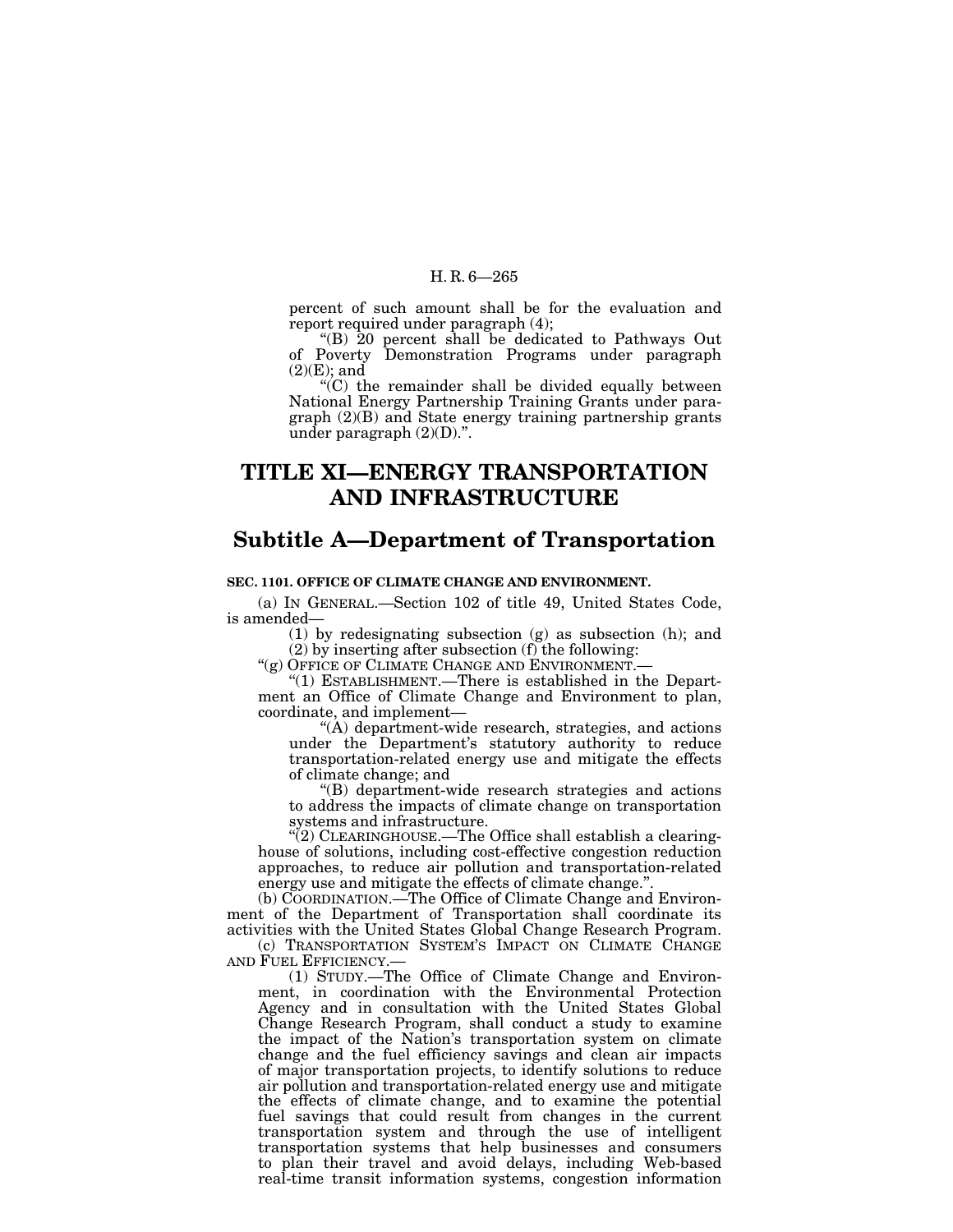percent of such amount shall be for the evaluation and report required under paragraph (4);

"(B) 20 percent shall be dedicated to Pathways Out of Poverty Demonstration Programs under paragraph (2)(E); and

"(C) the remainder shall be divided equally between National Energy Partnership Training Grants under paragraph (2)(B) and State energy training partnership grants under paragraph (2)(D).".

# TITLE XI—ENERGY TRANSPORTATION AND INFRASTRUCTURE

## Subtitle A—Department of Transportation

**SEC. 1101. OFFICE OF CLIMATE CHANGE AND ENVIRONMENT.**

(a) IN GENERAL.—Section 102 of title 49, United States Code, is amended—

(1) by redesignating subsection (g) as subsection (h); and

(2) by inserting after subsection (f) the following:

"(g) OFFICE OF CLIMATE CHANGE AND ENVIRONMENT.—

"(1) ESTABLISHMENT.—There is established in the Department an Office of Climate Change and Environment to plan, coordinate, and implement—

"(A) department-wide research, strategies, and actions under the Department's statutory authority to reduce transportation-related energy use and mitigate the effects of climate change; and

"(B) department-wide research strategies and actions to address the impacts of climate change on transportation systems and infrastructure.

"(2) CLEARINGHOUSE.—The Office shall establish a clearinghouse of solutions, including cost-effective congestion reduction approaches, to reduce air pollution and transportation-related energy use and mitigate the effects of climate change.".

(b) COORDINATION.—The Office of Climate Change and Environment of the Department of Transportation shall coordinate its activities with the United States Global Change Research Program.

(c) TRANSPORTATION SYSTEM'S IMPACT ON CLIMATE CHANGE AND FUEL EFFICIENCY.—

(1) STUDY.—The Office of Climate Change and Environment, in coordination with the Environmental Protection Agency and in consultation with the United States Global Change Research Program, shall conduct a study to examine the impact of the Nation's transportation system on climate change and the fuel efficiency savings and clean air impacts of major transportation projects, to identify solutions to reduce air pollution and transportation-related energy use and mitigate the effects of climate change, and to examine the potential fuel savings that could result from changes in the current transportation system and through the use of intelligent transportation systems that help businesses and consumers to plan their travel and avoid delays, including Web-based real-time transit information systems, congestion information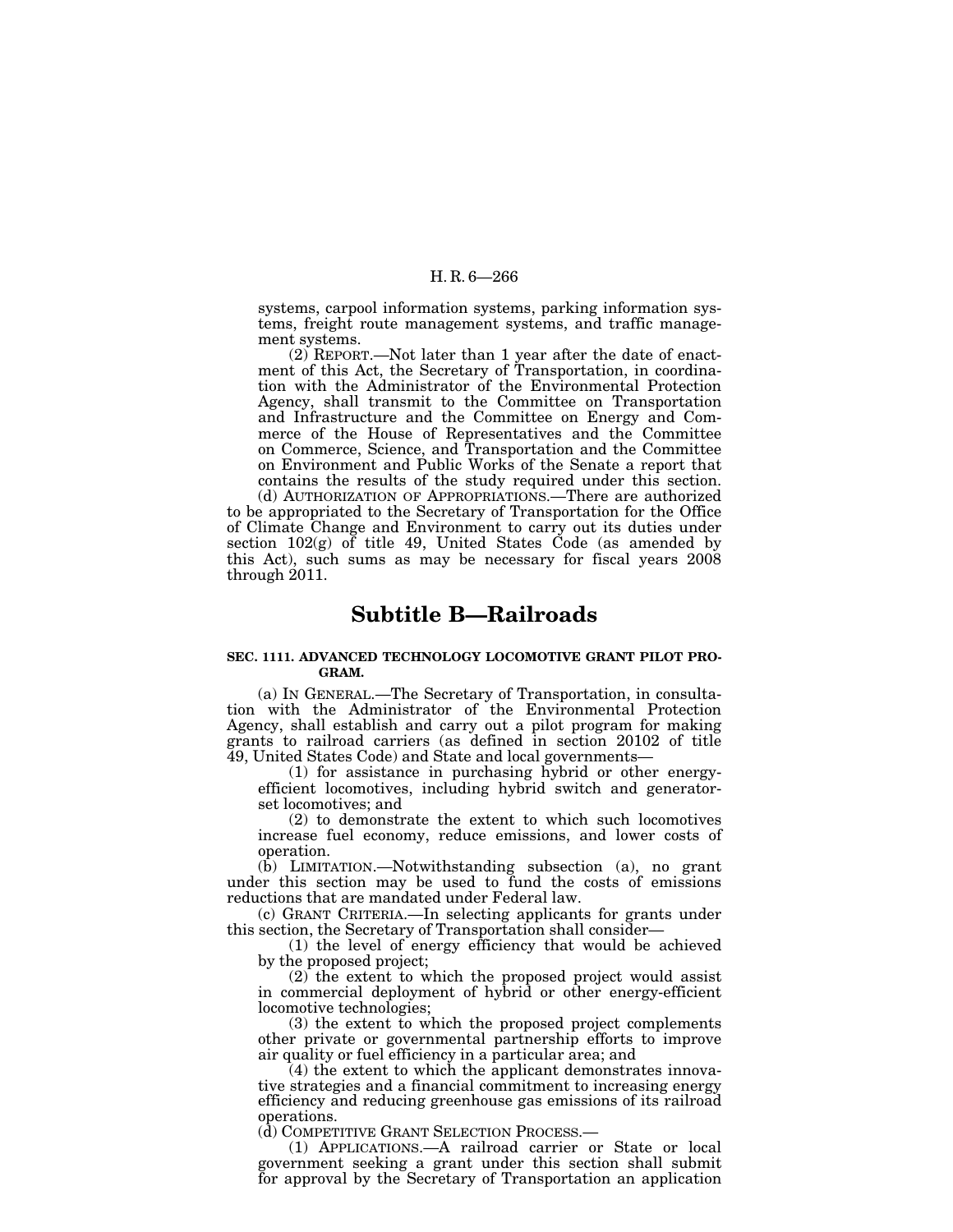systems, carpool information systems, parking information systems, freight route management systems, and traffic management systems.

(2) REPORT.—Not later than 1 year after the date of enactment of this Act, the Secretary of Transportation, in coordination with the Administrator of the Environmental Protection Agency, shall transmit to the Committee on Transportation and Infrastructure and the Committee on Energy and Commerce of the House of Representatives and the Committee on Commerce, Science, and Transportation and the Committee on Environment and Public Works of the Senate a report that contains the results of the study required under this section.

(d) AUTHORIZATION OF APPROPRIATIONS.—There are authorized to be appropriated to the Secretary of Transportation for the Office of Climate Change and Environment to carry out its duties under section 102(g) of title 49, United States Code (as amended by this Act), such sums as may be necessary for fiscal years 2008 through 2011.

# Subtitle B—Railroads

### SEC. 1111. ADVANCED TECHNOLOGY LOCOMOTIVE GRANT PILOT PROGRAM.

(a) IN GENERAL.—The Secretary of Transportation, in consultation with the Administrator of the Environmental Protection Agency, shall establish and carry out a pilot program for making grants to railroad carriers (as defined in section 20102 of title 49, United States Code) and State and local governments—

(1) for assistance in purchasing hybrid or other energy-efficient locomotives, including hybrid switch and generator-set locomotives; and

(2) to demonstrate the extent to which such locomotives increase fuel economy, reduce emissions, and lower costs of operation.

(b) LIMITATION.—Notwithstanding subsection (a), no grant under this section may be used to fund the costs of emissions reductions that are mandated under Federal law.

(c) GRANT CRITERIA.—In selecting applicants for grants under this section, the Secretary of Transportation shall consider—

(1) the level of energy efficiency that would be achieved by the proposed project;

(2) the extent to which the proposed project would assist in commercial deployment of hybrid or other energy-efficient locomotive technologies;

(3) the extent to which the proposed project complements other private or governmental partnership efforts to improve air quality or fuel efficiency in a particular area; and

(4) the extent to which the applicant demonstrates innovative strategies and a financial commitment to increasing energy efficiency and reducing greenhouse gas emissions of its railroad operations.

(d) COMPETITIVE GRANT SELECTION PROCESS.—

(1) APPLICATIONS.—A railroad carrier or State or local government seeking a grant under this section shall submit for approval by the Secretary of Transportation an application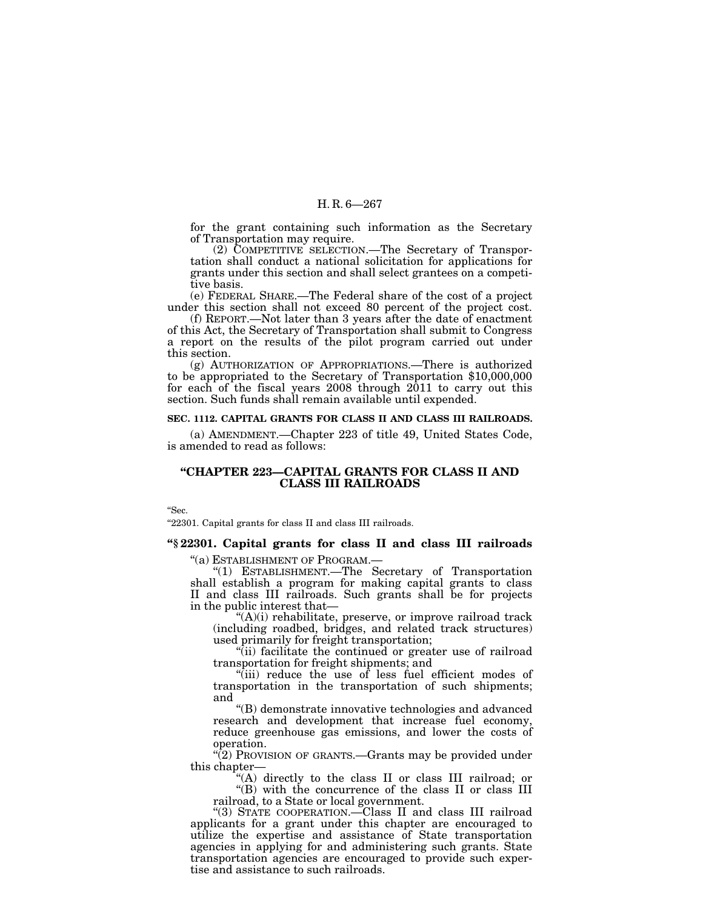for the grant containing such information as the Secretary of Transportation may require.

(2) COMPETITIVE SELECTION.—The Secretary of Transportation shall conduct a national solicitation for applications for grants under this section and shall select grantees on a competitive basis.

(e) FEDERAL SHARE.—The Federal share of the cost of a project under this section shall not exceed 80 percent of the project cost.

(f) REPORT.—Not later than 3 years after the date of enactment of this Act, the Secretary of Transportation shall submit to Congress a report on the results of the pilot program carried out under this section.

(g) AUTHORIZATION OF APPROPRIATIONS.—There is authorized to be appropriated to the Secretary of Transportation $10,000,000 for each of the fiscal years 2008 through 2011 to carry out this section. Such funds shall remain available until expended.

**SEC. 1112. CAPITAL GRANTS FOR CLASS II AND CLASS III RAILROADS.**

(a) AMENDMENT.—Chapter 223 of title 49, United States Code, is amended to read as follows:

## "CHAPTER 223—CAPITAL GRANTS FOR CLASS II AND CLASS III RAILROADS

"Sec.

"22301. Capital grants for class II and class III railroads.

### "§ 22301. Capital grants for class II and class III railroads

"(a) ESTABLISHMENT OF PROGRAM.—

"(1) ESTABLISHMENT.—The Secretary of Transportation shall establish a program for making capital grants to class II and class III railroads. Such grants shall be for projects in the public interest that—

"(A)(i) rehabilitate, preserve, or improve railroad track (including roadbed, bridges, and related track structures) used primarily for freight transportation;

"(ii) facilitate the continued or greater use of railroad transportation for freight shipments; and

"(iii) reduce the use of less fuel efficient modes of transportation in the transportation of such shipments; and

"(B) demonstrate innovative technologies and advanced research and development that increase fuel economy, reduce greenhouse gas emissions, and lower the costs of operation.

"(2) PROVISION OF GRANTS.—Grants may be provided under this chapter—

"(A) directly to the class II or class III railroad; or

"(B) with the concurrence of the class II or class III railroad, to a State or local government.

"(3) STATE COOPERATION.—Class II and class III railroad applicants for a grant under this chapter are encouraged to utilize the expertise and assistance of State transportation agencies in applying for and administering such grants. State transportation agencies are encouraged to provide such expertise and assistance to such railroads.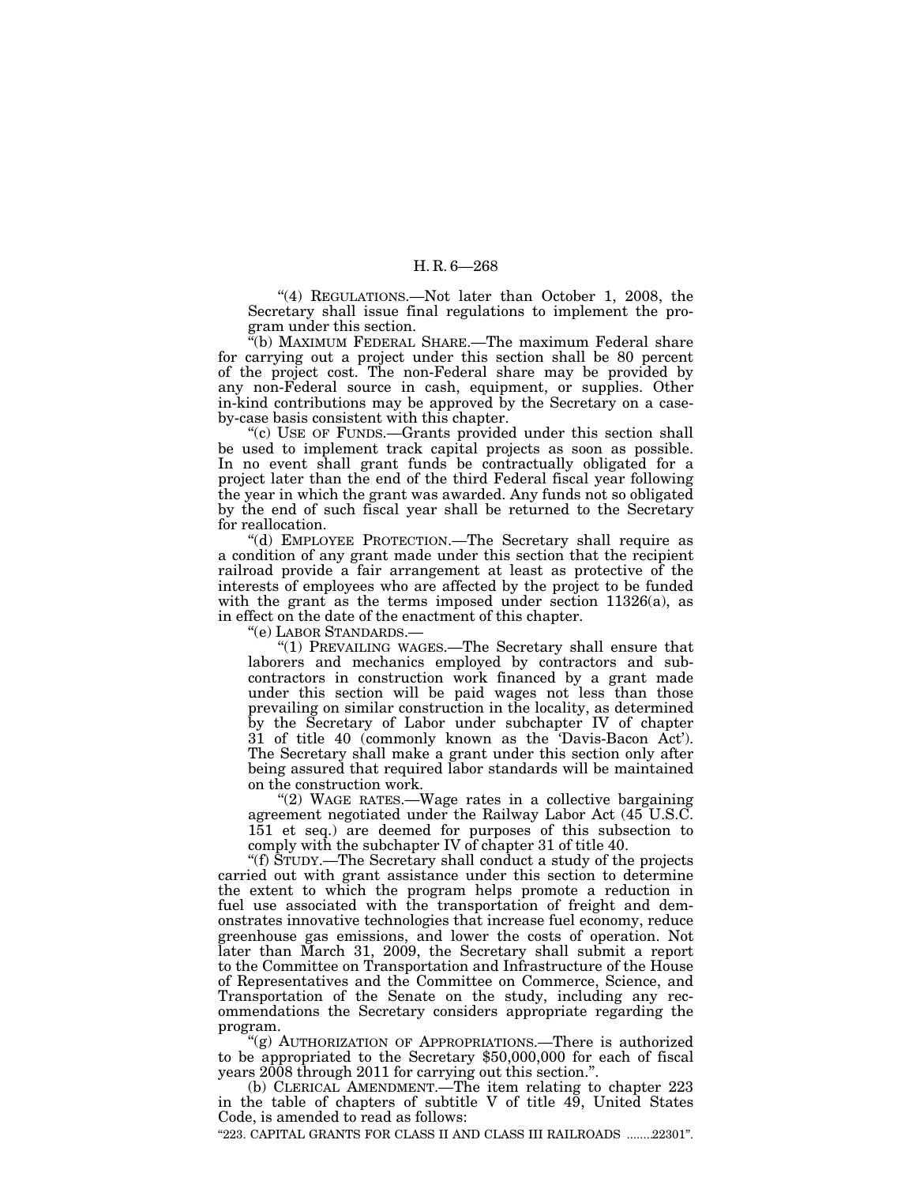"(4) REGULATIONS.—Not later than October 1, 2008, the Secretary shall issue final regulations to implement the program under this section.

"(b) MAXIMUM FEDERAL SHARE.—The maximum Federal share for carrying out a project under this section shall be 80 percent of the project cost. The non-Federal share may be provided by any non-Federal source in cash, equipment, or supplies. Other in-kind contributions may be approved by the Secretary on a case-by-case basis consistent with this chapter.

"(c) USE OF FUNDS.—Grants provided under this section shall be used to implement track capital projects as soon as possible. In no event shall grant funds be contractually obligated for a project later than the end of the third Federal fiscal year following the year in which the grant was awarded. Any funds not so obligated by the end of such fiscal year shall be returned to the Secretary for reallocation.

"(d) EMPLOYEE PROTECTION.—The Secretary shall require as a condition of any grant made under this section that the recipient railroad provide a fair arrangement at least as protective of the interests of employees who are affected by the project to be funded with the grant as the terms imposed under section 11326(a), as in effect on the date of the enactment of this chapter.

"(e) LABOR STANDARDS.—

"(1) PREVAILING WAGES.—The Secretary shall ensure that laborers and mechanics employed by contractors and subcontractors in construction work financed by a grant made under this section will be paid wages not less than those prevailing on similar construction in the locality, as determined by the Secretary of Labor under subchapter IV of chapter 31 of title 40 (commonly known as the 'Davis-Bacon Act'). The Secretary shall make a grant under this section only after being assured that required labor standards will be maintained on the construction work.

"(2) WAGE RATES.—Wage rates in a collective bargaining agreement negotiated under the Railway Labor Act (45 U.S.C. 151 et seq.) are deemed for purposes of this subsection to comply with the subchapter IV of chapter 31 of title 40.

"(f) STUDY.—The Secretary shall conduct a study of the projects carried out with grant assistance under this section to determine the extent to which the program helps promote a reduction in fuel use associated with the transportation of freight and demonstrates innovative technologies that increase fuel economy, reduce greenhouse gas emissions, and lower the costs of operation. Not later than March 31, 2009, the Secretary shall submit a report to the Committee on Transportation and Infrastructure of the House of Representatives and the Committee on Commerce, Science, and Transportation of the Senate on the study, including any recommendations the Secretary considers appropriate regarding the program.

"(g) AUTHORIZATION OF APPROPRIATIONS.—There is authorized to be appropriated to the Secretary $50,000,000 for each of fiscal years 2008 through 2011 for carrying out this section.".

(b) CLERICAL AMENDMENT.—The item relating to chapter 223 in the table of chapters of subtitle V of title 49, United States Code, is amended to read as follows:

"223. CAPITAL GRANTS FOR CLASS II AND CLASS III RAILROADS ........22301".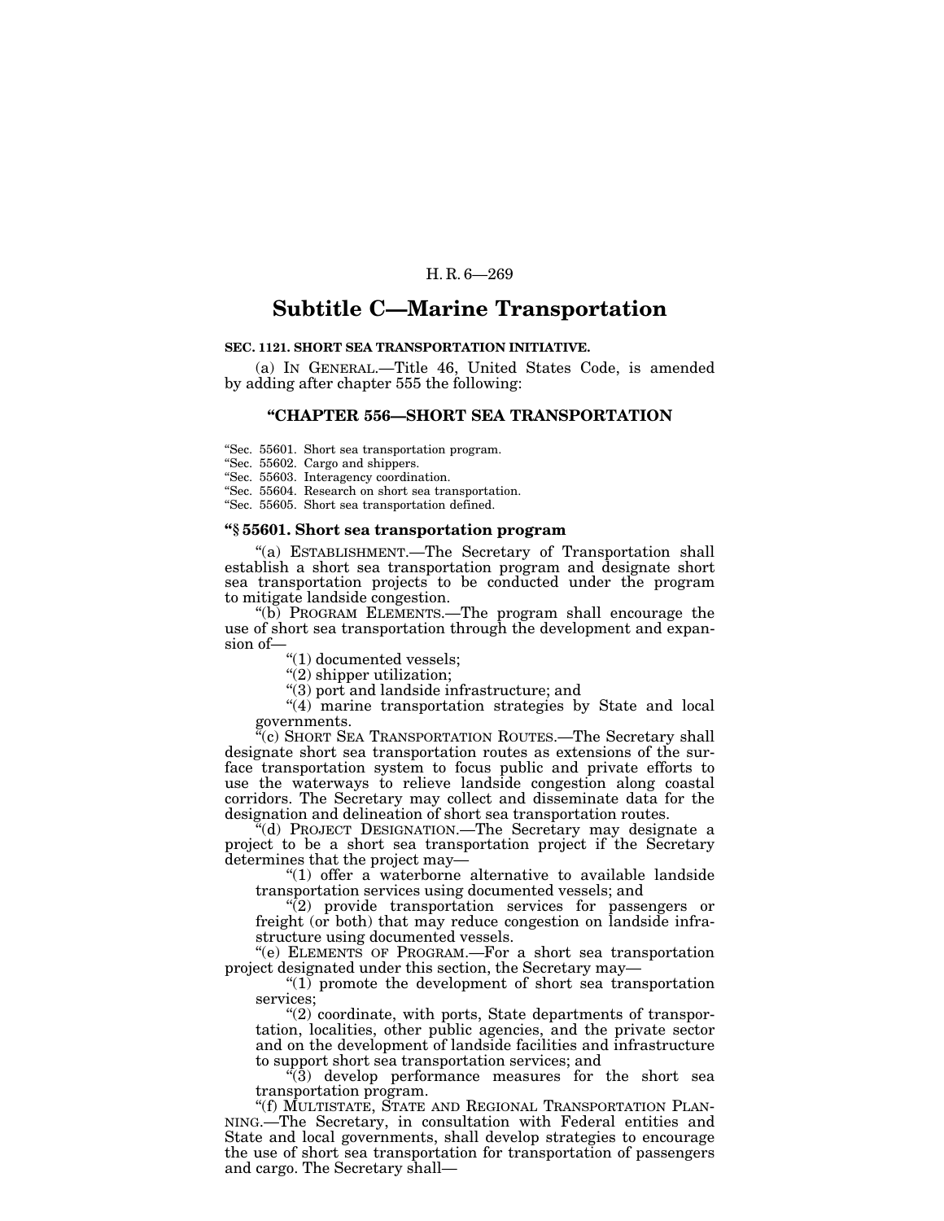## Subtitle C—Marine Transportation

**SEC. 1121. SHORT SEA TRANSPORTATION INITIATIVE.**

(a) IN GENERAL.—Title 46, United States Code, is amended by adding after chapter 555 the following:

### "CHAPTER 556—SHORT SEA TRANSPORTATION

"Sec. 55601. Short sea transportation program.
"Sec. 55602. Cargo and shippers.
"Sec. 55603. Interagency coordination.
"Sec. 55604. Research on short sea transportation.
"Sec. 55605. Short sea transportation defined.

**"§ 55601. Short sea transportation program**

"(a) ESTABLISHMENT.—The Secretary of Transportation shall establish a short sea transportation program and designate short sea transportation projects to be conducted under the program to mitigate landside congestion.

"(b) PROGRAM ELEMENTS.—The program shall encourage the use of short sea transportation through the development and expansion of—

"(1) documented vessels;

"(2) shipper utilization;

"(3) port and landside infrastructure; and

"(4) marine transportation strategies by State and local governments.

"(c) SHORT SEA TRANSPORTATION ROUTES.—The Secretary shall designate short sea transportation routes as extensions of the surface transportation system to focus public and private efforts to use the waterways to relieve landside congestion along coastal corridors. The Secretary may collect and disseminate data for the designation and delineation of short sea transportation routes.

"(d) PROJECT DESIGNATION.—The Secretary may designate a project to be a short sea transportation project if the Secretary determines that the project may—

"(1) offer a waterborne alternative to available landside transportation services using documented vessels; and

"(2) provide transportation services for passengers or freight (or both) that may reduce congestion on landside infrastructure using documented vessels.

"(e) ELEMENTS OF PROGRAM.—For a short sea transportation project designated under this section, the Secretary may—

"(1) promote the development of short sea transportation services;

"(2) coordinate, with ports, State departments of transportation, localities, other public agencies, and the private sector and on the development of landside facilities and infrastructure to support short sea transportation services; and

"(3) develop performance measures for the short sea transportation program.

"(f) MULTISTATE, STATE AND REGIONAL TRANSPORTATION PLANNING.—The Secretary, in consultation with Federal entities and State and local governments, shall develop strategies to encourage the use of short sea transportation for transportation of passengers and cargo. The Secretary shall—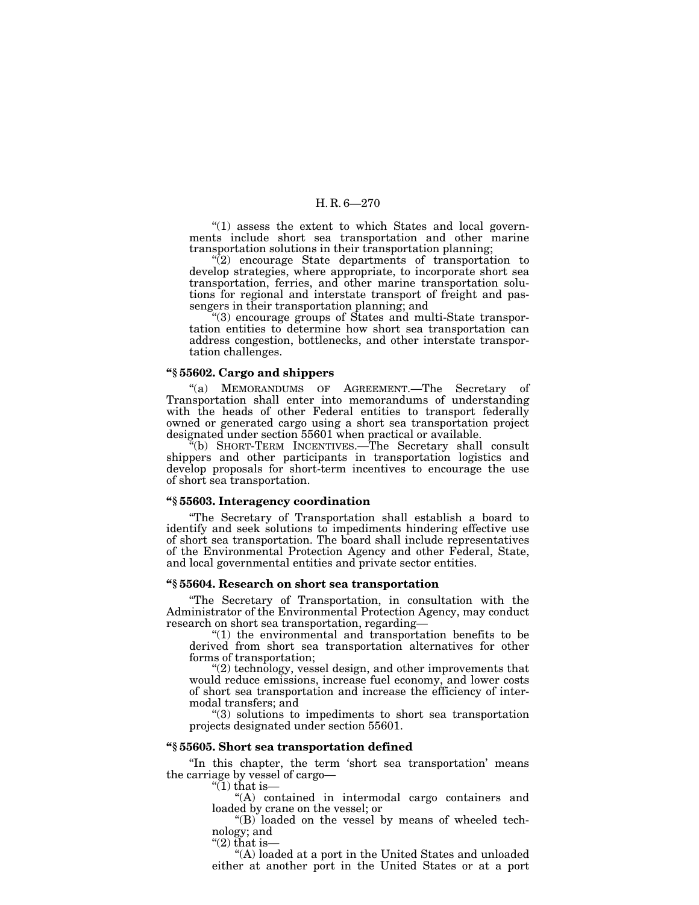"(1) assess the extent to which States and local governments include short sea transportation and other marine transportation solutions in their transportation planning;

"(2) encourage State departments of transportation to develop strategies, where appropriate, to incorporate short sea transportation, ferries, and other marine transportation solutions for regional and interstate transport of freight and passengers in their transportation planning; and

"(3) encourage groups of States and multi-State transportation entities to determine how short sea transportation can address congestion, bottlenecks, and other interstate transportation challenges.

**"§ 55602. Cargo and shippers**

"(a) MEMORANDUMS OF AGREEMENT.—The Secretary of Transportation shall enter into memorandums of understanding with the heads of other Federal entities to transport federally owned or generated cargo using a short sea transportation project designated under section 55601 when practical or available.

"(b) SHORT-TERM INCENTIVES.—The Secretary shall consult shippers and other participants in transportation logistics and develop proposals for short-term incentives to encourage the use of short sea transportation.

**"§ 55603. Interagency coordination**

"The Secretary of Transportation shall establish a board to identify and seek solutions to impediments hindering effective use of short sea transportation. The board shall include representatives of the Environmental Protection Agency and other Federal, State, and local governmental entities and private sector entities.

**"§ 55604. Research on short sea transportation**

"The Secretary of Transportation, in consultation with the Administrator of the Environmental Protection Agency, may conduct research on short sea transportation, regarding—

"(1) the environmental and transportation benefits to be derived from short sea transportation alternatives for other forms of transportation;

"(2) technology, vessel design, and other improvements that would reduce emissions, increase fuel economy, and lower costs of short sea transportation and increase the efficiency of intermodal transfers; and

"(3) solutions to impediments to short sea transportation projects designated under section 55601.

**"§ 55605. Short sea transportation defined**

"In this chapter, the term 'short sea transportation' means the carriage by vessel of cargo—

"(1) that is—

"(A) contained in intermodal cargo containers and loaded by crane on the vessel; or

"(B) loaded on the vessel by means of wheeled technology; and

"(2) that is—

"(A) loaded at a port in the United States and unloaded either at another port in the United States or at a port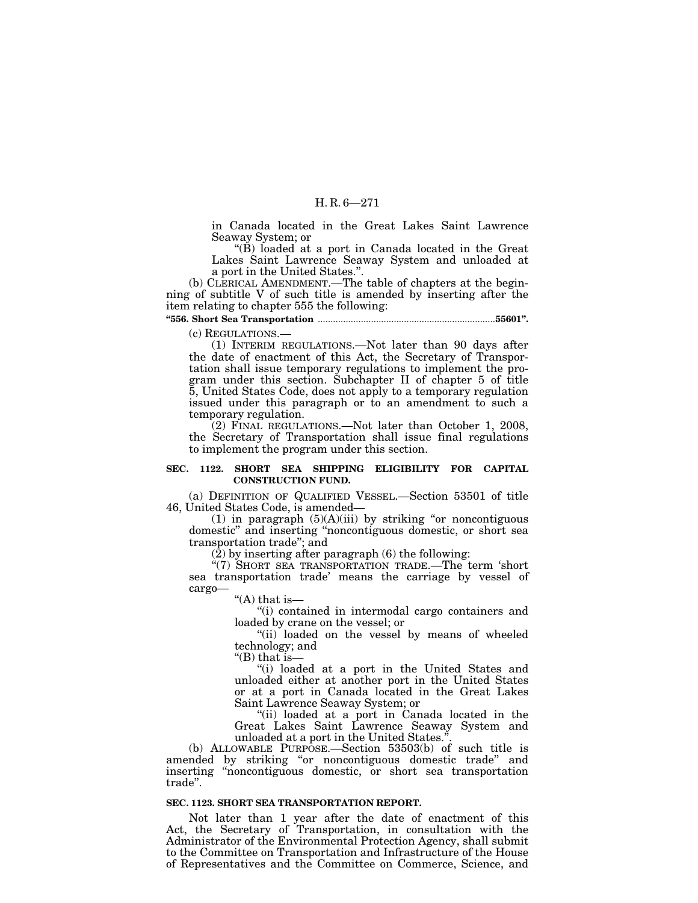in Canada located in the Great Lakes Saint Lawrence Seaway System; or

"(B) loaded at a port in Canada located in the Great Lakes Saint Lawrence Seaway System and unloaded at a port in the United States.".

(b) CLERICAL AMENDMENT.—The table of chapters at the beginning of subtitle V of such title is amended by inserting after the item relating to chapter 555 the following:

**"556. Short Sea Transportation ....................................................................55601".**

(c) REGULATIONS.—

(1) INTERIM REGULATIONS.—Not later than 90 days after the date of enactment of this Act, the Secretary of Transportation shall issue temporary regulations to implement the program under this section. Subchapter II of chapter 5 of title 5, United States Code, does not apply to a temporary regulation issued under this paragraph or to an amendment to such a temporary regulation.

(2) FINAL REGULATIONS.—Not later than October 1, 2008, the Secretary of Transportation shall issue final regulations to implement the program under this section.

**SEC. 1122. SHORT SEA SHIPPING ELIGIBILITY FOR CAPITAL CONSTRUCTION FUND.**

(a) DEFINITION OF QUALIFIED VESSEL.—Section 53501 of title 46, United States Code, is amended—

(1) in paragraph (5)(A)(iii) by striking "or noncontiguous domestic" and inserting "noncontiguous domestic, or short sea transportation trade"; and

(2) by inserting after paragraph (6) the following:

"(7) SHORT SEA TRANSPORTATION TRADE.—The term 'short sea transportation trade' means the carriage by vessel of cargo—

"(A) that is—

"(i) contained in intermodal cargo containers and loaded by crane on the vessel; or

"(ii) loaded on the vessel by means of wheeled technology; and

"(B) that is—

"(i) loaded at a port in the United States and unloaded either at another port in the United States or at a port in Canada located in the Great Lakes Saint Lawrence Seaway System; or

"(ii) loaded at a port in Canada located in the Great Lakes Saint Lawrence Seaway System and unloaded at a port in the United States.".

(b) ALLOWABLE PURPOSE.—Section 53503(b) of such title is amended by striking "or noncontiguous domestic trade" and inserting "noncontiguous domestic, or short sea transportation trade".

**SEC. 1123. SHORT SEA TRANSPORTATION REPORT.**

Not later than 1 year after the date of enactment of this Act, the Secretary of Transportation, in consultation with the Administrator of the Environmental Protection Agency, shall submit to the Committee on Transportation and Infrastructure of the House of Representatives and the Committee on Commerce, Science, and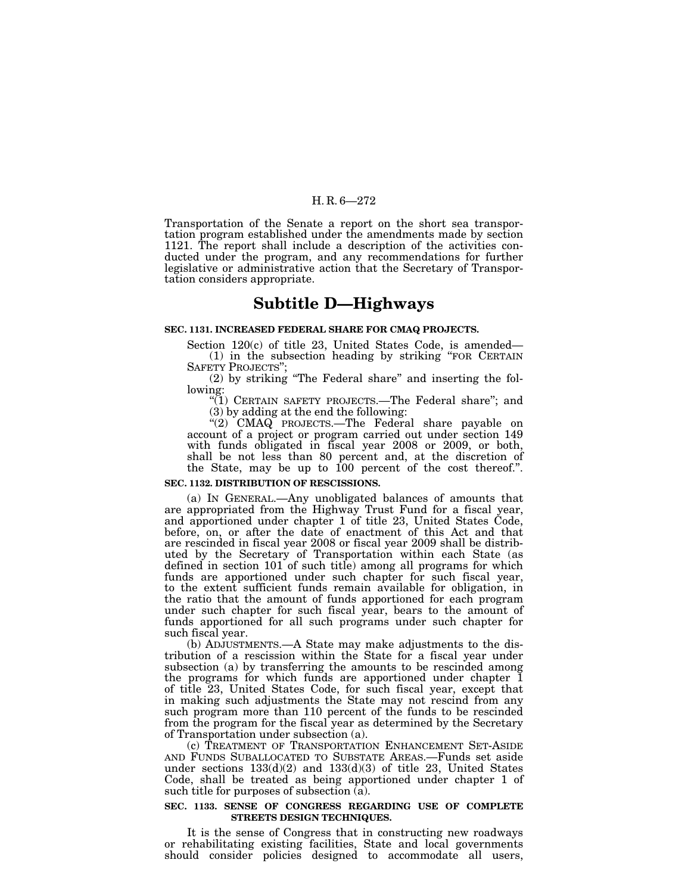Transportation of the Senate a report on the short sea transportation program established under the amendments made by section 1121. The report shall include a description of the activities conducted under the program, and any recommendations for further legislative or administrative action that the Secretary of Transportation considers appropriate.

## Subtitle D—Highways

**SEC. 1131. INCREASED FEDERAL SHARE FOR CMAQ PROJECTS.**

Section 120(c) of title 23, United States Code, is amended—

(1) in the subsection heading by striking "FOR CERTAIN SAFETY PROJECTS";

(2) by striking "The Federal share" and inserting the following:

"(1) CERTAIN SAFETY PROJECTS.—The Federal share"; and

(3) by adding at the end the following:

"(2) CMAQ PROJECTS.—The Federal share payable on account of a project or program carried out under section 149 with funds obligated in fiscal year 2008 or 2009, or both, shall be not less than 80 percent and, at the discretion of the State, may be up to 100 percent of the cost thereof.".

**SEC. 1132. DISTRIBUTION OF RESCISSIONS.**

(a) IN GENERAL.—Any unobligated balances of amounts that are appropriated from the Highway Trust Fund for a fiscal year, and apportioned under chapter 1 of title 23, United States Code, before, on, or after the date of enactment of this Act and that are rescinded in fiscal year 2008 or fiscal year 2009 shall be distributed by the Secretary of Transportation within each State (as defined in section 101 of such title) among all programs for which funds are apportioned under such chapter for such fiscal year, to the extent sufficient funds remain available for obligation, in the ratio that the amount of funds apportioned for each program under such chapter for such fiscal year, bears to the amount of funds apportioned for all such programs under such chapter for such fiscal year.

(b) ADJUSTMENTS.—A State may make adjustments to the distribution of a rescission within the State for a fiscal year under subsection (a) by transferring the amounts to be rescinded among the programs for which funds are apportioned under chapter 1 of title 23, United States Code, for such fiscal year, except that in making such adjustments the State may not rescind from any such program more than 110 percent of the funds to be rescinded from the program for the fiscal year as determined by the Secretary of Transportation under subsection (a).

(c) TREATMENT OF TRANSPORTATION ENHANCEMENT SET-ASIDE AND FUNDS SUBALLOCATED TO SUBSTATE AREAS.—Funds set aside under sections 133(d)(2) and 133(d)(3) of title 23, United States Code, shall be treated as being apportioned under chapter 1 of such title for purposes of subsection (a).

**SEC. 1133. SENSE OF CONGRESS REGARDING USE OF COMPLETE STREETS DESIGN TECHNIQUES.**

It is the sense of Congress that in constructing new roadways or rehabilitating existing facilities, State and local governments should consider policies designed to accommodate all users,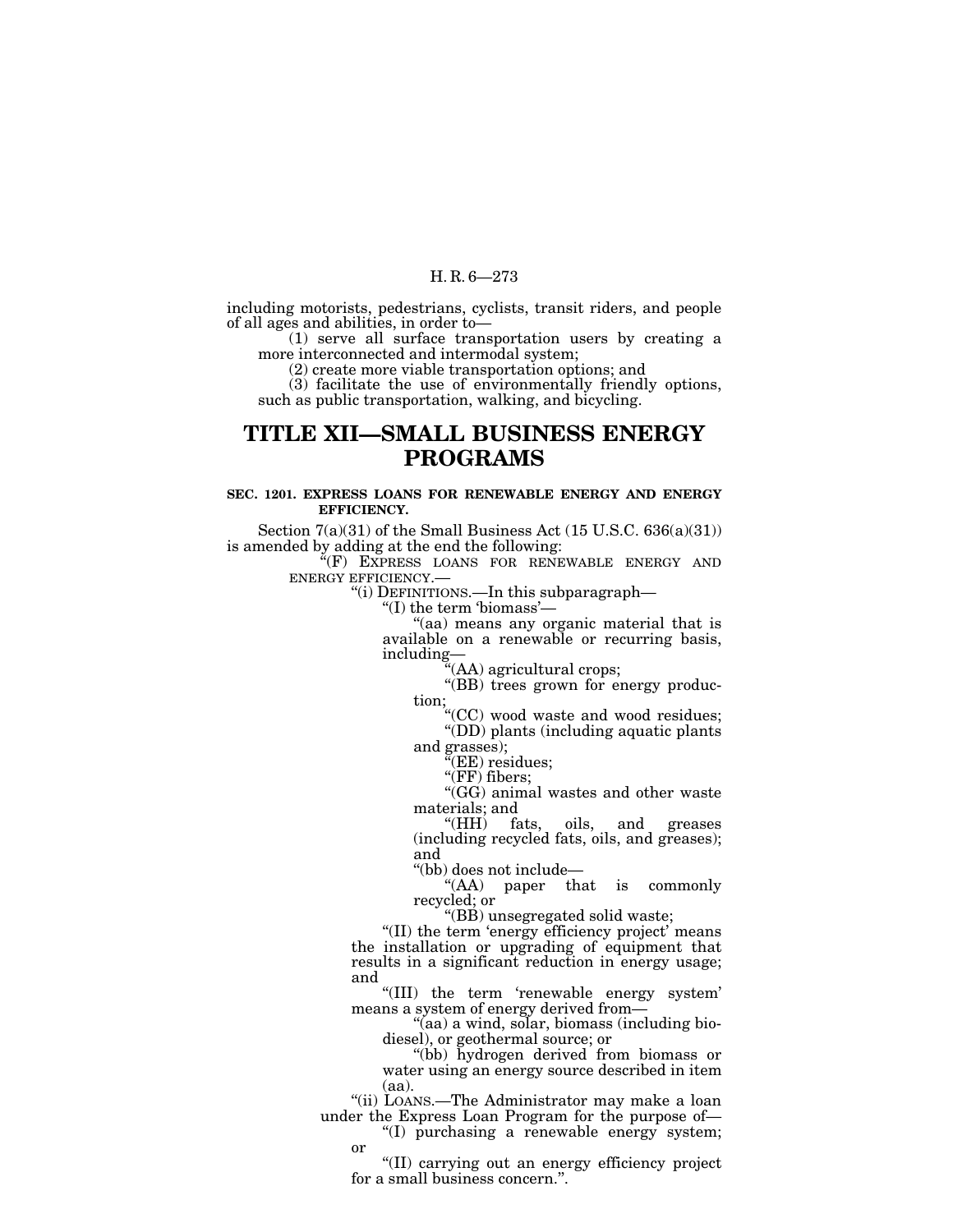including motorists, pedestrians, cyclists, transit riders, and people of all ages and abilities, in order to—

(1) serve all surface transportation users by creating a more interconnected and intermodal system;

(2) create more viable transportation options; and

(3) facilitate the use of environmentally friendly options, such as public transportation, walking, and bicycling.

# TITLE XII—SMALL BUSINESS ENERGY PROGRAMS

**SEC. 1201. EXPRESS LOANS FOR RENEWABLE ENERGY AND ENERGY EFFICIENCY.**

Section 7(a)(31) of the Small Business Act (15 U.S.C. 636(a)(31)) is amended by adding at the end the following:

"(F) EXPRESS LOANS FOR RENEWABLE ENERGY AND ENERGY EFFICIENCY.—

"(i) DEFINITIONS.—In this subparagraph—

"(I) the term 'biomass'—

"(aa) means any organic material that is available on a renewable or recurring basis, including—

"(AA) agricultural crops;

"(BB) trees grown for energy production;

"(CC) wood waste and wood residues;

"(DD) plants (including aquatic plants and grasses);

"(EE) residues;

"(FF) fibers;

"(GG) animal wastes and other waste materials; and

"(HH) fats, oils, and greases (including recycled fats, oils, and greases); and

"(bb) does not include—

"(AA) paper that is commonly recycled; or

"(BB) unsegregated solid waste;

"(II) the term 'energy efficiency project' means the installation or upgrading of equipment that results in a significant reduction in energy usage; and

"(III) the term 'renewable energy system' means a system of energy derived from—

"(aa) a wind, solar, biomass (including biodiesel), or geothermal source; or

"(bb) hydrogen derived from biomass or water using an energy source described in item (aa).

"(ii) LOANS.—The Administrator may make a loan under the Express Loan Program for the purpose of—

"(I) purchasing a renewable energy system; or

"(II) carrying out an energy efficiency project for a small business concern.".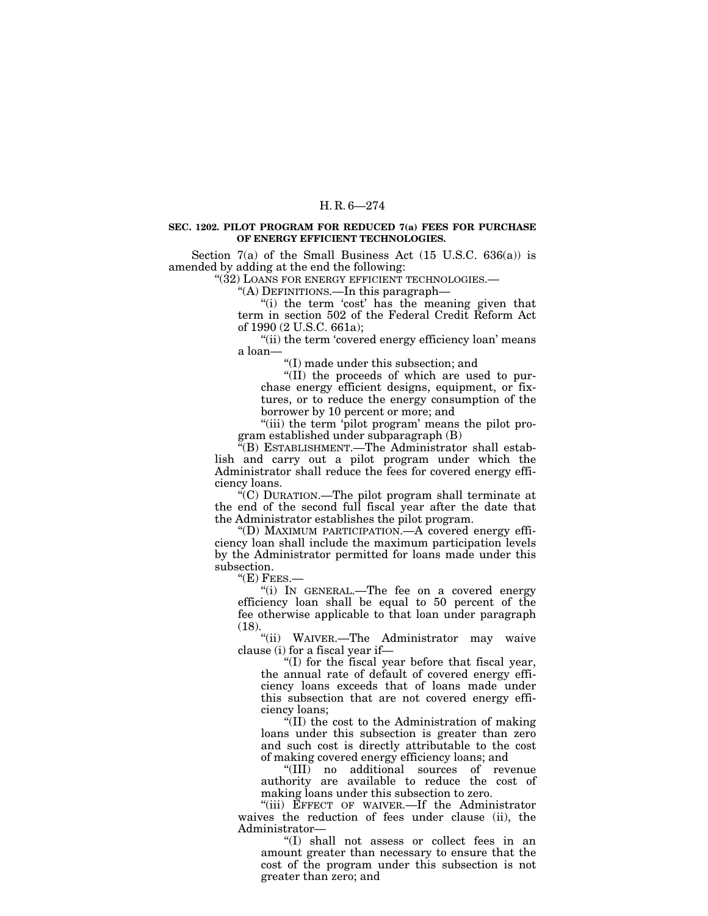**SEC. 1202. PILOT PROGRAM FOR REDUCED 7(a) FEES FOR PURCHASE OF ENERGY EFFICIENT TECHNOLOGIES.**

Section 7(a) of the Small Business Act (15 U.S.C. 636(a)) is amended by adding at the end the following:

"(32) LOANS FOR ENERGY EFFICIENT TECHNOLOGIES.—

"(A) DEFINITIONS.—In this paragraph—

"(i) the term 'cost' has the meaning given that term in section 502 of the Federal Credit Reform Act of 1990 (2 U.S.C. 661a);

"(ii) the term 'covered energy efficiency loan' means a loan—

"(I) made under this subsection; and

"(II) the proceeds of which are used to purchase energy efficient designs, equipment, or fixtures, or to reduce the energy consumption of the borrower by 10 percent or more; and

"(iii) the term 'pilot program' means the pilot program established under subparagraph (B)

"(B) ESTABLISHMENT.—The Administrator shall establish and carry out a pilot program under which the Administrator shall reduce the fees for covered energy efficiency loans.

"(C) DURATION.—The pilot program shall terminate at the end of the second full fiscal year after the date that the Administrator establishes the pilot program.

"(D) MAXIMUM PARTICIPATION.—A covered energy efficiency loan shall include the maximum participation levels by the Administrator permitted for loans made under this subsection.

"(E) FEES.—

"(i) IN GENERAL.—The fee on a covered energy efficiency loan shall be equal to 50 percent of the fee otherwise applicable to that loan under paragraph (18).

"(ii) WAIVER.—The Administrator may waive clause (i) for a fiscal year if—

"(I) for the fiscal year before that fiscal year, the annual rate of default of covered energy efficiency loans exceeds that of loans made under this subsection that are not covered energy efficiency loans;

"(II) the cost to the Administration of making loans under this subsection is greater than zero and such cost is directly attributable to the cost of making covered energy efficiency loans; and

"(III) no additional sources of revenue authority are available to reduce the cost of making loans under this subsection to zero.

"(iii) EFFECT OF WAIVER.—If the Administrator waives the reduction of fees under clause (ii), the Administrator—

"(I) shall not assess or collect fees in an amount greater than necessary to ensure that the cost of the program under this subsection is not greater than zero; and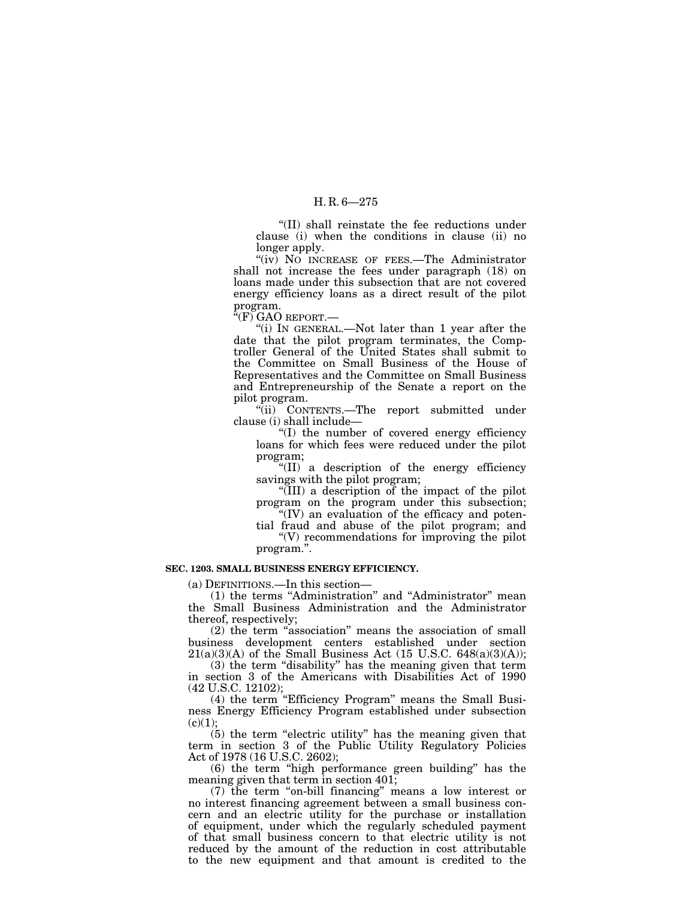"(II) shall reinstate the fee reductions under clause (i) when the conditions in clause (ii) no longer apply.

"(iv) NO INCREASE OF FEES.—The Administrator shall not increase the fees under paragraph (18) on loans made under this subsection that are not covered energy efficiency loans as a direct result of the pilot program.

"(F) GAO REPORT.—

"(i) IN GENERAL.—Not later than 1 year after the date that the pilot program terminates, the Comptroller General of the United States shall submit to the Committee on Small Business of the House of Representatives and the Committee on Small Business and Entrepreneurship of the Senate a report on the pilot program.

"(ii) CONTENTS.—The report submitted under clause (i) shall include—

"(I) the number of covered energy efficiency loans for which fees were reduced under the pilot program;

"(II) a description of the energy efficiency savings with the pilot program;

"(III) a description of the impact of the pilot program on the program under this subsection;

"(IV) an evaluation of the efficacy and potential fraud and abuse of the pilot program; and

"(V) recommendations for improving the pilot program.".

**SEC. 1203. SMALL BUSINESS ENERGY EFFICIENCY.**

(a) DEFINITIONS.—In this section—

(1) the terms "Administration" and "Administrator" mean the Small Business Administration and the Administrator thereof, respectively;

(2) the term "association" means the association of small business development centers established under section 21(a)(3)(A) of the Small Business Act (15 U.S.C. 648(a)(3)(A));

(3) the term "disability" has the meaning given that term in section 3 of the Americans with Disabilities Act of 1990 (42 U.S.C. 12102);

(4) the term "Efficiency Program" means the Small Business Energy Efficiency Program established under subsection (c)(1);

(5) the term "electric utility" has the meaning given that term in section 3 of the Public Utility Regulatory Policies Act of 1978 (16 U.S.C. 2602);

(6) the term "high performance green building" has the meaning given that term in section 401;

(7) the term "on-bill financing" means a low interest or no interest financing agreement between a small business concern and an electric utility for the purchase or installation of equipment, under which the regularly scheduled payment of that small business concern to that electric utility is not reduced by the amount of the reduction in cost attributable to the new equipment and that amount is credited to the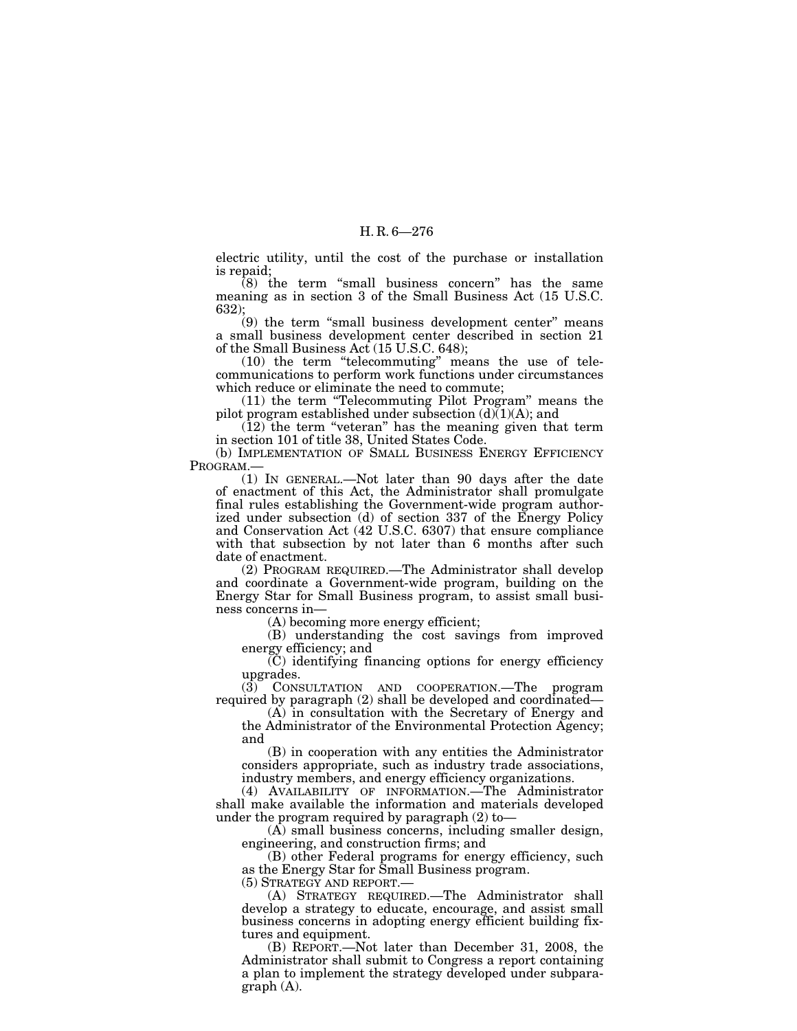electric utility, until the cost of the purchase or installation is repaid;

(8) the term "small business concern" has the same meaning as in section 3 of the Small Business Act (15 U.S.C. 632);

(9) the term "small business development center" means a small business development center described in section 21 of the Small Business Act (15 U.S.C. 648);

(10) the term "telecommuting" means the use of telecommunications to perform work functions under circumstances which reduce or eliminate the need to commute;

(11) the term "Telecommuting Pilot Program" means the pilot program established under subsection (d)(1)(A); and

(12) the term "veteran" has the meaning given that term in section 101 of title 38, United States Code.

(b) IMPLEMENTATION OF SMALL BUSINESS ENERGY EFFICIENCY PROGRAM.—

(1) IN GENERAL.—Not later than 90 days after the date of enactment of this Act, the Administrator shall promulgate final rules establishing the Government-wide program authorized under subsection (d) of section 337 of the Energy Policy and Conservation Act (42 U.S.C. 6307) that ensure compliance with that subsection by not later than 6 months after such date of enactment.

(2) PROGRAM REQUIRED.—The Administrator shall develop and coordinate a Government-wide program, building on the Energy Star for Small Business program, to assist small business concerns in—

(A) becoming more energy efficient;

(B) understanding the cost savings from improved energy efficiency; and

(C) identifying financing options for energy efficiency upgrades.

(3) CONSULTATION AND COOPERATION.—The program required by paragraph (2) shall be developed and coordinated—

(A) in consultation with the Secretary of Energy and the Administrator of the Environmental Protection Agency; and

(B) in cooperation with any entities the Administrator considers appropriate, such as industry trade associations, industry members, and energy efficiency organizations.

(4) AVAILABILITY OF INFORMATION.—The Administrator shall make available the information and materials developed under the program required by paragraph (2) to—

(A) small business concerns, including smaller design, engineering, and construction firms; and

(B) other Federal programs for energy efficiency, such as the Energy Star for Small Business program.

(5) STRATEGY AND REPORT.—

(A) STRATEGY REQUIRED.—The Administrator shall develop a strategy to educate, encourage, and assist small business concerns in adopting energy efficient building fixtures and equipment.

(B) REPORT.—Not later than December 31, 2008, the Administrator shall submit to Congress a report containing a plan to implement the strategy developed under subparagraph (A).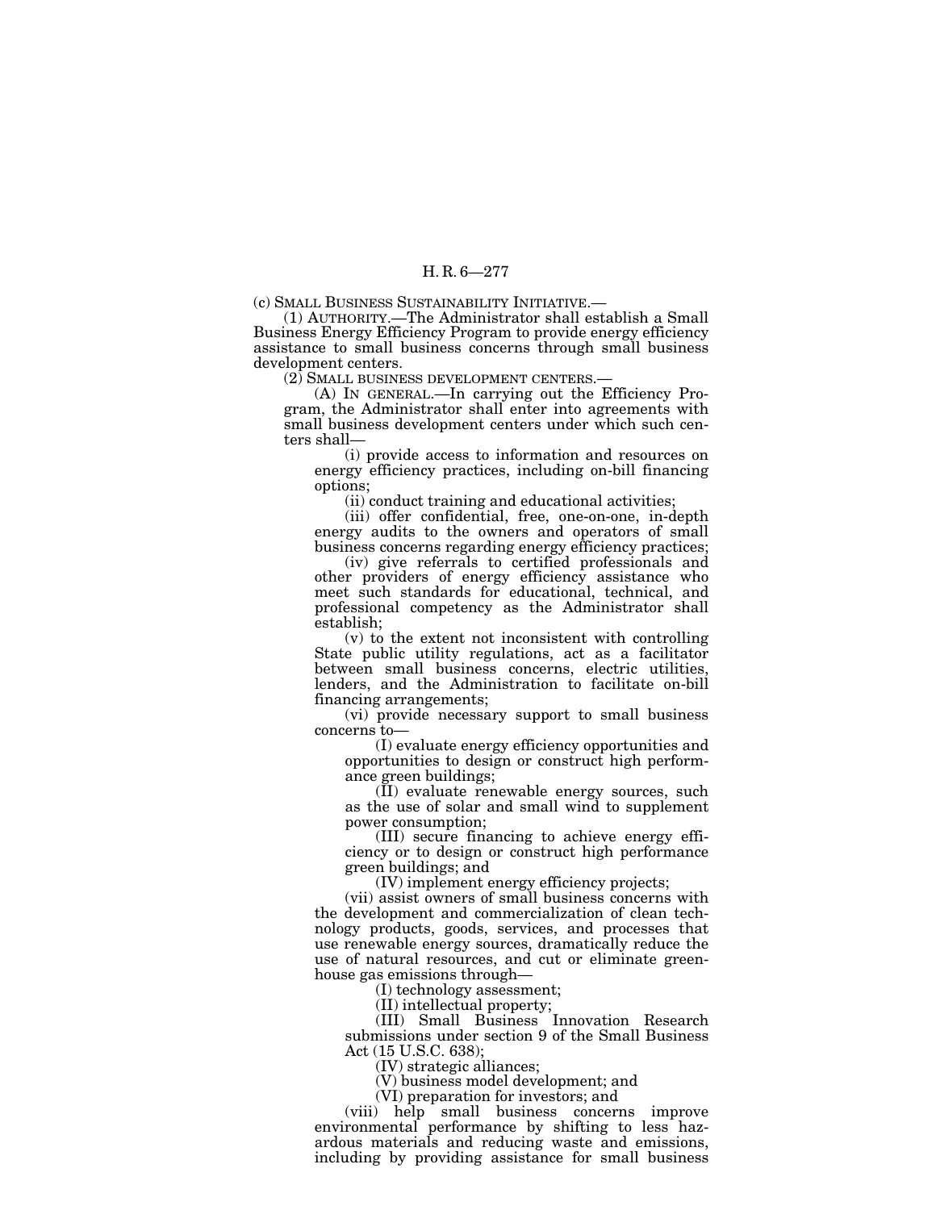(c) SMALL BUSINESS SUSTAINABILITY INITIATIVE.—

(1) AUTHORITY.—The Administrator shall establish a Small Business Energy Efficiency Program to provide energy efficiency assistance to small business concerns through small business development centers.

(2) SMALL BUSINESS DEVELOPMENT CENTERS.—

(A) IN GENERAL.—In carrying out the Efficiency Program, the Administrator shall enter into agreements with small business development centers under which such centers shall—

(i) provide access to information and resources on energy efficiency practices, including on-bill financing options;

(ii) conduct training and educational activities;

(iii) offer confidential, free, one-on-one, in-depth energy audits to the owners and operators of small business concerns regarding energy efficiency practices;

(iv) give referrals to certified professionals and other providers of energy efficiency assistance who meet such standards for educational, technical, and professional competency as the Administrator shall establish;

(v) to the extent not inconsistent with controlling State public utility regulations, act as a facilitator between small business concerns, electric utilities, lenders, and the Administration to facilitate on-bill financing arrangements;

(vi) provide necessary support to small business concerns to—

(I) evaluate energy efficiency opportunities and opportunities to design or construct high performance green buildings;

(II) evaluate renewable energy sources, such as the use of solar and small wind to supplement power consumption;

(III) secure financing to achieve energy efficiency or to design or construct high performance green buildings; and

(IV) implement energy efficiency projects;

(vii) assist owners of small business concerns with the development and commercialization of clean technology products, goods, services, and processes that use renewable energy sources, dramatically reduce the use of natural resources, and cut or eliminate greenhouse gas emissions through—

(I) technology assessment;

(II) intellectual property;

(III) Small Business Innovation Research submissions under section 9 of the Small Business Act (15 U.S.C. 638);

(IV) strategic alliances;

(V) business model development; and

(VI) preparation for investors; and

(viii) help small business concerns improve environmental performance by shifting to less hazardous materials and reducing waste and emissions, including by providing assistance for small business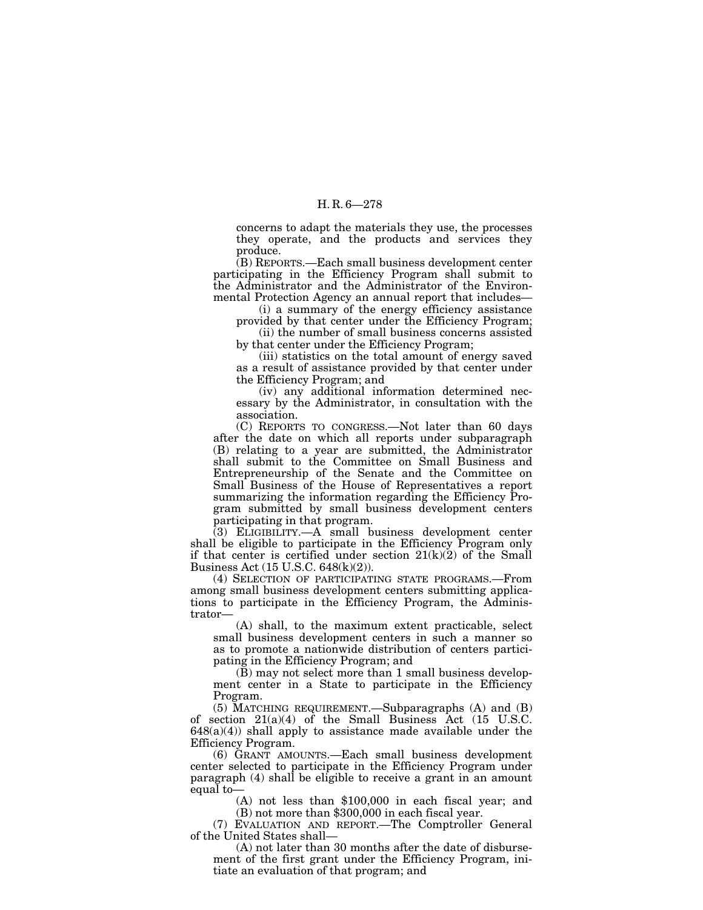concerns to adapt the materials they use, the processes they operate, and the products and services they produce.

(B) REPORTS.—Each small business development center participating in the Efficiency Program shall submit to the Administrator and the Administrator of the Environmental Protection Agency an annual report that includes—

(i) a summary of the energy efficiency assistance provided by that center under the Efficiency Program;

(ii) the number of small business concerns assisted by that center under the Efficiency Program;

(iii) statistics on the total amount of energy saved as a result of assistance provided by that center under the Efficiency Program; and

(iv) any additional information determined necessary by the Administrator, in consultation with the association.

(C) REPORTS TO CONGRESS.—Not later than 60 days after the date on which all reports under subparagraph (B) relating to a year are submitted, the Administrator shall submit to the Committee on Small Business and Entrepreneurship of the Senate and the Committee on Small Business of the House of Representatives a report summarizing the information regarding the Efficiency Program submitted by small business development centers participating in that program.

(3) ELIGIBILITY.—A small business development center shall be eligible to participate in the Efficiency Program only if that center is certified under section 21(k)(2) of the Small Business Act (15 U.S.C. 648(k)(2)).

(4) SELECTION OF PARTICIPATING STATE PROGRAMS.—From among small business development centers submitting applications to participate in the Efficiency Program, the Administrator—

(A) shall, to the maximum extent practicable, select small business development centers in such a manner so as to promote a nationwide distribution of centers participating in the Efficiency Program; and

(B) may not select more than 1 small business development center in a State to participate in the Efficiency Program.

(5) MATCHING REQUIREMENT.—Subparagraphs (A) and (B) of section 21(a)(4) of the Small Business Act (15 U.S.C. 648(a)(4)) shall apply to assistance made available under the Efficiency Program.

(6) GRANT AMOUNTS.—Each small business development center selected to participate in the Efficiency Program under paragraph (4) shall be eligible to receive a grant in an amount equal to—

(A) not less than $100,000 in each fiscal year; and

(B) not more than $300,000 in each fiscal year.

(7) EVALUATION AND REPORT.—The Comptroller General of the United States shall—

(A) not later than 30 months after the date of disbursement of the first grant under the Efficiency Program, initiate an evaluation of that program; and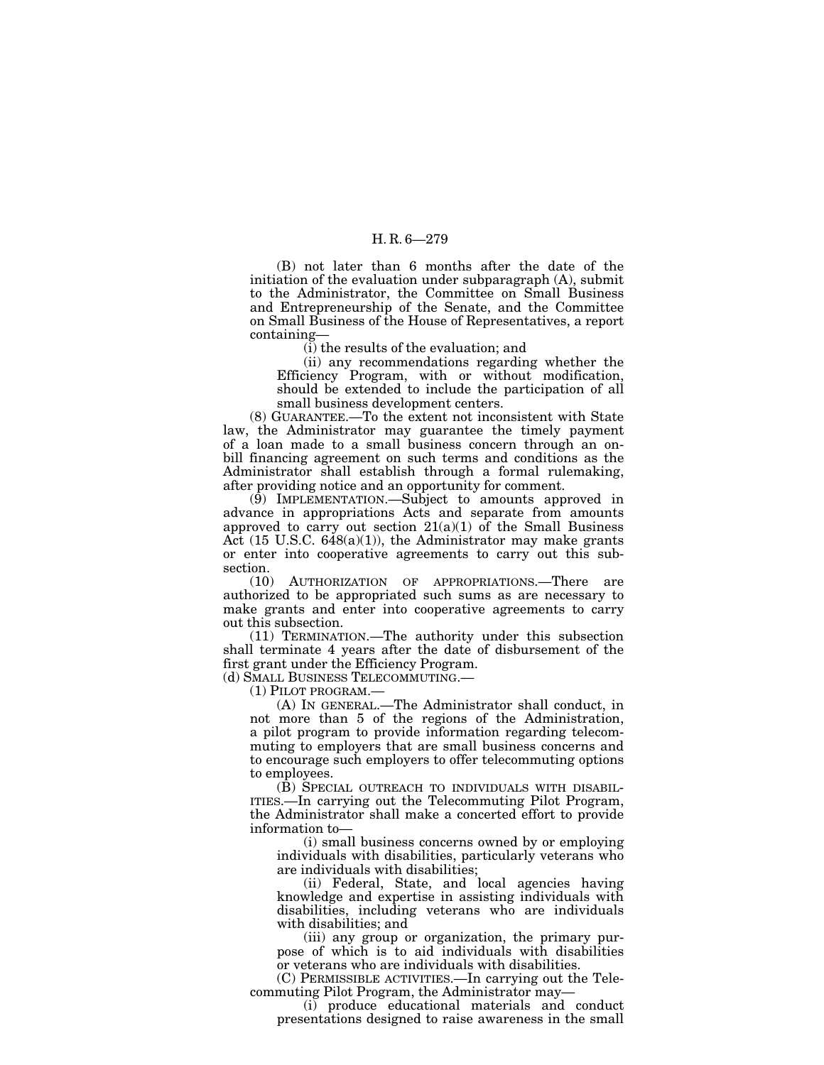(B) not later than 6 months after the date of the initiation of the evaluation under subparagraph (A), submit to the Administrator, the Committee on Small Business and Entrepreneurship of the Senate, and the Committee on Small Business of the House of Representatives, a report containing—

(i) the results of the evaluation; and

(ii) any recommendations regarding whether the Efficiency Program, with or without modification, should be extended to include the participation of all small business development centers.

(8) GUARANTEE.—To the extent not inconsistent with State law, the Administrator may guarantee the timely payment of a loan made to a small business concern through an on-bill financing agreement on such terms and conditions as the Administrator shall establish through a formal rulemaking, after providing notice and an opportunity for comment.

(9) IMPLEMENTATION.—Subject to amounts approved in advance in appropriations Acts and separate from amounts approved to carry out section 21(a)(1) of the Small Business Act (15 U.S.C. 648(a)(1)), the Administrator may make grants or enter into cooperative agreements to carry out this subsection.

(10) AUTHORIZATION OF APPROPRIATIONS.—There are authorized to be appropriated such sums as are necessary to make grants and enter into cooperative agreements to carry out this subsection.

(11) TERMINATION.—The authority under this subsection shall terminate 4 years after the date of disbursement of the first grant under the Efficiency Program.

(d) SMALL BUSINESS TELECOMMUTING.—

(1) PILOT PROGRAM.—

(A) IN GENERAL.—The Administrator shall conduct, in not more than 5 of the regions of the Administration, a pilot program to provide information regarding telecommuting to employers that are small business concerns and to encourage such employers to offer telecommuting options to employees.

(B) SPECIAL OUTREACH TO INDIVIDUALS WITH DISABILITIES.—In carrying out the Telecommuting Pilot Program, the Administrator shall make a concerted effort to provide information to—

(i) small business concerns owned by or employing individuals with disabilities, particularly veterans who are individuals with disabilities;

(ii) Federal, State, and local agencies having knowledge and expertise in assisting individuals with disabilities, including veterans who are individuals with disabilities; and

(iii) any group or organization, the primary purpose of which is to aid individuals with disabilities or veterans who are individuals with disabilities.

(C) PERMISSIBLE ACTIVITIES.—In carrying out the Telecommuting Pilot Program, the Administrator may—

(i) produce educational materials and conduct presentations designed to raise awareness in the small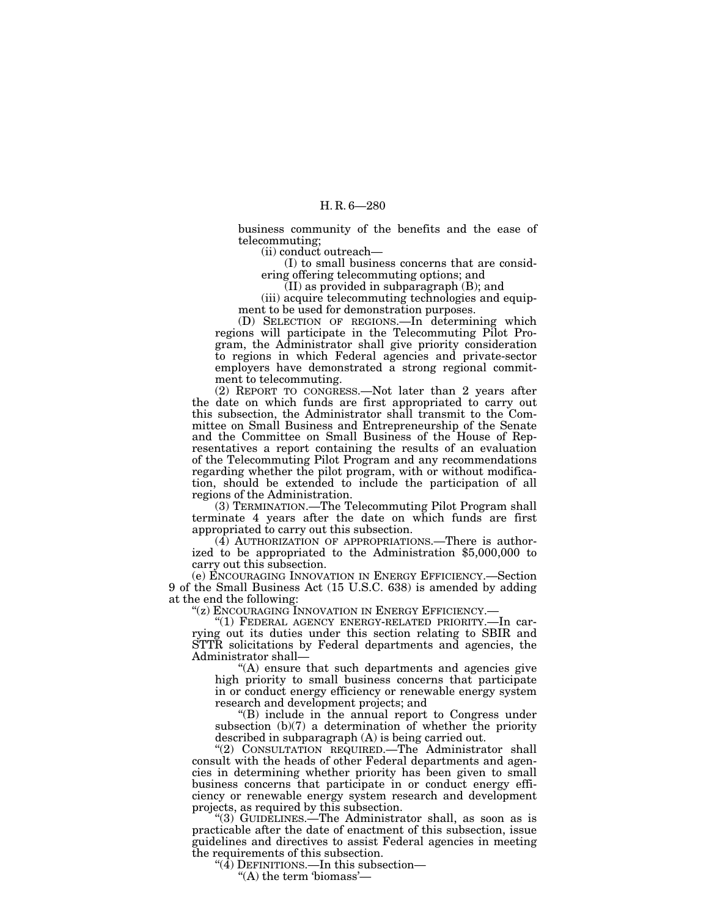business community of the benefits and the ease of telecommuting;

(ii) conduct outreach—

(I) to small business concerns that are considering offering telecommuting options; and

(II) as provided in subparagraph (B); and

(iii) acquire telecommuting technologies and equipment to be used for demonstration purposes.

(D) SELECTION OF REGIONS.—In determining which regions will participate in the Telecommuting Pilot Program, the Administrator shall give priority consideration to regions in which Federal agencies and private-sector employers have demonstrated a strong regional commitment to telecommuting.

(2) REPORT TO CONGRESS.—Not later than 2 years after the date on which funds are first appropriated to carry out this subsection, the Administrator shall transmit to the Committee on Small Business and Entrepreneurship of the Senate and the Committee on Small Business of the House of Representatives a report containing the results of an evaluation of the Telecommuting Pilot Program and any recommendations regarding whether the pilot program, with or without modification, should be extended to include the participation of all regions of the Administration.

(3) TERMINATION.—The Telecommuting Pilot Program shall terminate 4 years after the date on which funds are first appropriated to carry out this subsection.

(4) AUTHORIZATION OF APPROPRIATIONS.—There is authorized to be appropriated to the Administration $5,000,000 to carry out this subsection.

(e) ENCOURAGING INNOVATION IN ENERGY EFFICIENCY.—Section 9 of the Small Business Act (15 U.S.C. 638) is amended by adding at the end the following:

"(z) ENCOURAGING INNOVATION IN ENERGY EFFICIENCY.—

"(1) FEDERAL AGENCY ENERGY-RELATED PRIORITY.—In carrying out its duties under this section relating to SBIR and STTR solicitations by Federal departments and agencies, the Administrator shall—

"(A) ensure that such departments and agencies give high priority to small business concerns that participate in or conduct energy efficiency or renewable energy system research and development projects; and

"(B) include in the annual report to Congress under subsection (b)(7) a determination of whether the priority described in subparagraph (A) is being carried out.

"(2) CONSULTATION REQUIRED.—The Administrator shall consult with the heads of other Federal departments and agencies in determining whether priority has been given to small business concerns that participate in or conduct energy efficiency or renewable energy system research and development projects, as required by this subsection.

"(3) GUIDELINES.—The Administrator shall, as soon as is practicable after the date of enactment of this subsection, issue guidelines and directives to assist Federal agencies in meeting the requirements of this subsection.

"(4) DEFINITIONS.—In this subsection—

"(A) the term 'biomass'—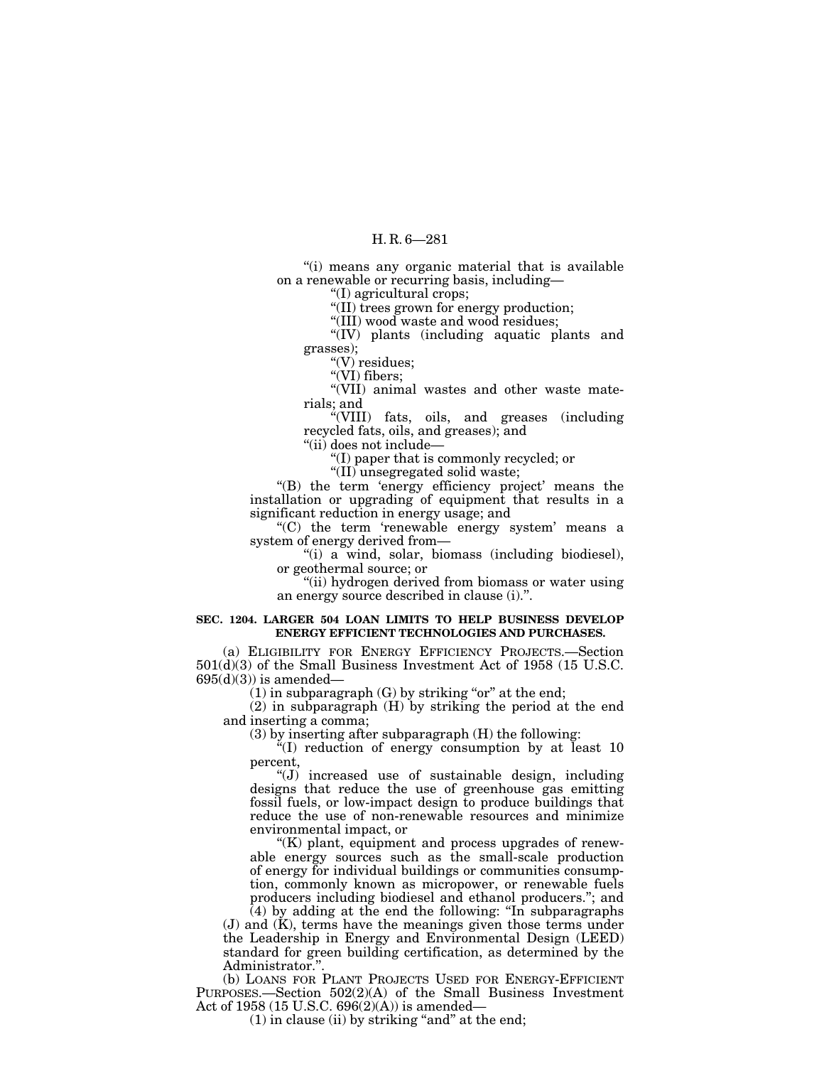"(i) means any organic material that is available on a renewable or recurring basis, including—

"(I) agricultural crops;

"(II) trees grown for energy production;

"(III) wood waste and wood residues;

"(IV) plants (including aquatic plants and grasses);

"(V) residues;

"(VI) fibers;

"(VII) animal wastes and other waste materials; and

"(VIII) fats, oils, and greases (including recycled fats, oils, and greases); and

"(ii) does not include—

"(I) paper that is commonly recycled; or

"(II) unsegregated solid waste;

"(B) the term 'energy efficiency project' means the installation or upgrading of equipment that results in a significant reduction in energy usage; and

"(C) the term 'renewable energy system' means a system of energy derived from—

"(i) a wind, solar, biomass (including biodiesel), or geothermal source; or

"(ii) hydrogen derived from biomass or water using an energy source described in clause (i).".

**SEC. 1204. LARGER 504 LOAN LIMITS TO HELP BUSINESS DEVELOP ENERGY EFFICIENT TECHNOLOGIES AND PURCHASES.**

(a) ELIGIBILITY FOR ENERGY EFFICIENCY PROJECTS.—Section 501(d)(3) of the Small Business Investment Act of 1958 (15 U.S.C. 695(d)(3)) is amended—

(1) in subparagraph (G) by striking "or" at the end;

(2) in subparagraph (H) by striking the period at the end and inserting a comma;

(3) by inserting after subparagraph (H) the following:

"(I) reduction of energy consumption by at least 10 percent,

"(J) increased use of sustainable design, including designs that reduce the use of greenhouse gas emitting fossil fuels, or low-impact design to produce buildings that reduce the use of non-renewable resources and minimize environmental impact, or

"(K) plant, equipment and process upgrades of renewable energy sources such as the small-scale production of energy for individual buildings or communities consumption, commonly known as micropower, or renewable fuels producers including biodiesel and ethanol producers."; and

(4) by adding at the end the following: "In subparagraphs (J) and (K), terms have the meanings given those terms under the Leadership in Energy and Environmental Design (LEED) standard for green building certification, as determined by the Administrator.".

(b) LOANS FOR PLANT PROJECTS USED FOR ENERGY-EFFICIENT PURPOSES.—Section 502(2)(A) of the Small Business Investment Act of 1958 (15 U.S.C. 696(2)(A)) is amended—

(1) in clause (ii) by striking "and" at the end;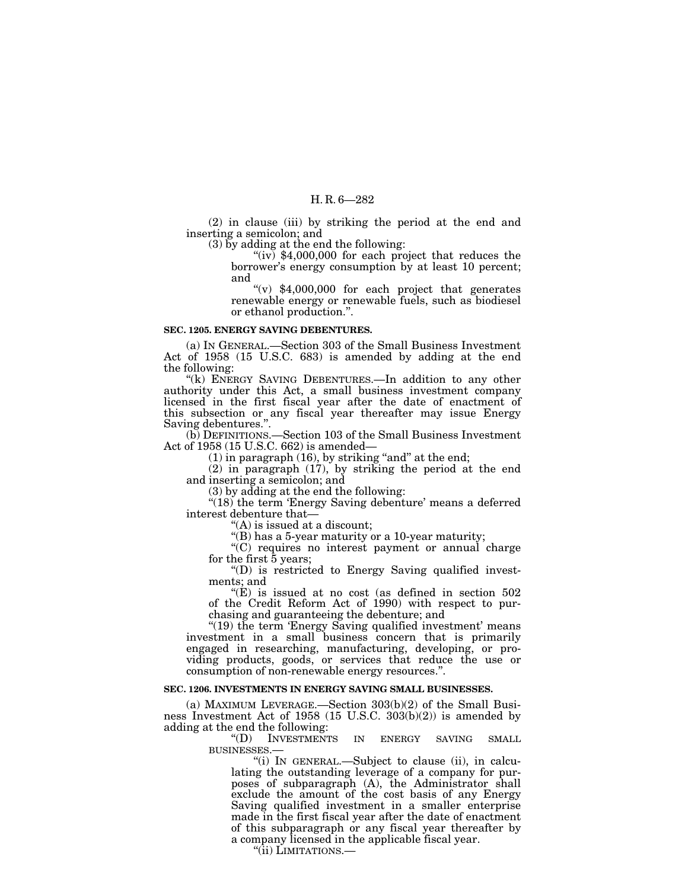(2) in clause (iii) by striking the period at the end and inserting a semicolon; and

(3) by adding at the end the following:

"(iv) $4,000,000 for each project that reduces the borrower's energy consumption by at least 10 percent; and

"(v) $4,000,000 for each project that generates renewable energy or renewable fuels, such as biodiesel or ethanol production.".

**SEC. 1205. ENERGY SAVING DEBENTURES.**

(a) IN GENERAL.—Section 303 of the Small Business Investment Act of 1958 (15 U.S.C. 683) is amended by adding at the end the following:

"(k) ENERGY SAVING DEBENTURES.—In addition to any other authority under this Act, a small business investment company licensed in the first fiscal year after the date of enactment of this subsection or any fiscal year thereafter may issue Energy Saving debentures.".

(b) DEFINITIONS.—Section 103 of the Small Business Investment Act of 1958 (15 U.S.C. 662) is amended—

(1) in paragraph (16), by striking "and" at the end;

(2) in paragraph (17), by striking the period at the end and inserting a semicolon; and

(3) by adding at the end the following:

"(18) the term 'Energy Saving debenture' means a deferred interest debenture that—

"(A) is issued at a discount;

"(B) has a 5-year maturity or a 10-year maturity;

"(C) requires no interest payment or annual charge for the first 5 years;

"(D) is restricted to Energy Saving qualified investments; and

"(E) is issued at no cost (as defined in section 502 of the Credit Reform Act of 1990) with respect to purchasing and guaranteeing the debenture; and

"(19) the term 'Energy Saving qualified investment' means investment in a small business concern that is primarily engaged in researching, manufacturing, developing, or providing products, goods, or services that reduce the use or consumption of non-renewable energy resources.".

**SEC. 1206. INVESTMENTS IN ENERGY SAVING SMALL BUSINESSES.**

(a) MAXIMUM LEVERAGE.—Section 303(b)(2) of the Small Business Investment Act of 1958 (15 U.S.C. 303(b)(2)) is amended by adding at the end the following:

"(D) INVESTMENTS IN ENERGY SAVING SMALL BUSINESSES.—

"(i) IN GENERAL.—Subject to clause (ii), in calculating the outstanding leverage of a company for purposes of subparagraph (A), the Administrator shall exclude the amount of the cost basis of any Energy Saving qualified investment in a smaller enterprise made in the first fiscal year after the date of enactment of this subparagraph or any fiscal year thereafter by a company licensed in the applicable fiscal year.

"(ii) LIMITATIONS.—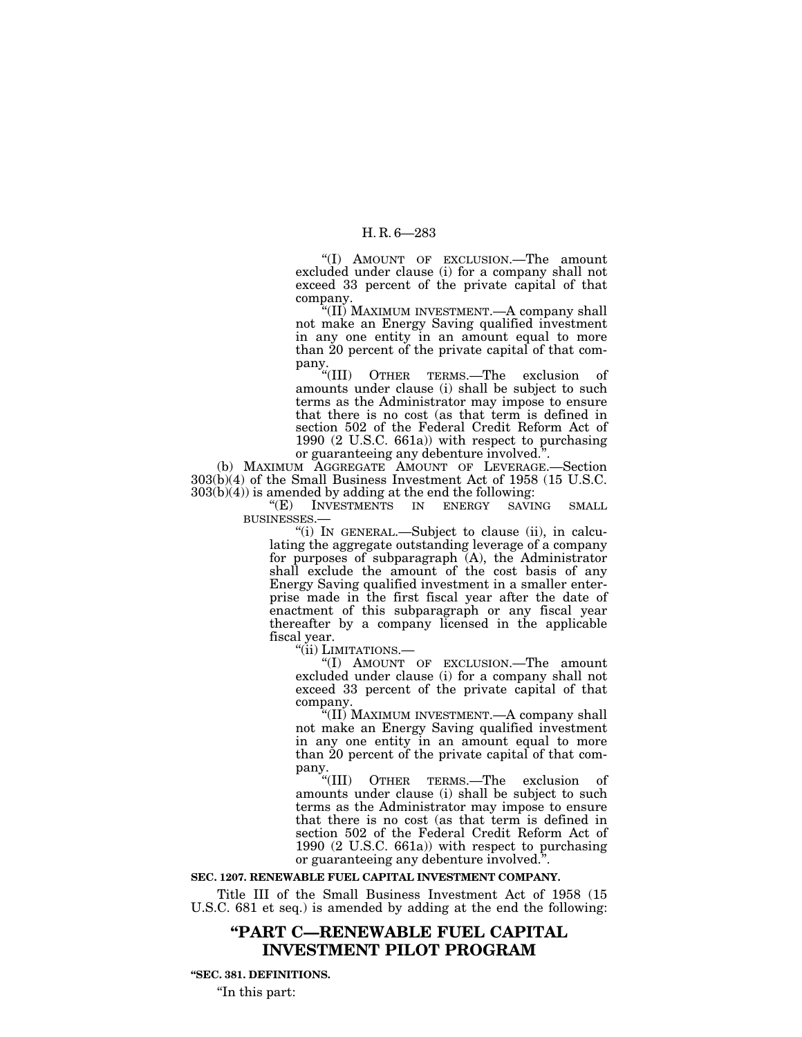"(I) AMOUNT OF EXCLUSION.—The amount excluded under clause (i) for a company shall not exceed 33 percent of the private capital of that company.

"(II) MAXIMUM INVESTMENT.—A company shall not make an Energy Saving qualified investment in any one entity in an amount equal to more than 20 percent of the private capital of that company.

"(III) OTHER TERMS.—The exclusion of amounts under clause (i) shall be subject to such terms as the Administrator may impose to ensure that there is no cost (as that term is defined in section 502 of the Federal Credit Reform Act of 1990 (2 U.S.C. 661a)) with respect to purchasing or guaranteeing any debenture involved.".

(b) MAXIMUM AGGREGATE AMOUNT OF LEVERAGE.—Section 303(b)(4) of the Small Business Investment Act of 1958 (15 U.S.C. 303(b)(4)) is amended by adding at the end the following:

"(E) INVESTMENTS IN ENERGY SAVING SMALL BUSINESSES.—

"(i) IN GENERAL.—Subject to clause (ii), in calculating the aggregate outstanding leverage of a company for purposes of subparagraph (A), the Administrator shall exclude the amount of the cost basis of any Energy Saving qualified investment in a smaller enterprise made in the first fiscal year after the date of enactment of this subparagraph or any fiscal year thereafter by a company licensed in the applicable fiscal year.

"(ii) LIMITATIONS.—

"(I) AMOUNT OF EXCLUSION.—The amount excluded under clause (i) for a company shall not exceed 33 percent of the private capital of that company.

"(II) MAXIMUM INVESTMENT.—A company shall not make an Energy Saving qualified investment in any one entity in an amount equal to more than 20 percent of the private capital of that company.

"(III) OTHER TERMS.—The exclusion of amounts under clause (i) shall be subject to such terms as the Administrator may impose to ensure that there is no cost (as that term is defined in section 502 of the Federal Credit Reform Act of 1990 (2 U.S.C. 661a)) with respect to purchasing or guaranteeing any debenture involved.".

**SEC. 1207. RENEWABLE FUEL CAPITAL INVESTMENT COMPANY.**

Title III of the Small Business Investment Act of 1958 (15 U.S.C. 681 et seq.) is amended by adding at the end the following:

## "PART C—RENEWABLE FUEL CAPITAL INVESTMENT PILOT PROGRAM

**"SEC. 381. DEFINITIONS.**

"In this part: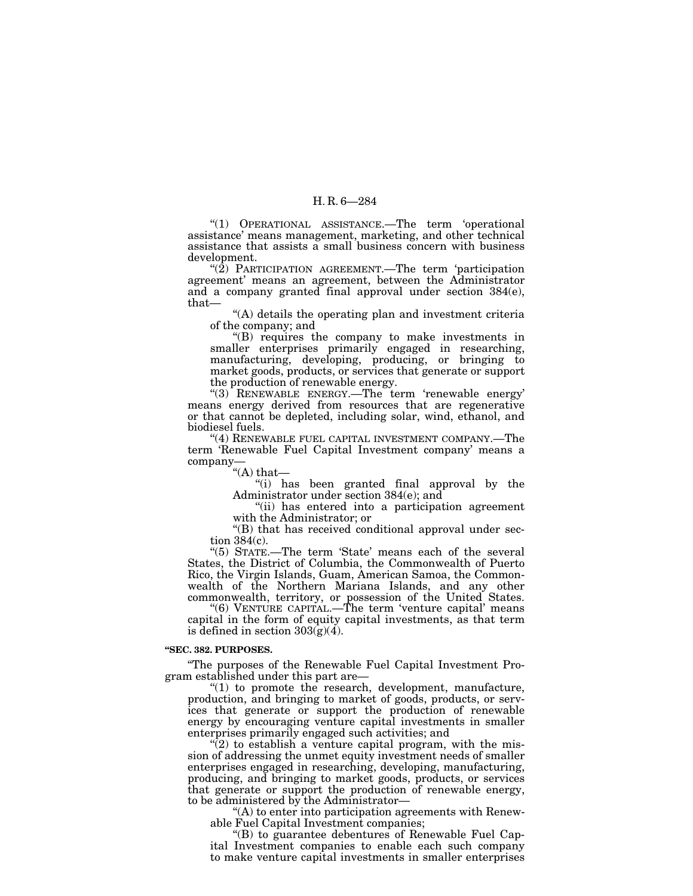"(1) OPERATIONAL ASSISTANCE.—The term 'operational assistance' means management, marketing, and other technical assistance that assists a small business concern with business development.

"(2) PARTICIPATION AGREEMENT.—The term 'participation agreement' means an agreement, between the Administrator and a company granted final approval under section 384(e), that—

"(A) details the operating plan and investment criteria of the company; and

"(B) requires the company to make investments in smaller enterprises primarily engaged in researching, manufacturing, developing, producing, or bringing to market goods, products, or services that generate or support the production of renewable energy.

"(3) RENEWABLE ENERGY.—The term 'renewable energy' means energy derived from resources that are regenerative or that cannot be depleted, including solar, wind, ethanol, and biodiesel fuels.

"(4) RENEWABLE FUEL CAPITAL INVESTMENT COMPANY.—The term 'Renewable Fuel Capital Investment company' means a company—

"(A) that—

"(i) has been granted final approval by the Administrator under section 384(e); and

"(ii) has entered into a participation agreement with the Administrator; or

"(B) that has received conditional approval under section 384(c).

"(5) STATE.—The term 'State' means each of the several States, the District of Columbia, the Commonwealth of Puerto Rico, the Virgin Islands, Guam, American Samoa, the Commonwealth of the Northern Mariana Islands, and any other commonwealth, territory, or possession of the United States.

"(6) VENTURE CAPITAL.—The term 'venture capital' means capital in the form of equity capital investments, as that term is defined in section 303(g)(4).

**"SEC. 382. PURPOSES.**

"The purposes of the Renewable Fuel Capital Investment Program established under this part are—

"(1) to promote the research, development, manufacture, production, and bringing to market of goods, products, or services that generate or support the production of renewable energy by encouraging venture capital investments in smaller enterprises primarily engaged such activities; and

"(2) to establish a venture capital program, with the mission of addressing the unmet equity investment needs of smaller enterprises engaged in researching, developing, manufacturing, producing, and bringing to market goods, products, or services that generate or support the production of renewable energy, to be administered by the Administrator—

"(A) to enter into participation agreements with Renewable Fuel Capital Investment companies;

"(B) to guarantee debentures of Renewable Fuel Capital Investment companies to enable each such company to make venture capital investments in smaller enterprises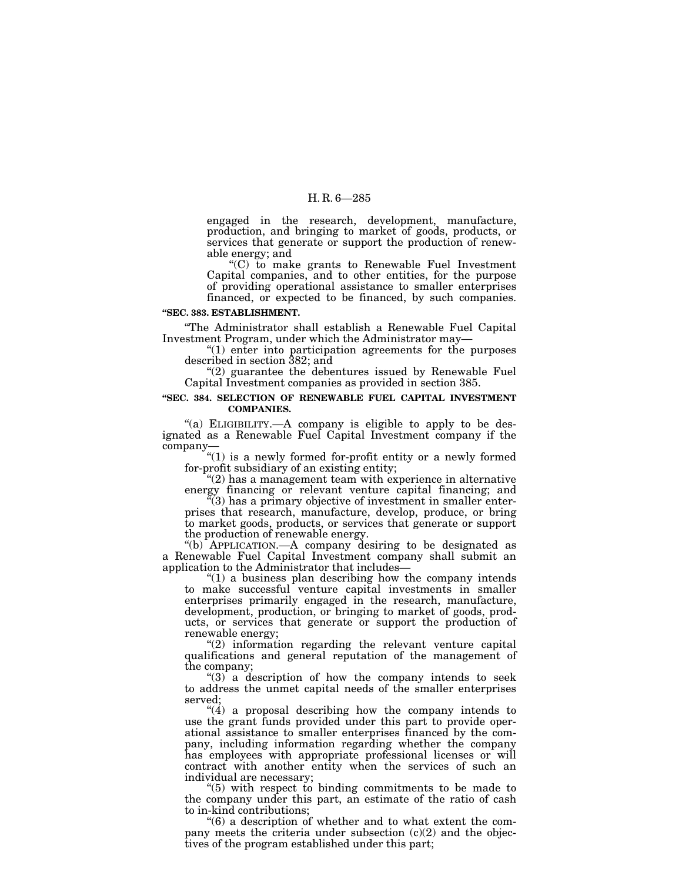engaged in the research, development, manufacture, production, and bringing to market of goods, products, or services that generate or support the production of renewable energy; and

"(C) to make grants to Renewable Fuel Investment Capital companies, and to other entities, for the purpose of providing operational assistance to smaller enterprises financed, or expected to be financed, by such companies.

**"SEC. 383. ESTABLISHMENT.**

"The Administrator shall establish a Renewable Fuel Capital Investment Program, under which the Administrator may—

"(1) enter into participation agreements for the purposes described in section 382; and

"(2) guarantee the debentures issued by Renewable Fuel Capital Investment companies as provided in section 385.

**"SEC. 384. SELECTION OF RENEWABLE FUEL CAPITAL INVESTMENT COMPANIES.**

"(a) ELIGIBILITY.—A company is eligible to apply to be designated as a Renewable Fuel Capital Investment company if the company—

"(1) is a newly formed for-profit entity or a newly formed for-profit subsidiary of an existing entity;

"(2) has a management team with experience in alternative energy financing or relevant venture capital financing; and

"(3) has a primary objective of investment in smaller enterprises that research, manufacture, develop, produce, or bring to market goods, products, or services that generate or support the production of renewable energy.

"(b) APPLICATION.—A company desiring to be designated as a Renewable Fuel Capital Investment company shall submit an application to the Administrator that includes—

"(1) a business plan describing how the company intends to make successful venture capital investments in smaller enterprises primarily engaged in the research, manufacture, development, production, or bringing to market of goods, products, or services that generate or support the production of renewable energy;

"(2) information regarding the relevant venture capital qualifications and general reputation of the management of the company;

"(3) a description of how the company intends to seek to address the unmet capital needs of the smaller enterprises served;

"(4) a proposal describing how the company intends to use the grant funds provided under this part to provide operational assistance to smaller enterprises financed by the company, including information regarding whether the company has employees with appropriate professional licenses or will contract with another entity when the services of such an individual are necessary;

"(5) with respect to binding commitments to be made to the company under this part, an estimate of the ratio of cash to in-kind contributions;

"(6) a description of whether and to what extent the company meets the criteria under subsection (c)(2) and the objectives of the program established under this part;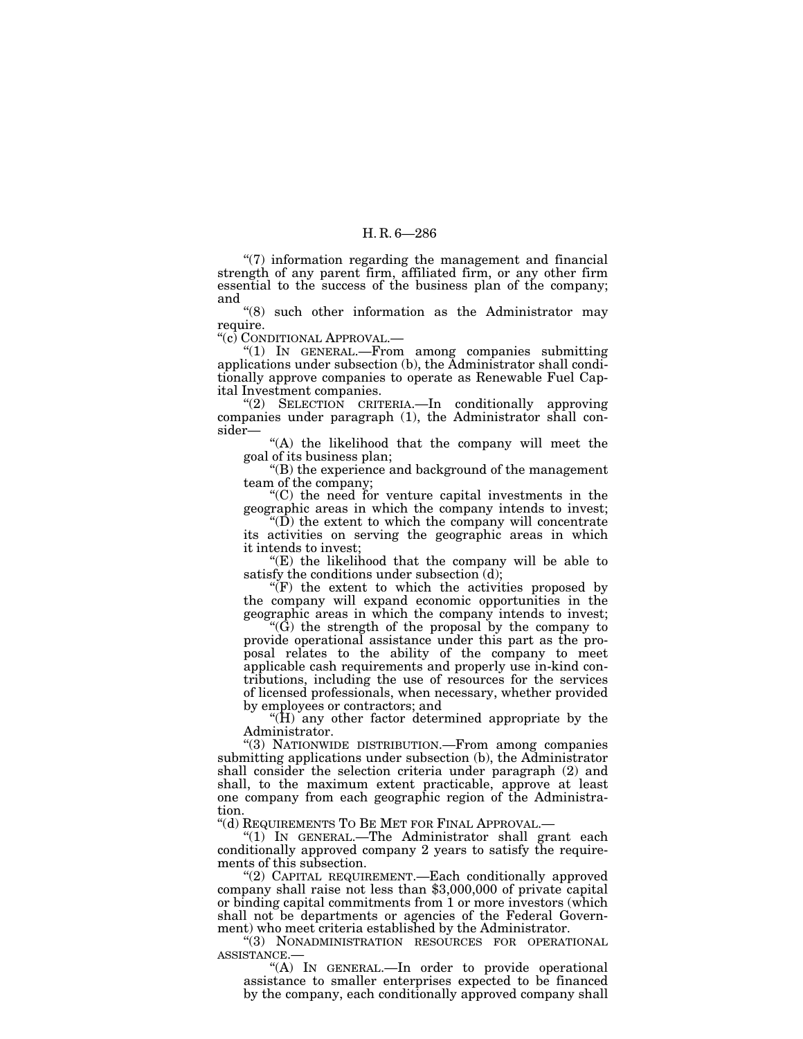"(7) information regarding the management and financial strength of any parent firm, affiliated firm, or any other firm essential to the success of the business plan of the company; and

"(8) such other information as the Administrator may require.

"(c) CONDITIONAL APPROVAL.—

"(1) IN GENERAL.—From among companies submitting applications under subsection (b), the Administrator shall conditionally approve companies to operate as Renewable Fuel Capital Investment companies.

"(2) SELECTION CRITERIA.—In conditionally approving companies under paragraph (1), the Administrator shall consider—

"(A) the likelihood that the company will meet the goal of its business plan;

"(B) the experience and background of the management team of the company;

"(C) the need for venture capital investments in the geographic areas in which the company intends to invest;

"(D) the extent to which the company will concentrate its activities on serving the geographic areas in which it intends to invest;

"(E) the likelihood that the company will be able to satisfy the conditions under subsection (d);

"(F) the extent to which the activities proposed by the company will expand economic opportunities in the geographic areas in which the company intends to invest;

"(G) the strength of the proposal by the company to provide operational assistance under this part as the proposal relates to the ability of the company to meet applicable cash requirements and properly use in-kind contributions, including the use of resources for the services of licensed professionals, when necessary, whether provided by employees or contractors; and

"(H) any other factor determined appropriate by the Administrator.

"(3) NATIONWIDE DISTRIBUTION.—From among companies submitting applications under subsection (b), the Administrator shall consider the selection criteria under paragraph (2) and shall, to the maximum extent practicable, approve at least one company from each geographic region of the Administration.

"(d) REQUIREMENTS TO BE MET FOR FINAL APPROVAL.—

"(1) IN GENERAL.—The Administrator shall grant each conditionally approved company 2 years to satisfy the requirements of this subsection.

"(2) CAPITAL REQUIREMENT.—Each conditionally approved company shall raise not less than $3,000,000 of private capital or binding capital commitments from 1 or more investors (which shall not be departments or agencies of the Federal Government) who meet criteria established by the Administrator.

"(3) NONADMINISTRATION RESOURCES FOR OPERATIONAL ASSISTANCE.—

"(A) IN GENERAL.—In order to provide operational assistance to smaller enterprises expected to be financed by the company, each conditionally approved company shall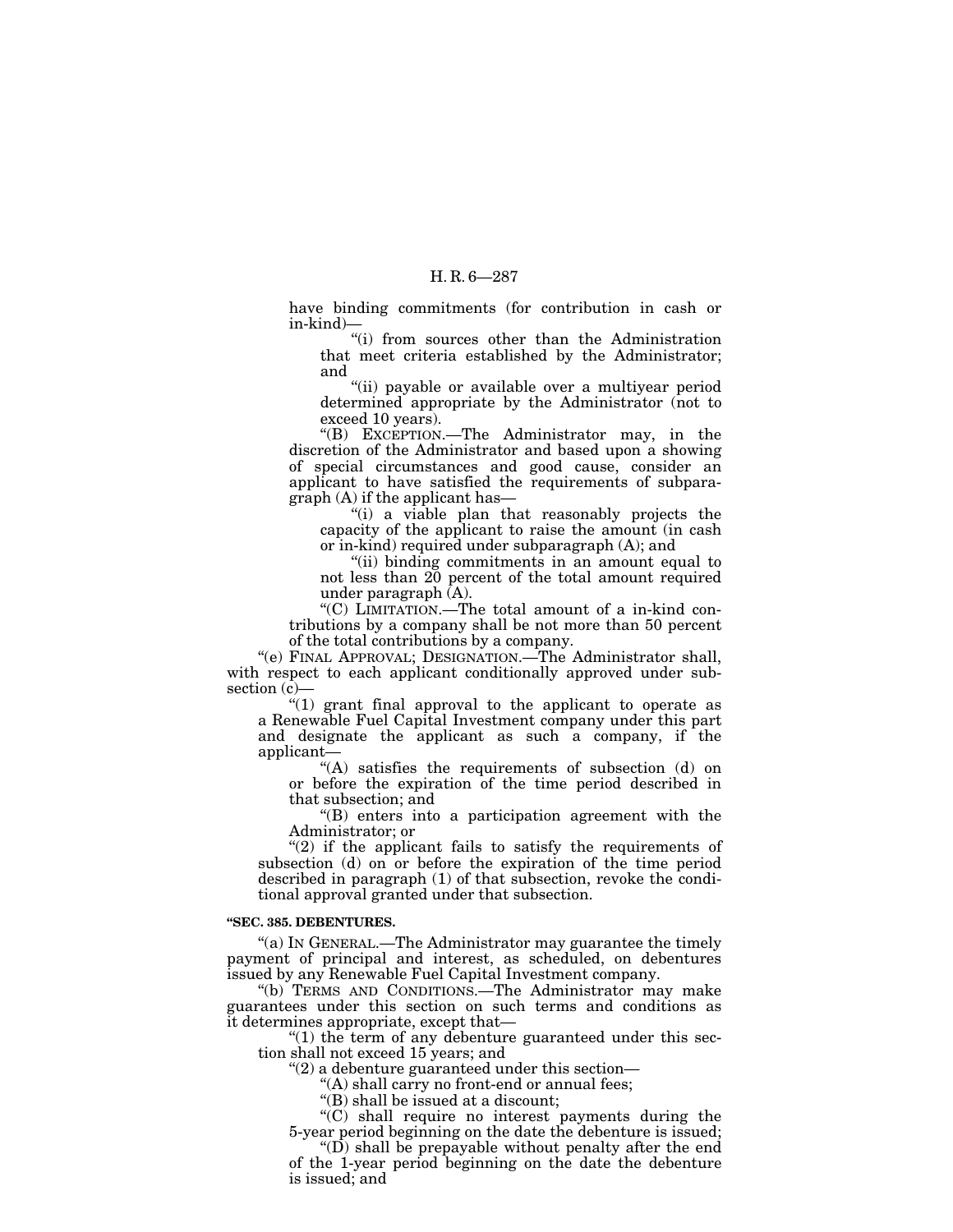have binding commitments (for contribution in cash or in-kind)—

"(i) from sources other than the Administration that meet criteria established by the Administrator; and

"(ii) payable or available over a multiyear period determined appropriate by the Administrator (not to exceed 10 years).

"(B) EXCEPTION.—The Administrator may, in the discretion of the Administrator and based upon a showing of special circumstances and good cause, consider an applicant to have satisfied the requirements of subparagraph (A) if the applicant has—

"(i) a viable plan that reasonably projects the capacity of the applicant to raise the amount (in cash or in-kind) required under subparagraph (A); and

"(ii) binding commitments in an amount equal to not less than 20 percent of the total amount required under paragraph (A).

"(C) LIMITATION.—The total amount of a in-kind contributions by a company shall be not more than 50 percent of the total contributions by a company.

"(e) FINAL APPROVAL; DESIGNATION.—The Administrator shall, with respect to each applicant conditionally approved under subsection (c)—

"(1) grant final approval to the applicant to operate as a Renewable Fuel Capital Investment company under this part and designate the applicant as such a company, if the applicant—

"(A) satisfies the requirements of subsection (d) on or before the expiration of the time period described in that subsection; and

"(B) enters into a participation agreement with the Administrator; or

"(2) if the applicant fails to satisfy the requirements of subsection (d) on or before the expiration of the time period described in paragraph (1) of that subsection, revoke the conditional approval granted under that subsection.

**"SEC. 385. DEBENTURES.**

"(a) IN GENERAL.—The Administrator may guarantee the timely payment of principal and interest, as scheduled, on debentures issued by any Renewable Fuel Capital Investment company.

"(b) TERMS AND CONDITIONS.—The Administrator may make guarantees under this section on such terms and conditions as it determines appropriate, except that—

"(1) the term of any debenture guaranteed under this section shall not exceed 15 years; and

"(2) a debenture guaranteed under this section—

"(A) shall carry no front-end or annual fees;

"(B) shall be issued at a discount;

"(C) shall require no interest payments during the 5-year period beginning on the date the debenture is issued;

"(D) shall be prepayable without penalty after the end of the 1-year period beginning on the date the debenture is issued; and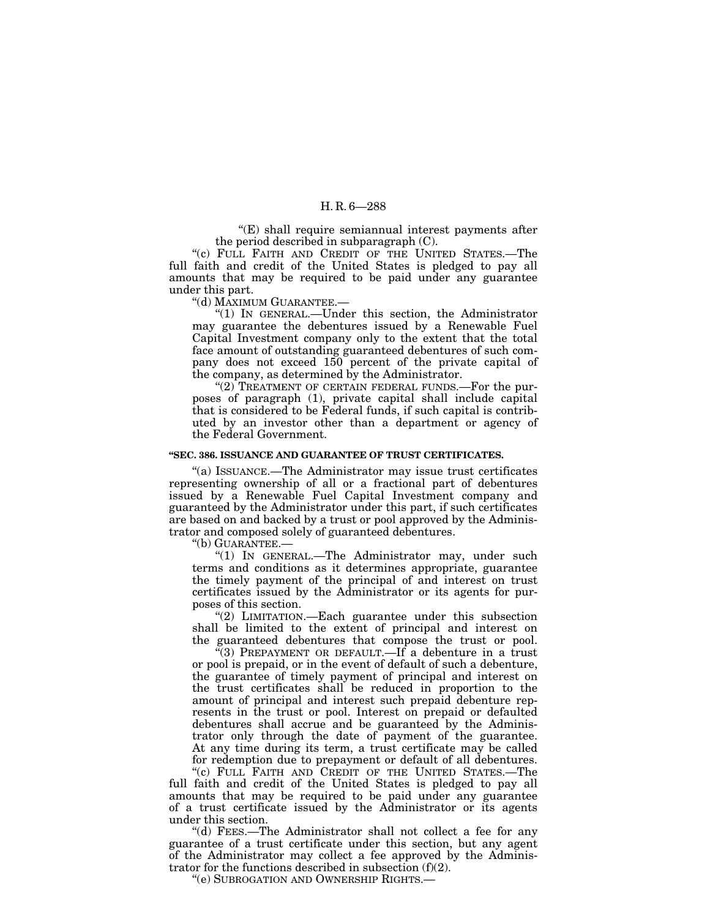"(E) shall require semiannual interest payments after the period described in subparagraph (C).

"(c) FULL FAITH AND CREDIT OF THE UNITED STATES.—The full faith and credit of the United States is pledged to pay all amounts that may be required to be paid under any guarantee under this part.

"(d) MAXIMUM GUARANTEE.—

"(1) IN GENERAL.—Under this section, the Administrator may guarantee the debentures issued by a Renewable Fuel Capital Investment company only to the extent that the total face amount of outstanding guaranteed debentures of such company does not exceed 150 percent of the private capital of the company, as determined by the Administrator.

"(2) TREATMENT OF CERTAIN FEDERAL FUNDS.—For the purposes of paragraph (1), private capital shall include capital that is considered to be Federal funds, if such capital is contributed by an investor other than a department or agency of the Federal Government.

**"SEC. 386. ISSUANCE AND GUARANTEE OF TRUST CERTIFICATES.**

"(a) ISSUANCE.—The Administrator may issue trust certificates representing ownership of all or a fractional part of debentures issued by a Renewable Fuel Capital Investment company and guaranteed by the Administrator under this part, if such certificates are based on and backed by a trust or pool approved by the Administrator and composed solely of guaranteed debentures.

"(b) GUARANTEE.—

"(1) IN GENERAL.—The Administrator may, under such terms and conditions as it determines appropriate, guarantee the timely payment of the principal of and interest on trust certificates issued by the Administrator or its agents for purposes of this section.

"(2) LIMITATION.—Each guarantee under this subsection shall be limited to the extent of principal and interest on the guaranteed debentures that compose the trust or pool.

"(3) PREPAYMENT OR DEFAULT.—If a debenture in a trust or pool is prepaid, or in the event of default of such a debenture, the guarantee of timely payment of principal and interest on the trust certificates shall be reduced in proportion to the amount of principal and interest such prepaid debenture represents in the trust or pool. Interest on prepaid or defaulted debentures shall accrue and be guaranteed by the Administrator only through the date of payment of the guarantee. At any time during its term, a trust certificate may be called for redemption due to prepayment or default of all debentures.

"(c) FULL FAITH AND CREDIT OF THE UNITED STATES.—The full faith and credit of the United States is pledged to pay all amounts that may be required to be paid under any guarantee of a trust certificate issued by the Administrator or its agents under this section.

"(d) FEES.—The Administrator shall not collect a fee for any guarantee of a trust certificate under this section, but any agent of the Administrator may collect a fee approved by the Administrator for the functions described in subsection (f)(2).

"(e) SUBROGATION AND OWNERSHIP RIGHTS.—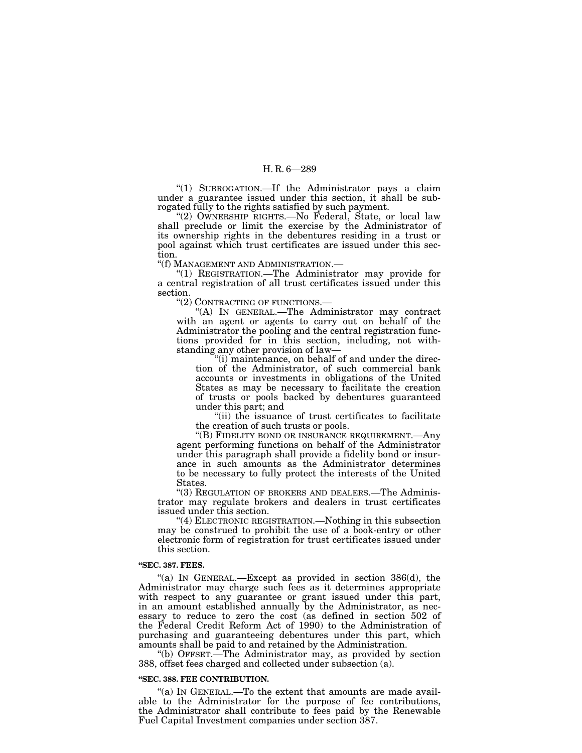"(1) SUBROGATION.—If the Administrator pays a claim under a guarantee issued under this section, it shall be subrogated fully to the rights satisfied by such payment.

"(2) OWNERSHIP RIGHTS.—No Federal, State, or local law shall preclude or limit the exercise by the Administrator of its ownership rights in the debentures residing in a trust or pool against which trust certificates are issued under this section.

"(f) MANAGEMENT AND ADMINISTRATION.—

"(1) REGISTRATION.—The Administrator may provide for a central registration of all trust certificates issued under this section.

"(2) CONTRACTING OF FUNCTIONS.—

"(A) IN GENERAL.—The Administrator may contract with an agent or agents to carry out on behalf of the Administrator the pooling and the central registration functions provided for in this section, including, not withstanding any other provision of law—

"(i) maintenance, on behalf of and under the direction of the Administrator, of such commercial bank accounts or investments in obligations of the United States as may be necessary to facilitate the creation of trusts or pools backed by debentures guaranteed under this part; and

"(ii) the issuance of trust certificates to facilitate the creation of such trusts or pools.

"(B) FIDELITY BOND OR INSURANCE REQUIREMENT.—Any agent performing functions on behalf of the Administrator under this paragraph shall provide a fidelity bond or insurance in such amounts as the Administrator determines to be necessary to fully protect the interests of the United States.

"(3) REGULATION OF BROKERS AND DEALERS.—The Administrator may regulate brokers and dealers in trust certificates issued under this section.

"(4) ELECTRONIC REGISTRATION.—Nothing in this subsection may be construed to prohibit the use of a book-entry or other electronic form of registration for trust certificates issued under this section.

**"SEC. 387. FEES.**

"(a) IN GENERAL.—Except as provided in section 386(d), the Administrator may charge such fees as it determines appropriate with respect to any guarantee or grant issued under this part, in an amount established annually by the Administrator, as necessary to reduce to zero the cost (as defined in section 502 of the Federal Credit Reform Act of 1990) to the Administration of purchasing and guaranteeing debentures under this part, which amounts shall be paid to and retained by the Administration.

"(b) OFFSET.—The Administrator may, as provided by section 388, offset fees charged and collected under subsection (a).

**"SEC. 388. FEE CONTRIBUTION.**

"(a) IN GENERAL.—To the extent that amounts are made available to the Administrator for the purpose of fee contributions, the Administrator shall contribute to fees paid by the Renewable Fuel Capital Investment companies under section 387.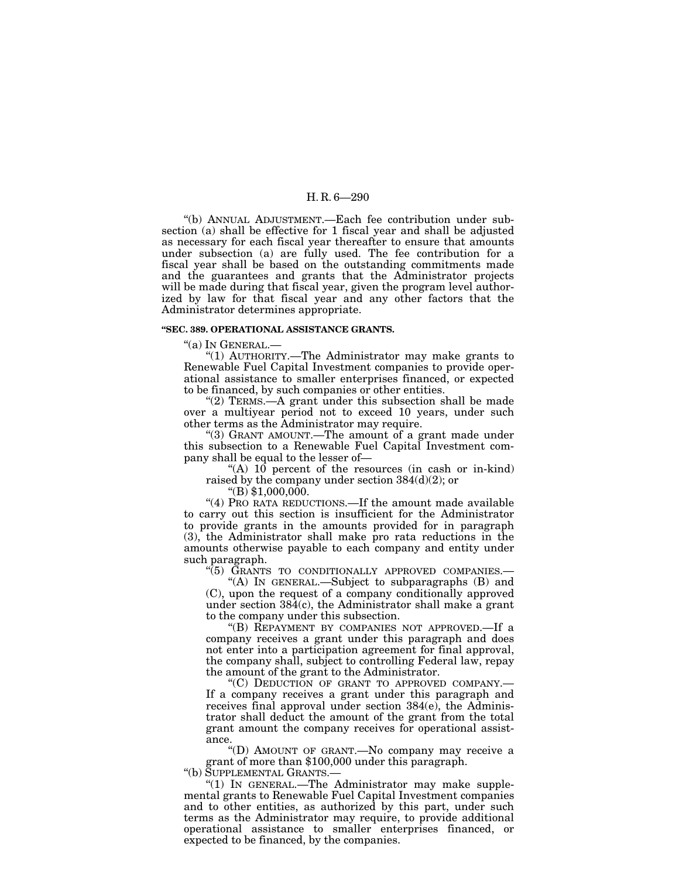"(b) ANNUAL ADJUSTMENT.—Each fee contribution under subsection (a) shall be effective for 1 fiscal year and shall be adjusted as necessary for each fiscal year thereafter to ensure that amounts under subsection (a) are fully used. The fee contribution for a fiscal year shall be based on the outstanding commitments made and the guarantees and grants that the Administrator projects will be made during that fiscal year, given the program level authorized by law for that fiscal year and any other factors that the Administrator determines appropriate.

**"SEC. 389. OPERATIONAL ASSISTANCE GRANTS.**

"(a) IN GENERAL.—

"(1) AUTHORITY.—The Administrator may make grants to Renewable Fuel Capital Investment companies to provide operational assistance to smaller enterprises financed, or expected to be financed, by such companies or other entities.

"(2) TERMS.—A grant under this subsection shall be made over a multiyear period not to exceed 10 years, under such other terms as the Administrator may require.

"(3) GRANT AMOUNT.—The amount of a grant made under this subsection to a Renewable Fuel Capital Investment company shall be equal to the lesser of—

"(A) 10 percent of the resources (in cash or in-kind) raised by the company under section 384(d)(2); or

"(B) $1,000,000.

"(4) PRO RATA REDUCTIONS.—If the amount made available to carry out this section is insufficient for the Administrator to provide grants in the amounts provided for in paragraph (3), the Administrator shall make pro rata reductions in the amounts otherwise payable to each company and entity under such paragraph.

"(5) GRANTS TO CONDITIONALLY APPROVED COMPANIES.—

"(A) IN GENERAL.—Subject to subparagraphs (B) and (C), upon the request of a company conditionally approved under section 384(c), the Administrator shall make a grant to the company under this subsection.

"(B) REPAYMENT BY COMPANIES NOT APPROVED.—If a company receives a grant under this paragraph and does not enter into a participation agreement for final approval, the company shall, subject to controlling Federal law, repay the amount of the grant to the Administrator.

"(C) DEDUCTION OF GRANT TO APPROVED COMPANY.—If a company receives a grant under this paragraph and receives final approval under section 384(e), the Administrator shall deduct the amount of the grant from the total grant amount the company receives for operational assistance.

"(D) AMOUNT OF GRANT.—No company may receive a grant of more than $100,000 under this paragraph.

"(b) SUPPLEMENTAL GRANTS.—

"(1) IN GENERAL.—The Administrator may make supplemental grants to Renewable Fuel Capital Investment companies and to other entities, as authorized by this part, under such terms as the Administrator may require, to provide additional operational assistance to smaller enterprises financed, or expected to be financed, by the companies.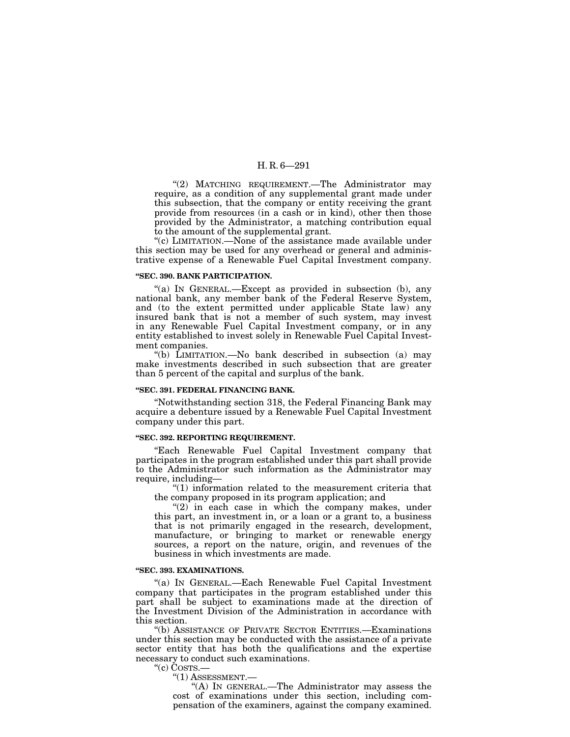"(2) MATCHING REQUIREMENT.—The Administrator may require, as a condition of any supplemental grant made under this subsection, that the company or entity receiving the grant provide from resources (in a cash or in kind), other then those provided by the Administrator, a matching contribution equal to the amount of the supplemental grant.

"(c) LIMITATION.—None of the assistance made available under this section may be used for any overhead or general and administrative expense of a Renewable Fuel Capital Investment company.

**"SEC. 390. BANK PARTICIPATION.**

"(a) IN GENERAL.—Except as provided in subsection (b), any national bank, any member bank of the Federal Reserve System, and (to the extent permitted under applicable State law) any insured bank that is not a member of such system, may invest in any Renewable Fuel Capital Investment company, or in any entity established to invest solely in Renewable Fuel Capital Investment companies.

"(b) LIMITATION.—No bank described in subsection (a) may make investments described in such subsection that are greater than 5 percent of the capital and surplus of the bank.

**"SEC. 391. FEDERAL FINANCING BANK.**

"Notwithstanding section 318, the Federal Financing Bank may acquire a debenture issued by a Renewable Fuel Capital Investment company under this part.

**"SEC. 392. REPORTING REQUIREMENT.**

"Each Renewable Fuel Capital Investment company that participates in the program established under this part shall provide to the Administrator such information as the Administrator may require, including—

"(1) information related to the measurement criteria that the company proposed in its program application; and

"(2) in each case in which the company makes, under this part, an investment in, or a loan or a grant to, a business that is not primarily engaged in the research, development, manufacture, or bringing to market or renewable energy sources, a report on the nature, origin, and revenues of the business in which investments are made.

**"SEC. 393. EXAMINATIONS.**

"(a) IN GENERAL.—Each Renewable Fuel Capital Investment company that participates in the program established under this part shall be subject to examinations made at the direction of the Investment Division of the Administration in accordance with this section.

"(b) ASSISTANCE OF PRIVATE SECTOR ENTITIES.—Examinations under this section may be conducted with the assistance of a private sector entity that has both the qualifications and the expertise necessary to conduct such examinations.

"(c) COSTS.—

"(1) ASSESSMENT.—

"(A) IN GENERAL.—The Administrator may assess the cost of examinations under this section, including compensation of the examiners, against the company examined.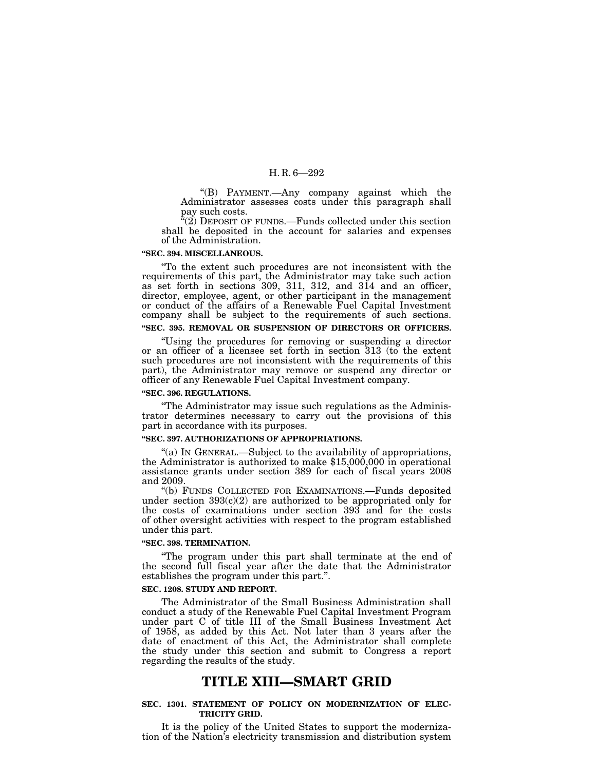"(B) PAYMENT.—Any company against which the Administrator assesses costs under this paragraph shall pay such costs.

"(2) DEPOSIT OF FUNDS.—Funds collected under this section shall be deposited in the account for salaries and expenses of the Administration.

**"SEC. 394. MISCELLANEOUS.**

"To the extent such procedures are not inconsistent with the requirements of this part, the Administrator may take such action as set forth in sections 309, 311, 312, and 314 and an officer, director, employee, agent, or other participant in the management or conduct of the affairs of a Renewable Fuel Capital Investment company shall be subject to the requirements of such sections.

**"SEC. 395. REMOVAL OR SUSPENSION OF DIRECTORS OR OFFICERS.**

"Using the procedures for removing or suspending a director or an officer of a licensee set forth in section 313 (to the extent such procedures are not inconsistent with the requirements of this part), the Administrator may remove or suspend any director or officer of any Renewable Fuel Capital Investment company.

**"SEC. 396. REGULATIONS.**

"The Administrator may issue such regulations as the Administrator determines necessary to carry out the provisions of this part in accordance with its purposes.

**"SEC. 397. AUTHORIZATIONS OF APPROPRIATIONS.**

"(a) IN GENERAL.—Subject to the availability of appropriations, the Administrator is authorized to make $15,000,000 in operational assistance grants under section 389 for each of fiscal years 2008 and 2009.

"(b) FUNDS COLLECTED FOR EXAMINATIONS.—Funds deposited under section 393(c)(2) are authorized to be appropriated only for the costs of examinations under section 393 and for the costs of other oversight activities with respect to the program established under this part.

**"SEC. 398. TERMINATION.**

"The program under this part shall terminate at the end of the second full fiscal year after the date that the Administrator establishes the program under this part.".

**SEC. 1208. STUDY AND REPORT.**

The Administrator of the Small Business Administration shall conduct a study of the Renewable Fuel Capital Investment Program under part C of title III of the Small Business Investment Act of 1958, as added by this Act. Not later than 3 years after the date of enactment of this Act, the Administrator shall complete the study under this section and submit to Congress a report regarding the results of the study.

# TITLE XIII—SMART GRID

**SEC. 1301. STATEMENT OF POLICY ON MODERNIZATION OF ELECTRICITY GRID.**

It is the policy of the United States to support the modernization of the Nation's electricity transmission and distribution system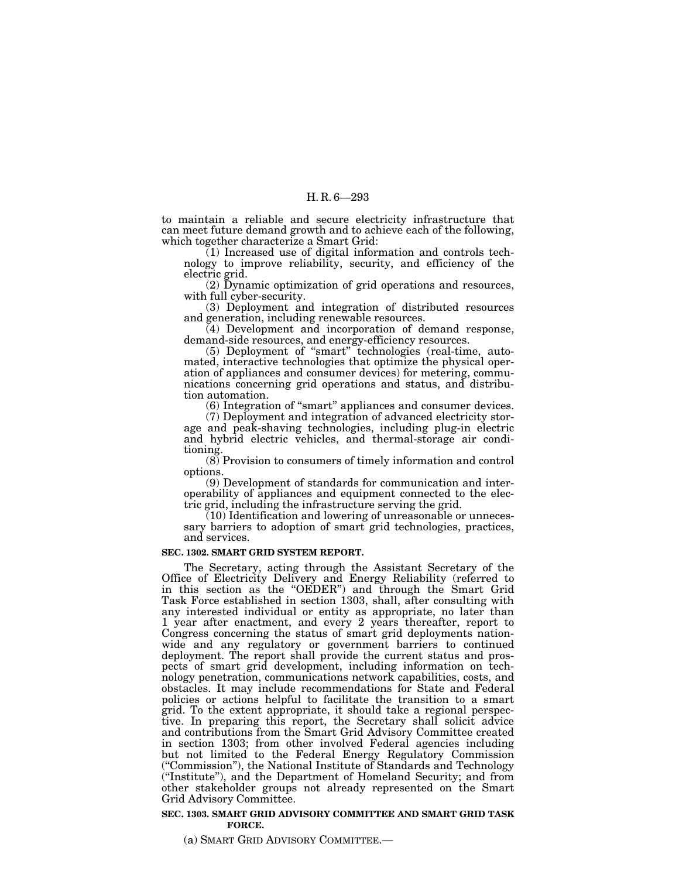to maintain a reliable and secure electricity infrastructure that can meet future demand growth and to achieve each of the following, which together characterize a Smart Grid:

(1) Increased use of digital information and controls technology to improve reliability, security, and efficiency of the electric grid.

(2) Dynamic optimization of grid operations and resources, with full cyber-security.

(3) Deployment and integration of distributed resources and generation, including renewable resources.

(4) Development and incorporation of demand response, demand-side resources, and energy-efficiency resources.

(5) Deployment of "smart" technologies (real-time, automated, interactive technologies that optimize the physical operation of appliances and consumer devices) for metering, communications concerning grid operations and status, and distribution automation.

(6) Integration of "smart" appliances and consumer devices.

(7) Deployment and integration of advanced electricity storage and peak-shaving technologies, including plug-in electric and hybrid electric vehicles, and thermal-storage air conditioning.

(8) Provision to consumers of timely information and control options.

(9) Development of standards for communication and interoperability of appliances and equipment connected to the electric grid, including the infrastructure serving the grid.

(10) Identification and lowering of unreasonable or unnecessary barriers to adoption of smart grid technologies, practices, and services.

**SEC. 1302. SMART GRID SYSTEM REPORT.**

The Secretary, acting through the Assistant Secretary of the Office of Electricity Delivery and Energy Reliability (referred to in this section as the "OEDER") and through the Smart Grid Task Force established in section 1303, shall, after consulting with any interested individual or entity as appropriate, no later than 1 year after enactment, and every 2 years thereafter, report to Congress concerning the status of smart grid deployments nationwide and any regulatory or government barriers to continued deployment. The report shall provide the current status and prospects of smart grid development, including information on technology penetration, communications network capabilities, costs, and obstacles. It may include recommendations for State and Federal policies or actions helpful to facilitate the transition to a smart grid. To the extent appropriate, it should take a regional perspective. In preparing this report, the Secretary shall solicit advice and contributions from the Smart Grid Advisory Committee created in section 1303; from other involved Federal agencies including but not limited to the Federal Energy Regulatory Commission ("Commission"), the National Institute of Standards and Technology ("Institute"), and the Department of Homeland Security; and from other stakeholder groups not already represented on the Smart Grid Advisory Committee.

**SEC. 1303. SMART GRID ADVISORY COMMITTEE AND SMART GRID TASK FORCE.**

(a) SMART GRID ADVISORY COMMITTEE.—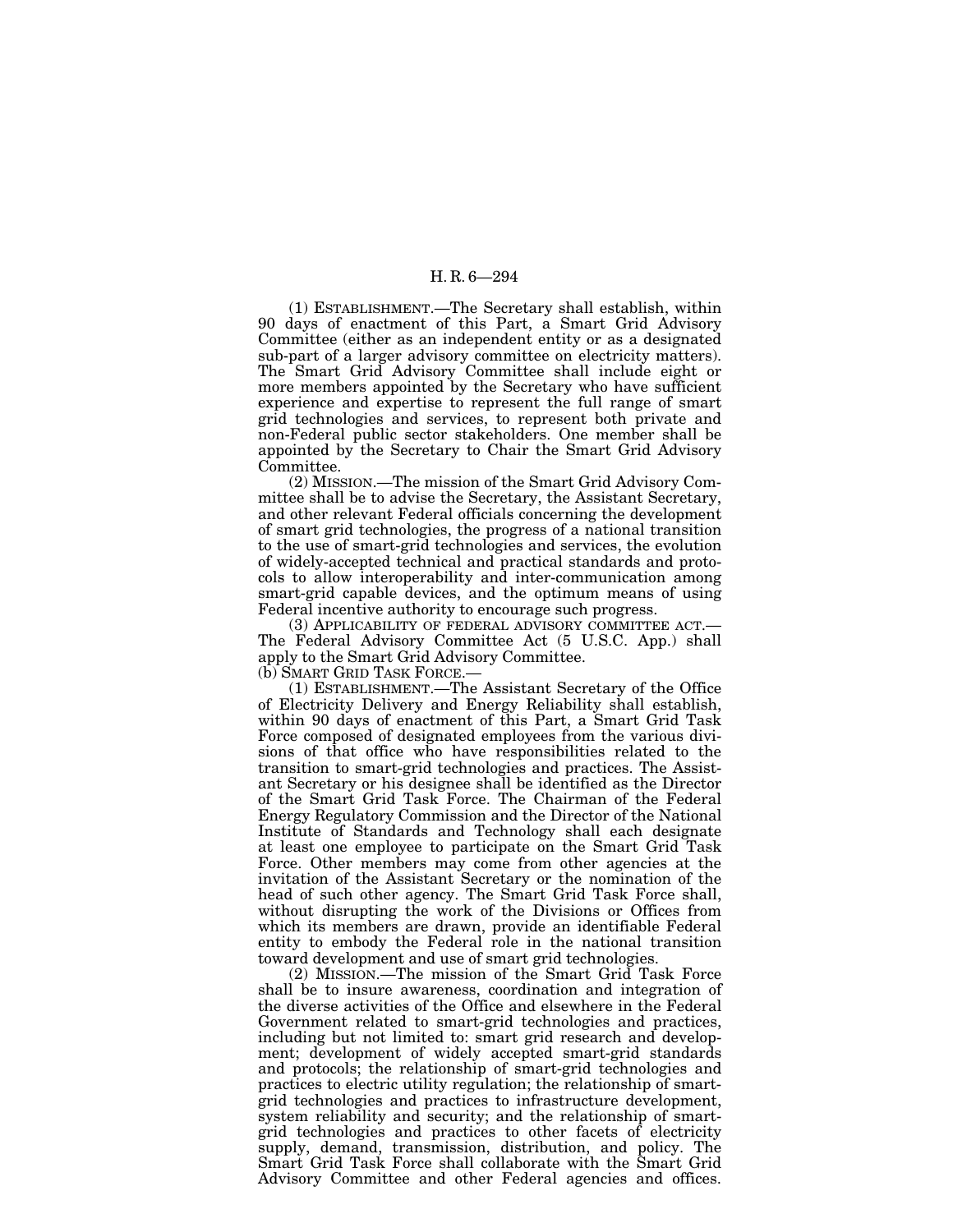(1) ESTABLISHMENT.—The Secretary shall establish, within 90 days of enactment of this Part, a Smart Grid Advisory Committee (either as an independent entity or as a designated sub-part of a larger advisory committee on electricity matters). The Smart Grid Advisory Committee shall include eight or more members appointed by the Secretary who have sufficient experience and expertise to represent the full range of smart grid technologies and services, to represent both private and non-Federal public sector stakeholders. One member shall be appointed by the Secretary to Chair the Smart Grid Advisory Committee.

(2) MISSION.—The mission of the Smart Grid Advisory Committee shall be to advise the Secretary, the Assistant Secretary, and other relevant Federal officials concerning the development of smart grid technologies, the progress of a national transition to the use of smart-grid technologies and services, the evolution of widely-accepted technical and practical standards and protocols to allow interoperability and inter-communication among smart-grid capable devices, and the optimum means of using Federal incentive authority to encourage such progress.

(3) APPLICABILITY OF FEDERAL ADVISORY COMMITTEE ACT.—The Federal Advisory Committee Act (5 U.S.C. App.) shall apply to the Smart Grid Advisory Committee.

(b) SMART GRID TASK FORCE.—

(1) ESTABLISHMENT.—The Assistant Secretary of the Office of Electricity Delivery and Energy Reliability shall establish, within 90 days of enactment of this Part, a Smart Grid Task Force composed of designated employees from the various divisions of that office who have responsibilities related to the transition to smart-grid technologies and practices. The Assistant Secretary or his designee shall be identified as the Director of the Smart Grid Task Force. The Chairman of the Federal Energy Regulatory Commission and the Director of the National Institute of Standards and Technology shall each designate at least one employee to participate on the Smart Grid Task Force. Other members may come from other agencies at the invitation of the Assistant Secretary or the nomination of the head of such other agency. The Smart Grid Task Force shall, without disrupting the work of the Divisions or Offices from which its members are drawn, provide an identifiable Federal entity to embody the Federal role in the national transition toward development and use of smart grid technologies.

(2) MISSION.—The mission of the Smart Grid Task Force shall be to insure awareness, coordination and integration of the diverse activities of the Office and elsewhere in the Federal Government related to smart-grid technologies and practices, including but not limited to: smart grid research and development; development of widely accepted smart-grid standards and protocols; the relationship of smart-grid technologies and practices to electric utility regulation; the relationship of smart-grid technologies and practices to infrastructure development, system reliability and security; and the relationship of smart-grid technologies and practices to other facets of electricity supply, demand, transmission, distribution, and policy. The Smart Grid Task Force shall collaborate with the Smart Grid Advisory Committee and other Federal agencies and offices.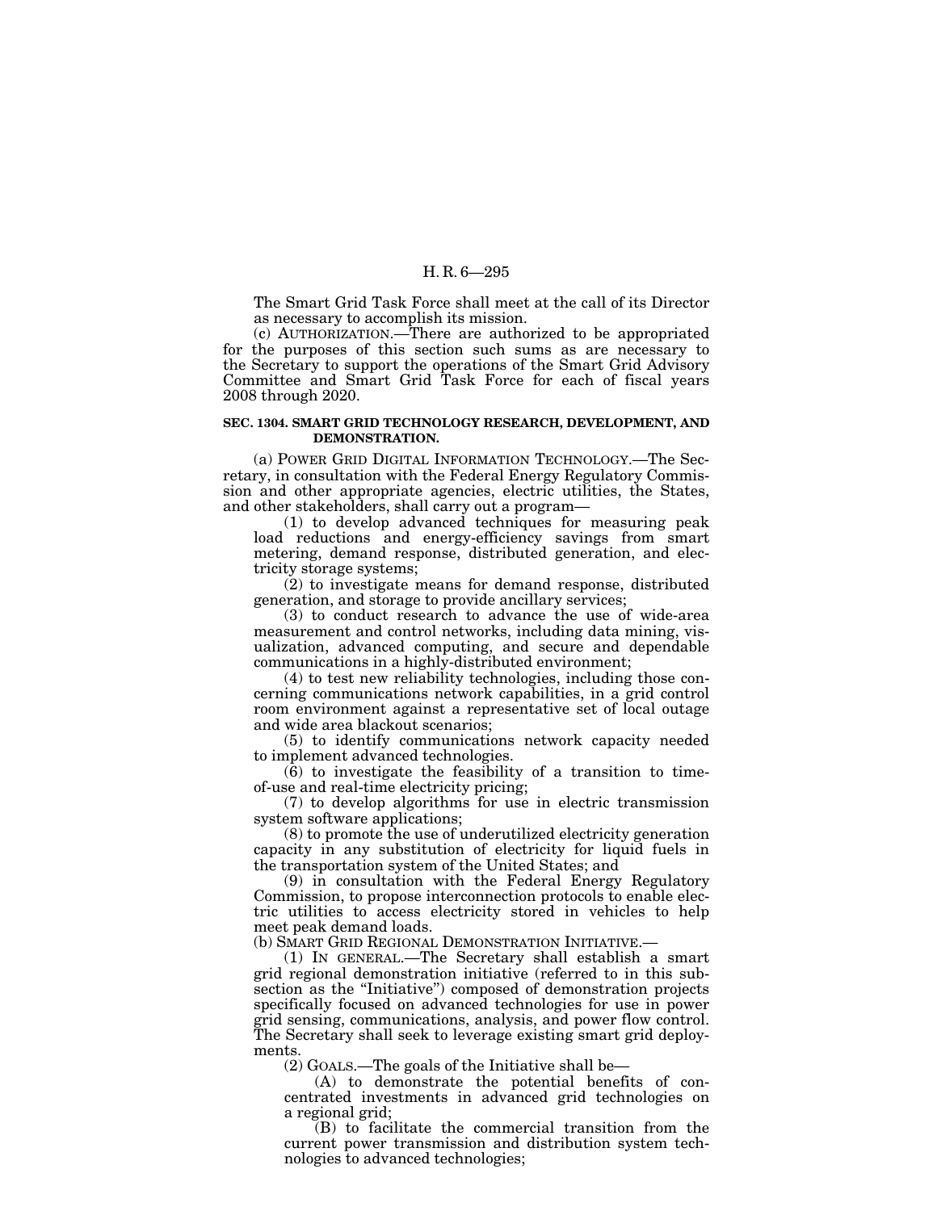The Smart Grid Task Force shall meet at the call of its Director as necessary to accomplish its mission.

(c) AUTHORIZATION.—There are authorized to be appropriated for the purposes of this section such sums as are necessary to the Secretary to support the operations of the Smart Grid Advisory Committee and Smart Grid Task Force for each of fiscal years 2008 through 2020.

**SEC. 1304. SMART GRID TECHNOLOGY RESEARCH, DEVELOPMENT, AND DEMONSTRATION.**

(a) POWER GRID DIGITAL INFORMATION TECHNOLOGY.—The Secretary, in consultation with the Federal Energy Regulatory Commission and other appropriate agencies, electric utilities, the States, and other stakeholders, shall carry out a program—

(1) to develop advanced techniques for measuring peak load reductions and energy-efficiency savings from smart metering, demand response, distributed generation, and electricity storage systems;

(2) to investigate means for demand response, distributed generation, and storage to provide ancillary services;

(3) to conduct research to advance the use of wide-area measurement and control networks, including data mining, visualization, advanced computing, and secure and dependable communications in a highly-distributed environment;

(4) to test new reliability technologies, including those concerning communications network capabilities, in a grid control room environment against a representative set of local outage and wide area blackout scenarios;

(5) to identify communications network capacity needed to implement advanced technologies.

(6) to investigate the feasibility of a transition to time-of-use and real-time electricity pricing;

(7) to develop algorithms for use in electric transmission system software applications;

(8) to promote the use of underutilized electricity generation capacity in any substitution of electricity for liquid fuels in the transportation system of the United States; and

(9) in consultation with the Federal Energy Regulatory Commission, to propose interconnection protocols to enable electric utilities to access electricity stored in vehicles to help meet peak demand loads.

(b) SMART GRID REGIONAL DEMONSTRATION INITIATIVE.—

(1) IN GENERAL.—The Secretary shall establish a smart grid regional demonstration initiative (referred to in this subsection as the "Initiative") composed of demonstration projects specifically focused on advanced technologies for use in power grid sensing, communications, analysis, and power flow control. The Secretary shall seek to leverage existing smart grid deployments.

(2) GOALS.—The goals of the Initiative shall be—

(A) to demonstrate the potential benefits of concentrated investments in advanced grid technologies on a regional grid;

(B) to facilitate the commercial transition from the current power transmission and distribution system technologies to advanced technologies;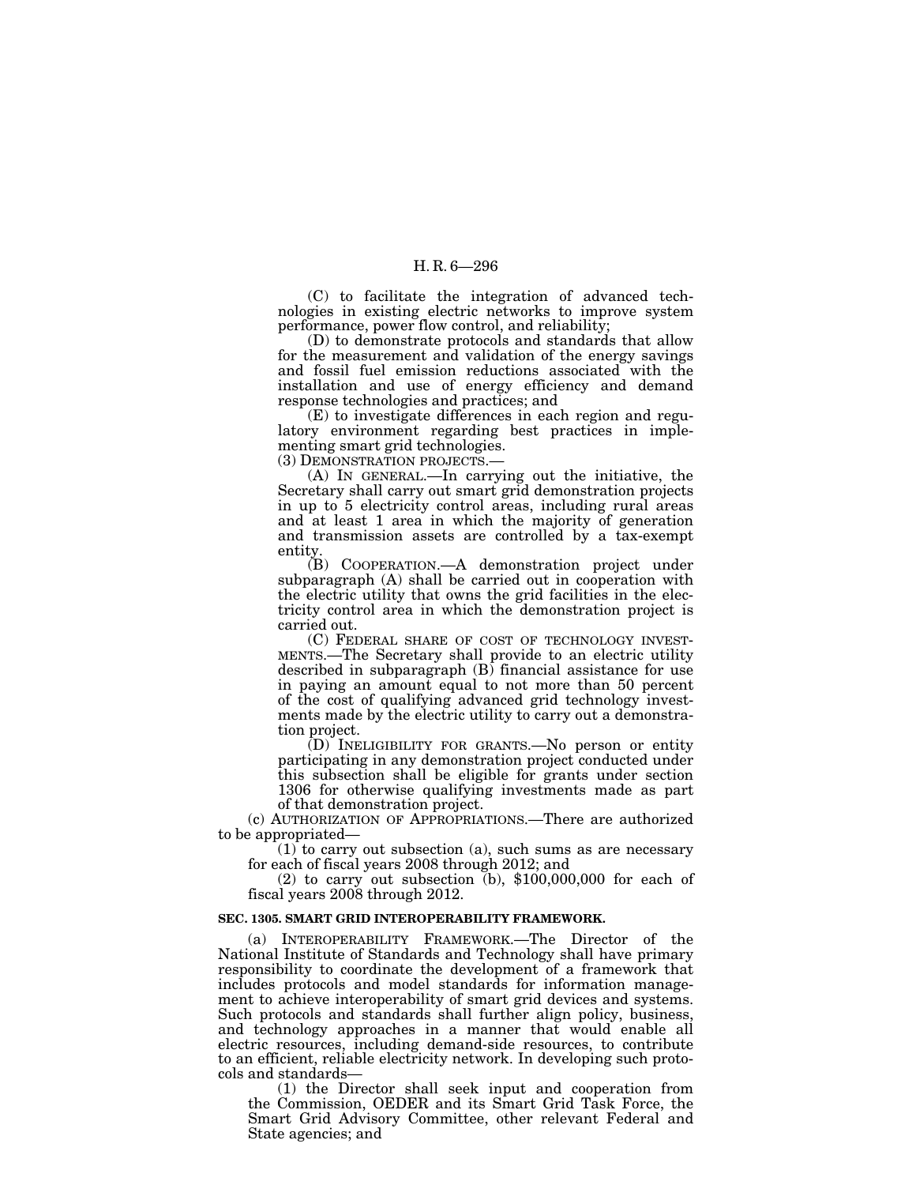(C) to facilitate the integration of advanced technologies in existing electric networks to improve system performance, power flow control, and reliability;

(D) to demonstrate protocols and standards that allow for the measurement and validation of the energy savings and fossil fuel emission reductions associated with the installation and use of energy efficiency and demand response technologies and practices; and

(E) to investigate differences in each region and regulatory environment regarding best practices in implementing smart grid technologies.

(3) DEMONSTRATION PROJECTS.—

(A) IN GENERAL.—In carrying out the initiative, the Secretary shall carry out smart grid demonstration projects in up to 5 electricity control areas, including rural areas and at least 1 area in which the majority of generation and transmission assets are controlled by a tax-exempt entity.

(B) COOPERATION.—A demonstration project under subparagraph (A) shall be carried out in cooperation with the electric utility that owns the grid facilities in the electricity control area in which the demonstration project is carried out.

(C) FEDERAL SHARE OF COST OF TECHNOLOGY INVESTMENTS.—The Secretary shall provide to an electric utility described in subparagraph (B) financial assistance for use in paying an amount equal to not more than 50 percent of the cost of qualifying advanced grid technology investments made by the electric utility to carry out a demonstration project.

(D) INELIGIBILITY FOR GRANTS.—No person or entity participating in any demonstration project conducted under this subsection shall be eligible for grants under section 1306 for otherwise qualifying investments made as part of that demonstration project.

(c) AUTHORIZATION OF APPROPRIATIONS.—There are authorized to be appropriated—

(1) to carry out subsection (a), such sums as are necessary for each of fiscal years 2008 through 2012; and

(2) to carry out subsection (b), $100,000,000 for each of fiscal years 2008 through 2012.

**SEC. 1305. SMART GRID INTEROPERABILITY FRAMEWORK.**

(a) INTEROPERABILITY FRAMEWORK.—The Director of the National Institute of Standards and Technology shall have primary responsibility to coordinate the development of a framework that includes protocols and model standards for information management to achieve interoperability of smart grid devices and systems. Such protocols and standards shall further align policy, business, and technology approaches in a manner that would enable all electric resources, including demand-side resources, to contribute to an efficient, reliable electricity network. In developing such protocols and standards—

(1) the Director shall seek input and cooperation from the Commission, OEDER and its Smart Grid Task Force, the Smart Grid Advisory Committee, other relevant Federal and State agencies; and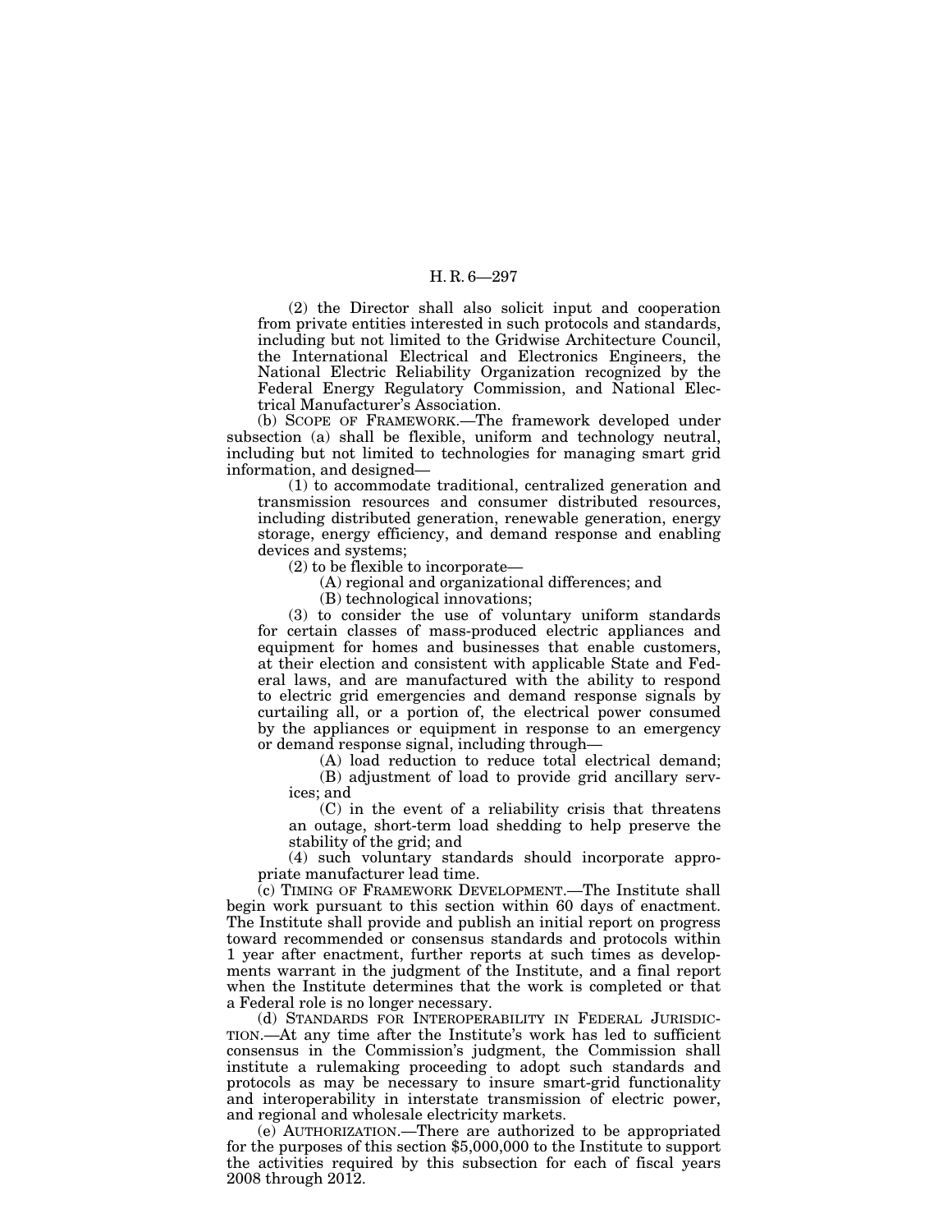(2) the Director shall also solicit input and cooperation from private entities interested in such protocols and standards, including but not limited to the Gridwise Architecture Council, the International Electrical and Electronics Engineers, the National Electric Reliability Organization recognized by the Federal Energy Regulatory Commission, and National Electrical Manufacturer's Association.

(b) SCOPE OF FRAMEWORK.—The framework developed under subsection (a) shall be flexible, uniform and technology neutral, including but not limited to technologies for managing smart grid information, and designed—

(1) to accommodate traditional, centralized generation and transmission resources and consumer distributed resources, including distributed generation, renewable generation, energy storage, energy efficiency, and demand response and enabling devices and systems;

(2) to be flexible to incorporate—

(A) regional and organizational differences; and

(B) technological innovations;

(3) to consider the use of voluntary uniform standards for certain classes of mass-produced electric appliances and equipment for homes and businesses that enable customers, at their election and consistent with applicable State and Federal laws, and are manufactured with the ability to respond to electric grid emergencies and demand response signals by curtailing all, or a portion of, the electrical power consumed by the appliances or equipment in response to an emergency or demand response signal, including through—

(A) load reduction to reduce total electrical demand;

(B) adjustment of load to provide grid ancillary services; and

(C) in the event of a reliability crisis that threatens an outage, short-term load shedding to help preserve the stability of the grid; and

(4) such voluntary standards should incorporate appropriate manufacturer lead time.

(c) TIMING OF FRAMEWORK DEVELOPMENT.—The Institute shall begin work pursuant to this section within 60 days of enactment. The Institute shall provide and publish an initial report on progress toward recommended or consensus standards and protocols within 1 year after enactment, further reports at such times as developments warrant in the judgment of the Institute, and a final report when the Institute determines that the work is completed or that a Federal role is no longer necessary.

(d) STANDARDS FOR INTEROPERABILITY IN FEDERAL JURISDICTION.—At any time after the Institute's work has led to sufficient consensus in the Commission's judgment, the Commission shall institute a rulemaking proceeding to adopt such standards and protocols as may be necessary to insure smart-grid functionality and interoperability in interstate transmission of electric power, and regional and wholesale electricity markets.

(e) AUTHORIZATION.—There are authorized to be appropriated for the purposes of this section $5,000,000 to the Institute to support the activities required by this subsection for each of fiscal years 2008 through 2012.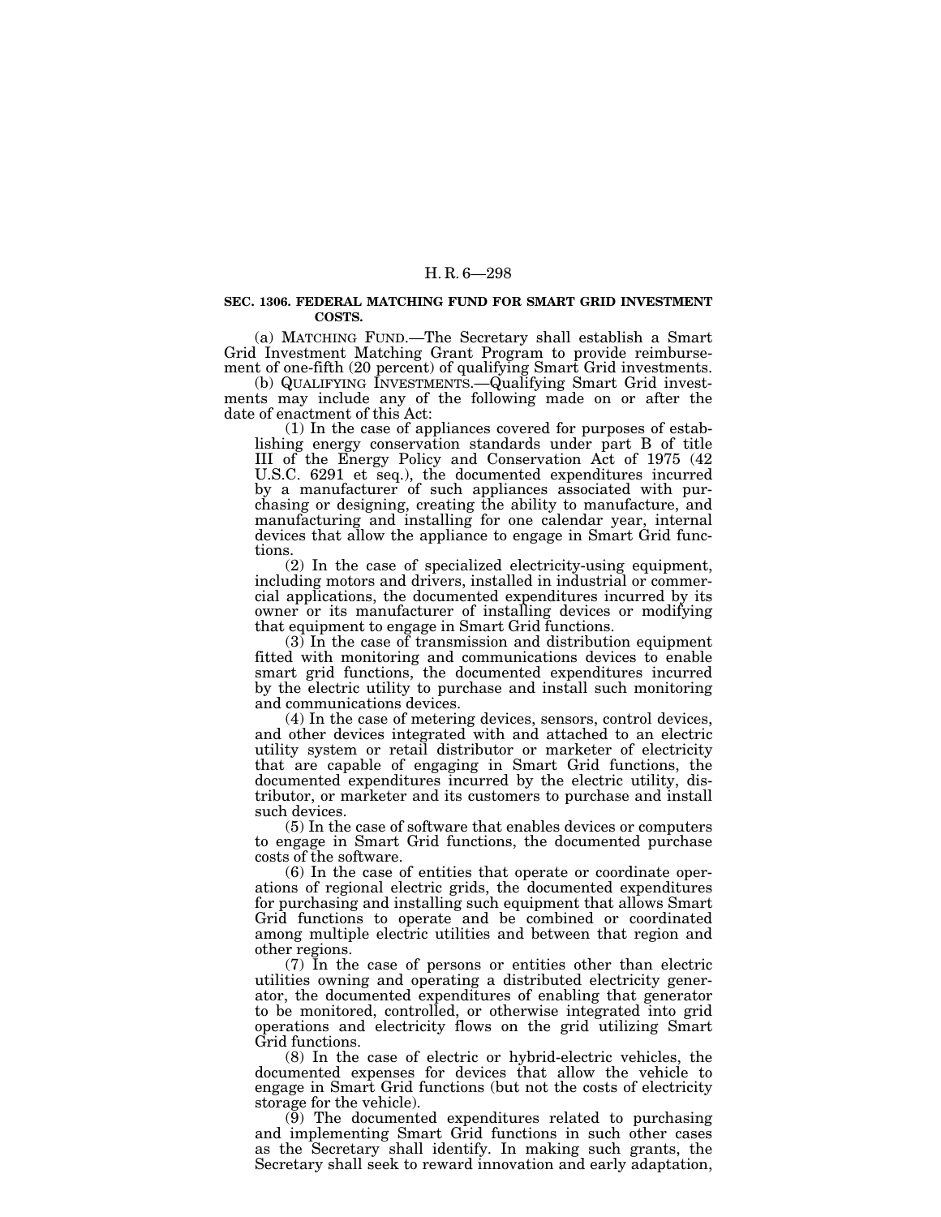**SEC. 1306. FEDERAL MATCHING FUND FOR SMART GRID INVESTMENT COSTS.**

(a) MATCHING FUND.—The Secretary shall establish a Smart Grid Investment Matching Grant Program to provide reimbursement of one-fifth (20 percent) of qualifying Smart Grid investments.

(b) QUALIFYING INVESTMENTS.—Qualifying Smart Grid investments may include any of the following made on or after the date of enactment of this Act:

(1) In the case of appliances covered for purposes of establishing energy conservation standards under part B of title III of the Energy Policy and Conservation Act of 1975 (42 U.S.C. 6291 et seq.), the documented expenditures incurred by a manufacturer of such appliances associated with purchasing or designing, creating the ability to manufacture, and manufacturing and installing for one calendar year, internal devices that allow the appliance to engage in Smart Grid functions.

(2) In the case of specialized electricity-using equipment, including motors and drivers, installed in industrial or commercial applications, the documented expenditures incurred by its owner or its manufacturer of installing devices or modifying that equipment to engage in Smart Grid functions.

(3) In the case of transmission and distribution equipment fitted with monitoring and communications devices to enable smart grid functions, the documented expenditures incurred by the electric utility to purchase and install such monitoring and communications devices.

(4) In the case of metering devices, sensors, control devices, and other devices integrated with and attached to an electric utility system or retail distributor or marketer of electricity that are capable of engaging in Smart Grid functions, the documented expenditures incurred by the electric utility, distributor, or marketer and its customers to purchase and install such devices.

(5) In the case of software that enables devices or computers to engage in Smart Grid functions, the documented purchase costs of the software.

(6) In the case of entities that operate or coordinate operations of regional electric grids, the documented expenditures for purchasing and installing such equipment that allows Smart Grid functions to operate and be combined or coordinated among multiple electric utilities and between that region and other regions.

(7) In the case of persons or entities other than electric utilities owning and operating a distributed electricity generator, the documented expenditures of enabling that generator to be monitored, controlled, or otherwise integrated into grid operations and electricity flows on the grid utilizing Smart Grid functions.

(8) In the case of electric or hybrid-electric vehicles, the documented expenses for devices that allow the vehicle to engage in Smart Grid functions (but not the costs of electricity storage for the vehicle).

(9) The documented expenditures related to purchasing and implementing Smart Grid functions in such other cases as the Secretary shall identify. In making such grants, the Secretary shall seek to reward innovation and early adaptation,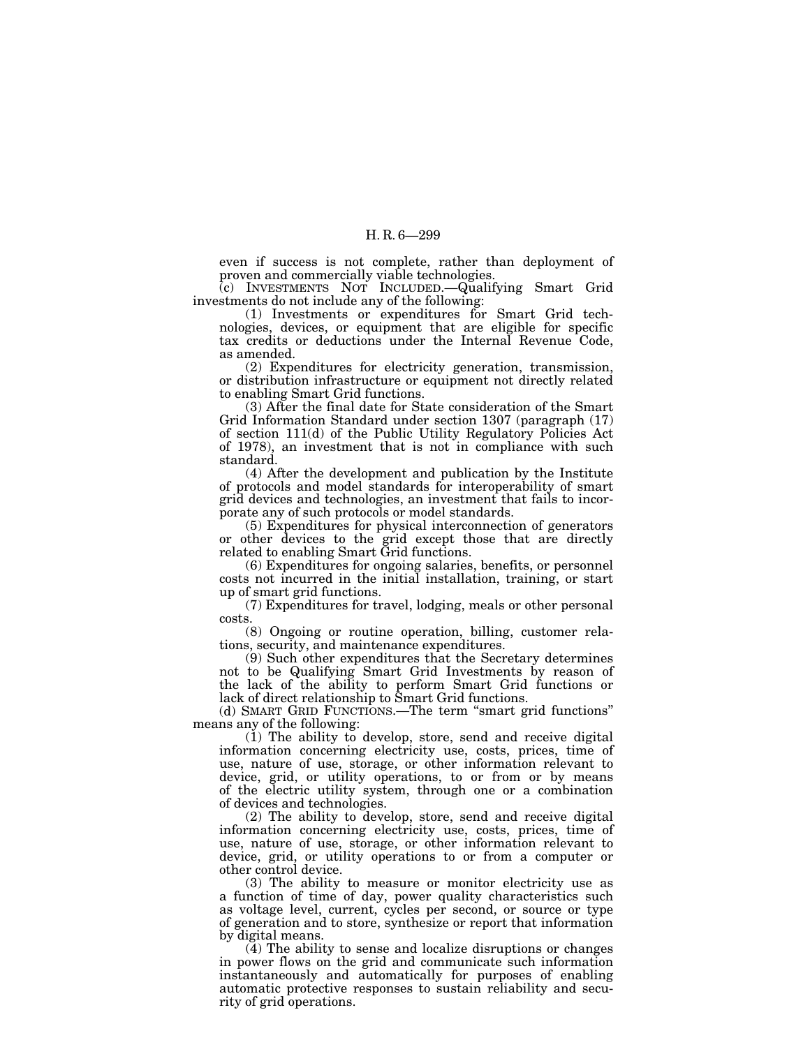even if success is not complete, rather than deployment of proven and commercially viable technologies.

(c) INVESTMENTS NOT INCLUDED.—Qualifying Smart Grid investments do not include any of the following:

(1) Investments or expenditures for Smart Grid technologies, devices, or equipment that are eligible for specific tax credits or deductions under the Internal Revenue Code, as amended.

(2) Expenditures for electricity generation, transmission, or distribution infrastructure or equipment not directly related to enabling Smart Grid functions.

(3) After the final date for State consideration of the Smart Grid Information Standard under section 1307 (paragraph (17) of section 111(d) of the Public Utility Regulatory Policies Act of 1978), an investment that is not in compliance with such standard.

(4) After the development and publication by the Institute of protocols and model standards for interoperability of smart grid devices and technologies, an investment that fails to incorporate any of such protocols or model standards.

(5) Expenditures for physical interconnection of generators or other devices to the grid except those that are directly related to enabling Smart Grid functions.

(6) Expenditures for ongoing salaries, benefits, or personnel costs not incurred in the initial installation, training, or start up of smart grid functions.

(7) Expenditures for travel, lodging, meals or other personal costs.

(8) Ongoing or routine operation, billing, customer relations, security, and maintenance expenditures.

(9) Such other expenditures that the Secretary determines not to be Qualifying Smart Grid Investments by reason of the lack of the ability to perform Smart Grid functions or lack of direct relationship to Smart Grid functions.

(d) SMART GRID FUNCTIONS.—The term "smart grid functions" means any of the following:

(1) The ability to develop, store, send and receive digital information concerning electricity use, costs, prices, time of use, nature of use, storage, or other information relevant to device, grid, or utility operations, to or from or by means of the electric utility system, through one or a combination of devices and technologies.

(2) The ability to develop, store, send and receive digital information concerning electricity use, costs, prices, time of use, nature of use, storage, or other information relevant to device, grid, or utility operations to or from a computer or other control device.

(3) The ability to measure or monitor electricity use as a function of time of day, power quality characteristics such as voltage level, current, cycles per second, or source or type of generation and to store, synthesize or report that information by digital means.

(4) The ability to sense and localize disruptions or changes in power flows on the grid and communicate such information instantaneously and automatically for purposes of enabling automatic protective responses to sustain reliability and security of grid operations.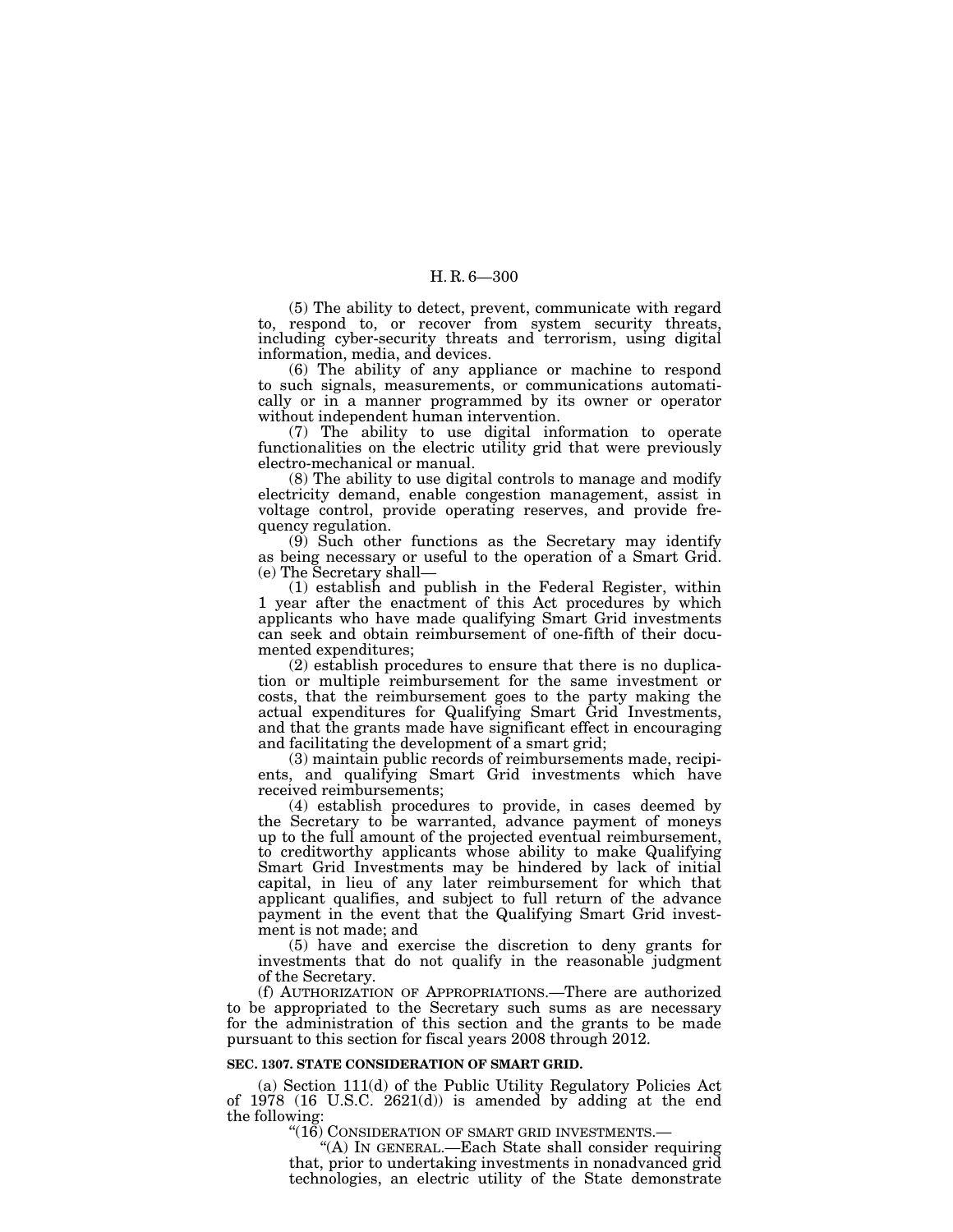(5) The ability to detect, prevent, communicate with regard to, respond to, or recover from system security threats, including cyber-security threats and terrorism, using digital information, media, and devices.

(6) The ability of any appliance or machine to respond to such signals, measurements, or communications automatically or in a manner programmed by its owner or operator without independent human intervention.

(7) The ability to use digital information to operate functionalities on the electric utility grid that were previously electro-mechanical or manual.

(8) The ability to use digital controls to manage and modify electricity demand, enable congestion management, assist in voltage control, provide operating reserves, and provide frequency regulation.

(9) Such other functions as the Secretary may identify as being necessary or useful to the operation of a Smart Grid.

(e) The Secretary shall—

(1) establish and publish in the Federal Register, within 1 year after the enactment of this Act procedures by which applicants who have made qualifying Smart Grid investments can seek and obtain reimbursement of one-fifth of their documented expenditures;

(2) establish procedures to ensure that there is no duplication or multiple reimbursement for the same investment or costs, that the reimbursement goes to the party making the actual expenditures for Qualifying Smart Grid Investments, and that the grants made have significant effect in encouraging and facilitating the development of a smart grid;

(3) maintain public records of reimbursements made, recipients, and qualifying Smart Grid investments which have received reimbursements;

(4) establish procedures to provide, in cases deemed by the Secretary to be warranted, advance payment of moneys up to the full amount of the projected eventual reimbursement, to creditworthy applicants whose ability to make Qualifying Smart Grid Investments may be hindered by lack of initial capital, in lieu of any later reimbursement for which that applicant qualifies, and subject to full return of the advance payment in the event that the Qualifying Smart Grid investment is not made; and

(5) have and exercise the discretion to deny grants for investments that do not qualify in the reasonable judgment of the Secretary.

(f) AUTHORIZATION OF APPROPRIATIONS.—There are authorized to be appropriated to the Secretary such sums as are necessary for the administration of this section and the grants to be made pursuant to this section for fiscal years 2008 through 2012.

**SEC. 1307. STATE CONSIDERATION OF SMART GRID.**

(a) Section 111(d) of the Public Utility Regulatory Policies Act of 1978 (16 U.S.C. 2621(d)) is amended by adding at the end the following:

"(16) CONSIDERATION OF SMART GRID INVESTMENTS.—

"(A) IN GENERAL.—Each State shall consider requiring that, prior to undertaking investments in nonadvanced grid technologies, an electric utility of the State demonstrate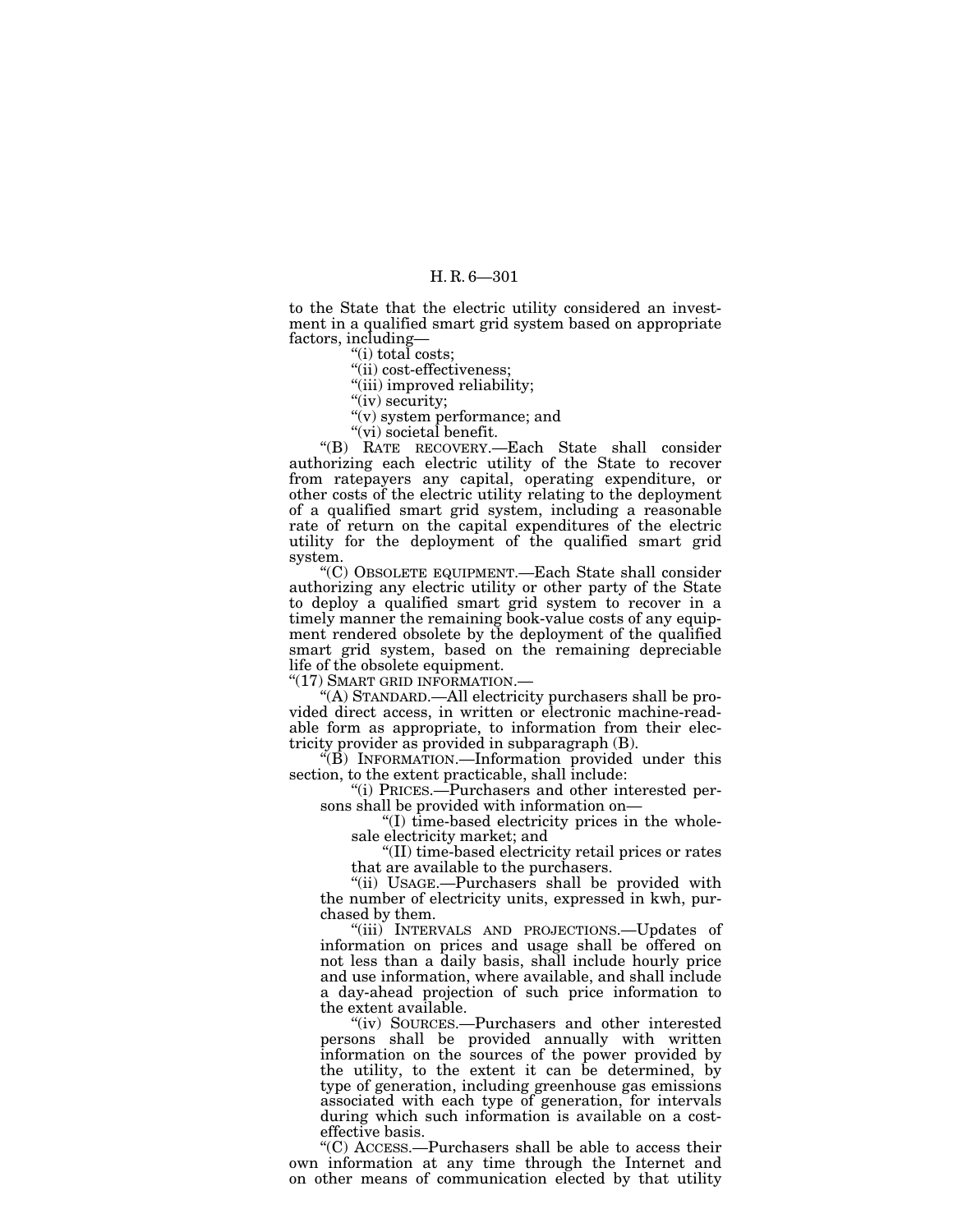to the State that the electric utility considered an investment in a qualified smart grid system based on appropriate factors, including—

"(i) total costs;

"(ii) cost-effectiveness;

"(iii) improved reliability;

"(iv) security;

"(v) system performance; and

"(vi) societal benefit.

"(B) RATE RECOVERY.—Each State shall consider authorizing each electric utility of the State to recover from ratepayers any capital, operating expenditure, or other costs of the electric utility relating to the deployment of a qualified smart grid system, including a reasonable rate of return on the capital expenditures of the electric utility for the deployment of the qualified smart grid system.

"(C) OBSOLETE EQUIPMENT.—Each State shall consider authorizing any electric utility or other party of the State to deploy a qualified smart grid system to recover in a timely manner the remaining book-value costs of any equipment rendered obsolete by the deployment of the qualified smart grid system, based on the remaining depreciable life of the obsolete equipment.

"(17) SMART GRID INFORMATION.—

"(A) STANDARD.—All electricity purchasers shall be provided direct access, in written or electronic machine-readable form as appropriate, to information from their electricity provider as provided in subparagraph (B).

"(B) INFORMATION.—Information provided under this section, to the extent practicable, shall include:

"(i) PRICES.—Purchasers and other interested persons shall be provided with information on—

"(I) time-based electricity prices in the wholesale electricity market; and

"(II) time-based electricity retail prices or rates that are available to the purchasers.

"(ii) USAGE.—Purchasers shall be provided with the number of electricity units, expressed in kwh, purchased by them.

"(iii) INTERVALS AND PROJECTIONS.—Updates of information on prices and usage shall be offered on not less than a daily basis, shall include hourly price and use information, where available, and shall include a day-ahead projection of such price information to the extent available.

"(iv) SOURCES.—Purchasers and other interested persons shall be provided annually with written information on the sources of the power provided by the utility, to the extent it can be determined, by type of generation, including greenhouse gas emissions associated with each type of generation, for intervals during which such information is available on a cost-effective basis.

"(C) ACCESS.—Purchasers shall be able to access their own information at any time through the Internet and on other means of communication elected by that utility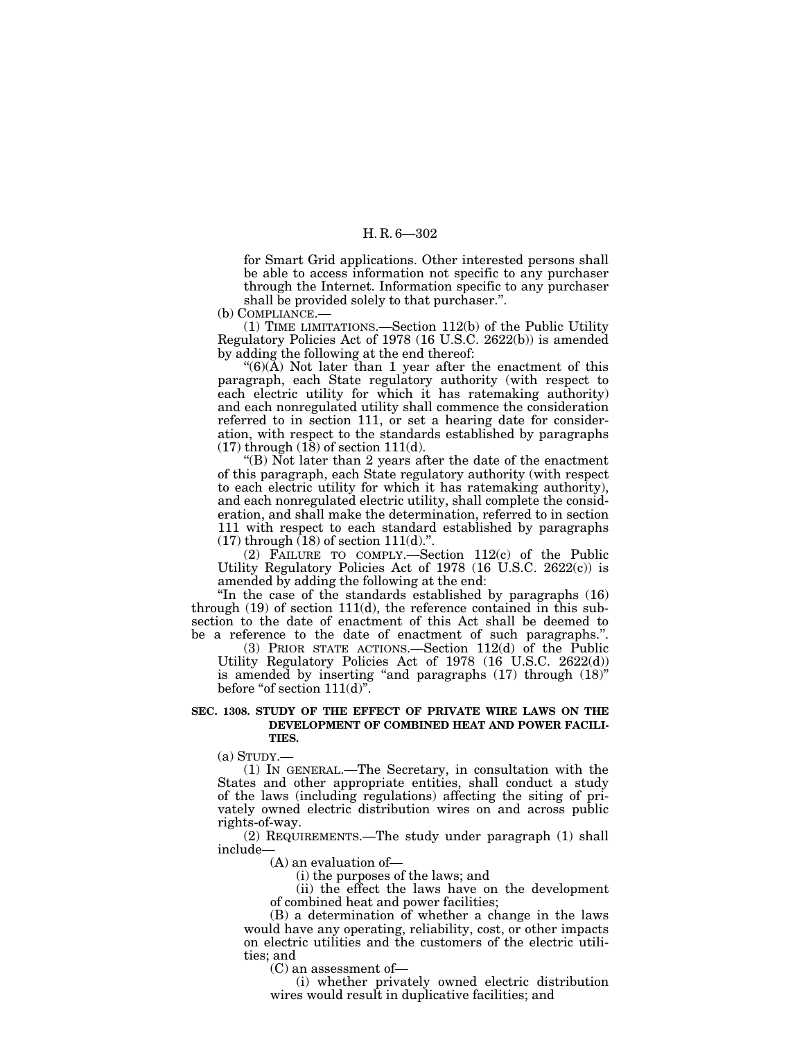for Smart Grid applications. Other interested persons shall be able to access information not specific to any purchaser through the Internet. Information specific to any purchaser shall be provided solely to that purchaser.".

(b) COMPLIANCE.—

(1) TIME LIMITATIONS.—Section 112(b) of the Public Utility Regulatory Policies Act of 1978 (16 U.S.C. 2622(b)) is amended by adding the following at the end thereof:

"(6)(A) Not later than 1 year after the enactment of this paragraph, each State regulatory authority (with respect to each electric utility for which it has ratemaking authority) and each nonregulated utility shall commence the consideration referred to in section 111, or set a hearing date for consideration, with respect to the standards established by paragraphs (17) through (18) of section 111(d).

"(B) Not later than 2 years after the date of the enactment of this paragraph, each State regulatory authority (with respect to each electric utility for which it has ratemaking authority), and each nonregulated electric utility, shall complete the consideration, and shall make the determination, referred to in section 111 with respect to each standard established by paragraphs (17) through (18) of section 111(d).".

(2) FAILURE TO COMPLY.—Section 112(c) of the Public Utility Regulatory Policies Act of 1978 (16 U.S.C. 2622(c)) is amended by adding the following at the end:

"In the case of the standards established by paragraphs (16) through (19) of section 111(d), the reference contained in this subsection to the date of enactment of this Act shall be deemed to be a reference to the date of enactment of such paragraphs.".

(3) PRIOR STATE ACTIONS.—Section 112(d) of the Public Utility Regulatory Policies Act of 1978 (16 U.S.C. 2622(d)) is amended by inserting "and paragraphs (17) through (18)" before "of section 111(d)".

**SEC. 1308. STUDY OF THE EFFECT OF PRIVATE WIRE LAWS ON THE DEVELOPMENT OF COMBINED HEAT AND POWER FACILITIES.**

(a) STUDY.—

(1) IN GENERAL.—The Secretary, in consultation with the States and other appropriate entities, shall conduct a study of the laws (including regulations) affecting the siting of privately owned electric distribution wires on and across public rights-of-way.

(2) REQUIREMENTS.—The study under paragraph (1) shall include—

(A) an evaluation of—

(i) the purposes of the laws; and

(ii) the effect the laws have on the development of combined heat and power facilities;

(B) a determination of whether a change in the laws would have any operating, reliability, cost, or other impacts on electric utilities and the customers of the electric utilities; and

(C) an assessment of—

(i) whether privately owned electric distribution wires would result in duplicative facilities; and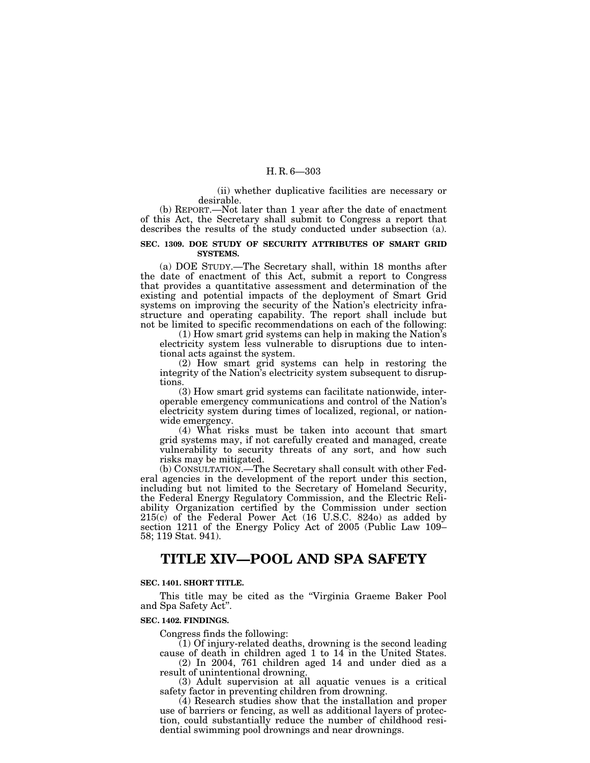(ii) whether duplicative facilities are necessary or desirable.

(b) REPORT.—Not later than 1 year after the date of enactment of this Act, the Secretary shall submit to Congress a report that describes the results of the study conducted under subsection (a).

**SEC. 1309. DOE STUDY OF SECURITY ATTRIBUTES OF SMART GRID SYSTEMS.**

(a) DOE STUDY.—The Secretary shall, within 18 months after the date of enactment of this Act, submit a report to Congress that provides a quantitative assessment and determination of the existing and potential impacts of the deployment of Smart Grid systems on improving the security of the Nation's electricity infrastructure and operating capability. The report shall include but not be limited to specific recommendations on each of the following:

(1) How smart grid systems can help in making the Nation's electricity system less vulnerable to disruptions due to intentional acts against the system.

(2) How smart grid systems can help in restoring the integrity of the Nation's electricity system subsequent to disruptions.

(3) How smart grid systems can facilitate nationwide, interoperable emergency communications and control of the Nation's electricity system during times of localized, regional, or nationwide emergency.

(4) What risks must be taken into account that smart grid systems may, if not carefully created and managed, create vulnerability to security threats of any sort, and how such risks may be mitigated.

(b) CONSULTATION.—The Secretary shall consult with other Federal agencies in the development of the report under this section, including but not limited to the Secretary of Homeland Security, the Federal Energy Regulatory Commission, and the Electric Reliability Organization certified by the Commission under section 215(c) of the Federal Power Act (16 U.S.C. 824o) as added by section 1211 of the Energy Policy Act of 2005 (Public Law 109–58; 119 Stat. 941).

# TITLE XIV—POOL AND SPA SAFETY

**SEC. 1401. SHORT TITLE.**

This title may be cited as the "Virginia Graeme Baker Pool and Spa Safety Act".

**SEC. 1402. FINDINGS.**

Congress finds the following:

(1) Of injury-related deaths, drowning is the second leading cause of death in children aged 1 to 14 in the United States.

(2) In 2004, 761 children aged 14 and under died as a result of unintentional drowning.

(3) Adult supervision at all aquatic venues is a critical safety factor in preventing children from drowning.

(4) Research studies show that the installation and proper use of barriers or fencing, as well as additional layers of protection, could substantially reduce the number of childhood residential swimming pool drownings and near drownings.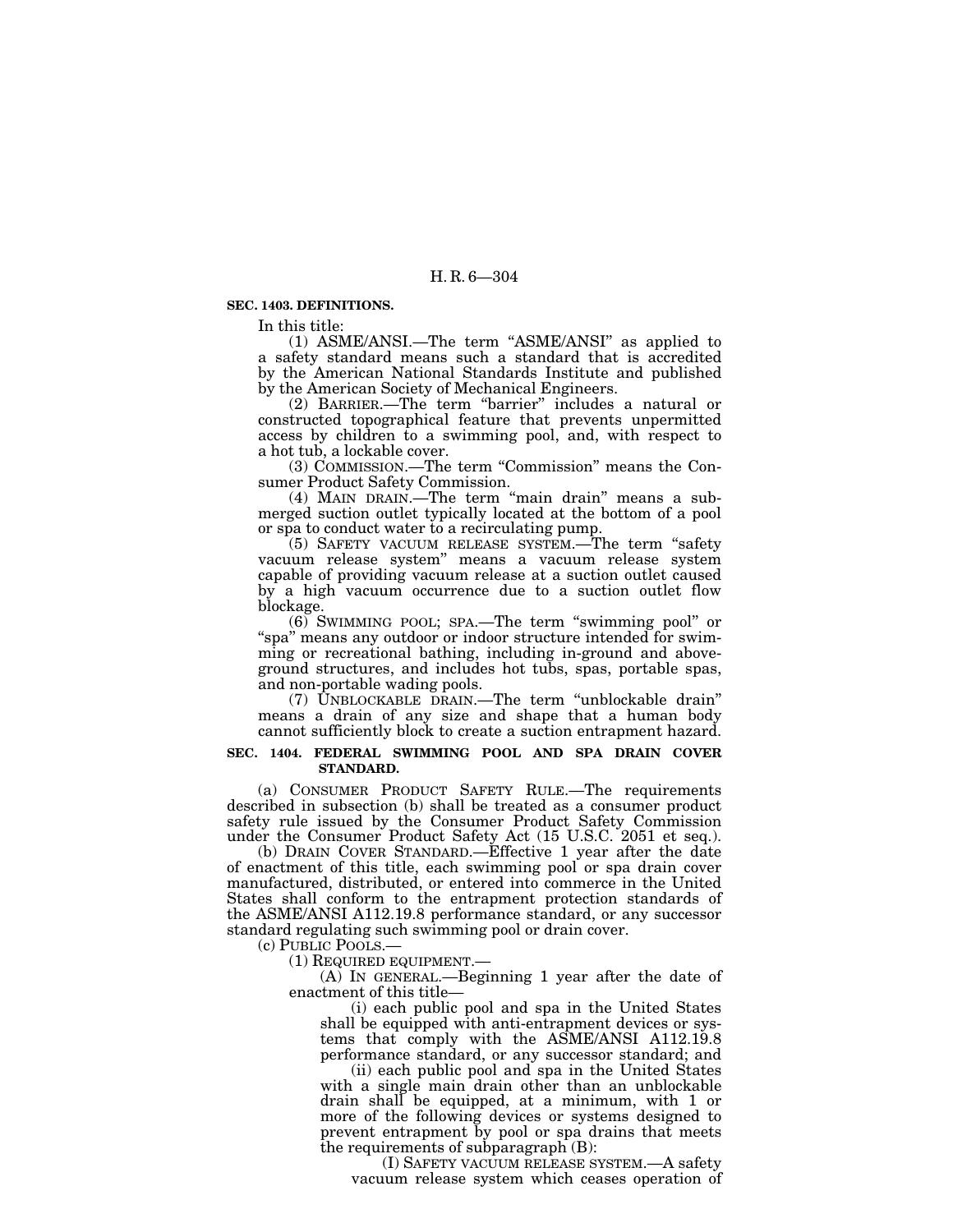**SEC. 1403. DEFINITIONS.**

In this title:

(1) ASME/ANSI.—The term "ASME/ANSI" as applied to a safety standard means such a standard that is accredited by the American National Standards Institute and published by the American Society of Mechanical Engineers.

(2) BARRIER.—The term "barrier" includes a natural or constructed topographical feature that prevents unpermitted access by children to a swimming pool, and, with respect to a hot tub, a lockable cover.

(3) COMMISSION.—The term "Commission" means the Consumer Product Safety Commission.

(4) MAIN DRAIN.—The term "main drain" means a submerged suction outlet typically located at the bottom of a pool or spa to conduct water to a recirculating pump.

(5) SAFETY VACUUM RELEASE SYSTEM.—The term "safety vacuum release system" means a vacuum release system capable of providing vacuum release at a suction outlet caused by a high vacuum occurrence due to a suction outlet flow blockage.

(6) SWIMMING POOL; SPA.—The term "swimming pool" or "spa" means any outdoor or indoor structure intended for swimming or recreational bathing, including in-ground and above-ground structures, and includes hot tubs, spas, portable spas, and non-portable wading pools.

(7) UNBLOCKABLE DRAIN.—The term "unblockable drain" means a drain of any size and shape that a human body cannot sufficiently block to create a suction entrapment hazard.

**SEC. 1404. FEDERAL SWIMMING POOL AND SPA DRAIN COVER STANDARD.**

(a) CONSUMER PRODUCT SAFETY RULE.—The requirements described in subsection (b) shall be treated as a consumer product safety rule issued by the Consumer Product Safety Commission under the Consumer Product Safety Act (15 U.S.C. 2051 et seq.).

(b) DRAIN COVER STANDARD.—Effective 1 year after the date of enactment of this title, each swimming pool or spa drain cover manufactured, distributed, or entered into commerce in the United States shall conform to the entrapment protection standards of the ASME/ANSI A112.19.8 performance standard, or any successor standard regulating such swimming pool or drain cover.

(c) PUBLIC POOLS.—

(1) REQUIRED EQUIPMENT.—

(A) IN GENERAL.—Beginning 1 year after the date of enactment of this title—

(i) each public pool and spa in the United States shall be equipped with anti-entrapment devices or systems that comply with the ASME/ANSI A112.19.8 performance standard, or any successor standard; and

(ii) each public pool and spa in the United States with a single main drain other than an unblockable drain shall be equipped, at a minimum, with 1 or more of the following devices or systems designed to prevent entrapment by pool or spa drains that meets the requirements of subparagraph (B):

(I) SAFETY VACUUM RELEASE SYSTEM.—A safety vacuum release system which ceases operation of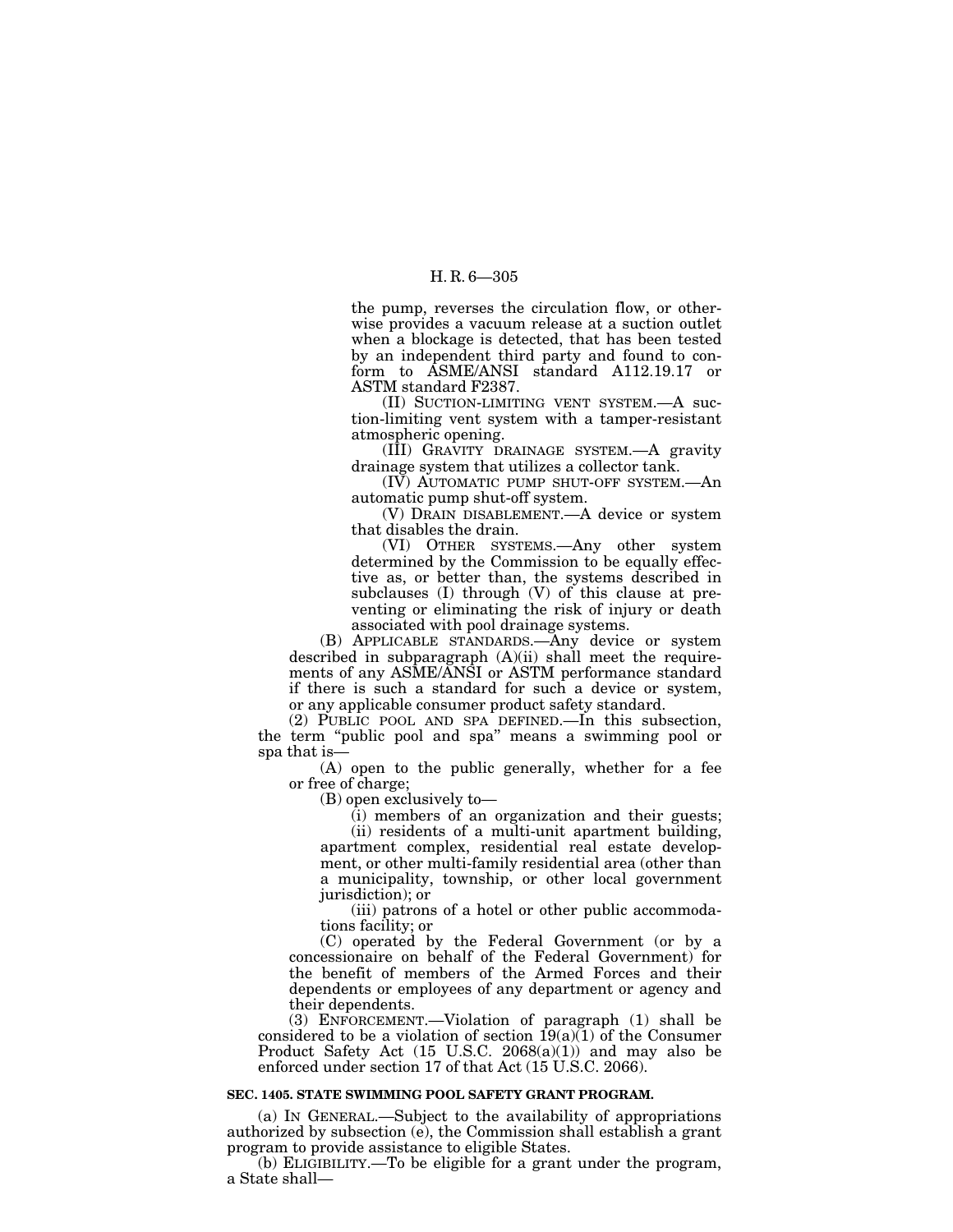the pump, reverses the circulation flow, or otherwise provides a vacuum release at a suction outlet when a blockage is detected, that has been tested by an independent third party and found to conform to ASME/ANSI standard A112.19.17 or ASTM standard F2387.

(II) SUCTION-LIMITING VENT SYSTEM.—A suction-limiting vent system with a tamper-resistant atmospheric opening.

(III) GRAVITY DRAINAGE SYSTEM.—A gravity drainage system that utilizes a collector tank.

(IV) AUTOMATIC PUMP SHUT-OFF SYSTEM.—An automatic pump shut-off system.

(V) DRAIN DISABLEMENT.—A device or system that disables the drain.

(VI) OTHER SYSTEMS.—Any other system determined by the Commission to be equally effective as, or better than, the systems described in subclauses (I) through (V) of this clause at preventing or eliminating the risk of injury or death associated with pool drainage systems.

(B) APPLICABLE STANDARDS.—Any device or system described in subparagraph (A)(ii) shall meet the requirements of any ASME/ANSI or ASTM performance standard if there is such a standard for such a device or system, or any applicable consumer product safety standard.

(2) PUBLIC POOL AND SPA DEFINED.—In this subsection, the term "public pool and spa" means a swimming pool or spa that is—

(A) open to the public generally, whether for a fee or free of charge;

(B) open exclusively to—

(i) members of an organization and their guests;

(ii) residents of a multi-unit apartment building, apartment complex, residential real estate development, or other multi-family residential area (other than a municipality, township, or other local government jurisdiction); or

(iii) patrons of a hotel or other public accommodations facility; or

(C) operated by the Federal Government (or by a concessionaire on behalf of the Federal Government) for the benefit of members of the Armed Forces and their dependents or employees of any department or agency and their dependents.

(3) ENFORCEMENT.—Violation of paragraph (1) shall be considered to be a violation of section 19(a)(1) of the Consumer Product Safety Act (15 U.S.C. 2068(a)(1)) and may also be enforced under section 17 of that Act (15 U.S.C. 2066).

**SEC. 1405. STATE SWIMMING POOL SAFETY GRANT PROGRAM.**

(a) IN GENERAL.—Subject to the availability of appropriations authorized by subsection (e), the Commission shall establish a grant program to provide assistance to eligible States.

(b) ELIGIBILITY.—To be eligible for a grant under the program, a State shall—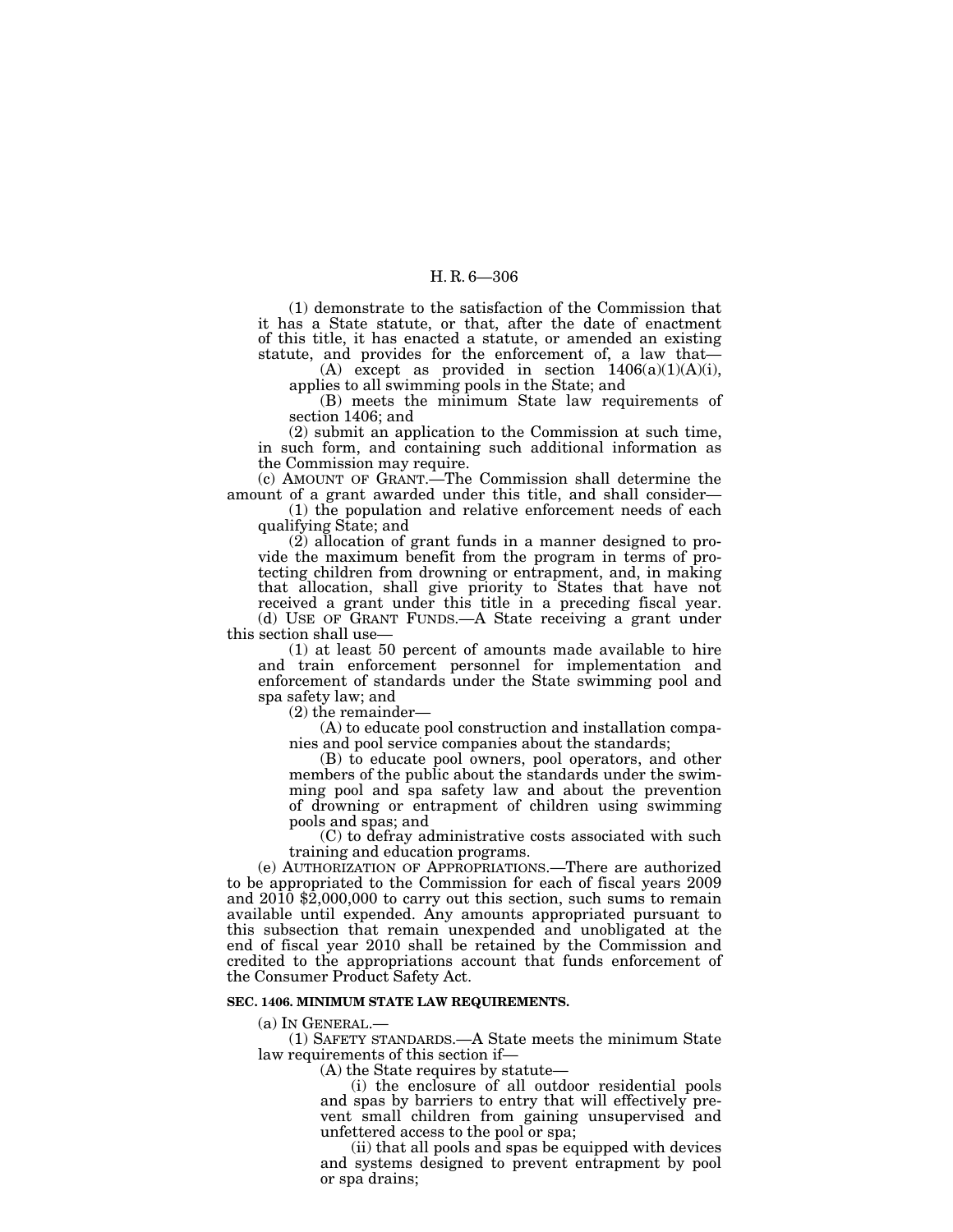(1) demonstrate to the satisfaction of the Commission that it has a State statute, or that, after the date of enactment of this title, it has enacted a statute, or amended an existing statute, and provides for the enforcement of, a law that—

(A) except as provided in section 1406(a)(1)(A)(i), applies to all swimming pools in the State; and

(B) meets the minimum State law requirements of section 1406; and

(2) submit an application to the Commission at such time, in such form, and containing such additional information as the Commission may require.

(c) AMOUNT OF GRANT.—The Commission shall determine the amount of a grant awarded under this title, and shall consider—

(1) the population and relative enforcement needs of each qualifying State; and

(2) allocation of grant funds in a manner designed to provide the maximum benefit from the program in terms of protecting children from drowning or entrapment, and, in making that allocation, shall give priority to States that have not received a grant under this title in a preceding fiscal year.

(d) USE OF GRANT FUNDS.—A State receiving a grant under this section shall use—

(1) at least 50 percent of amounts made available to hire and train enforcement personnel for implementation and enforcement of standards under the State swimming pool and spa safety law; and

(2) the remainder—

(A) to educate pool construction and installation companies and pool service companies about the standards;

(B) to educate pool owners, pool operators, and other members of the public about the standards under the swimming pool and spa safety law and about the prevention of drowning or entrapment of children using swimming pools and spas; and

(C) to defray administrative costs associated with such training and education programs.

(e) AUTHORIZATION OF APPROPRIATIONS.—There are authorized to be appropriated to the Commission for each of fiscal years 2009 and 2010 $2,000,000 to carry out this section, such sums to remain available until expended. Any amounts appropriated pursuant to this subsection that remain unexpended and unobligated at the end of fiscal year 2010 shall be retained by the Commission and credited to the appropriations account that funds enforcement of the Consumer Product Safety Act.

**SEC. 1406. MINIMUM STATE LAW REQUIREMENTS.**

(a) IN GENERAL.—

(1) SAFETY STANDARDS.—A State meets the minimum State law requirements of this section if—

(A) the State requires by statute—

(i) the enclosure of all outdoor residential pools and spas by barriers to entry that will effectively prevent small children from gaining unsupervised and unfettered access to the pool or spa;

(ii) that all pools and spas be equipped with devices and systems designed to prevent entrapment by pool or spa drains;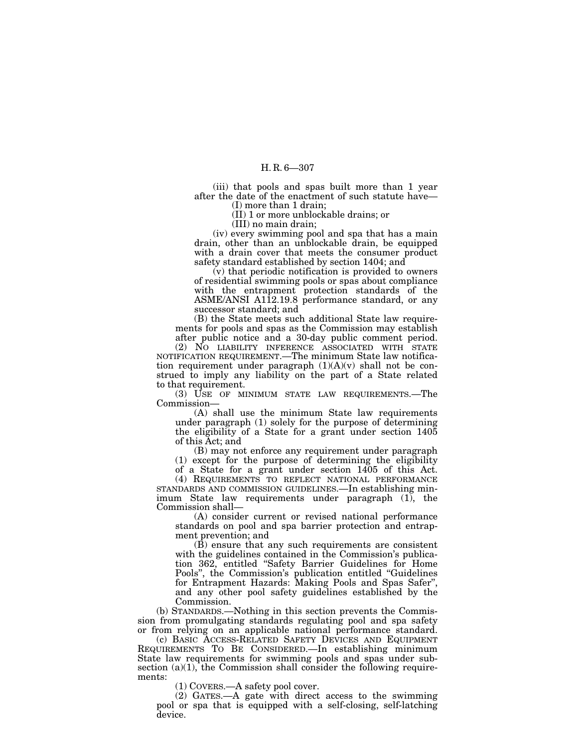(iii) that pools and spas built more than 1 year after the date of the enactment of such statute have—

(I) more than 1 drain;

(II) 1 or more unblockable drains; or

(III) no main drain;

(iv) every swimming pool and spa that has a main drain, other than an unblockable drain, be equipped with a drain cover that meets the consumer product safety standard established by section 1404; and

(v) that periodic notification is provided to owners of residential swimming pools or spas about compliance with the entrapment protection standards of the ASME/ANSI A112.19.8 performance standard, or any successor standard; and

(B) the State meets such additional State law requirements for pools and spas as the Commission may establish after public notice and a 30-day public comment period.

(2) NO LIABILITY INFERENCE ASSOCIATED WITH STATE NOTIFICATION REQUIREMENT.—The minimum State law notification requirement under paragraph (1)(A)(v) shall not be construed to imply any liability on the part of a State related to that requirement.

(3) USE OF MINIMUM STATE LAW REQUIREMENTS.—The Commission—

(A) shall use the minimum State law requirements under paragraph (1) solely for the purpose of determining the eligibility of a State for a grant under section 1405 of this Act; and

(B) may not enforce any requirement under paragraph (1) except for the purpose of determining the eligibility of a State for a grant under section 1405 of this Act.

(4) REQUIREMENTS TO REFLECT NATIONAL PERFORMANCE STANDARDS AND COMMISSION GUIDELINES.—In establishing minimum State law requirements under paragraph (1), the Commission shall—

(A) consider current or revised national performance standards on pool and spa barrier protection and entrapment prevention; and

(B) ensure that any such requirements are consistent with the guidelines contained in the Commission's publication 362, entitled "Safety Barrier Guidelines for Home Pools", the Commission's publication entitled "Guidelines for Entrapment Hazards: Making Pools and Spas Safer", and any other pool safety guidelines established by the Commission.

(b) STANDARDS.—Nothing in this section prevents the Commission from promulgating standards regulating pool and spa safety or from relying on an applicable national performance standard.

(c) BASIC ACCESS-RELATED SAFETY DEVICES AND EQUIPMENT REQUIREMENTS TO BE CONSIDERED.—In establishing minimum State law requirements for swimming pools and spas under subsection (a)(1), the Commission shall consider the following requirements:

(1) COVERS.—A safety pool cover.

(2) GATES.—A gate with direct access to the swimming pool or spa that is equipped with a self-closing, self-latching device.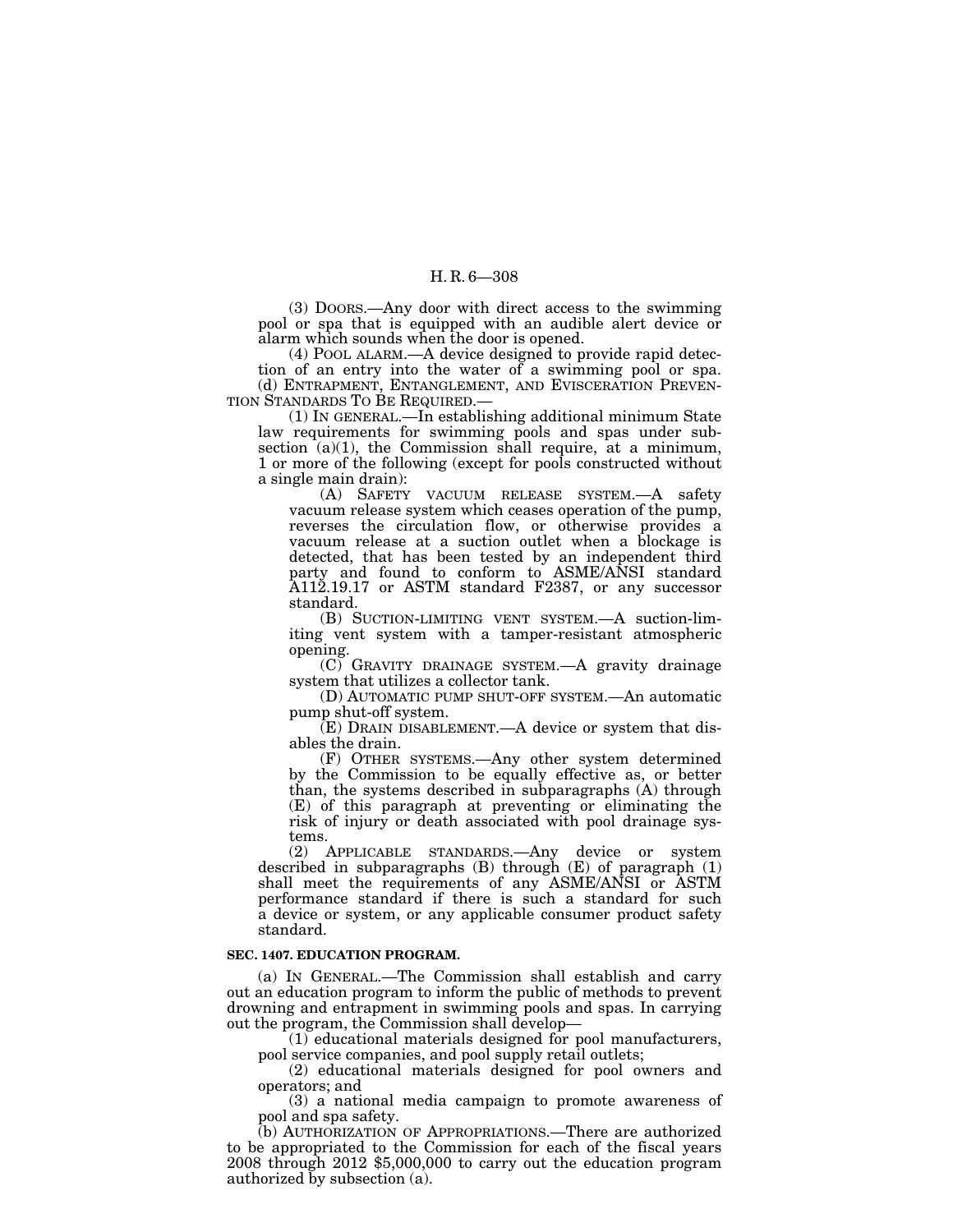(3) DOORS.—Any door with direct access to the swimming pool or spa that is equipped with an audible alert device or alarm which sounds when the door is opened.

(4) POOL ALARM.—A device designed to provide rapid detection of an entry into the water of a swimming pool or spa.

(d) ENTRAPMENT, ENTANGLEMENT, AND EVISCERATION PREVENTION STANDARDS TO BE REQUIRED.—

(1) IN GENERAL.—In establishing additional minimum State law requirements for swimming pools and spas under subsection (a)(1), the Commission shall require, at a minimum, 1 or more of the following (except for pools constructed without a single main drain):

(A) SAFETY VACUUM RELEASE SYSTEM.—A safety vacuum release system which ceases operation of the pump, reverses the circulation flow, or otherwise provides a vacuum release at a suction outlet when a blockage is detected, that has been tested by an independent third party and found to conform to ASME/ANSI standard A112.19.17 or ASTM standard F2387, or any successor standard.

(B) SUCTION-LIMITING VENT SYSTEM.—A suction-limiting vent system with a tamper-resistant atmospheric opening.

(C) GRAVITY DRAINAGE SYSTEM.—A gravity drainage system that utilizes a collector tank.

(D) AUTOMATIC PUMP SHUT-OFF SYSTEM.—An automatic pump shut-off system.

(E) DRAIN DISABLEMENT.—A device or system that disables the drain.

(F) OTHER SYSTEMS.—Any other system determined by the Commission to be equally effective as, or better than, the systems described in subparagraphs (A) through (E) of this paragraph at preventing or eliminating the risk of injury or death associated with pool drainage systems.

(2) APPLICABLE STANDARDS.—Any device or system described in subparagraphs (B) through (E) of paragraph (1) shall meet the requirements of any ASME/ANSI or ASTM performance standard if there is such a standard for such a device or system, or any applicable consumer product safety standard.

**SEC. 1407. EDUCATION PROGRAM.**

(a) IN GENERAL.—The Commission shall establish and carry out an education program to inform the public of methods to prevent drowning and entrapment in swimming pools and spas. In carrying out the program, the Commission shall develop—

(1) educational materials designed for pool manufacturers, pool service companies, and pool supply retail outlets;

(2) educational materials designed for pool owners and operators; and

(3) a national media campaign to promote awareness of pool and spa safety.

(b) AUTHORIZATION OF APPROPRIATIONS.—There are authorized to be appropriated to the Commission for each of the fiscal years 2008 through 2012 $5,000,000 to carry out the education program authorized by subsection (a).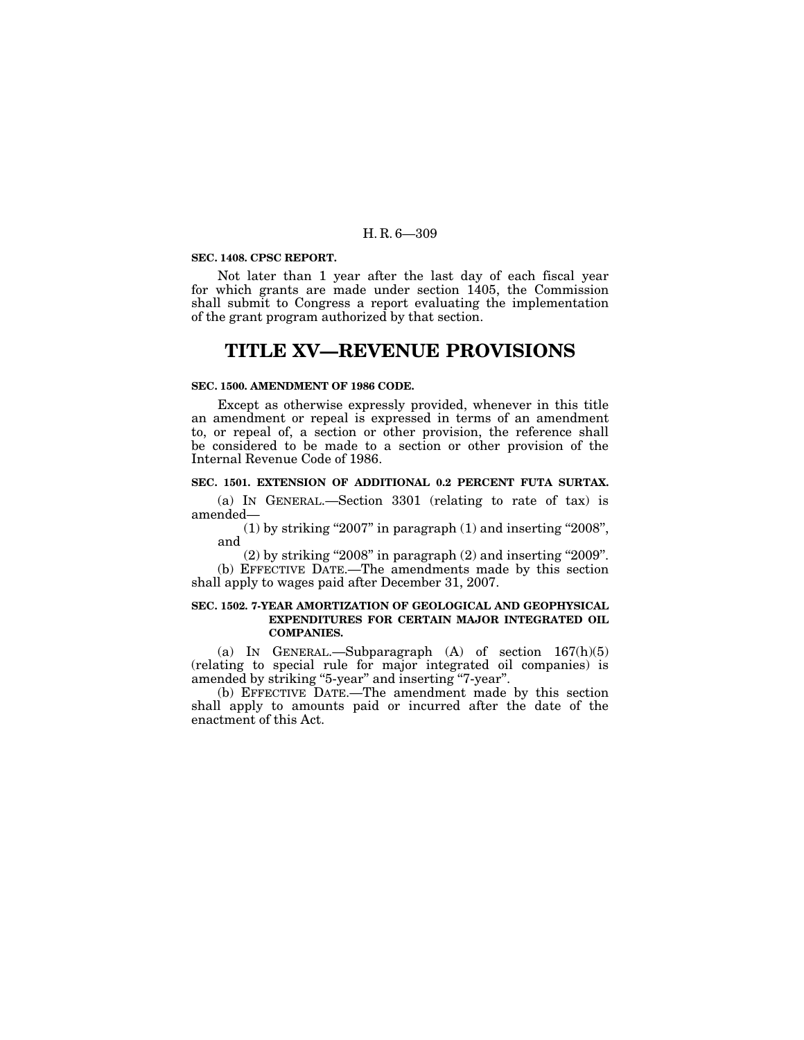**SEC. 1408. CPSC REPORT.**

Not later than 1 year after the last day of each fiscal year for which grants are made under section 1405, the Commission shall submit to Congress a report evaluating the implementation of the grant program authorized by that section.

# TITLE XV—REVENUE PROVISIONS

**SEC. 1500. AMENDMENT OF 1986 CODE.**

Except as otherwise expressly provided, whenever in this title an amendment or repeal is expressed in terms of an amendment to, or repeal of, a section or other provision, the reference shall be considered to be made to a section or other provision of the Internal Revenue Code of 1986.

**SEC. 1501. EXTENSION OF ADDITIONAL 0.2 PERCENT FUTA SURTAX.**

(a) IN GENERAL.—Section 3301 (relating to rate of tax) is amended—

(1) by striking "2007" in paragraph (1) and inserting "2008", and

(2) by striking "2008" in paragraph (2) and inserting "2009".

(b) EFFECTIVE DATE.—The amendments made by this section shall apply to wages paid after December 31, 2007.

**SEC. 1502. 7-YEAR AMORTIZATION OF GEOLOGICAL AND GEOPHYSICAL EXPENDITURES FOR CERTAIN MAJOR INTEGRATED OIL COMPANIES.**

(a) IN GENERAL.—Subparagraph (A) of section 167(h)(5) (relating to special rule for major integrated oil companies) is amended by striking "5-year" and inserting "7-year".

(b) EFFECTIVE DATE.—The amendment made by this section shall apply to amounts paid or incurred after the date of the enactment of this Act.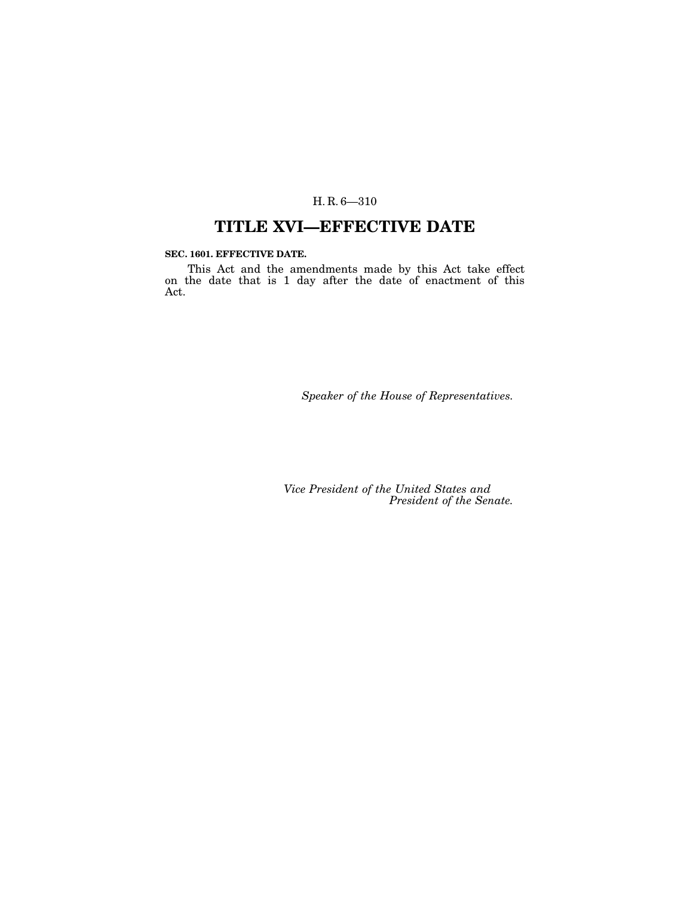# TITLE XVI—EFFECTIVE DATE

**SEC. 1601. EFFECTIVE DATE.**

This Act and the amendments made by this Act take effect on the date that is 1 day after the date of enactment of this Act.

*Speaker of the House of Representatives.*

*Vice President of the United States and President of the Senate.*